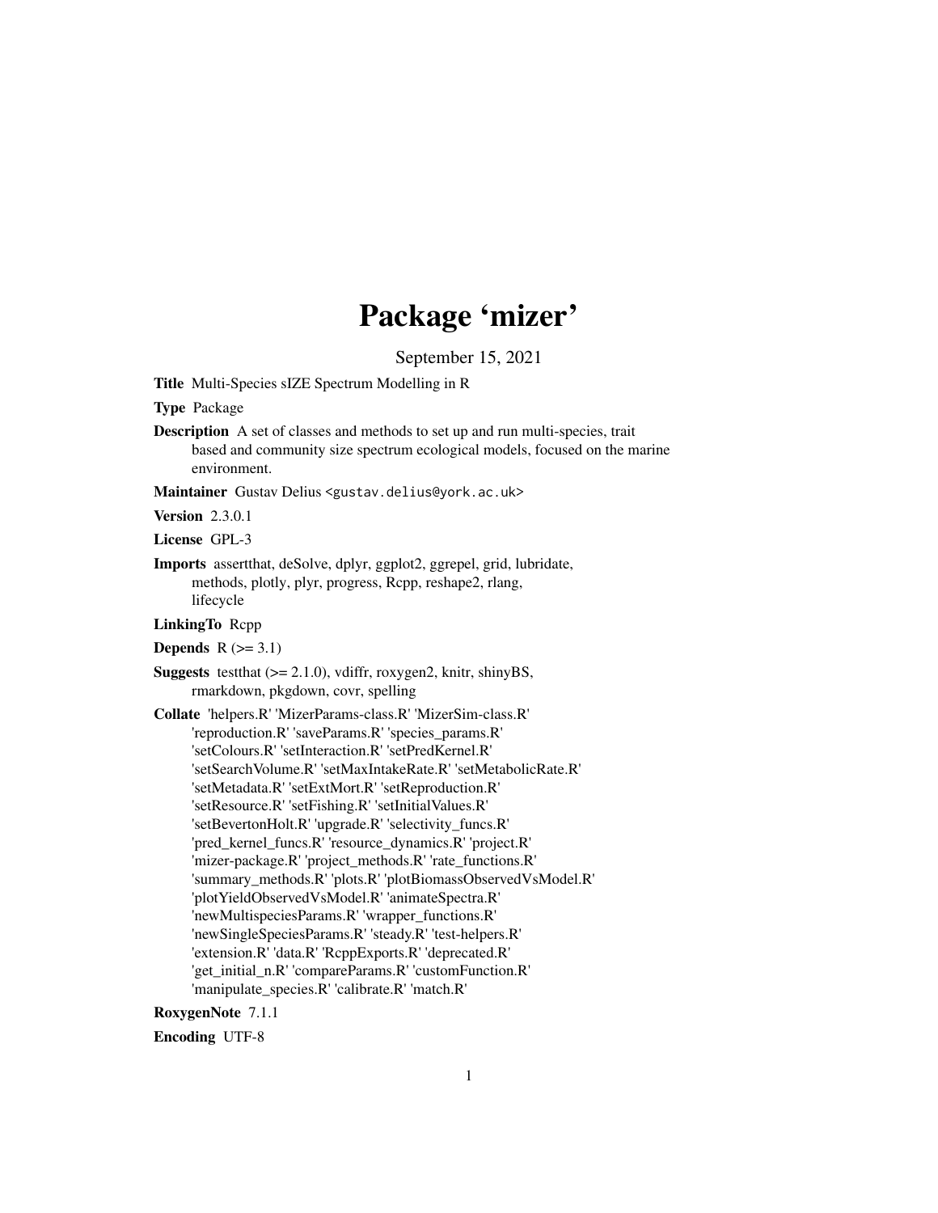# Package 'mizer'

September 15, 2021

**Title** Multi-Species sIZE Spectrum Modelling in R

**Type** Package

**Description** A set of classes and methods to set up and run multi-species, trait based and community size spectrum ecological models, focused on the marine environment.

**Maintainer** Gustav Delius <gustav.delius@york.ac.uk>

**Version** 2.3.0.1

**License** GPL-3

**Imports** assertthat, deSolve, dplyr, ggplot2, ggrepel, grid, lubridate, methods, plotly, plyr, progress, Rcpp, reshape2, rlang, lifecycle

**LinkingTo** Rcpp

**Depends** R (>= 3.1)

**Suggests** testthat (>= 2.1.0), vdiffr, roxygen2, knitr, shinyBS, rmarkdown, pkgdown, covr, spelling

**Collate** 'helpers.R' 'MizerParams-class.R' 'MizerSim-class.R' 'reproduction.R' 'saveParams.R' 'species_params.R' 'setColours.R' 'setInteraction.R' 'setPredKernel.R' 'setSearchVolume.R' 'setMaxIntakeRate.R' 'setMetabolicRate.R' 'setMetadata.R' 'setExtMort.R' 'setReproduction.R' 'setResource.R' 'setFishing.R' 'setInitialValues.R' 'setBevertonHolt.R' 'upgrade.R' 'selectivity_funcs.R' 'pred_kernel_funcs.R' 'resource_dynamics.R' 'project.R' 'mizer-package.R' 'project_methods.R' 'rate_functions.R' 'summary_methods.R' 'plots.R' 'plotBiomassObservedVsModel.R' 'plotYieldObservedVsModel.R' 'animateSpectra.R' 'newMultispeciesParams.R' 'wrapper_functions.R' 'newSingleSpeciesParams.R' 'steady.R' 'test-helpers.R' 'extension.R' 'data.R' 'RcppExports.R' 'deprecated.R' 'get_initial_n.R' 'compareParams.R' 'customFunction.R' 'manipulate_species.R' 'calibrate.R' 'match.R'

**RoxygenNote** 7.1.1

**Encoding** UTF-8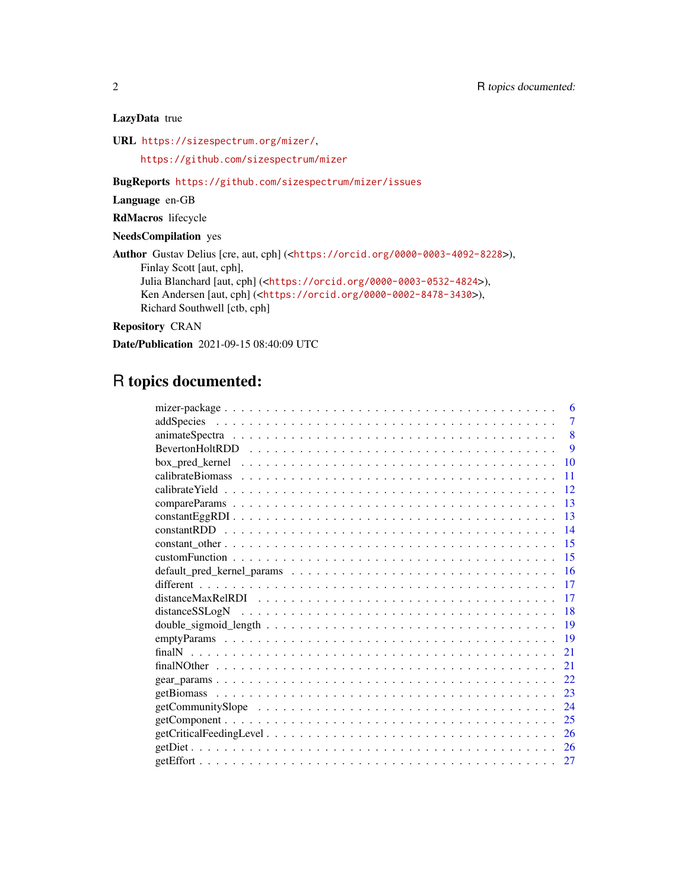**LazyData** true

**URL** https://sizespectrum.org/mizer/,
https://github.com/sizespectrum/mizer

**BugReports** https://github.com/sizespectrum/mizer/issues

**Language** en-GB

**RdMacros** lifecycle

**NeedsCompilation** yes

**Author** Gustav Delius [cre, aut, cph] (<https://orcid.org/0000-0003-4092-8228>),
Finlay Scott [aut, cph],
Julia Blanchard [aut, cph] (<https://orcid.org/0000-0003-0532-4824>),
Ken Andersen [aut, cph] (<https://orcid.org/0000-0002-8478-3430>),
Richard Southwell [ctb, cph]

**Repository** CRAN

**Date/Publication** 2021-09-15 08:40:09 UTC

# R topics documented:

| | |
|---|---|
| mizer-package | 6 |
| addSpecies | 7 |
| animateSpectra | 8 |
| BevertonHoltRDD | 9 |
| box_pred_kernel | 10 |
| calibrateBiomass | 11 |
| calibrateYield | 12 |
| compareParams | 13 |
| constantEggRDI | 13 |
| constantRDD | 14 |
| constant_other | 15 |
| customFunction | 15 |
| default_pred_kernel_params | 16 |
| different | 17 |
| distanceMaxRelRDI | 17 |
| distanceSSLogN | 18 |
| double_sigmoid_length | 19 |
| emptyParams | 19 |
| finalN | 21 |
| finalNOther | 21 |
| gear_params | 22 |
| getBiomass | 23 |
| getCommunitySlope | 24 |
| getComponent | 25 |
| getCriticalFeedingLevel | 26 |
| getDiet | 26 |
| getEffort | 27 |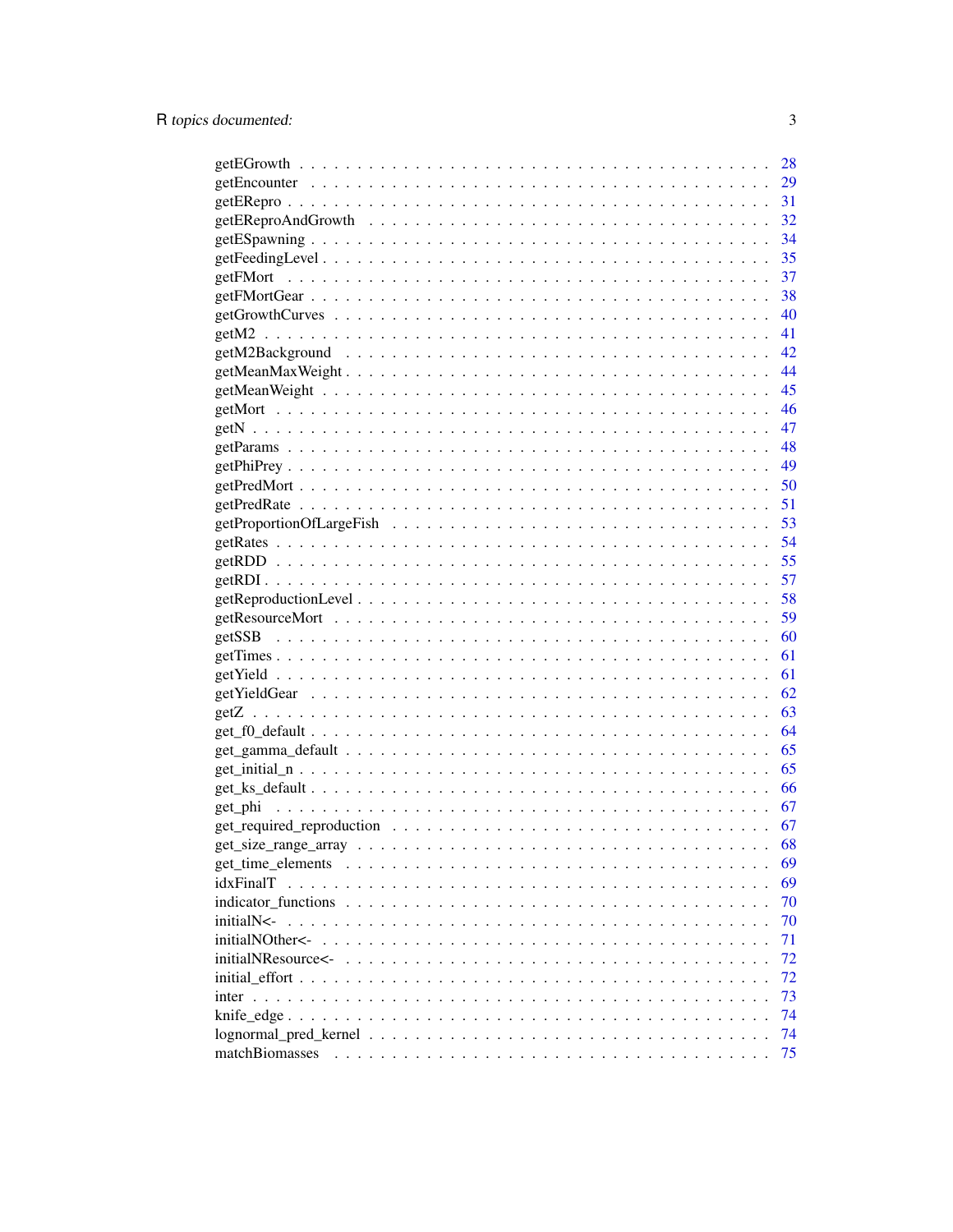| | |
|---|---|
| getEGrowth | 28 |
| getEncounter | 29 |
| getERepro | 31 |
| getEReproAndGrowth | 32 |
| getESpawning | 34 |
| getFeedingLevel | 35 |
| getFMort | 37 |
| getFMortGear | 38 |
| getGrowthCurves | 40 |
| getM2 | 41 |
| getM2Background | 42 |
| getMeanMaxWeight | 44 |
| getMeanWeight | 45 |
| getMort | 46 |
| getN | 47 |
| getParams | 48 |
| getPhiPrey | 49 |
| getPredMort | 50 |
| getPredRate | 51 |
| getProportionOfLargeFish | 53 |
| getRates | 54 |
| getRDD | 55 |
| getRDI | 57 |
| getReproductionLevel | 58 |
| getResourceMort | 59 |
| getSSB | 60 |
| getTimes | 61 |
| getYield | 61 |
| getYieldGear | 62 |
| getZ | 63 |
| get_f0_default | 64 |
| get_gamma_default | 65 |
| get_initial_n | 65 |
| get_ks_default | 66 |
| get_phi | 67 |
| get_required_reproduction | 67 |
| get_size_range_array | 68 |
| get_time_elements | 69 |
| idxFinalT | 69 |
| indicator_functions | 70 |
| initialN<- | 70 |
| initialNOther<- | 71 |
| initialNResource<- | 72 |
| initial_effort | 72 |
| inter | 73 |
| knife_edge | 74 |
| lognormal_pred_kernel | 74 |
| matchBiomasses | 75 |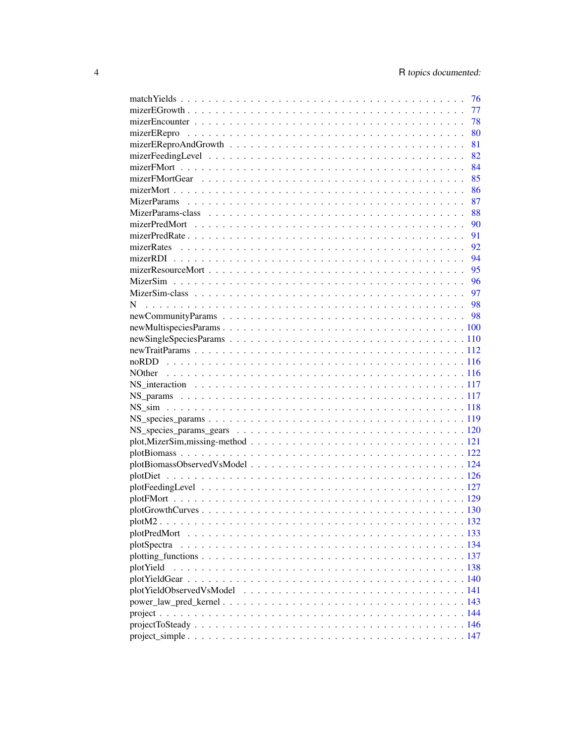matchYields . . . . . . . . . . . . . . . . . . . . . . . . . . . . . . . . . . . . . . . 76
mizerEGrowth . . . . . . . . . . . . . . . . . . . . . . . . . . . . . . . . . . . . . . 77
mizerEncounter . . . . . . . . . . . . . . . . . . . . . . . . . . . . . . . . . . . . . 78
mizerERepro . . . . . . . . . . . . . . . . . . . . . . . . . . . . . . . . . . . . . . 80
mizerEReproAndGrowth . . . . . . . . . . . . . . . . . . . . . . . . . . . . . . . . 81
mizerFeedingLevel . . . . . . . . . . . . . . . . . . . . . . . . . . . . . . . . . . 82
mizerFMort . . . . . . . . . . . . . . . . . . . . . . . . . . . . . . . . . . . . . . 84
mizerFMortGear . . . . . . . . . . . . . . . . . . . . . . . . . . . . . . . . . . . 85
mizerMort . . . . . . . . . . . . . . . . . . . . . . . . . . . . . . . . . . . . . . 86
MizerParams . . . . . . . . . . . . . . . . . . . . . . . . . . . . . . . . . . . . . 87
MizerParams-class . . . . . . . . . . . . . . . . . . . . . . . . . . . . . . . . . . 88
mizerPredMort . . . . . . . . . . . . . . . . . . . . . . . . . . . . . . . . . . . . 90
mizerPredRate . . . . . . . . . . . . . . . . . . . . . . . . . . . . . . . . . . . . 91
mizerRates . . . . . . . . . . . . . . . . . . . . . . . . . . . . . . . . . . . . . . 92
mizerRDI . . . . . . . . . . . . . . . . . . . . . . . . . . . . . . . . . . . . . . . 94
mizerResourceMort . . . . . . . . . . . . . . . . . . . . . . . . . . . . . . . . . 95
MizerSim . . . . . . . . . . . . . . . . . . . . . . . . . . . . . . . . . . . . . . . 96
MizerSim-class . . . . . . . . . . . . . . . . . . . . . . . . . . . . . . . . . . . . 97
N . . . . . . . . . . . . . . . . . . . . . . . . . . . . . . . . . . . . . . . . . . . 98
newCommunityParams . . . . . . . . . . . . . . . . . . . . . . . . . . . . . . . . 98
newMultispeciesParams . . . . . . . . . . . . . . . . . . . . . . . . . . . . . . . 100
newSingleSpeciesParams . . . . . . . . . . . . . . . . . . . . . . . . . . . . . . 110
newTraitParams . . . . . . . . . . . . . . . . . . . . . . . . . . . . . . . . . . . 112
noRDD . . . . . . . . . . . . . . . . . . . . . . . . . . . . . . . . . . . . . . . . 116
NOther . . . . . . . . . . . . . . . . . . . . . . . . . . . . . . . . . . . . . . . . 116
NS_interaction . . . . . . . . . . . . . . . . . . . . . . . . . . . . . . . . . . . . 117
NS_params . . . . . . . . . . . . . . . . . . . . . . . . . . . . . . . . . . . . . . 117
NS_sim . . . . . . . . . . . . . . . . . . . . . . . . . . . . . . . . . . . . . . . . 118
NS_species_params . . . . . . . . . . . . . . . . . . . . . . . . . . . . . . . . . . 119
NS_species_params_gears . . . . . . . . . . . . . . . . . . . . . . . . . . . . . . 120
plot,MizerSim,missing-method . . . . . . . . . . . . . . . . . . . . . . . . . . . . 121
plotBiomass . . . . . . . . . . . . . . . . . . . . . . . . . . . . . . . . . . . . . 122
plotBiomassObservedVsModel . . . . . . . . . . . . . . . . . . . . . . . . . . . . 124
plotDiet . . . . . . . . . . . . . . . . . . . . . . . . . . . . . . . . . . . . . . . 126
plotFeedingLevel . . . . . . . . . . . . . . . . . . . . . . . . . . . . . . . . . . 127
plotFMort . . . . . . . . . . . . . . . . . . . . . . . . . . . . . . . . . . . . . . 129
plotGrowthCurves . . . . . . . . . . . . . . . . . . . . . . . . . . . . . . . . . . 130
plotM2 . . . . . . . . . . . . . . . . . . . . . . . . . . . . . . . . . . . . . . . . 132
plotPredMort . . . . . . . . . . . . . . . . . . . . . . . . . . . . . . . . . . . . . 133
plotSpectra . . . . . . . . . . . . . . . . . . . . . . . . . . . . . . . . . . . . . 134
plotting_functions . . . . . . . . . . . . . . . . . . . . . . . . . . . . . . . . . . 137
plotYield . . . . . . . . . . . . . . . . . . . . . . . . . . . . . . . . . . . . . . 138
plotYieldGear . . . . . . . . . . . . . . . . . . . . . . . . . . . . . . . . . . . . 140
plotYieldObservedVsModel . . . . . . . . . . . . . . . . . . . . . . . . . . . . . . 141
power_law_pred_kernel . . . . . . . . . . . . . . . . . . . . . . . . . . . . . . . 143
project . . . . . . . . . . . . . . . . . . . . . . . . . . . . . . . . . . . . . . . 144
projectToSteady . . . . . . . . . . . . . . . . . . . . . . . . . . . . . . . . . . . 146
project_simple . . . . . . . . . . . . . . . . . . . . . . . . . . . . . . . . . . . . 147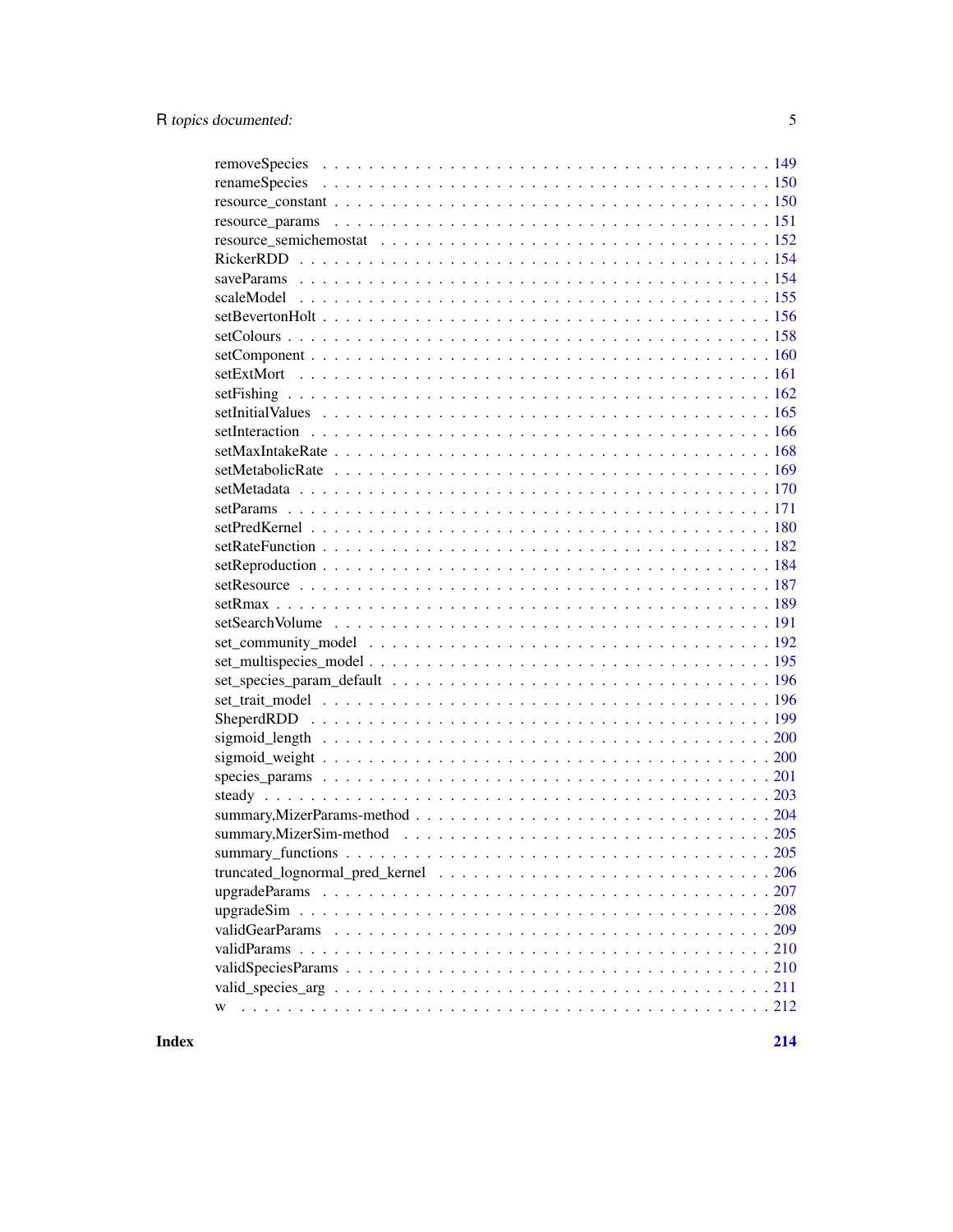removeSpecies . . . . . . . . . . . . . . . . . . . . . . . . . . . . . . . . . . . . . 149
renameSpecies . . . . . . . . . . . . . . . . . . . . . . . . . . . . . . . . . . . . . 150
resource_constant . . . . . . . . . . . . . . . . . . . . . . . . . . . . . . . . . . . . 150
resource_params . . . . . . . . . . . . . . . . . . . . . . . . . . . . . . . . . . . . . 151
resource_semichemostat . . . . . . . . . . . . . . . . . . . . . . . . . . . . . . . . . 152
RickerRDD . . . . . . . . . . . . . . . . . . . . . . . . . . . . . . . . . . . . . . . . 154
saveParams . . . . . . . . . . . . . . . . . . . . . . . . . . . . . . . . . . . . . . . 154
scaleModel . . . . . . . . . . . . . . . . . . . . . . . . . . . . . . . . . . . . . . . 155
setBevertonHolt . . . . . . . . . . . . . . . . . . . . . . . . . . . . . . . . . . . . . 156
setColours . . . . . . . . . . . . . . . . . . . . . . . . . . . . . . . . . . . . . . . . 158
setComponent . . . . . . . . . . . . . . . . . . . . . . . . . . . . . . . . . . . . . . 160
setExtMort . . . . . . . . . . . . . . . . . . . . . . . . . . . . . . . . . . . . . . . 161
setFishing . . . . . . . . . . . . . . . . . . . . . . . . . . . . . . . . . . . . . . . . 162
setInitialValues . . . . . . . . . . . . . . . . . . . . . . . . . . . . . . . . . . . . . 165
setInteraction . . . . . . . . . . . . . . . . . . . . . . . . . . . . . . . . . . . . . . 166
setMaxIntakeRate . . . . . . . . . . . . . . . . . . . . . . . . . . . . . . . . . . . . 168
setMetabolicRate . . . . . . . . . . . . . . . . . . . . . . . . . . . . . . . . . . . . . 169
setMetadata . . . . . . . . . . . . . . . . . . . . . . . . . . . . . . . . . . . . . . . 170
setParams . . . . . . . . . . . . . . . . . . . . . . . . . . . . . . . . . . . . . . . . 171
setPredKernel . . . . . . . . . . . . . . . . . . . . . . . . . . . . . . . . . . . . . . 180
setRateFunction . . . . . . . . . . . . . . . . . . . . . . . . . . . . . . . . . . . . . 182
setReproduction . . . . . . . . . . . . . . . . . . . . . . . . . . . . . . . . . . . . . 184
setResource . . . . . . . . . . . . . . . . . . . . . . . . . . . . . . . . . . . . . . . 187
setRmax . . . . . . . . . . . . . . . . . . . . . . . . . . . . . . . . . . . . . . . . . 189
setSearchVolume . . . . . . . . . . . . . . . . . . . . . . . . . . . . . . . . . . . . . 191
set_community_model . . . . . . . . . . . . . . . . . . . . . . . . . . . . . . . . . . 192
set_multispecies_model . . . . . . . . . . . . . . . . . . . . . . . . . . . . . . . . . 195
set_species_param_default . . . . . . . . . . . . . . . . . . . . . . . . . . . . . . . 196
set_trait_model . . . . . . . . . . . . . . . . . . . . . . . . . . . . . . . . . . . . . 196
SheperdRDD . . . . . . . . . . . . . . . . . . . . . . . . . . . . . . . . . . . . . . . 199
sigmoid_length . . . . . . . . . . . . . . . . . . . . . . . . . . . . . . . . . . . . . . 200
sigmoid_weight . . . . . . . . . . . . . . . . . . . . . . . . . . . . . . . . . . . . . . 200
species_params . . . . . . . . . . . . . . . . . . . . . . . . . . . . . . . . . . . . . . 201
steady . . . . . . . . . . . . . . . . . . . . . . . . . . . . . . . . . . . . . . . . . . 203
summary,MizerParams-method . . . . . . . . . . . . . . . . . . . . . . . . . . . . . . 204
summary,MizerSim-method . . . . . . . . . . . . . . . . . . . . . . . . . . . . . . . . 205
summary_functions . . . . . . . . . . . . . . . . . . . . . . . . . . . . . . . . . . . . 205
truncated_lognormal_pred_kernel . . . . . . . . . . . . . . . . . . . . . . . . . . . . 206
upgradeParams . . . . . . . . . . . . . . . . . . . . . . . . . . . . . . . . . . . . . . 207
upgradeSim . . . . . . . . . . . . . . . . . . . . . . . . . . . . . . . . . . . . . . . . 208
validGearParams . . . . . . . . . . . . . . . . . . . . . . . . . . . . . . . . . . . . . 209
validParams . . . . . . . . . . . . . . . . . . . . . . . . . . . . . . . . . . . . . . . 210
validSpeciesParams . . . . . . . . . . . . . . . . . . . . . . . . . . . . . . . . . . . . 210
valid_species_arg . . . . . . . . . . . . . . . . . . . . . . . . . . . . . . . . . . . . 211
w . . . . . . . . . . . . . . . . . . . . . . . . . . . . . . . . . . . . . . . . . . . . 212

**Index** **214**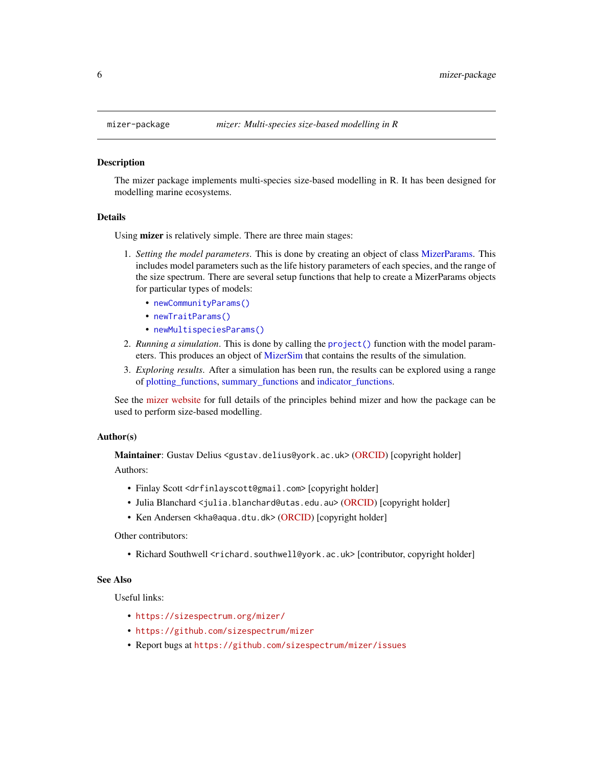mizer-package *mizer: Multi-species size-based modelling in R*

## Description

The mizer package implements multi-species size-based modelling in R. It has been designed for modelling marine ecosystems.

## Details

Using **mizer** is relatively simple. There are three main stages:

1. *Setting the model parameters*. This is done by creating an object of class MizerParams. This includes model parameters such as the life history parameters of each species, and the range of the size spectrum. There are several setup functions that help to create a MizerParams objects for particular types of models:
   - `newCommunityParams()`
   - `newTraitParams()`
   - `newMultispeciesParams()`
2. *Running a simulation*. This is done by calling the `project()` function with the model parameters. This produces an object of MizerSim that contains the results of the simulation.
3. *Exploring results*. After a simulation has been run, the results can be explored using a range of plotting_functions, summary_functions and indicator_functions.

See the mizer website for full details of the principles behind mizer and how the package can be used to perform size-based modelling.

## Author(s)

**Maintainer**: Gustav Delius <gustav.delius@york.ac.uk> (ORCID) [copyright holder]

Authors:

- Finlay Scott <drfinlayscott@gmail.com> [copyright holder]
- Julia Blanchard <julia.blanchard@utas.edu.au> (ORCID) [copyright holder]
- Ken Andersen <kha@aqua.dtu.dk> (ORCID) [copyright holder]

Other contributors:

- Richard Southwell <richard.southwell@york.ac.uk> [contributor, copyright holder]

## See Also

Useful links:

- `https://sizespectrum.org/mizer/`
- `https://github.com/sizespectrum/mizer`
- Report bugs at `https://github.com/sizespectrum/mizer/issues`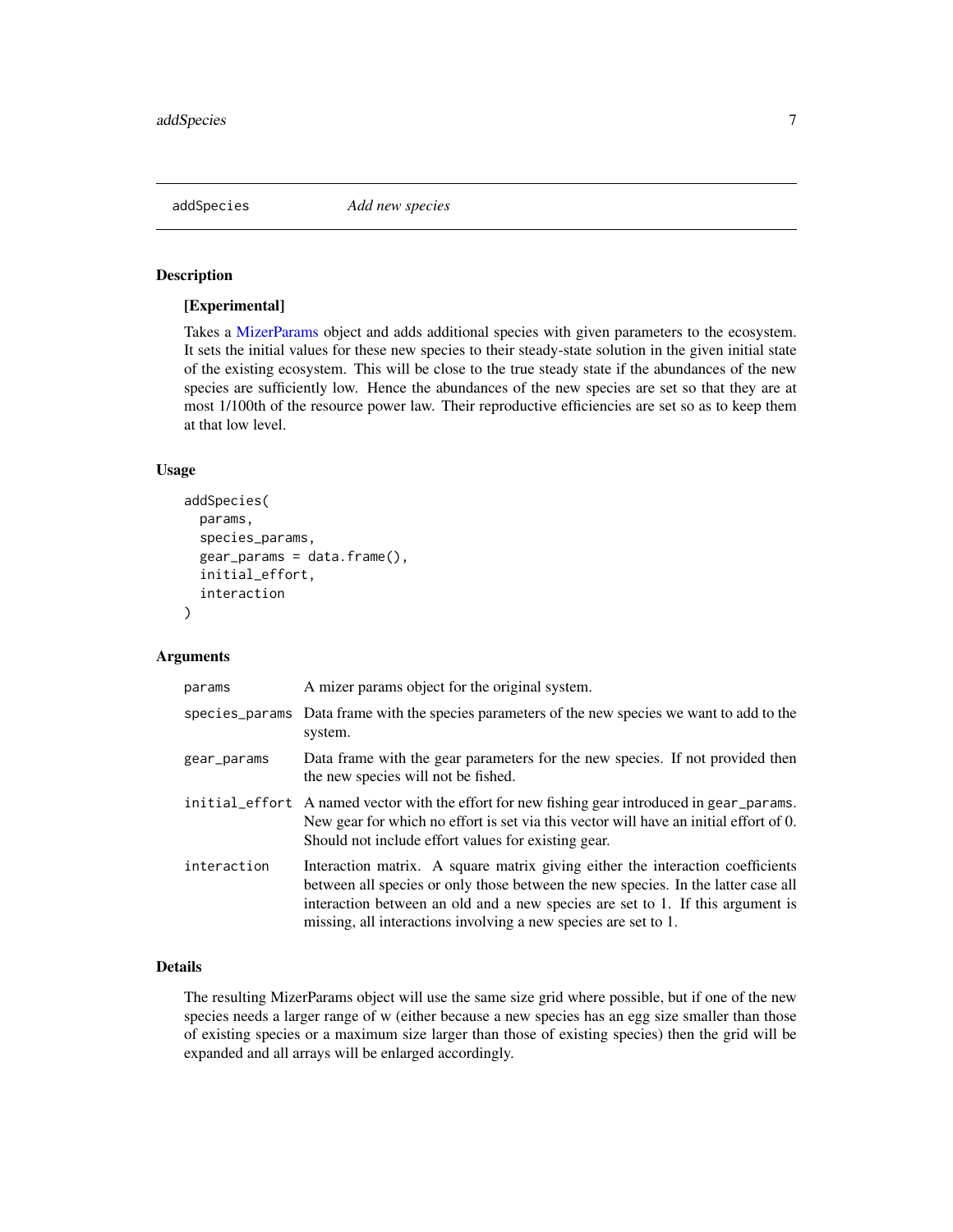## addSpecies *Add new species*

### Description

**[Experimental]**

Takes a MizerParams object and adds additional species with given parameters to the ecosystem. It sets the initial values for these new species to their steady-state solution in the given initial state of the existing ecosystem. This will be close to the true steady state if the abundances of the new species are sufficiently low. Hence the abundances of the new species are set so that they are at most 1/100th of the resource power law. Their reproductive efficiencies are set so as to keep them at that low level.

### Usage

```
addSpecies(
  params,
  species_params,
  gear_params = data.frame(),
  initial_effort,
  interaction
)
```

### Arguments

| | |
|---|---|
| `params` | A mizer params object for the original system. |
| `species_params` | Data frame with the species parameters of the new species we want to add to the system. |
| `gear_params` | Data frame with the gear parameters for the new species. If not provided then the new species will not be fished. |
| `initial_effort` | A named vector with the effort for new fishing gear introduced in `gear_params`. New gear for which no effort is set via this vector will have an initial effort of 0. Should not include effort values for existing gear. |
| `interaction` | Interaction matrix. A square matrix giving either the interaction coefficients between all species or only those between the new species. In the latter case all interaction between an old and a new species are set to 1. If this argument is missing, all interactions involving a new species are set to 1. |

### Details

The resulting MizerParams object will use the same size grid where possible, but if one of the new species needs a larger range of w (either because a new species has an egg size smaller than those of existing species or a maximum size larger than those of existing species) then the grid will be expanded and all arrays will be enlarged accordingly.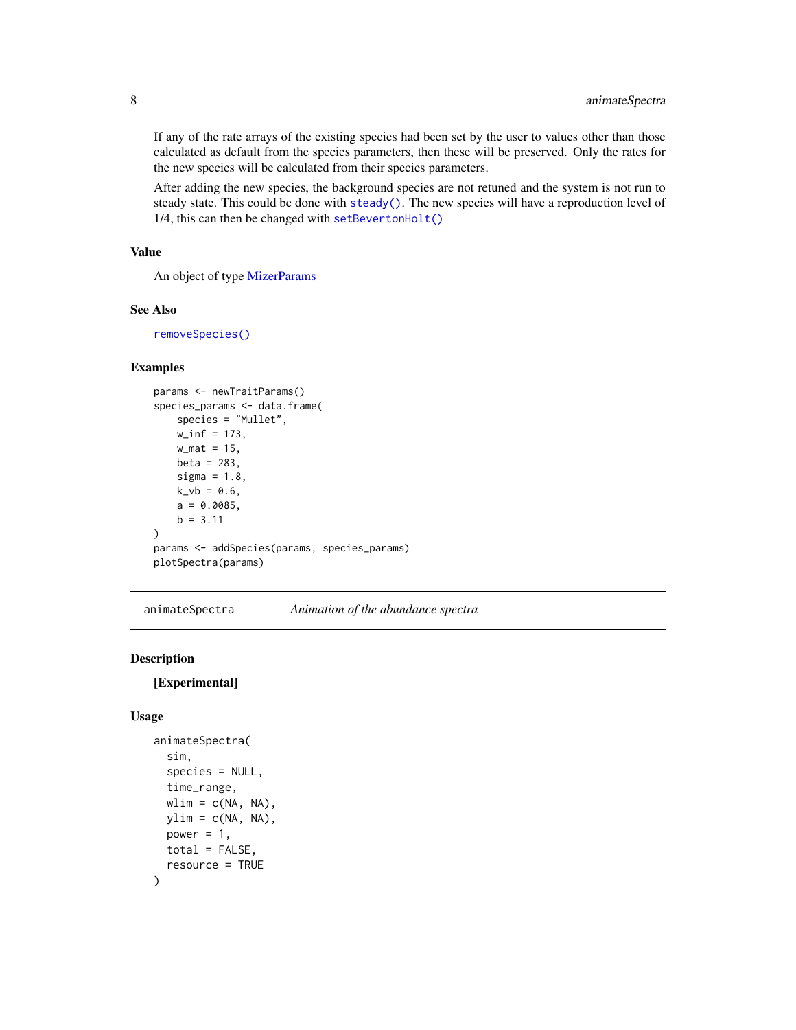If any of the rate arrays of the existing species had been set by the user to values other than those calculated as default from the species parameters, then these will be preserved. Only the rates for the new species will be calculated from their species parameters.

After adding the new species, the background species are not retuned and the system is not run to steady state. This could be done with `steady()`. The new species will have a reproduction level of 1/4, this can then be changed with `setBevertonHolt()`

### Value

An object of type MizerParams

### See Also

`removeSpecies()`

### Examples

```
params <- newTraitParams()
species_params <- data.frame(
    species = "Mullet",
    w_inf = 173,
    w_mat = 15,
    beta = 283,
    sigma = 1.8,
    k_vb = 0.6,
    a = 0.0085,
    b = 3.11
)
params <- addSpecies(params, species_params)
plotSpectra(params)
```

---

## animateSpectra — *Animation of the abundance spectra*

### Description

**[Experimental]**

### Usage

```
animateSpectra(
  sim,
  species = NULL,
  time_range,
  wlim = c(NA, NA),
  ylim = c(NA, NA),
  power = 1,
  total = FALSE,
  resource = TRUE
)
```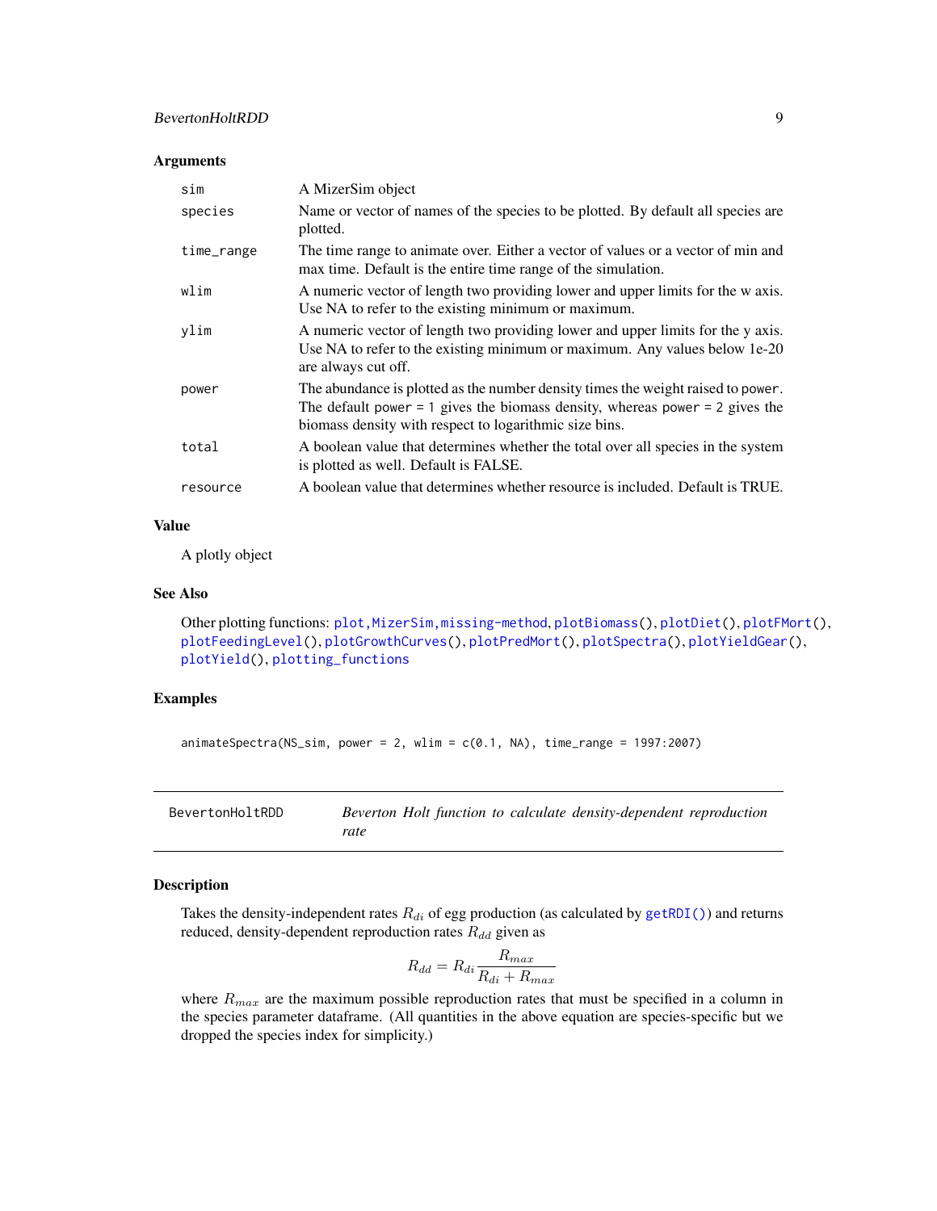### Arguments

| | |
|---|---|
| sim | A MizerSim object |
| species | Name or vector of names of the species to be plotted. By default all species are plotted. |
| time_range | The time range to animate over. Either a vector of values or a vector of min and max time. Default is the entire time range of the simulation. |
| wlim | A numeric vector of length two providing lower and upper limits for the w axis. Use NA to refer to the existing minimum or maximum. |
| ylim | A numeric vector of length two providing lower and upper limits for the y axis. Use NA to refer to the existing minimum or maximum. Any values below 1e-20 are always cut off. |
| power | The abundance is plotted as the number density times the weight raised to `power`. The default `power = 1` gives the biomass density, whereas `power = 2` gives the biomass density with respect to logarithmic size bins. |
| total | A boolean value that determines whether the total over all species in the system is plotted as well. Default is FALSE. |
| resource | A boolean value that determines whether resource is included. Default is TRUE. |

### Value

A plotly object

### See Also

Other plotting functions: `plot,MizerSim,missing-method`, `plotBiomass()`, `plotDiet()`, `plotFMort()`, `plotFeedingLevel()`, `plotGrowthCurves()`, `plotPredMort()`, `plotSpectra()`, `plotYieldGear()`, `plotYield()`, `plotting_functions`

### Examples

```
animateSpectra(NS_sim, power = 2, wlim = c(0.1, NA), time_range = 1997:2007)
```

---

## BevertonHoltRDD — *Beverton Holt function to calculate density-dependent reproduction rate*

### Description

Takes the density-independent rates $R_{di}$ of egg production (as calculated by `getRDI()`) and returns reduced, density-dependent reproduction rates $R_{dd}$ given as

$$R_{dd} = R_{di} \frac{R_{max}}{R_{di} + R_{max}}$$

where $R_{max}$ are the maximum possible reproduction rates that must be specified in a column in the species parameter dataframe. (All quantities in the above equation are species-specific but we dropped the species index for simplicity.)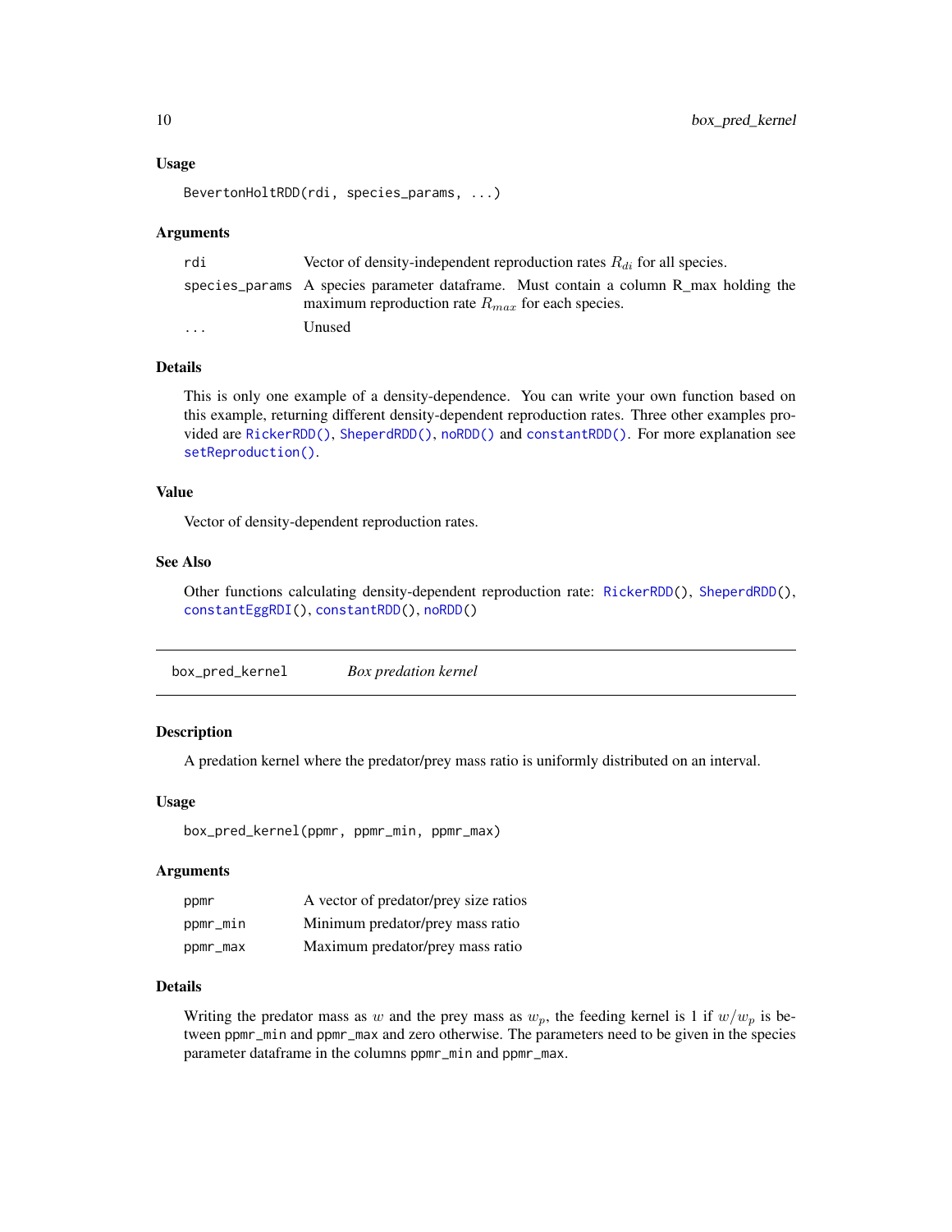### Usage

```
BevertonHoltRDD(rdi, species_params, ...)
```

### Arguments

| | |
|---|---|
| rdi | Vector of density-independent reproduction rates $R_{di}$ for all species. |
| species_params | A species parameter dataframe. Must contain a column R_max holding the maximum reproduction rate $R_{max}$ for each species. |
| ... | Unused |

### Details

This is only one example of a density-dependence. You can write your own function based on this example, returning different density-dependent reproduction rates. Three other examples provided are RickerRDD(), SheperdRDD(), noRDD() and constantRDD(). For more explanation see setReproduction().

### Value

Vector of density-dependent reproduction rates.

### See Also

Other functions calculating density-dependent reproduction rate: RickerRDD(), SheperdRDD(), constantEggRDI(), constantRDD(), noRDD()

---

## box_pred_kernel *Box predation kernel*

### Description

A predation kernel where the predator/prey mass ratio is uniformly distributed on an interval.

### Usage

```
box_pred_kernel(ppmr, ppmr_min, ppmr_max)
```

### Arguments

| | |
|---|---|
| ppmr | A vector of predator/prey size ratios |
| ppmr_min | Minimum predator/prey mass ratio |
| ppmr_max | Maximum predator/prey mass ratio |

### Details

Writing the predator mass as $w$ and the prey mass as $w_p$, the feeding kernel is 1 if $w/w_p$ is between ppmr_min and ppmr_max and zero otherwise. The parameters need to be given in the species parameter dataframe in the columns ppmr_min and ppmr_max.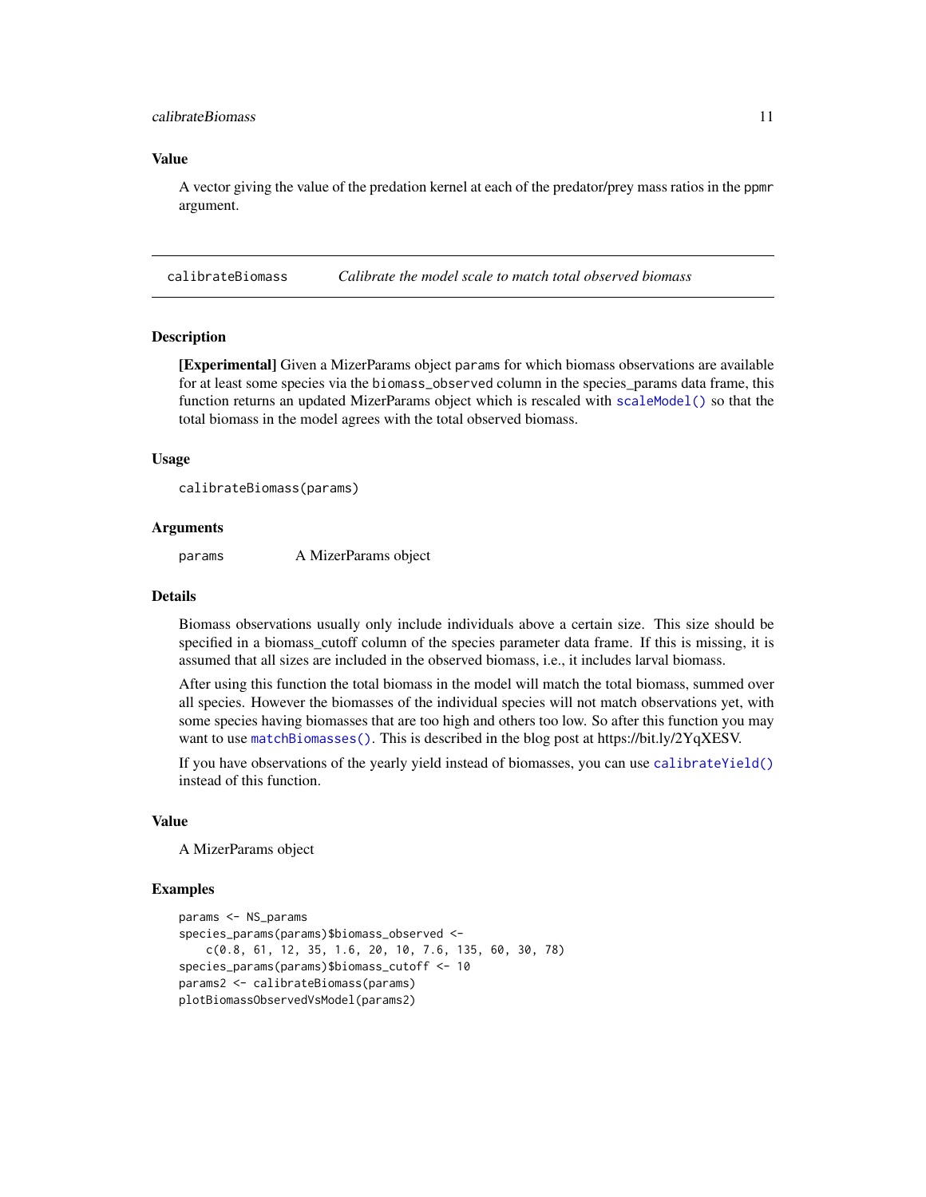## Value

A vector giving the value of the predation kernel at each of the predator/prey mass ratios in the `ppmr` argument.

---

# calibrateBiomass — *Calibrate the model scale to match total observed biomass*

---

## Description

**[Experimental]** Given a MizerParams object `params` for which biomass observations are available for at least some species via the `biomass_observed` column in the species_params data frame, this function returns an updated MizerParams object which is rescaled with `scaleModel()` so that the total biomass in the model agrees with the total observed biomass.

## Usage

```
calibrateBiomass(params)
```

## Arguments

| | |
|---|---|
| `params` | A MizerParams object |

## Details

Biomass observations usually only include individuals above a certain size. This size should be specified in a biomass_cutoff column of the species parameter data frame. If this is missing, it is assumed that all sizes are included in the observed biomass, i.e., it includes larval biomass.

After using this function the total biomass in the model will match the total biomass, summed over all species. However the biomasses of the individual species will not match observations yet, with some species having biomasses that are too high and others too low. So after this function you may want to use `matchBiomasses()`. This is described in the blog post at https://bit.ly/2YqXESV.

If you have observations of the yearly yield instead of biomasses, you can use `calibrateYield()` instead of this function.

## Value

A MizerParams object

## Examples

```
params <- NS_params
species_params(params)$biomass_observed <-
    c(0.8, 61, 12, 35, 1.6, 20, 10, 7.6, 135, 60, 30, 78)
species_params(params)$biomass_cutoff <- 10
params2 <- calibrateBiomass(params)
plotBiomassObservedVsModel(params2)
```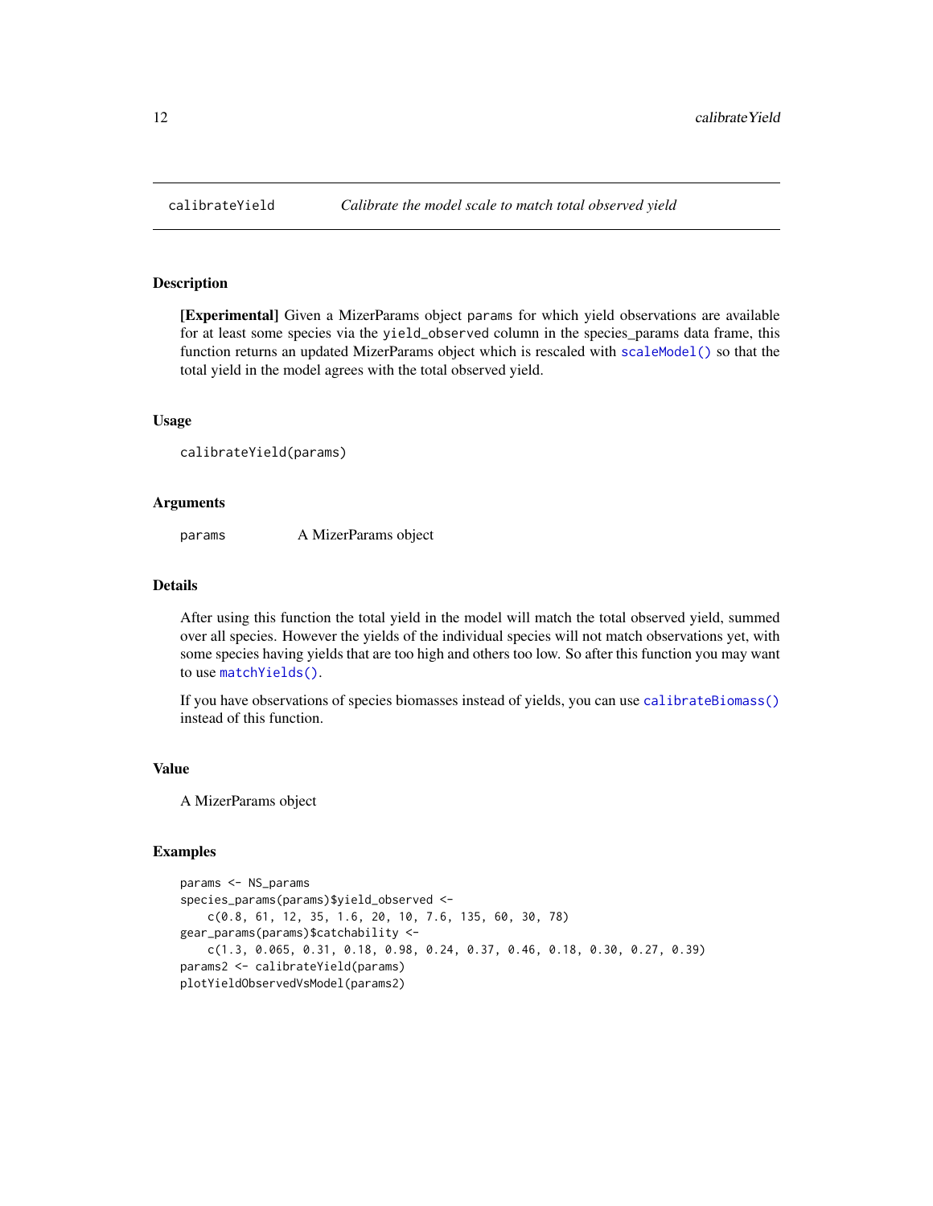## calibrateYield *Calibrate the model scale to match total observed yield*

### Description

**[Experimental]** Given a MizerParams object `params` for which yield observations are available for at least some species via the `yield_observed` column in the species_params data frame, this function returns an updated MizerParams object which is rescaled with `scaleModel()` so that the total yield in the model agrees with the total observed yield.

### Usage

```
calibrateYield(params)
```

### Arguments

| | |
|---|---|
| `params` | A MizerParams object |

### Details

After using this function the total yield in the model will match the total observed yield, summed over all species. However the yields of the individual species will not match observations yet, with some species having yields that are too high and others too low. So after this function you may want to use `matchYields()`.

If you have observations of species biomasses instead of yields, you can use `calibrateBiomass()` instead of this function.

### Value

A MizerParams object

### Examples

```
params <- NS_params
species_params(params)$yield_observed <-
    c(0.8, 61, 12, 35, 1.6, 20, 10, 7.6, 135, 60, 30, 78)
gear_params(params)$catchability <-
    c(1.3, 0.065, 0.31, 0.18, 0.98, 0.24, 0.37, 0.46, 0.18, 0.30, 0.27, 0.39)
params2 <- calibrateYield(params)
plotYieldObservedVsModel(params2)
```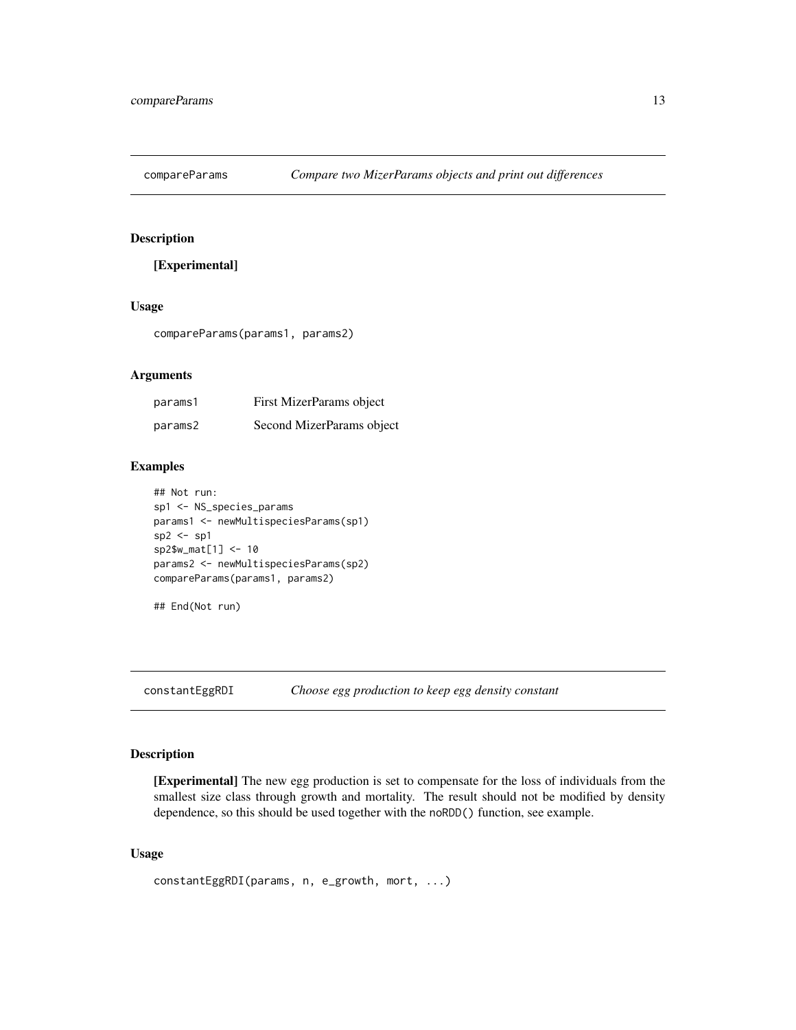## compareParams — *Compare two MizerParams objects and print out differences*

### Description

**[Experimental]**

### Usage

```
compareParams(params1, params2)
```

### Arguments

| | |
|---|---|
| params1 | First MizerParams object |
| params2 | Second MizerParams object |

### Examples

```
## Not run:
sp1 <- NS_species_params
params1 <- newMultispeciesParams(sp1)
sp2 <- sp1
sp2$w_mat[1] <- 10
params2 <- newMultispeciesParams(sp2)
compareParams(params1, params2)

## End(Not run)
```

## constantEggRDI — *Choose egg production to keep egg density constant*

### Description

**[Experimental]** The new egg production is set to compensate for the loss of individuals from the smallest size class through growth and mortality. The result should not be modified by density dependence, so this should be used together with the `noRDD()` function, see example.

### Usage

```
constantEggRDI(params, n, e_growth, mort, ...)
```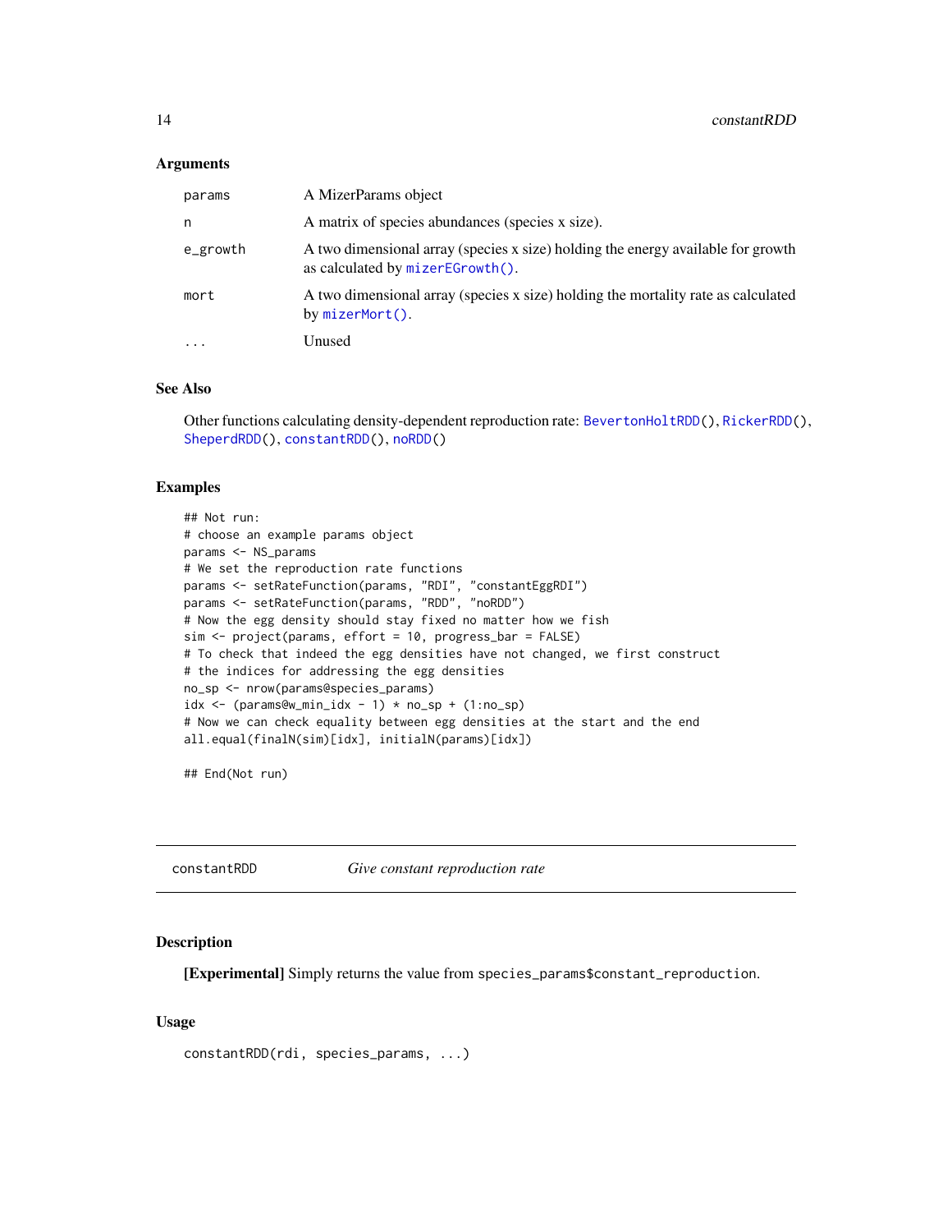### Arguments

| | |
|---|---|
| params | A MizerParams object |
| n | A matrix of species abundances (species x size). |
| e_growth | A two dimensional array (species x size) holding the energy available for growth as calculated by mizerEGrowth(). |
| mort | A two dimensional array (species x size) holding the mortality rate as calculated by mizerMort(). |
| ... | Unused |

### See Also

Other functions calculating density-dependent reproduction rate: BevertonHoltRDD(), RickerRDD(), SheperdRDD(), constantRDD(), noRDD()

### Examples

```
## Not run:
# choose an example params object
params <- NS_params
# We set the reproduction rate functions
params <- setRateFunction(params, "RDI", "constantEggRDI")
params <- setRateFunction(params, "RDD", "noRDD")
# Now the egg density should stay fixed no matter how we fish
sim <- project(params, effort = 10, progress_bar = FALSE)
# To check that indeed the egg densities have not changed, we first construct
# the indices for addressing the egg densities
no_sp <- nrow(params@species_params)
idx <- (params@w_min_idx - 1) * no_sp + (1:no_sp)
# Now we can check equality between egg densities at the start and the end
all.equal(finalN(sim)[idx], initialN(params)[idx])

## End(Not run)
```

---

## constantRDD *Give constant reproduction rate*

### Description

**[Experimental]** Simply returns the value from species_params$constant_reproduction.

### Usage

```
constantRDD(rdi, species_params, ...)
```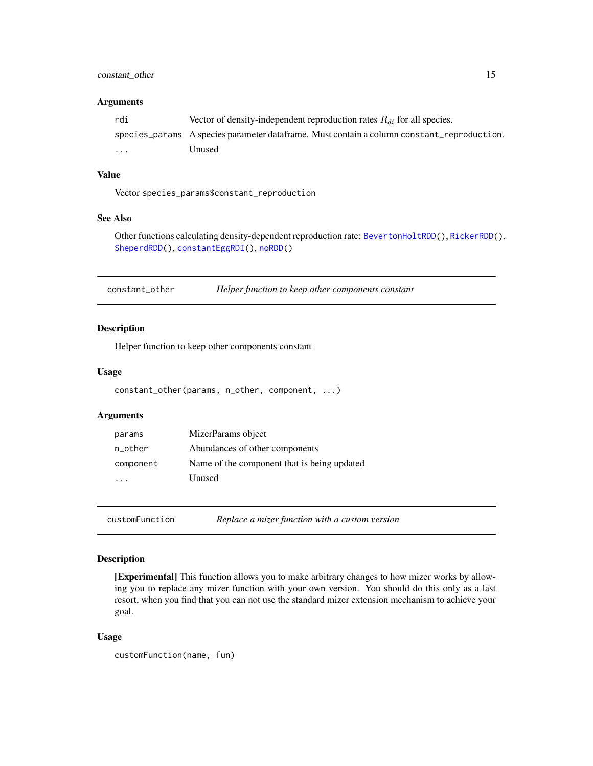### Arguments

| | |
|---|---|
| `rdi` | Vector of density-independent reproduction rates $R_{di}$ for all species. |
| `species_params` | A species parameter dataframe. Must contain a column `constant_reproduction`. |
| `...` | Unused |

### Value

Vector `species_params$constant_reproduction`

### See Also

Other functions calculating density-dependent reproduction rate: `BevertonHoltRDD()`, `RickerRDD()`, `SheperdRDD()`, `constantEggRDI()`, `noRDD()`

---

## `constant_other` *Helper function to keep other components constant*

### Description

Helper function to keep other components constant

### Usage

```
constant_other(params, n_other, component, ...)
```

### Arguments

| | |
|---|---|
| `params` | MizerParams object |
| `n_other` | Abundances of other components |
| `component` | Name of the component that is being updated |
| `...` | Unused |

---

## `customFunction` *Replace a mizer function with a custom version*

### Description

**[Experimental]** This function allows you to make arbitrary changes to how mizer works by allowing you to replace any mizer function with your own version. You should do this only as a last resort, when you find that you can not use the standard mizer extension mechanism to achieve your goal.

### Usage

```
customFunction(name, fun)
```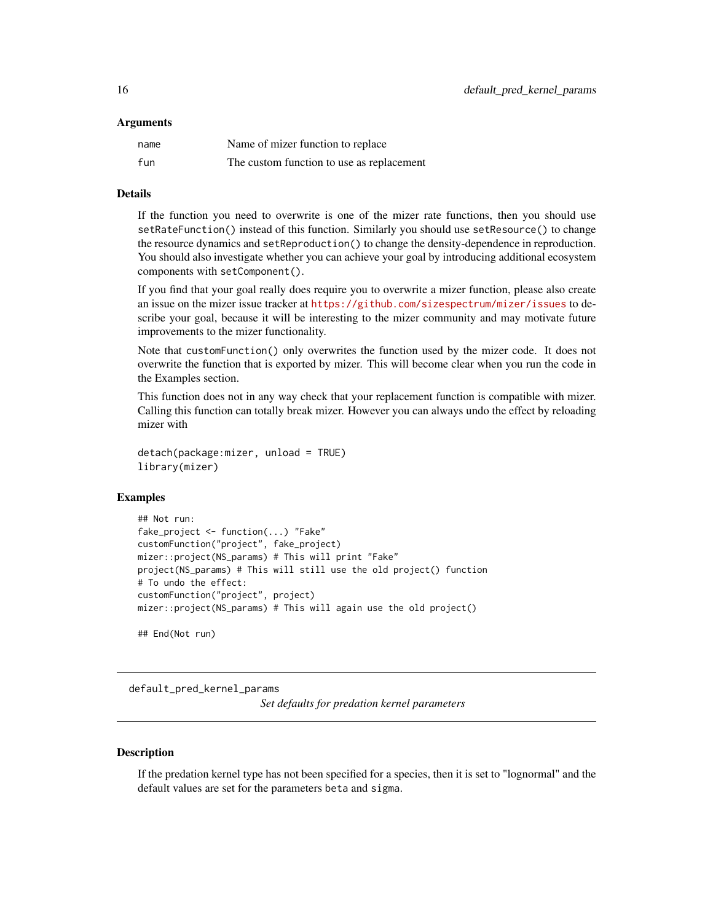### Arguments

| | |
|---|---|
| name | Name of mizer function to replace |
| fun | The custom function to use as replacement |

### Details

If the function you need to overwrite is one of the mizer rate functions, then you should use `setRateFunction()` instead of this function. Similarly you should use `setResource()` to change the resource dynamics and `setReproduction()` to change the density-dependence in reproduction. You should also investigate whether you can achieve your goal by introducing additional ecosystem components with `setComponent()`.

If you find that your goal really does require you to overwrite a mizer function, please also create an issue on the mizer issue tracker at https://github.com/sizespectrum/mizer/issues to describe your goal, because it will be interesting to the mizer community and may motivate future improvements to the mizer functionality.

Note that `customFunction()` only overwrites the function used by the mizer code. It does not overwrite the function that is exported by mizer. This will become clear when you run the code in the Examples section.

This function does not in any way check that your replacement function is compatible with mizer. Calling this function can totally break mizer. However you can always undo the effect by reloading mizer with

```
detach(package:mizer, unload = TRUE)
library(mizer)
```

### Examples

```
## Not run:
fake_project <- function(...) "Fake"
customFunction("project", fake_project)
mizer::project(NS_params) # This will print "Fake"
project(NS_params) # This will still use the old project() function
# To undo the effect:
customFunction("project", project)
mizer::project(NS_params) # This will again use the old project()

## End(Not run)
```

---

## default_pred_kernel_params

*Set defaults for predation kernel parameters*

### Description

If the predation kernel type has not been specified for a species, then it is set to "lognormal" and the default values are set for the parameters `beta` and `sigma`.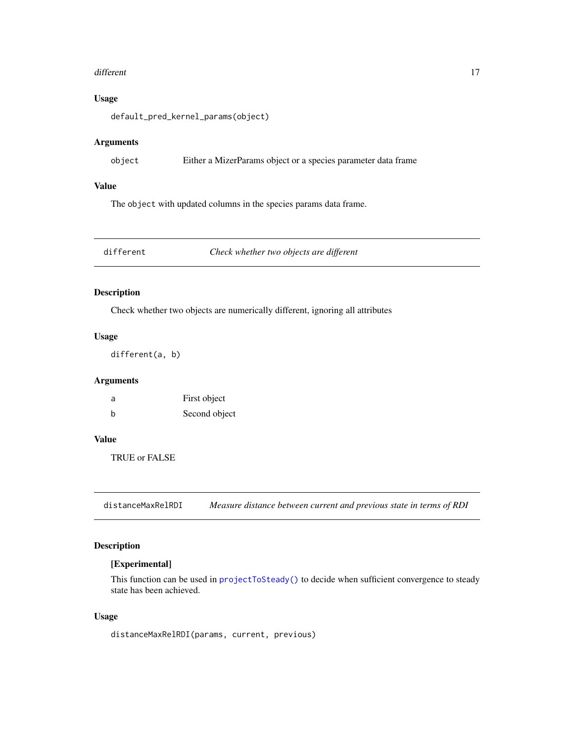### Usage

```
default_pred_kernel_params(object)
```

### Arguments

| | |
|---|---|
| object | Either a MizerParams object or a species parameter data frame |

### Value

The `object` with updated columns in the species params data frame.

---

## different — *Check whether two objects are different*

---

### Description

Check whether two objects are numerically different, ignoring all attributes

### Usage

```
different(a, b)
```

### Arguments

| | |
|---|---|
| a | First object |
| b | Second object |

### Value

TRUE or FALSE

---

## distanceMaxRelRDI — *Measure distance between current and previous state in terms of RDI*

---

### Description

#### [Experimental]

This function can be used in `projectToSteady()` to decide when sufficient convergence to steady state has been achieved.

### Usage

```
distanceMaxRelRDI(params, current, previous)
```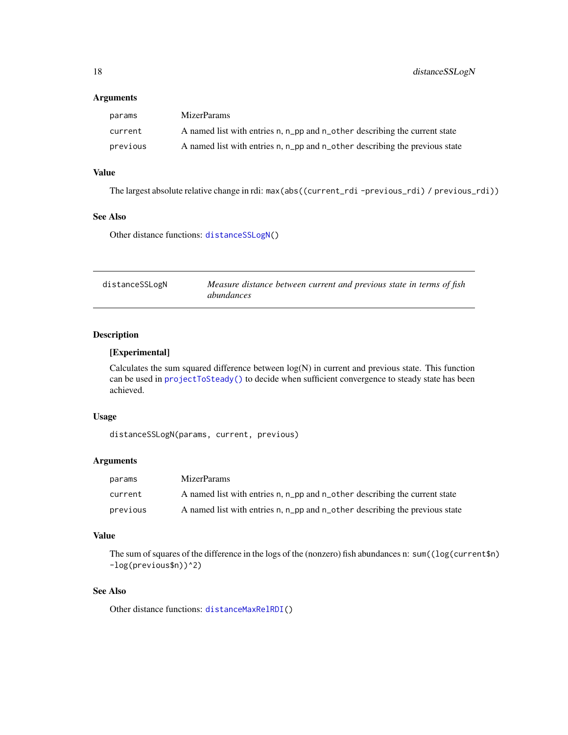### Arguments

| | |
|---|---|
| `params` | MizerParams |
| `current` | A named list with entries n, n_pp and n_other describing the current state |
| `previous` | A named list with entries n, n_pp and n_other describing the previous state |

### Value

The largest absolute relative change in rdi: `max(abs((current_rdi - previous_rdi) / previous_rdi))`

### See Also

Other distance functions: `distanceSSLogN()`

---

## distanceSSLogN — *Measure distance between current and previous state in terms of fish abundances*

---

### Description

**[Experimental]**

Calculates the sum squared difference between log(N) in current and previous state. This function can be used in `projectToSteady()` to decide when sufficient convergence to steady state has been achieved.

### Usage

```
distanceSSLogN(params, current, previous)
```

### Arguments

| | |
|---|---|
| `params` | MizerParams |
| `current` | A named list with entries n, n_pp and n_other describing the current state |
| `previous` | A named list with entries n, n_pp and n_other describing the previous state |

### Value

The sum of squares of the difference in the logs of the (nonzero) fish abundances n: `sum((log(current$n) - log(previous$n))^2)`

### See Also

Other distance functions: `distanceMaxRelRDI()`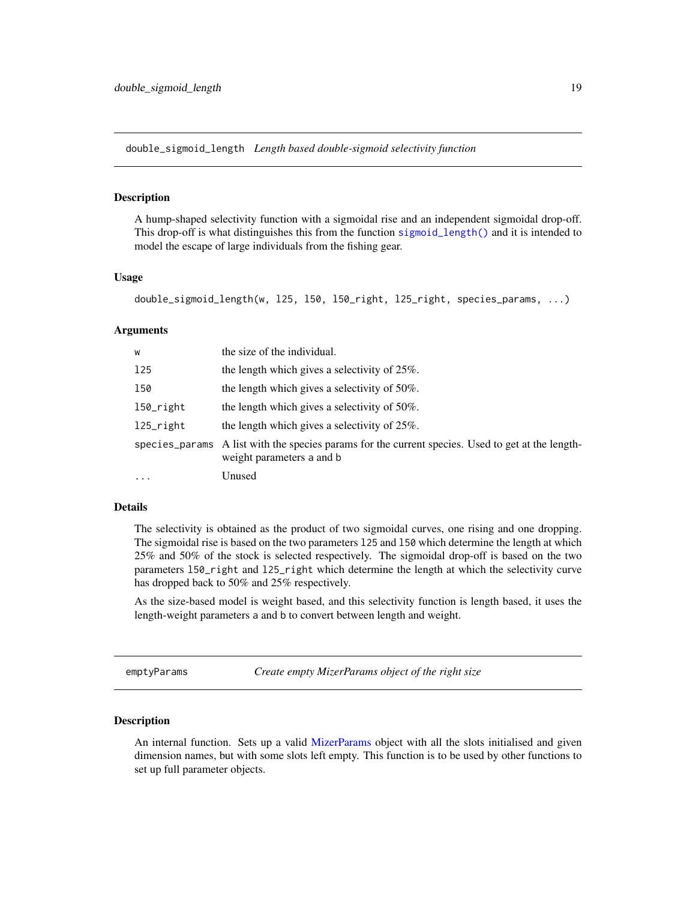## double_sigmoid_length    *Length based double-sigmoid selectivity function*

### Description

A hump-shaped selectivity function with a sigmoidal rise and an independent sigmoidal drop-off. This drop-off is what distinguishes this from the function sigmoid_length() and it is intended to model the escape of large individuals from the fishing gear.

### Usage

```
double_sigmoid_length(w, l25, l50, l50_right, l25_right, species_params, ...)
```

### Arguments

| | |
|---|---|
| w | the size of the individual. |
| l25 | the length which gives a selectivity of 25%. |
| l50 | the length which gives a selectivity of 50%. |
| l50_right | the length which gives a selectivity of 50%. |
| l25_right | the length which gives a selectivity of 25%. |
| species_params | A list with the species params for the current species. Used to get at the length-weight parameters a and b |
| ... | Unused |

### Details

The selectivity is obtained as the product of two sigmoidal curves, one rising and one dropping. The sigmoidal rise is based on the two parameters l25 and l50 which determine the length at which 25% and 50% of the stock is selected respectively. The sigmoidal drop-off is based on the two parameters l50_right and l25_right which determine the length at which the selectivity curve has dropped back to 50% and 25% respectively.

As the size-based model is weight based, and this selectivity function is length based, it uses the length-weight parameters a and b to convert between length and weight.

## emptyParams    *Create empty MizerParams object of the right size*

### Description

An internal function. Sets up a valid MizerParams object with all the slots initialised and given dimension names, but with some slots left empty. This function is to be used by other functions to set up full parameter objects.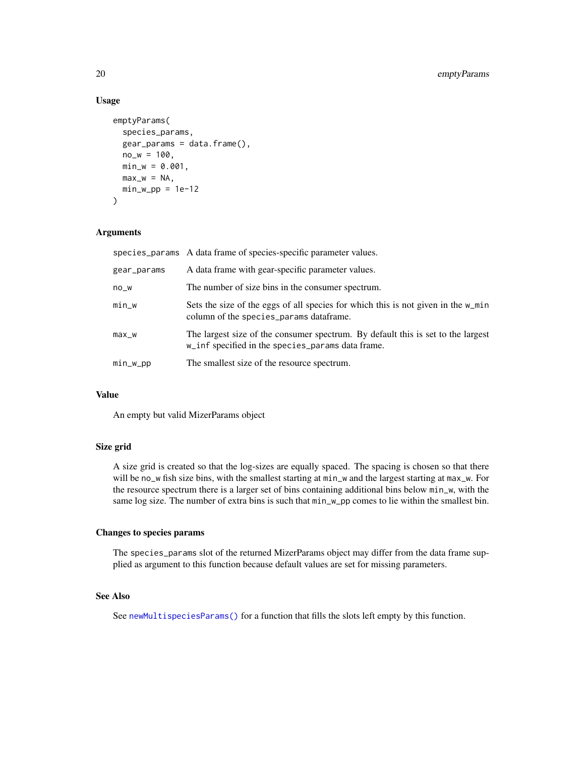### Usage

```
emptyParams(
  species_params,
  gear_params = data.frame(),
  no_w = 100,
  min_w = 0.001,
  max_w = NA,
  min_w_pp = 1e-12
)
```

### Arguments

| | |
|---|---|
| species_params | A data frame of species-specific parameter values. |
| gear_params | A data frame with gear-specific parameter values. |
| no_w | The number of size bins in the consumer spectrum. |
| min_w | Sets the size of the eggs of all species for which this is not given in the w_min column of the species_params dataframe. |
| max_w | The largest size of the consumer spectrum. By default this is set to the largest w_inf specified in the species_params data frame. |
| min_w_pp | The smallest size of the resource spectrum. |

### Value

An empty but valid MizerParams object

### Size grid

A size grid is created so that the log-sizes are equally spaced. The spacing is chosen so that there will be no_w fish size bins, with the smallest starting at min_w and the largest starting at max_w. For the resource spectrum there is a larger set of bins containing additional bins below min_w, with the same log size. The number of extra bins is such that min_w_pp comes to lie within the smallest bin.

### Changes to species params

The species_params slot of the returned MizerParams object may differ from the data frame supplied as argument to this function because default values are set for missing parameters.

### See Also

See newMultispeciesParams() for a function that fills the slots left empty by this function.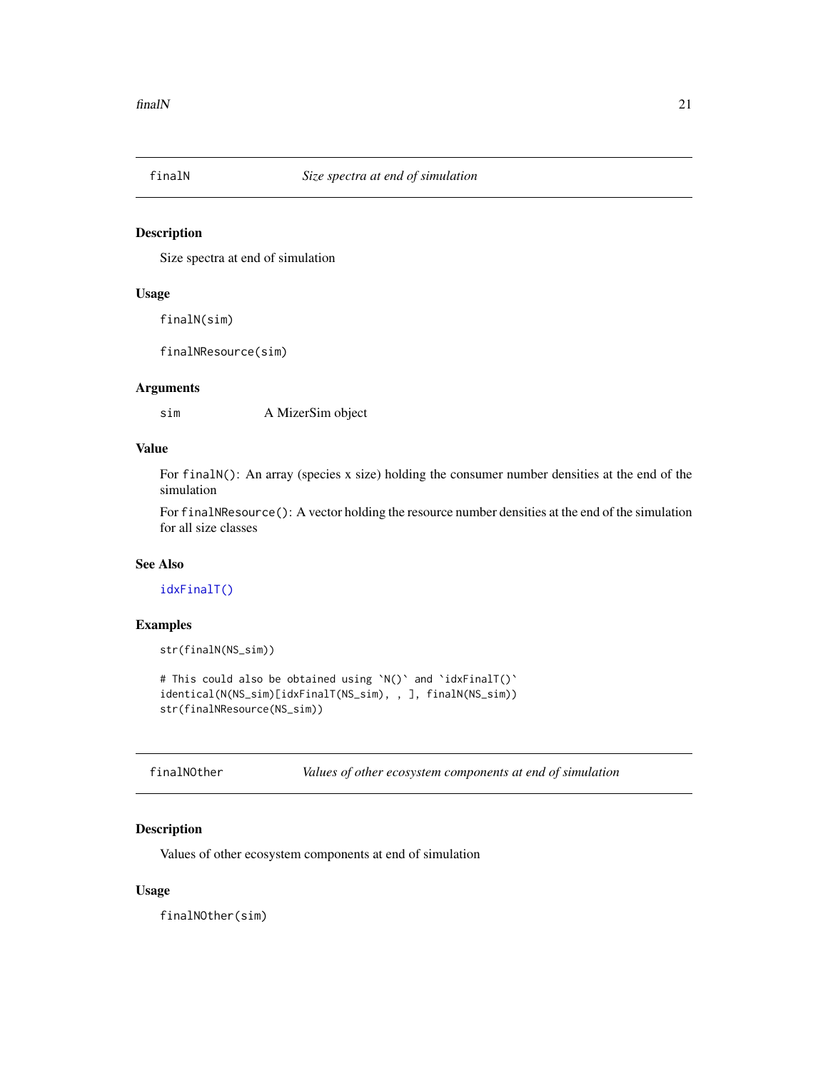## finalN — *Size spectra at end of simulation*

### Description

Size spectra at end of simulation

### Usage

```
finalN(sim)

finalNResource(sim)
```

### Arguments

| | |
|---|---|
| sim | A MizerSim object |

### Value

For `finalN()`: An array (species x size) holding the consumer number densities at the end of the simulation

For `finalNResource()`: A vector holding the resource number densities at the end of the simulation for all size classes

### See Also

`idxFinalT()`

### Examples

```
str(finalN(NS_sim))

# This could also be obtained using `N()` and `idxFinalT()`
identical(N(NS_sim)[idxFinalT(NS_sim), , ], finalN(NS_sim))
str(finalNResource(NS_sim))
```

## finalNOther — *Values of other ecosystem components at end of simulation*

### Description

Values of other ecosystem components at end of simulation

### Usage

```
finalNOther(sim)
```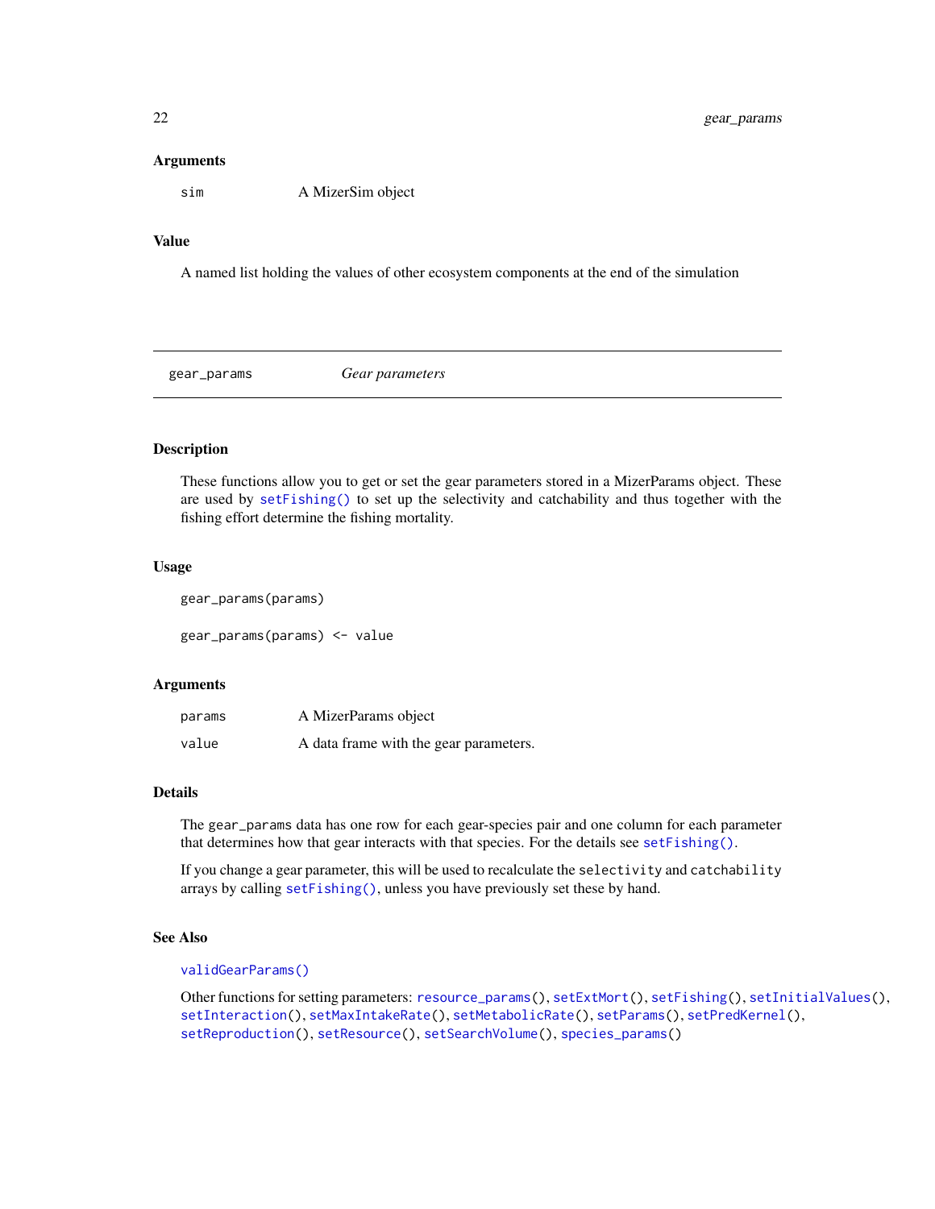### Arguments

| | |
|---|---|
| sim | A MizerSim object |

### Value

A named list holding the values of other ecosystem components at the end of the simulation

---

## gear_params *Gear parameters*

---

### Description

These functions allow you to get or set the gear parameters stored in a MizerParams object. These are used by `setFishing()` to set up the selectivity and catchability and thus together with the fishing effort determine the fishing mortality.

### Usage

```
gear_params(params)

gear_params(params) <- value
```

### Arguments

| | |
|---|---|
| params | A MizerParams object |
| value | A data frame with the gear parameters. |

### Details

The `gear_params` data has one row for each gear-species pair and one column for each parameter that determines how that gear interacts with that species. For the details see `setFishing()`.

If you change a gear parameter, this will be used to recalculate the `selectivity` and `catchability` arrays by calling `setFishing()`, unless you have previously set these by hand.

### See Also

`validGearParams()`

Other functions for setting parameters: `resource_params()`, `setExtMort()`, `setFishing()`, `setInitialValues()`, `setInteraction()`, `setMaxIntakeRate()`, `setMetabolicRate()`, `setParams()`, `setPredKernel()`, `setReproduction()`, `setResource()`, `setSearchVolume()`, `species_params()`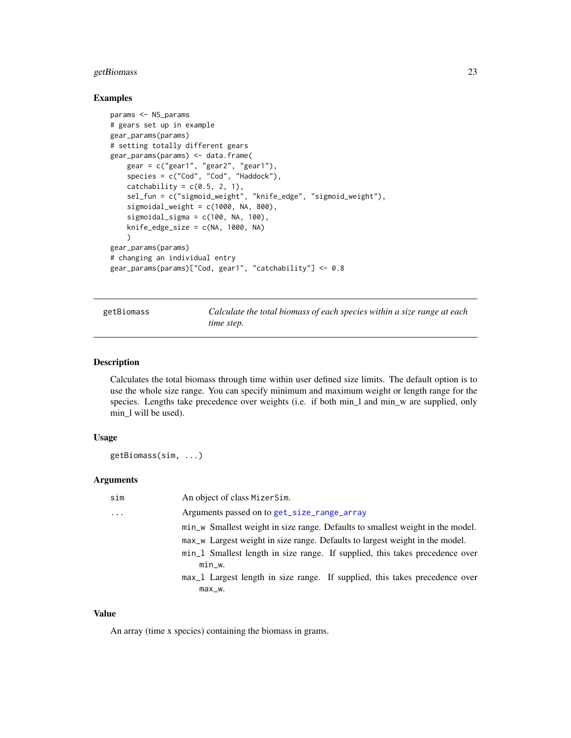## Examples

```
params <- NS_params
# gears set up in example
gear_params(params)
# setting totally different gears
gear_params(params) <- data.frame(
    gear = c("gear1", "gear2", "gear1"),
    species = c("Cod", "Cod", "Haddock"),
    catchability = c(0.5, 2, 1),
    sel_fun = c("sigmoid_weight", "knife_edge", "sigmoid_weight"),
    sigmoidal_weight = c(1000, NA, 800),
    sigmoidal_sigma = c(100, NA, 100),
    knife_edge_size = c(NA, 1000, NA)
    )
gear_params(params)
# changing an individual entry
gear_params(params)["Cod, gear1", "catchability"] <- 0.8
```

---

# getBiomass

*Calculate the total biomass of each species within a size range at each time step.*

---

## Description

Calculates the total biomass through time within user defined size limits. The default option is to use the whole size range. You can specify minimum and maximum weight or length range for the species. Lengths take precedence over weights (i.e. if both min_l and min_w are supplied, only min_l will be used).

## Usage

```
getBiomass(sim, ...)
```

## Arguments

| | |
|---|---|
| sim | An object of class MizerSim. |
| ... | Arguments passed on to get_size_range_array |
| | min_w Smallest weight in size range. Defaults to smallest weight in the model. |
| | max_w Largest weight in size range. Defaults to largest weight in the model. |
| | min_l Smallest length in size range. If supplied, this takes precedence over min_w. |
| | max_l Largest length in size range. If supplied, this takes precedence over max_w. |

## Value

An array (time x species) containing the biomass in grams.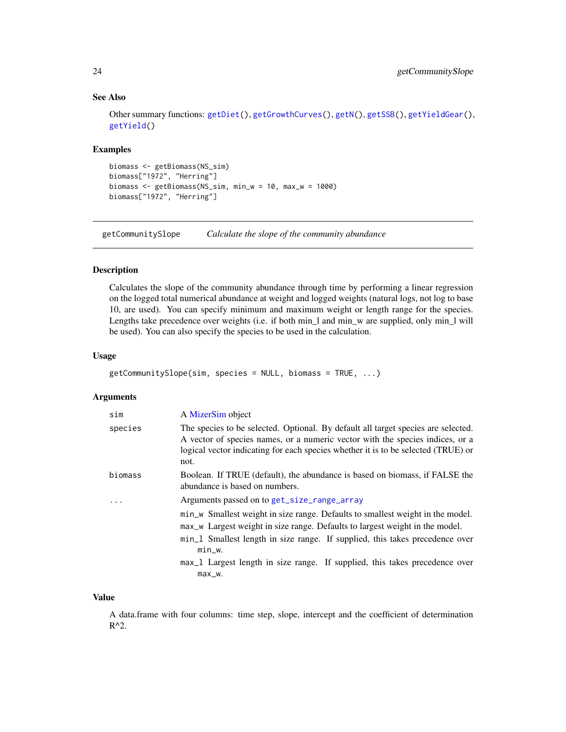### See Also

Other summary functions: getDiet(), getGrowthCurves(), getN(), getSSB(), getYieldGear(), getYield()

### Examples

```
biomass <- getBiomass(NS_sim)
biomass["1972", "Herring"]
biomass <- getBiomass(NS_sim, min_w = 10, max_w = 1000)
biomass["1972", "Herring"]
```

---

## getCommunitySlope *Calculate the slope of the community abundance*

---

### Description

Calculates the slope of the community abundance through time by performing a linear regression on the logged total numerical abundance at weight and logged weights (natural logs, not log to base 10, are used). You can specify minimum and maximum weight or length range for the species. Lengths take precedence over weights (i.e. if both min_l and min_w are supplied, only min_l will be used). You can also specify the species to be used in the calculation.

### Usage

```
getCommunitySlope(sim, species = NULL, biomass = TRUE, ...)
```

### Arguments

| | |
|---|---|
| sim | A MizerSim object |
| species | The species to be selected. Optional. By default all target species are selected. A vector of species names, or a numeric vector with the species indices, or a logical vector indicating for each species whether it is to be selected (TRUE) or not. |
| biomass | Boolean. If TRUE (default), the abundance is based on biomass, if FALSE the abundance is based on numbers. |
| ... | Arguments passed on to get_size_range_array<br>min_w Smallest weight in size range. Defaults to smallest weight in the model.<br>max_w Largest weight in size range. Defaults to largest weight in the model.<br>min_l Smallest length in size range. If supplied, this takes precedence over min_w.<br>max_l Largest length in size range. If supplied, this takes precedence over max_w. |

### Value

A data.frame with four columns: time step, slope, intercept and the coefficient of determination $R^2$.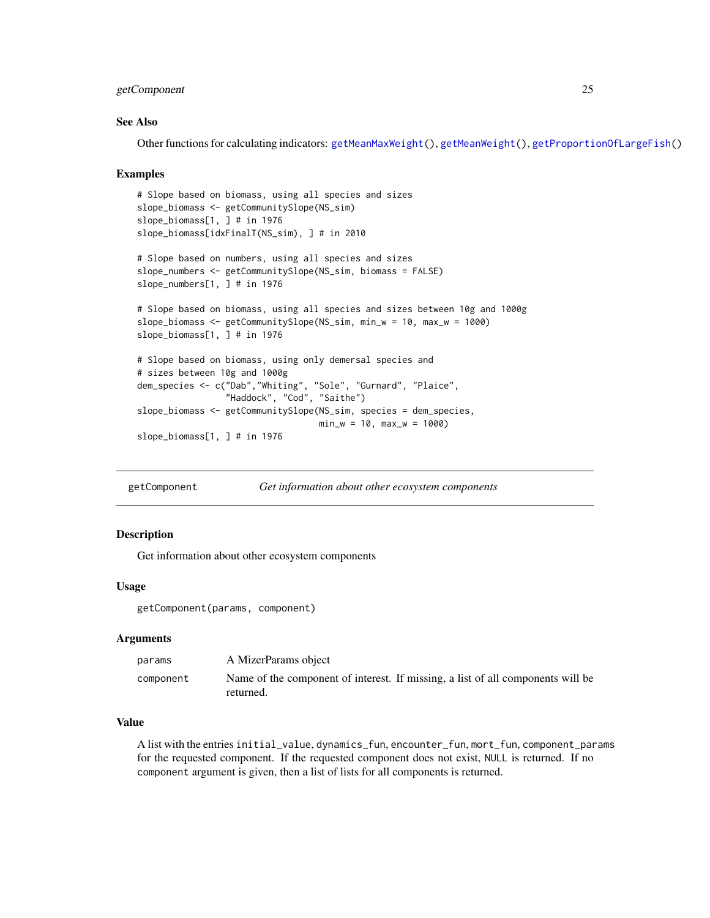### See Also

Other functions for calculating indicators: getMeanMaxWeight(), getMeanWeight(), getProportionOfLargeFish()

### Examples

```
# Slope based on biomass, using all species and sizes
slope_biomass <- getCommunitySlope(NS_sim)
slope_biomass[1, ] # in 1976
slope_biomass[idxFinalT(NS_sim), ] # in 2010

# Slope based on numbers, using all species and sizes
slope_numbers <- getCommunitySlope(NS_sim, biomass = FALSE)
slope_numbers[1, ] # in 1976

# Slope based on biomass, using all species and sizes between 10g and 1000g
slope_biomass <- getCommunitySlope(NS_sim, min_w = 10, max_w = 1000)
slope_biomass[1, ] # in 1976

# Slope based on biomass, using only demersal species and
# sizes between 10g and 1000g
dem_species <- c("Dab","Whiting", "Sole", "Gurnard", "Plaice",
                 "Haddock", "Cod", "Saithe")
slope_biomass <- getCommunitySlope(NS_sim, species = dem_species,
                                   min_w = 10, max_w = 1000)
slope_biomass[1, ] # in 1976
```

---

## getComponent — *Get information about other ecosystem components*

### Description

Get information about other ecosystem components

### Usage

```
getComponent(params, component)
```

### Arguments

| | |
|---|---|
| params | A MizerParams object |
| component | Name of the component of interest. If missing, a list of all components will be returned. |

### Value

A list with the entries `initial_value`, `dynamics_fun`, `encounter_fun`, `mort_fun`, `component_params` for the requested component. If the requested component does not exist, `NULL` is returned. If no `component` argument is given, then a list of lists for all components is returned.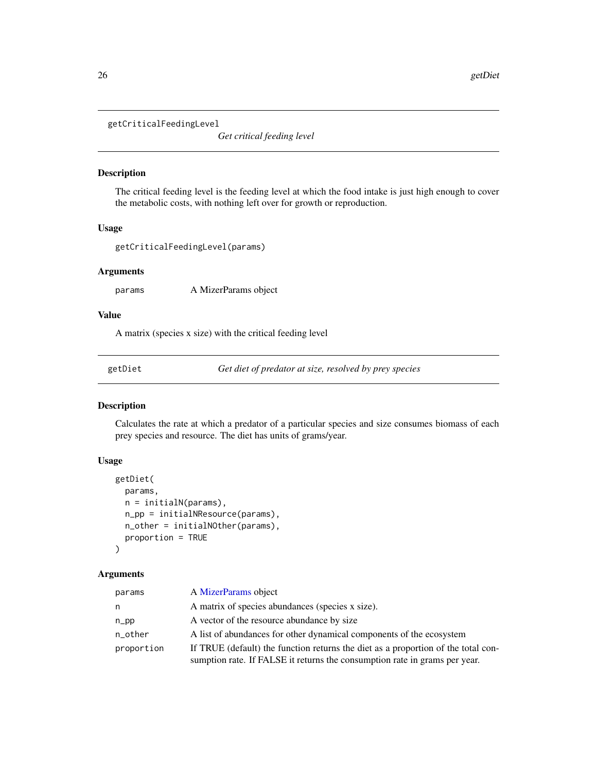## getCriticalFeedingLevel — *Get critical feeding level*

### Description

The critical feeding level is the feeding level at which the food intake is just high enough to cover the metabolic costs, with nothing left over for growth or reproduction.

### Usage

```
getCriticalFeedingLevel(params)
```

### Arguments

| | |
|---|---|
| params | A MizerParams object |

### Value

A matrix (species x size) with the critical feeding level

## getDiet — *Get diet of predator at size, resolved by prey species*

### Description

Calculates the rate at which a predator of a particular species and size consumes biomass of each prey species and resource. The diet has units of grams/year.

### Usage

```
getDiet(
  params,
  n = initialN(params),
  n_pp = initialNResource(params),
  n_other = initialNOther(params),
  proportion = TRUE
)
```

### Arguments

| | |
|---|---|
| params | A MizerParams object |
| n | A matrix of species abundances (species x size). |
| n_pp | A vector of the resource abundance by size |
| n_other | A list of abundances for other dynamical components of the ecosystem |
| proportion | If TRUE (default) the function returns the diet as a proportion of the total consumption rate. If FALSE it returns the consumption rate in grams per year. |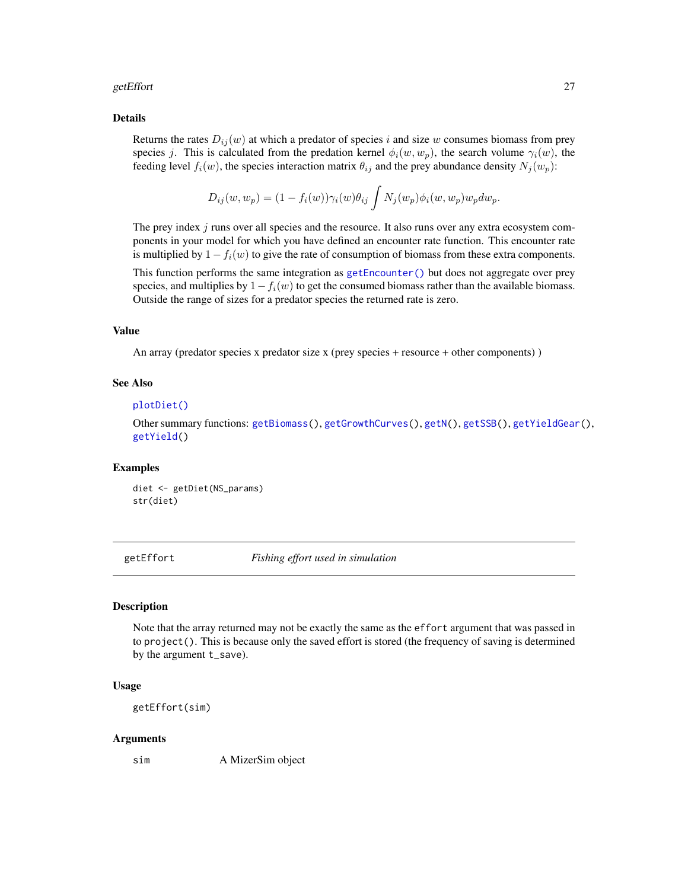### Details

Returns the rates $D_{ij}(w)$ at which a predator of species $i$ and size $w$ consumes biomass from prey species $j$. This is calculated from the predation kernel $\phi_i(w, w_p)$, the search volume $\gamma_i(w)$, the feeding level $f_i(w)$, the species interaction matrix $\theta_{ij}$ and the prey abundance density $N_j(w_p)$:

$$D_{ij}(w, w_p) = (1 - f_i(w))\gamma_i(w)\theta_{ij} \int N_j(w_p)\phi_i(w, w_p)w_p dw_p.$$

The prey index $j$ runs over all species and the resource. It also runs over any extra ecosystem components in your model for which you have defined an encounter rate function. This encounter rate is multiplied by $1 - f_i(w)$ to give the rate of consumption of biomass from these extra components.

This function performs the same integration as `getEncounter()` but does not aggregate over prey species, and multiplies by $1 - f_i(w)$ to get the consumed biomass rather than the available biomass. Outside the range of sizes for a predator species the returned rate is zero.

### Value

An array (predator species x predator size x (prey species + resource + other components) )

### See Also

`plotDiet()`

Other summary functions: `getBiomass()`, `getGrowthCurves()`, `getN()`, `getSSB()`, `getYieldGear()`, `getYield()`

### Examples

```
diet <- getDiet(NS_params)
str(diet)
```

---

## getEffort — *Fishing effort used in simulation*

---

### Description

Note that the array returned may not be exactly the same as the `effort` argument that was passed in to `project()`. This is because only the saved effort is stored (the frequency of saving is determined by the argument `t_save`).

### Usage

```
getEffort(sim)
```

### Arguments

| | |
|---|---|
| sim | A MizerSim object |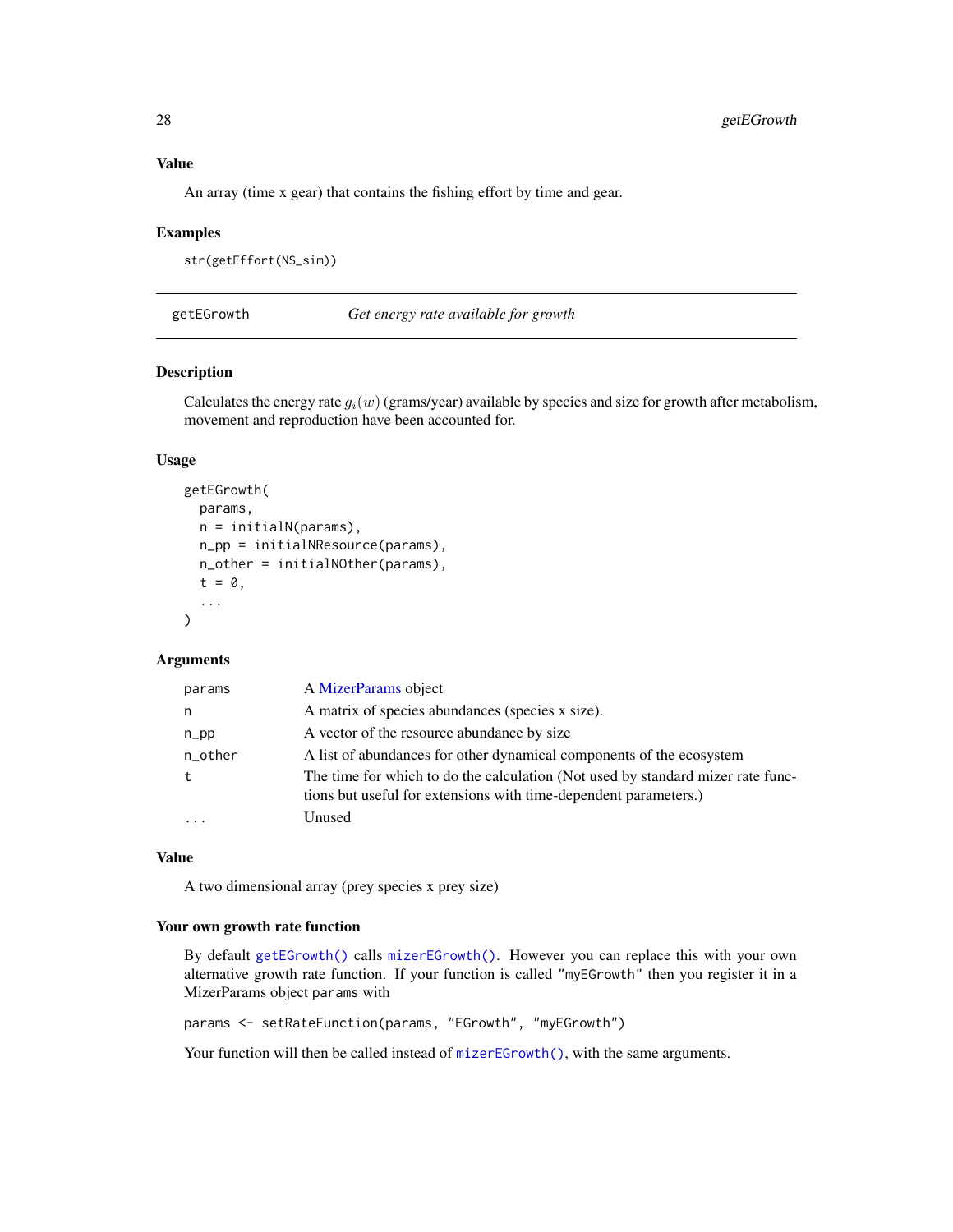### Value

An array (time x gear) that contains the fishing effort by time and gear.

### Examples

```
str(getEffort(NS_sim))
```

---

## getEGrowth — *Get energy rate available for growth*

---

### Description

Calculates the energy rate $g_i(w)$ (grams/year) available by species and size for growth after metabolism, movement and reproduction have been accounted for.

### Usage

```
getEGrowth(
  params,
  n = initialN(params),
  n_pp = initialNResource(params),
  n_other = initialNOther(params),
  t = 0,
  ...
)
```

### Arguments

| | |
|---|---|
| params | A MizerParams object |
| n | A matrix of species abundances (species x size). |
| n_pp | A vector of the resource abundance by size |
| n_other | A list of abundances for other dynamical components of the ecosystem |
| t | The time for which to do the calculation (Not used by standard mizer rate functions but useful for extensions with time-dependent parameters.) |
| ... | Unused |

### Value

A two dimensional array (prey species x prey size)

### Your own growth rate function

By default `getEGrowth()` calls `mizerEGrowth()`. However you can replace this with your own alternative growth rate function. If your function is called `"myEGrowth"` then you register it in a MizerParams object `params` with

```
params <- setRateFunction(params, "EGrowth", "myEGrowth")
```

Your function will then be called instead of `mizerEGrowth()`, with the same arguments.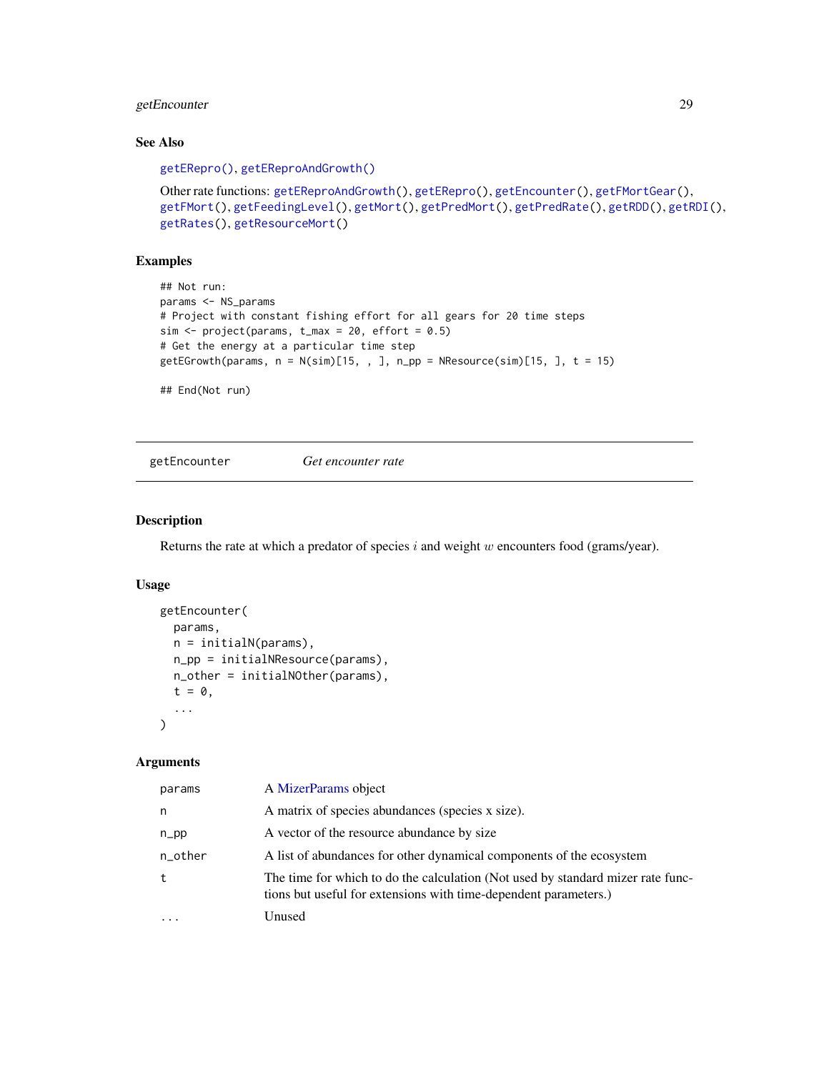## See Also

getERepro(), getEReproAndGrowth()

Other rate functions: getEReproAndGrowth(), getERepro(), getEncounter(), getFMortGear(), getFMort(), getFeedingLevel(), getMort(), getPredMort(), getPredRate(), getRDD(), getRDI(), getRates(), getResourceMort()

## Examples

```
## Not run:
params <- NS_params
# Project with constant fishing effort for all gears for 20 time steps
sim <- project(params, t_max = 20, effort = 0.5)
# Get the energy at a particular time step
getEGrowth(params, n = N(sim)[15, , ], n_pp = NResource(sim)[15, ], t = 15)

## End(Not run)
```

---

# getEncounter *Get encounter rate*

## Description

Returns the rate at which a predator of species $i$ and weight $w$ encounters food (grams/year).

## Usage

```
getEncounter(
  params,
  n = initialN(params),
  n_pp = initialNResource(params),
  n_other = initialNOther(params),
  t = 0,
  ...
)
```

## Arguments

| | |
|---|---|
| params | A MizerParams object |
| n | A matrix of species abundances (species x size). |
| n_pp | A vector of the resource abundance by size |
| n_other | A list of abundances for other dynamical components of the ecosystem |
| t | The time for which to do the calculation (Not used by standard mizer rate functions but useful for extensions with time-dependent parameters.) |
| ... | Unused |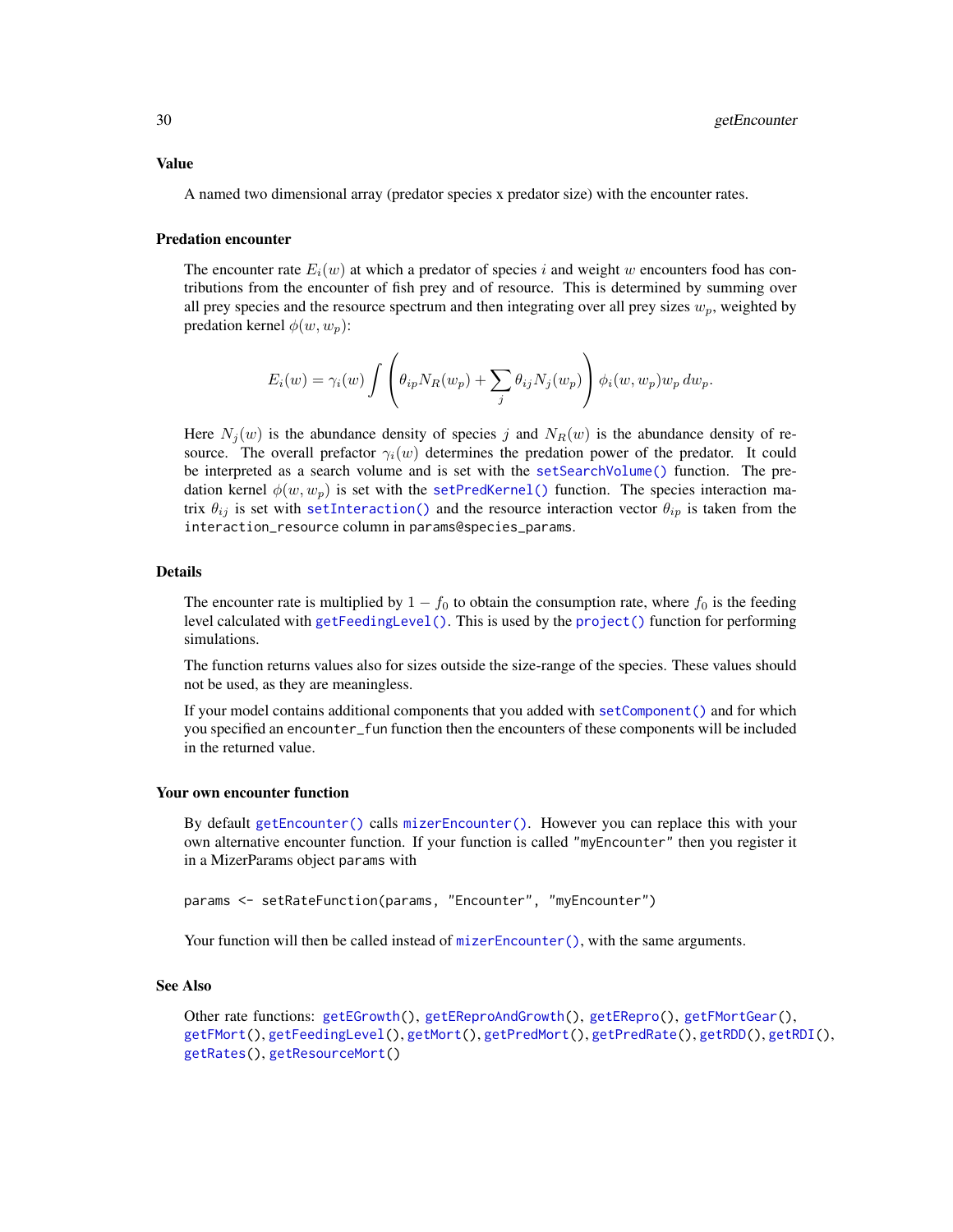### Value

A named two dimensional array (predator species x predator size) with the encounter rates.

### Predation encounter

The encounter rate $E_i(w)$ at which a predator of species $i$ and weight $w$ encounters food has contributions from the encounter of fish prey and of resource. This is determined by summing over all prey species and the resource spectrum and then integrating over all prey sizes $w_p$, weighted by predation kernel $\phi(w, w_p)$:

$$E_i(w) = \gamma_i(w) \int \left( \theta_{ip} N_R(w_p) + \sum_j \theta_{ij} N_j(w_p) \right) \phi_i(w, w_p) w_p \, dw_p.$$

Here $N_j(w)$ is the abundance density of species $j$ and $N_R(w)$ is the abundance density of resource. The overall prefactor $\gamma_i(w)$ determines the predation power of the predator. It could be interpreted as a search volume and is set with the `setSearchVolume()` function. The predation kernel $\phi(w, w_p)$ is set with the `setPredKernel()` function. The species interaction matrix $\theta_{ij}$ is set with `setInteraction()` and the resource interaction vector $\theta_{ip}$ is taken from the `interaction_resource` column in `params@species_params`.

### Details

The encounter rate is multiplied by $1 - f_0$ to obtain the consumption rate, where $f_0$ is the feeding level calculated with `getFeedingLevel()`. This is used by the `project()` function for performing simulations.

The function returns values also for sizes outside the size-range of the species. These values should not be used, as they are meaningless.

If your model contains additional components that you added with `setComponent()` and for which you specified an `encounter_fun` function then the encounters of these components will be included in the returned value.

### Your own encounter function

By default `getEncounter()` calls `mizerEncounter()`. However you can replace this with your own alternative encounter function. If your function is called `"myEncounter"` then you register it in a MizerParams object `params` with

```
params <- setRateFunction(params, "Encounter", "myEncounter")
```

Your function will then be called instead of `mizerEncounter()`, with the same arguments.

### See Also

Other rate functions: `getEGrowth()`, `getEReproAndGrowth()`, `getERepro()`, `getFMortGear()`, `getFMort()`, `getFeedingLevel()`, `getMort()`, `getPredMort()`, `getPredRate()`, `getRDD()`, `getRDI()`, `getRates()`, `getResourceMort()`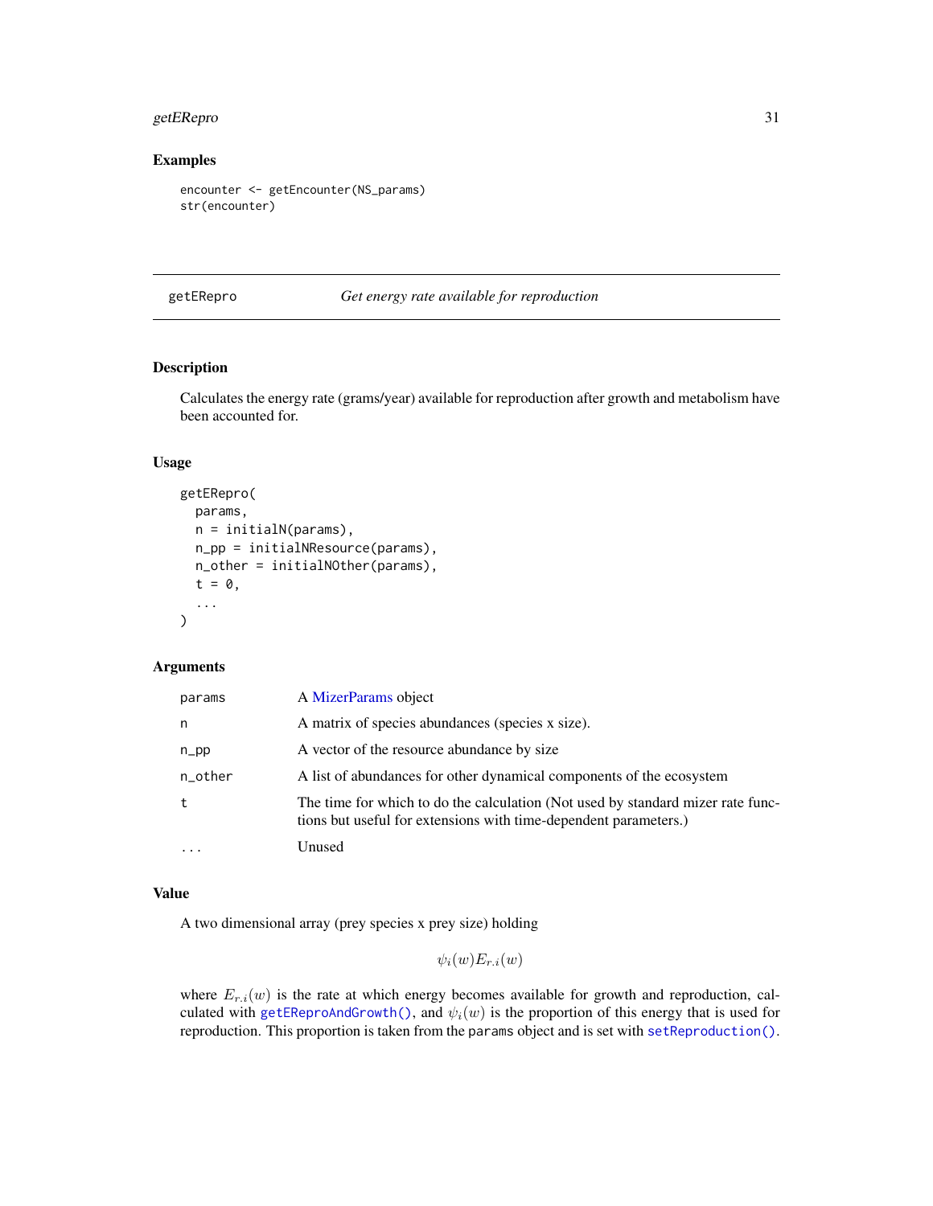## Examples

```
encounter <- getEncounter(NS_params)
str(encounter)
```

---

# getERepro *Get energy rate available for reproduction*

---

### Description

Calculates the energy rate (grams/year) available for reproduction after growth and metabolism have been accounted for.

### Usage

```
getERepro(
  params,
  n = initialN(params),
  n_pp = initialNResource(params),
  n_other = initialNOther(params),
  t = 0,
  ...
)
```

### Arguments

| | |
|---|---|
| params | A MizerParams object |
| n | A matrix of species abundances (species x size). |
| n_pp | A vector of the resource abundance by size |
| n_other | A list of abundances for other dynamical components of the ecosystem |
| t | The time for which to do the calculation (Not used by standard mizer rate functions but useful for extensions with time-dependent parameters.) |
| ... | Unused |

### Value

A two dimensional array (prey species x prey size) holding

$$\psi_i(w)E_{r.i}(w)$$

where $E_{r.i}(w)$ is the rate at which energy becomes available for growth and reproduction, calculated with `getEReproAndGrowth()`, and $\psi_i(w)$ is the proportion of this energy that is used for reproduction. This proportion is taken from the `params` object and is set with `setReproduction()`.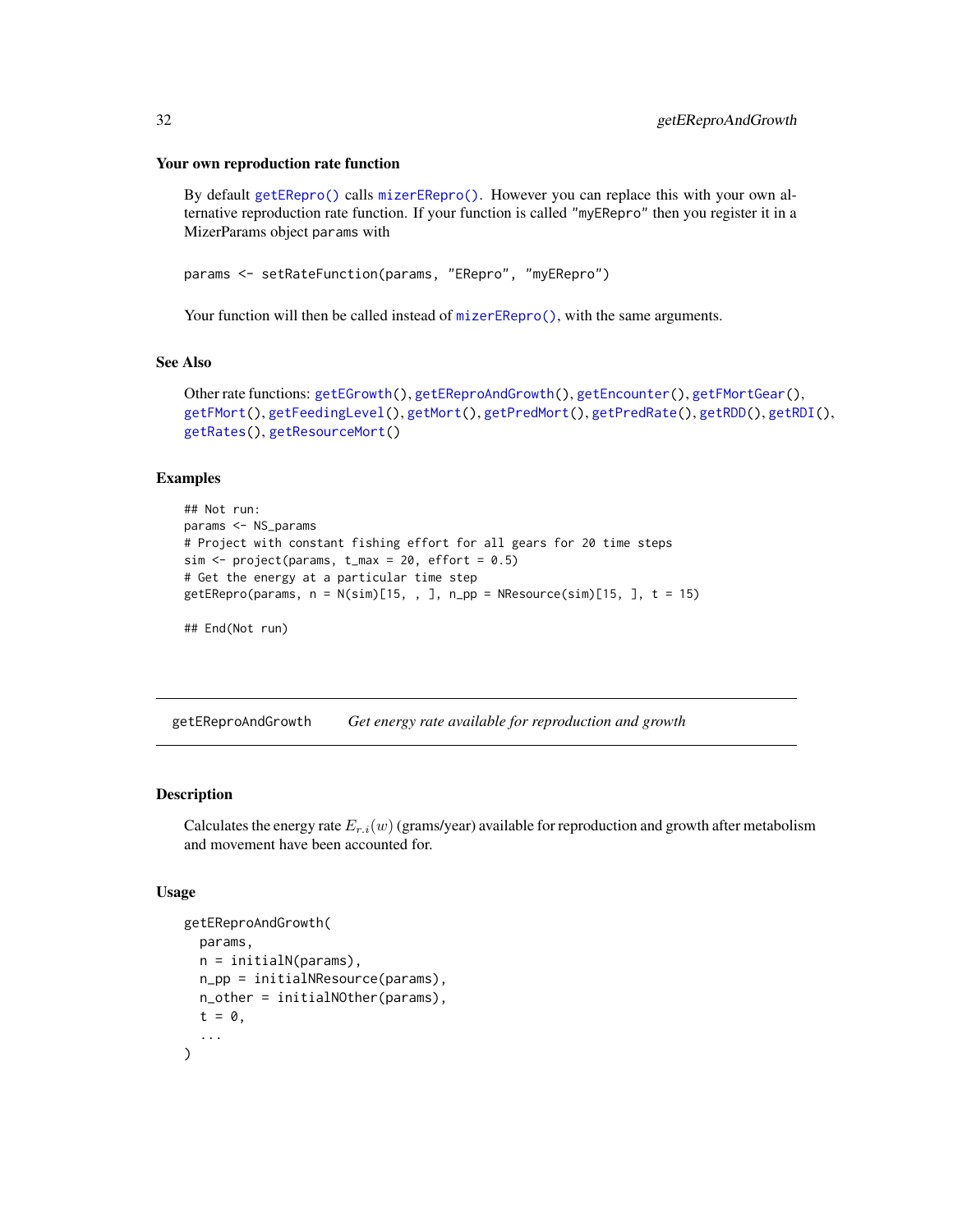### Your own reproduction rate function

By default getERepro() calls mizerERepro(). However you can replace this with your own alternative reproduction rate function. If your function is called "myERepro" then you register it in a MizerParams object params with

```
params <- setRateFunction(params, "ERepro", "myERepro")
```

Your function will then be called instead of mizerERepro(), with the same arguments.

### See Also

Other rate functions: getEGrowth(), getEReproAndGrowth(), getEncounter(), getFMortGear(), getFMort(), getFeedingLevel(), getMort(), getPredMort(), getPredRate(), getRDD(), getRDI(), getRates(), getResourceMort()

### Examples

```
## Not run:
params <- NS_params
# Project with constant fishing effort for all gears for 20 time steps
sim <- project(params, t_max = 20, effort = 0.5)
# Get the energy at a particular time step
getERepro(params, n = N(sim)[15, , ], n_pp = NResource(sim)[15, ], t = 15)

## End(Not run)
```

---

## getEReproAndGrowth    *Get energy rate available for reproduction and growth*

### Description

Calculates the energy rate $E_{r.i}(w)$ (grams/year) available for reproduction and growth after metabolism and movement have been accounted for.

### Usage

```
getEReproAndGrowth(
  params,
  n = initialN(params),
  n_pp = initialNResource(params),
  n_other = initialNOther(params),
  t = 0,
  ...
)
```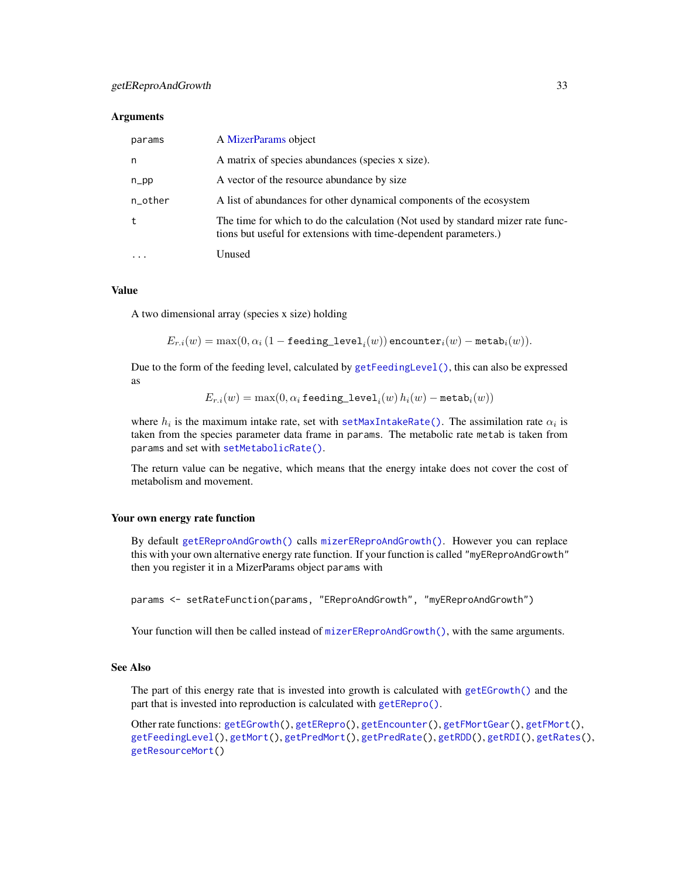### Arguments

| | |
|---|---|
| params | A MizerParams object |
| n | A matrix of species abundances (species x size). |
| n_pp | A vector of the resource abundance by size |
| n_other | A list of abundances for other dynamical components of the ecosystem |
| t | The time for which to do the calculation (Not used by standard mizer rate functions but useful for extensions with time-dependent parameters.) |
| ... | Unused |

### Value

A two dimensional array (species x size) holding

$$E_{r.i}(w) = \max(0, \alpha_i\,(1 - \mathtt{feeding\_level}_i(w))\,\mathtt{encounter}_i(w) - \mathtt{metab}_i(w)).$$

Due to the form of the feeding level, calculated by `getFeedingLevel()`, this can also be expressed as

$$E_{r.i}(w) = \max(0, \alpha_i\,\mathtt{feeding\_level}_i(w)\,h_i(w) - \mathtt{metab}_i(w))$$

where $h_i$ is the maximum intake rate, set with `setMaxIntakeRate()`. The assimilation rate $\alpha_i$ is taken from the species parameter data frame in `params`. The metabolic rate `metab` is taken from `params` and set with `setMetabolicRate()`.

The return value can be negative, which means that the energy intake does not cover the cost of metabolism and movement.

### Your own energy rate function

By default `getEReproAndGrowth()` calls `mizerEReproAndGrowth()`. However you can replace this with your own alternative energy rate function. If your function is called "myEReproAndGrowth" then you register it in a MizerParams object `params` with

```
params <- setRateFunction(params, "EReproAndGrowth", "myEReproAndGrowth")
```

Your function will then be called instead of `mizerEReproAndGrowth()`, with the same arguments.

### See Also

The part of this energy rate that is invested into growth is calculated with `getEGrowth()` and the part that is invested into reproduction is calculated with `getERepro()`.

Other rate functions: `getEGrowth()`, `getERepro()`, `getEncounter()`, `getFMortGear()`, `getFMort()`, `getFeedingLevel()`, `getMort()`, `getPredMort()`, `getPredRate()`, `getRDD()`, `getRDI()`, `getRates()`, `getResourceMort()`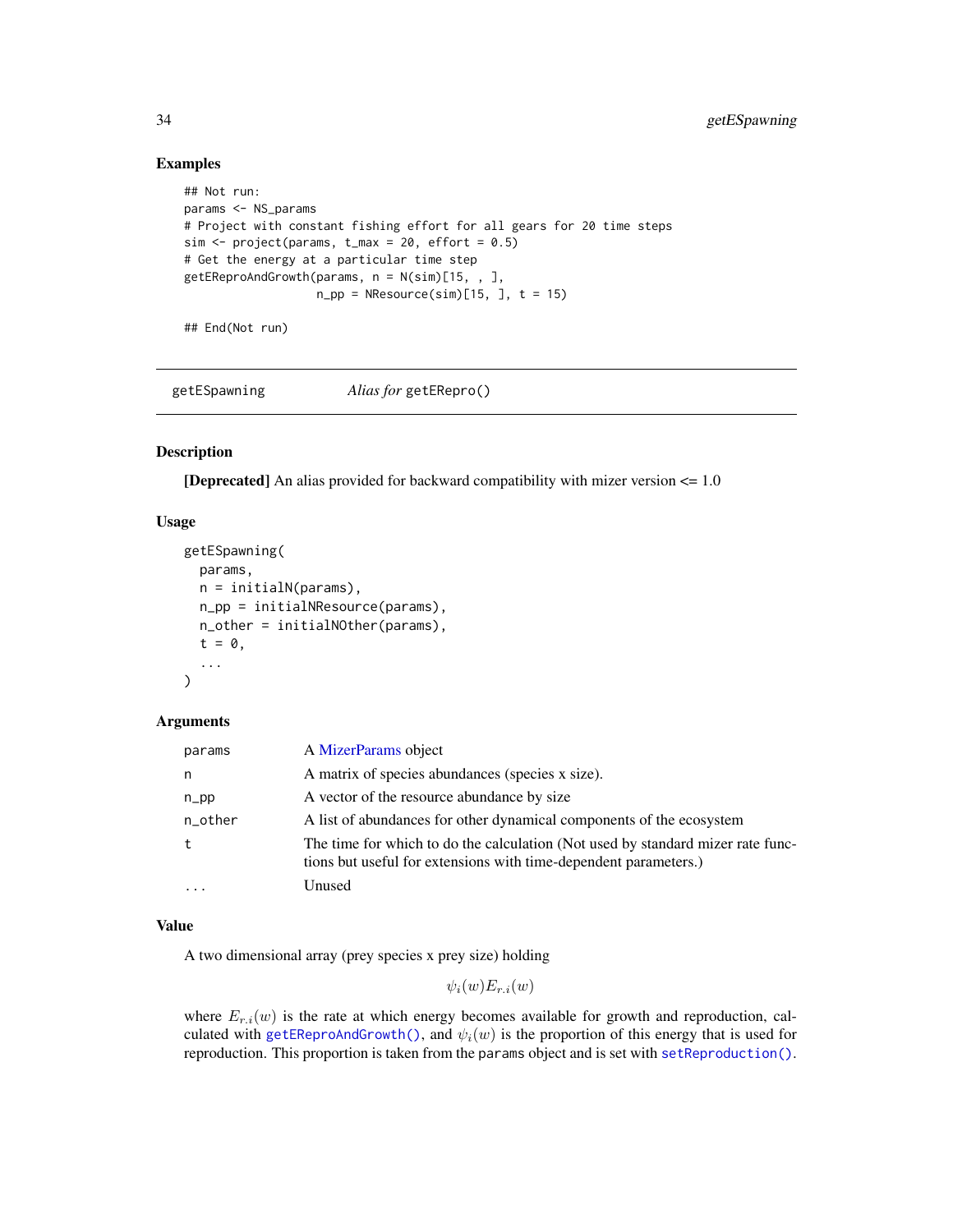### Examples

```
## Not run:
params <- NS_params
# Project with constant fishing effort for all gears for 20 time steps
sim <- project(params, t_max = 20, effort = 0.5)
# Get the energy at a particular time step
getEReproAndGrowth(params, n = N(sim)[15, , ],
                   n_pp = NResource(sim)[15, ], t = 15)

## End(Not run)
```

---

## getESpawning — *Alias for* `getERepro()`

### Description

**[Deprecated]** An alias provided for backward compatibility with mizer version <= 1.0

### Usage

```
getESpawning(
  params,
  n = initialN(params),
  n_pp = initialNResource(params),
  n_other = initialNOther(params),
  t = 0,
  ...
)
```

### Arguments

| | |
|---|---|
| `params` | A MizerParams object |
| `n` | A matrix of species abundances (species x size). |
| `n_pp` | A vector of the resource abundance by size |
| `n_other` | A list of abundances for other dynamical components of the ecosystem |
| `t` | The time for which to do the calculation (Not used by standard mizer rate functions but useful for extensions with time-dependent parameters.) |
| `...` | Unused |

### Value

A two dimensional array (prey species x prey size) holding

$$\psi_i(w)E_{r.i}(w)$$

where $E_{r.i}(w)$ is the rate at which energy becomes available for growth and reproduction, calculated with `getEReproAndGrowth()`, and $\psi_i(w)$ is the proportion of this energy that is used for reproduction. This proportion is taken from the `params` object and is set with `setReproduction()`.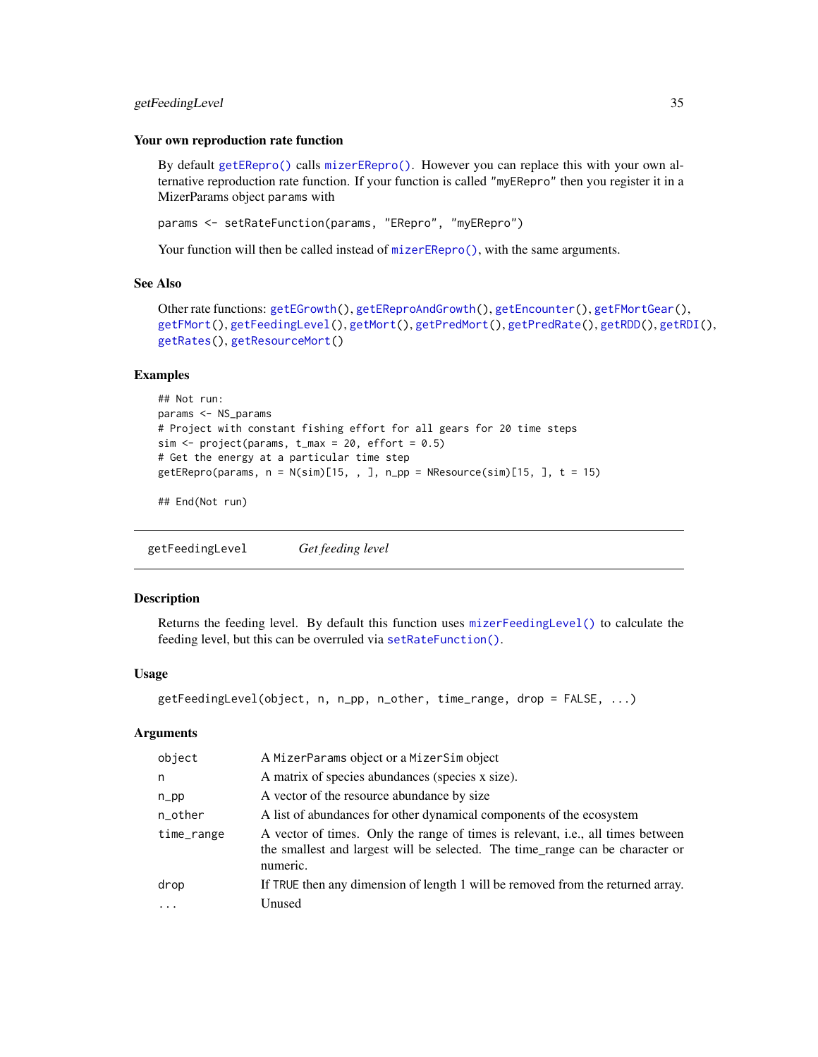### Your own reproduction rate function

By default getERepro() calls mizerERepro(). However you can replace this with your own alternative reproduction rate function. If your function is called "myERepro" then you register it in a MizerParams object params with

```
params <- setRateFunction(params, "ERepro", "myERepro")
```

Your function will then be called instead of mizerERepro(), with the same arguments.

### See Also

Other rate functions: getEGrowth(), getEReproAndGrowth(), getEncounter(), getFMortGear(), getFMort(), getFeedingLevel(), getMort(), getPredMort(), getPredRate(), getRDD(), getRDI(), getRates(), getResourceMort()

### Examples

```
## Not run:
params <- NS_params
# Project with constant fishing effort for all gears for 20 time steps
sim <- project(params, t_max = 20, effort = 0.5)
# Get the energy at a particular time step
getERepro(params, n = N(sim)[15, , ], n_pp = NResource(sim)[15, ], t = 15)

## End(Not run)
```

---

## getFeedingLevel *Get feeding level*

### Description

Returns the feeding level. By default this function uses mizerFeedingLevel() to calculate the feeding level, but this can be overruled via setRateFunction().

### Usage

```
getFeedingLevel(object, n, n_pp, n_other, time_range, drop = FALSE, ...)
```

### Arguments

| | |
|---|---|
| object | A MizerParams object or a MizerSim object |
| n | A matrix of species abundances (species x size). |
| n_pp | A vector of the resource abundance by size |
| n_other | A list of abundances for other dynamical components of the ecosystem |
| time_range | A vector of times. Only the range of times is relevant, i.e., all times between the smallest and largest will be selected. The time_range can be character or numeric. |
| drop | If TRUE then any dimension of length 1 will be removed from the returned array. |
| ... | Unused |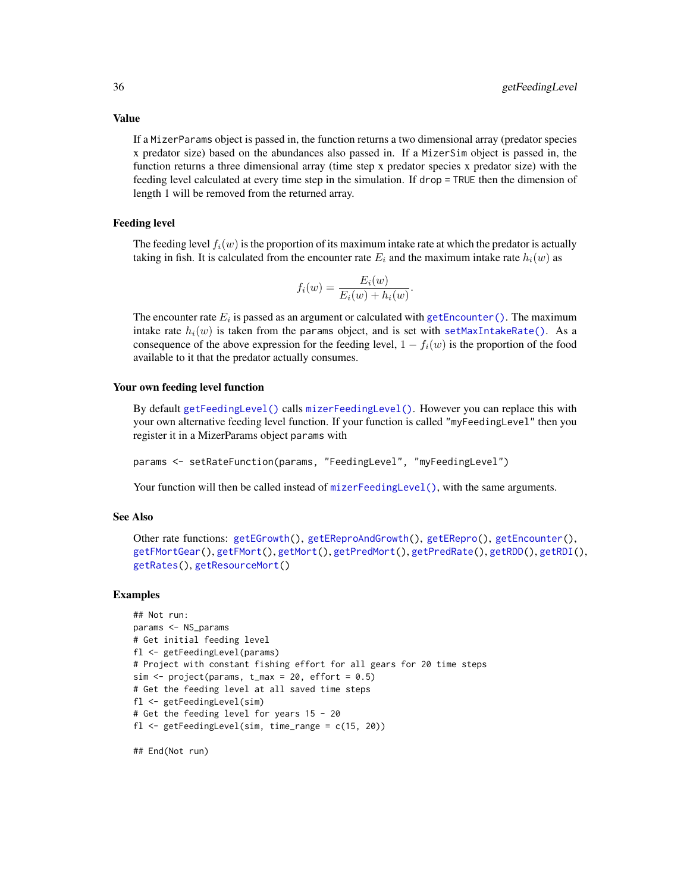### Value

If a MizerParams object is passed in, the function returns a two dimensional array (predator species x predator size) based on the abundances also passed in. If a MizerSim object is passed in, the function returns a three dimensional array (time step x predator species x predator size) with the feeding level calculated at every time step in the simulation. If drop = TRUE then the dimension of length 1 will be removed from the returned array.

### Feeding level

The feeding level $f_i(w)$ is the proportion of its maximum intake rate at which the predator is actually taking in fish. It is calculated from the encounter rate $E_i$ and the maximum intake rate $h_i(w)$ as

$$f_i(w) = \frac{E_i(w)}{E_i(w) + h_i(w)}.$$

The encounter rate $E_i$ is passed as an argument or calculated with getEncounter(). The maximum intake rate $h_i(w)$ is taken from the params object, and is set with setMaxIntakeRate(). As a consequence of the above expression for the feeding level, $1 - f_i(w)$ is the proportion of the food available to it that the predator actually consumes.

### Your own feeding level function

By default getFeedingLevel() calls mizerFeedingLevel(). However you can replace this with your own alternative feeding level function. If your function is called "myFeedingLevel" then you register it in a MizerParams object params with

```
params <- setRateFunction(params, "FeedingLevel", "myFeedingLevel")
```

Your function will then be called instead of mizerFeedingLevel(), with the same arguments.

### See Also

Other rate functions: getEGrowth(), getEReproAndGrowth(), getERepro(), getEncounter(), getFMortGear(), getFMort(), getMort(), getPredMort(), getPredRate(), getRDD(), getRDI(), getRates(), getResourceMort()

### Examples

```
## Not run:
params <- NS_params
# Get initial feeding level
fl <- getFeedingLevel(params)
# Project with constant fishing effort for all gears for 20 time steps
sim <- project(params, t_max = 20, effort = 0.5)
# Get the feeding level at all saved time steps
fl <- getFeedingLevel(sim)
# Get the feeding level for years 15 - 20
fl <- getFeedingLevel(sim, time_range = c(15, 20))

## End(Not run)
```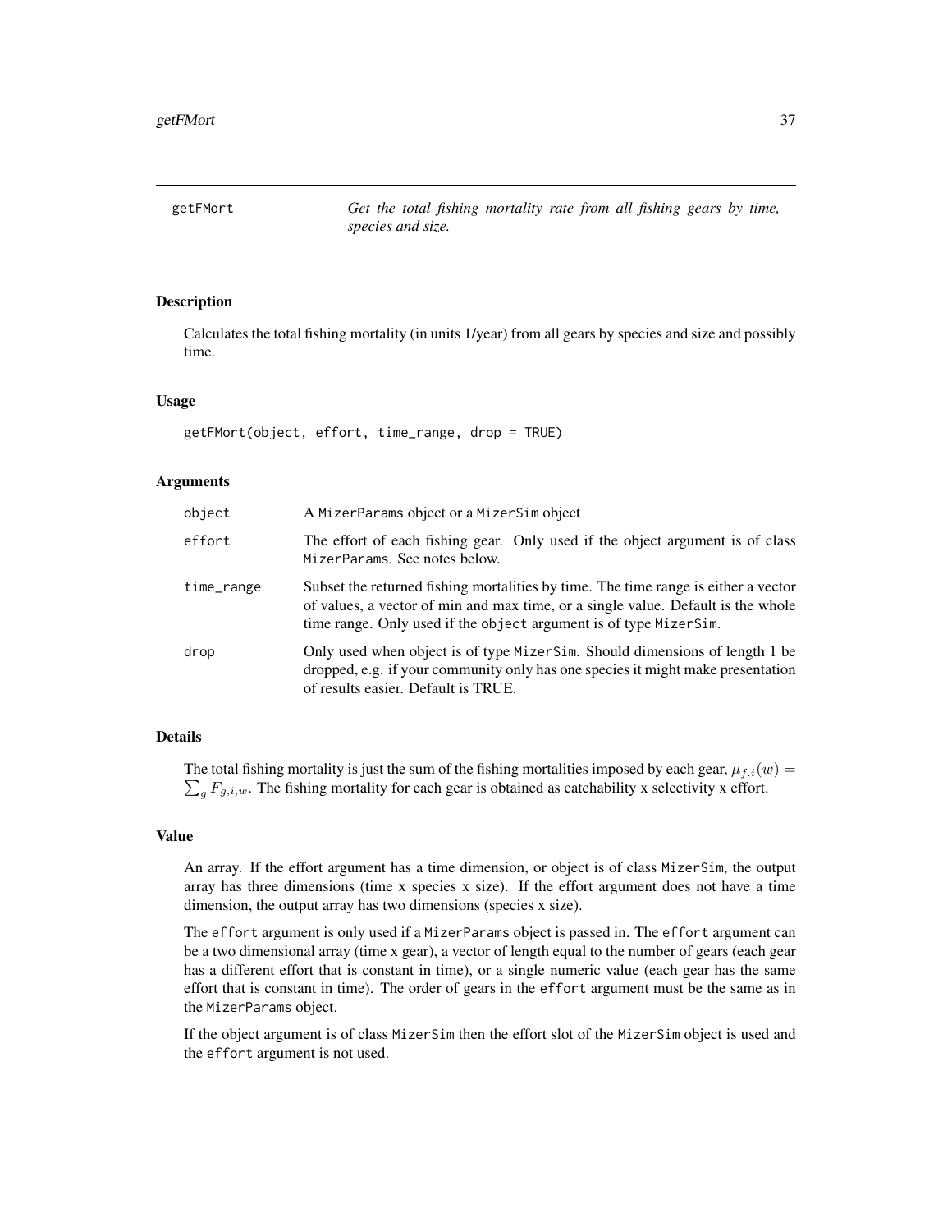# getFMort

*Get the total fishing mortality rate from all fishing gears by time, species and size.*

## Description

Calculates the total fishing mortality (in units 1/year) from all gears by species and size and possibly time.

## Usage

```
getFMort(object, effort, time_range, drop = TRUE)
```

## Arguments

| | |
|---|---|
| object | A MizerParams object or a MizerSim object |
| effort | The effort of each fishing gear. Only used if the object argument is of class MizerParams. See notes below. |
| time_range | Subset the returned fishing mortalities by time. The time range is either a vector of values, a vector of min and max time, or a single value. Default is the whole time range. Only used if the object argument is of type MizerSim. |
| drop | Only used when object is of type MizerSim. Should dimensions of length 1 be dropped, e.g. if your community only has one species it might make presentation of results easier. Default is TRUE. |

## Details

The total fishing mortality is just the sum of the fishing mortalities imposed by each gear, $\mu_{f.i}(w) = \sum_g F_{g,i,w}$. The fishing mortality for each gear is obtained as catchability x selectivity x effort.

## Value

An array. If the effort argument has a time dimension, or object is of class MizerSim, the output array has three dimensions (time x species x size). If the effort argument does not have a time dimension, the output array has two dimensions (species x size).

The effort argument is only used if a MizerParams object is passed in. The effort argument can be a two dimensional array (time x gear), a vector of length equal to the number of gears (each gear has a different effort that is constant in time), or a single numeric value (each gear has the same effort that is constant in time). The order of gears in the effort argument must be the same as in the MizerParams object.

If the object argument is of class MizerSim then the effort slot of the MizerSim object is used and the effort argument is not used.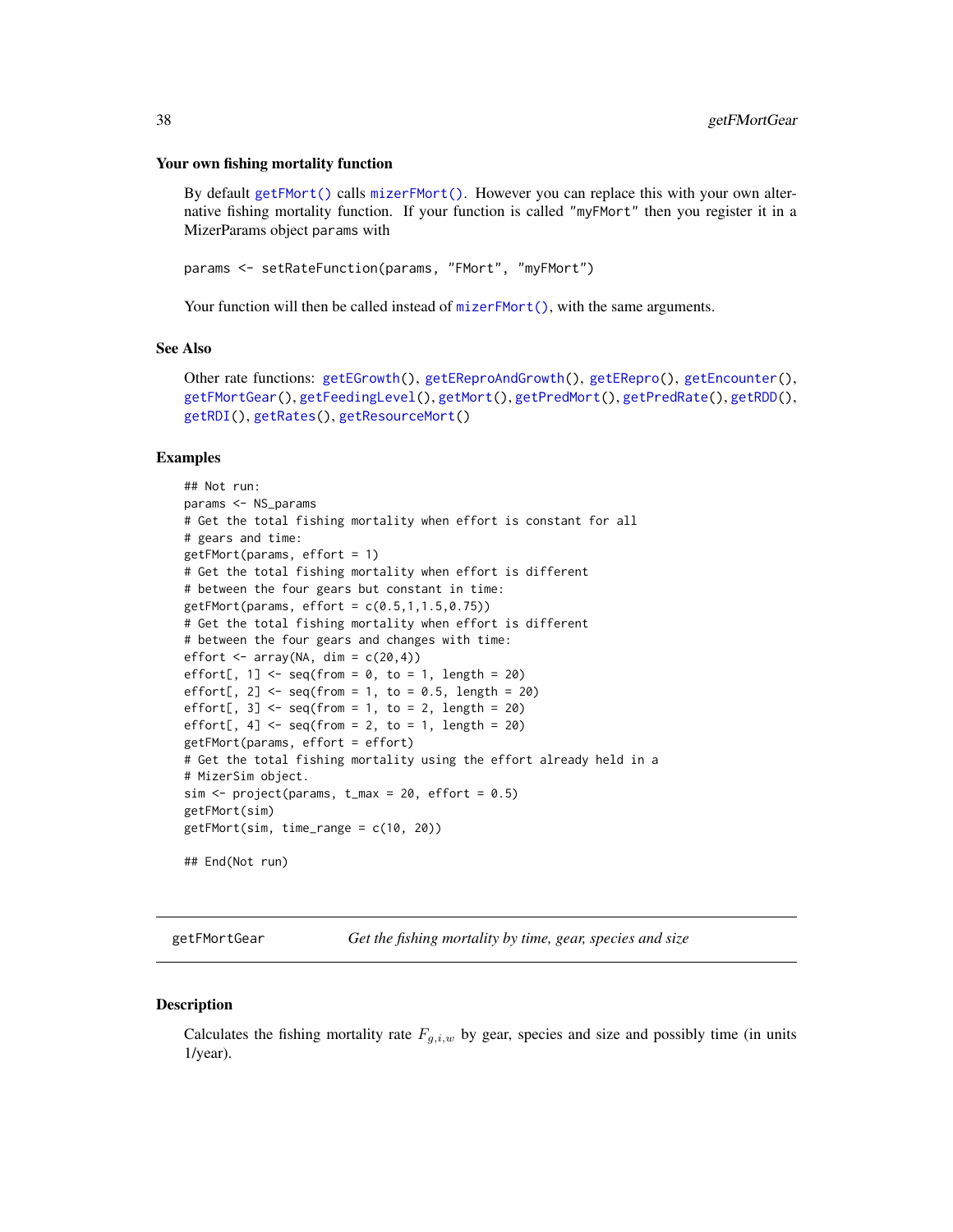### Your own fishing mortality function

By default `getFMort()` calls `mizerFMort()`. However you can replace this with your own alternative fishing mortality function. If your function is called "myFMort" then you register it in a MizerParams object params with

```
params <- setRateFunction(params, "FMort", "myFMort")
```

Your function will then be called instead of `mizerFMort()`, with the same arguments.

### See Also

Other rate functions: `getEGrowth()`, `getEReproAndGrowth()`, `getERepro()`, `getEncounter()`, `getFMortGear()`, `getFeedingLevel()`, `getMort()`, `getPredMort()`, `getPredRate()`, `getRDD()`, `getRDI()`, `getRates()`, `getResourceMort()`

### Examples

```
## Not run:
params <- NS_params
# Get the total fishing mortality when effort is constant for all
# gears and time:
getFMort(params, effort = 1)
# Get the total fishing mortality when effort is different
# between the four gears but constant in time:
getFMort(params, effort = c(0.5,1,1.5,0.75))
# Get the total fishing mortality when effort is different
# between the four gears and changes with time:
effort <- array(NA, dim = c(20,4))
effort[, 1] <- seq(from = 0, to = 1, length = 20)
effort[, 2] <- seq(from = 1, to = 0.5, length = 20)
effort[, 3] <- seq(from = 1, to = 2, length = 20)
effort[, 4] <- seq(from = 2, to = 1, length = 20)
getFMort(params, effort = effort)
# Get the total fishing mortality using the effort already held in a
# MizerSim object.
sim <- project(params, t_max = 20, effort = 0.5)
getFMort(sim)
getFMort(sim, time_range = c(10, 20))

## End(Not run)
```

---

## getFMortGear — *Get the fishing mortality by time, gear, species and size*

---

### Description

Calculates the fishing mortality rate $F_{g,i,w}$ by gear, species and size and possibly time (in units 1/year).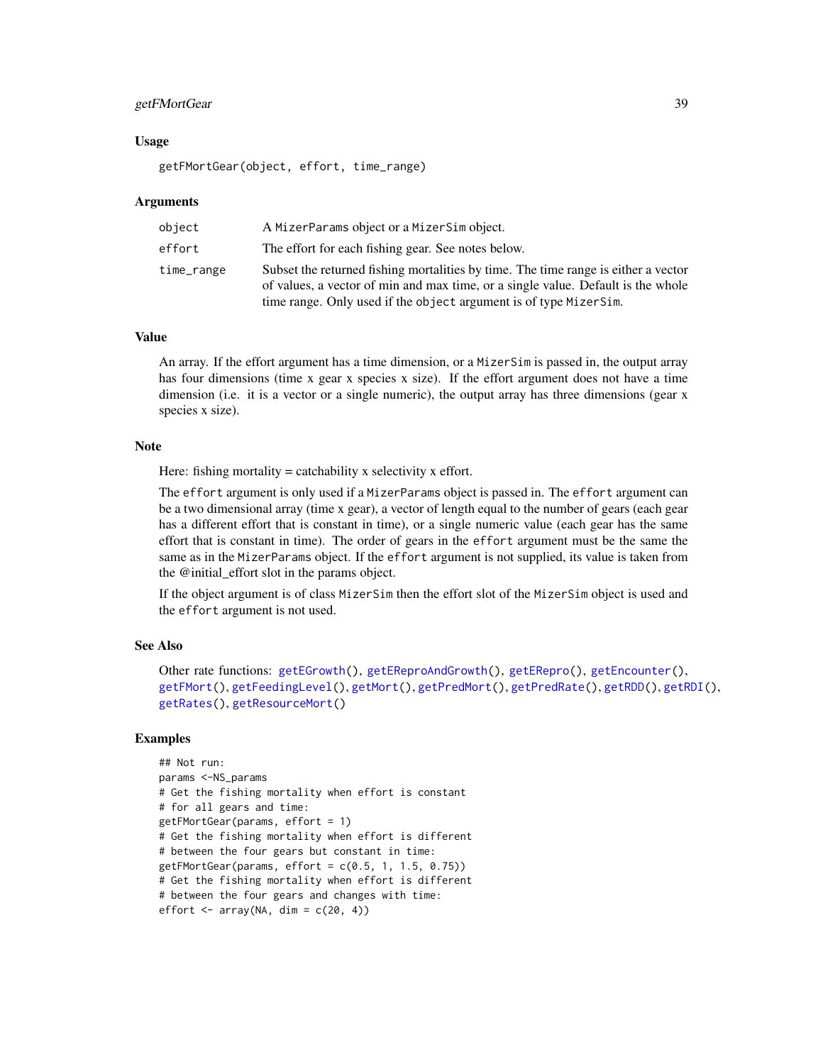## Usage

```
getFMortGear(object, effort, time_range)
```

## Arguments

| | |
|---|---|
| object | A MizerParams object or a MizerSim object. |
| effort | The effort for each fishing gear. See notes below. |
| time_range | Subset the returned fishing mortalities by time. The time range is either a vector of values, a vector of min and max time, or a single value. Default is the whole time range. Only used if the object argument is of type MizerSim. |

## Value

An array. If the effort argument has a time dimension, or a MizerSim is passed in, the output array has four dimensions (time x gear x species x size). If the effort argument does not have a time dimension (i.e. it is a vector or a single numeric), the output array has three dimensions (gear x species x size).

## Note

Here: fishing mortality = catchability x selectivity x effort.

The effort argument is only used if a MizerParams object is passed in. The effort argument can be a two dimensional array (time x gear), a vector of length equal to the number of gears (each gear has a different effort that is constant in time), or a single numeric value (each gear has the same effort that is constant in time). The order of gears in the effort argument must be the same the same as in the MizerParams object. If the effort argument is not supplied, its value is taken from the @initial_effort slot in the params object.

If the object argument is of class MizerSim then the effort slot of the MizerSim object is used and the effort argument is not used.

## See Also

Other rate functions: getEGrowth(), getEReproAndGrowth(), getERepro(), getEncounter(), getFMort(), getFeedingLevel(), getMort(), getPredMort(), getPredRate(), getRDD(), getRDI(), getRates(), getResourceMort()

## Examples

```
## Not run:
params <-NS_params
# Get the fishing mortality when effort is constant
# for all gears and time:
getFMortGear(params, effort = 1)
# Get the fishing mortality when effort is different
# between the four gears but constant in time:
getFMortGear(params, effort = c(0.5, 1, 1.5, 0.75))
# Get the fishing mortality when effort is different
# between the four gears and changes with time:
effort <- array(NA, dim = c(20, 4))
```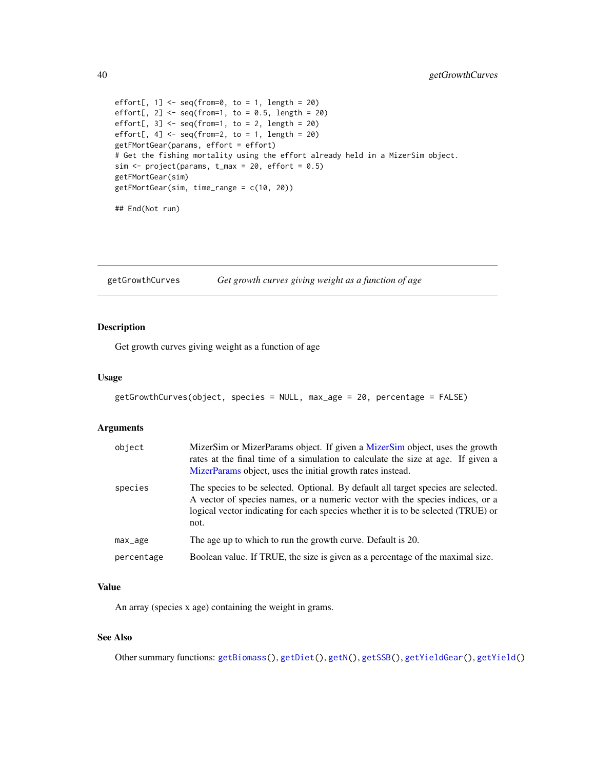```
effort[, 1] <- seq(from=0, to = 1, length = 20)
effort[, 2] <- seq(from=1, to = 0.5, length = 20)
effort[, 3] <- seq(from=1, to = 2, length = 20)
effort[, 4] <- seq(from=2, to = 1, length = 20)
getFMortGear(params, effort = effort)
# Get the fishing mortality using the effort already held in a MizerSim object.
sim <- project(params, t_max = 20, effort = 0.5)
getFMortGear(sim)
getFMortGear(sim, time_range = c(10, 20))

## End(Not run)
```

---

## getGrowthCurves — *Get growth curves giving weight as a function of age*

### Description

Get growth curves giving weight as a function of age

### Usage

```
getGrowthCurves(object, species = NULL, max_age = 20, percentage = FALSE)
```

### Arguments

| | |
|---|---|
| `object` | MizerSim or MizerParams object. If given a MizerSim object, uses the growth rates at the final time of a simulation to calculate the size at age. If given a MizerParams object, uses the initial growth rates instead. |
| `species` | The species to be selected. Optional. By default all target species are selected. A vector of species names, or a numeric vector with the species indices, or a logical vector indicating for each species whether it is to be selected (TRUE) or not. |
| `max_age` | The age up to which to run the growth curve. Default is 20. |
| `percentage` | Boolean value. If TRUE, the size is given as a percentage of the maximal size. |

### Value

An array (species x age) containing the weight in grams.

### See Also

Other summary functions: `getBiomass()`, `getDiet()`, `getN()`, `getSSB()`, `getYieldGear()`, `getYield()`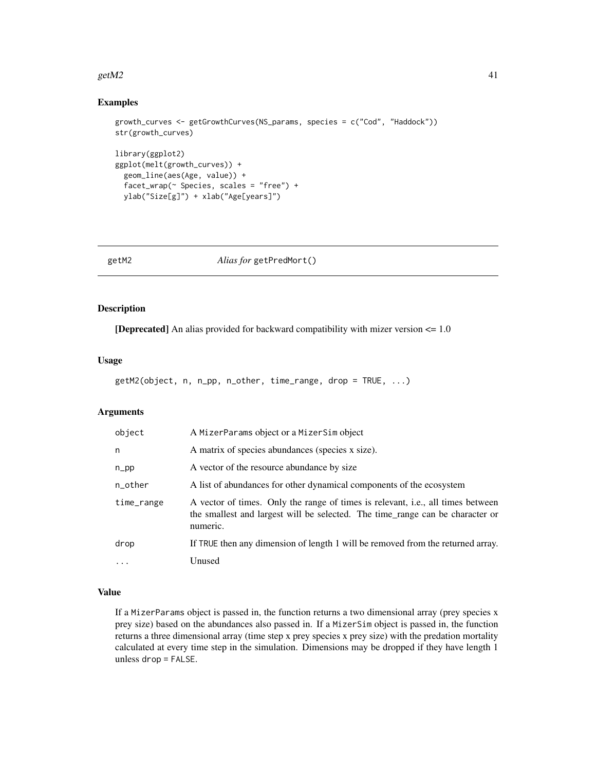## Examples

```
growth_curves <- getGrowthCurves(NS_params, species = c("Cod", "Haddock"))
str(growth_curves)

library(ggplot2)
ggplot(melt(growth_curves)) +
  geom_line(aes(Age, value)) +
  facet_wrap(~ Species, scales = "free") +
  ylab("Size[g]") + xlab("Age[years]")
```

---

# getM2 — *Alias for* `getPredMort()`

---

## Description

**[Deprecated]** An alias provided for backward compatibility with mizer version <= 1.0

## Usage

```
getM2(object, n, n_pp, n_other, time_range, drop = TRUE, ...)
```

## Arguments

| | |
|---|---|
| object | A MizerParams object or a MizerSim object |
| n | A matrix of species abundances (species x size). |
| n_pp | A vector of the resource abundance by size |
| n_other | A list of abundances for other dynamical components of the ecosystem |
| time_range | A vector of times. Only the range of times is relevant, i.e., all times between the smallest and largest will be selected. The time_range can be character or numeric. |
| drop | If TRUE then any dimension of length 1 will be removed from the returned array. |
| ... | Unused |

## Value

If a MizerParams object is passed in, the function returns a two dimensional array (prey species x prey size) based on the abundances also passed in. If a MizerSim object is passed in, the function returns a three dimensional array (time step x prey species x prey size) with the predation mortality calculated at every time step in the simulation. Dimensions may be dropped if they have length 1 unless drop = FALSE.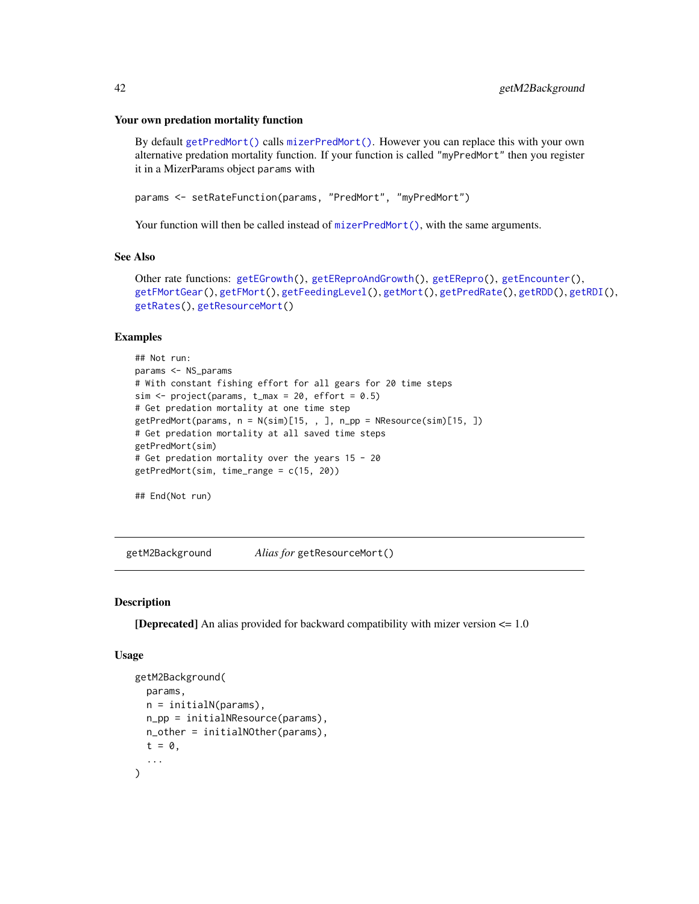### Your own predation mortality function

By default `getPredMort()` calls `mizerPredMort()`. However you can replace this with your own alternative predation mortality function. If your function is called "myPredMort" then you register it in a MizerParams object `params` with

```
params <- setRateFunction(params, "PredMort", "myPredMort")
```

Your function will then be called instead of `mizerPredMort()`, with the same arguments.

### See Also

Other rate functions: `getEGrowth()`, `getEReproAndGrowth()`, `getERepro()`, `getEncounter()`, `getFMortGear()`, `getFMort()`, `getFeedingLevel()`, `getMort()`, `getPredRate()`, `getRDD()`, `getRDI()`, `getRates()`, `getResourceMort()`

### Examples

```
## Not run:
params <- NS_params
# With constant fishing effort for all gears for 20 time steps
sim <- project(params, t_max = 20, effort = 0.5)
# Get predation mortality at one time step
getPredMort(params, n = N(sim)[15, , ], n_pp = NResource(sim)[15, ])
# Get predation mortality at all saved time steps
getPredMort(sim)
# Get predation mortality over the years 15 - 20
getPredMort(sim, time_range = c(15, 20))

## End(Not run)
```

---

## getM2Background    *Alias for* `getResourceMort()`

### Description

**[Deprecated]** An alias provided for backward compatibility with mizer version <= 1.0

### Usage

```
getM2Background(
  params,
  n = initialN(params),
  n_pp = initialNResource(params),
  n_other = initialNOther(params),
  t = 0,
  ...
)
```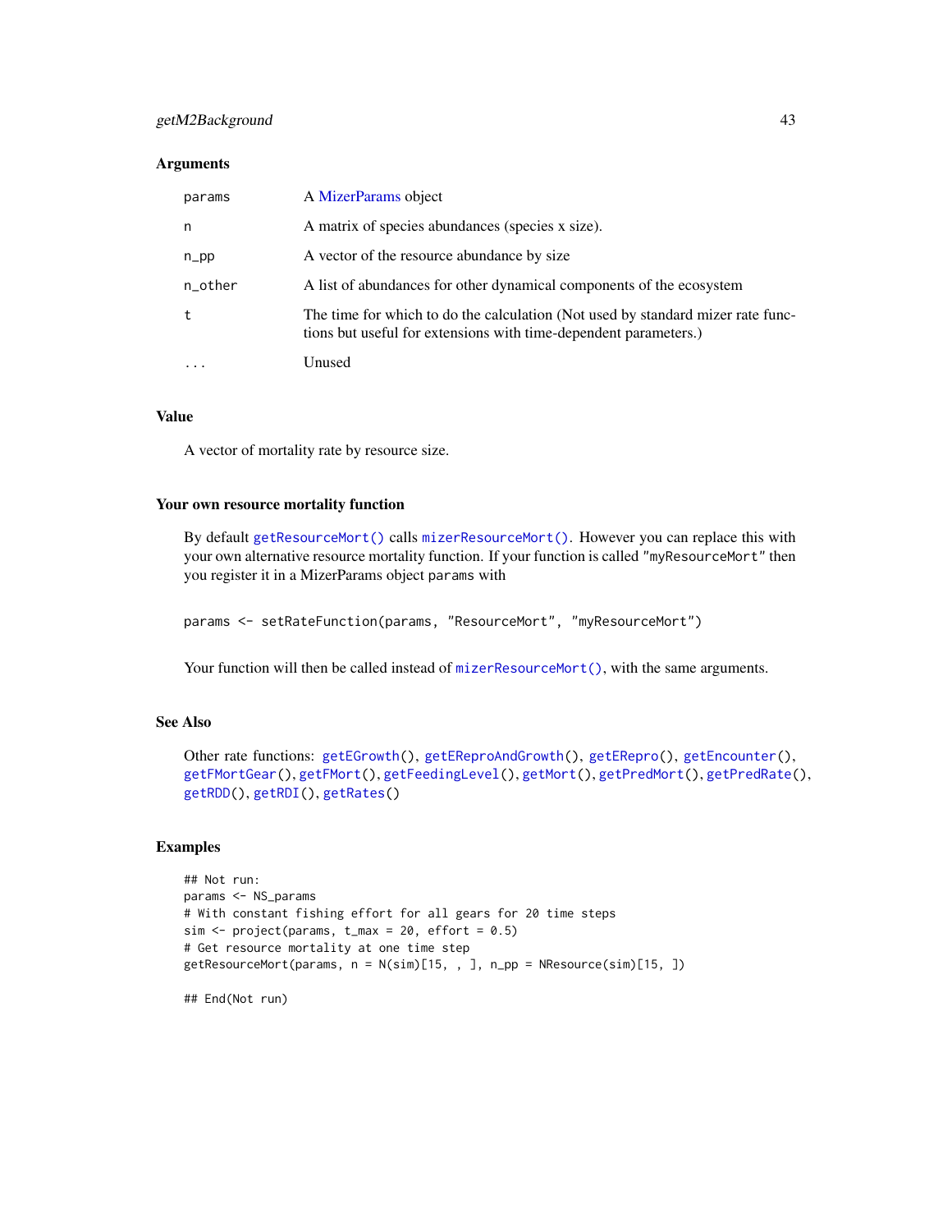### Arguments

| | |
|---|---|
| `params` | A MizerParams object |
| `n` | A matrix of species abundances (species x size). |
| `n_pp` | A vector of the resource abundance by size |
| `n_other` | A list of abundances for other dynamical components of the ecosystem |
| `t` | The time for which to do the calculation (Not used by standard mizer rate functions but useful for extensions with time-dependent parameters.) |
| `...` | Unused |

### Value

A vector of mortality rate by resource size.

### Your own resource mortality function

By default `getResourceMort()` calls `mizerResourceMort()`. However you can replace this with your own alternative resource mortality function. If your function is called `"myResourceMort"` then you register it in a MizerParams object `params` with

```
params <- setRateFunction(params, "ResourceMort", "myResourceMort")
```

Your function will then be called instead of `mizerResourceMort()`, with the same arguments.

### See Also

Other rate functions: `getEGrowth()`, `getEReproAndGrowth()`, `getERepro()`, `getEncounter()`, `getFMortGear()`, `getFMort()`, `getFeedingLevel()`, `getMort()`, `getPredMort()`, `getPredRate()`, `getRDD()`, `getRDI()`, `getRates()`

### Examples

```
## Not run:
params <- NS_params
# With constant fishing effort for all gears for 20 time steps
sim <- project(params, t_max = 20, effort = 0.5)
# Get resource mortality at one time step
getResourceMort(params, n = N(sim)[15, , ], n_pp = NResource(sim)[15, ])

## End(Not run)
```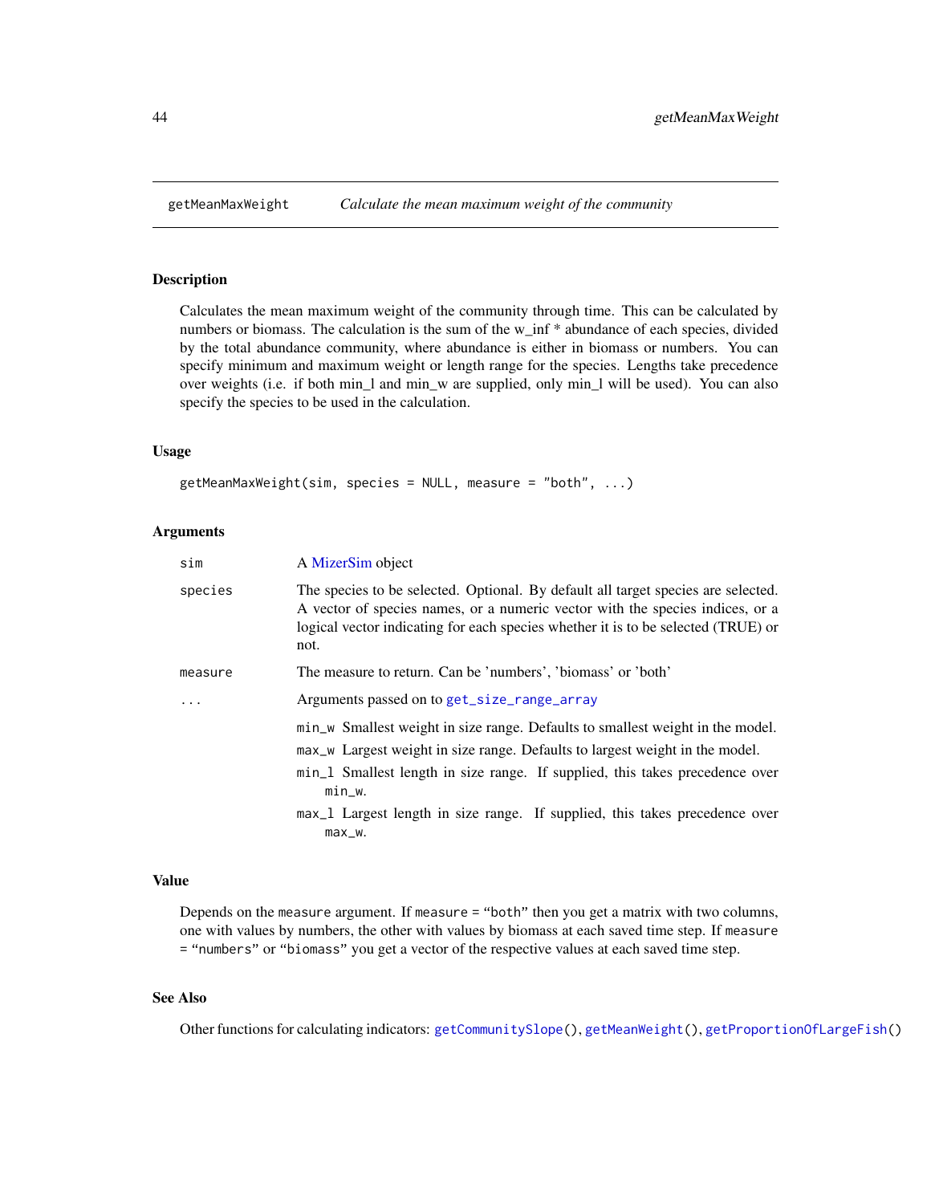## getMeanMaxWeight — *Calculate the mean maximum weight of the community*

### Description

Calculates the mean maximum weight of the community through time. This can be calculated by numbers or biomass. The calculation is the sum of the w_inf * abundance of each species, divided by the total abundance community, where abundance is either in biomass or numbers. You can specify minimum and maximum weight or length range for the species. Lengths take precedence over weights (i.e. if both min_l and min_w are supplied, only min_l will be used). You can also specify the species to be used in the calculation.

### Usage

```
getMeanMaxWeight(sim, species = NULL, measure = "both", ...)
```

### Arguments

| | |
|---|---|
| `sim` | A MizerSim object |
| `species` | The species to be selected. Optional. By default all target species are selected. A vector of species names, or a numeric vector with the species indices, or a logical vector indicating for each species whether it is to be selected (TRUE) or not. |
| `measure` | The measure to return. Can be 'numbers', 'biomass' or 'both' |
| `...` | Arguments passed on to `get_size_range_array`<br>`min_w` Smallest weight in size range. Defaults to smallest weight in the model.<br>`max_w` Largest weight in size range. Defaults to largest weight in the model.<br>`min_l` Smallest length in size range. If supplied, this takes precedence over `min_w`.<br>`max_l` Largest length in size range. If supplied, this takes precedence over `max_w`. |

### Value

Depends on the `measure` argument. If `measure` = "`both`" then you get a matrix with two columns, one with values by numbers, the other with values by biomass at each saved time step. If `measure` = "`numbers`" or "`biomass`" you get a vector of the respective values at each saved time step.

### See Also

Other functions for calculating indicators: `getCommunitySlope()`, `getMeanWeight()`, `getProportionOfLargeFish()`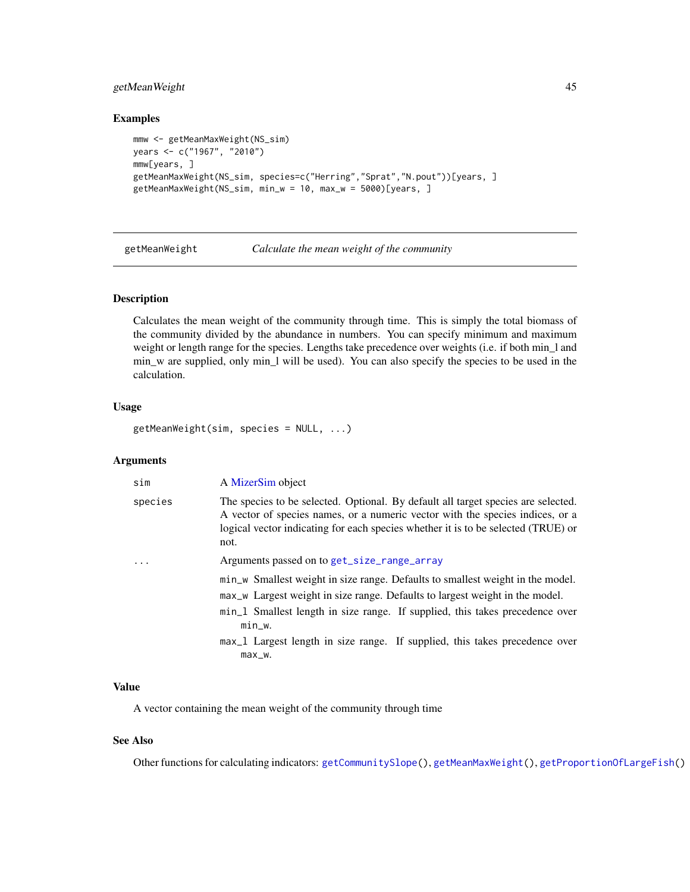### Examples

```
mmw <- getMeanMaxWeight(NS_sim)
years <- c("1967", "2010")
mmw[years, ]
getMeanMaxWeight(NS_sim, species=c("Herring","Sprat","N.pout"))[years, ]
getMeanMaxWeight(NS_sim, min_w = 10, max_w = 5000)[years, ]
```

---

## getMeanWeight *Calculate the mean weight of the community*

---

### Description

Calculates the mean weight of the community through time. This is simply the total biomass of the community divided by the abundance in numbers. You can specify minimum and maximum weight or length range for the species. Lengths take precedence over weights (i.e. if both min_l and min_w are supplied, only min_l will be used). You can also specify the species to be used in the calculation.

### Usage

```
getMeanWeight(sim, species = NULL, ...)
```

### Arguments

| | |
|---|---|
| `sim` | A MizerSim object |
| `species` | The species to be selected. Optional. By default all target species are selected. A vector of species names, or a numeric vector with the species indices, or a logical vector indicating for each species whether it is to be selected (TRUE) or not. |
| `...` | Arguments passed on to `get_size_range_array`<br>`min_w` Smallest weight in size range. Defaults to smallest weight in the model.<br>`max_w` Largest weight in size range. Defaults to largest weight in the model.<br>`min_l` Smallest length in size range. If supplied, this takes precedence over `min_w`.<br>`max_l` Largest length in size range. If supplied, this takes precedence over `max_w`. |

### Value

A vector containing the mean weight of the community through time

### See Also

Other functions for calculating indicators: `getCommunitySlope()`, `getMeanMaxWeight()`, `getProportionOfLargeFish()`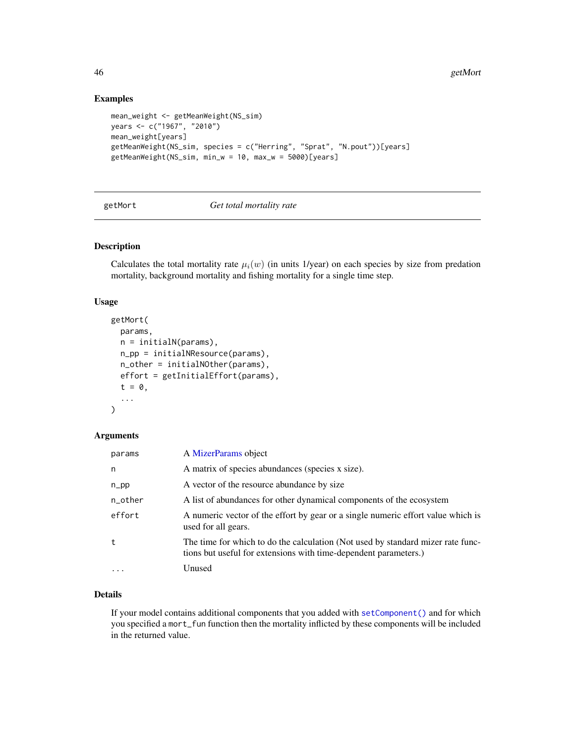### Examples

```
mean_weight <- getMeanWeight(NS_sim)
years <- c("1967", "2010")
mean_weight[years]
getMeanWeight(NS_sim, species = c("Herring", "Sprat", "N.pout"))[years]
getMeanWeight(NS_sim, min_w = 10, max_w = 5000)[years]
```

---

## getMort *Get total mortality rate*

---

### Description

Calculates the total mortality rate $\mu_i(w)$ (in units 1/year) on each species by size from predation mortality, background mortality and fishing mortality for a single time step.

### Usage

```
getMort(
  params,
  n = initialN(params),
  n_pp = initialNResource(params),
  n_other = initialNOther(params),
  effort = getInitialEffort(params),
  t = 0,
  ...
)
```

### Arguments

| | |
|---|---|
| params | A MizerParams object |
| n | A matrix of species abundances (species x size). |
| n_pp | A vector of the resource abundance by size |
| n_other | A list of abundances for other dynamical components of the ecosystem |
| effort | A numeric vector of the effort by gear or a single numeric effort value which is used for all gears. |
| t | The time for which to do the calculation (Not used by standard mizer rate functions but useful for extensions with time-dependent parameters.) |
| ... | Unused |

### Details

If your model contains additional components that you added with `setComponent()` and for which you specified a `mort_fun` function then the mortality inflicted by these components will be included in the returned value.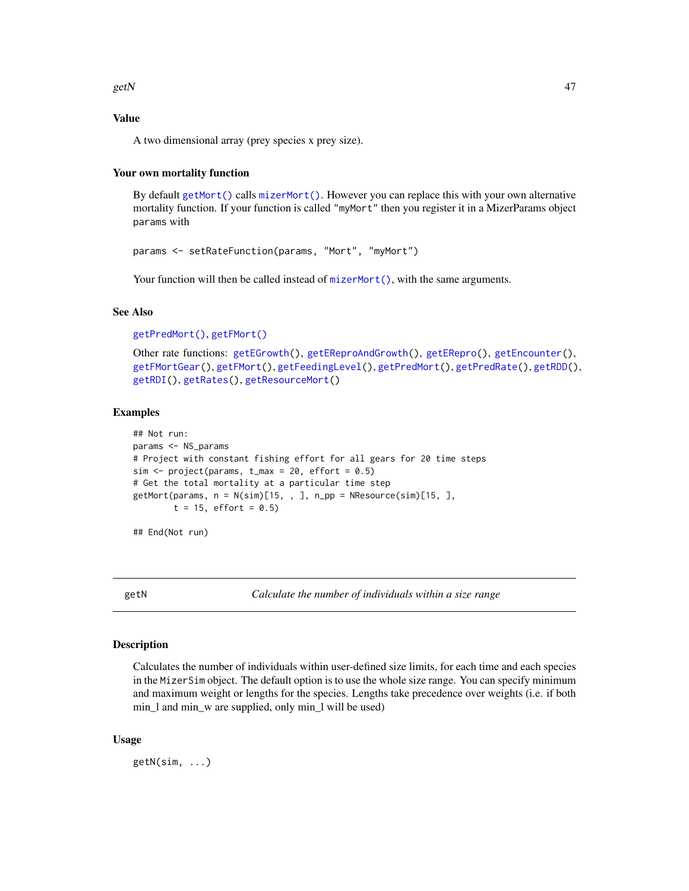### Value

A two dimensional array (prey species x prey size).

### Your own mortality function

By default getMort() calls mizerMort(). However you can replace this with your own alternative mortality function. If your function is called "myMort" then you register it in a MizerParams object params with

```
params <- setRateFunction(params, "Mort", "myMort")
```

Your function will then be called instead of mizerMort(), with the same arguments.

### See Also

getPredMort(), getFMort()

Other rate functions: getEGrowth(), getEReproAndGrowth(), getERepro(), getEncounter(), getFMortGear(), getFMort(), getFeedingLevel(), getPredMort(), getPredRate(), getRDD(), getRDI(), getRates(), getResourceMort()

### Examples

```
## Not run:
params <- NS_params
# Project with constant fishing effort for all gears for 20 time steps
sim <- project(params, t_max = 20, effort = 0.5)
# Get the total mortality at a particular time step
getMort(params, n = N(sim)[15, , ], n_pp = NResource(sim)[15, ],
        t = 15, effort = 0.5)

## End(Not run)
```

---

## getN — *Calculate the number of individuals within a size range*

### Description

Calculates the number of individuals within user-defined size limits, for each time and each species in the MizerSim object. The default option is to use the whole size range. You can specify minimum and maximum weight or lengths for the species. Lengths take precedence over weights (i.e. if both min_l and min_w are supplied, only min_l will be used)

### Usage

```
getN(sim, ...)
```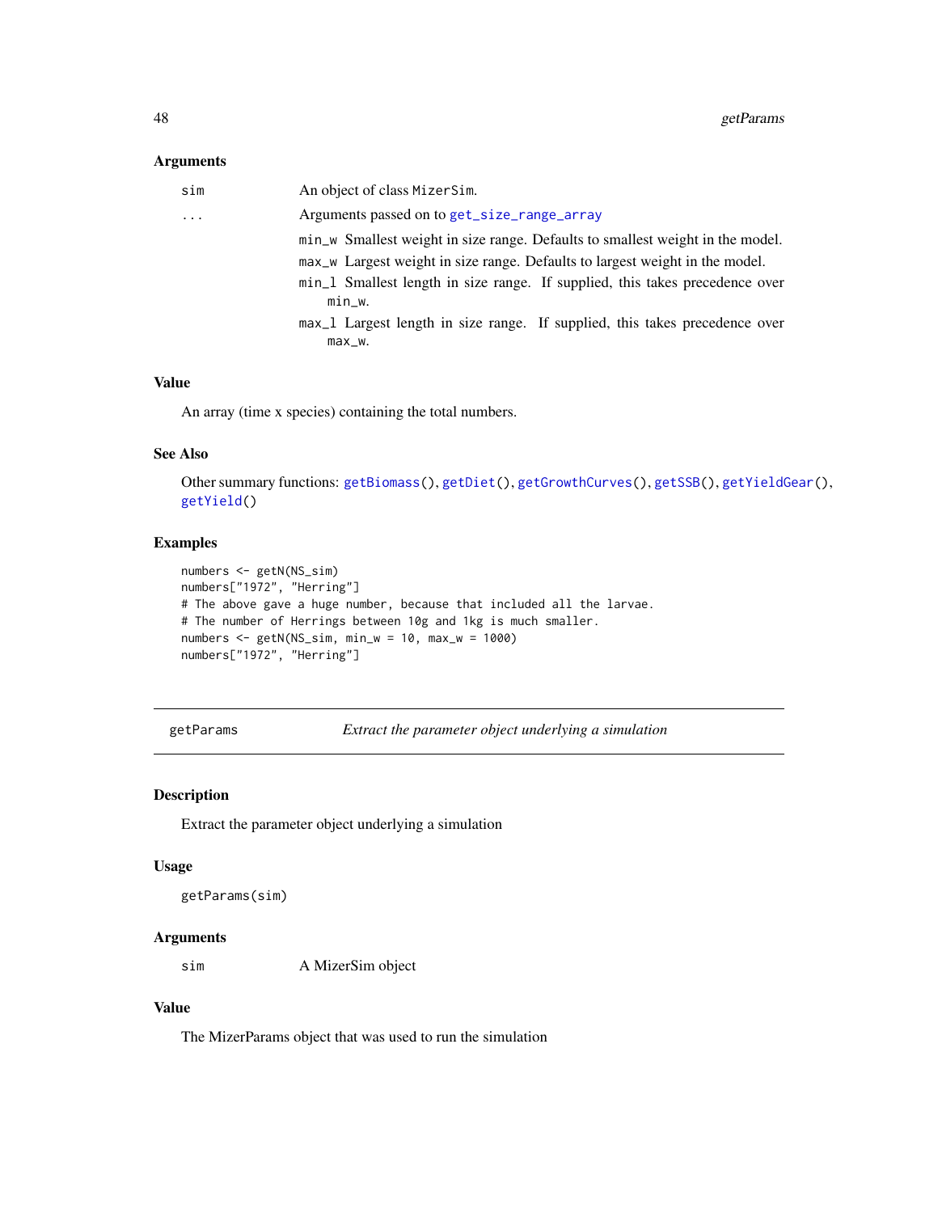### Arguments

| | |
|---|---|
| sim | An object of class MizerSim. |
| ... | Arguments passed on to get_size_range_array |
| | min_w Smallest weight in size range. Defaults to smallest weight in the model. |
| | max_w Largest weight in size range. Defaults to largest weight in the model. |
| | min_l Smallest length in size range. If supplied, this takes precedence over min_w. |
| | max_l Largest length in size range. If supplied, this takes precedence over max_w. |

### Value

An array (time x species) containing the total numbers.

### See Also

Other summary functions: getBiomass(), getDiet(), getGrowthCurves(), getSSB(), getYieldGear(), getYield()

### Examples

```
numbers <- getN(NS_sim)
numbers["1972", "Herring"]
# The above gave a huge number, because that included all the larvae.
# The number of Herrings between 10g and 1kg is much smaller.
numbers <- getN(NS_sim, min_w = 10, max_w = 1000)
numbers["1972", "Herring"]
```

---

## getParams — *Extract the parameter object underlying a simulation*

### Description

Extract the parameter object underlying a simulation

### Usage

```
getParams(sim)
```

### Arguments

| | |
|---|---|
| sim | A MizerSim object |

### Value

The MizerParams object that was used to run the simulation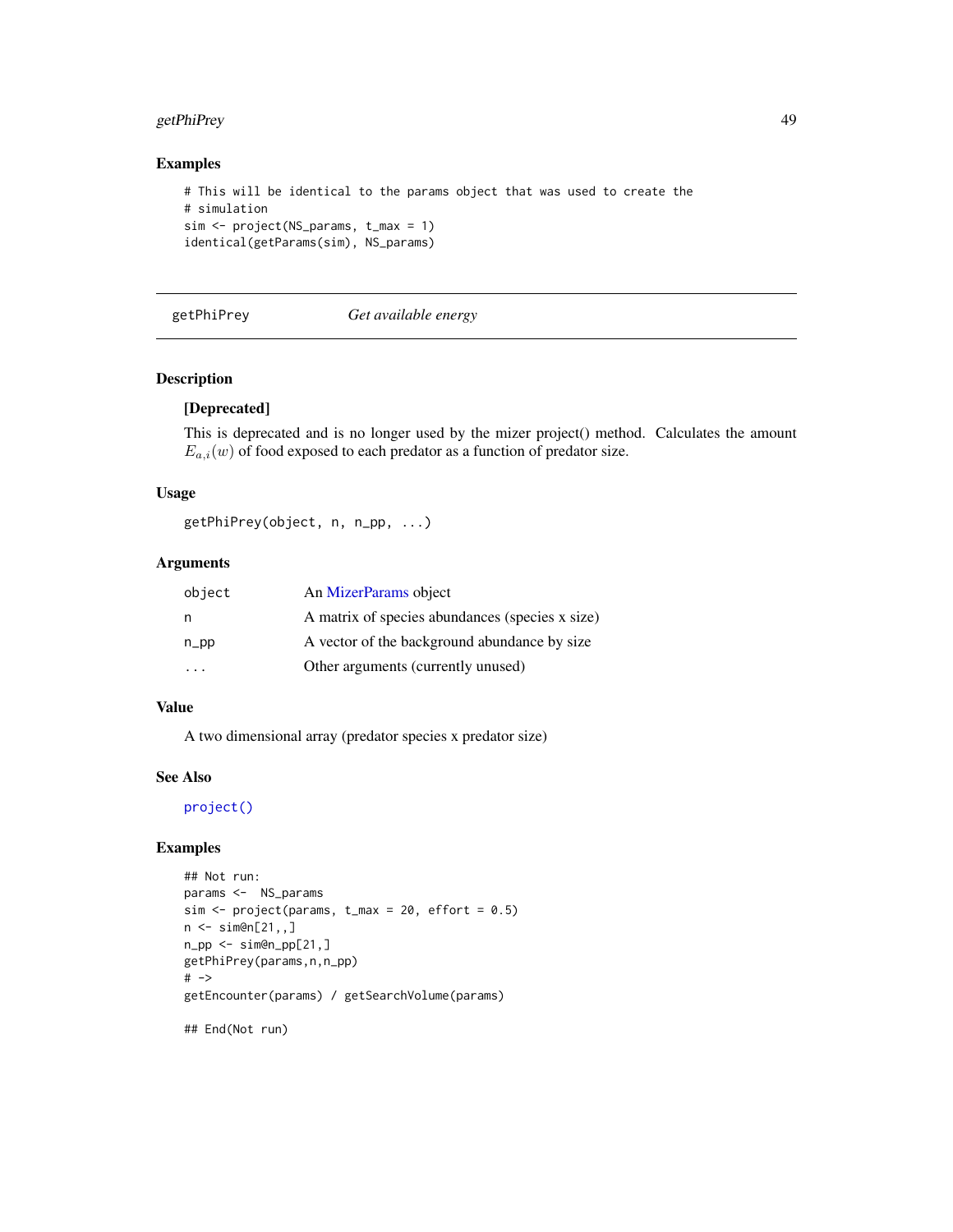## Examples

```
# This will be identical to the params object that was used to create the
# simulation
sim <- project(NS_params, t_max = 1)
identical(getParams(sim), NS_params)
```

---

# getPhiPrey *Get available energy*

## Description

**[Deprecated]**

This is deprecated and is no longer used by the mizer project() method. Calculates the amount $E_{a,i}(w)$ of food exposed to each predator as a function of predator size.

## Usage

```
getPhiPrey(object, n, n_pp, ...)
```

## Arguments

| | |
|---|---|
| object | An MizerParams object |
| n | A matrix of species abundances (species x size) |
| n_pp | A vector of the background abundance by size |
| ... | Other arguments (currently unused) |

## Value

A two dimensional array (predator species x predator size)

## See Also

project()

## Examples

```
## Not run:
params <-  NS_params
sim <- project(params, t_max = 20, effort = 0.5)
n <- sim@n[21,,]
n_pp <- sim@n_pp[21,]
getPhiPrey(params,n,n_pp)
# ->
getEncounter(params) / getSearchVolume(params)

## End(Not run)
```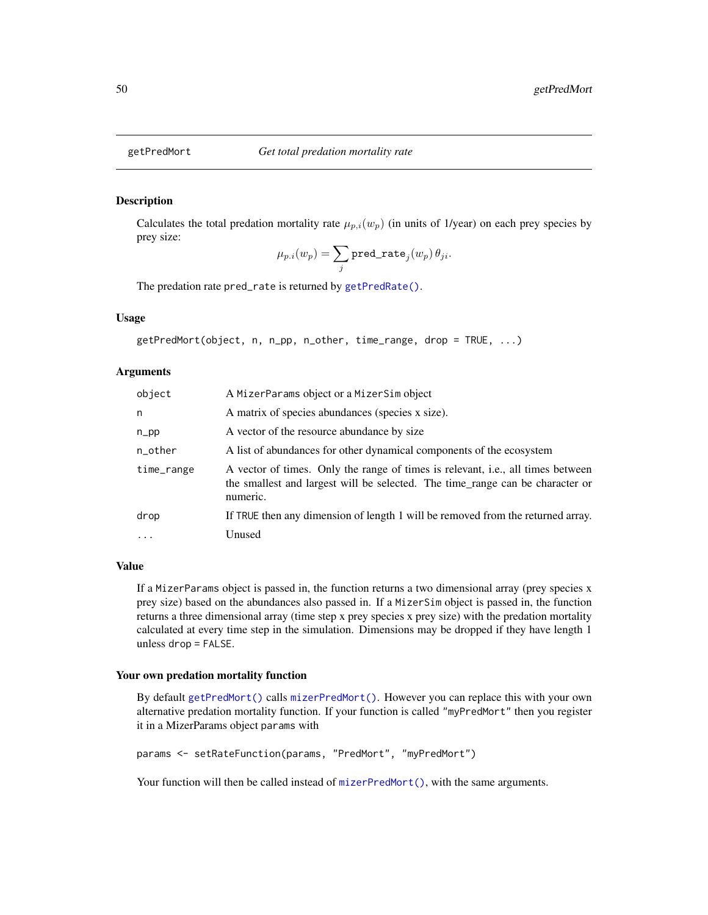# getPredMort — *Get total predation mortality rate*

### Description

Calculates the total predation mortality rate $\mu_{p,i}(w_p)$ (in units of 1/year) on each prey species by prey size:

$$\mu_{p.i}(w_p) = \sum_j \texttt{pred\_rate}_j(w_p)\,\theta_{ji}.$$

The predation rate pred_rate is returned by getPredRate().

### Usage

```
getPredMort(object, n, n_pp, n_other, time_range, drop = TRUE, ...)
```

### Arguments

| | |
|---|---|
| object | A MizerParams object or a MizerSim object |
| n | A matrix of species abundances (species x size). |
| n_pp | A vector of the resource abundance by size |
| n_other | A list of abundances for other dynamical components of the ecosystem |
| time_range | A vector of times. Only the range of times is relevant, i.e., all times between the smallest and largest will be selected. The time_range can be character or numeric. |
| drop | If TRUE then any dimension of length 1 will be removed from the returned array. |
| ... | Unused |

### Value

If a MizerParams object is passed in, the function returns a two dimensional array (prey species x prey size) based on the abundances also passed in. If a MizerSim object is passed in, the function returns a three dimensional array (time step x prey species x prey size) with the predation mortality calculated at every time step in the simulation. Dimensions may be dropped if they have length 1 unless drop = FALSE.

### Your own predation mortality function

By default getPredMort() calls mizerPredMort(). However you can replace this with your own alternative predation mortality function. If your function is called "myPredMort" then you register it in a MizerParams object params with

```
params <- setRateFunction(params, "PredMort", "myPredMort")
```

Your function will then be called instead of mizerPredMort(), with the same arguments.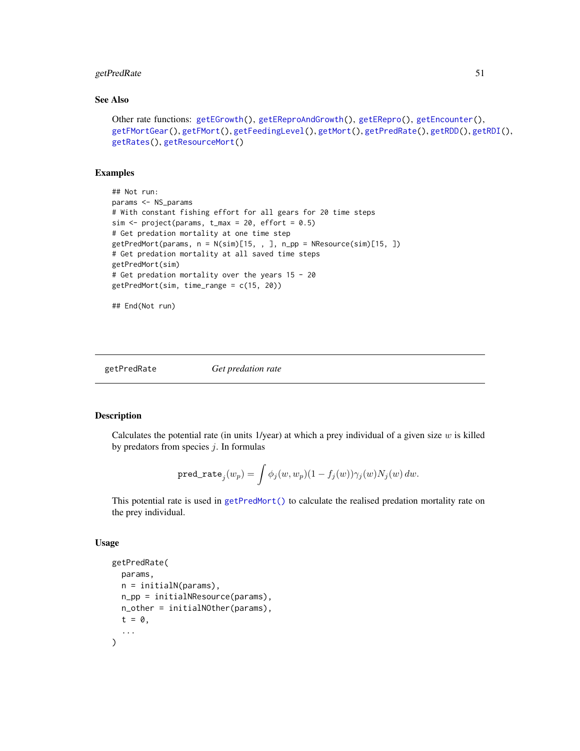### See Also

Other rate functions: getEGrowth(), getEReproAndGrowth(), getERepro(), getEncounter(), getFMortGear(), getFMort(), getFeedingLevel(), getMort(), getPredRate(), getRDD(), getRDI(), getRates(), getResourceMort()

### Examples

```
## Not run:
params <- NS_params
# With constant fishing effort for all gears for 20 time steps
sim <- project(params, t_max = 20, effort = 0.5)
# Get predation mortality at one time step
getPredMort(params, n = N(sim)[15, , ], n_pp = NResource(sim)[15, ])
# Get predation mortality at all saved time steps
getPredMort(sim)
# Get predation mortality over the years 15 - 20
getPredMort(sim, time_range = c(15, 20))

## End(Not run)
```

---

## getPredRate *Get predation rate*

### Description

Calculates the potential rate (in units 1/year) at which a prey individual of a given size $w$ is killed by predators from species $j$. In formulas

$$\mathtt{pred\_rate}_j(w_p) = \int \phi_j(w, w_p)(1 - f_j(w))\gamma_j(w)N_j(w)\, dw.$$

This potential rate is used in getPredMort() to calculate the realised predation mortality rate on the prey individual.

### Usage

```
getPredRate(
  params,
  n = initialN(params),
  n_pp = initialNResource(params),
  n_other = initialNOther(params),
  t = 0,
  ...
)
```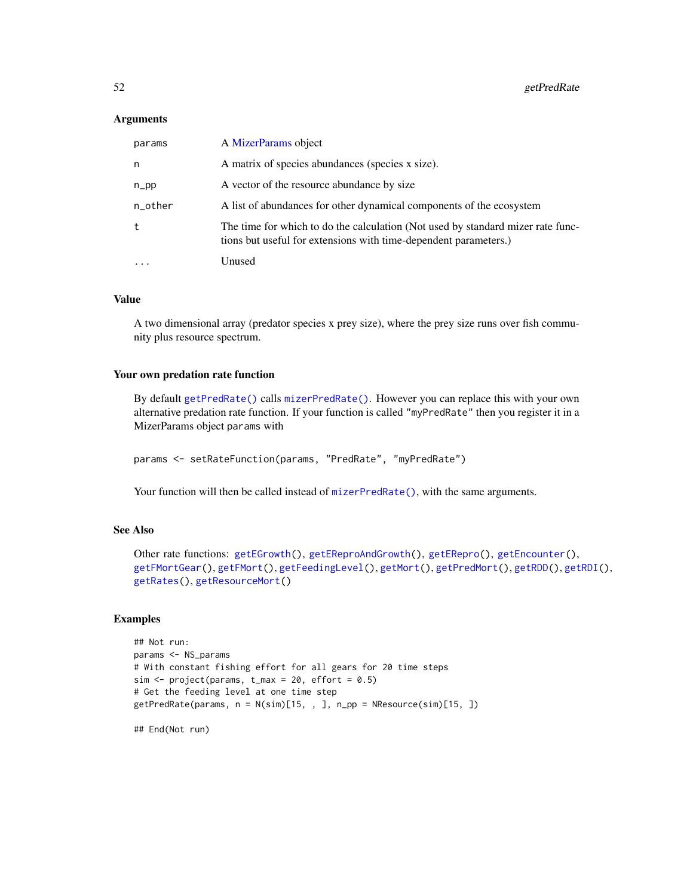### Arguments

| | |
|---|---|
| params | A MizerParams object |
| n | A matrix of species abundances (species x size). |
| n_pp | A vector of the resource abundance by size |
| n_other | A list of abundances for other dynamical components of the ecosystem |
| t | The time for which to do the calculation (Not used by standard mizer rate functions but useful for extensions with time-dependent parameters.) |
| ... | Unused |

### Value

A two dimensional array (predator species x prey size), where the prey size runs over fish community plus resource spectrum.

### Your own predation rate function

By default `getPredRate()` calls `mizerPredRate()`. However you can replace this with your own alternative predation rate function. If your function is called "myPredRate" then you register it in a MizerParams object params with

```
params <- setRateFunction(params, "PredRate", "myPredRate")
```

Your function will then be called instead of `mizerPredRate()`, with the same arguments.

### See Also

Other rate functions: `getEGrowth()`, `getEReproAndGrowth()`, `getERepro()`, `getEncounter()`, `getFMortGear()`, `getFMort()`, `getFeedingLevel()`, `getMort()`, `getPredMort()`, `getRDD()`, `getRDI()`, `getRates()`, `getResourceMort()`

### Examples

```
## Not run:
params <- NS_params
# With constant fishing effort for all gears for 20 time steps
sim <- project(params, t_max = 20, effort = 0.5)
# Get the feeding level at one time step
getPredRate(params, n = N(sim)[15, , ], n_pp = NResource(sim)[15, ])

## End(Not run)
```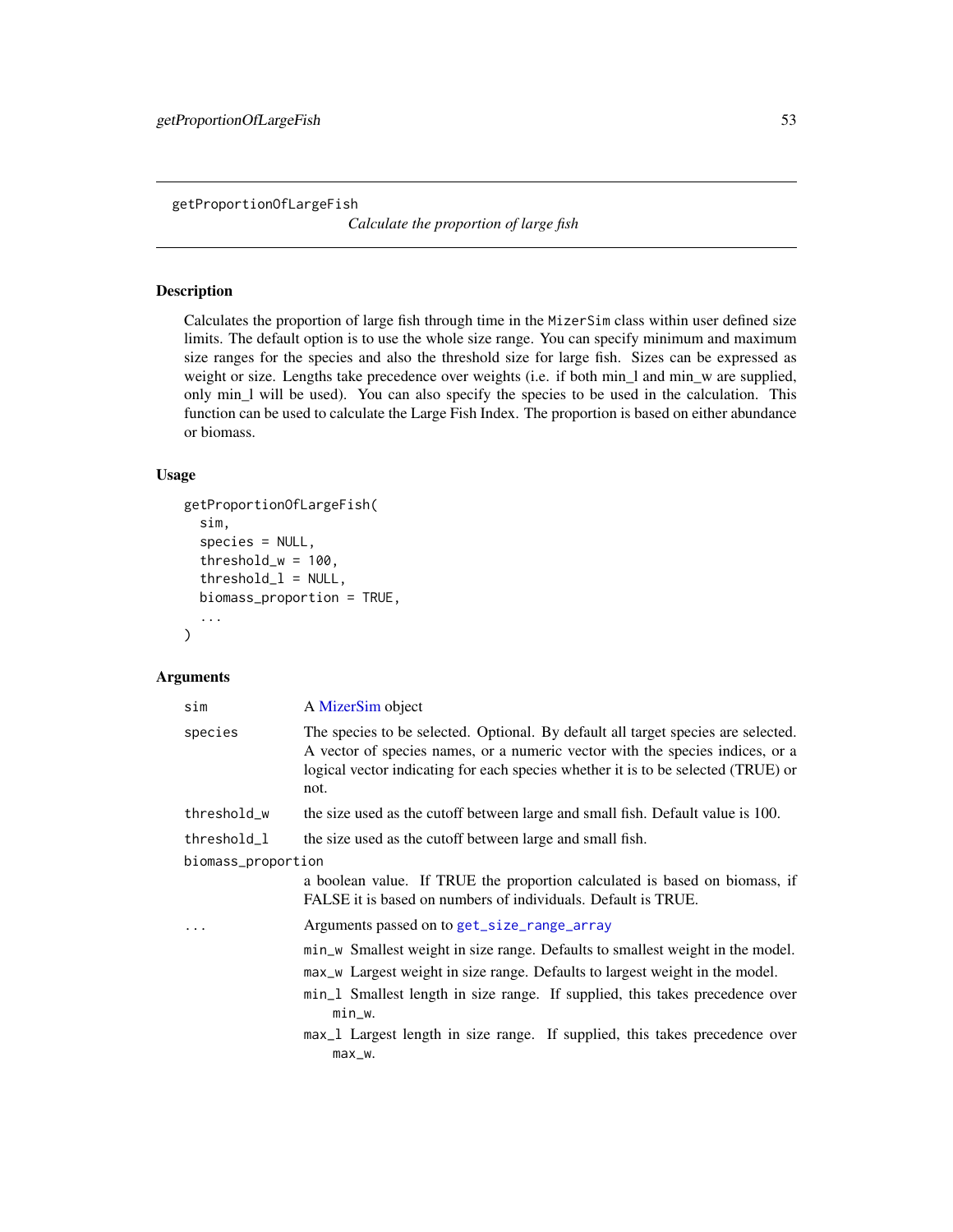getProportionOfLargeFish

*Calculate the proportion of large fish*

## Description

Calculates the proportion of large fish through time in the `MizerSim` class within user defined size limits. The default option is to use the whole size range. You can specify minimum and maximum size ranges for the species and also the threshold size for large fish. Sizes can be expressed as weight or size. Lengths take precedence over weights (i.e. if both min_l and min_w are supplied, only min_l will be used). You can also specify the species to be used in the calculation. This function can be used to calculate the Large Fish Index. The proportion is based on either abundance or biomass.

## Usage

```
getProportionOfLargeFish(
  sim,
  species = NULL,
  threshold_w = 100,
  threshold_l = NULL,
  biomass_proportion = TRUE,
  ...
)
```

## Arguments

`sim` A MizerSim object

`species` The species to be selected. Optional. By default all target species are selected. A vector of species names, or a numeric vector with the species indices, or a logical vector indicating for each species whether it is to be selected (TRUE) or not.

`threshold_w` the size used as the cutoff between large and small fish. Default value is 100.

`threshold_l` the size used as the cutoff between large and small fish.

`biomass_proportion` a boolean value. If TRUE the proportion calculated is based on biomass, if FALSE it is based on numbers of individuals. Default is TRUE.

`...` Arguments passed on to `get_size_range_array`

- `min_w` Smallest weight in size range. Defaults to smallest weight in the model.
- `max_w` Largest weight in size range. Defaults to largest weight in the model.
- `min_l` Smallest length in size range. If supplied, this takes precedence over `min_w`.
- `max_l` Largest length in size range. If supplied, this takes precedence over `max_w`.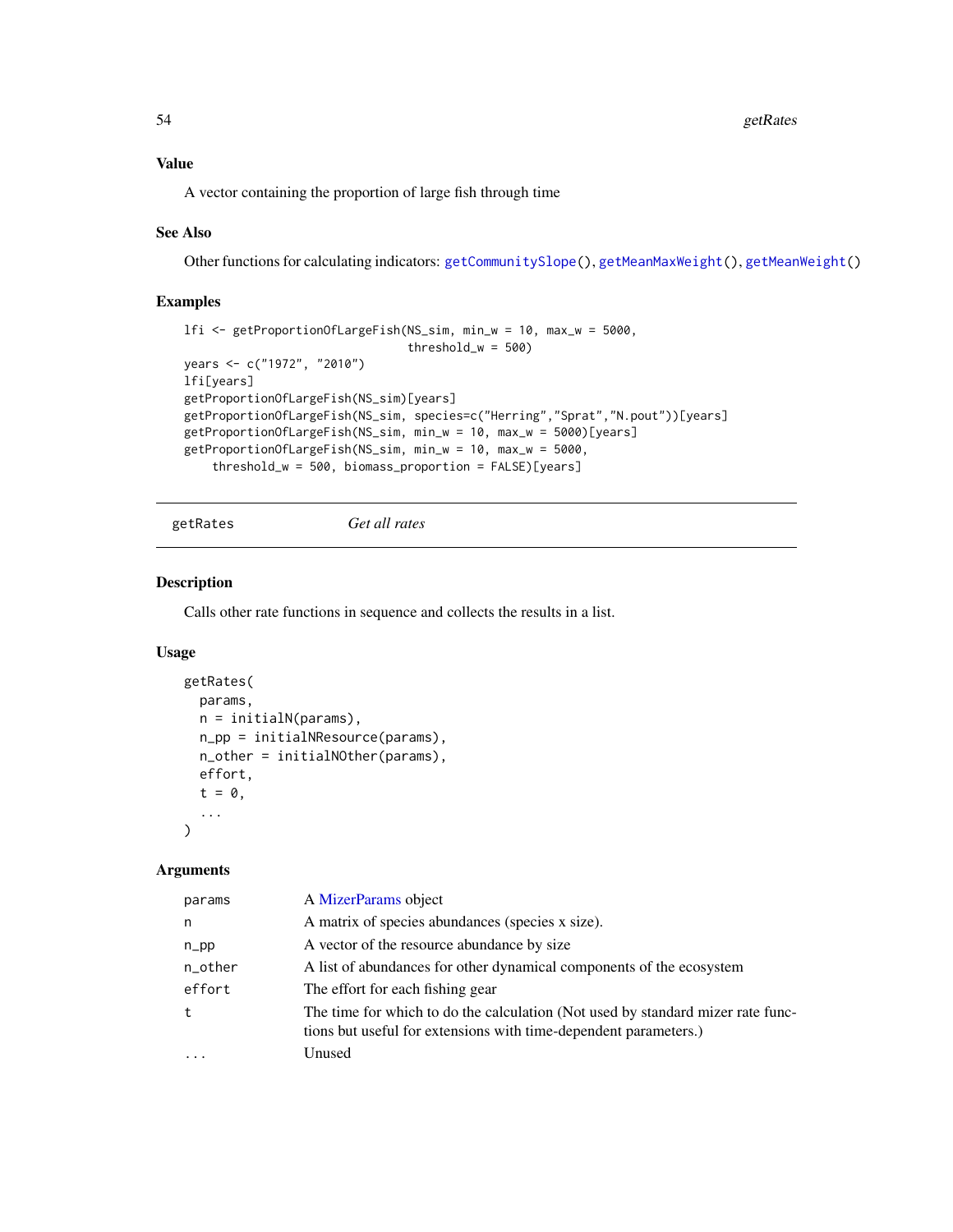## Value

A vector containing the proportion of large fish through time

## See Also

Other functions for calculating indicators: `getCommunitySlope()`, `getMeanMaxWeight()`, `getMeanWeight()`

## Examples

```
lfi <- getProportionOfLargeFish(NS_sim, min_w = 10, max_w = 5000,
                                threshold_w = 500)
years <- c("1972", "2010")
lfi[years]
getProportionOfLargeFish(NS_sim)[years]
getProportionOfLargeFish(NS_sim, species=c("Herring","Sprat","N.pout"))[years]
getProportionOfLargeFish(NS_sim, min_w = 10, max_w = 5000)[years]
getProportionOfLargeFish(NS_sim, min_w = 10, max_w = 5000,
    threshold_w = 500, biomass_proportion = FALSE)[years]
```

---

# getRates — *Get all rates*

## Description

Calls other rate functions in sequence and collects the results in a list.

## Usage

```
getRates(
  params,
  n = initialN(params),
  n_pp = initialNResource(params),
  n_other = initialNOther(params),
  effort,
  t = 0,
  ...
)
```

## Arguments

| | |
|---|---|
| `params` | A MizerParams object |
| `n` | A matrix of species abundances (species x size). |
| `n_pp` | A vector of the resource abundance by size |
| `n_other` | A list of abundances for other dynamical components of the ecosystem |
| `effort` | The effort for each fishing gear |
| `t` | The time for which to do the calculation (Not used by standard mizer rate functions but useful for extensions with time-dependent parameters.) |
| `...` | Unused |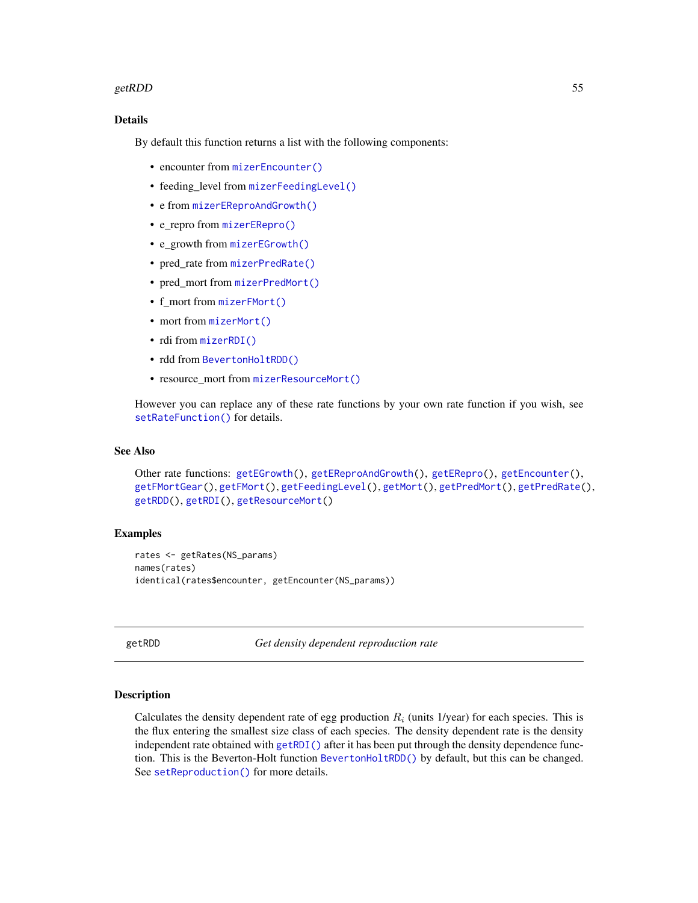### Details

By default this function returns a list with the following components:

- encounter from `mizerEncounter()`
- feeding_level from `mizerFeedingLevel()`
- e from `mizerEReproAndGrowth()`
- e_repro from `mizerERepro()`
- e_growth from `mizerEGrowth()`
- pred_rate from `mizerPredRate()`
- pred_mort from `mizerPredMort()`
- f_mort from `mizerFMort()`
- mort from `mizerMort()`
- rdi from `mizerRDI()`
- rdd from `BevertonHoltRDD()`
- resource_mort from `mizerResourceMort()`

However you can replace any of these rate functions by your own rate function if you wish, see `setRateFunction()` for details.

### See Also

Other rate functions: `getEGrowth()`, `getEReproAndGrowth()`, `getERepro()`, `getEncounter()`, `getFMortGear()`, `getFMort()`, `getFeedingLevel()`, `getMort()`, `getPredMort()`, `getPredRate()`, `getRDD()`, `getRDI()`, `getResourceMort()`

### Examples

```
rates <- getRates(NS_params)
names(rates)
identical(rates$encounter, getEncounter(NS_params))
```

---

## getRDD — *Get density dependent reproduction rate*

---

### Description

Calculates the density dependent rate of egg production $R_i$ (units 1/year) for each species. This is the flux entering the smallest size class of each species. The density dependent rate is the density independent rate obtained with `getRDI()` after it has been put through the density dependence function. This is the Beverton-Holt function `BevertonHoltRDD()` by default, but this can be changed. See `setReproduction()` for more details.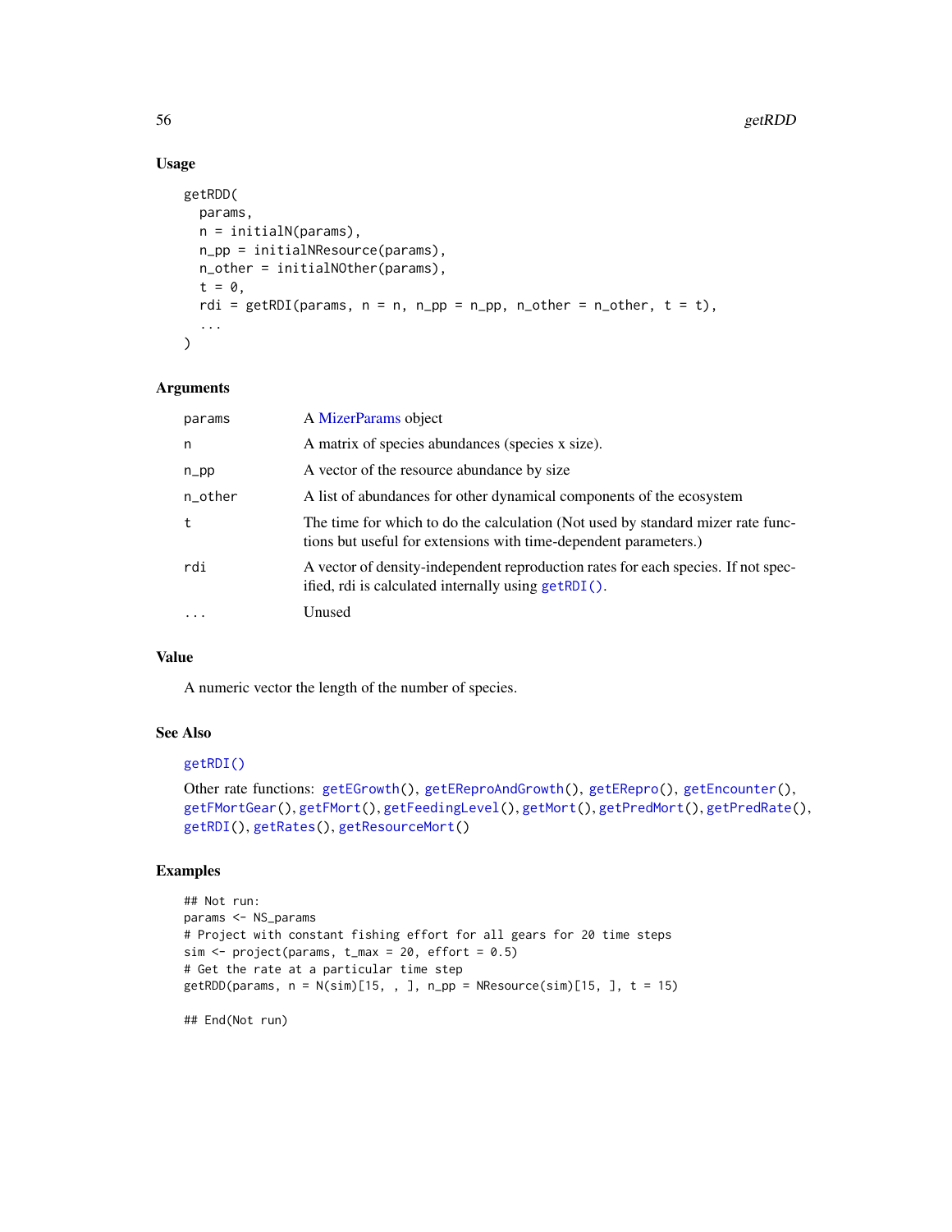## Usage

```
getRDD(
  params,
  n = initialN(params),
  n_pp = initialNResource(params),
  n_other = initialNOther(params),
  t = 0,
  rdi = getRDI(params, n = n, n_pp = n_pp, n_other = n_other, t = t),
  ...
)
```

## Arguments

| | |
|---|---|
| params | A MizerParams object |
| n | A matrix of species abundances (species x size). |
| n_pp | A vector of the resource abundance by size |
| n_other | A list of abundances for other dynamical components of the ecosystem |
| t | The time for which to do the calculation (Not used by standard mizer rate functions but useful for extensions with time-dependent parameters.) |
| rdi | A vector of density-independent reproduction rates for each species. If not specified, rdi is calculated internally using `getRDI()`. |
| ... | Unused |

## Value

A numeric vector the length of the number of species.

## See Also

`getRDI()`

Other rate functions: `getEGrowth()`, `getEReproAndGrowth()`, `getERepro()`, `getEncounter()`, `getFMortGear()`, `getFMort()`, `getFeedingLevel()`, `getMort()`, `getPredMort()`, `getPredRate()`, `getRDI()`, `getRates()`, `getResourceMort()`

## Examples

```
## Not run:
params <- NS_params
# Project with constant fishing effort for all gears for 20 time steps
sim <- project(params, t_max = 20, effort = 0.5)
# Get the rate at a particular time step
getRDD(params, n = N(sim)[15, , ], n_pp = NResource(sim)[15, ], t = 15)

## End(Not run)
```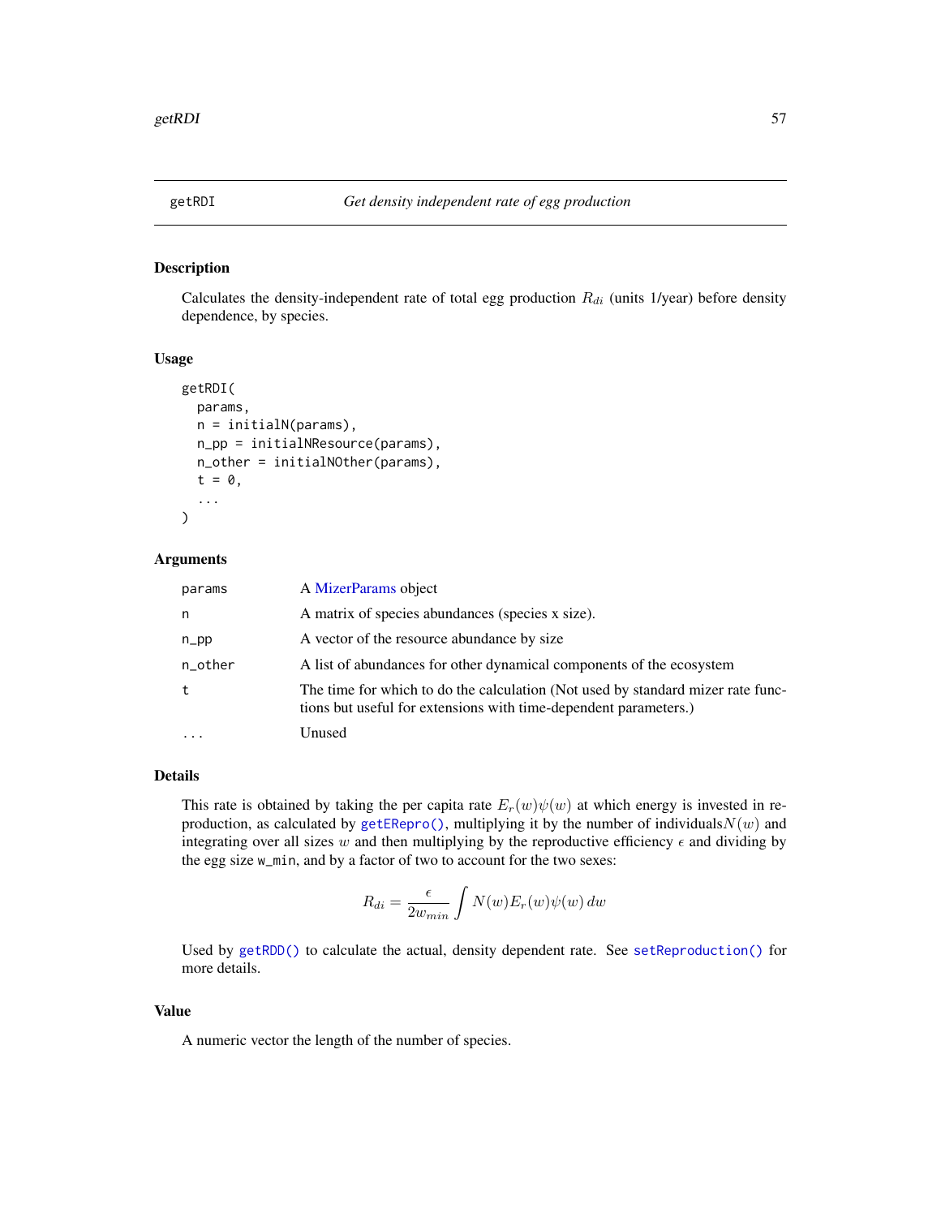## getRDI *Get density independent rate of egg production*

### Description

Calculates the density-independent rate of total egg production $R_{di}$ (units 1/year) before density dependence, by species.

### Usage

```
getRDI(
  params,
  n = initialN(params),
  n_pp = initialNResource(params),
  n_other = initialNOther(params),
  t = 0,
  ...
)
```

### Arguments

| | |
|---|---|
| params | A MizerParams object |
| n | A matrix of species abundances (species x size). |
| n_pp | A vector of the resource abundance by size |
| n_other | A list of abundances for other dynamical components of the ecosystem |
| t | The time for which to do the calculation (Not used by standard mizer rate functions but useful for extensions with time-dependent parameters.) |
| ... | Unused |

### Details

This rate is obtained by taking the per capita rate $E_r(w)\psi(w)$ at which energy is invested in reproduction, as calculated by `getERepro()`, multiplying it by the number of individuals $N(w)$ and integrating over all sizes $w$ and then multiplying by the reproductive efficiency $\epsilon$ and dividing by the egg size `w_min`, and by a factor of two to account for the two sexes:

$$R_{di} = \frac{\epsilon}{2 w_{min}} \int N(w) E_r(w) \psi(w) \, dw$$

Used by `getRDD()` to calculate the actual, density dependent rate. See `setReproduction()` for more details.

### Value

A numeric vector the length of the number of species.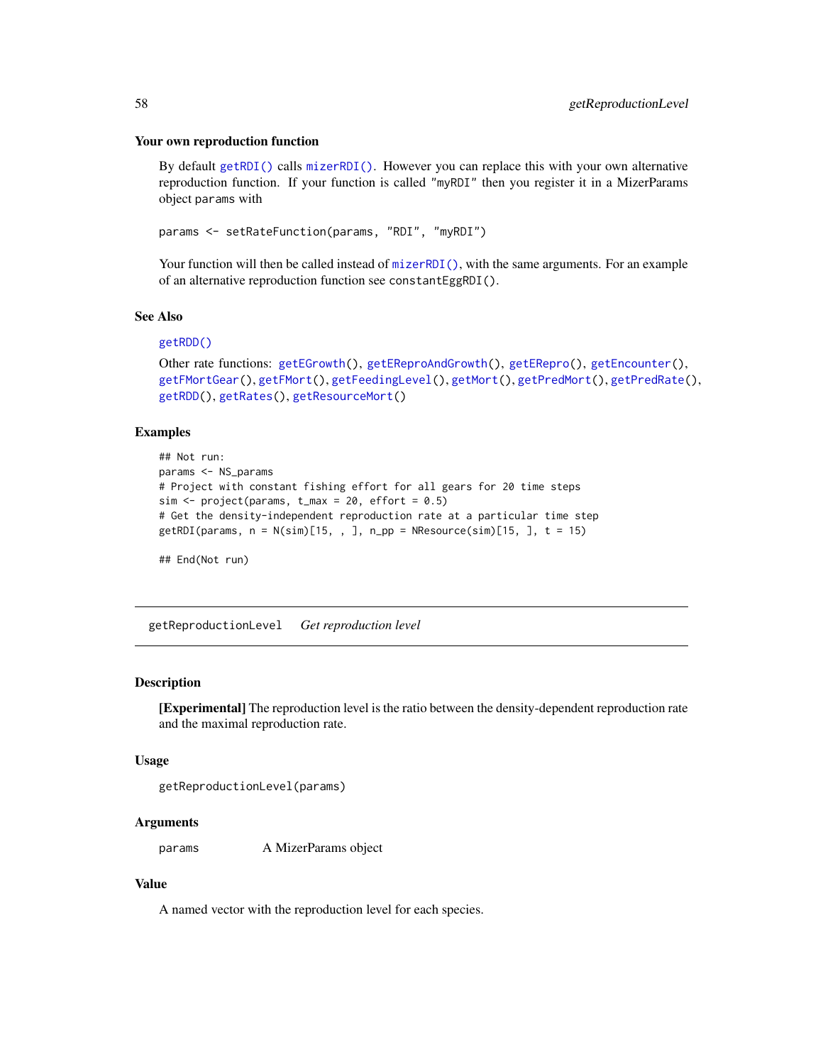### Your own reproduction function

By default `getRDI()` calls `mizerRDI()`. However you can replace this with your own alternative reproduction function. If your function is called "myRDI" then you register it in a MizerParams object params with

```
params <- setRateFunction(params, "RDI", "myRDI")
```

Your function will then be called instead of `mizerRDI()`, with the same arguments. For an example of an alternative reproduction function see `constantEggRDI()`.

### See Also

`getRDD()`

Other rate functions: `getEGrowth()`, `getEReproAndGrowth()`, `getERepro()`, `getEncounter()`, `getFMortGear()`, `getFMort()`, `getFeedingLevel()`, `getMort()`, `getPredMort()`, `getPredRate()`, `getRDD()`, `getRates()`, `getResourceMort()`

### Examples

```
## Not run:
params <- NS_params
# Project with constant fishing effort for all gears for 20 time steps
sim <- project(params, t_max = 20, effort = 0.5)
# Get the density-independent reproduction rate at a particular time step
getRDI(params, n = N(sim)[15, , ], n_pp = NResource(sim)[15, ], t = 15)

## End(Not run)
```

---

## getReproductionLevel *Get reproduction level*

### Description

**[Experimental]** The reproduction level is the ratio between the density-dependent reproduction rate and the maximal reproduction rate.

### Usage

```
getReproductionLevel(params)
```

### Arguments

| | |
|---|---|
| params | A MizerParams object |

### Value

A named vector with the reproduction level for each species.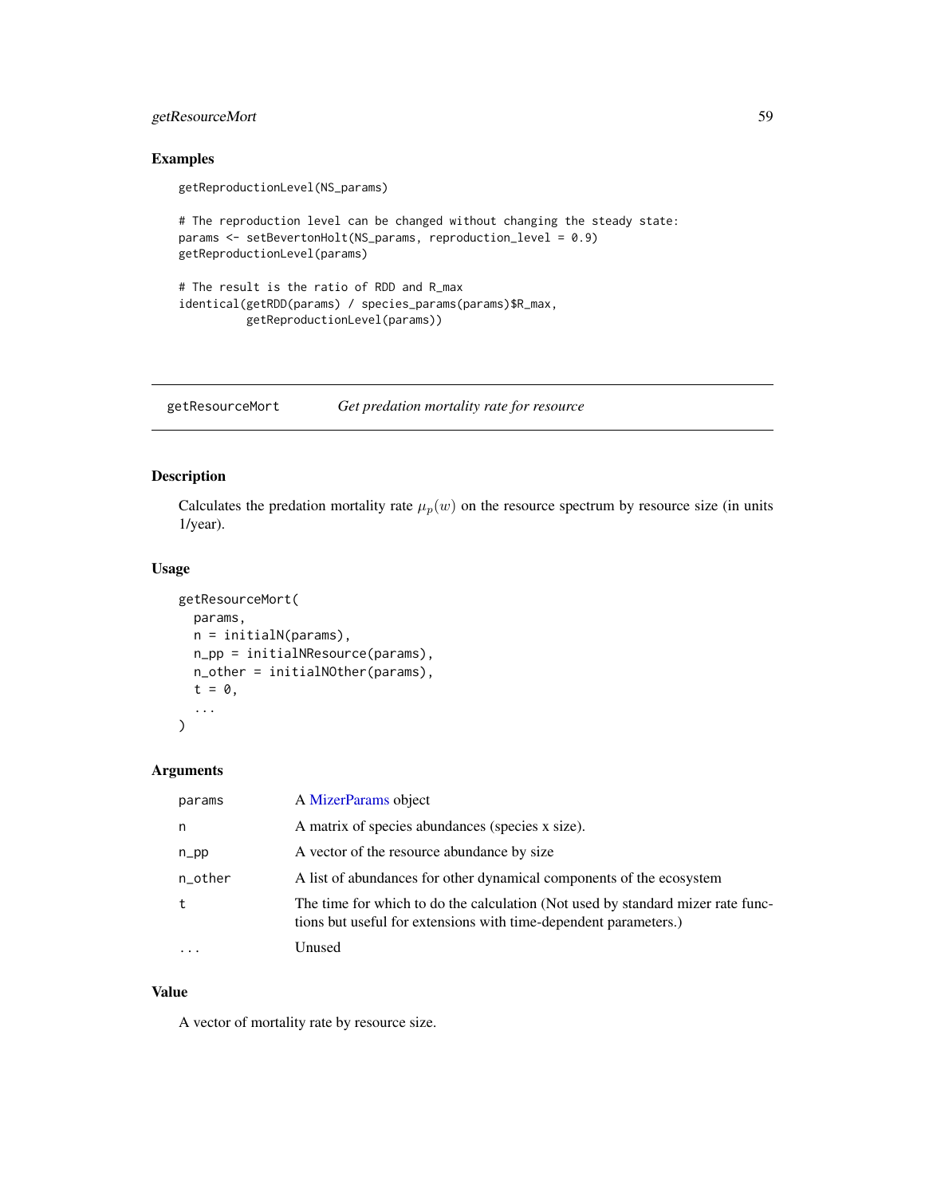## Examples

```
getReproductionLevel(NS_params)

# The reproduction level can be changed without changing the steady state:
params <- setBevertonHolt(NS_params, reproduction_level = 0.9)
getReproductionLevel(params)

# The result is the ratio of RDD and R_max
identical(getRDD(params) / species_params(params)$R_max,
          getReproductionLevel(params))
```

---

# getResourceMort &nbsp;&nbsp;&nbsp; *Get predation mortality rate for resource*

---

## Description

Calculates the predation mortality rate $\mu_p(w)$ on the resource spectrum by resource size (in units 1/year).

## Usage

```
getResourceMort(
  params,
  n = initialN(params),
  n_pp = initialNResource(params),
  n_other = initialNOther(params),
  t = 0,
  ...
)
```

## Arguments

| | |
|---|---|
| params | A MizerParams object |
| n | A matrix of species abundances (species x size). |
| n_pp | A vector of the resource abundance by size |
| n_other | A list of abundances for other dynamical components of the ecosystem |
| t | The time for which to do the calculation (Not used by standard mizer rate functions but useful for extensions with time-dependent parameters.) |
| ... | Unused |

## Value

A vector of mortality rate by resource size.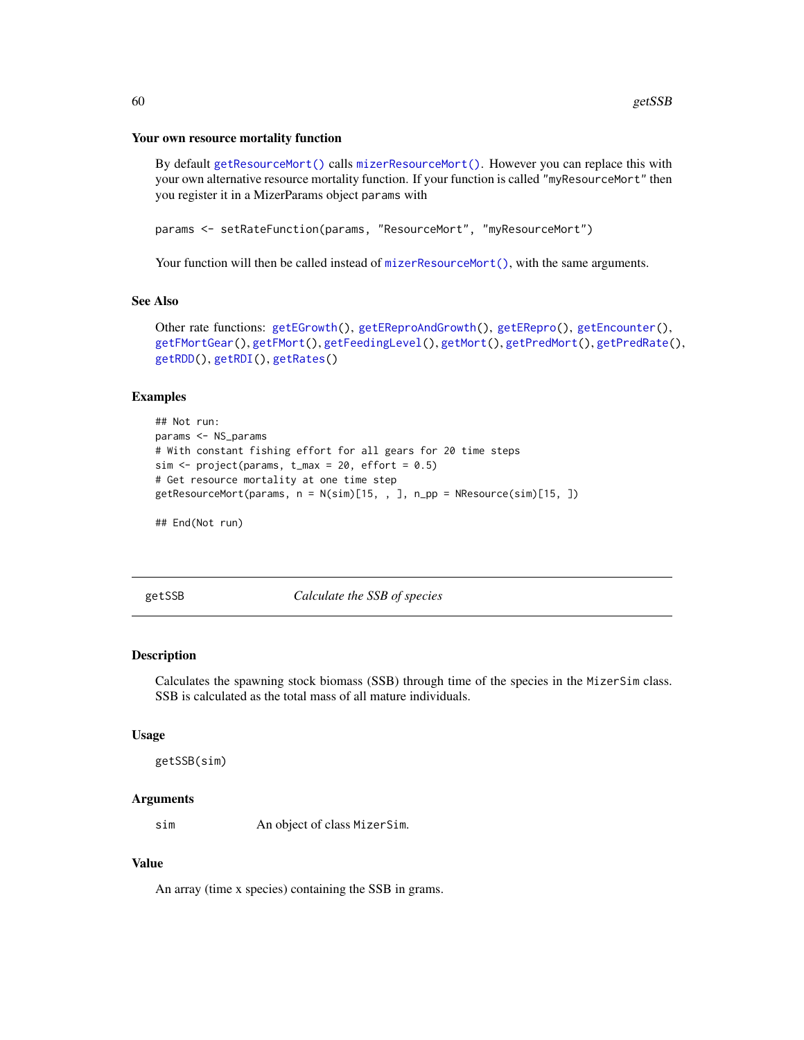### Your own resource mortality function

By default `getResourceMort()` calls `mizerResourceMort()`. However you can replace this with your own alternative resource mortality function. If your function is called "myResourceMort" then you register it in a MizerParams object params with

```
params <- setRateFunction(params, "ResourceMort", "myResourceMort")
```

Your function will then be called instead of `mizerResourceMort()`, with the same arguments.

### See Also

Other rate functions: `getEGrowth()`, `getEReproAndGrowth()`, `getERepro()`, `getEncounter()`, `getFMortGear()`, `getFMort()`, `getFeedingLevel()`, `getMort()`, `getPredMort()`, `getPredRate()`, `getRDD()`, `getRDI()`, `getRates()`

### Examples

```
## Not run:
params <- NS_params
# With constant fishing effort for all gears for 20 time steps
sim <- project(params, t_max = 20, effort = 0.5)
# Get resource mortality at one time step
getResourceMort(params, n = N(sim)[15, , ], n_pp = NResource(sim)[15, ])

## End(Not run)
```

---

## getSSB — *Calculate the SSB of species*

### Description

Calculates the spawning stock biomass (SSB) through time of the species in the `MizerSim` class. SSB is calculated as the total mass of all mature individuals.

### Usage

```
getSSB(sim)
```

### Arguments

| | |
|---|---|
| sim | An object of class `MizerSim`. |

### Value

An array (time x species) containing the SSB in grams.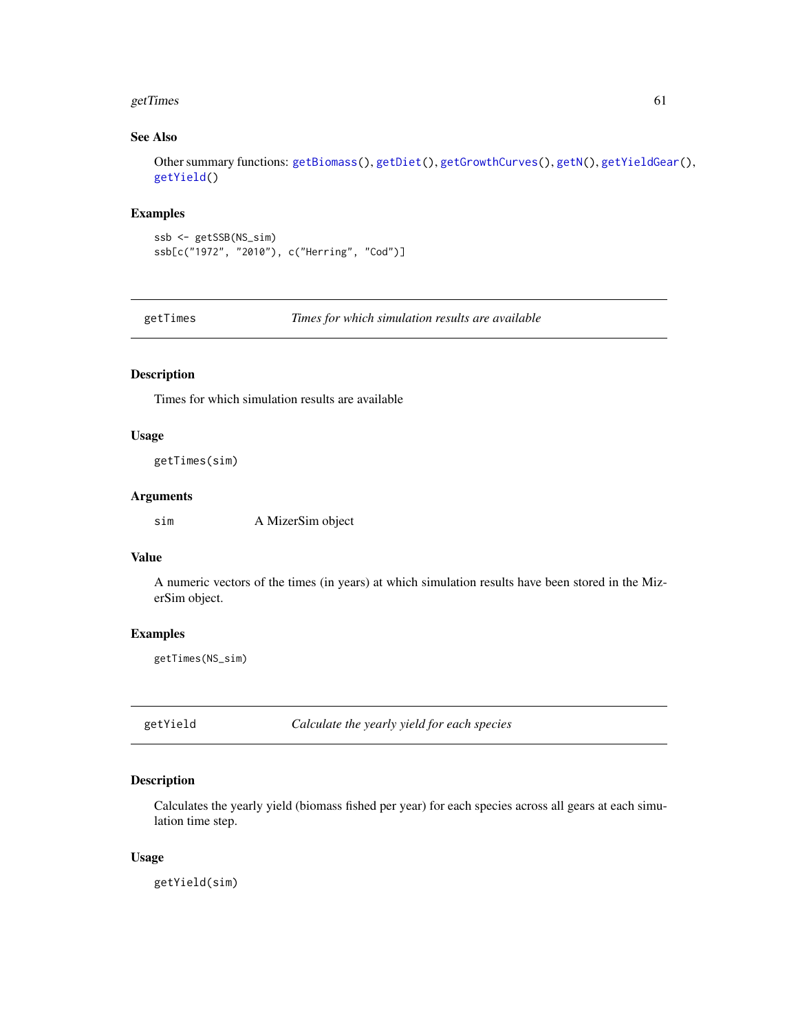## See Also

Other summary functions: getBiomass(), getDiet(), getGrowthCurves(), getN(), getYieldGear(), getYield()

## Examples

```
ssb <- getSSB(NS_sim)
ssb[c("1972", "2010"), c("Herring", "Cod")]
```

---

# getTimes *Times for which simulation results are available*

## Description

Times for which simulation results are available

## Usage

```
getTimes(sim)
```

## Arguments

| | |
|---|---|
| sim | A MizerSim object |

## Value

A numeric vectors of the times (in years) at which simulation results have been stored in the MizerSim object.

## Examples

```
getTimes(NS_sim)
```

---

# getYield *Calculate the yearly yield for each species*

## Description

Calculates the yearly yield (biomass fished per year) for each species across all gears at each simulation time step.

## Usage

```
getYield(sim)
```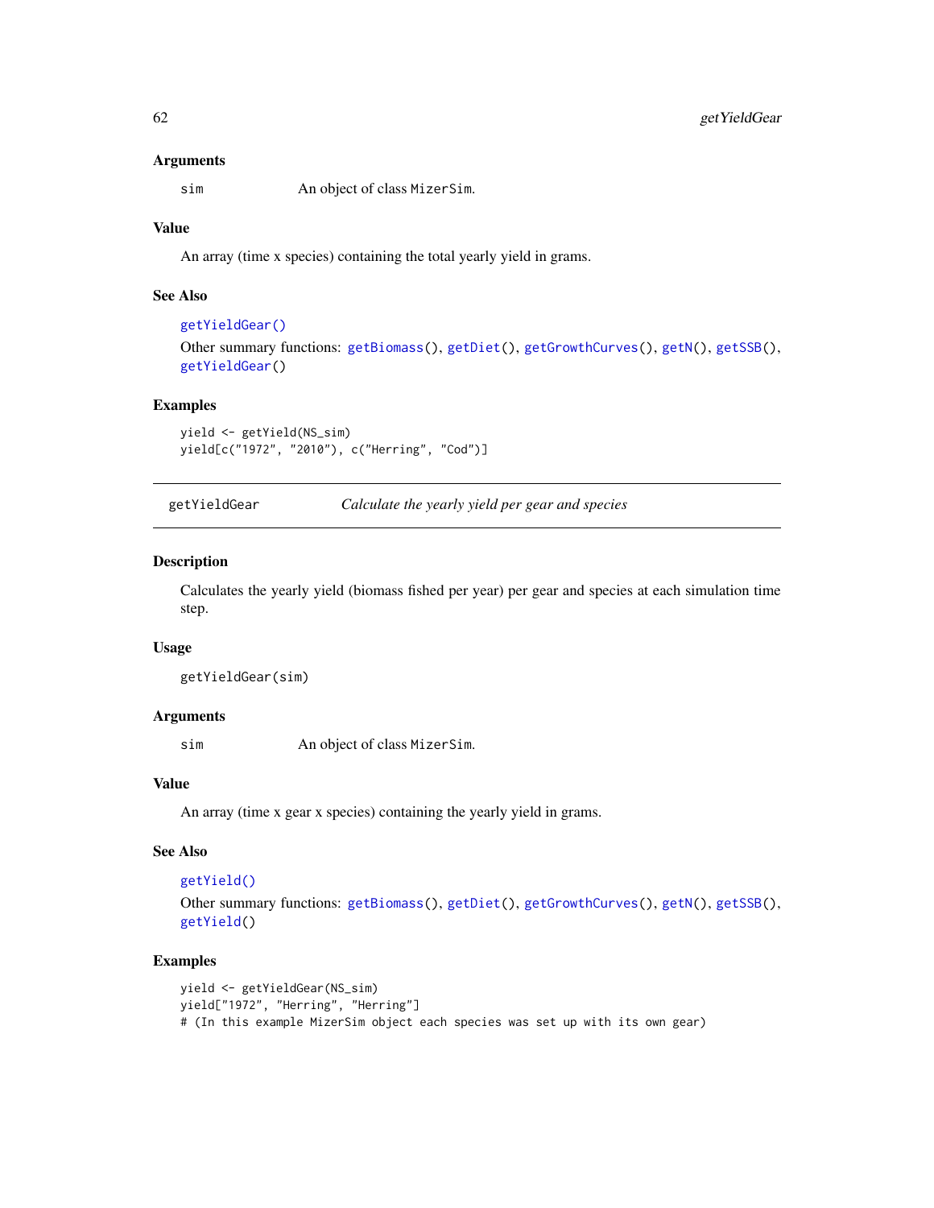### Arguments

sim An object of class MizerSim.

### Value

An array (time x species) containing the total yearly yield in grams.

### See Also

getYieldGear()

Other summary functions: getBiomass(), getDiet(), getGrowthCurves(), getN(), getSSB(), getYieldGear()

### Examples

```
yield <- getYield(NS_sim)
yield[c("1972", "2010"), c("Herring", "Cod")]
```

---

## getYieldGear *Calculate the yearly yield per gear and species*

---

### Description

Calculates the yearly yield (biomass fished per year) per gear and species at each simulation time step.

### Usage

```
getYieldGear(sim)
```

### Arguments

sim An object of class MizerSim.

### Value

An array (time x gear x species) containing the yearly yield in grams.

### See Also

getYield()

Other summary functions: getBiomass(), getDiet(), getGrowthCurves(), getN(), getSSB(), getYield()

### Examples

```
yield <- getYieldGear(NS_sim)
yield["1972", "Herring", "Herring"]
# (In this example MizerSim object each species was set up with its own gear)
```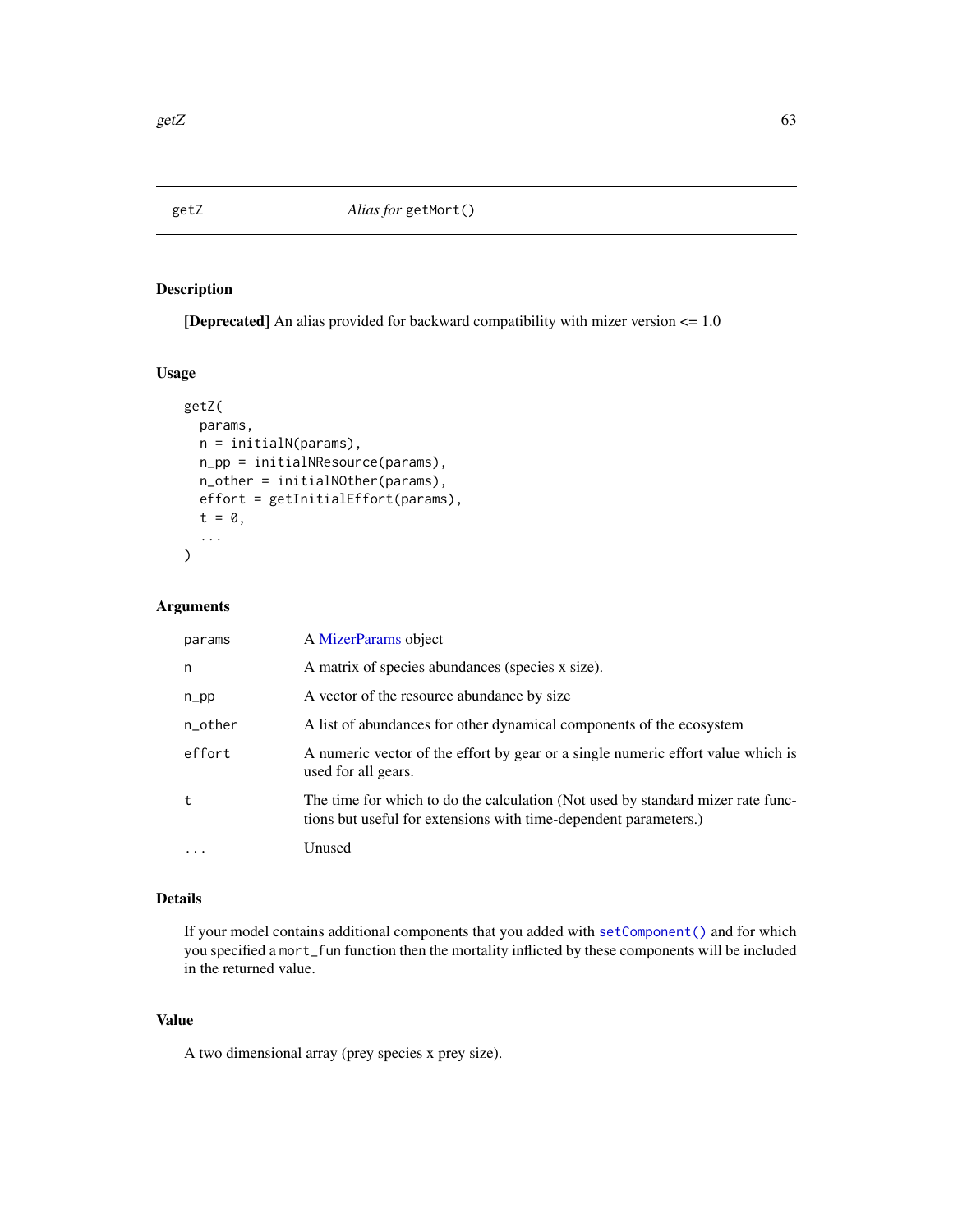## getZ — *Alias for* `getMort()`

### Description

**[Deprecated]** An alias provided for backward compatibility with mizer version <= 1.0

### Usage

```
getZ(
  params,
  n = initialN(params),
  n_pp = initialNResource(params),
  n_other = initialNOther(params),
  effort = getInitialEffort(params),
  t = 0,
  ...
)
```

### Arguments

| | |
|---|---|
| `params` | A MizerParams object |
| `n` | A matrix of species abundances (species x size). |
| `n_pp` | A vector of the resource abundance by size |
| `n_other` | A list of abundances for other dynamical components of the ecosystem |
| `effort` | A numeric vector of the effort by gear or a single numeric effort value which is used for all gears. |
| `t` | The time for which to do the calculation (Not used by standard mizer rate functions but useful for extensions with time-dependent parameters.) |
| `...` | Unused |

### Details

If your model contains additional components that you added with `setComponent()` and for which you specified a `mort_fun` function then the mortality inflicted by these components will be included in the returned value.

### Value

A two dimensional array (prey species x prey size).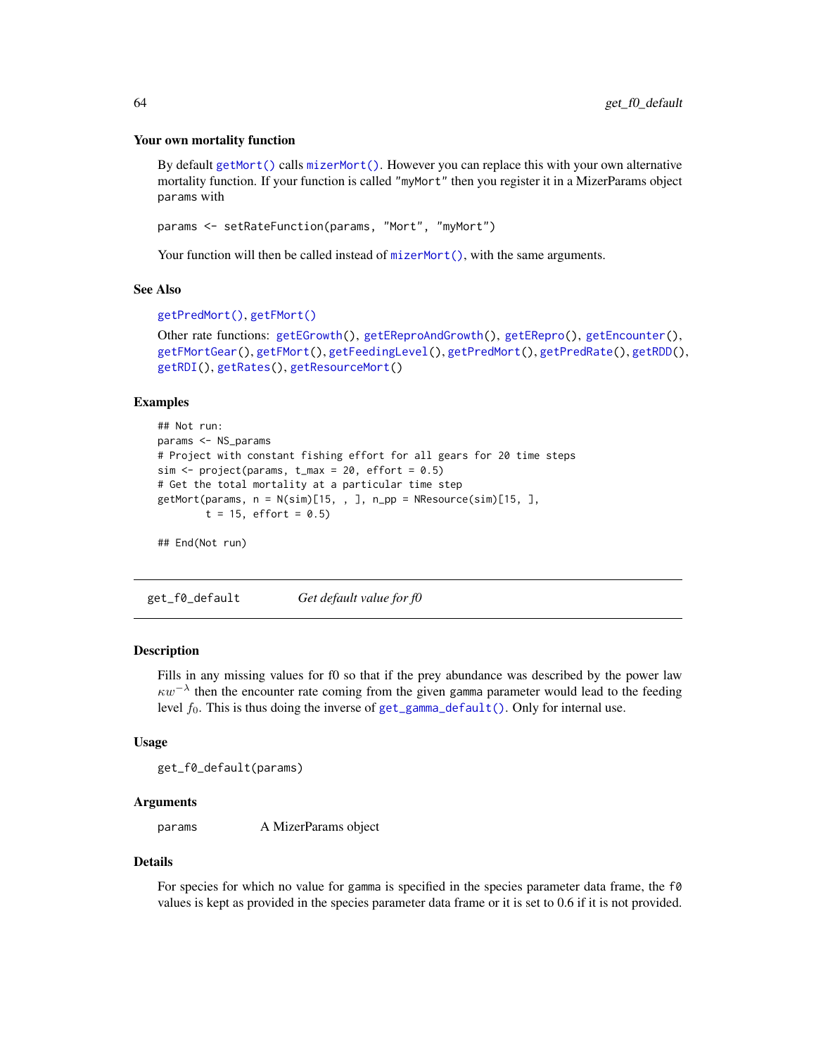### Your own mortality function

By default `getMort()` calls `mizerMort()`. However you can replace this with your own alternative mortality function. If your function is called `"myMort"` then you register it in a MizerParams object `params` with

```
params <- setRateFunction(params, "Mort", "myMort")
```

Your function will then be called instead of `mizerMort()`, with the same arguments.

## See Also

`getPredMort()`, `getFMort()`

Other rate functions: `getEGrowth()`, `getEReproAndGrowth()`, `getERepro()`, `getEncounter()`, `getFMortGear()`, `getFMort()`, `getFeedingLevel()`, `getPredMort()`, `getPredRate()`, `getRDD()`, `getRDI()`, `getRates()`, `getResourceMort()`

## Examples

```
## Not run:
params <- NS_params
# Project with constant fishing effort for all gears for 20 time steps
sim <- project(params, t_max = 20, effort = 0.5)
# Get the total mortality at a particular time step
getMort(params, n = N(sim)[15, , ], n_pp = NRessource(sim)[15, ],
        t = 15, effort = 0.5)

## End(Not run)
```

---

# get_f0_default — *Get default value for f0*

## Description

Fills in any missing values for f0 so that if the prey abundance was described by the power law $\kappa w^{-\lambda}$ then the encounter rate coming from the given `gamma` parameter would lead to the feeding level $f_0$. This is thus doing the inverse of `get_gamma_default()`. Only for internal use.

## Usage

```
get_f0_default(params)
```

## Arguments

| | |
|---|---|
| `params` | A MizerParams object |

## Details

For species for which no value for `gamma` is specified in the species parameter data frame, the `f0` values is kept as provided in the species parameter data frame or it is set to 0.6 if it is not provided.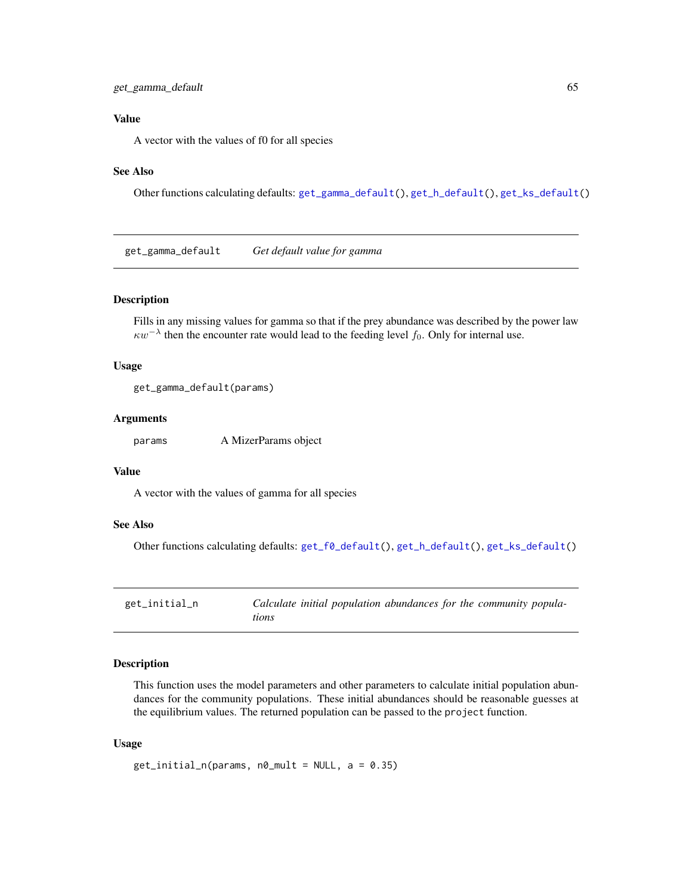### Value

A vector with the values of f0 for all species

### See Also

Other functions calculating defaults: get_gamma_default(), get_h_default(), get_ks_default()

---

## get_gamma_default — *Get default value for gamma*

### Description

Fills in any missing values for gamma so that if the prey abundance was described by the power law $\kappa w^{-\lambda}$ then the encounter rate would lead to the feeding level $f_0$. Only for internal use.

### Usage

```
get_gamma_default(params)
```

### Arguments

| | |
|---|---|
| params | A MizerParams object |

### Value

A vector with the values of gamma for all species

### See Also

Other functions calculating defaults: get_f0_default(), get_h_default(), get_ks_default()

---

## get_initial_n — *Calculate initial population abundances for the community populations*

### Description

This function uses the model parameters and other parameters to calculate initial population abundances for the community populations. These initial abundances should be reasonable guesses at the equilibrium values. The returned population can be passed to the project function.

### Usage

```
get_initial_n(params, n0_mult = NULL, a = 0.35)
```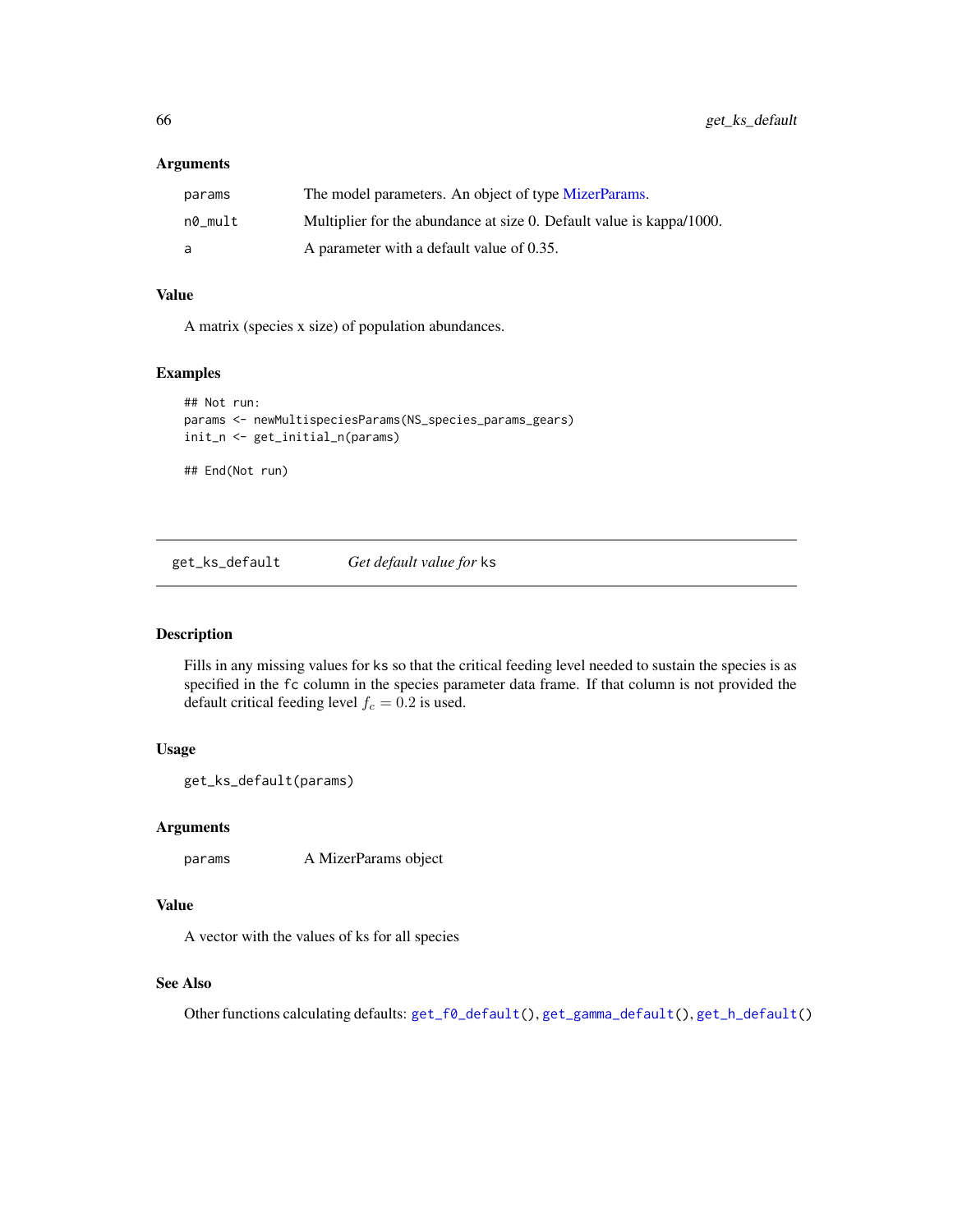### Arguments

| | |
|---|---|
| params | The model parameters. An object of type MizerParams. |
| n0_mult | Multiplier for the abundance at size 0. Default value is kappa/1000. |
| a | A parameter with a default value of 0.35. |

### Value

A matrix (species x size) of population abundances.

### Examples

```
## Not run:
params <- newMultispeciesParams(NS_species_params_gears)
init_n <- get_initial_n(params)

## End(Not run)
```

---

## get_ks_default — *Get default value for* `ks`

### Description

Fills in any missing values for `ks` so that the critical feeding level needed to sustain the species is as specified in the `fc` column in the species parameter data frame. If that column is not provided the default critical feeding level $f_c = 0.2$ is used.

### Usage

```
get_ks_default(params)
```

### Arguments

| | |
|---|---|
| params | A MizerParams object |

### Value

A vector with the values of ks for all species

### See Also

Other functions calculating defaults: `get_f0_default()`, `get_gamma_default()`, `get_h_default()`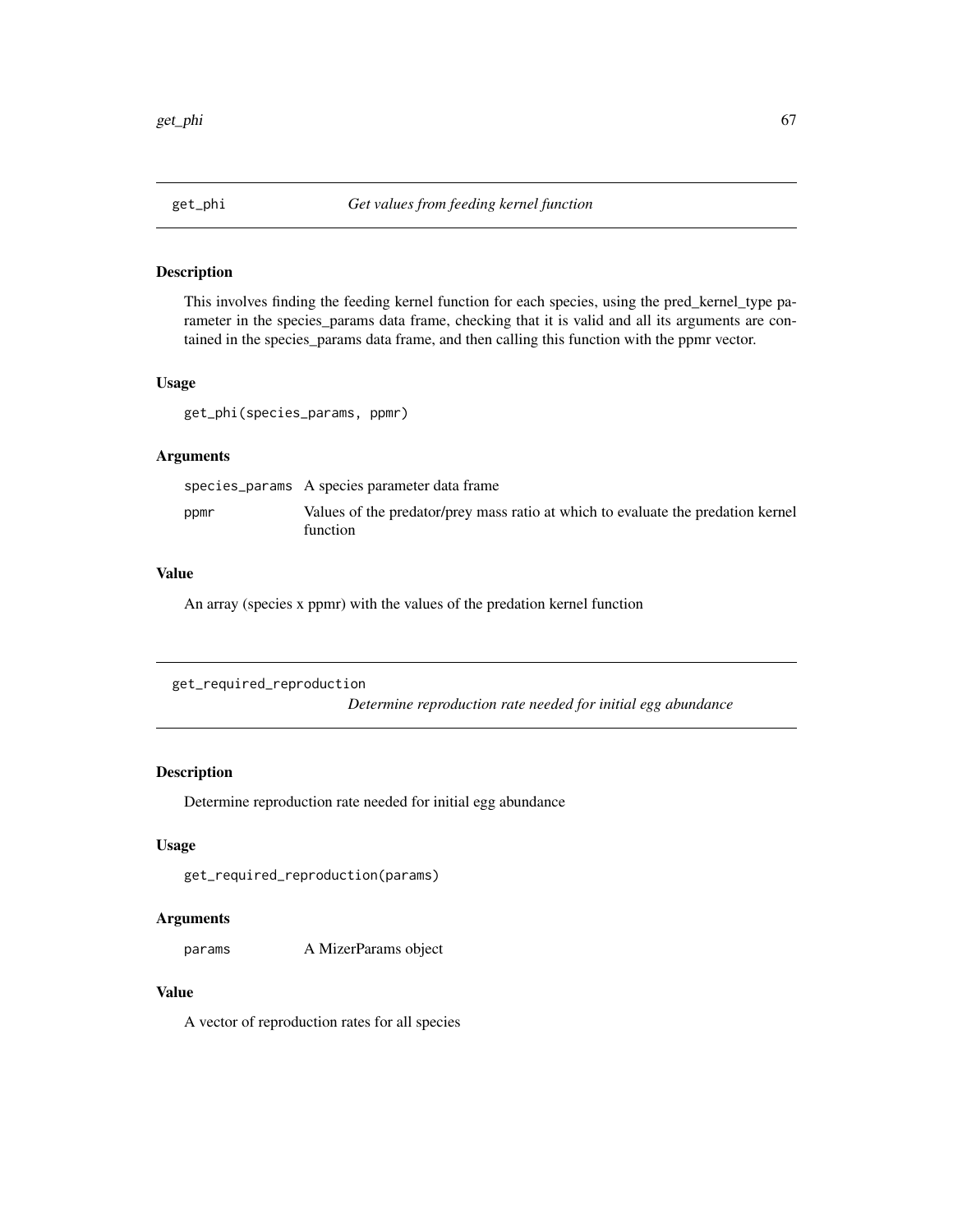## get_phi — *Get values from feeding kernel function*

### Description

This involves finding the feeding kernel function for each species, using the pred_kernel_type parameter in the species_params data frame, checking that it is valid and all its arguments are contained in the species_params data frame, and then calling this function with the ppmr vector.

### Usage

```
get_phi(species_params, ppmr)
```

### Arguments

| | |
|---|---|
| species_params | A species parameter data frame |
| ppmr | Values of the predator/prey mass ratio at which to evaluate the predation kernel function |

### Value

An array (species x ppmr) with the values of the predation kernel function

## get_required_reproduction — *Determine reproduction rate needed for initial egg abundance*

### Description

Determine reproduction rate needed for initial egg abundance

### Usage

```
get_required_reproduction(params)
```

### Arguments

| | |
|---|---|
| params | A MizerParams object |

### Value

A vector of reproduction rates for all species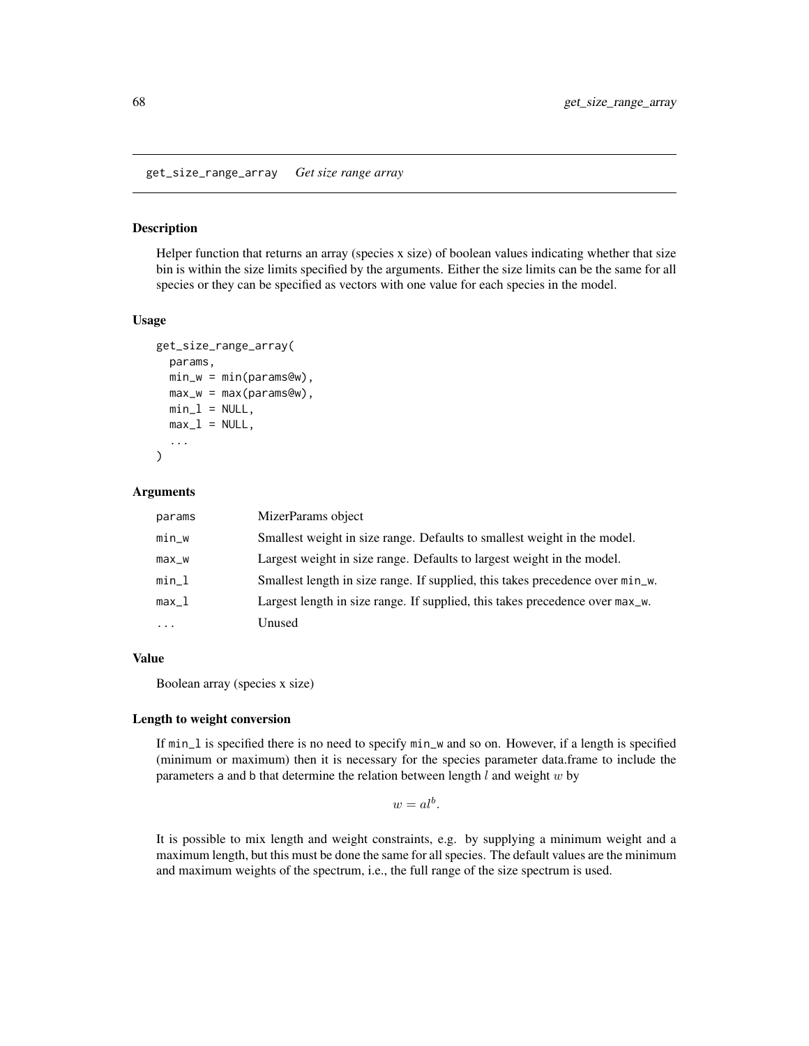## get_size_range_array *Get size range array*

### Description

Helper function that returns an array (species x size) of boolean values indicating whether that size bin is within the size limits specified by the arguments. Either the size limits can be the same for all species or they can be specified as vectors with one value for each species in the model.

### Usage

```
get_size_range_array(
  params,
  min_w = min(params@w),
  max_w = max(params@w),
  min_l = NULL,
  max_l = NULL,
  ...
)
```

### Arguments

| | |
|---|---|
| params | MizerParams object |
| min_w | Smallest weight in size range. Defaults to smallest weight in the model. |
| max_w | Largest weight in size range. Defaults to largest weight in the model. |
| min_l | Smallest length in size range. If supplied, this takes precedence over min_w. |
| max_l | Largest length in size range. If supplied, this takes precedence over max_w. |
| ... | Unused |

### Value

Boolean array (species x size)

### Length to weight conversion

If min_l is specified there is no need to specify min_w and so on. However, if a length is specified (minimum or maximum) then it is necessary for the species parameter data.frame to include the parameters a and b that determine the relation between length $l$ and weight $w$ by

$$w = al^b.$$

It is possible to mix length and weight constraints, e.g. by supplying a minimum weight and a maximum length, but this must be done the same for all species. The default values are the minimum and maximum weights of the spectrum, i.e., the full range of the size spectrum is used.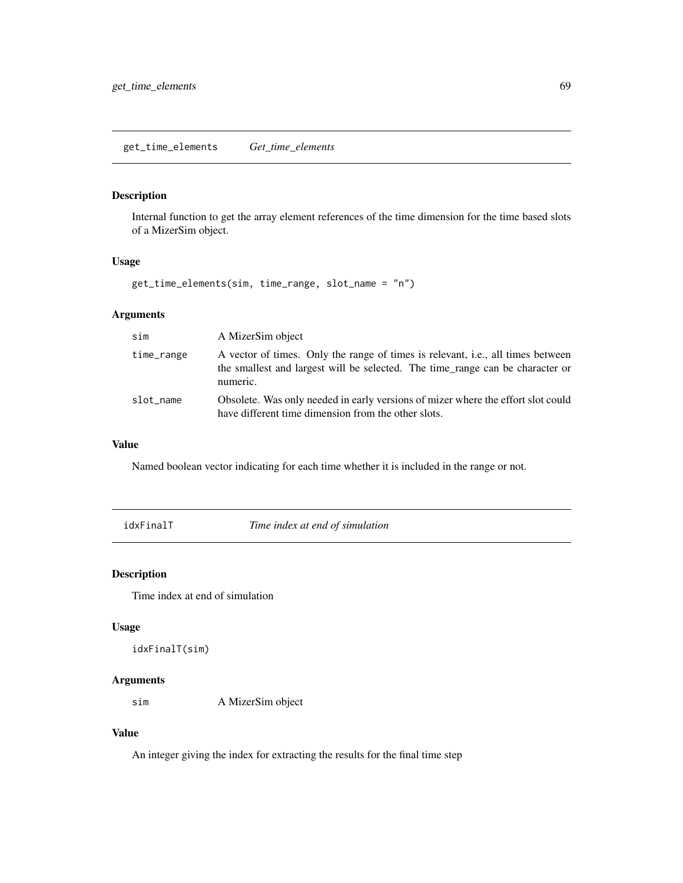## get_time_elements *Get_time_elements*

### Description

Internal function to get the array element references of the time dimension for the time based slots of a MizerSim object.

### Usage

```
get_time_elements(sim, time_range, slot_name = "n")
```

### Arguments

| | |
|---|---|
| sim | A MizerSim object |
| time_range | A vector of times. Only the range of times is relevant, i.e., all times between the smallest and largest will be selected. The time_range can be character or numeric. |
| slot_name | Obsolete. Was only needed in early versions of mizer where the effort slot could have different time dimension from the other slots. |

### Value

Named boolean vector indicating for each time whether it is included in the range or not.

## idxFinalT *Time index at end of simulation*

### Description

Time index at end of simulation

### Usage

```
idxFinalT(sim)
```

### Arguments

| | |
|---|---|
| sim | A MizerSim object |

### Value

An integer giving the index for extracting the results for the final time step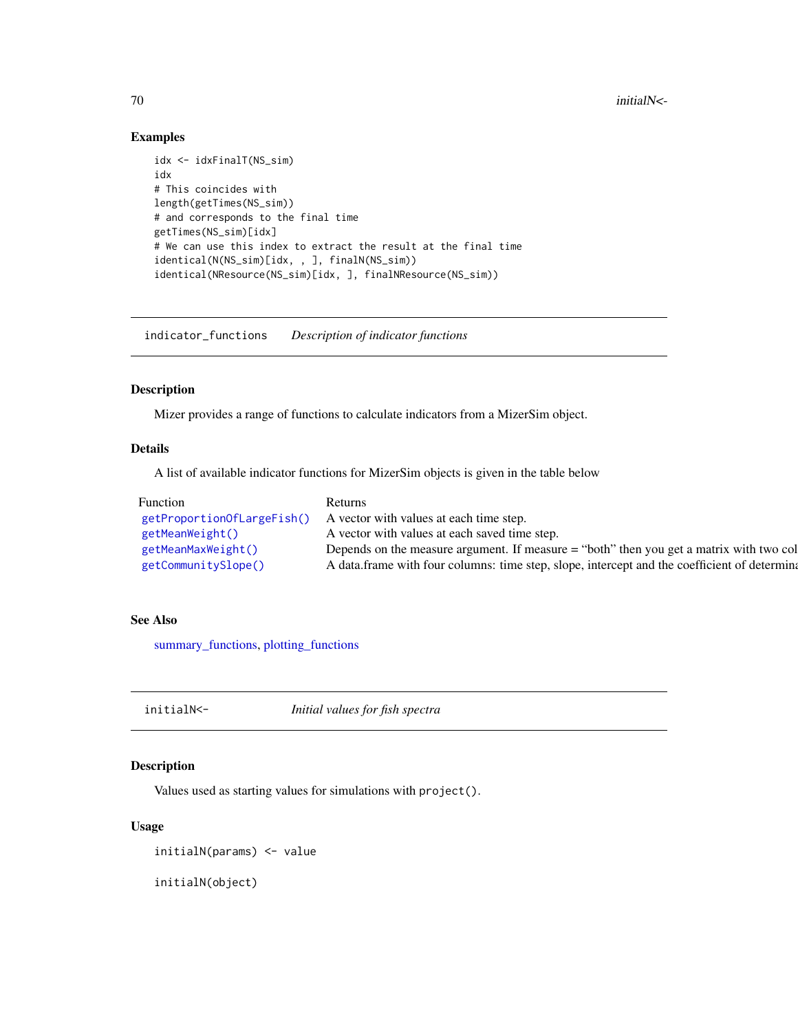### Examples

```
idx <- idxFinalT(NS_sim)
idx
# This coincides with
length(getTimes(NS_sim))
# and corresponds to the final time
getTimes(NS_sim)[idx]
# We can use this index to extract the result at the final time
identical(N(NS_sim)[idx, , ], finalN(NS_sim))
identical(NResource(NS_sim)[idx, ], finalNResource(NS_sim))
```

---

## indicator_functions    *Description of indicator functions*

---

### Description

Mizer provides a range of functions to calculate indicators from a MizerSim object.

### Details

A list of available indicator functions for MizerSim objects is given in the table below

| Function | Returns |
|---|---|
| `getProportionOfLargeFish()` | A vector with values at each time step. |
| `getMeanWeight()` | A vector with values at each saved time step. |
| `getMeanMaxWeight()` | Depends on the measure argument. If measure = "both" then you get a matrix with two col |
| `getCommunitySlope()` | A data.frame with four columns: time step, slope, intercept and the coefficient of determina |

### See Also

summary_functions, plotting_functions

---

## initialN<-    *Initial values for fish spectra*

---

### Description

Values used as starting values for simulations with `project()`.

### Usage

```
initialN(params) <- value

initialN(object)
```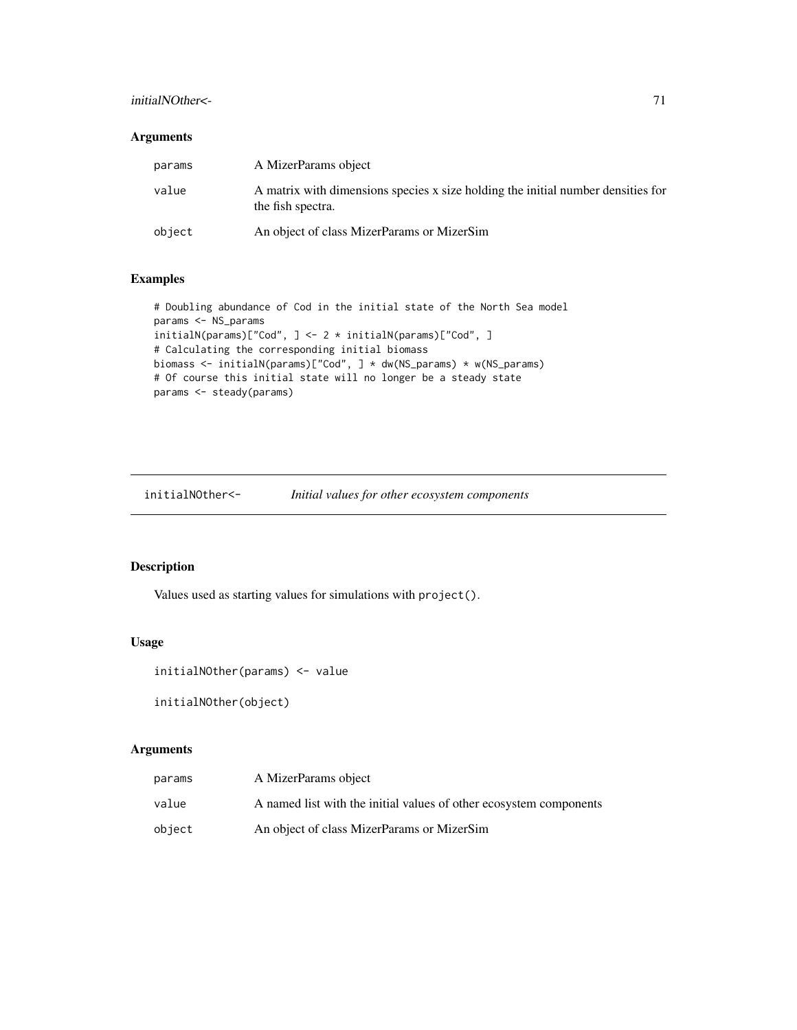## Arguments

| | |
|---|---|
| params | A MizerParams object |
| value | A matrix with dimensions species x size holding the initial number densities for the fish spectra. |
| object | An object of class MizerParams or MizerSim |

## Examples

```
# Doubling abundance of Cod in the initial state of the North Sea model
params <- NS_params
initialN(params)["Cod", ] <- 2 * initialN(params)["Cod", ]
# Calculating the corresponding initial biomass
biomass <- initialN(params)["Cod", ] * dw(NS_params) * w(NS_params)
# Of course this initial state will no longer be a steady state
params <- steady(params)
```

# initialNOther<- *Initial values for other ecosystem components*

## Description

Values used as starting values for simulations with `project()`.

## Usage

```
initialNOther(params) <- value

initialNOther(object)
```

## Arguments

| | |
|---|---|
| params | A MizerParams object |
| value | A named list with the initial values of other ecosystem components |
| object | An object of class MizerParams or MizerSim |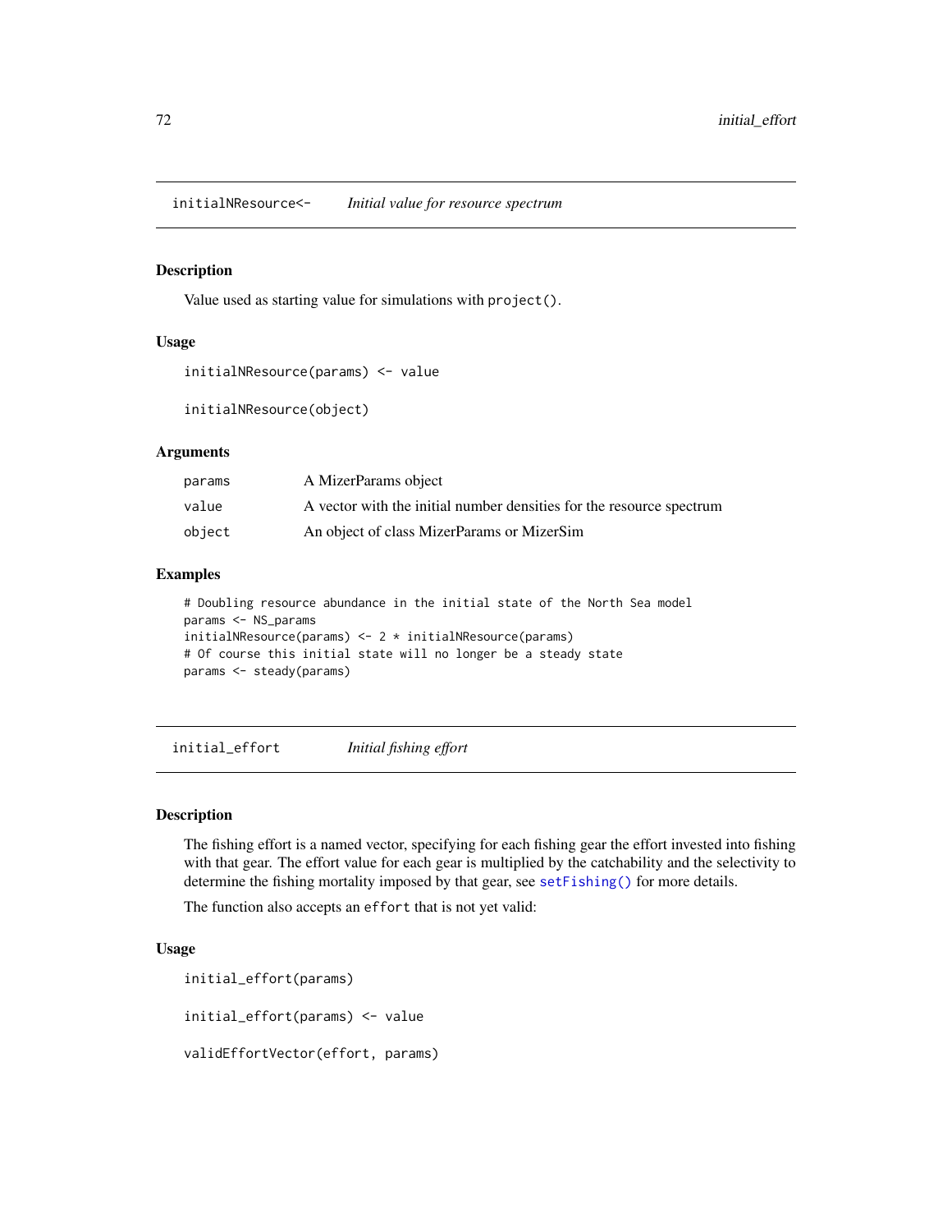## initialNResource<- *Initial value for resource spectrum*

### Description

Value used as starting value for simulations with `project()`.

### Usage

```
initialNResource(params) <- value

initialNResource(object)
```

### Arguments

| | |
|---|---|
| params | A MizerParams object |
| value | A vector with the initial number densities for the resource spectrum |
| object | An object of class MizerParams or MizerSim |

### Examples

```
# Doubling resource abundance in the initial state of the North Sea model
params <- NS_params
initialNResource(params) <- 2 * initialNResource(params)
# Of course this initial state will no longer be a steady state
params <- steady(params)
```

## initial_effort *Initial fishing effort*

### Description

The fishing effort is a named vector, specifying for each fishing gear the effort invested into fishing with that gear. The effort value for each gear is multiplied by the catchability and the selectivity to determine the fishing mortality imposed by that gear, see `setFishing()` for more details.

The function also accepts an `effort` that is not yet valid:

### Usage

```
initial_effort(params)

initial_effort(params) <- value

validEffortVector(effort, params)
```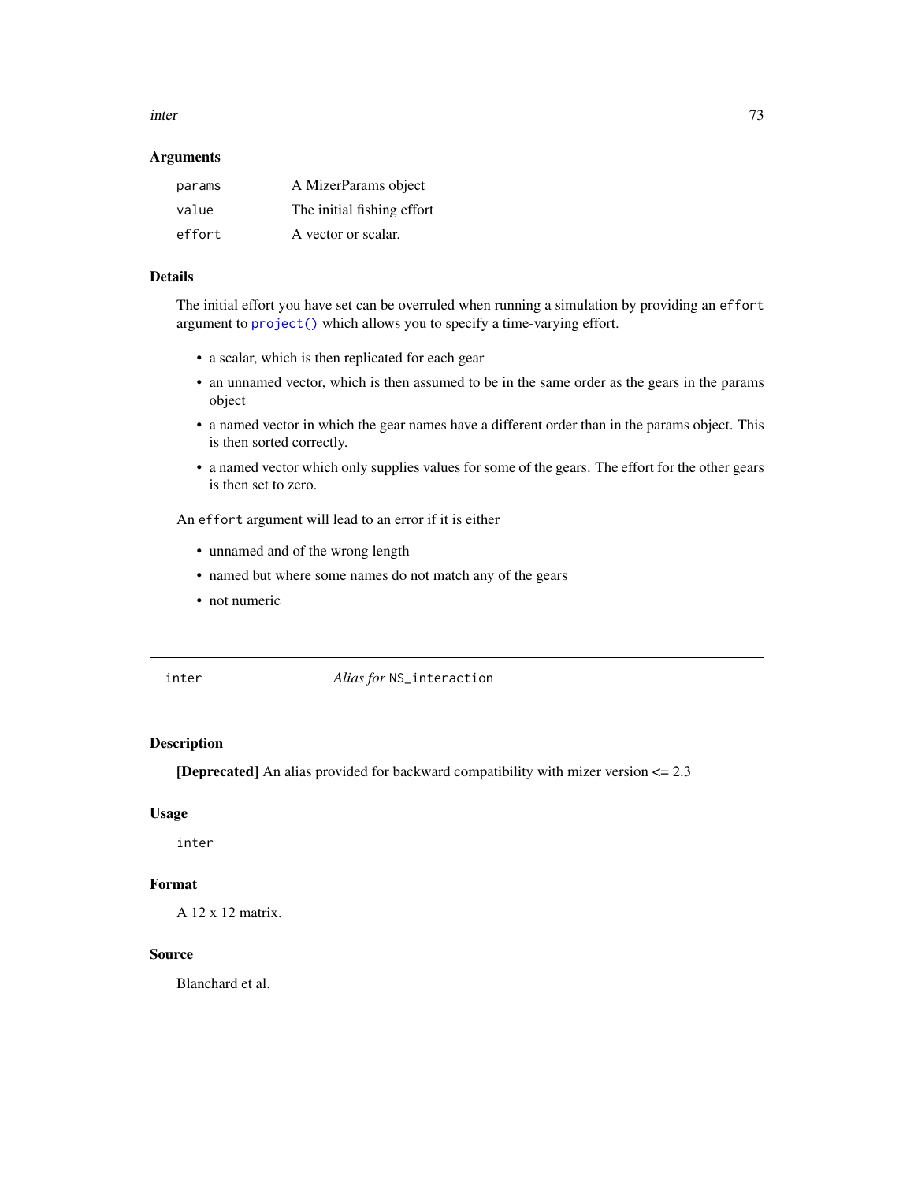### Arguments

| | |
|---|---|
| `params` | A MizerParams object |
| `value` | The initial fishing effort |
| `effort` | A vector or scalar. |

### Details

The initial effort you have set can be overruled when running a simulation by providing an `effort` argument to `project()` which allows you to specify a time-varying effort.

- a scalar, which is then replicated for each gear
- an unnamed vector, which is then assumed to be in the same order as the gears in the params object
- a named vector in which the gear names have a different order than in the params object. This is then sorted correctly.
- a named vector which only supplies values for some of the gears. The effort for the other gears is then set to zero.

An `effort` argument will lead to an error if it is either

- unnamed and of the wrong length
- named but where some names do not match any of the gears
- not numeric

---

## inter *Alias for* `NS_interaction`

### Description

**[Deprecated]** An alias provided for backward compatibility with mizer version <= 2.3

### Usage

```
inter
```

### Format

A 12 x 12 matrix.

### Source

Blanchard et al.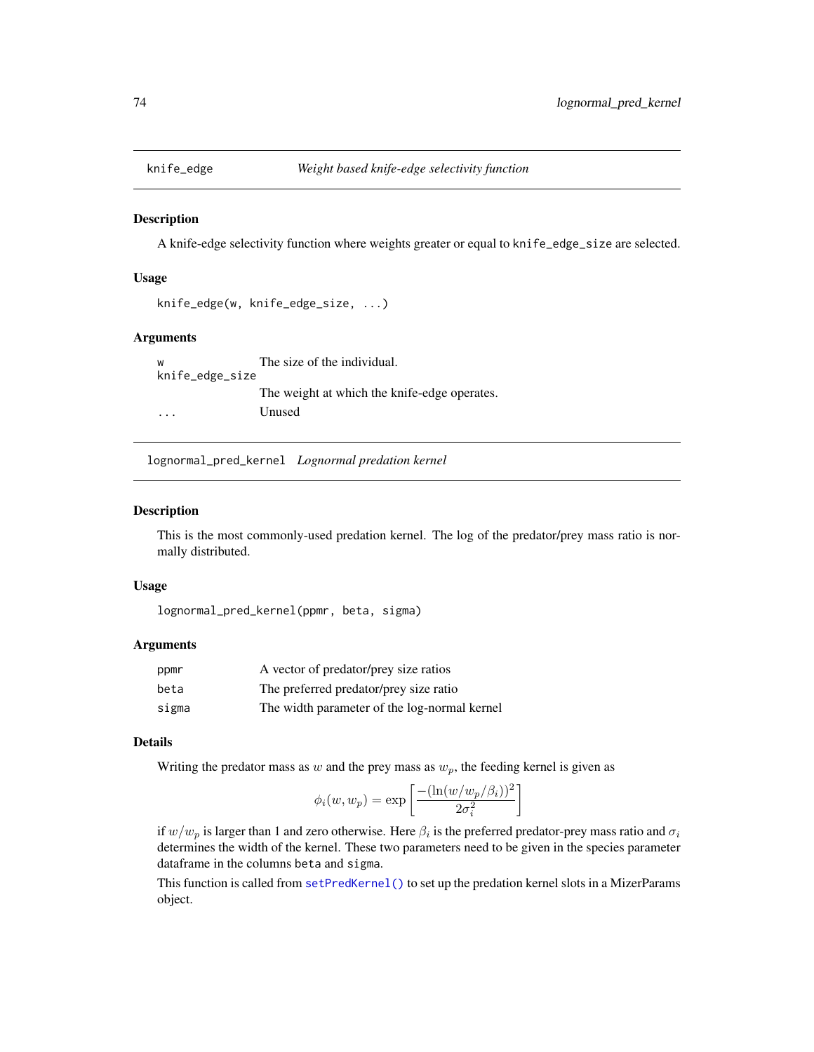## knife_edge — *Weight based knife-edge selectivity function*

### Description

A knife-edge selectivity function where weights greater or equal to `knife_edge_size` are selected.

### Usage

```
knife_edge(w, knife_edge_size, ...)
```

### Arguments

| | |
|---|---|
| `w` | The size of the individual. |
| `knife_edge_size` | The weight at which the knife-edge operates. |
| `...` | Unused |

## lognormal_pred_kernel — *Lognormal predation kernel*

### Description

This is the most commonly-used predation kernel. The log of the predator/prey mass ratio is normally distributed.

### Usage

```
lognormal_pred_kernel(ppmr, beta, sigma)
```

### Arguments

| | |
|---|---|
| `ppmr` | A vector of predator/prey size ratios |
| `beta` | The preferred predator/prey size ratio |
| `sigma` | The width parameter of the log-normal kernel |

### Details

Writing the predator mass as $w$ and the prey mass as $w_p$, the feeding kernel is given as

$$\phi_i(w, w_p) = \exp\left[\frac{-(\ln(w/w_p/\beta_i))^2}{2\sigma_i^2}\right]$$

if $w/w_p$ is larger than 1 and zero otherwise. Here $\beta_i$ is the preferred predator-prey mass ratio and $\sigma_i$ determines the width of the kernel. These two parameters need to be given in the species parameter dataframe in the columns `beta` and `sigma`.

This function is called from `setPredKernel()` to set up the predation kernel slots in a MizerParams object.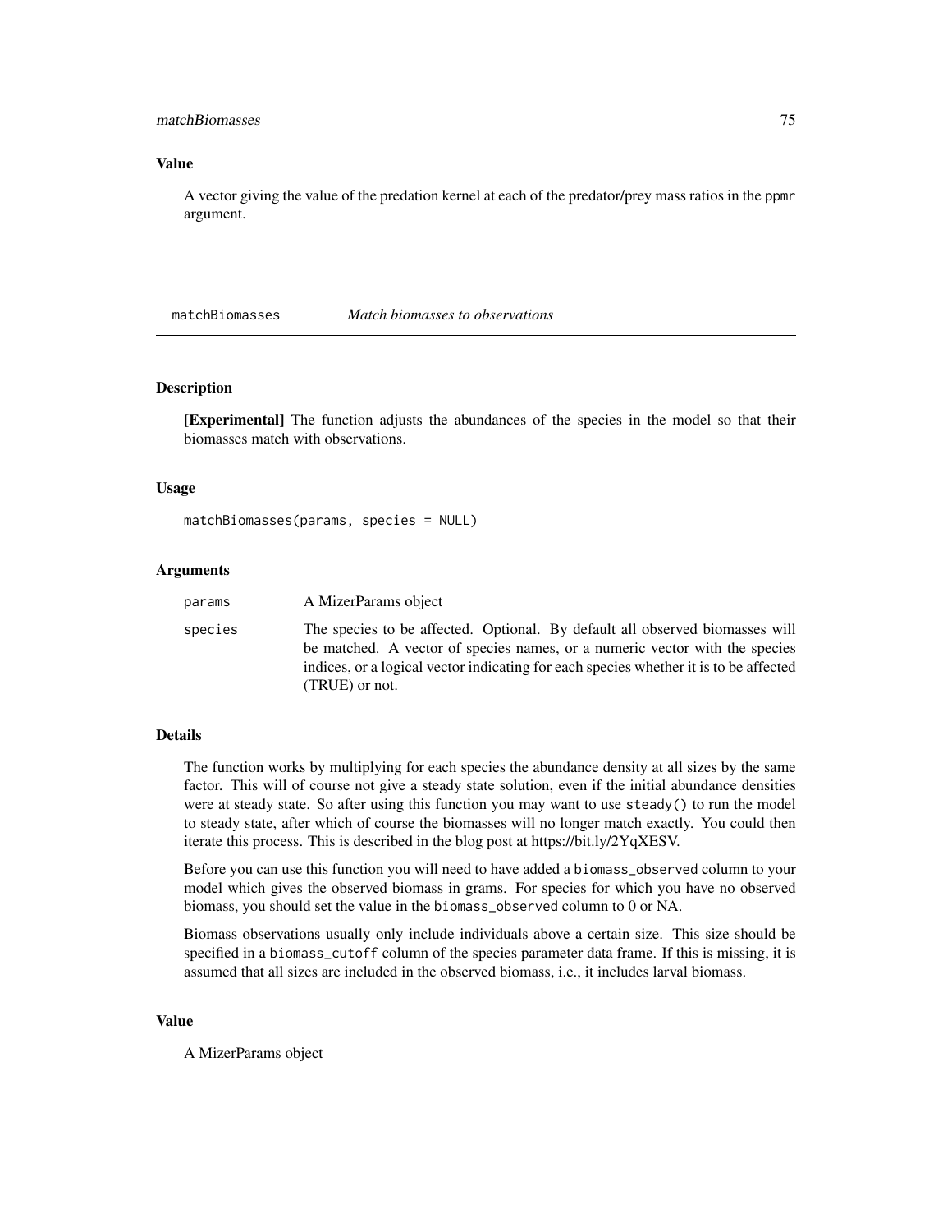## Value

A vector giving the value of the predation kernel at each of the predator/prey mass ratios in the `ppmr` argument.

---

# matchBiomasses — *Match biomasses to observations*

## Description

**[Experimental]** The function adjusts the abundances of the species in the model so that their biomasses match with observations.

## Usage

```
matchBiomasses(params, species = NULL)
```

## Arguments

| | |
|---|---|
| `params` | A MizerParams object |
| `species` | The species to be affected. Optional. By default all observed biomasses will be matched. A vector of species names, or a numeric vector with the species indices, or a logical vector indicating for each species whether it is to be affected (TRUE) or not. |

## Details

The function works by multiplying for each species the abundance density at all sizes by the same factor. This will of course not give a steady state solution, even if the initial abundance densities were at steady state. So after using this function you may want to use `steady()` to run the model to steady state, after which of course the biomasses will no longer match exactly. You could then iterate this process. This is described in the blog post at https://bit.ly/2YqXESV.

Before you can use this function you will need to have added a `biomass_observed` column to your model which gives the observed biomass in grams. For species for which you have no observed biomass, you should set the value in the `biomass_observed` column to 0 or NA.

Biomass observations usually only include individuals above a certain size. This size should be specified in a `biomass_cutoff` column of the species parameter data frame. If this is missing, it is assumed that all sizes are included in the observed biomass, i.e., it includes larval biomass.

## Value

A MizerParams object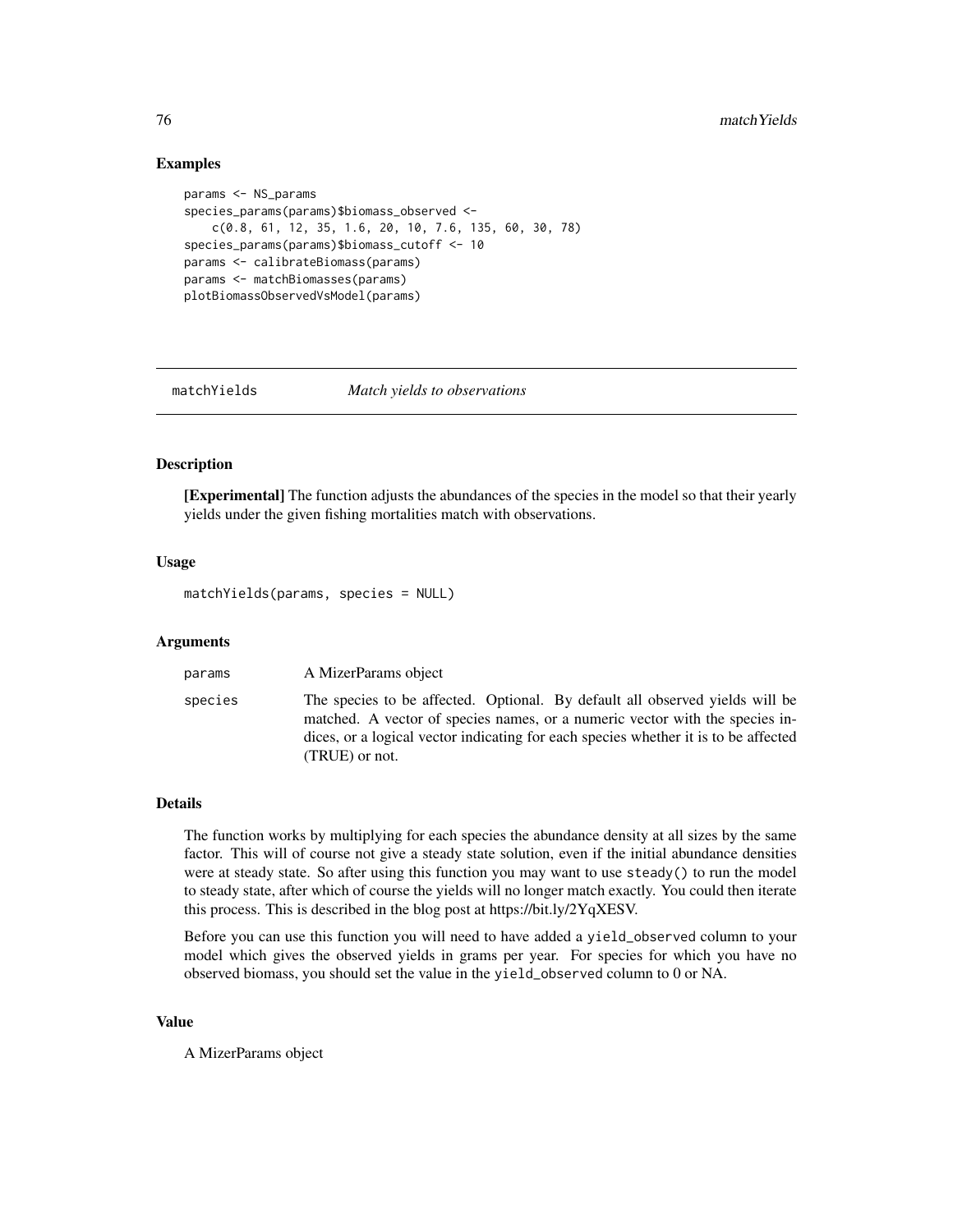## Examples

```
params <- NS_params
species_params(params)$biomass_observed <-
    c(0.8, 61, 12, 35, 1.6, 20, 10, 7.6, 135, 60, 30, 78)
species_params(params)$biomass_cutoff <- 10
params <- calibrateBiomass(params)
params <- matchBiomasses(params)
plotBiomassObservedVsModel(params)
```

---

# matchYields *Match yields to observations*

---

## Description

**[Experimental]** The function adjusts the abundances of the species in the model so that their yearly yields under the given fishing mortalities match with observations.

## Usage

```
matchYields(params, species = NULL)
```

## Arguments

| | |
|---|---|
| params | A MizerParams object |
| species | The species to be affected. Optional. By default all observed yields will be matched. A vector of species names, or a numeric vector with the species indices, or a logical vector indicating for each species whether it is to be affected (TRUE) or not. |

## Details

The function works by multiplying for each species the abundance density at all sizes by the same factor. This will of course not give a steady state solution, even if the initial abundance densities were at steady state. So after using this function you may want to use `steady()` to run the model to steady state, after which of course the yields will no longer match exactly. You could then iterate this process. This is described in the blog post at https://bit.ly/2YqXESV.

Before you can use this function you will need to have added a `yield_observed` column to your model which gives the observed yields in grams per year. For species for which you have no observed biomass, you should set the value in the `yield_observed` column to 0 or NA.

## Value

A MizerParams object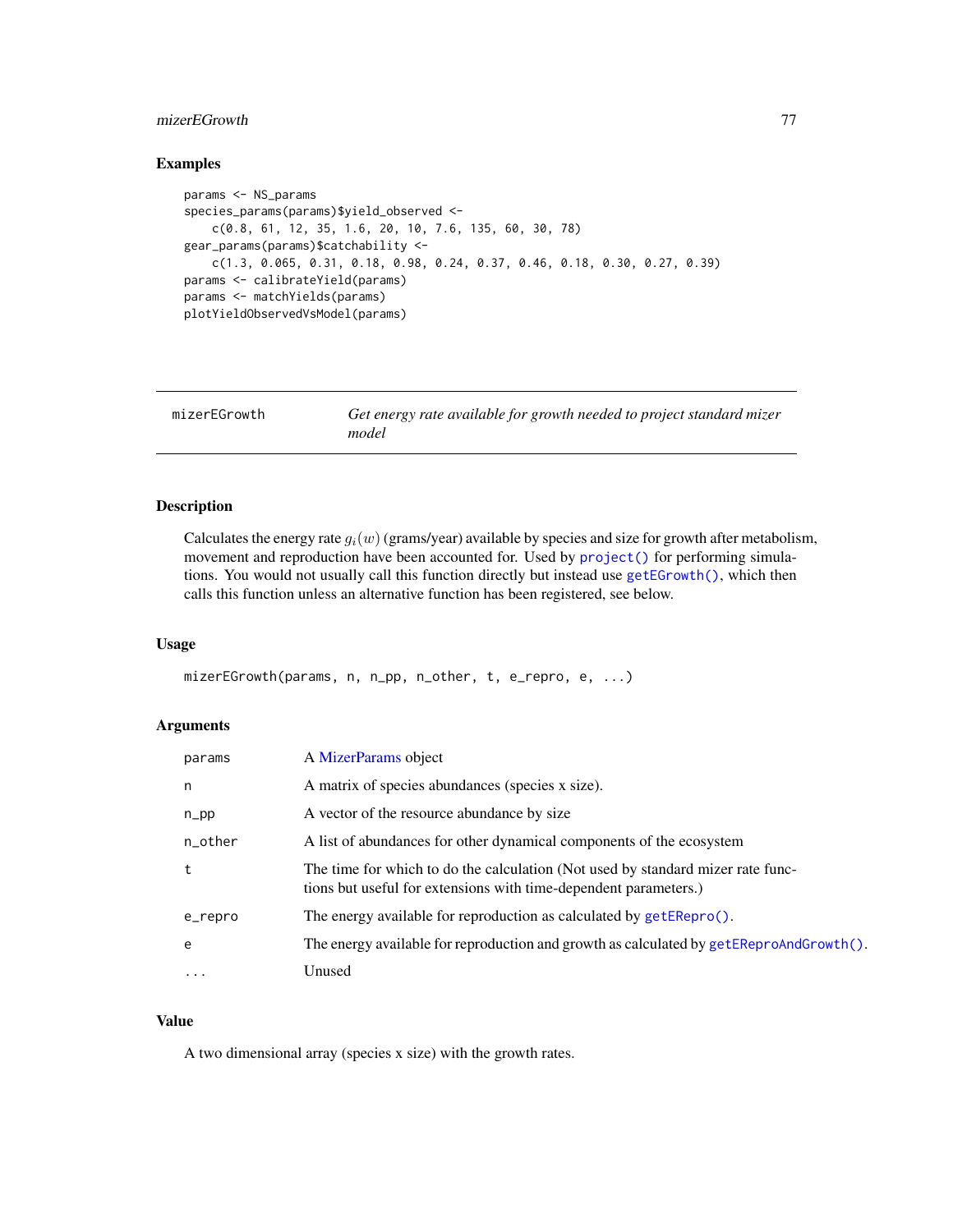## Examples

```
params <- NS_params
species_params(params)$yield_observed <-
    c(0.8, 61, 12, 35, 1.6, 20, 10, 7.6, 135, 60, 30, 78)
gear_params(params)$catchability <-
    c(1.3, 0.065, 0.31, 0.18, 0.98, 0.24, 0.37, 0.46, 0.18, 0.30, 0.27, 0.39)
params <- calibrateYield(params)
params <- matchYields(params)
plotYieldObservedVsModel(params)
```

---

# mizerEGrowth — *Get energy rate available for growth needed to project standard mizer model*

---

## Description

Calculates the energy rate $g_i(w)$ (grams/year) available by species and size for growth after metabolism, movement and reproduction have been accounted for. Used by `project()` for performing simulations. You would not usually call this function directly but instead use `getEGrowth()`, which then calls this function unless an alternative function has been registered, see below.

## Usage

```
mizerEGrowth(params, n, n_pp, n_other, t, e_repro, e, ...)
```

## Arguments

| | |
|---|---|
| params | A MizerParams object |
| n | A matrix of species abundances (species x size). |
| n_pp | A vector of the resource abundance by size |
| n_other | A list of abundances for other dynamical components of the ecosystem |
| t | The time for which to do the calculation (Not used by standard mizer rate functions but useful for extensions with time-dependent parameters.) |
| e_repro | The energy available for reproduction as calculated by `getERepro()`. |
| e | The energy available for reproduction and growth as calculated by `getEReproAndGrowth()`. |
| ... | Unused |

## Value

A two dimensional array (species x size) with the growth rates.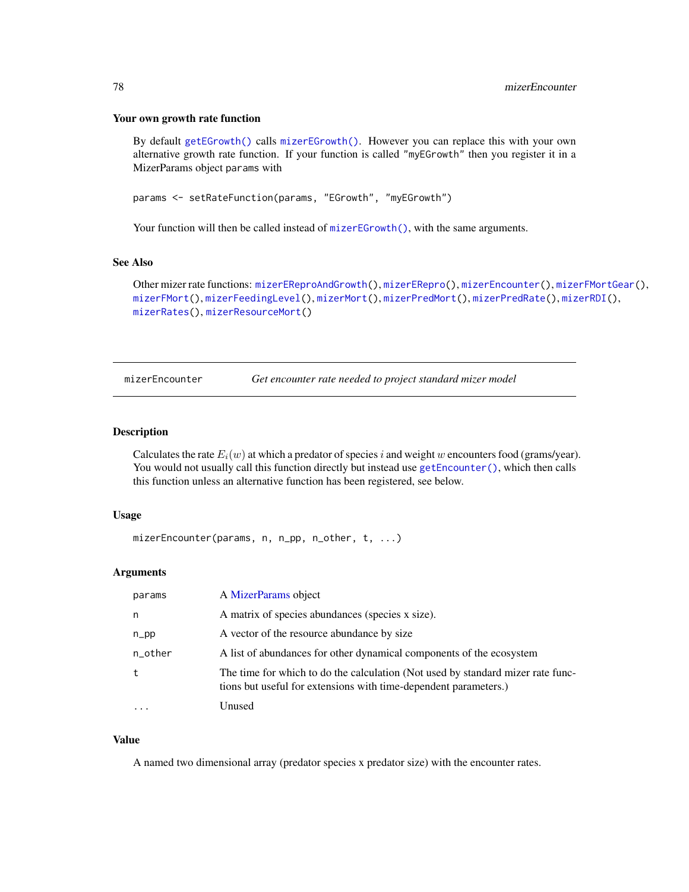### Your own growth rate function

By default `getEGrowth()` calls `mizerEGrowth()`. However you can replace this with your own alternative growth rate function. If your function is called "myEGrowth" then you register it in a MizerParams object params with

```
params <- setRateFunction(params, "EGrowth", "myEGrowth")
```

Your function will then be called instead of `mizerEGrowth()`, with the same arguments.

### See Also

Other mizer rate functions: `mizerEReproAndGrowth()`, `mizerERepro()`, `mizerEncounter()`, `mizerFMortGear()`, `mizerFMort()`, `mizerFeedingLevel()`, `mizerMort()`, `mizerPredMort()`, `mizerPredRate()`, `mizerRDI()`, `mizerRates()`, `mizerResourceMort()`

---

## mizerEncounter — *Get encounter rate needed to project standard mizer model*

### Description

Calculates the rate $E_i(w)$ at which a predator of species $i$ and weight $w$ encounters food (grams/year). You would not usually call this function directly but instead use `getEncounter()`, which then calls this function unless an alternative function has been registered, see below.

### Usage

```
mizerEncounter(params, n, n_pp, n_other, t, ...)
```

### Arguments

| | |
|---|---|
| params | A MizerParams object |
| n | A matrix of species abundances (species x size). |
| n_pp | A vector of the resource abundance by size |
| n_other | A list of abundances for other dynamical components of the ecosystem |
| t | The time for which to do the calculation (Not used by standard mizer rate functions but useful for extensions with time-dependent parameters.) |
| ... | Unused |

### Value

A named two dimensional array (predator species x predator size) with the encounter rates.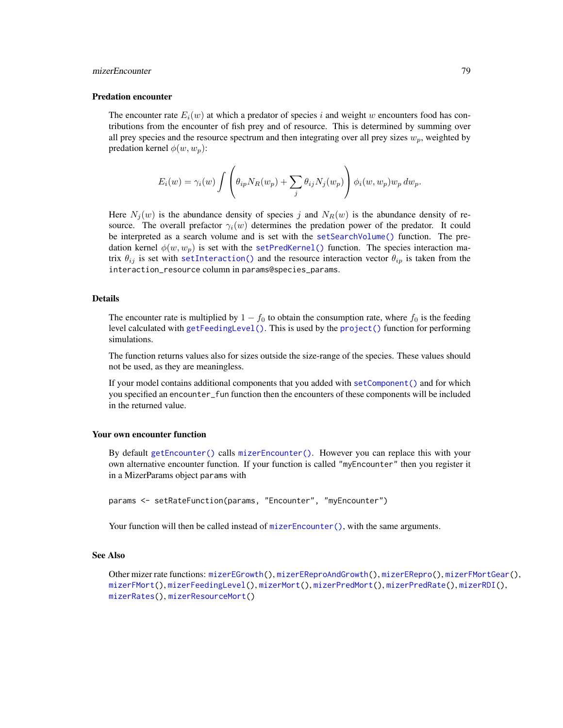### Predation encounter

The encounter rate $E_i(w)$ at which a predator of species $i$ and weight $w$ encounters food has contributions from the encounter of fish prey and of resource. This is determined by summing over all prey species and the resource spectrum and then integrating over all prey sizes $w_p$, weighted by predation kernel $\phi(w, w_p)$:

$$E_i(w) = \gamma_i(w) \int \left( \theta_{ip} N_R(w_p) + \sum_j \theta_{ij} N_j(w_p) \right) \phi_i(w, w_p) w_p \, dw_p.$$

Here $N_j(w)$ is the abundance density of species $j$ and $N_R(w)$ is the abundance density of resource. The overall prefactor $\gamma_i(w)$ determines the predation power of the predator. It could be interpreted as a search volume and is set with the `setSearchVolume()` function. The predation kernel $\phi(w, w_p)$ is set with the `setPredKernel()` function. The species interaction matrix $\theta_{ij}$ is set with `setInteraction()` and the resource interaction vector $\theta_{ip}$ is taken from the `interaction_resource` column in `params@species_params`.

### Details

The encounter rate is multiplied by $1 - f_0$ to obtain the consumption rate, where $f_0$ is the feeding level calculated with `getFeedingLevel()`. This is used by the `project()` function for performing simulations.

The function returns values also for sizes outside the size-range of the species. These values should not be used, as they are meaningless.

If your model contains additional components that you added with `setComponent()` and for which you specified an `encounter_fun` function then the encounters of these components will be included in the returned value.

### Your own encounter function

By default `getEncounter()` calls `mizerEncounter()`. However you can replace this with your own alternative encounter function. If your function is called "myEncounter" then you register it in a MizerParams object `params` with

```
params <- setRateFunction(params, "Encounter", "myEncounter")
```

Your function will then be called instead of `mizerEncounter()`, with the same arguments.

### See Also

Other mizer rate functions: `mizerEGrowth()`, `mizerEReproAndGrowth()`, `mizerERepro()`, `mizerFMortGear()`, `mizerFMort()`, `mizerFeedingLevel()`, `mizerMort()`, `mizerPredMort()`, `mizerPredRate()`, `mizerRDI()`, `mizerRates()`, `mizerResourceMort()`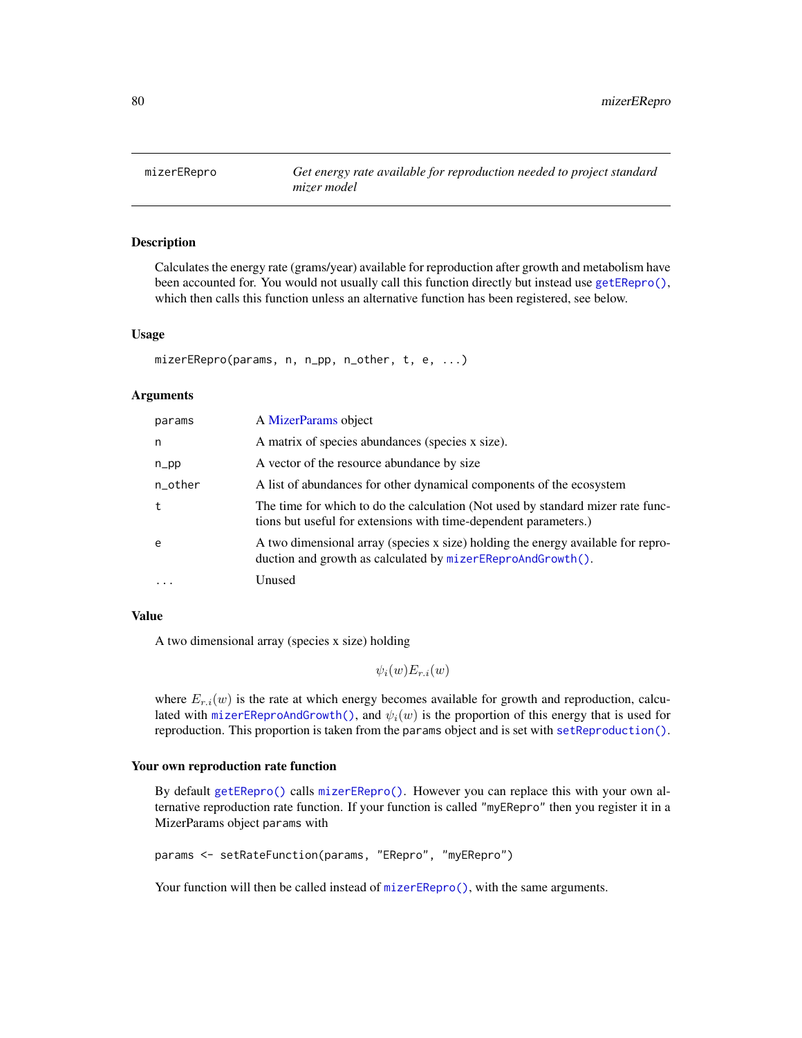## mizerERepro

*Get energy rate available for reproduction needed to project standard mizer model*

### Description

Calculates the energy rate (grams/year) available for reproduction after growth and metabolism have been accounted for. You would not usually call this function directly but instead use `getERepro()`, which then calls this function unless an alternative function has been registered, see below.

### Usage

```
mizerERepro(params, n, n_pp, n_other, t, e, ...)
```

### Arguments

| | |
|---|---|
| `params` | A MizerParams object |
| `n` | A matrix of species abundances (species x size). |
| `n_pp` | A vector of the resource abundance by size |
| `n_other` | A list of abundances for other dynamical components of the ecosystem |
| `t` | The time for which to do the calculation (Not used by standard mizer rate functions but useful for extensions with time-dependent parameters.) |
| `e` | A two dimensional array (species x size) holding the energy available for reproduction and growth as calculated by `mizerEReproAndGrowth()`. |
| `...` | Unused |

### Value

A two dimensional array (species x size) holding

$$\psi_i(w)E_{r.i}(w)$$

where $E_{r.i}(w)$ is the rate at which energy becomes available for growth and reproduction, calculated with `mizerEReproAndGrowth()`, and $\psi_i(w)$ is the proportion of this energy that is used for reproduction. This proportion is taken from the `params` object and is set with `setReproduction()`.

### Your own reproduction rate function

By default `getERepro()` calls `mizerERepro()`. However you can replace this with your own alternative reproduction rate function. If your function is called `"myERepro"` then you register it in a MizerParams object `params` with

```
params <- setRateFunction(params, "ERepro", "myERepro")
```

Your function will then be called instead of `mizerERepro()`, with the same arguments.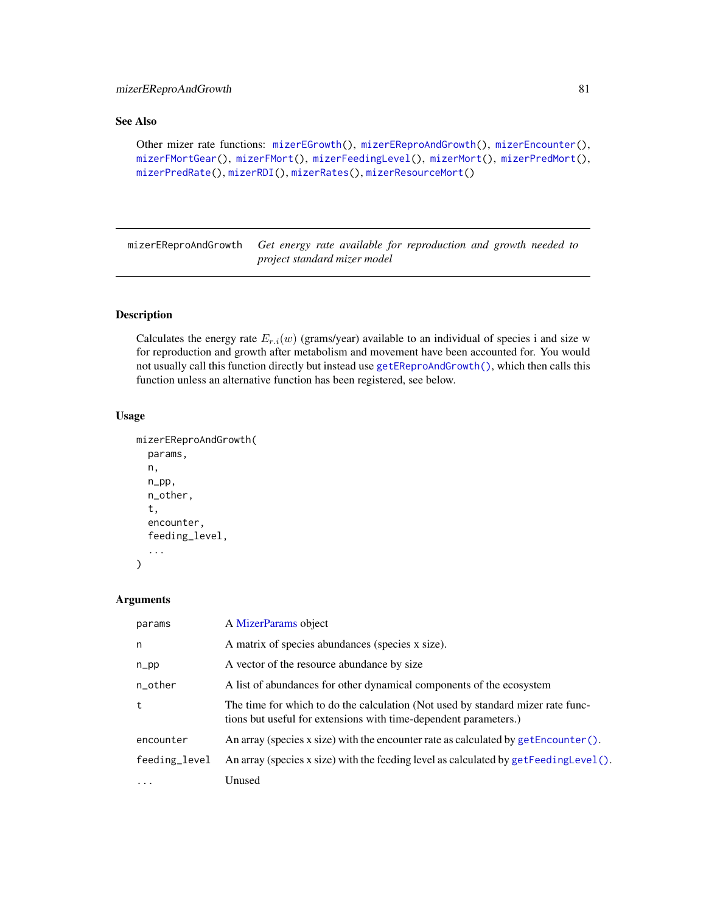## See Also

Other mizer rate functions: mizerEGrowth(), mizerEReproAndGrowth(), mizerEncounter(), mizerFMortGear(), mizerFMort(), mizerFeedingLevel(), mizerMort(), mizerPredMort(), mizerPredRate(), mizerRDI(), mizerRates(), mizerResourceMort()

---

mizerEReproAndGrowth    *Get energy rate available for reproduction and growth needed to project standard mizer model*

---

## Description

Calculates the energy rate $E_{r.i}(w)$ (grams/year) available to an individual of species i and size w for reproduction and growth after metabolism and movement have been accounted for. You would not usually call this function directly but instead use getEReproAndGrowth(), which then calls this function unless an alternative function has been registered, see below.

## Usage

```
mizerEReproAndGrowth(
  params,
  n,
  n_pp,
  n_other,
  t,
  encounter,
  feeding_level,
  ...
)
```

## Arguments

| | |
|---|---|
| params | A MizerParams object |
| n | A matrix of species abundances (species x size). |
| n_pp | A vector of the resource abundance by size |
| n_other | A list of abundances for other dynamical components of the ecosystem |
| t | The time for which to do the calculation (Not used by standard mizer rate functions but useful for extensions with time-dependent parameters.) |
| encounter | An array (species x size) with the encounter rate as calculated by getEncounter(). |
| feeding_level | An array (species x size) with the feeding level as calculated by getFeedingLevel(). |
| ... | Unused |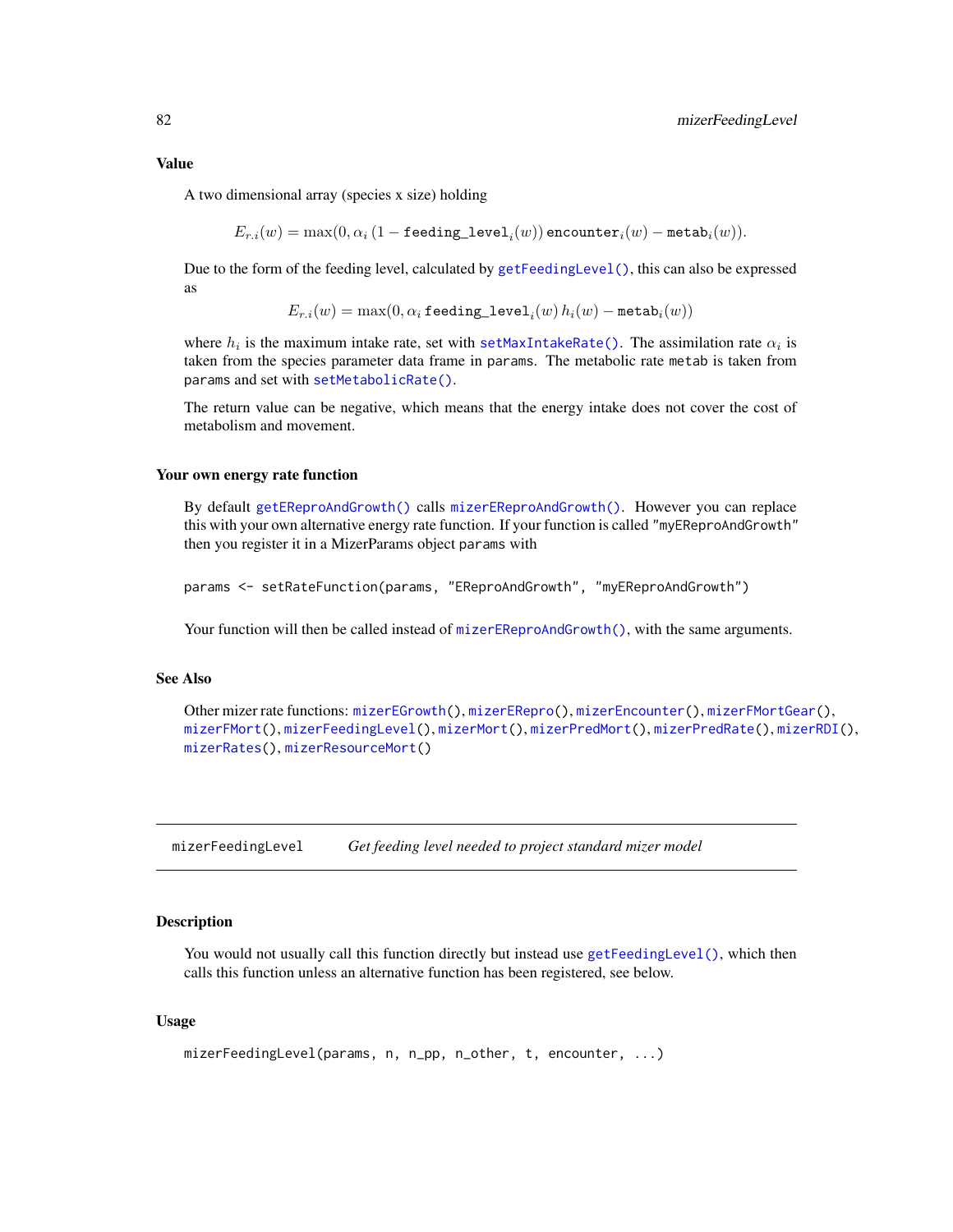### Value

A two dimensional array (species x size) holding

$$E_{r.i}(w) = \max(0, \alpha_i\, (1 - \texttt{feeding\_level}_i(w))\, \texttt{encounter}_i(w) - \texttt{metab}_i(w)).$$

Due to the form of the feeding level, calculated by getFeedingLevel(), this can also be expressed as

$$E_{r.i}(w) = \max(0, \alpha_i\, \texttt{feeding\_level}_i(w)\, h_i(w) - \texttt{metab}_i(w))$$

where $h_i$ is the maximum intake rate, set with setMaxIntakeRate(). The assimilation rate $\alpha_i$ is taken from the species parameter data frame in `params`. The metabolic rate `metab` is taken from `params` and set with setMetabolicRate().

The return value can be negative, which means that the energy intake does not cover the cost of metabolism and movement.

### Your own energy rate function

By default getEReproAndGrowth() calls mizerEReproAndGrowth(). However you can replace this with your own alternative energy rate function. If your function is called "myEReproAndGrowth" then you register it in a MizerParams object `params` with

```
params <- setRateFunction(params, "EReproAndGrowth", "myEReproAndGrowth")
```

Your function will then be called instead of mizerEReproAndGrowth(), with the same arguments.

### See Also

Other mizer rate functions: mizerEGrowth(), mizerERepro(), mizerEncounter(), mizerFMortGear(), mizerFMort(), mizerFeedingLevel(), mizerMort(), mizerPredMort(), mizerPredRate(), mizerRDI(), mizerRates(), mizerResourceMort()

---

## mizerFeedingLevel    *Get feeding level needed to project standard mizer model*

### Description

You would not usually call this function directly but instead use getFeedingLevel(), which then calls this function unless an alternative function has been registered, see below.

### Usage

```
mizerFeedingLevel(params, n, n_pp, n_other, t, encounter, ...)
```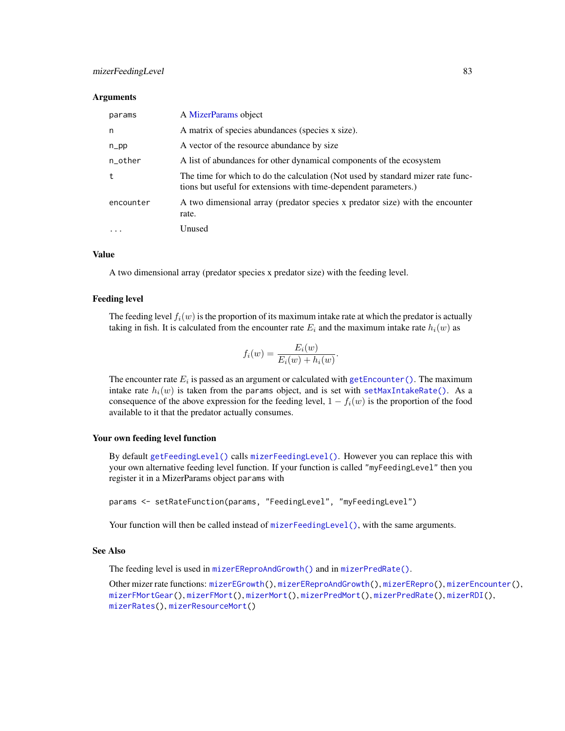## Arguments

| | |
|---|---|
| params | A MizerParams object |
| n | A matrix of species abundances (species x size). |
| n_pp | A vector of the resource abundance by size |
| n_other | A list of abundances for other dynamical components of the ecosystem |
| t | The time for which to do the calculation (Not used by standard mizer rate functions but useful for extensions with time-dependent parameters.) |
| encounter | A two dimensional array (predator species x predator size) with the encounter rate. |
| ... | Unused |

## Value

A two dimensional array (predator species x predator size) with the feeding level.

## Feeding level

The feeding level $f_i(w)$ is the proportion of its maximum intake rate at which the predator is actually taking in fish. It is calculated from the encounter rate $E_i$ and the maximum intake rate $h_i(w)$ as

$$f_i(w) = \frac{E_i(w)}{E_i(w) + h_i(w)}.$$

The encounter rate $E_i$ is passed as an argument or calculated with `getEncounter()`. The maximum intake rate $h_i(w)$ is taken from the `params` object, and is set with `setMaxIntakeRate()`. As a consequence of the above expression for the feeding level, $1 - f_i(w)$ is the proportion of the food available to it that the predator actually consumes.

## Your own feeding level function

By default `getFeedingLevel()` calls `mizerFeedingLevel()`. However you can replace this with your own alternative feeding level function. If your function is called `"myFeedingLevel"` then you register it in a MizerParams object `params` with

```
params <- setRateFunction(params, "FeedingLevel", "myFeedingLevel")
```

Your function will then be called instead of `mizerFeedingLevel()`, with the same arguments.

## See Also

The feeding level is used in `mizerEReproAndGrowth()` and in `mizerPredRate()`.

Other mizer rate functions: `mizerEGrowth()`, `mizerEReproAndGrowth()`, `mizerERepro()`, `mizerEncounter()`, `mizerFMortGear()`, `mizerFMort()`, `mizerMort()`, `mizerPredMort()`, `mizerPredRate()`, `mizerRDI()`, `mizerRates()`, `mizerResourceMort()`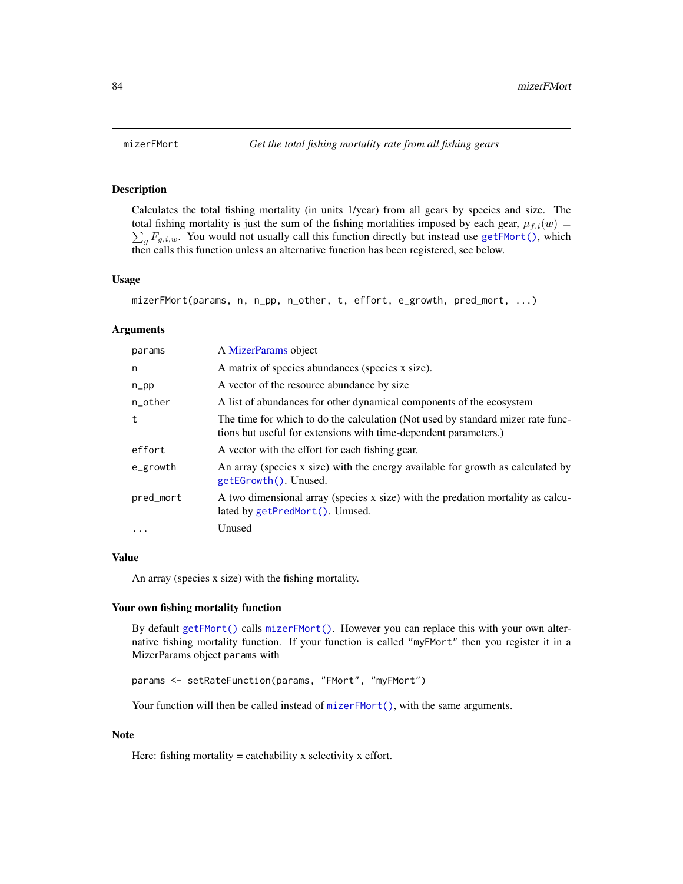# mizerFMort — *Get the total fishing mortality rate from all fishing gears*

## Description

Calculates the total fishing mortality (in units 1/year) from all gears by species and size. The total fishing mortality is just the sum of the fishing mortalities imposed by each gear, $\mu_{f.i}(w) = \sum_g F_{g,i,w}$. You would not usually call this function directly but instead use `getFMort()`, which then calls this function unless an alternative function has been registered, see below.

## Usage

```
mizerFMort(params, n, n_pp, n_other, t, effort, e_growth, pred_mort, ...)
```

## Arguments

| | |
|---|---|
| `params` | A MizerParams object |
| `n` | A matrix of species abundances (species x size). |
| `n_pp` | A vector of the resource abundance by size |
| `n_other` | A list of abundances for other dynamical components of the ecosystem |
| `t` | The time for which to do the calculation (Not used by standard mizer rate functions but useful for extensions with time-dependent parameters.) |
| `effort` | A vector with the effort for each fishing gear. |
| `e_growth` | An array (species x size) with the energy available for growth as calculated by `getEGrowth()`. Unused. |
| `pred_mort` | A two dimensional array (species x size) with the predation mortality as calculated by `getPredMort()`. Unused. |
| `...` | Unused |

## Value

An array (species x size) with the fishing mortality.

## Your own fishing mortality function

By default `getFMort()` calls `mizerFMort()`. However you can replace this with your own alternative fishing mortality function. If your function is called `"myFMort"` then you register it in a MizerParams object `params` with

```
params <- setRateFunction(params, "FMort", "myFMort")
```

Your function will then be called instead of `mizerFMort()`, with the same arguments.

## Note

Here: fishing mortality = catchability x selectivity x effort.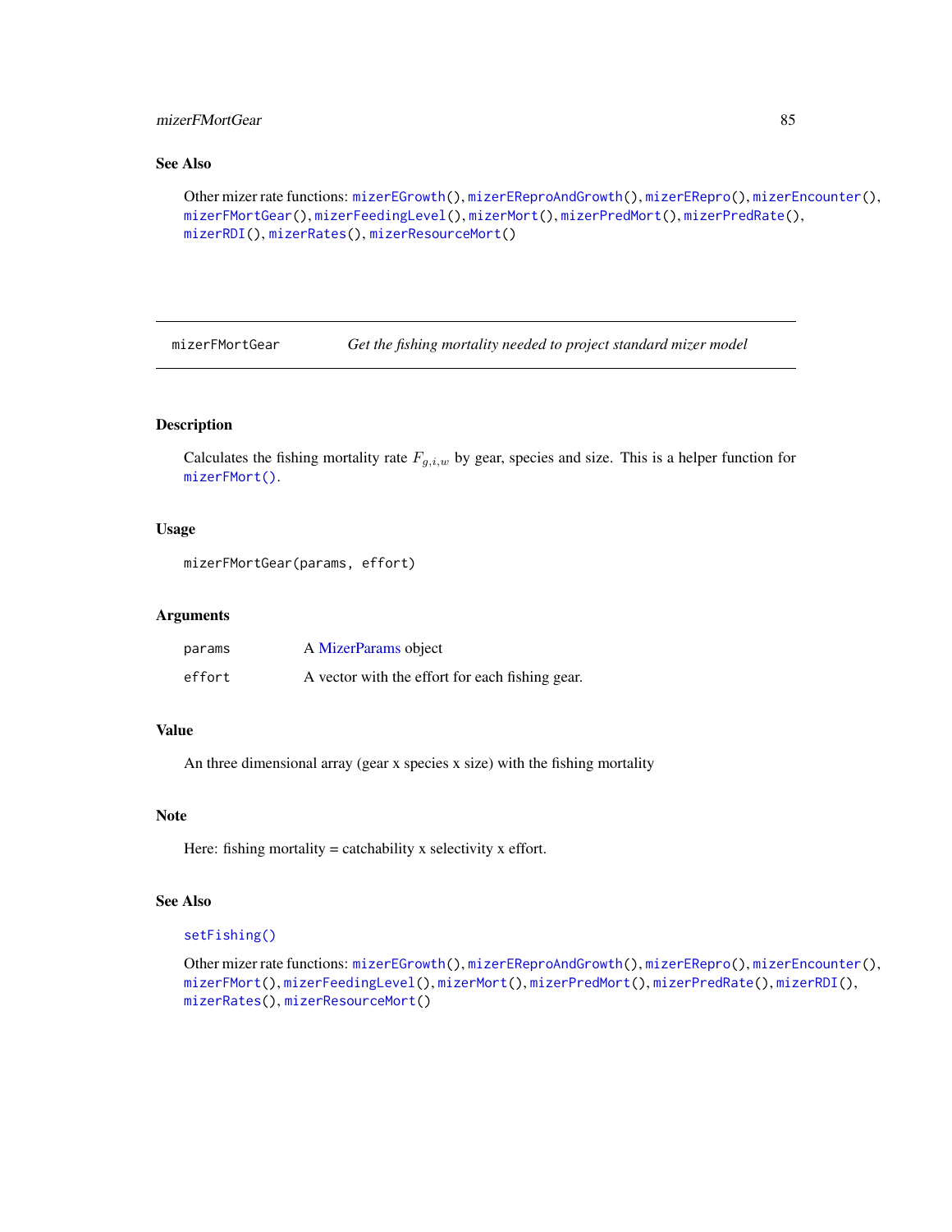### See Also

Other mizer rate functions: mizerEGrowth(), mizerEReproAndGrowth(), mizerERepro(), mizerEncounter(), mizerFMortGear(), mizerFeedingLevel(), mizerMort(), mizerPredMort(), mizerPredRate(), mizerRDI(), mizerRates(), mizerResourceMort()

---

## mizerFMortGear — *Get the fishing mortality needed to project standard mizer model*

---

### Description

Calculates the fishing mortality rate $F_{g,i,w}$ by gear, species and size. This is a helper function for mizerFMort().

### Usage

```
mizerFMortGear(params, effort)
```

### Arguments

| | |
|---|---|
| params | A MizerParams object |
| effort | A vector with the effort for each fishing gear. |

### Value

An three dimensional array (gear x species x size) with the fishing mortality

### Note

Here: fishing mortality = catchability x selectivity x effort.

### See Also

setFishing()

Other mizer rate functions: mizerEGrowth(), mizerEReproAndGrowth(), mizerERepro(), mizerEncounter(), mizerFMort(), mizerFeedingLevel(), mizerMort(), mizerPredMort(), mizerPredRate(), mizerRDI(), mizerRates(), mizerResourceMort()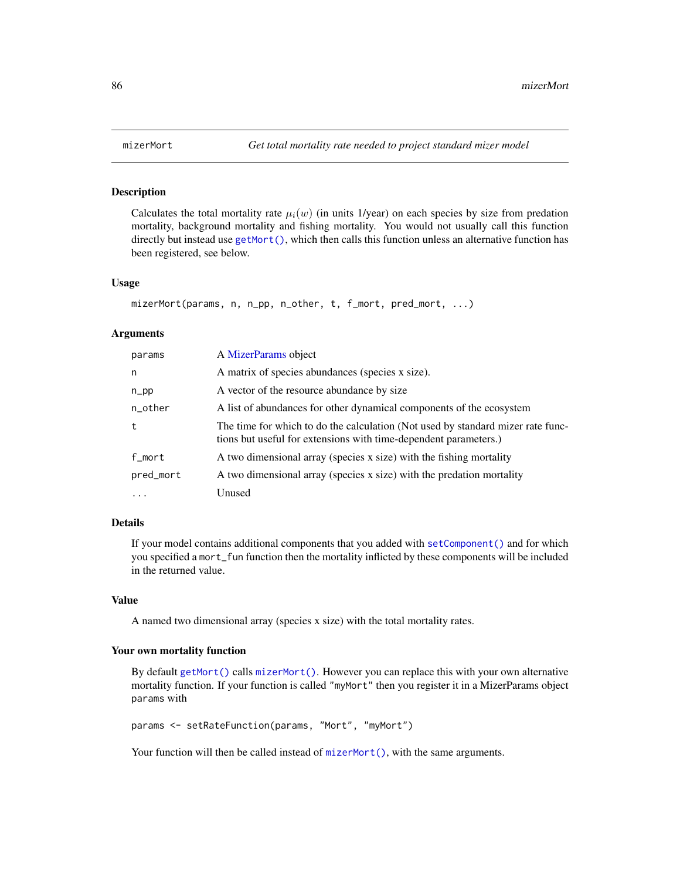# mizerMort

*Get total mortality rate needed to project standard mizer model*

## Description

Calculates the total mortality rate $\mu_i(w)$ (in units 1/year) on each species by size from predation mortality, background mortality and fishing mortality. You would not usually call this function directly but instead use `getMort()`, which then calls this function unless an alternative function has been registered, see below.

## Usage

```
mizerMort(params, n, n_pp, n_other, t, f_mort, pred_mort, ...)
```

## Arguments

| | |
|---|---|
| `params` | A MizerParams object |
| `n` | A matrix of species abundances (species x size). |
| `n_pp` | A vector of the resource abundance by size |
| `n_other` | A list of abundances for other dynamical components of the ecosystem |
| `t` | The time for which to do the calculation (Not used by standard mizer rate functions but useful for extensions with time-dependent parameters.) |
| `f_mort` | A two dimensional array (species x size) with the fishing mortality |
| `pred_mort` | A two dimensional array (species x size) with the predation mortality |
| `...` | Unused |

## Details

If your model contains additional components that you added with `setComponent()` and for which you specified a `mort_fun` function then the mortality inflicted by these components will be included in the returned value.

## Value

A named two dimensional array (species x size) with the total mortality rates.

## Your own mortality function

By default `getMort()` calls `mizerMort()`. However you can replace this with your own alternative mortality function. If your function is called `"myMort"` then you register it in a MizerParams object `params` with

```
params <- setRateFunction(params, "Mort", "myMort")
```

Your function will then be called instead of `mizerMort()`, with the same arguments.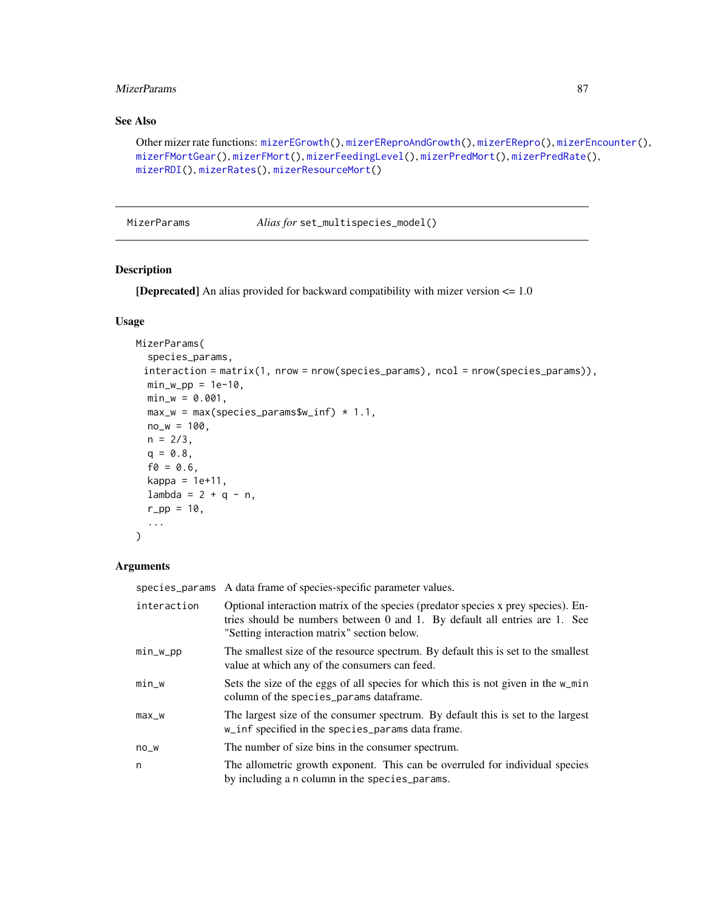### See Also

Other mizer rate functions: `mizerEGrowth()`, `mizerEReproAndGrowth()`, `mizerERepro()`, `mizerEncounter()`, `mizerFMortGear()`, `mizerFMort()`, `mizerFeedingLevel()`, `mizerPredMort()`, `mizerPredRate()`, `mizerRDI()`, `mizerRates()`, `mizerResourceMort()`

---

MizerParams    *Alias for* `set_multispecies_model()`

---

### Description

**[Deprecated]** An alias provided for backward compatibility with mizer version <= 1.0

### Usage

```
MizerParams(
  species_params,
  interaction = matrix(1, nrow = nrow(species_params), ncol = nrow(species_params)),
  min_w_pp = 1e-10,
  min_w = 0.001,
  max_w = max(species_params$w_inf) * 1.1,
  no_w = 100,
  n = 2/3,
  q = 0.8,
  f0 = 0.6,
  kappa = 1e+11,
  lambda = 2 + q - n,
  r_pp = 10,
  ...
)
```

### Arguments

| | |
|---|---|
| species_params | A data frame of species-specific parameter values. |
| interaction | Optional interaction matrix of the species (predator species x prey species). Entries should be numbers between 0 and 1. By default all entries are 1. See "Setting interaction matrix" section below. |
| min_w_pp | The smallest size of the resource spectrum. By default this is set to the smallest value at which any of the consumers can feed. |
| min_w | Sets the size of the eggs of all species for which this is not given in the `w_min` column of the `species_params` dataframe. |
| max_w | The largest size of the consumer spectrum. By default this is set to the largest `w_inf` specified in the `species_params` data frame. |
| no_w | The number of size bins in the consumer spectrum. |
| n | The allometric growth exponent. This can be overruled for individual species by including a `n` column in the `species_params`. |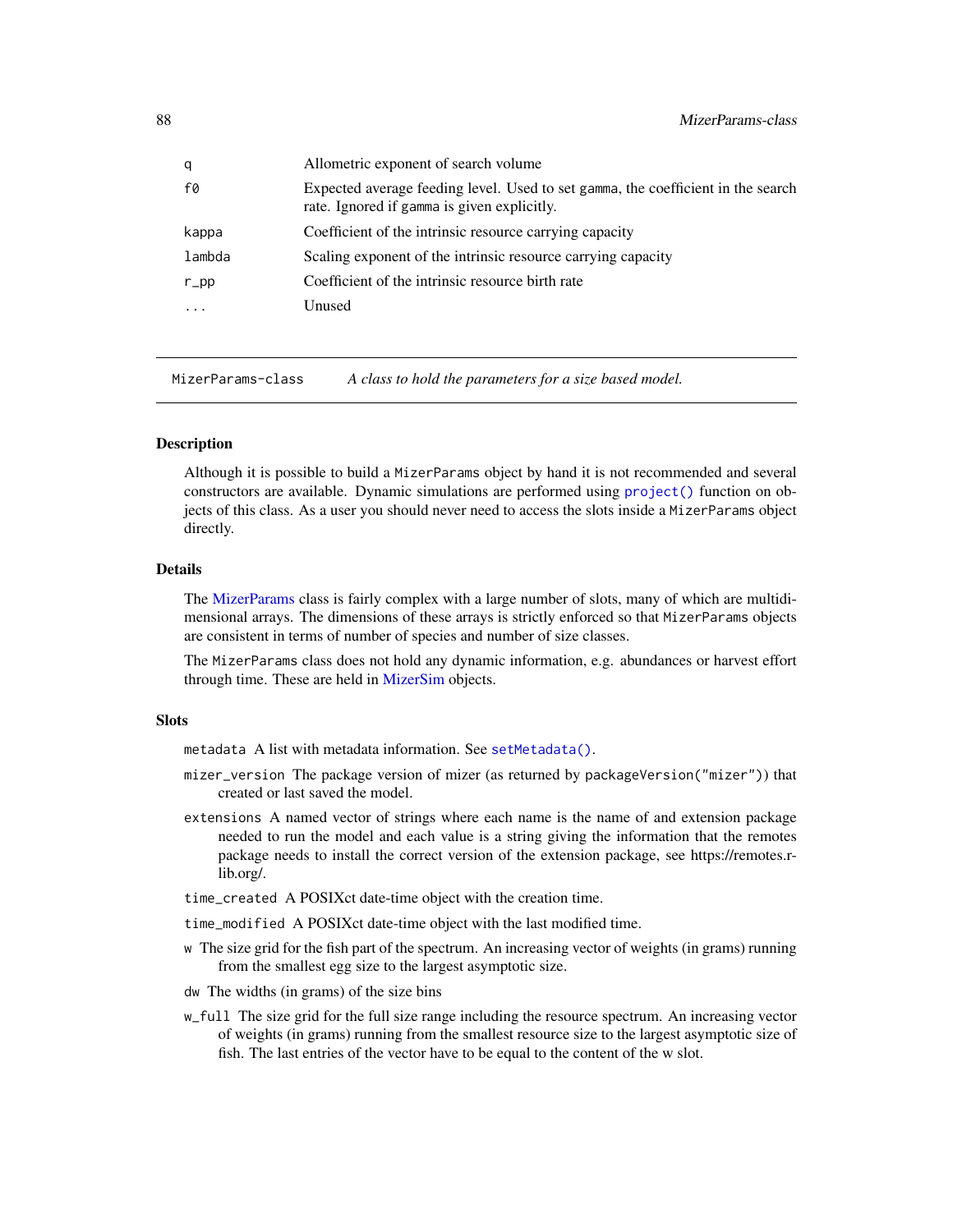| | |
|---|---|
| q | Allometric exponent of search volume |
| f0 | Expected average feeding level. Used to set gamma, the coefficient in the search rate. Ignored if gamma is given explicitly. |
| kappa | Coefficient of the intrinsic resource carrying capacity |
| lambda | Scaling exponent of the intrinsic resource carrying capacity |
| r_pp | Coefficient of the intrinsic resource birth rate |
| ... | Unused |

---

## MizerParams-class — *A class to hold the parameters for a size based model.*

---

### Description

Although it is possible to build a `MizerParams` object by hand it is not recommended and several constructors are available. Dynamic simulations are performed using `project()` function on objects of this class. As a user you should never need to access the slots inside a `MizerParams` object directly.

### Details

The MizerParams class is fairly complex with a large number of slots, many of which are multidimensional arrays. The dimensions of these arrays is strictly enforced so that `MizerParams` objects are consistent in terms of number of species and number of size classes.

The `MizerParams` class does not hold any dynamic information, e.g. abundances or harvest effort through time. These are held in MizerSim objects.

### Slots

`metadata` A list with metadata information. See `setMetadata()`.

`mizer_version` The package version of mizer (as returned by `packageVersion("mizer")`) that created or last saved the model.

`extensions` A named vector of strings where each name is the name of and extension package needed to run the model and each value is a string giving the information that the remotes package needs to install the correct version of the extension package, see https://remotes.r-lib.org/.

`time_created` A POSIXct date-time object with the creation time.

`time_modified` A POSIXct date-time object with the last modified time.

`w` The size grid for the fish part of the spectrum. An increasing vector of weights (in grams) running from the smallest egg size to the largest asymptotic size.

`dw` The widths (in grams) of the size bins

`w_full` The size grid for the full size range including the resource spectrum. An increasing vector of weights (in grams) running from the smallest resource size to the largest asymptotic size of fish. The last entries of the vector have to be equal to the content of the w slot.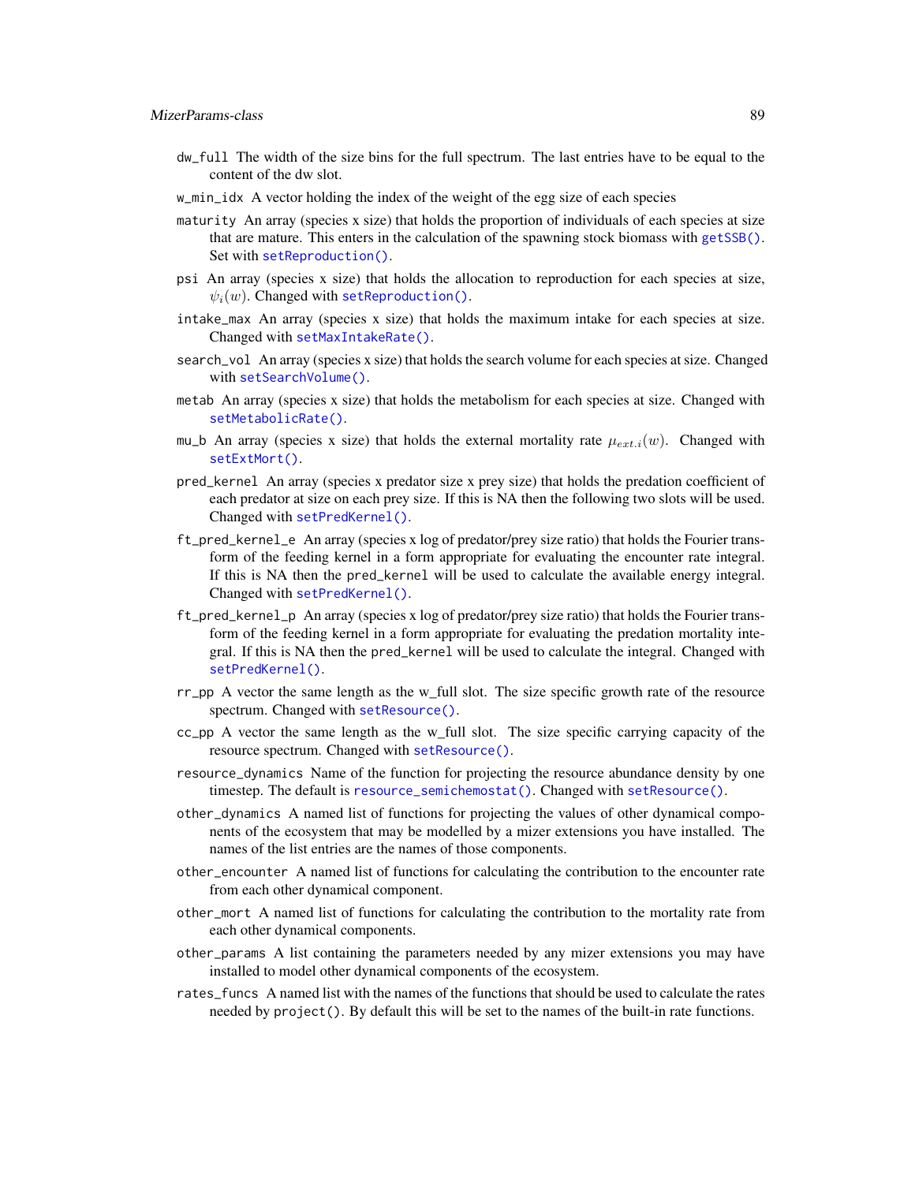dw_full The width of the size bins for the full spectrum. The last entries have to be equal to the content of the dw slot.

w_min_idx A vector holding the index of the weight of the egg size of each species

maturity An array (species x size) that holds the proportion of individuals of each species at size that are mature. This enters in the calculation of the spawning stock biomass with getSSB(). Set with setReproduction().

psi An array (species x size) that holds the allocation to reproduction for each species at size, $\psi_i(w)$. Changed with setReproduction().

intake_max An array (species x size) that holds the maximum intake for each species at size. Changed with setMaxIntakeRate().

search_vol An array (species x size) that holds the search volume for each species at size. Changed with setSearchVolume().

metab An array (species x size) that holds the metabolism for each species at size. Changed with setMetabolicRate().

mu_b An array (species x size) that holds the external mortality rate $\mu_{ext.i}(w)$. Changed with setExtMort().

pred_kernel An array (species x predator size x prey size) that holds the predation coefficient of each predator at size on each prey size. If this is NA then the following two slots will be used. Changed with setPredKernel().

ft_pred_kernel_e An array (species x log of predator/prey size ratio) that holds the Fourier transform of the feeding kernel in a form appropriate for evaluating the encounter rate integral. If this is NA then the pred_kernel will be used to calculate the available energy integral. Changed with setPredKernel().

ft_pred_kernel_p An array (species x log of predator/prey size ratio) that holds the Fourier transform of the feeding kernel in a form appropriate for evaluating the predation mortality integral. If this is NA then the pred_kernel will be used to calculate the integral. Changed with setPredKernel().

rr_pp A vector the same length as the w_full slot. The size specific growth rate of the resource spectrum. Changed with setResource().

cc_pp A vector the same length as the w_full slot. The size specific carrying capacity of the resource spectrum. Changed with setResource().

resource_dynamics Name of the function for projecting the resource abundance density by one timestep. The default is resource_semichemostat(). Changed with setResource().

other_dynamics A named list of functions for projecting the values of other dynamical components of the ecosystem that may be modelled by a mizer extensions you have installed. The names of the list entries are the names of those components.

other_encounter A named list of functions for calculating the contribution to the encounter rate from each other dynamical component.

other_mort A named list of functions for calculating the contribution to the mortality rate from each other dynamical components.

other_params A list containing the parameters needed by any mizer extensions you may have installed to model other dynamical components of the ecosystem.

rates_funcs A named list with the names of the functions that should be used to calculate the rates needed by project(). By default this will be set to the names of the built-in rate functions.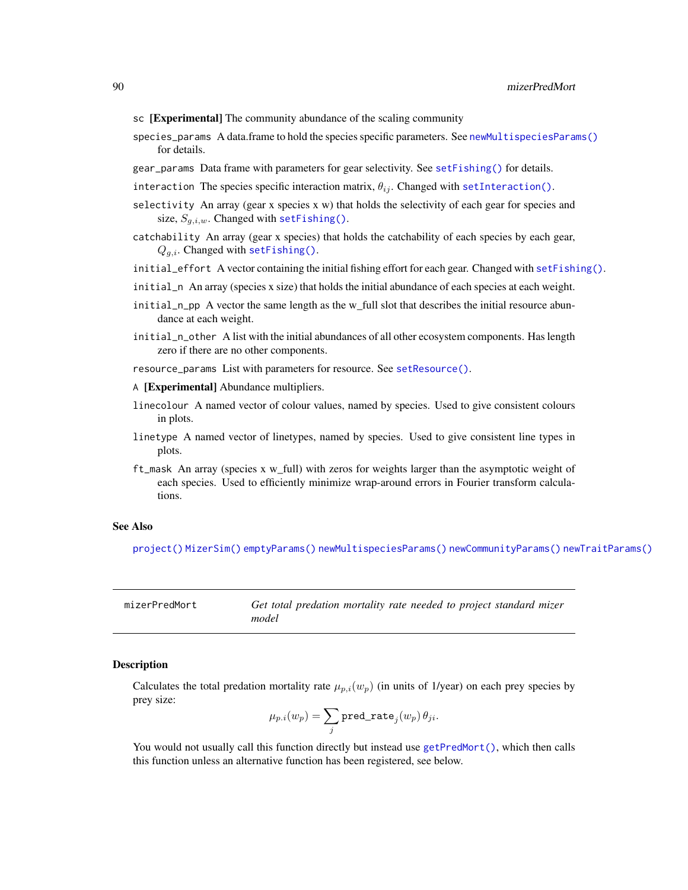`sc` **[Experimental]** The community abundance of the scaling community

`species_params` A data.frame to hold the species specific parameters. See `newMultispeciesParams()` for details.

`gear_params` Data frame with parameters for gear selectivity. See `setFishing()` for details.

`interaction` The species specific interaction matrix, $\theta_{ij}$. Changed with `setInteraction()`.

`selectivity` An array (gear x species x w) that holds the selectivity of each gear for species and size, $S_{g,i,w}$. Changed with `setFishing()`.

`catchability` An array (gear x species) that holds the catchability of each species by each gear, $Q_{g,i}$. Changed with `setFishing()`.

`initial_effort` A vector containing the initial fishing effort for each gear. Changed with `setFishing()`.

`initial_n` An array (species x size) that holds the initial abundance of each species at each weight.

`initial_n_pp` A vector the same length as the w_full slot that describes the initial resource abundance at each weight.

`initial_n_other` A list with the initial abundances of all other ecosystem components. Has length zero if there are no other components.

`resource_params` List with parameters for resource. See `setResource()`.

`A` **[Experimental]** Abundance multipliers.

`linecolour` A named vector of colour values, named by species. Used to give consistent colours in plots.

`linetype` A named vector of linetypes, named by species. Used to give consistent line types in plots.

`ft_mask` An array (species x w_full) with zeros for weights larger than the asymptotic weight of each species. Used to efficiently minimize wrap-around errors in Fourier transform calculations.

### See Also

`project()` `MizerSim()` `emptyParams()` `newMultispeciesParams()` `newCommunityParams()` `newTraitParams()`

---

## mizerPredMort — *Get total predation mortality rate needed to project standard mizer model*

### Description

Calculates the total predation mortality rate $\mu_{p,i}(w_p)$ (in units of 1/year) on each prey species by prey size:

$$\mu_{p.i}(w_p) = \sum_j \texttt{pred\_rate}_j(w_p)\, \theta_{ji}.$$

You would not usually call this function directly but instead use `getPredMort()`, which then calls this function unless an alternative function has been registered, see below.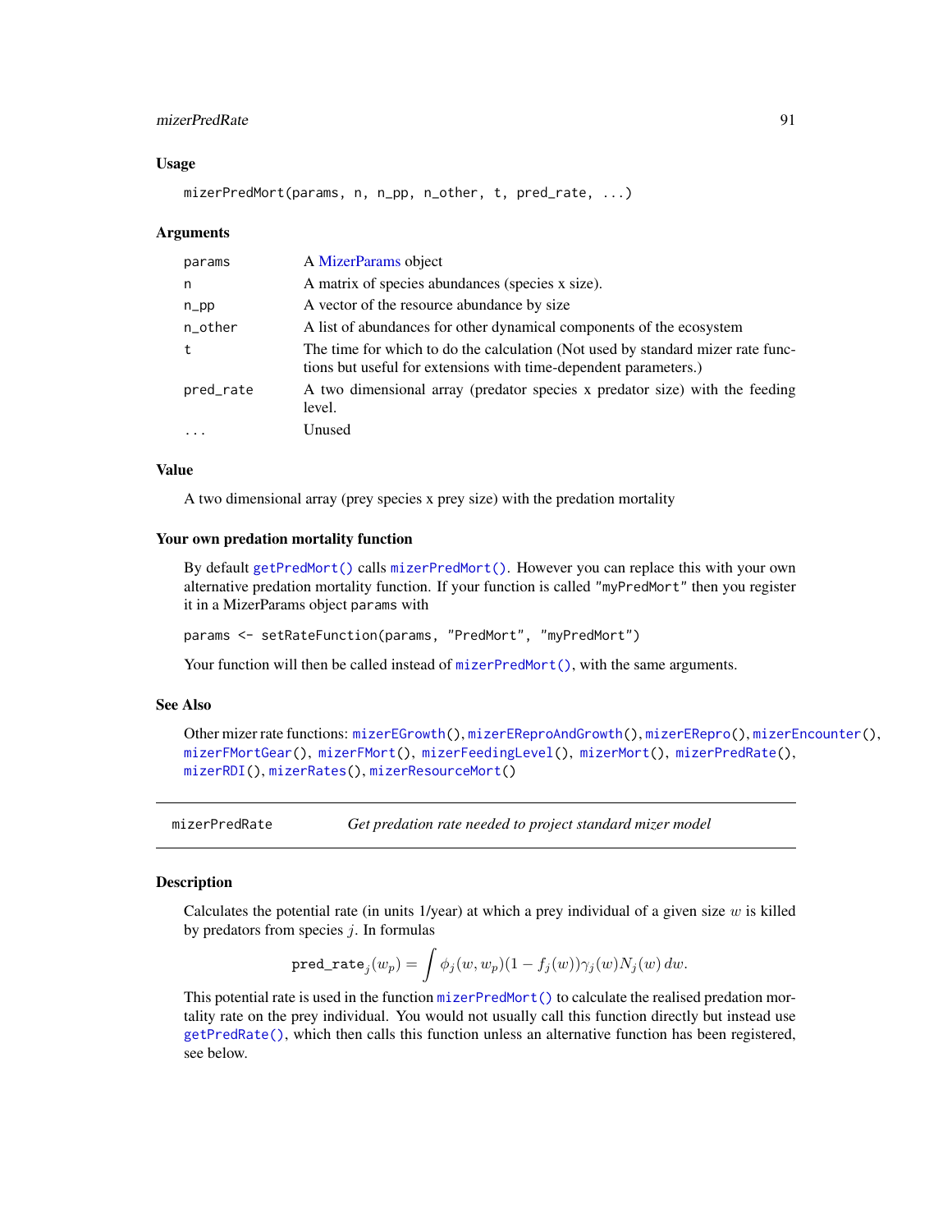### Usage

```
mizerPredMort(params, n, n_pp, n_other, t, pred_rate, ...)
```

### Arguments

| | |
|---|---|
| params | A MizerParams object |
| n | A matrix of species abundances (species x size). |
| n_pp | A vector of the resource abundance by size |
| n_other | A list of abundances for other dynamical components of the ecosystem |
| t | The time for which to do the calculation (Not used by standard mizer rate functions but useful for extensions with time-dependent parameters.) |
| pred_rate | A two dimensional array (predator species x predator size) with the feeding level. |
| ... | Unused |

### Value

A two dimensional array (prey species x prey size) with the predation mortality

### Your own predation mortality function

By default `getPredMort()` calls `mizerPredMort()`. However you can replace this with your own alternative predation mortality function. If your function is called "myPredMort" then you register it in a MizerParams object params with

```
params <- setRateFunction(params, "PredMort", "myPredMort")
```

Your function will then be called instead of `mizerPredMort()`, with the same arguments.

### See Also

Other mizer rate functions: `mizerEGrowth()`, `mizerEReproAndGrowth()`, `mizerERepro()`, `mizerEncounter()`, `mizerFMortGear()`, `mizerFMort()`, `mizerFeedingLevel()`, `mizerMort()`, `mizerPredRate()`, `mizerRDI()`, `mizerRates()`, `mizerResourceMort()`

---

## mizerPredRate — *Get predation rate needed to project standard mizer model*

---

### Description

Calculates the potential rate (in units 1/year) at which a prey individual of a given size $w$ is killed by predators from species $j$. In formulas

$$\mathtt{pred\_rate}_j(w_p) = \int \phi_j(w, w_p)(1 - f_j(w))\gamma_j(w)N_j(w)\, dw.$$

This potential rate is used in the function `mizerPredMort()` to calculate the realised predation mortality rate on the prey individual. You would not usually call this function directly but instead use `getPredRate()`, which then calls this function unless an alternative function has been registered, see below.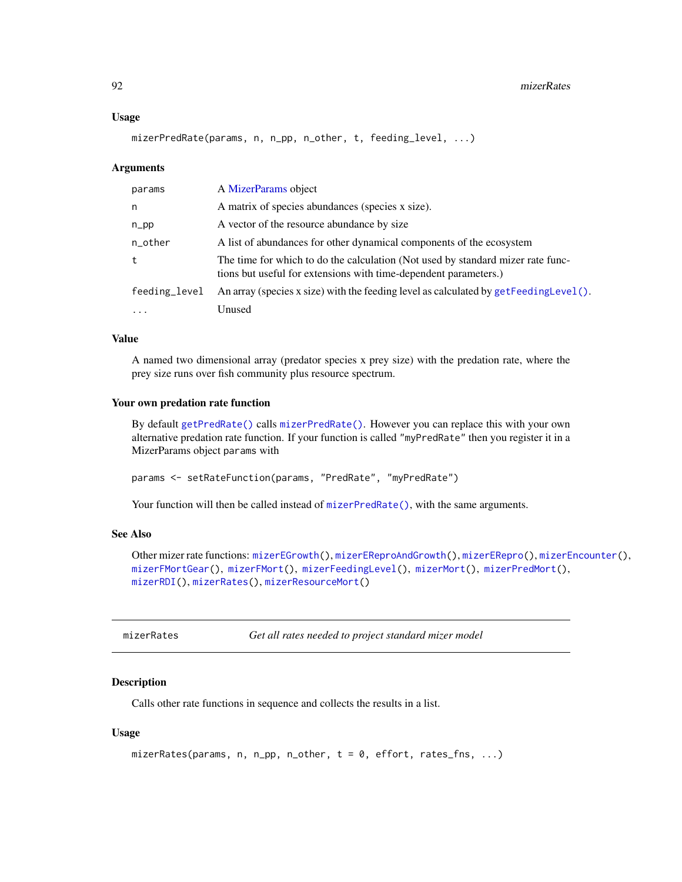### Usage

```
mizerPredRate(params, n, n_pp, n_other, t, feeding_level, ...)
```

### Arguments

| | |
|---|---|
| params | A MizerParams object |
| n | A matrix of species abundances (species x size). |
| n_pp | A vector of the resource abundance by size |
| n_other | A list of abundances for other dynamical components of the ecosystem |
| t | The time for which to do the calculation (Not used by standard mizer rate functions but useful for extensions with time-dependent parameters.) |
| feeding_level | An array (species x size) with the feeding level as calculated by getFeedingLevel(). |
| ... | Unused |

### Value

A named two dimensional array (predator species x prey size) with the predation rate, where the prey size runs over fish community plus resource spectrum.

### Your own predation rate function

By default getPredRate() calls mizerPredRate(). However you can replace this with your own alternative predation rate function. If your function is called "myPredRate" then you register it in a MizerParams object params with

```
params <- setRateFunction(params, "PredRate", "myPredRate")
```

Your function will then be called instead of mizerPredRate(), with the same arguments.

### See Also

Other mizer rate functions: mizerEGrowth(), mizerEReproAndGrowth(), mizerERepro(), mizerEncounter(), mizerFMortGear(), mizerFMort(), mizerFeedingLevel(), mizerMort(), mizerPredMort(), mizerRDI(), mizerRates(), mizerResourceMort()

---

## mizerRates — *Get all rates needed to project standard mizer model*

### Description

Calls other rate functions in sequence and collects the results in a list.

### Usage

```
mizerRates(params, n, n_pp, n_other, t = 0, effort, rates_fns, ...)
```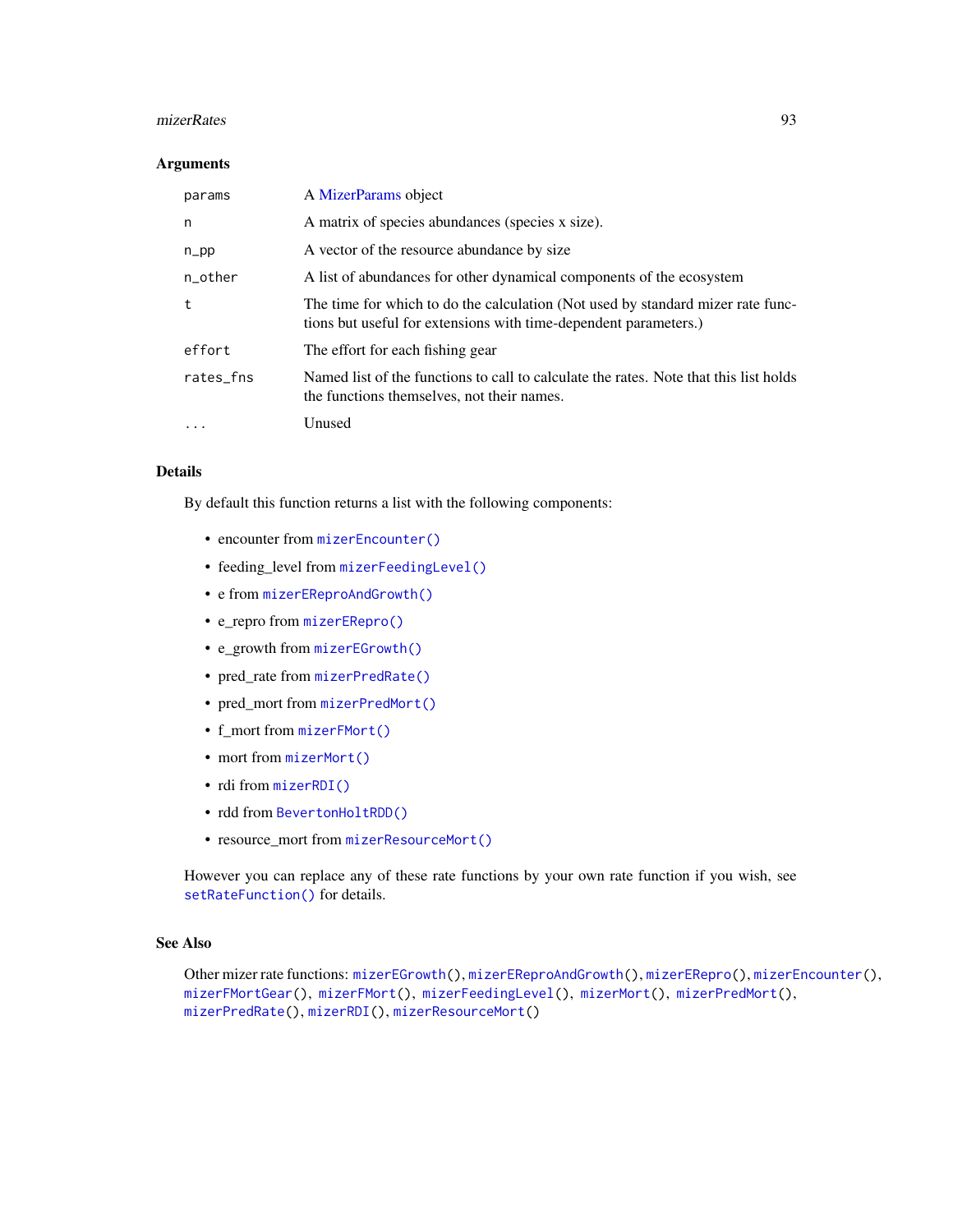### Arguments

| | |
|---|---|
| `params` | A MizerParams object |
| `n` | A matrix of species abundances (species x size). |
| `n_pp` | A vector of the resource abundance by size |
| `n_other` | A list of abundances for other dynamical components of the ecosystem |
| `t` | The time for which to do the calculation (Not used by standard mizer rate functions but useful for extensions with time-dependent parameters.) |
| `effort` | The effort for each fishing gear |
| `rates_fns` | Named list of the functions to call to calculate the rates. Note that this list holds the functions themselves, not their names. |
| `...` | Unused |

### Details

By default this function returns a list with the following components:

- encounter from `mizerEncounter()`
- feeding_level from `mizerFeedingLevel()`
- e from `mizerEReproAndGrowth()`
- e_repro from `mizerERepro()`
- e_growth from `mizerEGrowth()`
- pred_rate from `mizerPredRate()`
- pred_mort from `mizerPredMort()`
- f_mort from `mizerFMort()`
- mort from `mizerMort()`
- rdi from `mizerRDI()`
- rdd from `BevertonHoltRDD()`
- resource_mort from `mizerResourceMort()`

However you can replace any of these rate functions by your own rate function if you wish, see `setRateFunction()` for details.

### See Also

Other mizer rate functions: `mizerEGrowth()`, `mizerEReproAndGrowth()`, `mizerERepro()`, `mizerEncounter()`, `mizerFMortGear()`, `mizerFMort()`, `mizerFeedingLevel()`, `mizerMort()`, `mizerPredMort()`, `mizerPredRate()`, `mizerRDI()`, `mizerResourceMort()`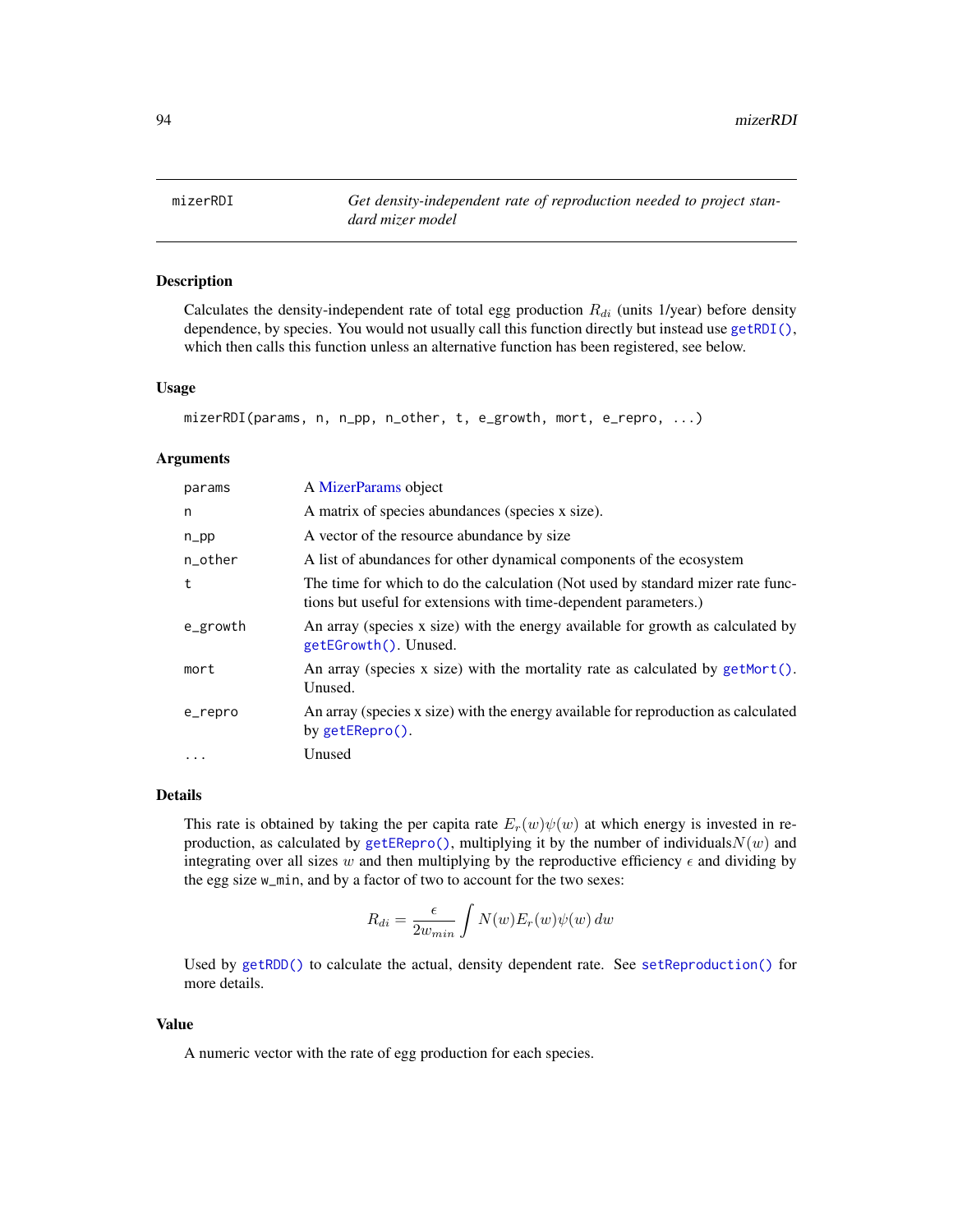# mizerRDI

*Get density-independent rate of reproduction needed to project standard mizer model*

## Description

Calculates the density-independent rate of total egg production $R_{di}$ (units 1/year) before density dependence, by species. You would not usually call this function directly but instead use `getRDI()`, which then calls this function unless an alternative function has been registered, see below.

## Usage

```
mizerRDI(params, n, n_pp, n_other, t, e_growth, mort, e_repro, ...)
```

## Arguments

| | |
|---|---|
| `params` | A MizerParams object |
| `n` | A matrix of species abundances (species x size). |
| `n_pp` | A vector of the resource abundance by size |
| `n_other` | A list of abundances for other dynamical components of the ecosystem |
| `t` | The time for which to do the calculation (Not used by standard mizer rate functions but useful for extensions with time-dependent parameters.) |
| `e_growth` | An array (species x size) with the energy available for growth as calculated by `getEGrowth()`. Unused. |
| `mort` | An array (species x size) with the mortality rate as calculated by `getMort()`. Unused. |
| `e_repro` | An array (species x size) with the energy available for reproduction as calculated by `getERepro()`. |
| `...` | Unused |

## Details

This rate is obtained by taking the per capita rate $E_r(w)\psi(w)$ at which energy is invested in reproduction, as calculated by `getERepro()`, multiplying it by the number of individuals $N(w)$ and integrating over all sizes $w$ and then multiplying by the reproductive efficiency $\epsilon$ and dividing by the egg size `w_min`, and by a factor of two to account for the two sexes:

$$R_{di} = \frac{\epsilon}{2 w_{min}} \int N(w) E_r(w) \psi(w) \, dw$$

Used by `getRDD()` to calculate the actual, density dependent rate. See `setReproduction()` for more details.

## Value

A numeric vector with the rate of egg production for each species.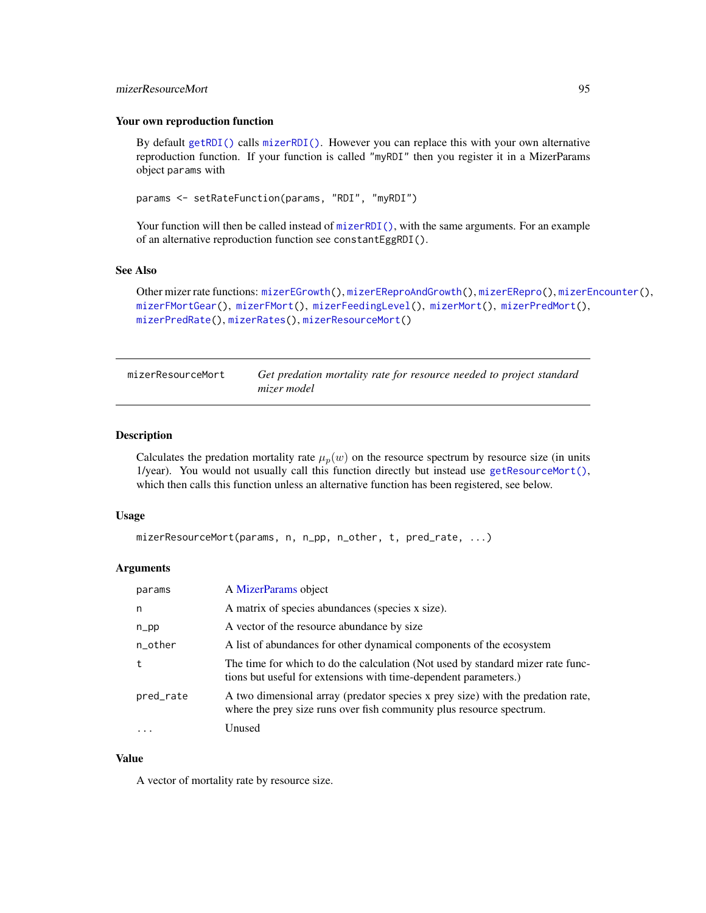### Your own reproduction function

By default `getRDI()` calls `mizerRDI()`. However you can replace this with your own alternative reproduction function. If your function is called "myRDI" then you register it in a MizerParams object params with

```
params <- setRateFunction(params, "RDI", "myRDI")
```

Your function will then be called instead of `mizerRDI()`, with the same arguments. For an example of an alternative reproduction function see `constantEggRDI()`.

## See Also

Other mizer rate functions: `mizerEGrowth()`, `mizerEReproAndGrowth()`, `mizerERepro()`, `mizerEncounter()`, `mizerFMortGear()`, `mizerFMort()`, `mizerFeedingLevel()`, `mizerMort()`, `mizerPredMort()`, `mizerPredRate()`, `mizerRates()`, `mizerResourceMort()`

---

# mizerResourceMort — *Get predation mortality rate for resource needed to project standard mizer model*

## Description

Calculates the predation mortality rate $\mu_p(w)$ on the resource spectrum by resource size (in units 1/year). You would not usually call this function directly but instead use `getResourceMort()`, which then calls this function unless an alternative function has been registered, see below.

## Usage

```
mizerResourceMort(params, n, n_pp, n_other, t, pred_rate, ...)
```

## Arguments

| | |
|---|---|
| params | A MizerParams object |
| n | A matrix of species abundances (species x size). |
| n_pp | A vector of the resource abundance by size |
| n_other | A list of abundances for other dynamical components of the ecosystem |
| t | The time for which to do the calculation (Not used by standard mizer rate functions but useful for extensions with time-dependent parameters.) |
| pred_rate | A two dimensional array (predator species x prey size) with the predation rate, where the prey size runs over fish community plus resource spectrum. |
| ... | Unused |

## Value

A vector of mortality rate by resource size.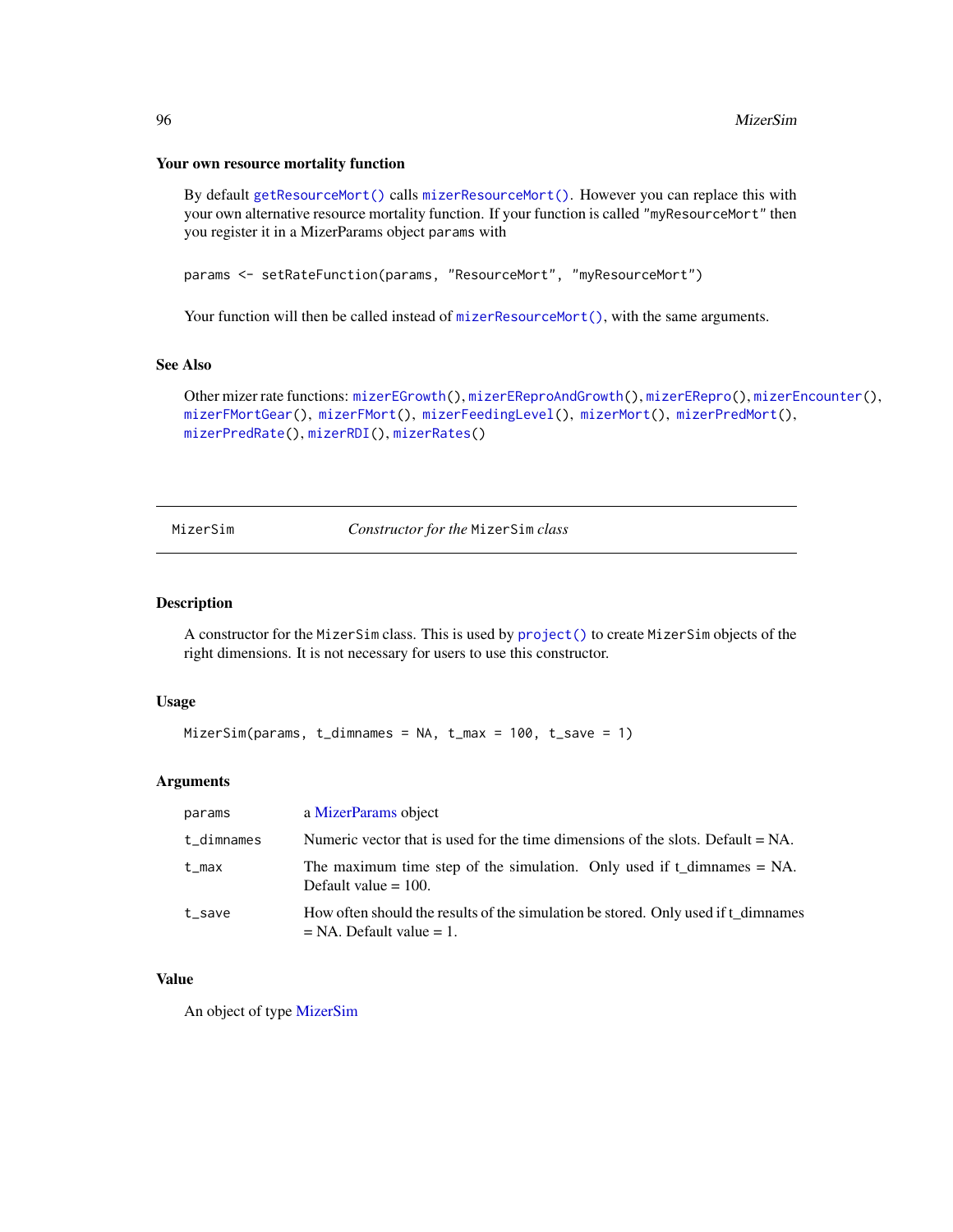### Your own resource mortality function

By default `getResourceMort()` calls `mizerResourceMort()`. However you can replace this with your own alternative resource mortality function. If your function is called `"myResourceMort"` then you register it in a MizerParams object `params` with

```
params <- setRateFunction(params, "ResourceMort", "myResourceMort")
```

Your function will then be called instead of `mizerResourceMort()`, with the same arguments.

### See Also

Other mizer rate functions: `mizerEGrowth()`, `mizerEReproAndGrowth()`, `mizerERepro()`, `mizerEncounter()`, `mizerFMortGear()`, `mizerFMort()`, `mizerFeedingLevel()`, `mizerMort()`, `mizerPredMort()`, `mizerPredRate()`, `mizerRDI()`, `mizerRates()`

---

## MizerSim — *Constructor for the* `MizerSim` *class*

### Description

A constructor for the `MizerSim` class. This is used by `project()` to create `MizerSim` objects of the right dimensions. It is not necessary for users to use this constructor.

### Usage

```
MizerSim(params, t_dimnames = NA, t_max = 100, t_save = 1)
```

### Arguments

| | |
|---|---|
| `params` | a MizerParams object |
| `t_dimnames` | Numeric vector that is used for the time dimensions of the slots. Default = NA. |
| `t_max` | The maximum time step of the simulation. Only used if t_dimnames = NA. Default value = 100. |
| `t_save` | How often should the results of the simulation be stored. Only used if t_dimnames = NA. Default value = 1. |

### Value

An object of type MizerSim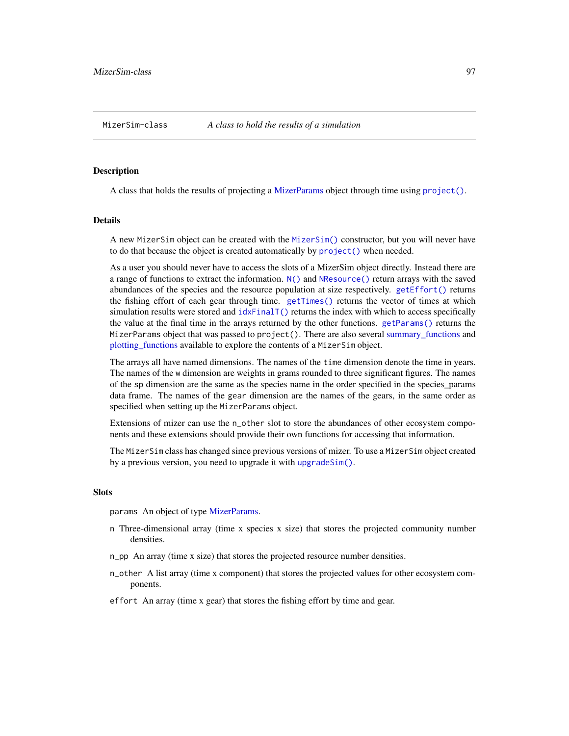MizerSim-class    *A class to hold the results of a simulation*

## Description

A class that holds the results of projecting a MizerParams object through time using `project()`.

## Details

A new MizerSim object can be created with the `MizerSim()` constructor, but you will never have to do that because the object is created automatically by `project()` when needed.

As a user you should never have to access the slots of a MizerSim object directly. Instead there are a range of functions to extract the information. `N()` and `NResource()` return arrays with the saved abundances of the species and the resource population at size respectively. `getEffort()` returns the fishing effort of each gear through time. `getTimes()` returns the vector of times at which simulation results were stored and `idxFinalT()` returns the index with which to access specifically the value at the final time in the arrays returned by the other functions. `getParams()` returns the MizerParams object that was passed to `project()`. There are also several summary_functions and plotting_functions available to explore the contents of a MizerSim object.

The arrays all have named dimensions. The names of the `time` dimension denote the time in years. The names of the `w` dimension are weights in grams rounded to three significant figures. The names of the `sp` dimension are the same as the species name in the order specified in the species_params data frame. The names of the `gear` dimension are the names of the gears, in the same order as specified when setting up the MizerParams object.

Extensions of mizer can use the `n_other` slot to store the abundances of other ecosystem components and these extensions should provide their own functions for accessing that information.

The MizerSim class has changed since previous versions of mizer. To use a MizerSim object created by a previous version, you need to upgrade it with `upgradeSim()`.

## Slots

- `params` An object of type MizerParams.
- `n` Three-dimensional array (time x species x size) that stores the projected community number densities.
- `n_pp` An array (time x size) that stores the projected resource number densities.
- `n_other` A list array (time x component) that stores the projected values for other ecosystem components.
- `effort` An array (time x gear) that stores the fishing effort by time and gear.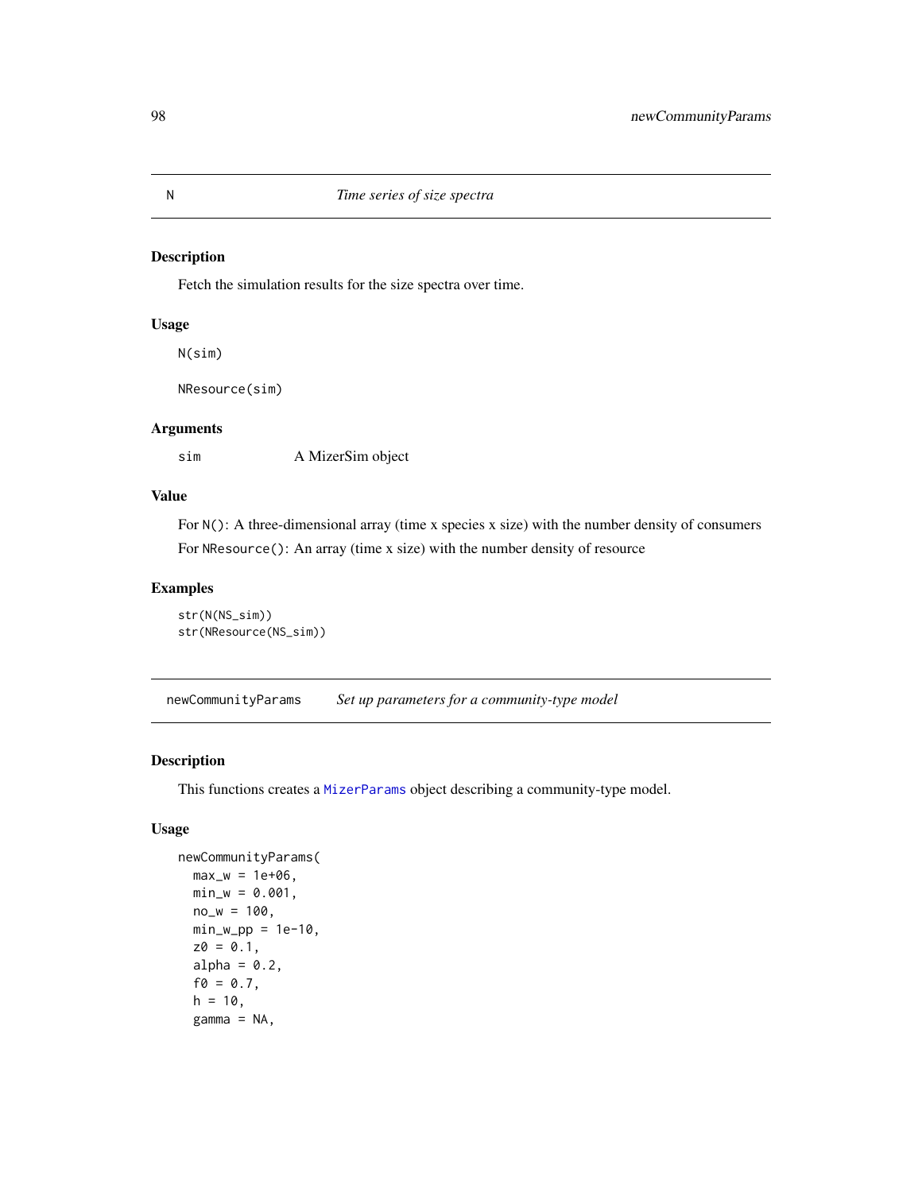## N — *Time series of size spectra*

### Description

Fetch the simulation results for the size spectra over time.

### Usage

```
N(sim)

NResource(sim)
```

### Arguments

| | |
|---|---|
| sim | A MizerSim object |

### Value

For `N()`: A three-dimensional array (time x species x size) with the number density of consumers

For `NResource()`: An array (time x size) with the number density of resource

### Examples

```
str(N(NS_sim))
str(NResource(NS_sim))
```

## newCommunityParams — *Set up parameters for a community-type model*

### Description

This functions creates a `MizerParams` object describing a community-type model.

### Usage

```
newCommunityParams(
  max_w = 1e+06,
  min_w = 0.001,
  no_w = 100,
  min_w_pp = 1e-10,
  z0 = 0.1,
  alpha = 0.2,
  f0 = 0.7,
  h = 10,
  gamma = NA,
```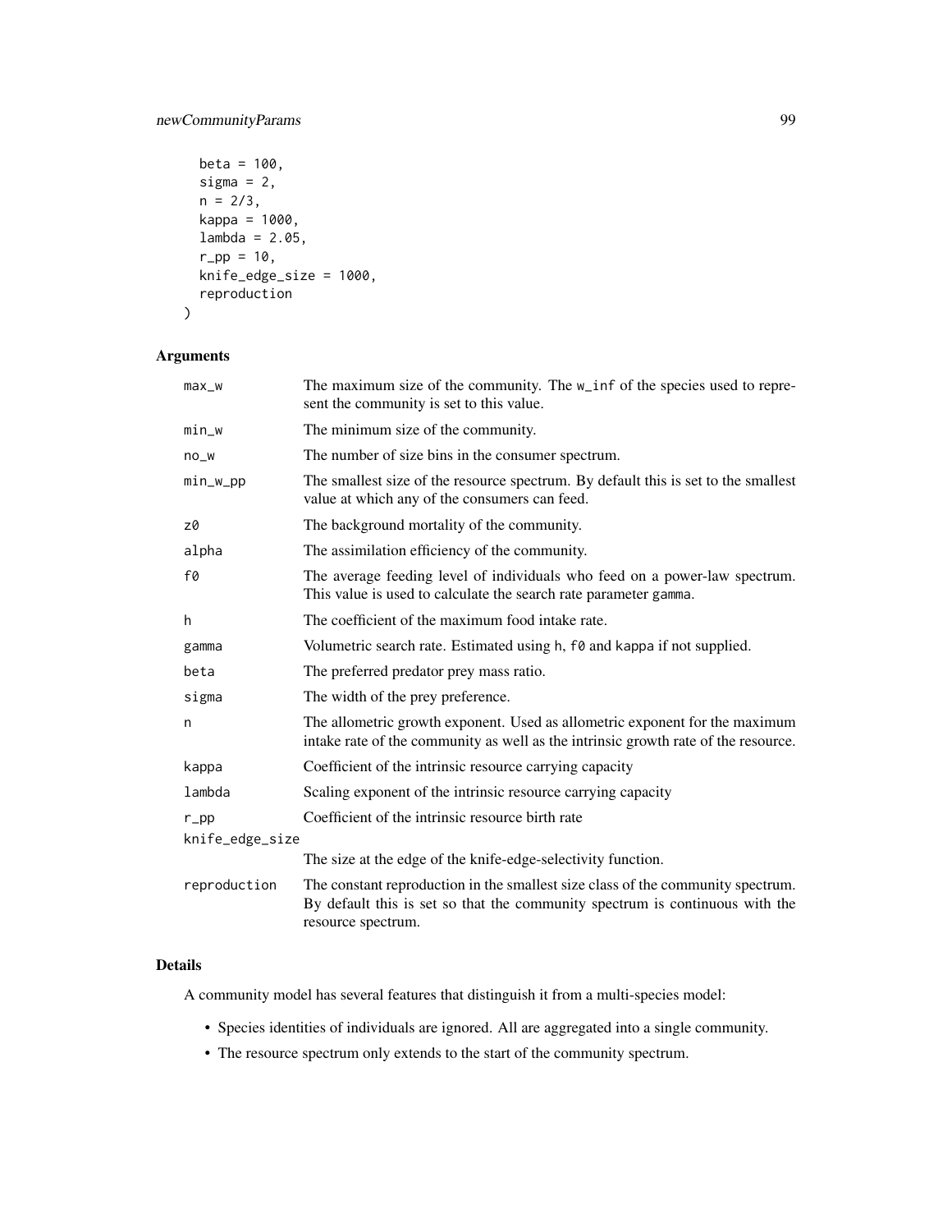```
  beta = 100,
  sigma = 2,
  n = 2/3,
  kappa = 1000,
  lambda = 2.05,
  r_pp = 10,
  knife_edge_size = 1000,
  reproduction
)
```

## Arguments

| | |
|---|---|
| max_w | The maximum size of the community. The w_inf of the species used to represent the community is set to this value. |
| min_w | The minimum size of the community. |
| no_w | The number of size bins in the consumer spectrum. |
| min_w_pp | The smallest size of the resource spectrum. By default this is set to the smallest value at which any of the consumers can feed. |
| z0 | The background mortality of the community. |
| alpha | The assimilation efficiency of the community. |
| f0 | The average feeding level of individuals who feed on a power-law spectrum. This value is used to calculate the search rate parameter gamma. |
| h | The coefficient of the maximum food intake rate. |
| gamma | Volumetric search rate. Estimated using h, f0 and kappa if not supplied. |
| beta | The preferred predator prey mass ratio. |
| sigma | The width of the prey preference. |
| n | The allometric growth exponent. Used as allometric exponent for the maximum intake rate of the community as well as the intrinsic growth rate of the resource. |
| kappa | Coefficient of the intrinsic resource carrying capacity |
| lambda | Scaling exponent of the intrinsic resource carrying capacity |
| r_pp | Coefficient of the intrinsic resource birth rate |
| knife_edge_size | The size at the edge of the knife-edge-selectivity function. |
| reproduction | The constant reproduction in the smallest size class of the community spectrum. By default this is set so that the community spectrum is continuous with the resource spectrum. |

## Details

A community model has several features that distinguish it from a multi-species model:

- Species identities of individuals are ignored. All are aggregated into a single community.
- The resource spectrum only extends to the start of the community spectrum.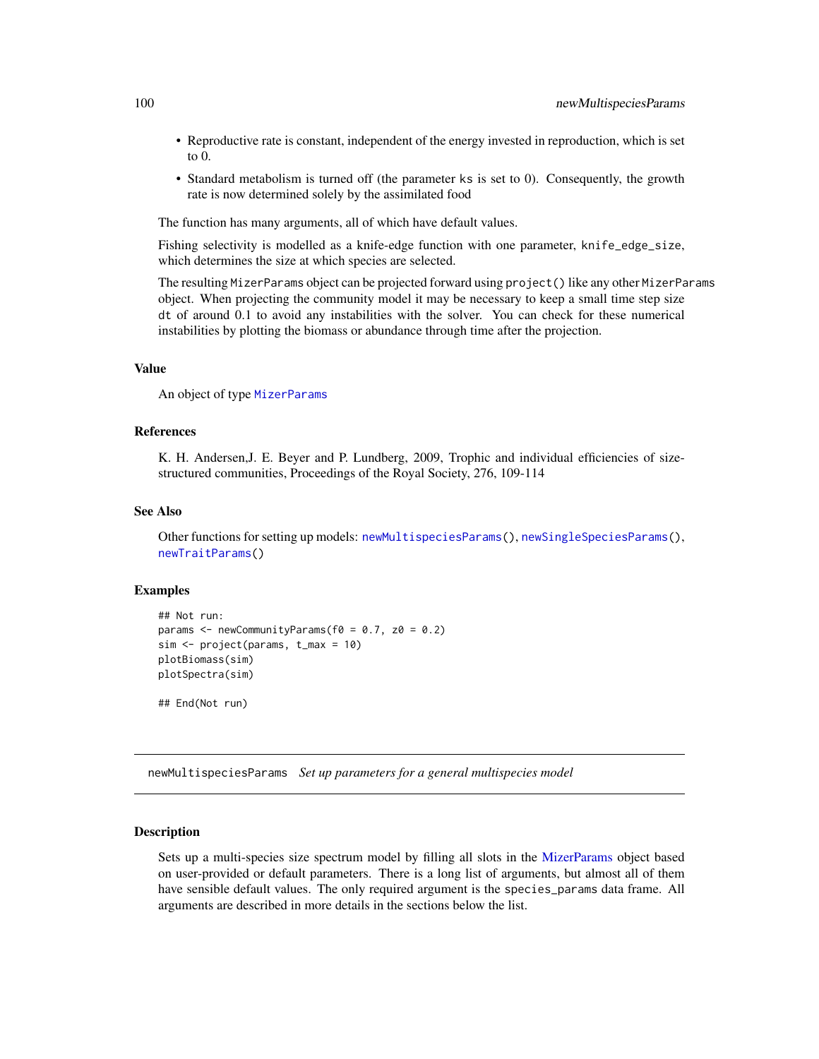- Reproductive rate is constant, independent of the energy invested in reproduction, which is set to 0.
- Standard metabolism is turned off (the parameter `ks` is set to 0). Consequently, the growth rate is now determined solely by the assimilated food

The function has many arguments, all of which have default values.

Fishing selectivity is modelled as a knife-edge function with one parameter, `knife_edge_size`, which determines the size at which species are selected.

The resulting `MizerParams` object can be projected forward using `project()` like any other `MizerParams` object. When projecting the community model it may be necessary to keep a small time step size `dt` of around 0.1 to avoid any instabilities with the solver. You can check for these numerical instabilities by plotting the biomass or abundance through time after the projection.

### Value

An object of type `MizerParams`

### References

K. H. Andersen,J. E. Beyer and P. Lundberg, 2009, Trophic and individual efficiencies of size-structured communities, Proceedings of the Royal Society, 276, 109-114

### See Also

Other functions for setting up models: `newMultispeciesParams()`, `newSingleSpeciesParams()`, `newTraitParams()`

### Examples

```
## Not run:
params <- newCommunityParams(f0 = 0.7, z0 = 0.2)
sim <- project(params, t_max = 10)
plotBiomass(sim)
plotSpectra(sim)

## End(Not run)
```

---

## newMultispeciesParams *Set up parameters for a general multispecies model*

### Description

Sets up a multi-species size spectrum model by filling all slots in the MizerParams object based on user-provided or default parameters. There is a long list of arguments, but almost all of them have sensible default values. The only required argument is the `species_params` data frame. All arguments are described in more details in the sections below the list.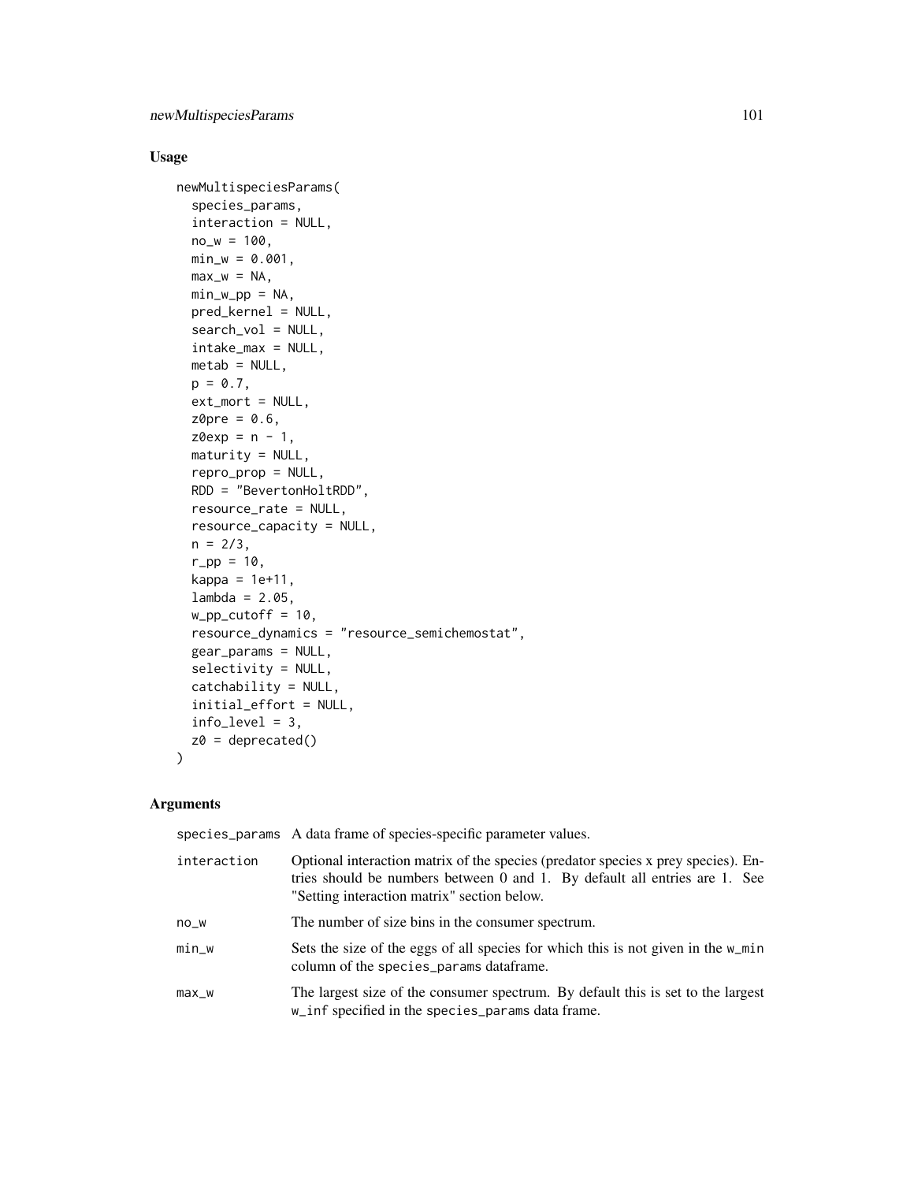## Usage

```
newMultispeciesParams(
  species_params,
  interaction = NULL,
  no_w = 100,
  min_w = 0.001,
  max_w = NA,
  min_w_pp = NA,
  pred_kernel = NULL,
  search_vol = NULL,
  intake_max = NULL,
  metab = NULL,
  p = 0.7,
  ext_mort = NULL,
  z0pre = 0.6,
  z0exp = n - 1,
  maturity = NULL,
  repro_prop = NULL,
  RDD = "BevertonHoltRDD",
  resource_rate = NULL,
  resource_capacity = NULL,
  n = 2/3,
  r_pp = 10,
  kappa = 1e+11,
  lambda = 2.05,
  w_pp_cutoff = 10,
  resource_dynamics = "resource_semichemostat",
  gear_params = NULL,
  selectivity = NULL,
  catchability = NULL,
  initial_effort = NULL,
  info_level = 3,
  z0 = deprecated()
)
```

## Arguments

| | |
|---|---|
| species_params | A data frame of species-specific parameter values. |
| interaction | Optional interaction matrix of the species (predator species x prey species). Entries should be numbers between 0 and 1. By default all entries are 1. See "Setting interaction matrix" section below. |
| no_w | The number of size bins in the consumer spectrum. |
| min_w | Sets the size of the eggs of all species for which this is not given in the w_min column of the species_params dataframe. |
| max_w | The largest size of the consumer spectrum. By default this is set to the largest w_inf specified in the species_params data frame. |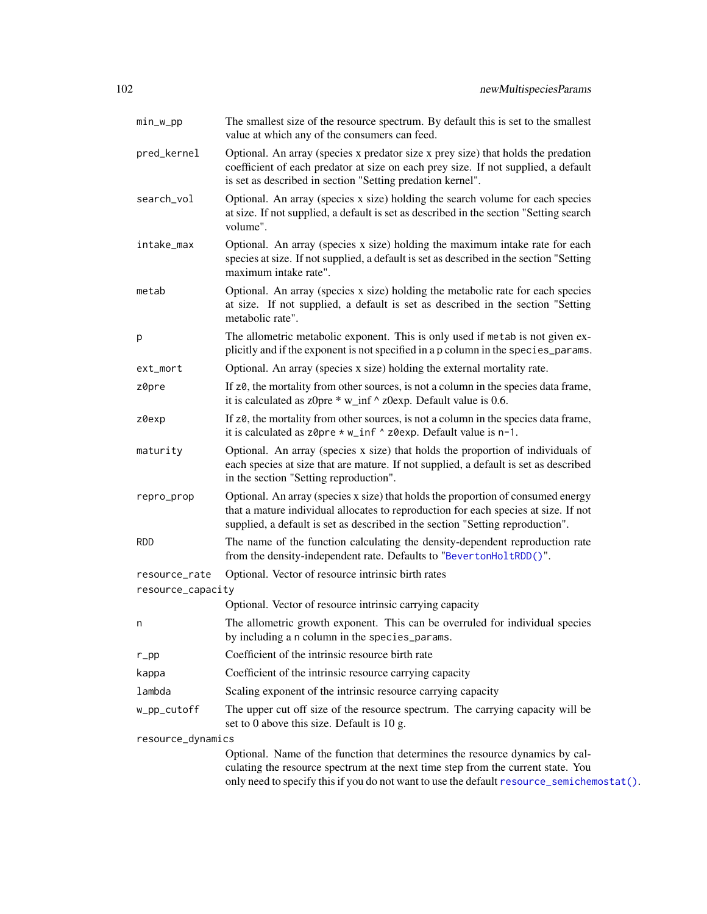| | |
|---|---|
| min_w_pp | The smallest size of the resource spectrum. By default this is set to the smallest value at which any of the consumers can feed. |
| pred_kernel | Optional. An array (species x predator size x prey size) that holds the predation coefficient of each predator at size on each prey size. If not supplied, a default is set as described in section "Setting predation kernel". |
| search_vol | Optional. An array (species x size) holding the search volume for each species at size. If not supplied, a default is set as described in the section "Setting search volume". |
| intake_max | Optional. An array (species x size) holding the maximum intake rate for each species at size. If not supplied, a default is set as described in the section "Setting maximum intake rate". |
| metab | Optional. An array (species x size) holding the metabolic rate for each species at size. If not supplied, a default is set as described in the section "Setting metabolic rate". |
| p | The allometric metabolic exponent. This is only used if metab is not given explicitly and if the exponent is not specified in a p column in the species_params. |
| ext_mort | Optional. An array (species x size) holding the external mortality rate. |
| z0pre | If z0, the mortality from other sources, is not a column in the species data frame, it is calculated as z0pre * w_inf ^ z0exp. Default value is 0.6. |
| z0exp | If z0, the mortality from other sources, is not a column in the species data frame, it is calculated as z0pre * w_inf ^ z0exp. Default value is n-1. |
| maturity | Optional. An array (species x size) that holds the proportion of individuals of each species at size that are mature. If not supplied, a default is set as described in the section "Setting reproduction". |
| repro_prop | Optional. An array (species x size) that holds the proportion of consumed energy that a mature individual allocates to reproduction for each species at size. If not supplied, a default is set as described in the section "Setting reproduction". |
| RDD | The name of the function calculating the density-dependent reproduction rate from the density-independent rate. Defaults to "BevertonHoltRDD()". |
| resource_rate | Optional. Vector of resource intrinsic birth rates |
| resource_capacity | Optional. Vector of resource intrinsic carrying capacity |
| n | The allometric growth exponent. This can be overruled for individual species by including a n column in the species_params. |
| r_pp | Coefficient of the intrinsic resource birth rate |
| kappa | Coefficient of the intrinsic resource carrying capacity |
| lambda | Scaling exponent of the intrinsic resource carrying capacity |
| w_pp_cutoff | The upper cut off size of the resource spectrum. The carrying capacity will be set to 0 above this size. Default is 10 g. |
| resource_dynamics | Optional. Name of the function that determines the resource dynamics by calculating the resource spectrum at the next time step from the current state. You only need to specify this if you do not want to use the default resource_semichemostat(). |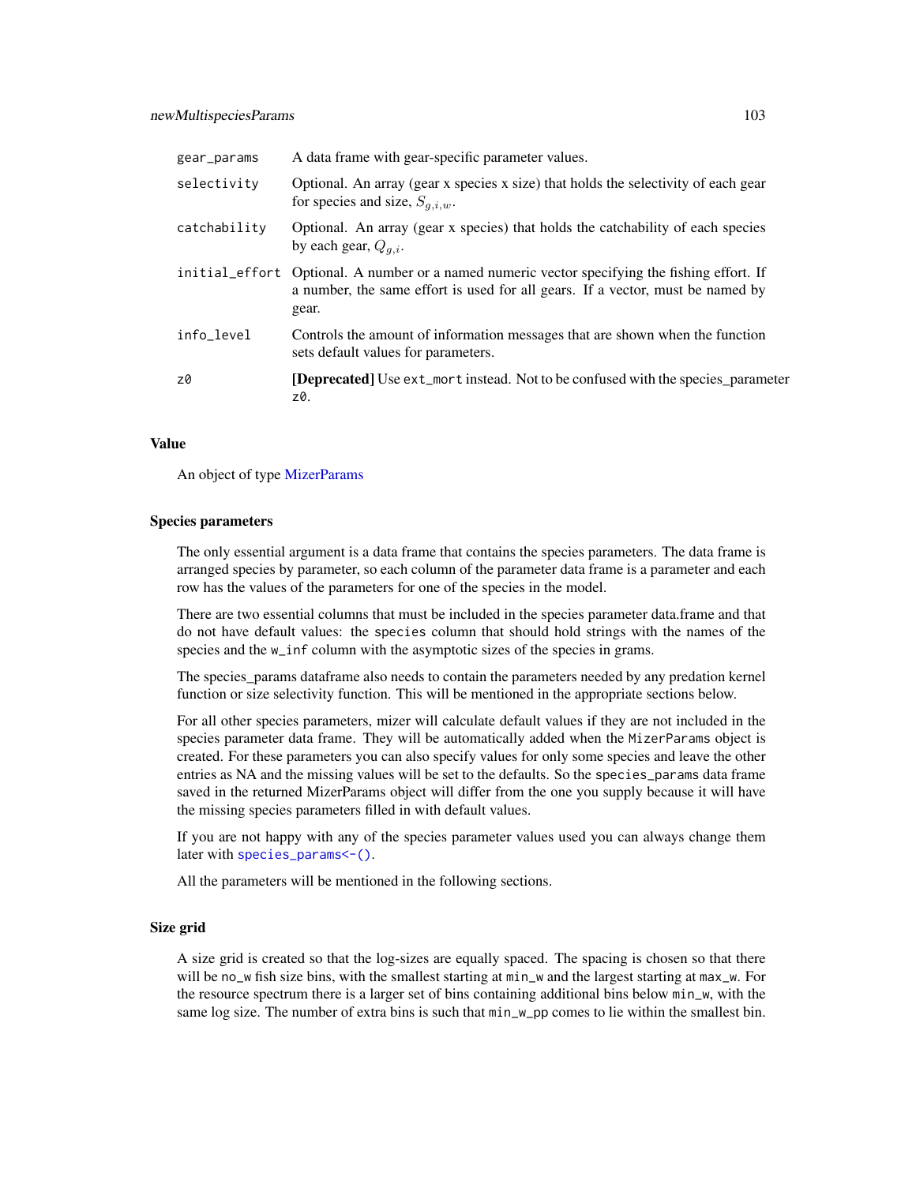| | |
|---|---|
| gear_params | A data frame with gear-specific parameter values. |
| selectivity | Optional. An array (gear x species x size) that holds the selectivity of each gear for species and size, $S_{g,i,w}$. |
| catchability | Optional. An array (gear x species) that holds the catchability of each species by each gear, $Q_{g,i}$. |
| initial_effort | Optional. A number or a named numeric vector specifying the fishing effort. If a number, the same effort is used for all gears. If a vector, must be named by gear. |
| info_level | Controls the amount of information messages that are shown when the function sets default values for parameters. |
| z0 | **[Deprecated]** Use `ext_mort` instead. Not to be confused with the species_parameter `z0`. |

### Value

An object of type MizerParams

### Species parameters

The only essential argument is a data frame that contains the species parameters. The data frame is arranged species by parameter, so each column of the parameter data frame is a parameter and each row has the values of the parameters for one of the species in the model.

There are two essential columns that must be included in the species parameter data.frame and that do not have default values: the `species` column that should hold strings with the names of the species and the `w_inf` column with the asymptotic sizes of the species in grams.

The species_params dataframe also needs to contain the parameters needed by any predation kernel function or size selectivity function. This will be mentioned in the appropriate sections below.

For all other species parameters, mizer will calculate default values if they are not included in the species parameter data frame. They will be automatically added when the `MizerParams` object is created. For these parameters you can also specify values for only some species and leave the other entries as NA and the missing values will be set to the defaults. So the `species_params` data frame saved in the returned MizerParams object will differ from the one you supply because it will have the missing species parameters filled in with default values.

If you are not happy with any of the species parameter values used you can always change them later with `species_params<-()`.

All the parameters will be mentioned in the following sections.

### Size grid

A size grid is created so that the log-sizes are equally spaced. The spacing is chosen so that there will be `no_w` fish size bins, with the smallest starting at `min_w` and the largest starting at `max_w`. For the resource spectrum there is a larger set of bins containing additional bins below `min_w`, with the same log size. The number of extra bins is such that `min_w_pp` comes to lie within the smallest bin.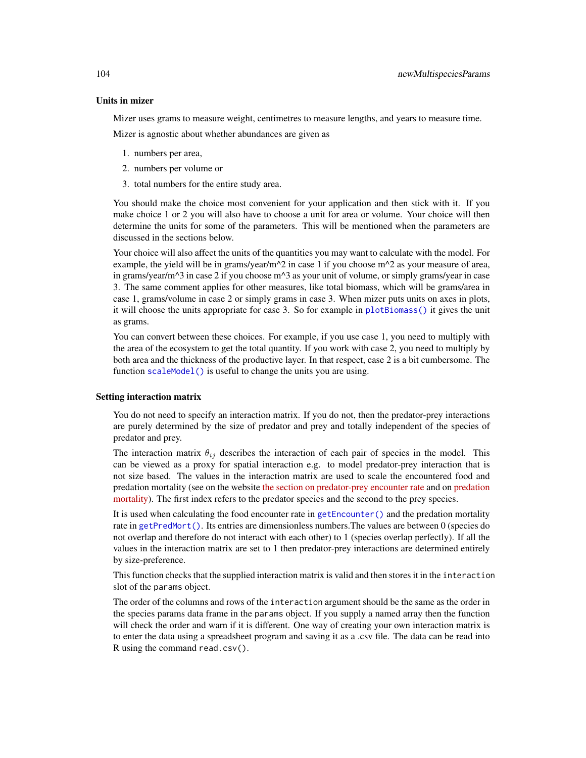### Units in mizer

Mizer uses grams to measure weight, centimetres to measure lengths, and years to measure time.

Mizer is agnostic about whether abundances are given as

1. numbers per area,
2. numbers per volume or
3. total numbers for the entire study area.

You should make the choice most convenient for your application and then stick with it. If you make choice 1 or 2 you will also have to choose a unit for area or volume. Your choice will then determine the units for some of the parameters. This will be mentioned when the parameters are discussed in the sections below.

Your choice will also affect the units of the quantities you may want to calculate with the model. For example, the yield will be in grams/year/m^2 in case 1 if you choose m^2 as your measure of area, in grams/year/m^3 in case 2 if you choose m^3 as your unit of volume, or simply grams/year in case 3. The same comment applies for other measures, like total biomass, which will be grams/area in case 1, grams/volume in case 2 or simply grams in case 3. When mizer puts units on axes in plots, it will choose the units appropriate for case 3. So for example in `plotBiomass()` it gives the unit as grams.

You can convert between these choices. For example, if you use case 1, you need to multiply with the area of the ecosystem to get the total quantity. If you work with case 2, you need to multiply by both area and the thickness of the productive layer. In that respect, case 2 is a bit cumbersome. The function `scaleModel()` is useful to change the units you are using.

### Setting interaction matrix

You do not need to specify an interaction matrix. If you do not, then the predator-prey interactions are purely determined by the size of predator and prey and totally independent of the species of predator and prey.

The interaction matrix $\theta_{ij}$ describes the interaction of each pair of species in the model. This can be viewed as a proxy for spatial interaction e.g. to model predator-prey interaction that is not size based. The values in the interaction matrix are used to scale the encountered food and predation mortality (see on the website the section on predator-prey encounter rate and on predation mortality). The first index refers to the predator species and the second to the prey species.

It is used when calculating the food encounter rate in `getEncounter()` and the predation mortality rate in `getPredMort()`. Its entries are dimensionless numbers.The values are between 0 (species do not overlap and therefore do not interact with each other) to 1 (species overlap perfectly). If all the values in the interaction matrix are set to 1 then predator-prey interactions are determined entirely by size-preference.

This function checks that the supplied interaction matrix is valid and then stores it in the `interaction` slot of the `params` object.

The order of the columns and rows of the `interaction` argument should be the same as the order in the species params data frame in the `params` object. If you supply a named array then the function will check the order and warn if it is different. One way of creating your own interaction matrix is to enter the data using a spreadsheet program and saving it as a .csv file. The data can be read into R using the command `read.csv()`.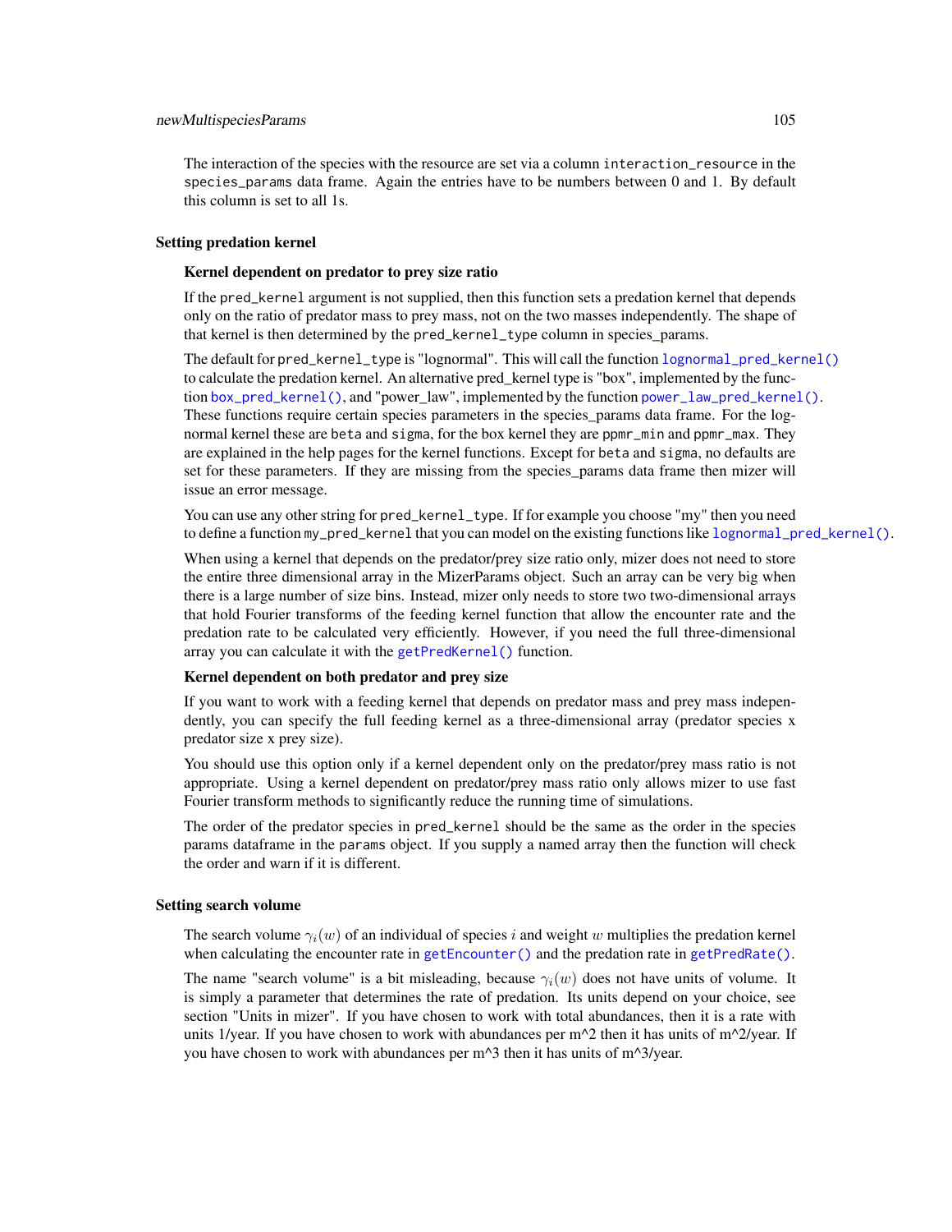The interaction of the species with the resource are set via a column `interaction_resource` in the `species_params` data frame. Again the entries have to be numbers between 0 and 1. By default this column is set to all 1s.

## Setting predation kernel

### Kernel dependent on predator to prey size ratio

If the `pred_kernel` argument is not supplied, then this function sets a predation kernel that depends only on the ratio of predator mass to prey mass, not on the two masses independently. The shape of that kernel is then determined by the `pred_kernel_type` column in species_params.

The default for `pred_kernel_type` is "lognormal". This will call the function `lognormal_pred_kernel()` to calculate the predation kernel. An alternative pred_kernel type is "box", implemented by the function `box_pred_kernel()`, and "power_law", implemented by the function `power_law_pred_kernel()`. These functions require certain species parameters in the species_params data frame. For the lognormal kernel these are `beta` and `sigma`, for the box kernel they are `ppmr_min` and `ppmr_max`. They are explained in the help pages for the kernel functions. Except for `beta` and `sigma`, no defaults are set for these parameters. If they are missing from the species_params data frame then mizer will issue an error message.

You can use any other string for `pred_kernel_type`. If for example you choose "my" then you need to define a function `my_pred_kernel` that you can model on the existing functions like `lognormal_pred_kernel()`.

When using a kernel that depends on the predator/prey size ratio only, mizer does not need to store the entire three dimensional array in the MizerParams object. Such an array can be very big when there is a large number of size bins. Instead, mizer only needs to store two two-dimensional arrays that hold Fourier transforms of the feeding kernel function that allow the encounter rate and the predation rate to be calculated very efficiently. However, if you need the full three-dimensional array you can calculate it with the `getPredKernel()` function.

### Kernel dependent on both predator and prey size

If you want to work with a feeding kernel that depends on predator mass and prey mass independently, you can specify the full feeding kernel as a three-dimensional array (predator species x predator size x prey size).

You should use this option only if a kernel dependent only on the predator/prey mass ratio is not appropriate. Using a kernel dependent on predator/prey mass ratio only allows mizer to use fast Fourier transform methods to significantly reduce the running time of simulations.

The order of the predator species in `pred_kernel` should be the same as the order in the species params dataframe in the `params` object. If you supply a named array then the function will check the order and warn if it is different.

## Setting search volume

The search volume $\gamma_i(w)$ of an individual of species $i$ and weight $w$ multiplies the predation kernel when calculating the encounter rate in `getEncounter()` and the predation rate in `getPredRate()`.

The name "search volume" is a bit misleading, because $\gamma_i(w)$ does not have units of volume. It is simply a parameter that determines the rate of predation. Its units depend on your choice, see section "Units in mizer". If you have chosen to work with total abundances, then it is a rate with units 1/year. If you have chosen to work with abundances per m^2 then it has units of m^2/year. If you have chosen to work with abundances per m^3 then it has units of m^3/year.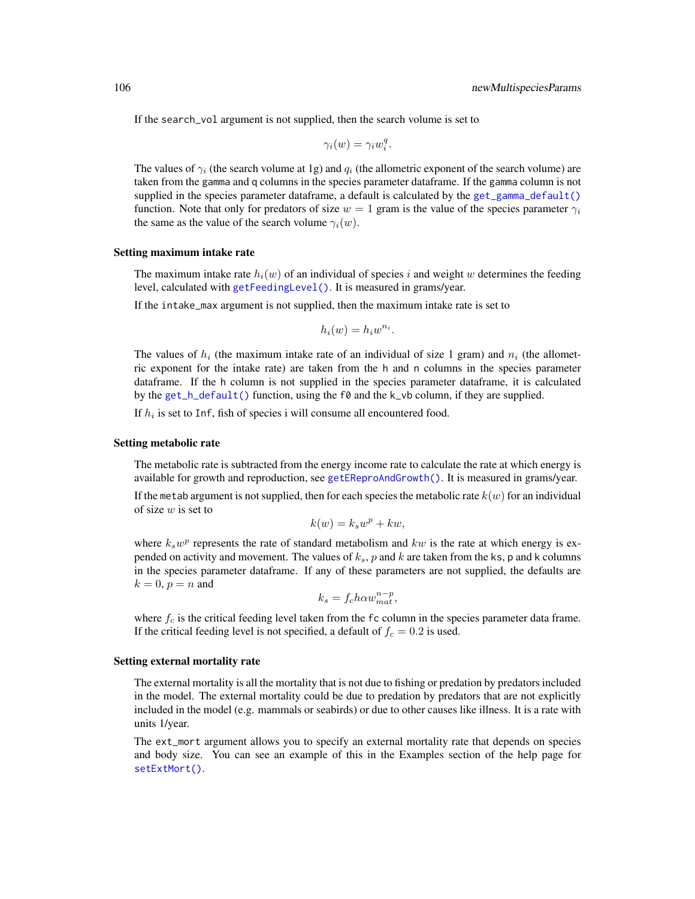If the `search_vol` argument is not supplied, then the search volume is set to

$$\gamma_i(w) = \gamma_i w_i^q.$$

The values of $\gamma_i$ (the search volume at 1g) and $q_i$ (the allometric exponent of the search volume) are taken from the `gamma` and `q` columns in the species parameter dataframe. If the `gamma` column is not supplied in the species parameter dataframe, a default is calculated by the `get_gamma_default()` function. Note that only for predators of size $w = 1$ gram is the value of the species parameter $\gamma_i$ the same as the value of the search volume $\gamma_i(w)$.

### Setting maximum intake rate

The maximum intake rate $h_i(w)$ of an individual of species $i$ and weight $w$ determines the feeding level, calculated with `getFeedingLevel()`. It is measured in grams/year.

If the `intake_max` argument is not supplied, then the maximum intake rate is set to

$$h_i(w) = h_i w^{n_i}.$$

The values of $h_i$ (the maximum intake rate of an individual of size 1 gram) and $n_i$ (the allometric exponent for the intake rate) are taken from the `h` and `n` columns in the species parameter dataframe. If the `h` column is not supplied in the species parameter dataframe, it is calculated by the `get_h_default()` function, using the `f0` and the `k_vb` column, if they are supplied.

If $h_i$ is set to `Inf`, fish of species i will consume all encountered food.

### Setting metabolic rate

The metabolic rate is subtracted from the energy income rate to calculate the rate at which energy is available for growth and reproduction, see `getEReproAndGrowth()`. It is measured in grams/year.

If the `metab` argument is not supplied, then for each species the metabolic rate $k(w)$ for an individual of size $w$ is set to

$$k(w) = k_s w^p + kw,$$

where $k_s w^p$ represents the rate of standard metabolism and $kw$ is the rate at which energy is expended on activity and movement. The values of $k_s$, $p$ and $k$ are taken from the `ks`, `p` and `k` columns in the species parameter dataframe. If any of these parameters are not supplied, the defaults are $k = 0$, $p = n$ and

$$k_s = f_c h \alpha w_{mat}^{n-p},$$

where $f_c$ is the critical feeding level taken from the `fc` column in the species parameter data frame. If the critical feeding level is not specified, a default of $f_c = 0.2$ is used.

### Setting external mortality rate

The external mortality is all the mortality that is not due to fishing or predation by predators included in the model. The external mortality could be due to predation by predators that are not explicitly included in the model (e.g. mammals or seabirds) or due to other causes like illness. It is a rate with units 1/year.

The `ext_mort` argument allows you to specify an external mortality rate that depends on species and body size. You can see an example of this in the Examples section of the help page for `setExtMort()`.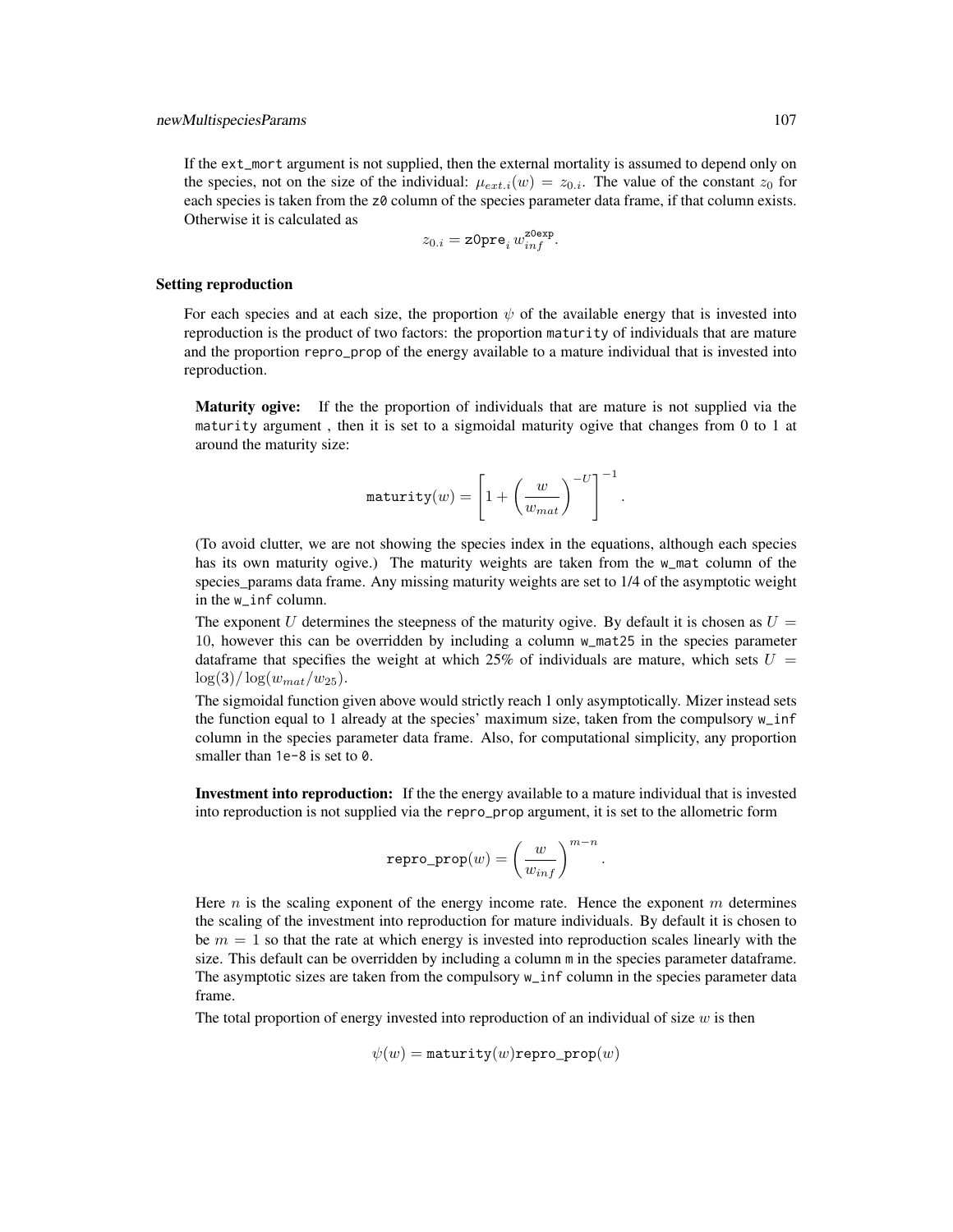If the ext_mort argument is not supplied, then the external mortality is assumed to depend only on the species, not on the size of the individual: $\mu_{ext.i}(w) = z_{0.i}$. The value of the constant $z_0$ for each species is taken from the z0 column of the species parameter data frame, if that column exists. Otherwise it is calculated as

$$z_{0.i} = \mathtt{z0pre}_i \, w_{inf}^{\mathtt{z0exp}}.$$

### Setting reproduction

For each species and at each size, the proportion $\psi$ of the available energy that is invested into reproduction is the product of two factors: the proportion maturity of individuals that are mature and the proportion repro_prop of the energy available to a mature individual that is invested into reproduction.

**Maturity ogive:** If the the proportion of individuals that are mature is not supplied via the maturity argument , then it is set to a sigmoidal maturity ogive that changes from 0 to 1 at around the maturity size:

$$\mathtt{maturity}(w) = \left[1 + \left(\frac{w}{w_{mat}}\right)^{-U}\right]^{-1}.$$

(To avoid clutter, we are not showing the species index in the equations, although each species has its own maturity ogive.) The maturity weights are taken from the w_mat column of the species_params data frame. Any missing maturity weights are set to 1/4 of the asymptotic weight in the w_inf column.

The exponent $U$ determines the steepness of the maturity ogive. By default it is chosen as $U = 10$, however this can be overridden by including a column w_mat25 in the species parameter dataframe that specifies the weight at which 25% of individuals are mature, which sets $U = \log(3)/\log(w_{mat}/w_{25})$.

The sigmoidal function given above would strictly reach 1 only asymptotically. Mizer instead sets the function equal to 1 already at the species' maximum size, taken from the compulsory w_inf column in the species parameter data frame. Also, for computational simplicity, any proportion smaller than 1e-8 is set to 0.

**Investment into reproduction:** If the the energy available to a mature individual that is invested into reproduction is not supplied via the repro_prop argument, it is set to the allometric form

$$\mathtt{repro\_prop}(w) = \left(\frac{w}{w_{inf}}\right)^{m-n}.$$

Here $n$ is the scaling exponent of the energy income rate. Hence the exponent $m$ determines the scaling of the investment into reproduction for mature individuals. By default it is chosen to be $m = 1$ so that the rate at which energy is invested into reproduction scales linearly with the size. This default can be overridden by including a column m in the species parameter dataframe. The asymptotic sizes are taken from the compulsory w_inf column in the species parameter data frame.

The total proportion of energy invested into reproduction of an individual of size $w$ is then

$$\psi(w) = \mathtt{maturity}(w)\mathtt{repro\_prop}(w)$$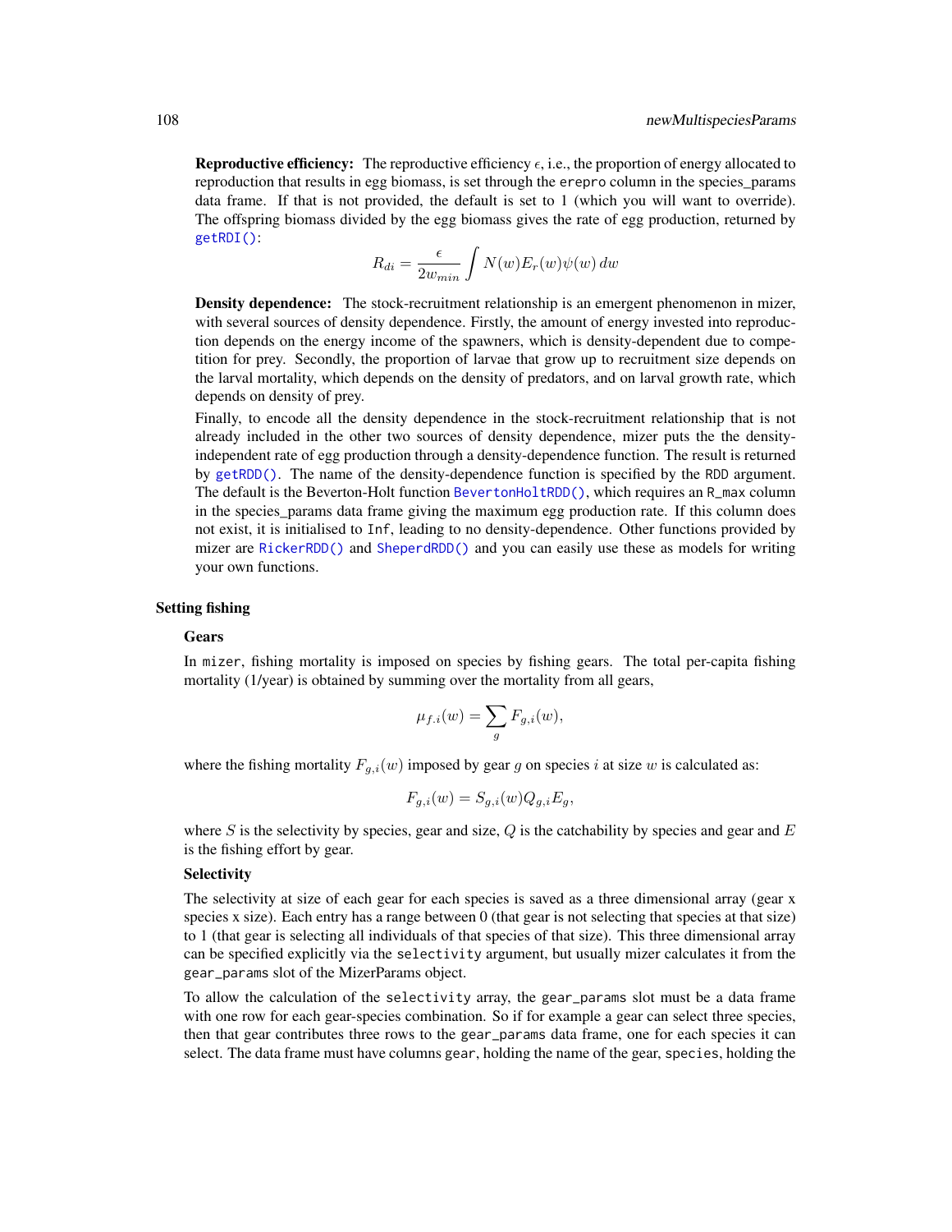**Reproductive efficiency:** The reproductive efficiency $\epsilon$, i.e., the proportion of energy allocated to reproduction that results in egg biomass, is set through the `erepro` column in the species_params data frame. If that is not provided, the default is set to 1 (which you will want to override). The offspring biomass divided by the egg biomass gives the rate of egg production, returned by `getRDI()`:

$$R_{di} = \frac{\epsilon}{2w_{min}} \int N(w) E_r(w) \psi(w) \, dw$$

**Density dependence:** The stock-recruitment relationship is an emergent phenomenon in mizer, with several sources of density dependence. Firstly, the amount of energy invested into reproduction depends on the energy income of the spawners, which is density-dependent due to competition for prey. Secondly, the proportion of larvae that grow up to recruitment size depends on the larval mortality, which depends on the density of predators, and on larval growth rate, which depends on density of prey.

Finally, to encode all the density dependence in the stock-recruitment relationship that is not already included in the other two sources of density dependence, mizer puts the the density-independent rate of egg production through a density-dependence function. The result is returned by `getRDD()`. The name of the density-dependence function is specified by the `RDD` argument. The default is the Beverton-Holt function `BevertonHoltRDD()`, which requires an `R_max` column in the species_params data frame giving the maximum egg production rate. If this column does not exist, it is initialised to `Inf`, leading to no density-dependence. Other functions provided by mizer are `RickerRDD()` and `SheperdRDD()` and you can easily use these as models for writing your own functions.

### Setting fishing

#### Gears

In `mizer`, fishing mortality is imposed on species by fishing gears. The total per-capita fishing mortality (1/year) is obtained by summing over the mortality from all gears,

$$\mu_{f.i}(w) = \sum_g F_{g,i}(w),$$

where the fishing mortality $F_{g,i}(w)$ imposed by gear $g$ on species $i$ at size $w$ is calculated as:

$$F_{g,i}(w) = S_{g,i}(w) Q_{g,i} E_g,$$

where $S$ is the selectivity by species, gear and size, $Q$ is the catchability by species and gear and $E$ is the fishing effort by gear.

#### Selectivity

The selectivity at size of each gear for each species is saved as a three dimensional array (gear x species x size). Each entry has a range between 0 (that gear is not selecting that species at that size) to 1 (that gear is selecting all individuals of that species of that size). This three dimensional array can be specified explicitly via the `selectivity` argument, but usually mizer calculates it from the `gear_params` slot of the MizerParams object.

To allow the calculation of the `selectivity` array, the `gear_params` slot must be a data frame with one row for each gear-species combination. So if for example a gear can select three species, then that gear contributes three rows to the `gear_params` data frame, one for each species it can select. The data frame must have columns `gear`, holding the name of the gear, `species`, holding the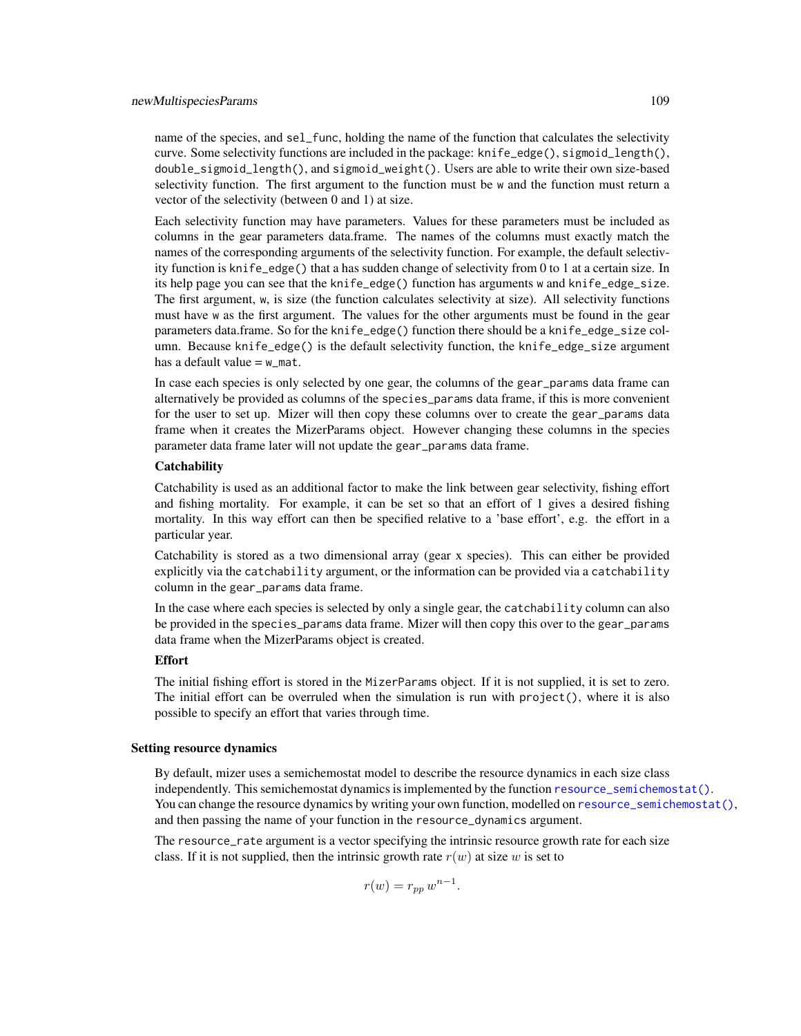name of the species, and sel_func, holding the name of the function that calculates the selectivity curve. Some selectivity functions are included in the package: knife_edge(), sigmoid_length(), double_sigmoid_length(), and sigmoid_weight(). Users are able to write their own size-based selectivity function. The first argument to the function must be w and the function must return a vector of the selectivity (between 0 and 1) at size.

Each selectivity function may have parameters. Values for these parameters must be included as columns in the gear parameters data.frame. The names of the columns must exactly match the names of the corresponding arguments of the selectivity function. For example, the default selectivity function is knife_edge() that a has sudden change of selectivity from 0 to 1 at a certain size. In its help page you can see that the knife_edge() function has arguments w and knife_edge_size. The first argument, w, is size (the function calculates selectivity at size). All selectivity functions must have w as the first argument. The values for the other arguments must be found in the gear parameters data.frame. So for the knife_edge() function there should be a knife_edge_size column. Because knife_edge() is the default selectivity function, the knife_edge_size argument has a default value = w_mat.

In case each species is only selected by one gear, the columns of the gear_params data frame can alternatively be provided as columns of the species_params data frame, if this is more convenient for the user to set up. Mizer will then copy these columns over to create the gear_params data frame when it creates the MizerParams object. However changing these columns in the species parameter data frame later will not update the gear_params data frame.

**Catchability**

Catchability is used as an additional factor to make the link between gear selectivity, fishing effort and fishing mortality. For example, it can be set so that an effort of 1 gives a desired fishing mortality. In this way effort can then be specified relative to a 'base effort', e.g. the effort in a particular year.

Catchability is stored as a two dimensional array (gear x species). This can either be provided explicitly via the catchability argument, or the information can be provided via a catchability column in the gear_params data frame.

In the case where each species is selected by only a single gear, the catchability column can also be provided in the species_params data frame. Mizer will then copy this over to the gear_params data frame when the MizerParams object is created.

**Effort**

The initial fishing effort is stored in the MizerParams object. If it is not supplied, it is set to zero. The initial effort can be overruled when the simulation is run with project(), where it is also possible to specify an effort that varies through time.

### Setting resource dynamics

By default, mizer uses a semichemostat model to describe the resource dynamics in each size class independently. This semichemostat dynamics is implemented by the function resource_semichemostat(). You can change the resource dynamics by writing your own function, modelled on resource_semichemostat(), and then passing the name of your function in the resource_dynamics argument.

The resource_rate argument is a vector specifying the intrinsic resource growth rate for each size class. If it is not supplied, then the intrinsic growth rate $r(w)$ at size $w$ is set to

$$r(w) = r_{pp}\, w^{n-1}.$$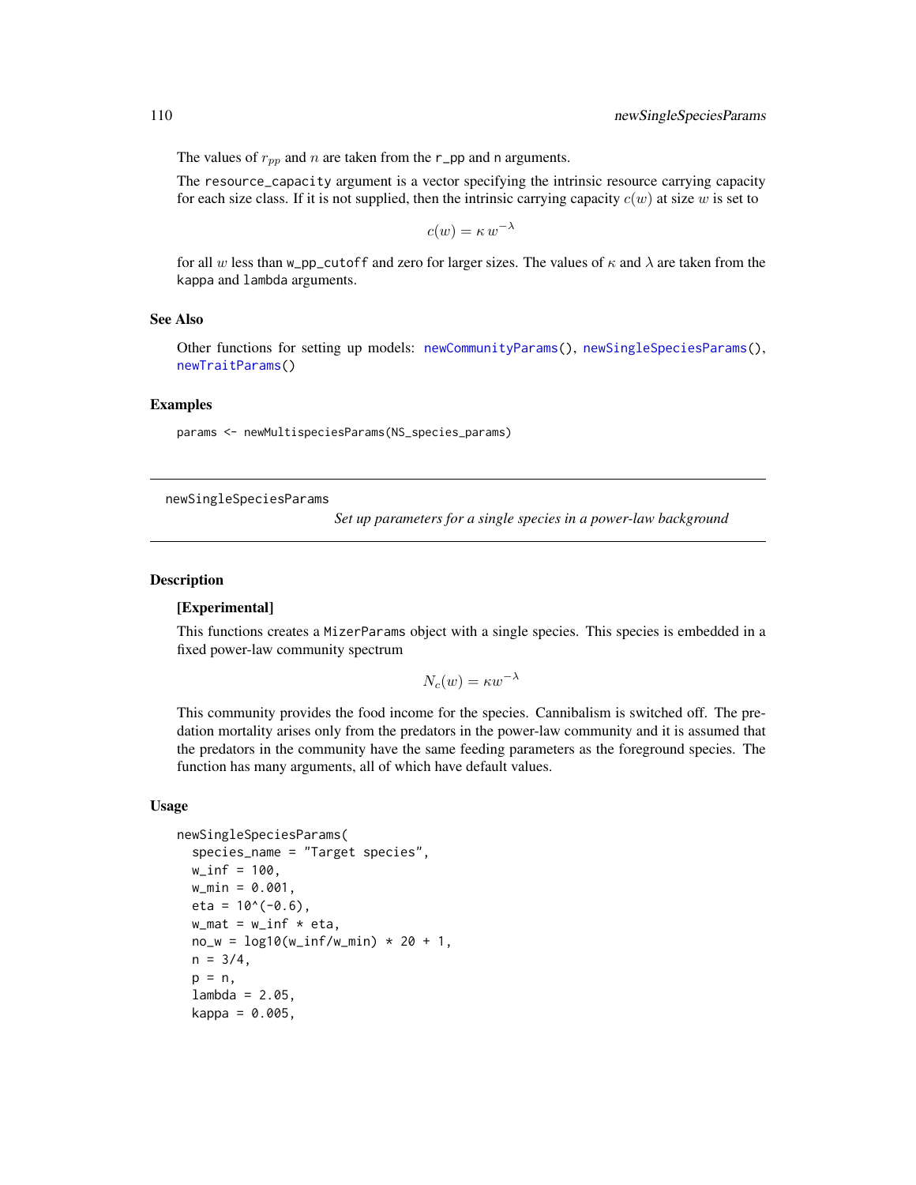The values of $r_{pp}$ and $n$ are taken from the r_pp and n arguments.

The resource_capacity argument is a vector specifying the intrinsic resource carrying capacity for each size class. If it is not supplied, then the intrinsic carrying capacity $c(w)$ at size $w$ is set to

$$c(w) = \kappa\, w^{-\lambda}$$

for all $w$ less than w_pp_cutoff and zero for larger sizes. The values of $\kappa$ and $\lambda$ are taken from the kappa and lambda arguments.

### See Also

Other functions for setting up models: newCommunityParams(), newSingleSpeciesParams(), newTraitParams()

### Examples

```
params <- newMultispeciesParams(NS_species_params)
```

---

## newSingleSpeciesParams

*Set up parameters for a single species in a power-law background*

---

### Description

**[Experimental]**

This functions creates a MizerParams object with a single species. This species is embedded in a fixed power-law community spectrum

$$N_c(w) = \kappa w^{-\lambda}$$

This community provides the food income for the species. Cannibalism is switched off. The predation mortality arises only from the predators in the power-law community and it is assumed that the predators in the community have the same feeding parameters as the foreground species. The function has many arguments, all of which have default values.

### Usage

```
newSingleSpeciesParams(
  species_name = "Target species",
  w_inf = 100,
  w_min = 0.001,
  eta = 10^(-0.6),
  w_mat = w_inf * eta,
  no_w = log10(w_inf/w_min) * 20 + 1,
  n = 3/4,
  p = n,
  lambda = 2.05,
  kappa = 0.005,
```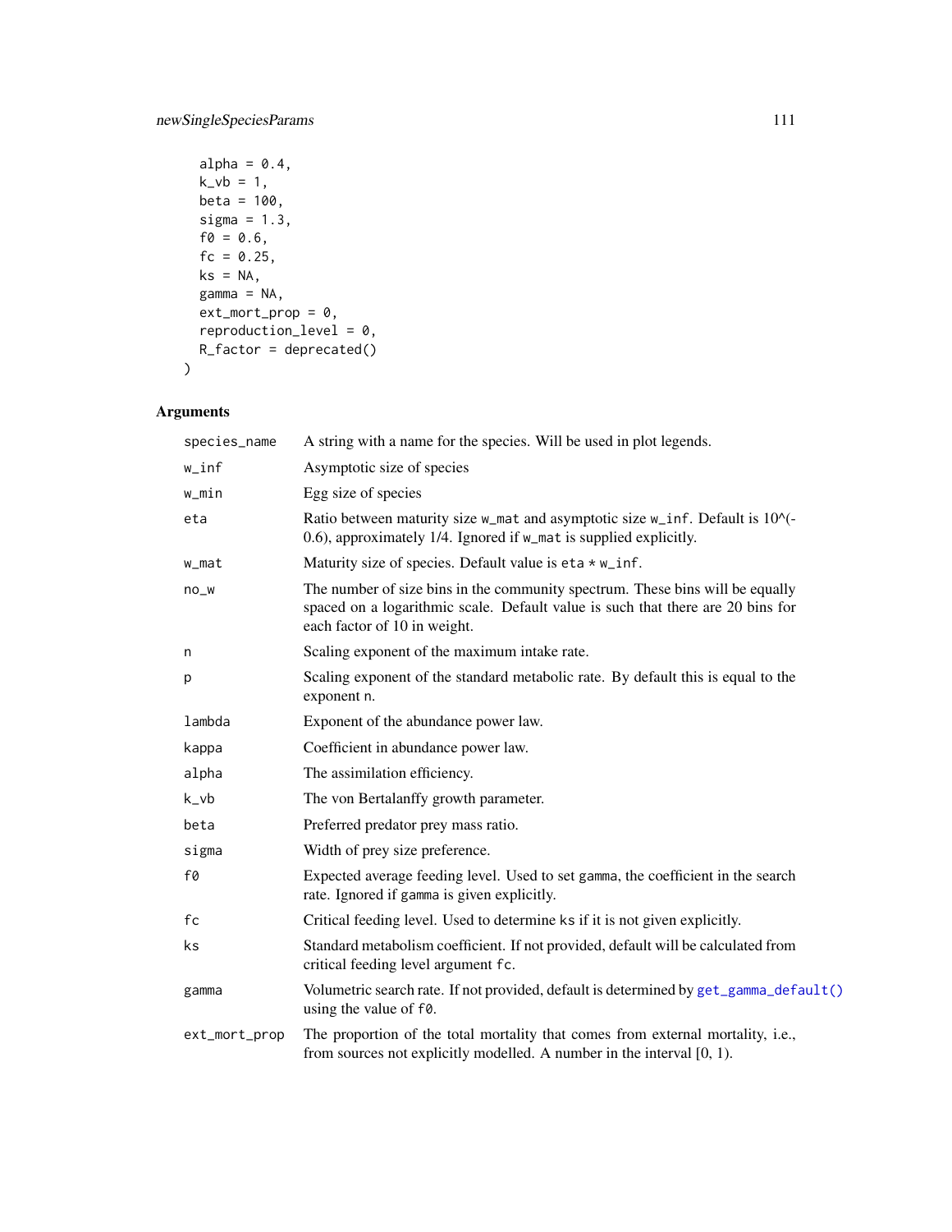```
  alpha = 0.4,
  k_vb = 1,
  beta = 100,
  sigma = 1.3,
  f0 = 0.6,
  fc = 0.25,
  ks = NA,
  gamma = NA,
  ext_mort_prop = 0,
  reproduction_level = 0,
  R_factor = deprecated()
)
```

## Arguments

| | |
|---|---|
| species_name | A string with a name for the species. Will be used in plot legends. |
| w_inf | Asymptotic size of species |
| w_min | Egg size of species |
| eta | Ratio between maturity size w_mat and asymptotic size w_inf. Default is 10^(-0.6), approximately 1/4. Ignored if w_mat is supplied explicitly. |
| w_mat | Maturity size of species. Default value is eta * w_inf. |
| no_w | The number of size bins in the community spectrum. These bins will be equally spaced on a logarithmic scale. Default value is such that there are 20 bins for each factor of 10 in weight. |
| n | Scaling exponent of the maximum intake rate. |
| p | Scaling exponent of the standard metabolic rate. By default this is equal to the exponent n. |
| lambda | Exponent of the abundance power law. |
| kappa | Coefficient in abundance power law. |
| alpha | The assimilation efficiency. |
| k_vb | The von Bertalanffy growth parameter. |
| beta | Preferred predator prey mass ratio. |
| sigma | Width of prey size preference. |
| f0 | Expected average feeding level. Used to set gamma, the coefficient in the search rate. Ignored if gamma is given explicitly. |
| fc | Critical feeding level. Used to determine ks if it is not given explicitly. |
| ks | Standard metabolism coefficient. If not provided, default will be calculated from critical feeding level argument fc. |
| gamma | Volumetric search rate. If not provided, default is determined by get_gamma_default() using the value of f0. |
| ext_mort_prop | The proportion of the total mortality that comes from external mortality, i.e., from sources not explicitly modelled. A number in the interval [0, 1). |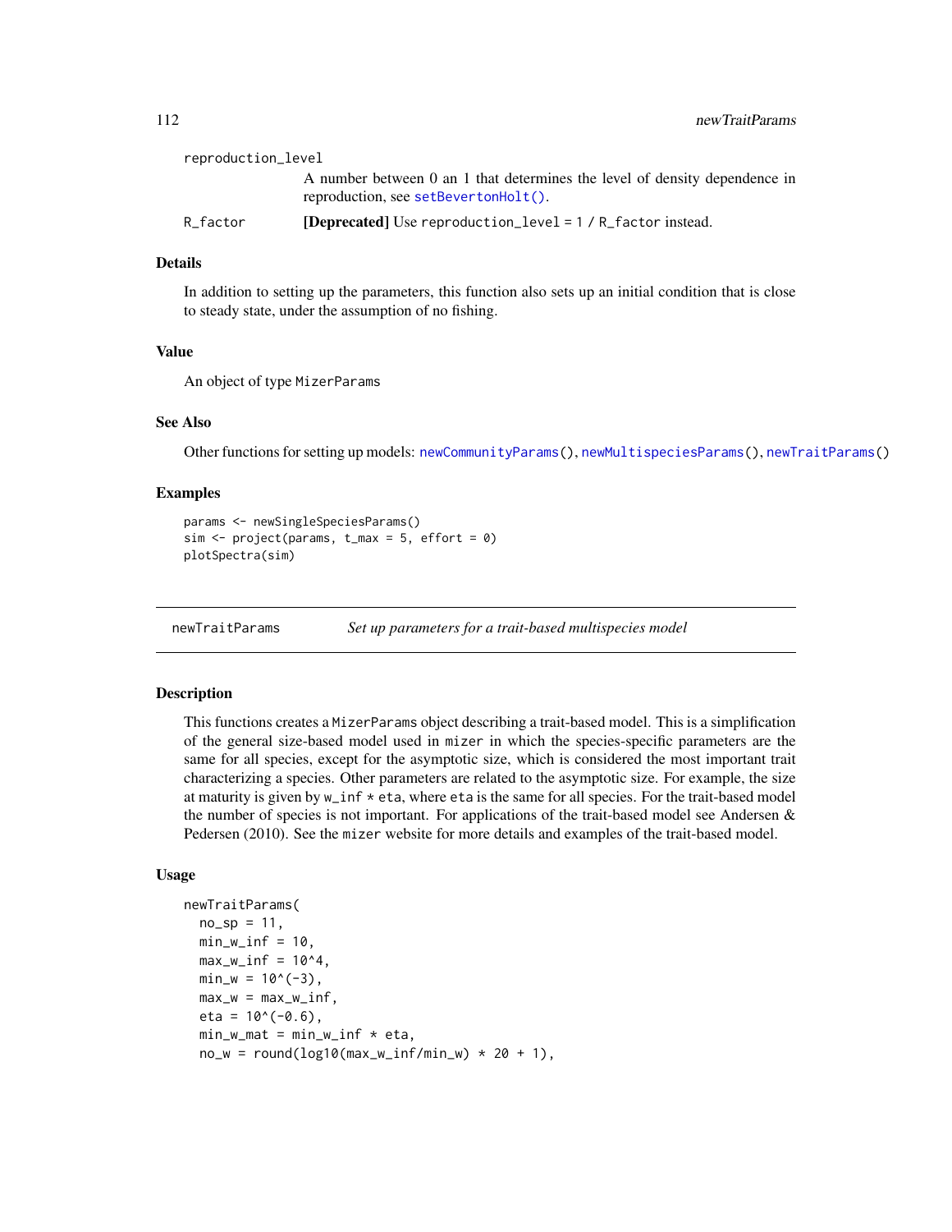reproduction_level
: A number between 0 an 1 that determines the level of density dependence in reproduction, see setBevertonHolt().

R_factor
: **[Deprecated]** Use reproduction_level = 1 / R_factor instead.

### Details

In addition to setting up the parameters, this function also sets up an initial condition that is close to steady state, under the assumption of no fishing.

### Value

An object of type MizerParams

### See Also

Other functions for setting up models: newCommunityParams(), newMultispeciesParams(), newTraitParams()

### Examples

```
params <- newSingleSpeciesParams()
sim <- project(params, t_max = 5, effort = 0)
plotSpectra(sim)
```

---

## newTraitParams — *Set up parameters for a trait-based multispecies model*

### Description

This functions creates a MizerParams object describing a trait-based model. This is a simplification of the general size-based model used in mizer in which the species-specific parameters are the same for all species, except for the asymptotic size, which is considered the most important trait characterizing a species. Other parameters are related to the asymptotic size. For example, the size at maturity is given by w_inf * eta, where eta is the same for all species. For the trait-based model the number of species is not important. For applications of the trait-based model see Andersen & Pedersen (2010). See the mizer website for more details and examples of the trait-based model.

### Usage

```
newTraitParams(
  no_sp = 11,
  min_w_inf = 10,
  max_w_inf = 10^4,
  min_w = 10^(-3),
  max_w = max_w_inf,
  eta = 10^(-0.6),
  min_w_mat = min_w_inf * eta,
  no_w = round(log10(max_w_inf/min_w) * 20 + 1),
```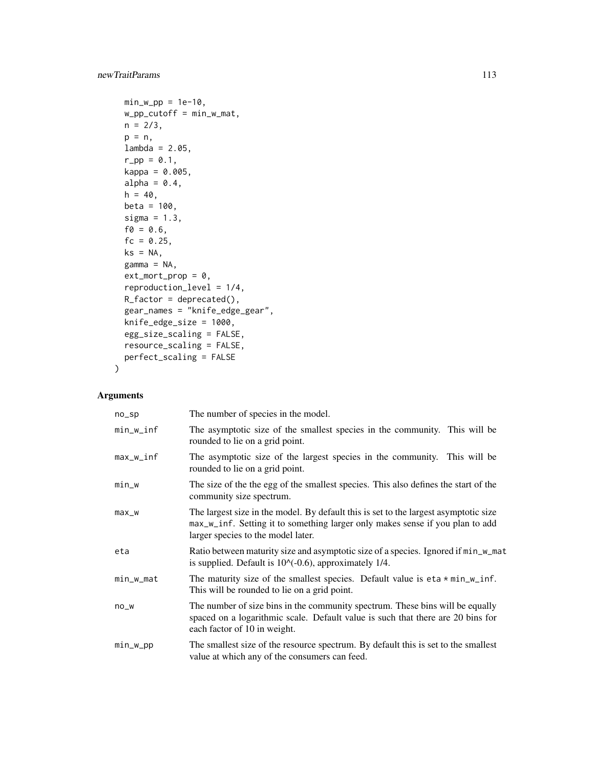```
  min_w_pp = 1e-10,
  w_pp_cutoff = min_w_mat,
  n = 2/3,
  p = n,
  lambda = 2.05,
  r_pp = 0.1,
  kappa = 0.005,
  alpha = 0.4,
  h = 40,
  beta = 100,
  sigma = 1.3,
  f0 = 0.6,
  fc = 0.25,
  ks = NA,
  gamma = NA,
  ext_mort_prop = 0,
  reproduction_level = 1/4,
  R_factor = deprecated(),
  gear_names = "knife_edge_gear",
  knife_edge_size = 1000,
  egg_size_scaling = FALSE,
  resource_scaling = FALSE,
  perfect_scaling = FALSE
)
```

## Arguments

| | |
|---|---|
| no_sp | The number of species in the model. |
| min_w_inf | The asymptotic size of the smallest species in the community. This will be rounded to lie on a grid point. |
| max_w_inf | The asymptotic size of the largest species in the community. This will be rounded to lie on a grid point. |
| min_w | The size of the the egg of the smallest species. This also defines the start of the community size spectrum. |
| max_w | The largest size in the model. By default this is set to the largest asymptotic size max_w_inf. Setting it to something larger only makes sense if you plan to add larger species to the model later. |
| eta | Ratio between maturity size and asymptotic size of a species. Ignored if min_w_mat is supplied. Default is 10^(-0.6), approximately 1/4. |
| min_w_mat | The maturity size of the smallest species. Default value is eta * min_w_inf. This will be rounded to lie on a grid point. |
| no_w | The number of size bins in the community spectrum. These bins will be equally spaced on a logarithmic scale. Default value is such that there are 20 bins for each factor of 10 in weight. |
| min_w_pp | The smallest size of the resource spectrum. By default this is set to the smallest value at which any of the consumers can feed. |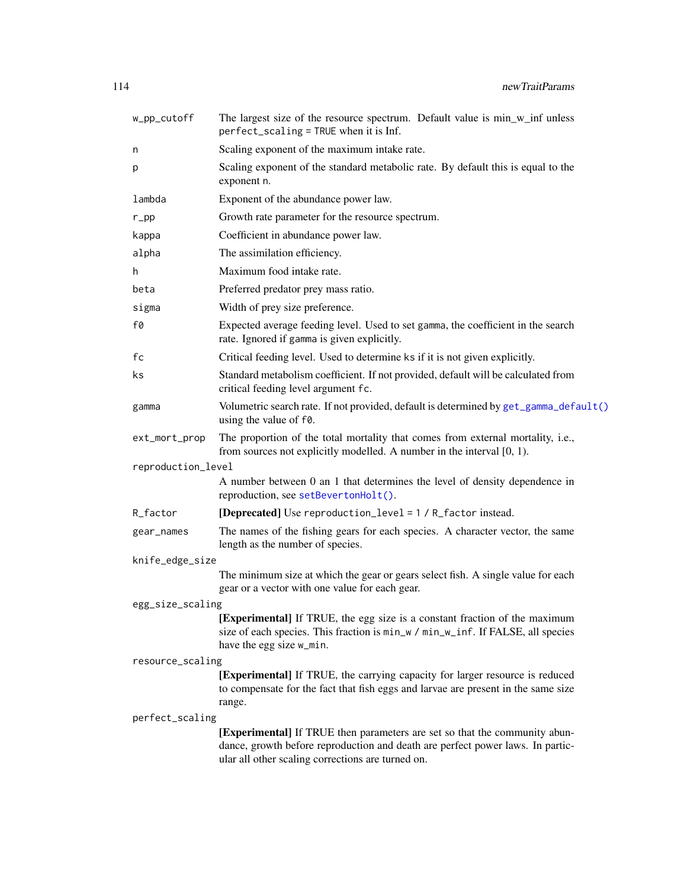| | |
|---|---|
| w_pp_cutoff | The largest size of the resource spectrum. Default value is min_w_inf unless perfect_scaling = TRUE when it is Inf. |
| n | Scaling exponent of the maximum intake rate. |
| p | Scaling exponent of the standard metabolic rate. By default this is equal to the exponent n. |
| lambda | Exponent of the abundance power law. |
| r_pp | Growth rate parameter for the resource spectrum. |
| kappa | Coefficient in abundance power law. |
| alpha | The assimilation efficiency. |
| h | Maximum food intake rate. |
| beta | Preferred predator prey mass ratio. |
| sigma | Width of prey size preference. |
| f0 | Expected average feeding level. Used to set gamma, the coefficient in the search rate. Ignored if gamma is given explicitly. |
| fc | Critical feeding level. Used to determine ks if it is not given explicitly. |
| ks | Standard metabolism coefficient. If not provided, default will be calculated from critical feeding level argument fc. |
| gamma | Volumetric search rate. If not provided, default is determined by get_gamma_default() using the value of f0. |
| ext_mort_prop | The proportion of the total mortality that comes from external mortality, i.e., from sources not explicitly modelled. A number in the interval [0, 1). |
| reproduction_level | A number between 0 an 1 that determines the level of density dependence in reproduction, see setBevertonHolt(). |
| R_factor | **[Deprecated]** Use reproduction_level = 1 / R_factor instead. |
| gear_names | The names of the fishing gears for each species. A character vector, the same length as the number of species. |
| knife_edge_size | The minimum size at which the gear or gears select fish. A single value for each gear or a vector with one value for each gear. |
| egg_size_scaling | **[Experimental]** If TRUE, the egg size is a constant fraction of the maximum size of each species. This fraction is min_w / min_w_inf. If FALSE, all species have the egg size w_min. |
| resource_scaling | **[Experimental]** If TRUE, the carrying capacity for larger resource is reduced to compensate for the fact that fish eggs and larvae are present in the same size range. |
| perfect_scaling | **[Experimental]** If TRUE then parameters are set so that the community abundance, growth before reproduction and death are perfect power laws. In particular all other scaling corrections are turned on. |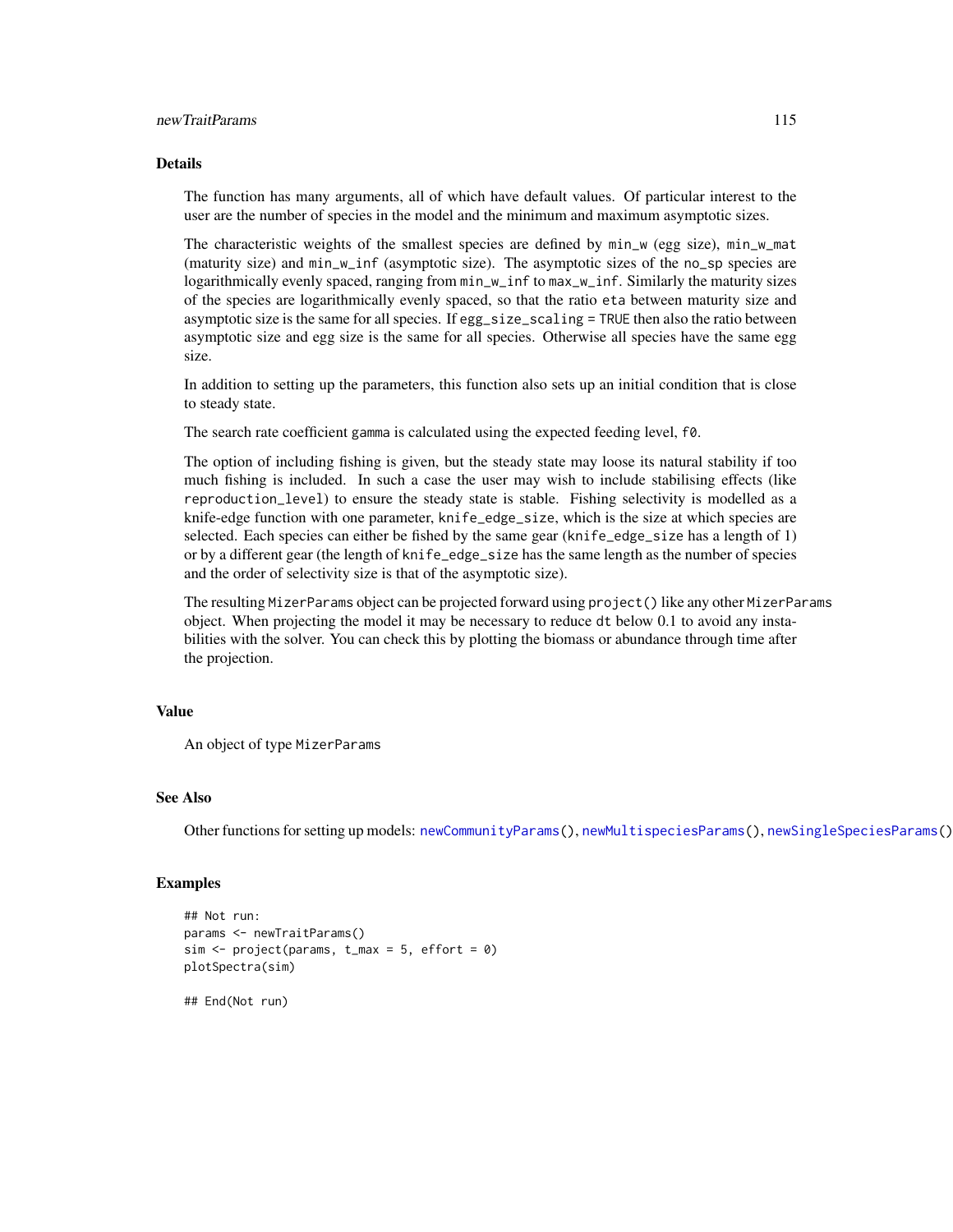## Details

The function has many arguments, all of which have default values. Of particular interest to the user are the number of species in the model and the minimum and maximum asymptotic sizes.

The characteristic weights of the smallest species are defined by `min_w` (egg size), `min_w_mat` (maturity size) and `min_w_inf` (asymptotic size). The asymptotic sizes of the `no_sp` species are logarithmically evenly spaced, ranging from `min_w_inf` to `max_w_inf`. Similarly the maturity sizes of the species are logarithmically evenly spaced, so that the ratio `eta` between maturity size and asymptotic size is the same for all species. If `egg_size_scaling = TRUE` then also the ratio between asymptotic size and egg size is the same for all species. Otherwise all species have the same egg size.

In addition to setting up the parameters, this function also sets up an initial condition that is close to steady state.

The search rate coefficient `gamma` is calculated using the expected feeding level, `f0`.

The option of including fishing is given, but the steady state may loose its natural stability if too much fishing is included. In such a case the user may wish to include stabilising effects (like `reproduction_level`) to ensure the steady state is stable. Fishing selectivity is modelled as a knife-edge function with one parameter, `knife_edge_size`, which is the size at which species are selected. Each species can either be fished by the same gear (`knife_edge_size` has a length of 1) or by a different gear (the length of `knife_edge_size` has the same length as the number of species and the order of selectivity size is that of the asymptotic size).

The resulting `MizerParams` object can be projected forward using `project()` like any other `MizerParams` object. When projecting the model it may be necessary to reduce `dt` below 0.1 to avoid any instabilities with the solver. You can check this by plotting the biomass or abundance through time after the projection.

## Value

An object of type `MizerParams`

## See Also

Other functions for setting up models: `newCommunityParams()`, `newMultispeciesParams()`, `newSingleSpeciesParams()`

## Examples

```
## Not run:
params <- newTraitParams()
sim <- project(params, t_max = 5, effort = 0)
plotSpectra(sim)

## End(Not run)
```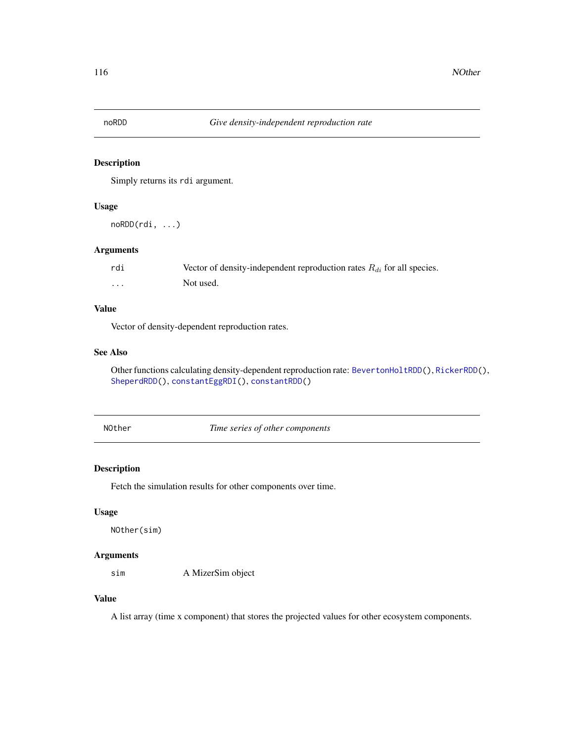## noRDD — *Give density-independent reproduction rate*

### Description

Simply returns its rdi argument.

### Usage

```
noRDD(rdi, ...)
```

### Arguments

| | |
|---|---|
| rdi | Vector of density-independent reproduction rates $R_{di}$ for all species. |
| ... | Not used. |

### Value

Vector of density-dependent reproduction rates.

### See Also

Other functions calculating density-dependent reproduction rate: BevertonHoltRDD(), RickerRDD(), SheperdRDD(), constantEggRDI(), constantRDD()

## NOther — *Time series of other components*

### Description

Fetch the simulation results for other components over time.

### Usage

```
NOther(sim)
```

### Arguments

| | |
|---|---|
| sim | A MizerSim object |

### Value

A list array (time x component) that stores the projected values for other ecosystem components.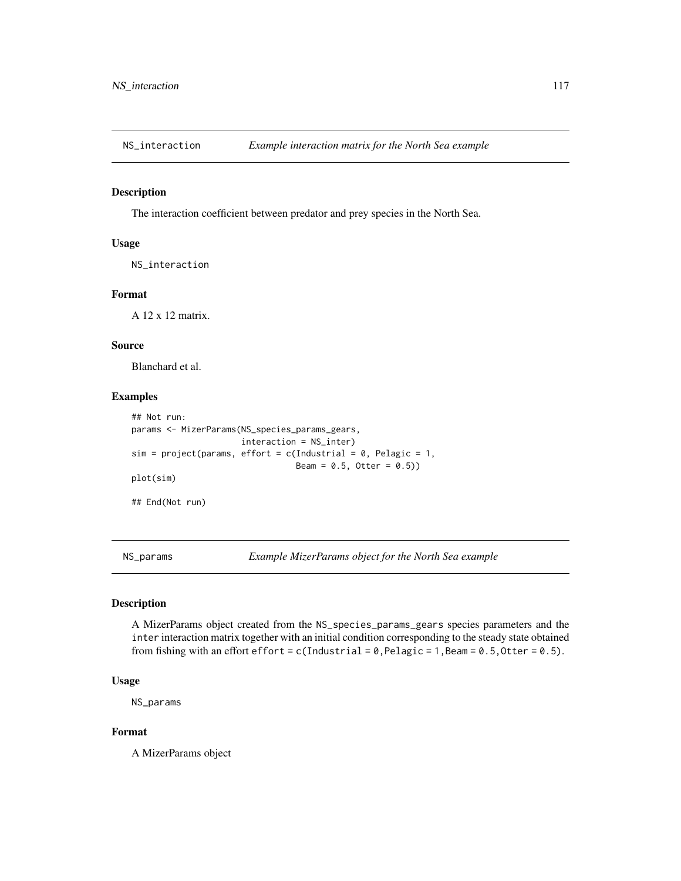## NS_interaction *Example interaction matrix for the North Sea example*

### Description

The interaction coefficient between predator and prey species in the North Sea.

### Usage

NS_interaction

### Format

A 12 x 12 matrix.

### Source

Blanchard et al.

### Examples

```
## Not run:
params <- MizerParams(NS_species_params_gears,
                      interaction = NS_inter)
sim = project(params, effort = c(Industrial = 0, Pelagic = 1,
                                 Beam = 0.5, Otter = 0.5))
plot(sim)

## End(Not run)
```

## NS_params *Example MizerParams object for the North Sea example*

### Description

A MizerParams object created from the `NS_species_params_gears` species parameters and the `inter` interaction matrix together with an initial condition corresponding to the steady state obtained from fishing with an effort `effort = c(Industrial = 0,Pelagic = 1,Beam = 0.5,Otter = 0.5)`.

### Usage

NS_params

### Format

A MizerParams object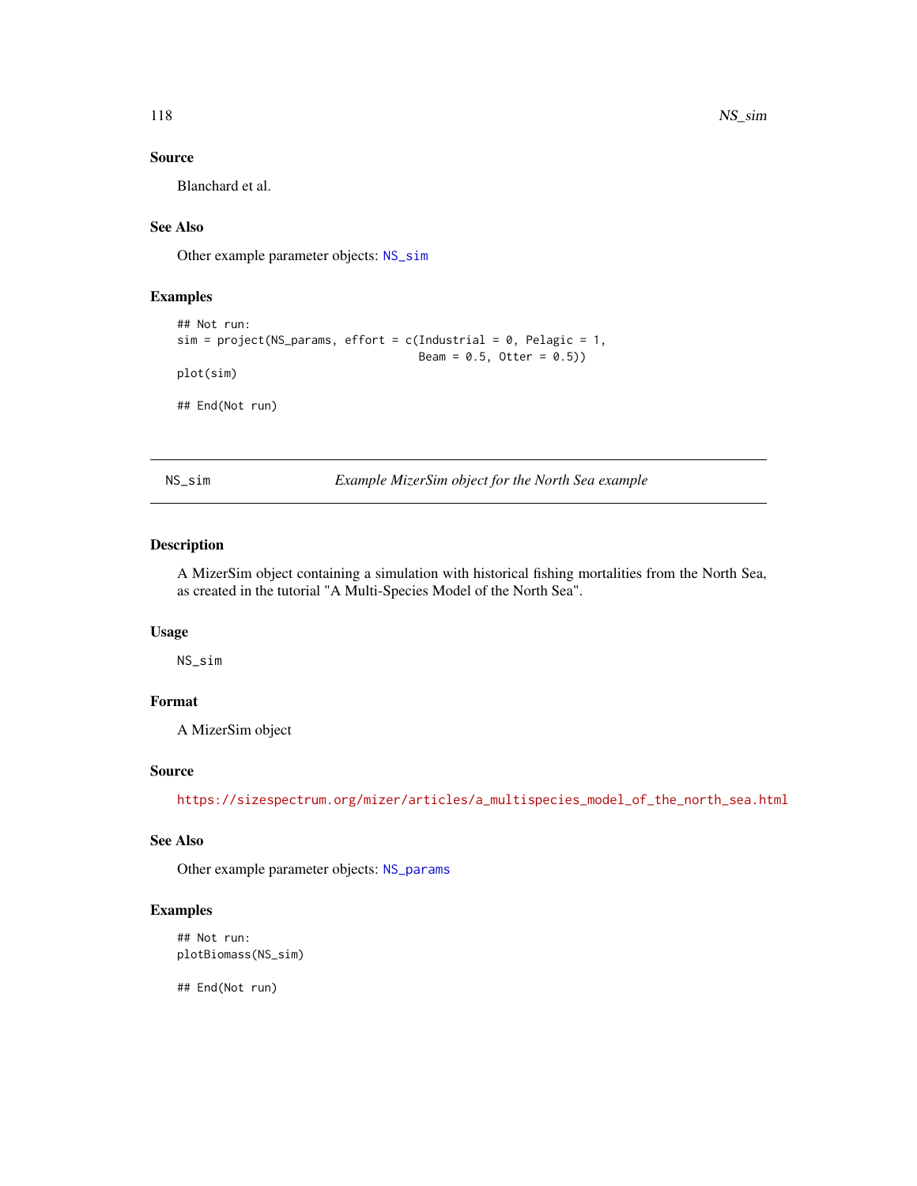### Source

Blanchard et al.

### See Also

Other example parameter objects: NS_sim

### Examples

```
## Not run:
sim = project(NS_params, effort = c(Industrial = 0, Pelagic = 1,
                                    Beam = 0.5, Otter = 0.5))
plot(sim)

## End(Not run)
```

---

## NS_sim — *Example MizerSim object for the North Sea example*

### Description

A MizerSim object containing a simulation with historical fishing mortalities from the North Sea, as created in the tutorial "A Multi-Species Model of the North Sea".

### Usage

```
NS_sim
```

### Format

A MizerSim object

### Source

https://sizespectrum.org/mizer/articles/a_multispecies_model_of_the_north_sea.html

### See Also

Other example parameter objects: NS_params

### Examples

```
## Not run:
plotBiomass(NS_sim)

## End(Not run)
```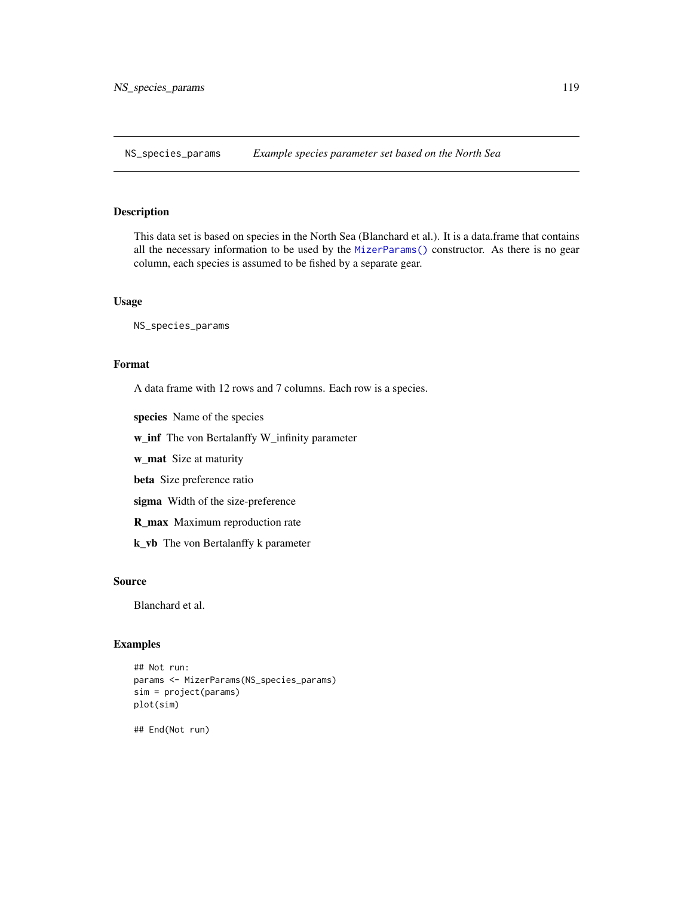NS_species_params    *Example species parameter set based on the North Sea*

## Description

This data set is based on species in the North Sea (Blanchard et al.). It is a data.frame that contains all the necessary information to be used by the `MizerParams()` constructor. As there is no gear column, each species is assumed to be fished by a separate gear.

## Usage

```
NS_species_params
```

## Format

A data frame with 12 rows and 7 columns. Each row is a species.

**species** Name of the species

**w_inf** The von Bertalanffy W_infinity parameter

**w_mat** Size at maturity

**beta** Size preference ratio

**sigma** Width of the size-preference

**R_max** Maximum reproduction rate

**k_vb** The von Bertalanffy k parameter

## Source

Blanchard et al.

## Examples

```
## Not run:
params <- MizerParams(NS_species_params)
sim = project(params)
plot(sim)

## End(Not run)
```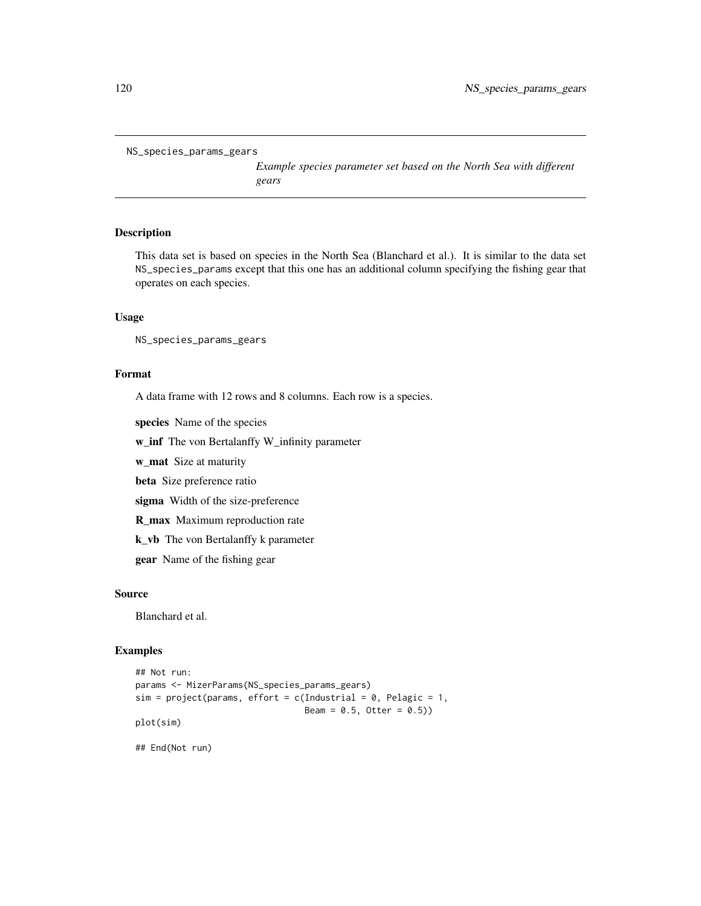`NS_species_params_gears`

*Example species parameter set based on the North Sea with different gears*

## Description

This data set is based on species in the North Sea (Blanchard et al.). It is similar to the data set `NS_species_params` except that this one has an additional column specifying the fishing gear that operates on each species.

## Usage

```
NS_species_params_gears
```

## Format

A data frame with 12 rows and 8 columns. Each row is a species.

**species** Name of the species

**w_inf** The von Bertalanffy W_infinity parameter

**w_mat** Size at maturity

**beta** Size preference ratio

**sigma** Width of the size-preference

**R_max** Maximum reproduction rate

**k_vb** The von Bertalanffy k parameter

**gear** Name of the fishing gear

## Source

Blanchard et al.

## Examples

```
## Not run:
params <- MizerParams(NS_species_params_gears)
sim = project(params, effort = c(Industrial = 0, Pelagic = 1,
                                  Beam = 0.5, Otter = 0.5))
plot(sim)

## End(Not run)
```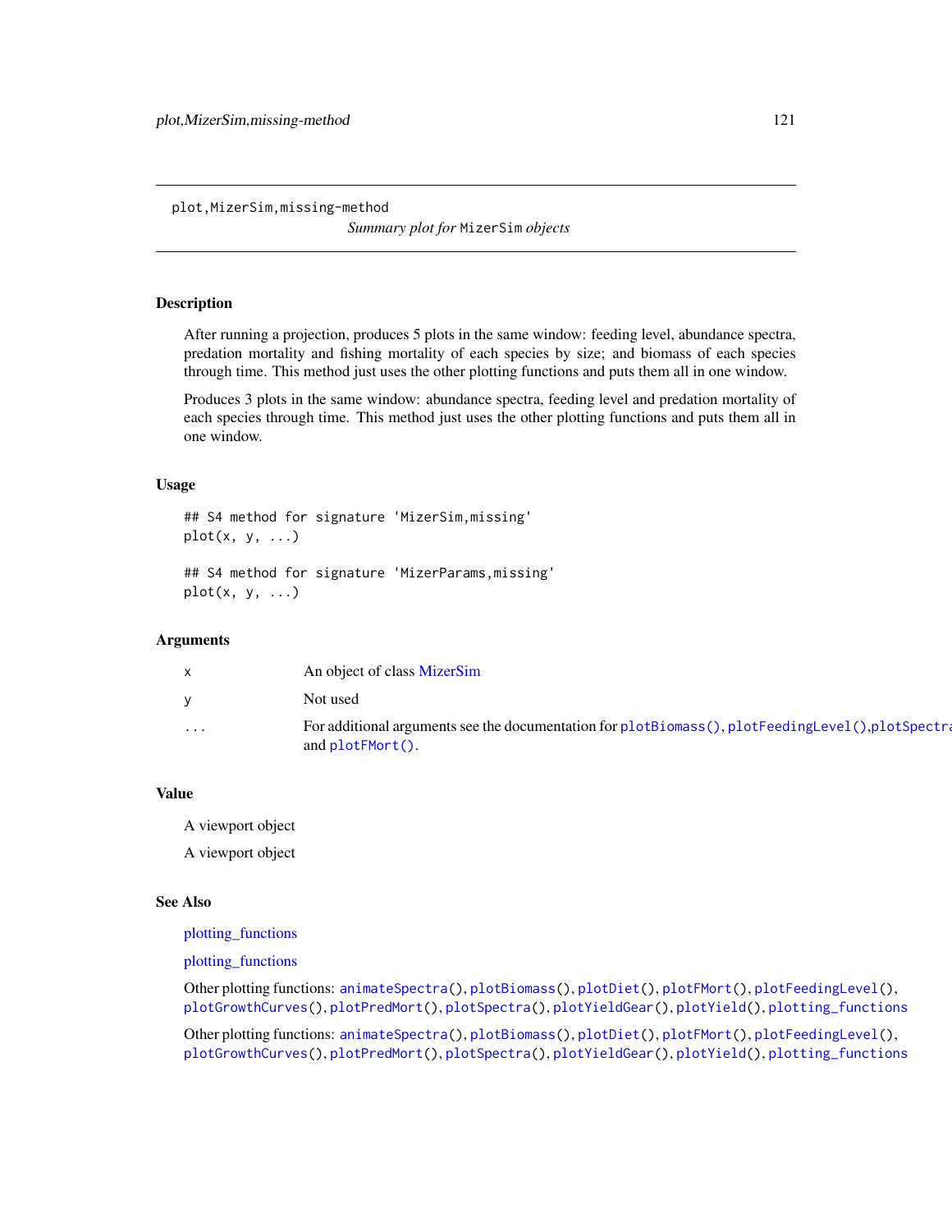plot,MizerSim,missing-method

*Summary plot for* `MizerSim` *objects*

## Description

After running a projection, produces 5 plots in the same window: feeding level, abundance spectra, predation mortality and fishing mortality of each species by size; and biomass of each species through time. This method just uses the other plotting functions and puts them all in one window.

Produces 3 plots in the same window: abundance spectra, feeding level and predation mortality of each species through time. This method just uses the other plotting functions and puts them all in one window.

## Usage

```
## S4 method for signature 'MizerSim,missing'
plot(x, y, ...)

## S4 method for signature 'MizerParams,missing'
plot(x, y, ...)
```

## Arguments

| | |
|---|---|
| x | An object of class MizerSim |
| y | Not used |
| ... | For additional arguments see the documentation for `plotBiomass()`, `plotFeedingLevel()`,`plotSpectra` and `plotFMort()`. |

## Value

A viewport object

A viewport object

## See Also

plotting_functions

plotting_functions

Other plotting functions: `animateSpectra()`, `plotBiomass()`, `plotDiet()`, `plotFMort()`, `plotFeedingLevel()`, `plotGrowthCurves()`, `plotPredMort()`, `plotSpectra()`, `plotYieldGear()`, `plotYield()`, `plotting_functions`

Other plotting functions: `animateSpectra()`, `plotBiomass()`, `plotDiet()`, `plotFMort()`, `plotFeedingLevel()`, `plotGrowthCurves()`, `plotPredMort()`, `plotSpectra()`, `plotYieldGear()`, `plotYield()`, `plotting_functions`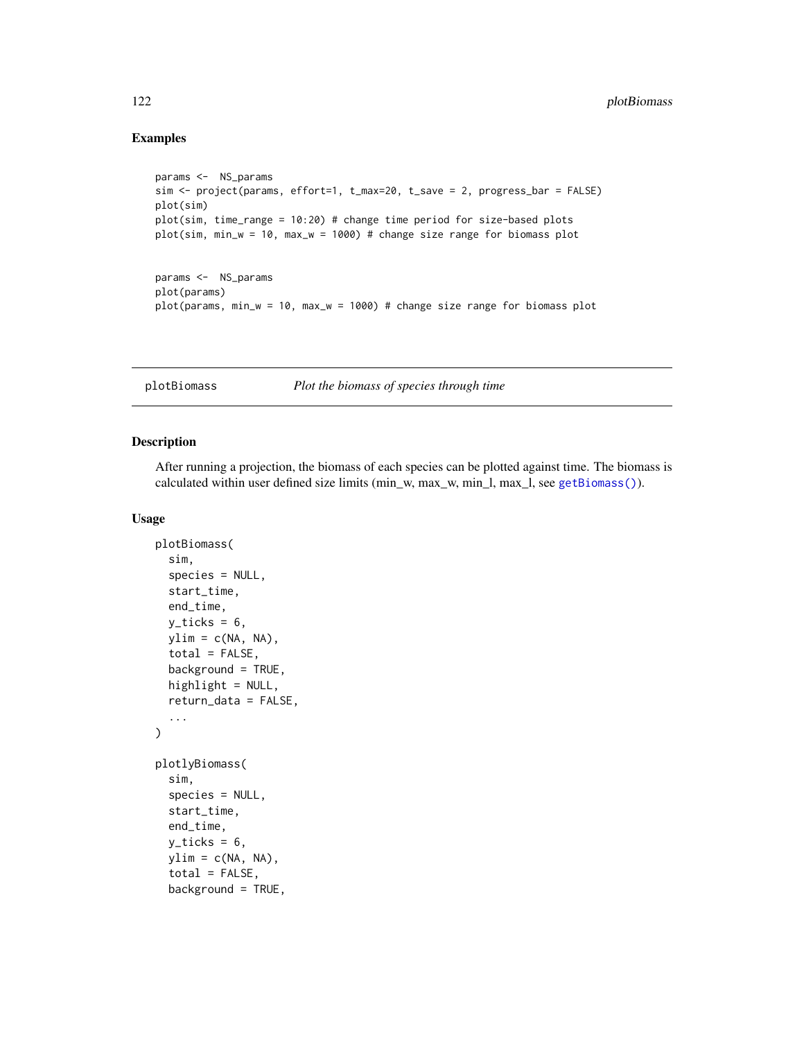### Examples

```
params <-  NS_params
sim <- project(params, effort=1, t_max=20, t_save = 2, progress_bar = FALSE)
plot(sim)
plot(sim, time_range = 10:20) # change time period for size-based plots
plot(sim, min_w = 10, max_w = 1000) # change size range for biomass plot


params <-  NS_params
plot(params)
plot(params, min_w = 10, max_w = 1000) # change size range for biomass plot
```

---

## plotBiomass    *Plot the biomass of species through time*

---

### Description

After running a projection, the biomass of each species can be plotted against time. The biomass is calculated within user defined size limits (min_w, max_w, min_l, max_l, see getBiomass()).

### Usage

```
plotBiomass(
  sim,
  species = NULL,
  start_time,
  end_time,
  y_ticks = 6,
  ylim = c(NA, NA),
  total = FALSE,
  background = TRUE,
  highlight = NULL,
  return_data = FALSE,
  ...
)

plotlyBiomass(
  sim,
  species = NULL,
  start_time,
  end_time,
  y_ticks = 6,
  ylim = c(NA, NA),
  total = FALSE,
  background = TRUE,
```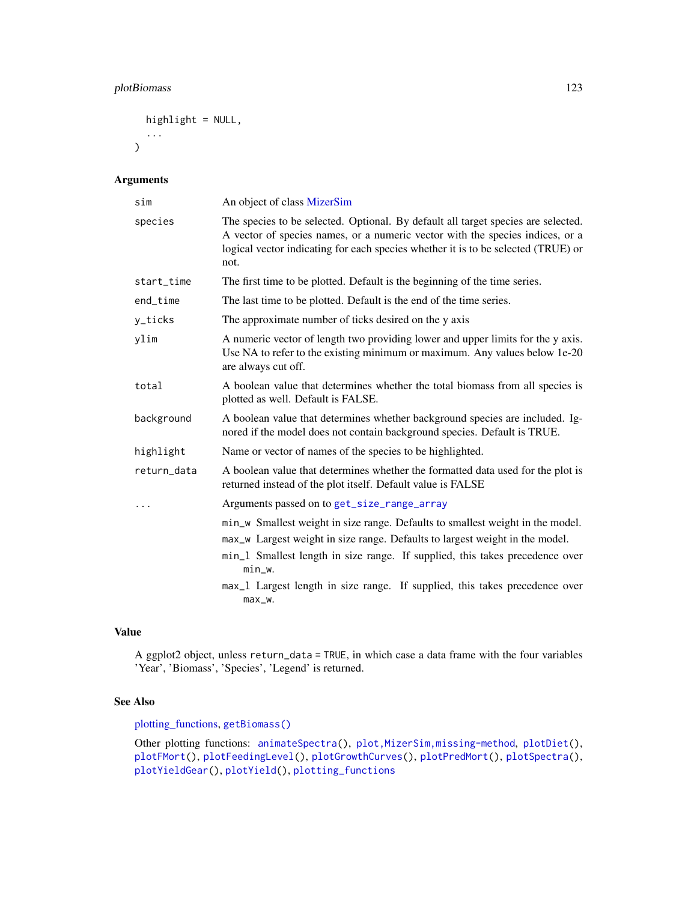```
  highlight = NULL,
  ...
)
```

## Arguments

| | |
|---|---|
| sim | An object of class MizerSim |
| species | The species to be selected. Optional. By default all target species are selected. A vector of species names, or a numeric vector with the species indices, or a logical vector indicating for each species whether it is to be selected (TRUE) or not. |
| start_time | The first time to be plotted. Default is the beginning of the time series. |
| end_time | The last time to be plotted. Default is the end of the time series. |
| y_ticks | The approximate number of ticks desired on the y axis |
| ylim | A numeric vector of length two providing lower and upper limits for the y axis. Use NA to refer to the existing minimum or maximum. Any values below 1e-20 are always cut off. |
| total | A boolean value that determines whether the total biomass from all species is plotted as well. Default is FALSE. |
| background | A boolean value that determines whether background species are included. Ignored if the model does not contain background species. Default is TRUE. |
| highlight | Name or vector of names of the species to be highlighted. |
| return_data | A boolean value that determines whether the formatted data used for the plot is returned instead of the plot itself. Default value is FALSE |
| ... | Arguments passed on to `get_size_range_array`<br>`min_w` Smallest weight in size range. Defaults to smallest weight in the model.<br>`max_w` Largest weight in size range. Defaults to largest weight in the model.<br>`min_l` Smallest length in size range. If supplied, this takes precedence over `min_w`.<br>`max_l` Largest length in size range. If supplied, this takes precedence over `max_w`. |

## Value

A ggplot2 object, unless `return_data = TRUE`, in which case a data frame with the four variables 'Year', 'Biomass', 'Species', 'Legend' is returned.

## See Also

plotting_functions, `getBiomass()`

Other plotting functions: `animateSpectra()`, `plot,MizerSim,missing-method`, `plotDiet()`, `plotFMort()`, `plotFeedingLevel()`, `plotGrowthCurves()`, `plotPredMort()`, `plotSpectra()`, `plotYieldGear()`, `plotYield()`, `plotting_functions`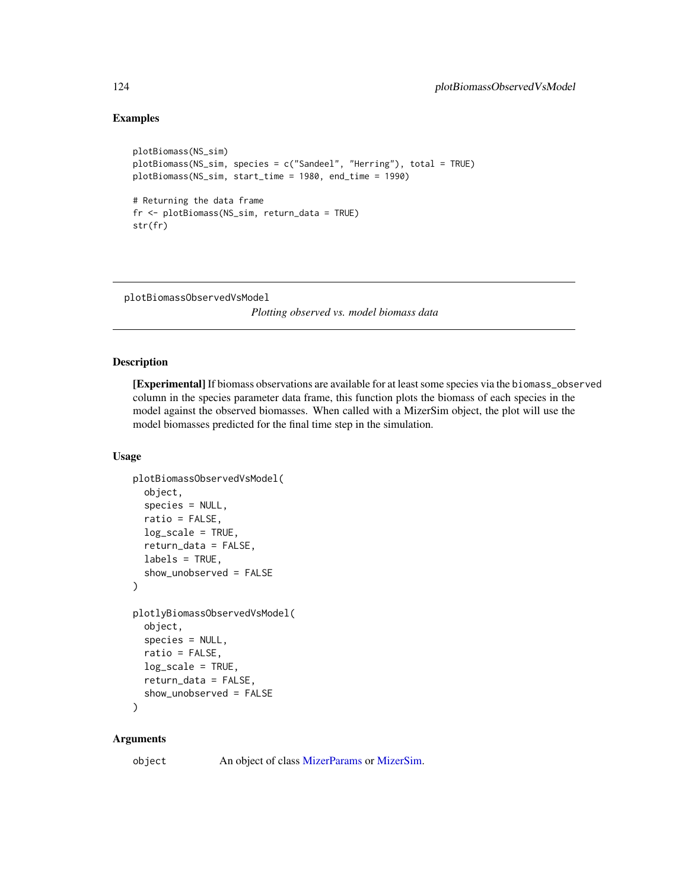## Examples

```
plotBiomass(NS_sim)
plotBiomass(NS_sim, species = c("Sandeel", "Herring"), total = TRUE)
plotBiomass(NS_sim, start_time = 1980, end_time = 1990)

# Returning the data frame
fr <- plotBiomass(NS_sim, return_data = TRUE)
str(fr)
```

---

# plotBiomassObservedVsModel

*Plotting observed vs. model biomass data*

---

## Description

**[Experimental]** If biomass observations are available for at least some species via the biomass_observed column in the species parameter data frame, this function plots the biomass of each species in the model against the observed biomasses. When called with a MizerSim object, the plot will use the model biomasses predicted for the final time step in the simulation.

## Usage

```
plotBiomassObservedVsModel(
  object,
  species = NULL,
  ratio = FALSE,
  log_scale = TRUE,
  return_data = FALSE,
  labels = TRUE,
  show_unobserved = FALSE
)

plotlyBiomassObservedVsModel(
  object,
  species = NULL,
  ratio = FALSE,
  log_scale = TRUE,
  return_data = FALSE,
  show_unobserved = FALSE
)
```

## Arguments

| | |
|---|---|
| object | An object of class MizerParams or MizerSim. |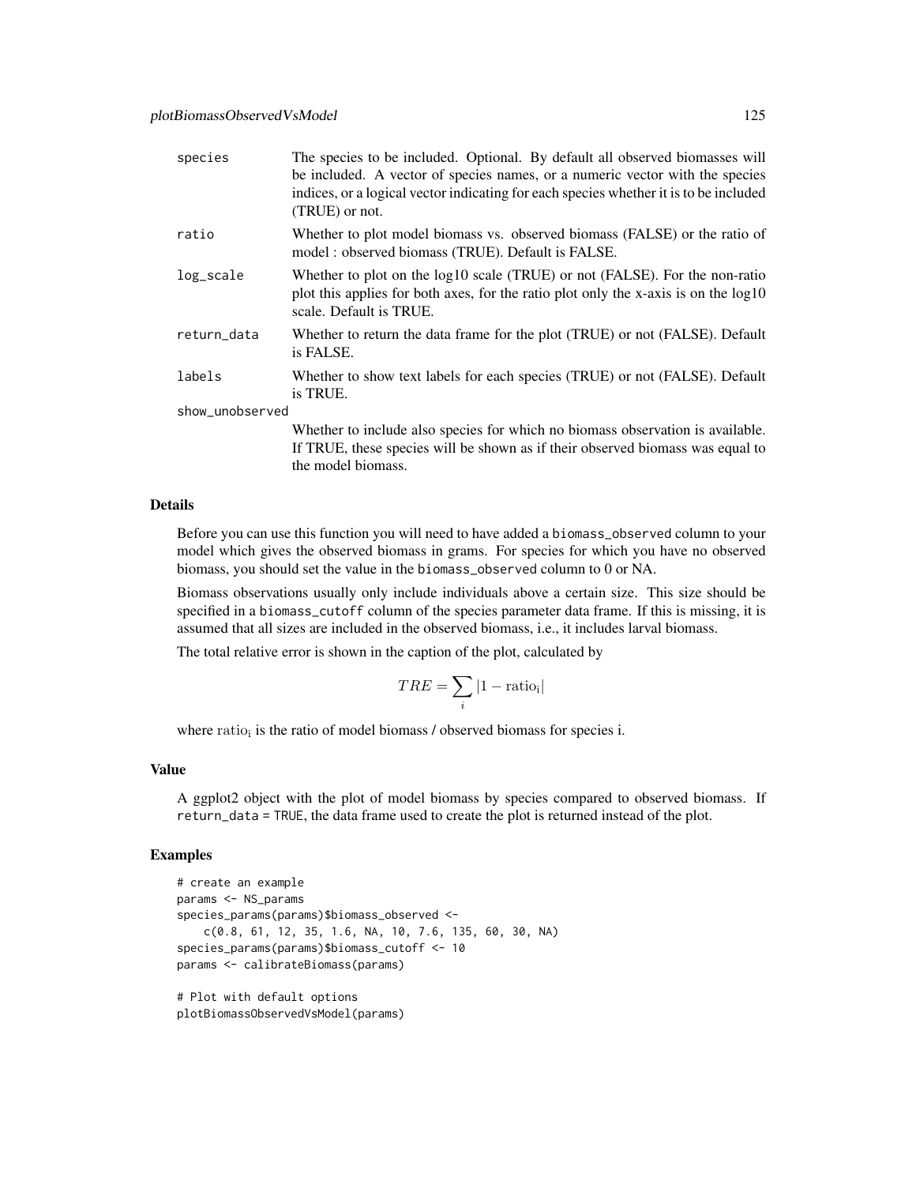| | |
|---|---|
| `species` | The species to be included. Optional. By default all observed biomasses will be included. A vector of species names, or a numeric vector with the species indices, or a logical vector indicating for each species whether it is to be included (TRUE) or not. |
| `ratio` | Whether to plot model biomass vs. observed biomass (FALSE) or the ratio of model : observed biomass (TRUE). Default is FALSE. |
| `log_scale` | Whether to plot on the log10 scale (TRUE) or not (FALSE). For the non-ratio plot this applies for both axes, for the ratio plot only the x-axis is on the log10 scale. Default is TRUE. |
| `return_data` | Whether to return the data frame for the plot (TRUE) or not (FALSE). Default is FALSE. |
| `labels` | Whether to show text labels for each species (TRUE) or not (FALSE). Default is TRUE. |
| `show_unobserved` | Whether to include also species for which no biomass observation is available. If TRUE, these species will be shown as if their observed biomass was equal to the model biomass. |

### Details

Before you can use this function you will need to have added a `biomass_observed` column to your model which gives the observed biomass in grams. For species for which you have no observed biomass, you should set the value in the `biomass_observed` column to 0 or NA.

Biomass observations usually only include individuals above a certain size. This size should be specified in a `biomass_cutoff` column of the species parameter data frame. If this is missing, it is assumed that all sizes are included in the observed biomass, i.e., it includes larval biomass.

The total relative error is shown in the caption of the plot, calculated by

$$TRE = \sum_i |1 - \mathrm{ratio_i}|$$

where $\mathrm{ratio_i}$ is the ratio of model biomass / observed biomass for species i.

### Value

A ggplot2 object with the plot of model biomass by species compared to observed biomass. If `return_data = TRUE`, the data frame used to create the plot is returned instead of the plot.

### Examples

```
# create an example
params <- NS_params
species_params(params)$biomass_observed <-
    c(0.8, 61, 12, 35, 1.6, NA, 10, 7.6, 135, 60, 30, NA)
species_params(params)$biomass_cutoff <- 10
params <- calibrateBiomass(params)

# Plot with default options
plotBiomassObservedVsModel(params)
```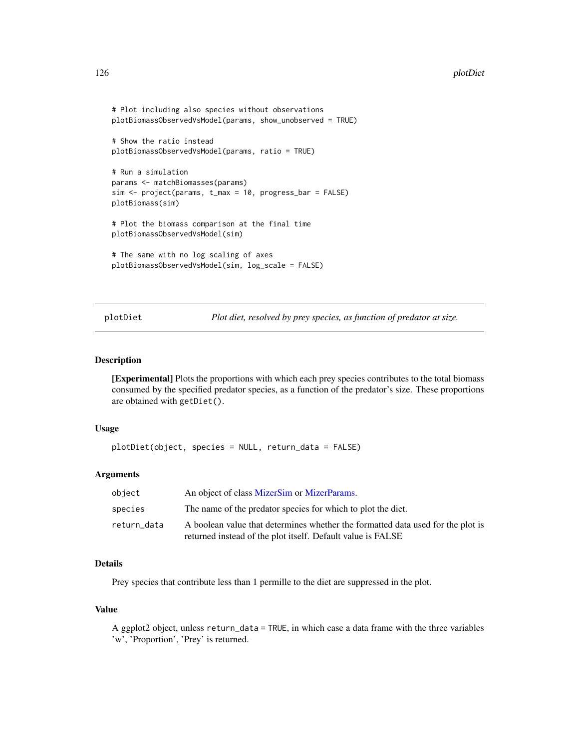```
# Plot including also species without observations
plotBiomassObservedVsModel(params, show_unobserved = TRUE)

# Show the ratio instead
plotBiomassObservedVsModel(params, ratio = TRUE)

# Run a simulation
params <- matchBiomasses(params)
sim <- project(params, t_max = 10, progress_bar = FALSE)
plotBiomass(sim)

# Plot the biomass comparison at the final time
plotBiomassObservedVsModel(sim)

# The same with no log scaling of axes
plotBiomassObservedVsModel(sim, log_scale = FALSE)
```

---

## plotDiet — *Plot diet, resolved by prey species, as function of predator at size.*

---

### Description

**[Experimental]** Plots the proportions with which each prey species contributes to the total biomass consumed by the specified predator species, as a function of the predator's size. These proportions are obtained with `getDiet()`.

### Usage

```
plotDiet(object, species = NULL, return_data = FALSE)
```

### Arguments

| | |
|---|---|
| object | An object of class MizerSim or MizerParams. |
| species | The name of the predator species for which to plot the diet. |
| return_data | A boolean value that determines whether the formatted data used for the plot is returned instead of the plot itself. Default value is FALSE |

### Details

Prey species that contribute less than 1 permille to the diet are suppressed in the plot.

### Value

A ggplot2 object, unless `return_data = TRUE`, in which case a data frame with the three variables 'w', 'Proportion', 'Prey' is returned.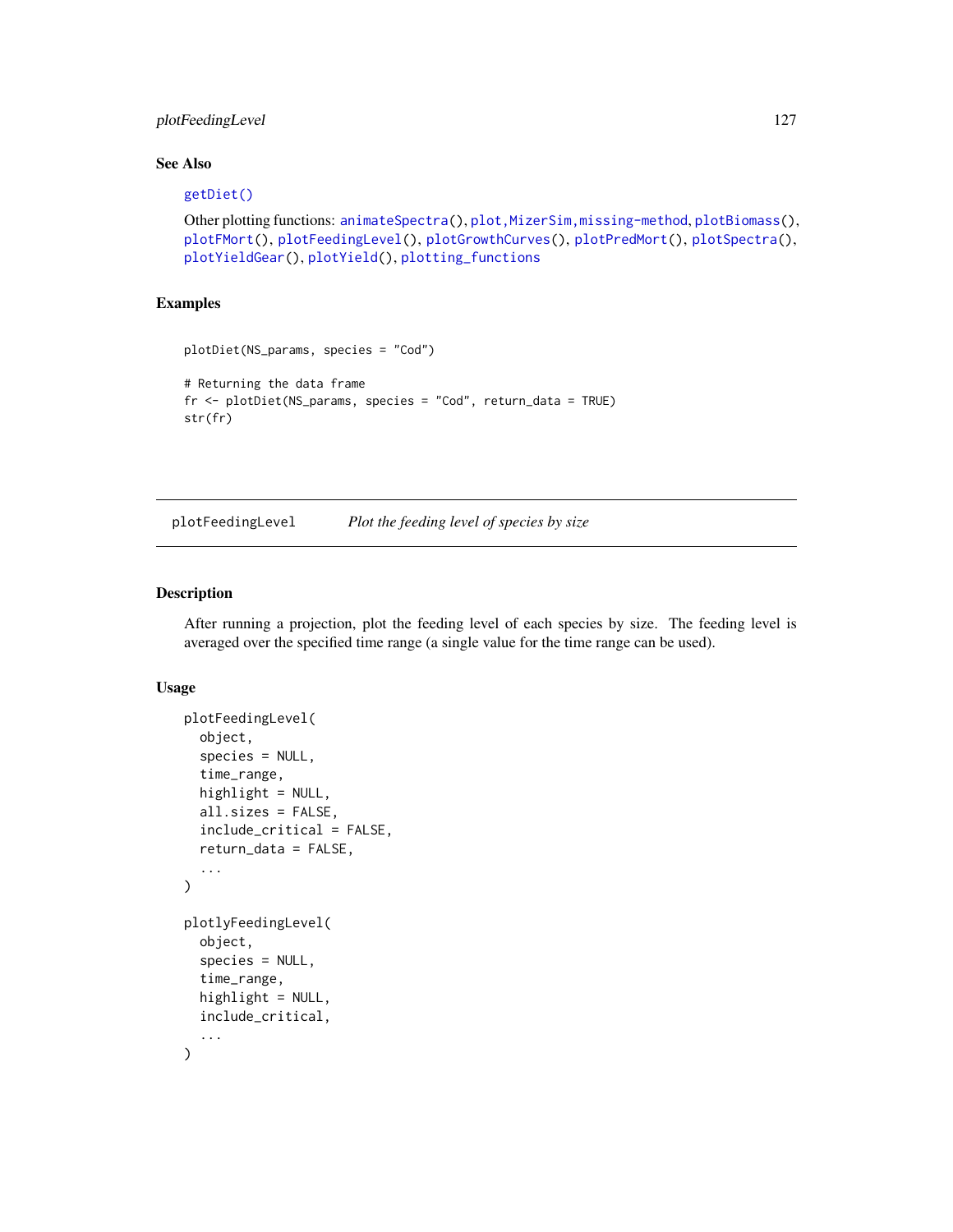### See Also

getDiet()

Other plotting functions: animateSpectra(), plot,MizerSim,missing-method, plotBiomass(), plotFMort(), plotFeedingLevel(), plotGrowthCurves(), plotPredMort(), plotSpectra(), plotYieldGear(), plotYield(), plotting_functions

### Examples

```
plotDiet(NS_params, species = "Cod")

# Returning the data frame
fr <- plotDiet(NS_params, species = "Cod", return_data = TRUE)
str(fr)
```

---

## plotFeedingLevel — *Plot the feeding level of species by size*

### Description

After running a projection, plot the feeding level of each species by size. The feeding level is averaged over the specified time range (a single value for the time range can be used).

### Usage

```
plotFeedingLevel(
  object,
  species = NULL,
  time_range,
  highlight = NULL,
  all.sizes = FALSE,
  include_critical = FALSE,
  return_data = FALSE,
  ...
)

plotlyFeedingLevel(
  object,
  species = NULL,
  time_range,
  highlight = NULL,
  include_critical,
  ...
)
```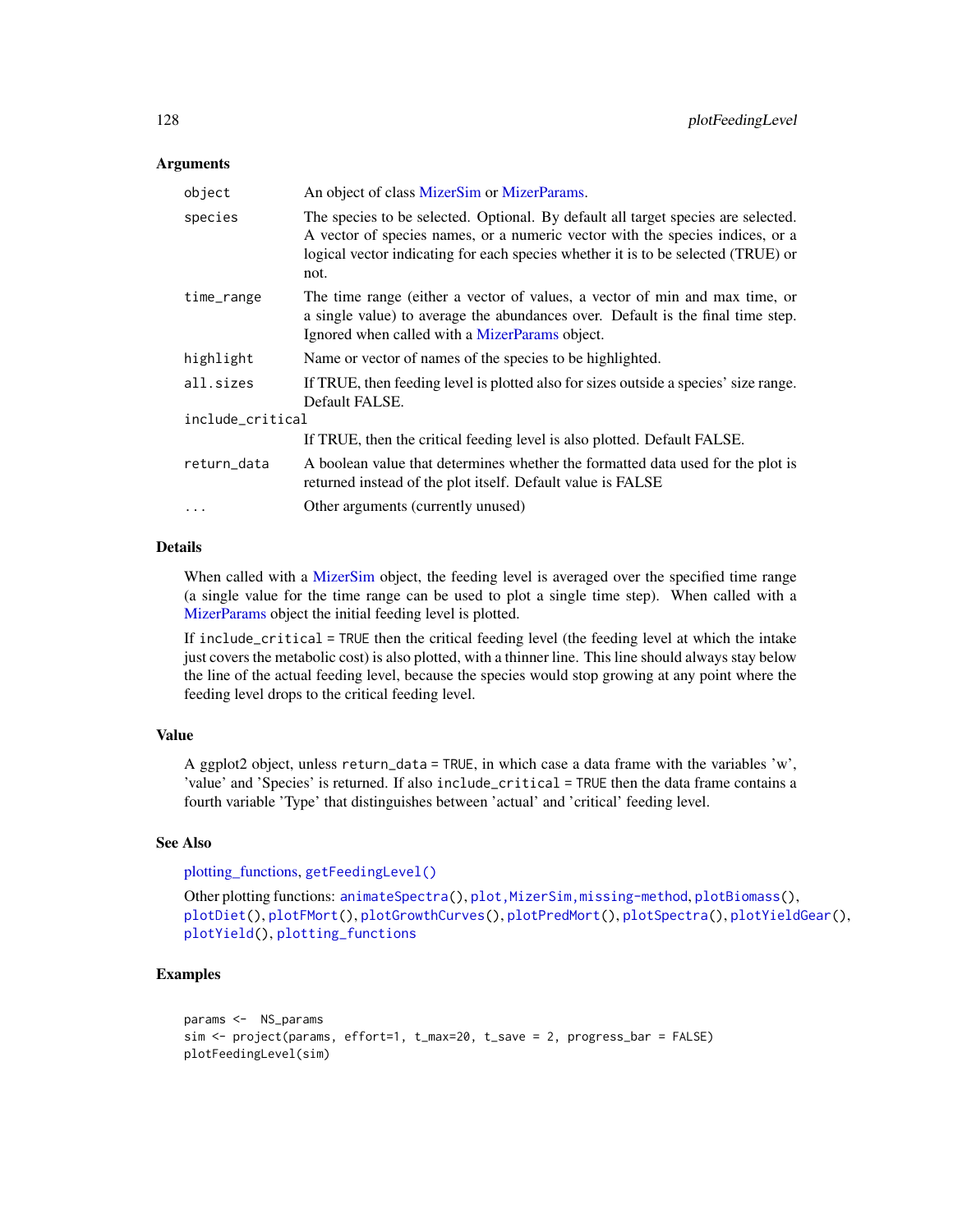## Arguments

| | |
|---|---|
| `object` | An object of class MizerSim or MizerParams. |
| `species` | The species to be selected. Optional. By default all target species are selected. A vector of species names, or a numeric vector with the species indices, or a logical vector indicating for each species whether it is to be selected (TRUE) or not. |
| `time_range` | The time range (either a vector of values, a vector of min and max time, or a single value) to average the abundances over. Default is the final time step. Ignored when called with a MizerParams object. |
| `highlight` | Name or vector of names of the species to be highlighted. |
| `all.sizes` | If TRUE, then feeding level is plotted also for sizes outside a species' size range. Default FALSE. |
| `include_critical` | If TRUE, then the critical feeding level is also plotted. Default FALSE. |
| `return_data` | A boolean value that determines whether the formatted data used for the plot is returned instead of the plot itself. Default value is FALSE |
| `...` | Other arguments (currently unused) |

## Details

When called with a MizerSim object, the feeding level is averaged over the specified time range (a single value for the time range can be used to plot a single time step). When called with a MizerParams object the initial feeding level is plotted.

If `include_critical = TRUE` then the critical feeding level (the feeding level at which the intake just covers the metabolic cost) is also plotted, with a thinner line. This line should always stay below the line of the actual feeding level, because the species would stop growing at any point where the feeding level drops to the critical feeding level.

## Value

A ggplot2 object, unless `return_data = TRUE`, in which case a data frame with the variables 'w', 'value' and 'Species' is returned. If also `include_critical = TRUE` then the data frame contains a fourth variable 'Type' that distinguishes between 'actual' and 'critical' feeding level.

## See Also

plotting_functions, `getFeedingLevel()`

Other plotting functions: `animateSpectra()`, `plot,MizerSim,missing-method`, `plotBiomass()`, `plotDiet()`, `plotFMort()`, `plotGrowthCurves()`, `plotPredMort()`, `plotSpectra()`, `plotYieldGear()`, `plotYield()`, `plotting_functions`

## Examples

```
params <-  NS_params
sim <- project(params, effort=1, t_max=20, t_save = 2, progress_bar = FALSE)
plotFeedingLevel(sim)
```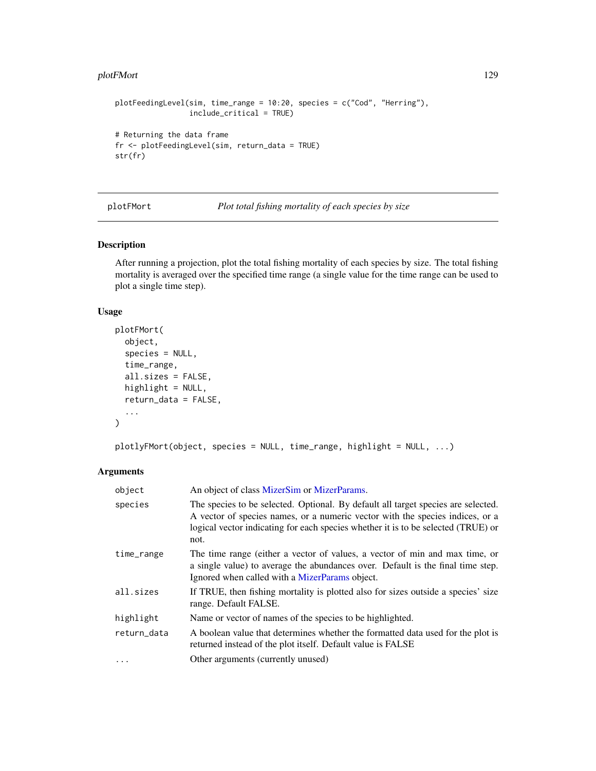```
plotFeedingLevel(sim, time_range = 10:20, species = c("Cod", "Herring"),
                 include_critical = TRUE)

# Returning the data frame
fr <- plotFeedingLevel(sim, return_data = TRUE)
str(fr)
```

## plotFMort *Plot total fishing mortality of each species by size*

### Description

After running a projection, plot the total fishing mortality of each species by size. The total fishing mortality is averaged over the specified time range (a single value for the time range can be used to plot a single time step).

### Usage

```
plotFMort(
  object,
  species = NULL,
  time_range,
  all.sizes = FALSE,
  highlight = NULL,
  return_data = FALSE,
  ...
)

plotlyFMort(object, species = NULL, time_range, highlight = NULL, ...)
```

### Arguments

| | |
|---|---|
| `object` | An object of class MizerSim or MizerParams. |
| `species` | The species to be selected. Optional. By default all target species are selected. A vector of species names, or a numeric vector with the species indices, or a logical vector indicating for each species whether it is to be selected (TRUE) or not. |
| `time_range` | The time range (either a vector of values, a vector of min and max time, or a single value) to average the abundances over. Default is the final time step. Ignored when called with a MizerParams object. |
| `all.sizes` | If TRUE, then fishing mortality is plotted also for sizes outside a species' size range. Default FALSE. |
| `highlight` | Name or vector of names of the species to be highlighted. |
| `return_data` | A boolean value that determines whether the formatted data used for the plot is returned instead of the plot itself. Default value is FALSE |
| `...` | Other arguments (currently unused) |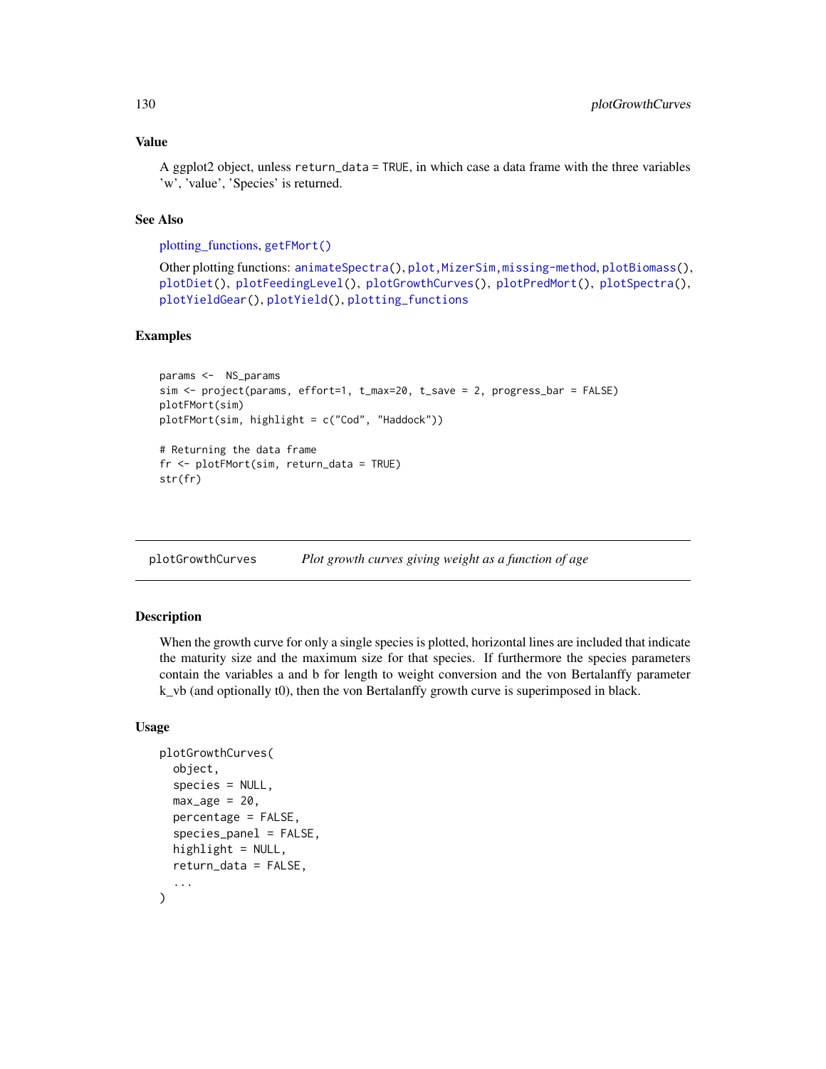## Value

A ggplot2 object, unless return_data = TRUE, in which case a data frame with the three variables 'w', 'value', 'Species' is returned.

## See Also

plotting_functions, getFMort()

Other plotting functions: animateSpectra(), plot,MizerSim,missing-method, plotBiomass(), plotDiet(), plotFeedingLevel(), plotGrowthCurves(), plotPredMort(), plotSpectra(), plotYieldGear(), plotYield(), plotting_functions

## Examples

```
params <-  NS_params
sim <- project(params, effort=1, t_max=20, t_save = 2, progress_bar = FALSE)
plotFMort(sim)
plotFMort(sim, highlight = c("Cod", "Haddock"))

# Returning the data frame
fr <- plotFMort(sim, return_data = TRUE)
str(fr)
```

---

# plotGrowthCurves    *Plot growth curves giving weight as a function of age*

## Description

When the growth curve for only a single species is plotted, horizontal lines are included that indicate the maturity size and the maximum size for that species. If furthermore the species parameters contain the variables a and b for length to weight conversion and the von Bertalanffy parameter k_vb (and optionally t0), then the von Bertalanffy growth curve is superimposed in black.

## Usage

```
plotGrowthCurves(
  object,
  species = NULL,
  max_age = 20,
  percentage = FALSE,
  species_panel = FALSE,
  highlight = NULL,
  return_data = FALSE,
  ...
)
```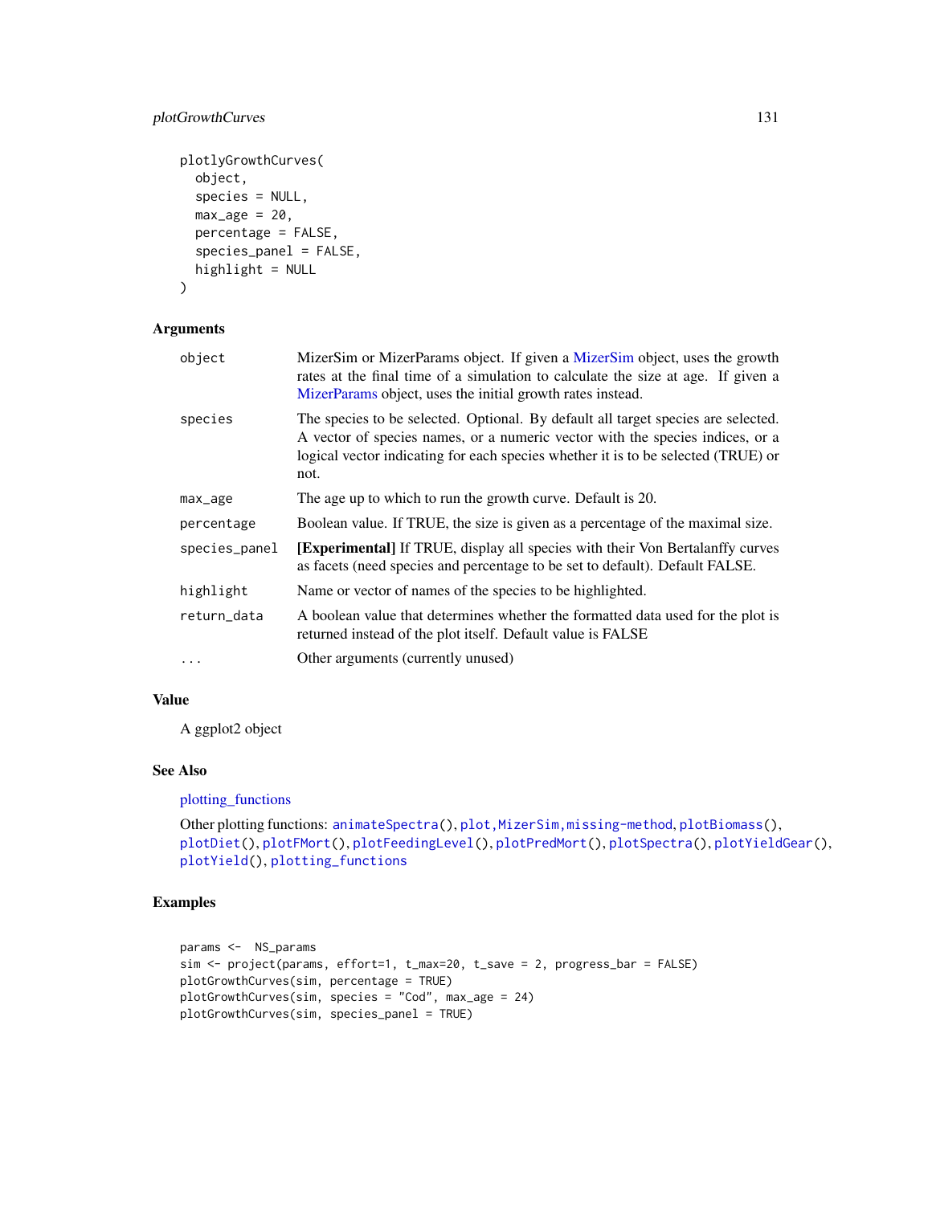```
plotlyGrowthCurves(
  object,
  species = NULL,
  max_age = 20,
  percentage = FALSE,
  species_panel = FALSE,
  highlight = NULL
)
```

### Arguments

| | |
|---|---|
| `object` | MizerSim or MizerParams object. If given a MizerSim object, uses the growth rates at the final time of a simulation to calculate the size at age. If given a MizerParams object, uses the initial growth rates instead. |
| `species` | The species to be selected. Optional. By default all target species are selected. A vector of species names, or a numeric vector with the species indices, or a logical vector indicating for each species whether it is to be selected (TRUE) or not. |
| `max_age` | The age up to which to run the growth curve. Default is 20. |
| `percentage` | Boolean value. If TRUE, the size is given as a percentage of the maximal size. |
| `species_panel` | **[Experimental]** If TRUE, display all species with their Von Bertalanffy curves as facets (need species and percentage to be set to default). Default FALSE. |
| `highlight` | Name or vector of names of the species to be highlighted. |
| `return_data` | A boolean value that determines whether the formatted data used for the plot is returned instead of the plot itself. Default value is FALSE |
| `...` | Other arguments (currently unused) |

### Value

A ggplot2 object

### See Also

plotting_functions

Other plotting functions: `animateSpectra()`, `plot,MizerSim,missing-method`, `plotBiomass()`, `plotDiet()`, `plotFMort()`, `plotFeedingLevel()`, `plotPredMort()`, `plotSpectra()`, `plotYieldGear()`, `plotYield()`, `plotting_functions`

### Examples

```
params <-  NS_params
sim <- project(params, effort=1, t_max=20, t_save = 2, progress_bar = FALSE)
plotGrowthCurves(sim, percentage = TRUE)
plotGrowthCurves(sim, species = "Cod", max_age = 24)
plotGrowthCurves(sim, species_panel = TRUE)
```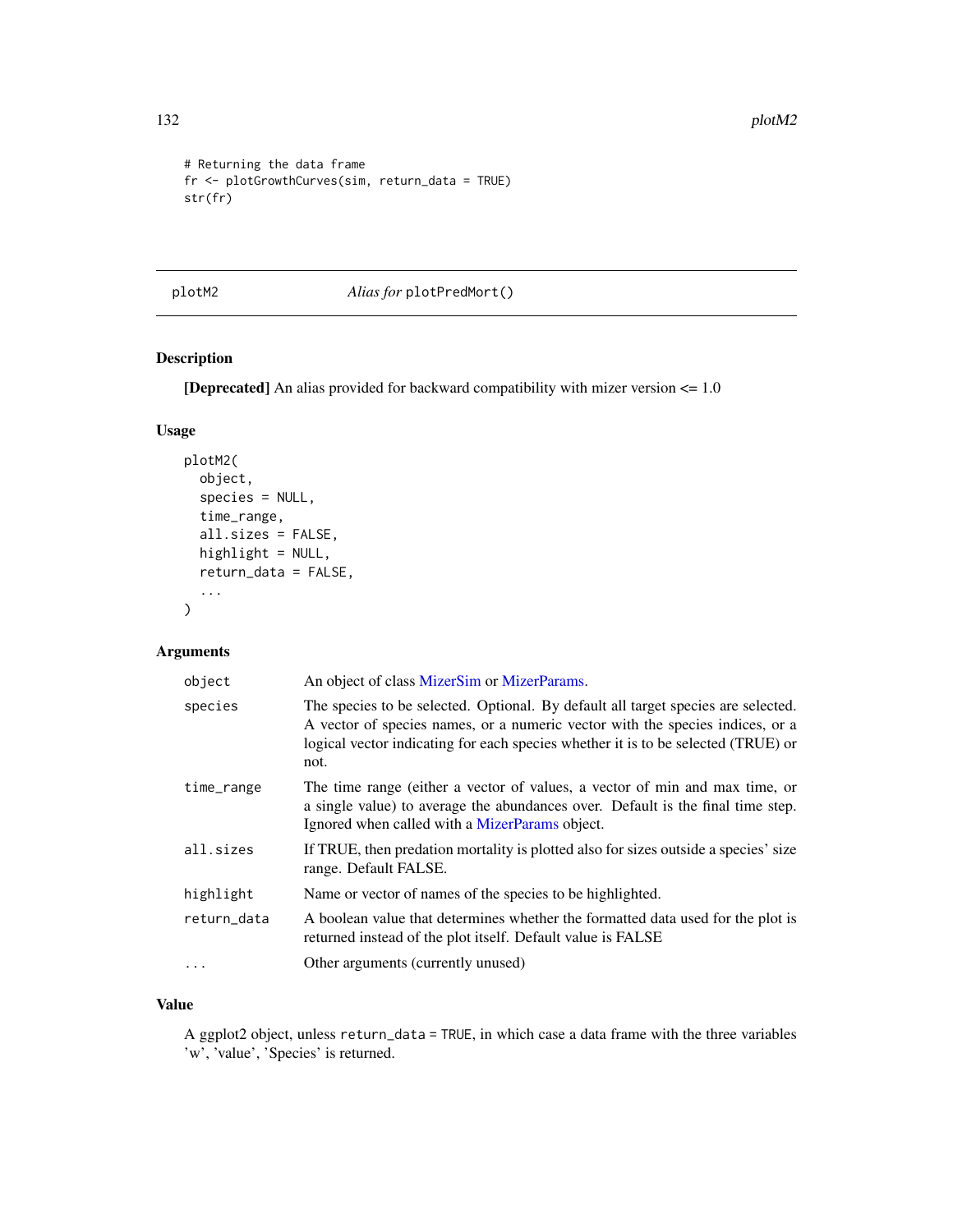```
# Returning the data frame
fr <- plotGrowthCurves(sim, return_data = TRUE)
str(fr)
```

---

## plotM2 — *Alias for* `plotPredMort()`

### Description

**[Deprecated]** An alias provided for backward compatibility with mizer version <= 1.0

### Usage

```
plotM2(
  object,
  species = NULL,
  time_range,
  all.sizes = FALSE,
  highlight = NULL,
  return_data = FALSE,
  ...
)
```

### Arguments

| Argument | Description |
|---|---|
| `object` | An object of class MizerSim or MizerParams. |
| `species` | The species to be selected. Optional. By default all target species are selected. A vector of species names, or a numeric vector with the species indices, or a logical vector indicating for each species whether it is to be selected (TRUE) or not. |
| `time_range` | The time range (either a vector of values, a vector of min and max time, or a single value) to average the abundances over. Default is the final time step. Ignored when called with a MizerParams object. |
| `all.sizes` | If TRUE, then predation mortality is plotted also for sizes outside a species' size range. Default FALSE. |
| `highlight` | Name or vector of names of the species to be highlighted. |
| `return_data` | A boolean value that determines whether the formatted data used for the plot is returned instead of the plot itself. Default value is FALSE |
| `...` | Other arguments (currently unused) |

### Value

A ggplot2 object, unless `return_data = TRUE`, in which case a data frame with the three variables 'w', 'value', 'Species' is returned.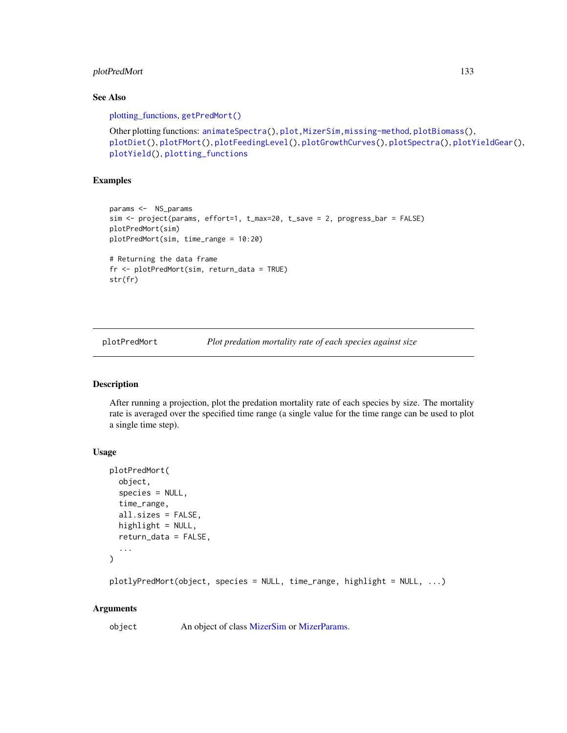## See Also

plotting_functions, `getPredMort()`

Other plotting functions: `animateSpectra()`, `plot,MizerSim,missing-method`, `plotBiomass()`, `plotDiet()`, `plotFMort()`, `plotFeedingLevel()`, `plotGrowthCurves()`, `plotSpectra()`, `plotYieldGear()`, `plotYield()`, `plotting_functions`

## Examples

```
params <-  NS_params
sim <- project(params, effort=1, t_max=20, t_save = 2, progress_bar = FALSE)
plotPredMort(sim)
plotPredMort(sim, time_range = 10:20)

# Returning the data frame
fr <- plotPredMort(sim, return_data = TRUE)
str(fr)
```

---

`plotPredMort` *Plot predation mortality rate of each species against size*

---

## Description

After running a projection, plot the predation mortality rate of each species by size. The mortality rate is averaged over the specified time range (a single value for the time range can be used to plot a single time step).

## Usage

```
plotPredMort(
  object,
  species = NULL,
  time_range,
  all.sizes = FALSE,
  highlight = NULL,
  return_data = FALSE,
  ...
)

plotlyPredMort(object, species = NULL, time_range, highlight = NULL, ...)
```

## Arguments

`object` An object of class MizerSim or MizerParams.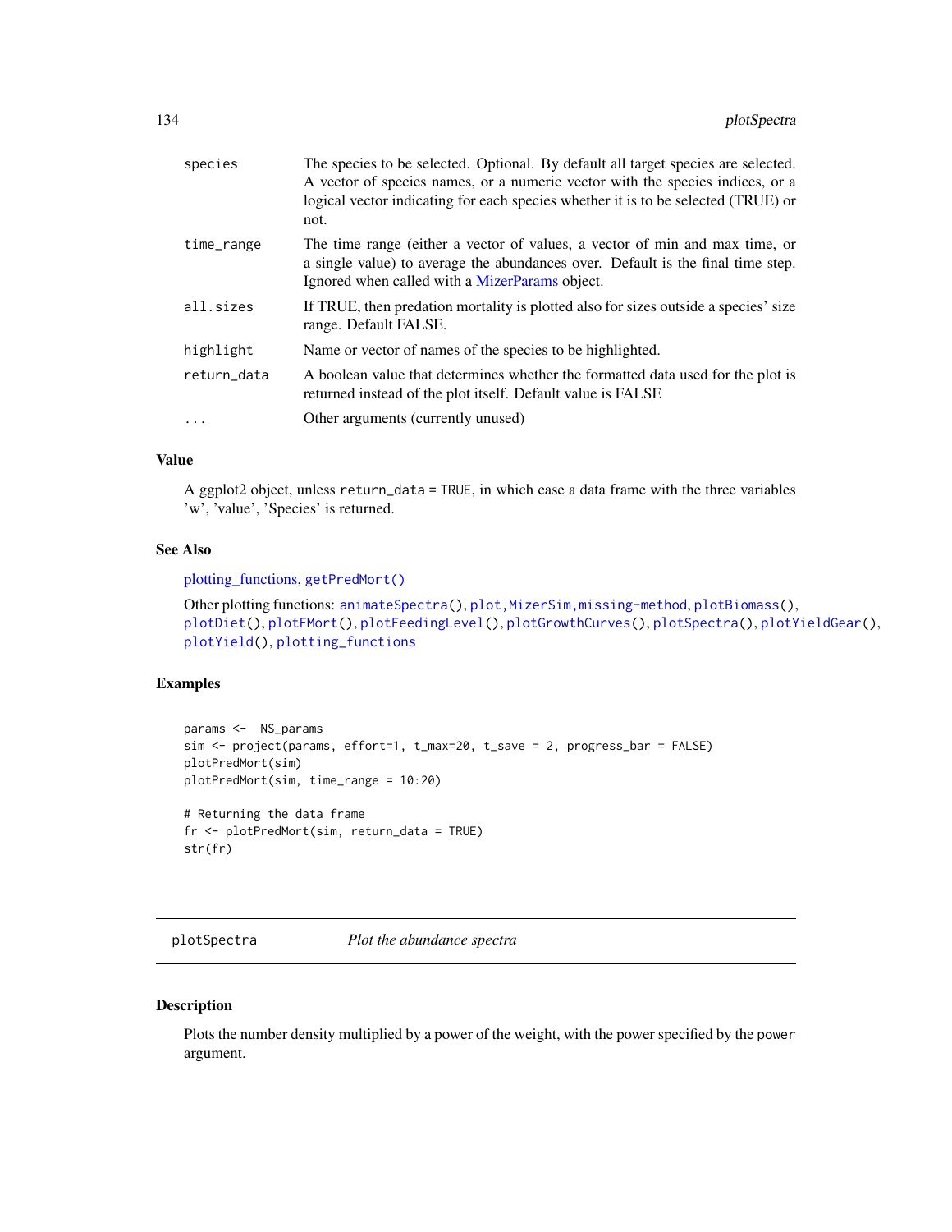| | |
|---|---|
| species | The species to be selected. Optional. By default all target species are selected. A vector of species names, or a numeric vector with the species indices, or a logical vector indicating for each species whether it is to be selected (TRUE) or not. |
| time_range | The time range (either a vector of values, a vector of min and max time, or a single value) to average the abundances over. Default is the final time step. Ignored when called with a MizerParams object. |
| all.sizes | If TRUE, then predation mortality is plotted also for sizes outside a species' size range. Default FALSE. |
| highlight | Name or vector of names of the species to be highlighted. |
| return_data | A boolean value that determines whether the formatted data used for the plot is returned instead of the plot itself. Default value is FALSE |
| ... | Other arguments (currently unused) |

### Value

A ggplot2 object, unless `return_data = TRUE`, in which case a data frame with the three variables 'w', 'value', 'Species' is returned.

### See Also

plotting_functions, `getPredMort()`

Other plotting functions: `animateSpectra()`, `plot,MizerSim,missing-method`, `plotBiomass()`, `plotDiet()`, `plotFMort()`, `plotFeedingLevel()`, `plotGrowthCurves()`, `plotSpectra()`, `plotYieldGear()`, `plotYield()`, `plotting_functions`

### Examples

```
params <-  NS_params
sim <- project(params, effort=1, t_max=20, t_save = 2, progress_bar = FALSE)
plotPredMort(sim)
plotPredMort(sim, time_range = 10:20)

# Returning the data frame
fr <- plotPredMort(sim, return_data = TRUE)
str(fr)
```

---

## plotSpectra    *Plot the abundance spectra*

---

### Description

Plots the number density multiplied by a power of the weight, with the power specified by the `power` argument.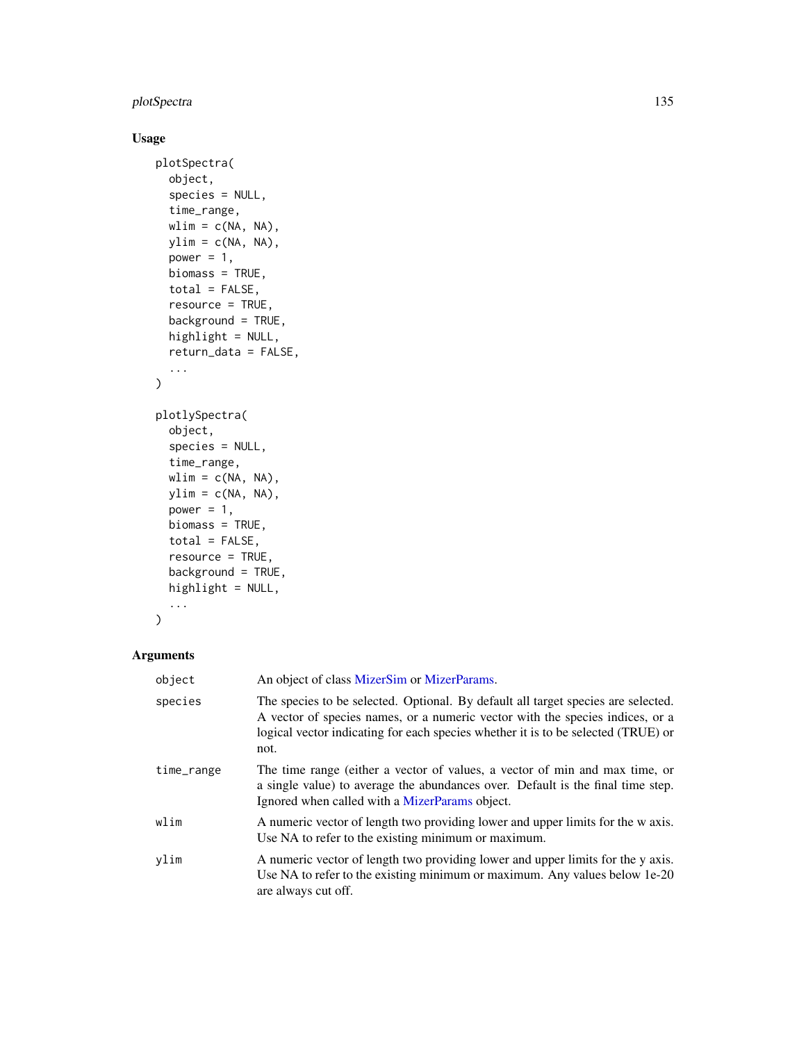## Usage

```
plotSpectra(
  object,
  species = NULL,
  time_range,
  wlim = c(NA, NA),
  ylim = c(NA, NA),
  power = 1,
  biomass = TRUE,
  total = FALSE,
  resource = TRUE,
  background = TRUE,
  highlight = NULL,
  return_data = FALSE,
  ...
)

plotlySpectra(
  object,
  species = NULL,
  time_range,
  wlim = c(NA, NA),
  ylim = c(NA, NA),
  power = 1,
  biomass = TRUE,
  total = FALSE,
  resource = TRUE,
  background = TRUE,
  highlight = NULL,
  ...
)
```

## Arguments

| | |
|---|---|
| `object` | An object of class MizerSim or MizerParams. |
| `species` | The species to be selected. Optional. By default all target species are selected. A vector of species names, or a numeric vector with the species indices, or a logical vector indicating for each species whether it is to be selected (TRUE) or not. |
| `time_range` | The time range (either a vector of values, a vector of min and max time, or a single value) to average the abundances over. Default is the final time step. Ignored when called with a MizerParams object. |
| `wlim` | A numeric vector of length two providing lower and upper limits for the w axis. Use NA to refer to the existing minimum or maximum. |
| `ylim` | A numeric vector of length two providing lower and upper limits for the y axis. Use NA to refer to the existing minimum or maximum. Any values below 1e-20 are always cut off. |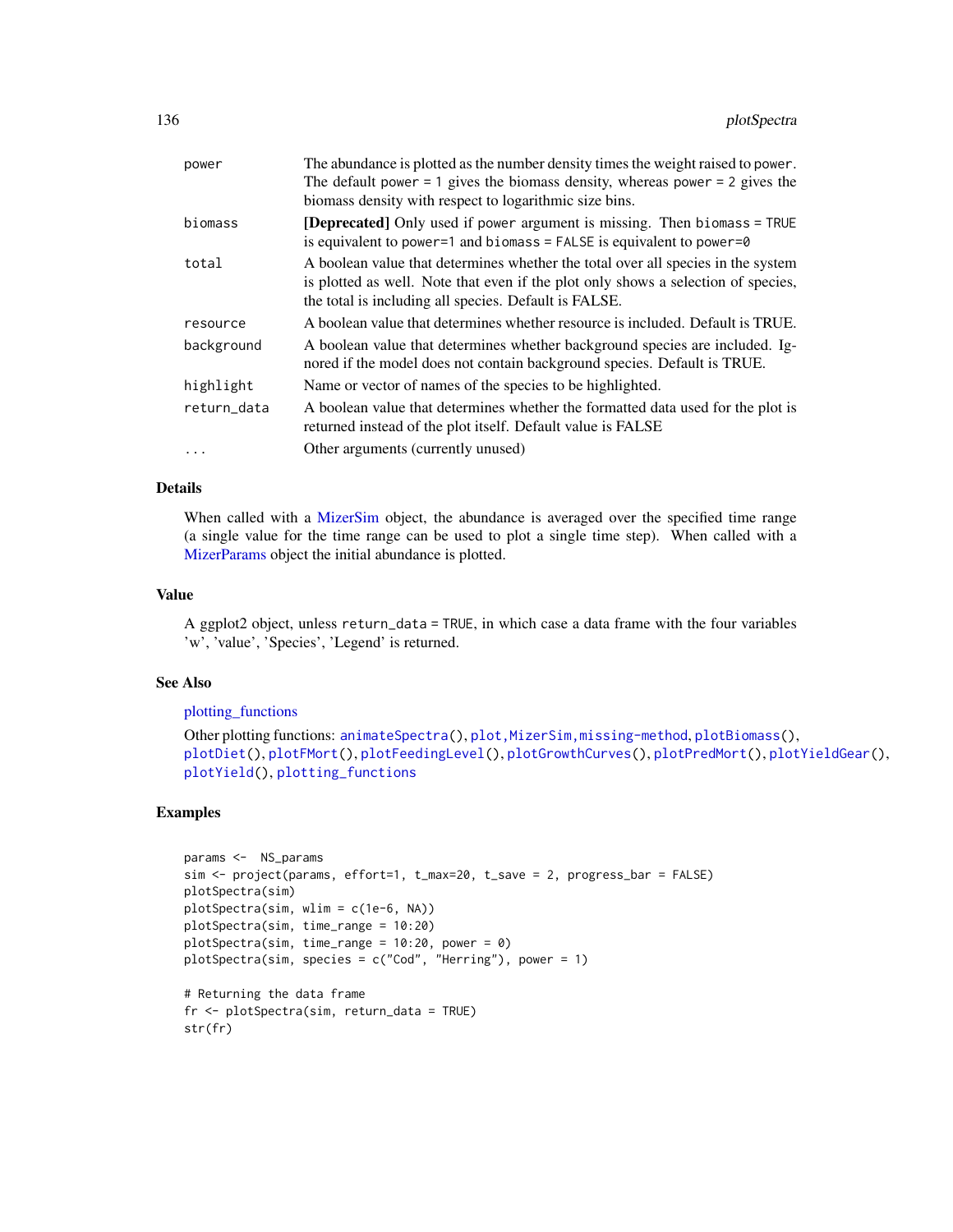| | |
|---|---|
| power | The abundance is plotted as the number density times the weight raised to power. The default power = 1 gives the biomass density, whereas power = 2 gives the biomass density with respect to logarithmic size bins. |
| biomass | **[Deprecated]** Only used if power argument is missing. Then biomass = TRUE is equivalent to power=1 and biomass = FALSE is equivalent to power=0 |
| total | A boolean value that determines whether the total over all species in the system is plotted as well. Note that even if the plot only shows a selection of species, the total is including all species. Default is FALSE. |
| resource | A boolean value that determines whether resource is included. Default is TRUE. |
| background | A boolean value that determines whether background species are included. Ignored if the model does not contain background species. Default is TRUE. |
| highlight | Name or vector of names of the species to be highlighted. |
| return_data | A boolean value that determines whether the formatted data used for the plot is returned instead of the plot itself. Default value is FALSE |
| ... | Other arguments (currently unused) |

### Details

When called with a MizerSim object, the abundance is averaged over the specified time range (a single value for the time range can be used to plot a single time step). When called with a MizerParams object the initial abundance is plotted.

### Value

A ggplot2 object, unless return_data = TRUE, in which case a data frame with the four variables 'w', 'value', 'Species', 'Legend' is returned.

### See Also

plotting_functions

Other plotting functions: animateSpectra(), plot,MizerSim,missing-method, plotBiomass(), plotDiet(), plotFMort(), plotFeedingLevel(), plotGrowthCurves(), plotPredMort(), plotYieldGear(), plotYield(), plotting_functions

### Examples

```
params <-  NS_params
sim <- project(params, effort=1, t_max=20, t_save = 2, progress_bar = FALSE)
plotSpectra(sim)
plotSpectra(sim, wlim = c(1e-6, NA))
plotSpectra(sim, time_range = 10:20)
plotSpectra(sim, time_range = 10:20, power = 0)
plotSpectra(sim, species = c("Cod", "Herring"), power = 1)

# Returning the data frame
fr <- plotSpectra(sim, return_data = TRUE)
str(fr)
```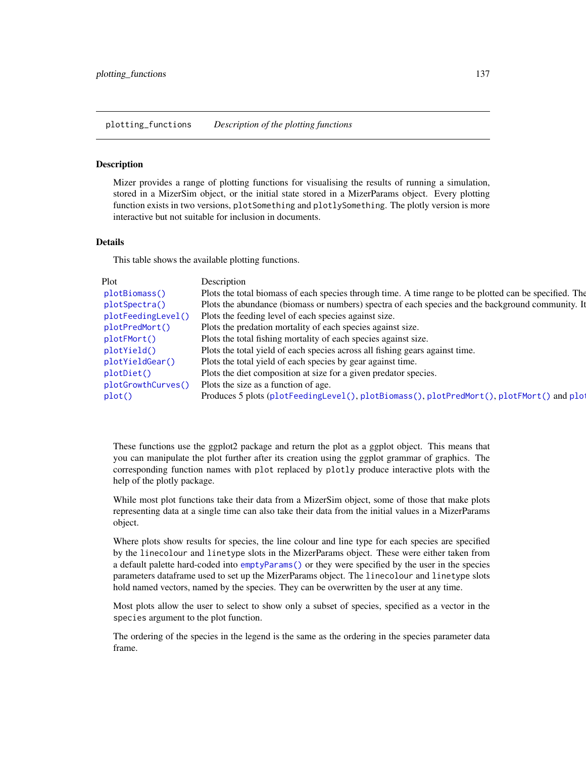plotting_functions *Description of the plotting functions*

## Description

Mizer provides a range of plotting functions for visualising the results of running a simulation, stored in a MizerSim object, or the initial state stored in a MizerParams object. Every plotting function exists in two versions, `plotSomething` and `plotlySomething`. The plotly version is more interactive but not suitable for inclusion in documents.

## Details

This table shows the available plotting functions.

| Plot | Description |
|---|---|
| `plotBiomass()` | Plots the total biomass of each species through time. A time range to be plotted can be specified. The |
| `plotSpectra()` | Plots the abundance (biomass or numbers) spectra of each species and the background community. It |
| `plotFeedingLevel()` | Plots the feeding level of each species against size. |
| `plotPredMort()` | Plots the predation mortality of each species against size. |
| `plotFMort()` | Plots the total fishing mortality of each species against size. |
| `plotYield()` | Plots the total yield of each species across all fishing gears against time. |
| `plotYieldGear()` | Plots the total yield of each species by gear against time. |
| `plotDiet()` | Plots the diet composition at size for a given predator species. |
| `plotGrowthCurves()` | Plots the size as a function of age. |
| `plot()` | Produces 5 plots (`plotFeedingLevel()`, `plotBiomass()`, `plotPredMort()`, `plotFMort()` and `plot` |

These functions use the ggplot2 package and return the plot as a ggplot object. This means that you can manipulate the plot further after its creation using the ggplot grammar of graphics. The corresponding function names with `plot` replaced by `plotly` produce interactive plots with the help of the plotly package.

While most plot functions take their data from a MizerSim object, some of those that make plots representing data at a single time can also take their data from the initial values in a MizerParams object.

Where plots show results for species, the line colour and line type for each species are specified by the `linecolour` and `linetype` slots in the MizerParams object. These were either taken from a default palette hard-coded into `emptyParams()` or they were specified by the user in the species parameters dataframe used to set up the MizerParams object. The `linecolour` and `linetype` slots hold named vectors, named by the species. They can be overwritten by the user at any time.

Most plots allow the user to select to show only a subset of species, specified as a vector in the `species` argument to the plot function.

The ordering of the species in the legend is the same as the ordering in the species parameter data frame.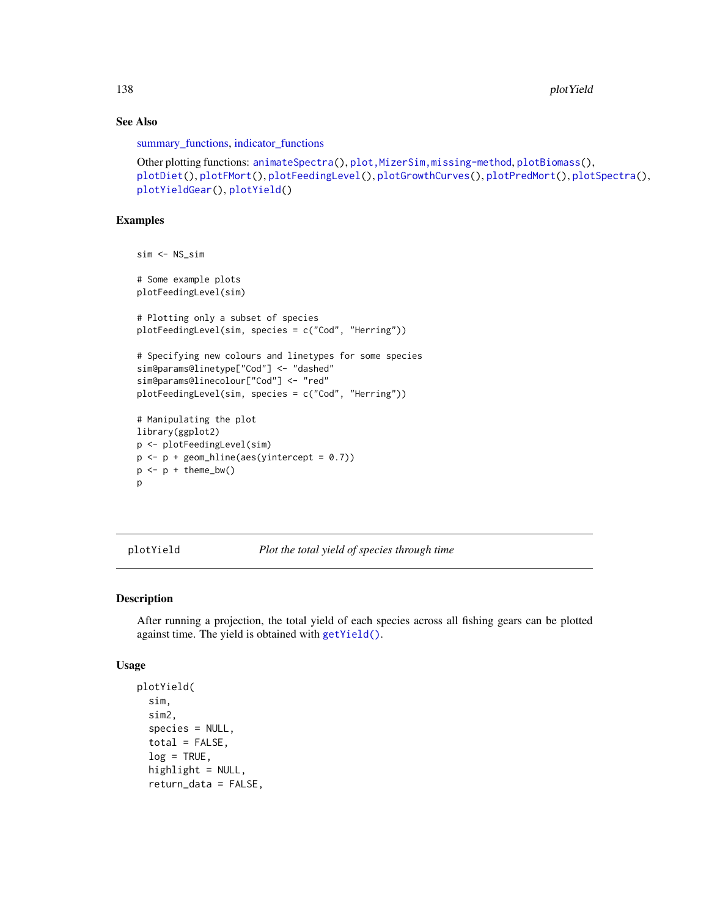### See Also

summary_functions, indicator_functions

Other plotting functions: `animateSpectra()`, `plot,MizerSim,missing-method`, `plotBiomass()`, `plotDiet()`, `plotFMort()`, `plotFeedingLevel()`, `plotGrowthCurves()`, `plotPredMort()`, `plotSpectra()`, `plotYieldGear()`, `plotYield()`

### Examples

```
sim <- NS_sim

# Some example plots
plotFeedingLevel(sim)

# Plotting only a subset of species
plotFeedingLevel(sim, species = c("Cod", "Herring"))

# Specifying new colours and linetypes for some species
sim@params@linetype["Cod"] <- "dashed"
sim@params@linecolour["Cod"] <- "red"
plotFeedingLevel(sim, species = c("Cod", "Herring"))

# Manipulating the plot
library(ggplot2)
p <- plotFeedingLevel(sim)
p <- p + geom_hline(aes(yintercept = 0.7))
p <- p + theme_bw()
p
```

---

## plotYield — *Plot the total yield of species through time*

### Description

After running a projection, the total yield of each species across all fishing gears can be plotted against time. The yield is obtained with `getYield()`.

### Usage

```
plotYield(
  sim,
  sim2,
  species = NULL,
  total = FALSE,
  log = TRUE,
  highlight = NULL,
  return_data = FALSE,
```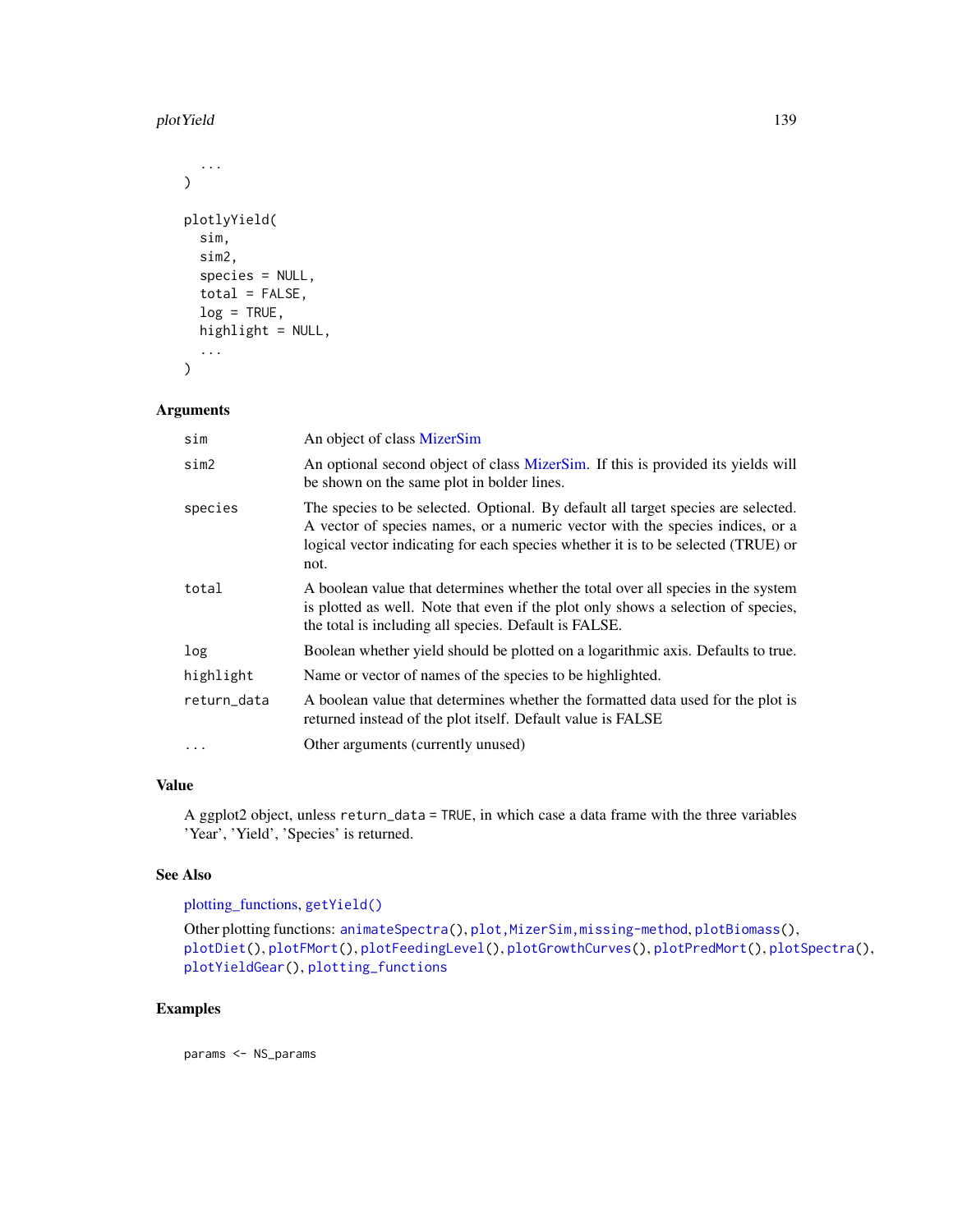```
  ...
)

plotlyYield(
  sim,
  sim2,
  species = NULL,
  total = FALSE,
  log = TRUE,
  highlight = NULL,
  ...
)
```

### Arguments

| | |
|---|---|
| sim | An object of class MizerSim |
| sim2 | An optional second object of class MizerSim. If this is provided its yields will be shown on the same plot in bolder lines. |
| species | The species to be selected. Optional. By default all target species are selected. A vector of species names, or a numeric vector with the species indices, or a logical vector indicating for each species whether it is to be selected (TRUE) or not. |
| total | A boolean value that determines whether the total over all species in the system is plotted as well. Note that even if the plot only shows a selection of species, the total is including all species. Default is FALSE. |
| log | Boolean whether yield should be plotted on a logarithmic axis. Defaults to true. |
| highlight | Name or vector of names of the species to be highlighted. |
| return_data | A boolean value that determines whether the formatted data used for the plot is returned instead of the plot itself. Default value is FALSE |
| ... | Other arguments (currently unused) |

### Value

A ggplot2 object, unless `return_data = TRUE`, in which case a data frame with the three variables 'Year', 'Yield', 'Species' is returned.

### See Also

plotting_functions, `getYield()`

Other plotting functions: `animateSpectra()`, `plot,MizerSim,missing-method`, `plotBiomass()`, `plotDiet()`, `plotFMort()`, `plotFeedingLevel()`, `plotGrowthCurves()`, `plotPredMort()`, `plotSpectra()`, `plotYieldGear()`, `plotting_functions`

### Examples

```
params <- NS_params
```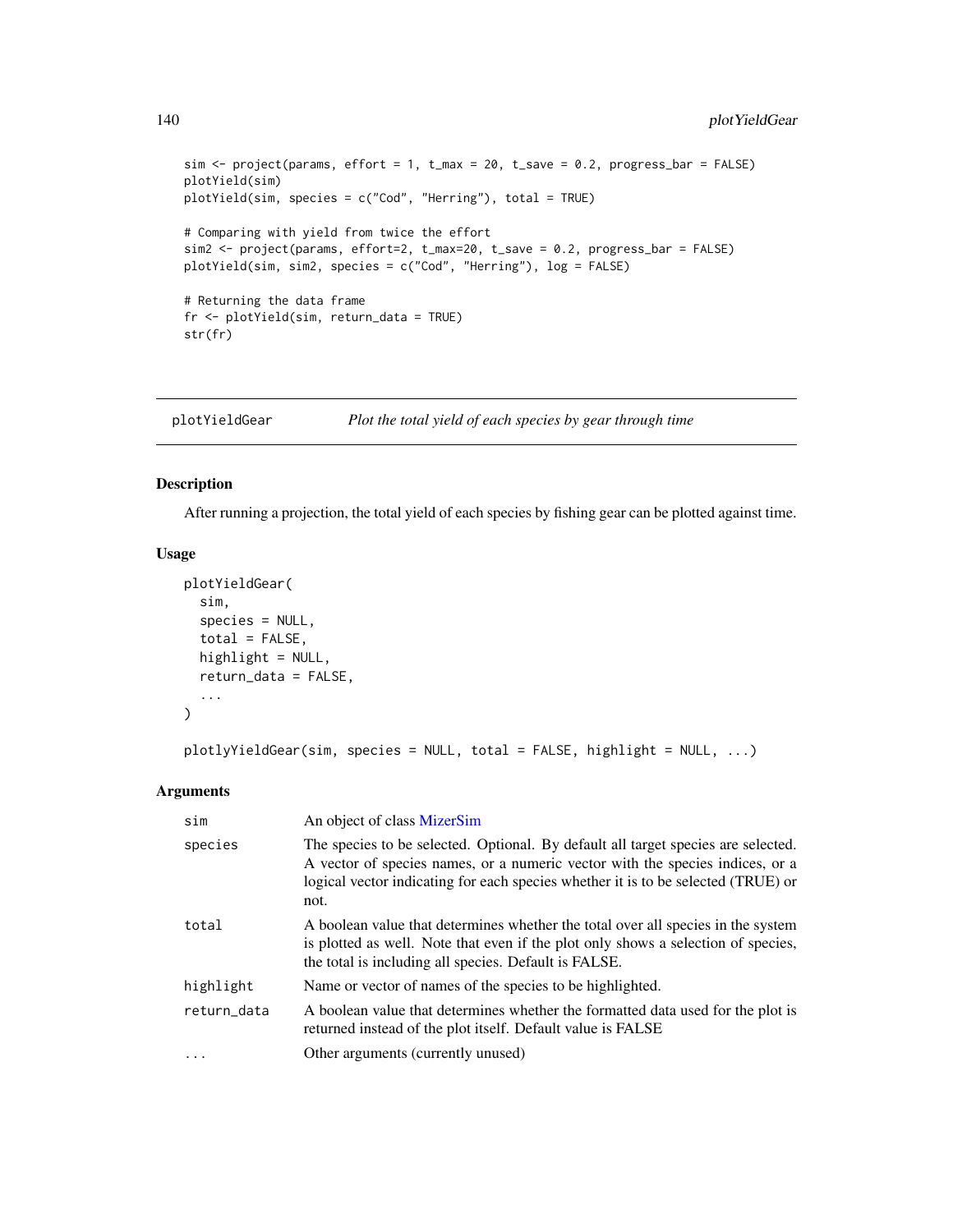```
sim <- project(params, effort = 1, t_max = 20, t_save = 0.2, progress_bar = FALSE)
plotYield(sim)
plotYield(sim, species = c("Cod", "Herring"), total = TRUE)

# Comparing with yield from twice the effort
sim2 <- project(params, effort=2, t_max=20, t_save = 0.2, progress_bar = FALSE)
plotYield(sim, sim2, species = c("Cod", "Herring"), log = FALSE)

# Returning the data frame
fr <- plotYield(sim, return_data = TRUE)
str(fr)
```

---

## plotYieldGear — *Plot the total yield of each species by gear through time*

### Description

After running a projection, the total yield of each species by fishing gear can be plotted against time.

### Usage

```
plotYieldGear(
  sim,
  species = NULL,
  total = FALSE,
  highlight = NULL,
  return_data = FALSE,
  ...
)

plotlyYieldGear(sim, species = NULL, total = FALSE, highlight = NULL, ...)
```

### Arguments

| | |
|---|---|
| sim | An object of class MizerSim |
| species | The species to be selected. Optional. By default all target species are selected. A vector of species names, or a numeric vector with the species indices, or a logical vector indicating for each species whether it is to be selected (TRUE) or not. |
| total | A boolean value that determines whether the total over all species in the system is plotted as well. Note that even if the plot only shows a selection of species, the total is including all species. Default is FALSE. |
| highlight | Name or vector of names of the species to be highlighted. |
| return_data | A boolean value that determines whether the formatted data used for the plot is returned instead of the plot itself. Default value is FALSE |
| ... | Other arguments (currently unused) |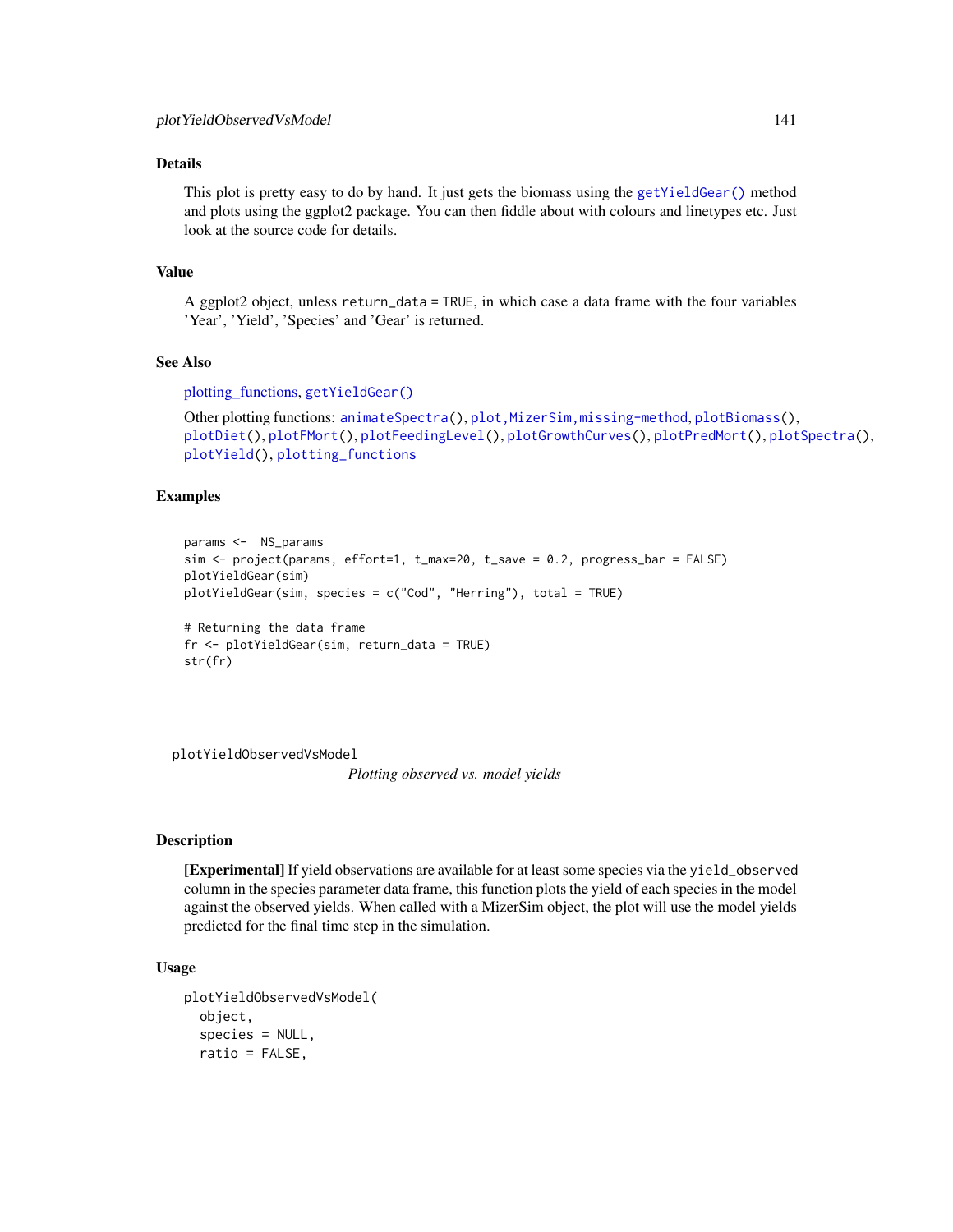### Details

This plot is pretty easy to do by hand. It just gets the biomass using the getYieldGear() method and plots using the ggplot2 package. You can then fiddle about with colours and linetypes etc. Just look at the source code for details.

### Value

A ggplot2 object, unless return_data = TRUE, in which case a data frame with the four variables 'Year', 'Yield', 'Species' and 'Gear' is returned.

### See Also

plotting_functions, getYieldGear()

Other plotting functions: animateSpectra(), plot,MizerSim,missing-method, plotBiomass(), plotDiet(), plotFMort(), plotFeedingLevel(), plotGrowthCurves(), plotPredMort(), plotSpectra(), plotYield(), plotting_functions

### Examples

```
params <-  NS_params
sim <- project(params, effort=1, t_max=20, t_save = 0.2, progress_bar = FALSE)
plotYieldGear(sim)
plotYieldGear(sim, species = c("Cod", "Herring"), total = TRUE)

# Returning the data frame
fr <- plotYieldGear(sim, return_data = TRUE)
str(fr)
```

---

## plotYieldObservedVsModel

*Plotting observed vs. model yields*

---

### Description

**[Experimental]** If yield observations are available for at least some species via the yield_observed column in the species parameter data frame, this function plots the yield of each species in the model against the observed yields. When called with a MizerSim object, the plot will use the model yields predicted for the final time step in the simulation.

### Usage

```
plotYieldObservedVsModel(
  object,
  species = NULL,
  ratio = FALSE,
```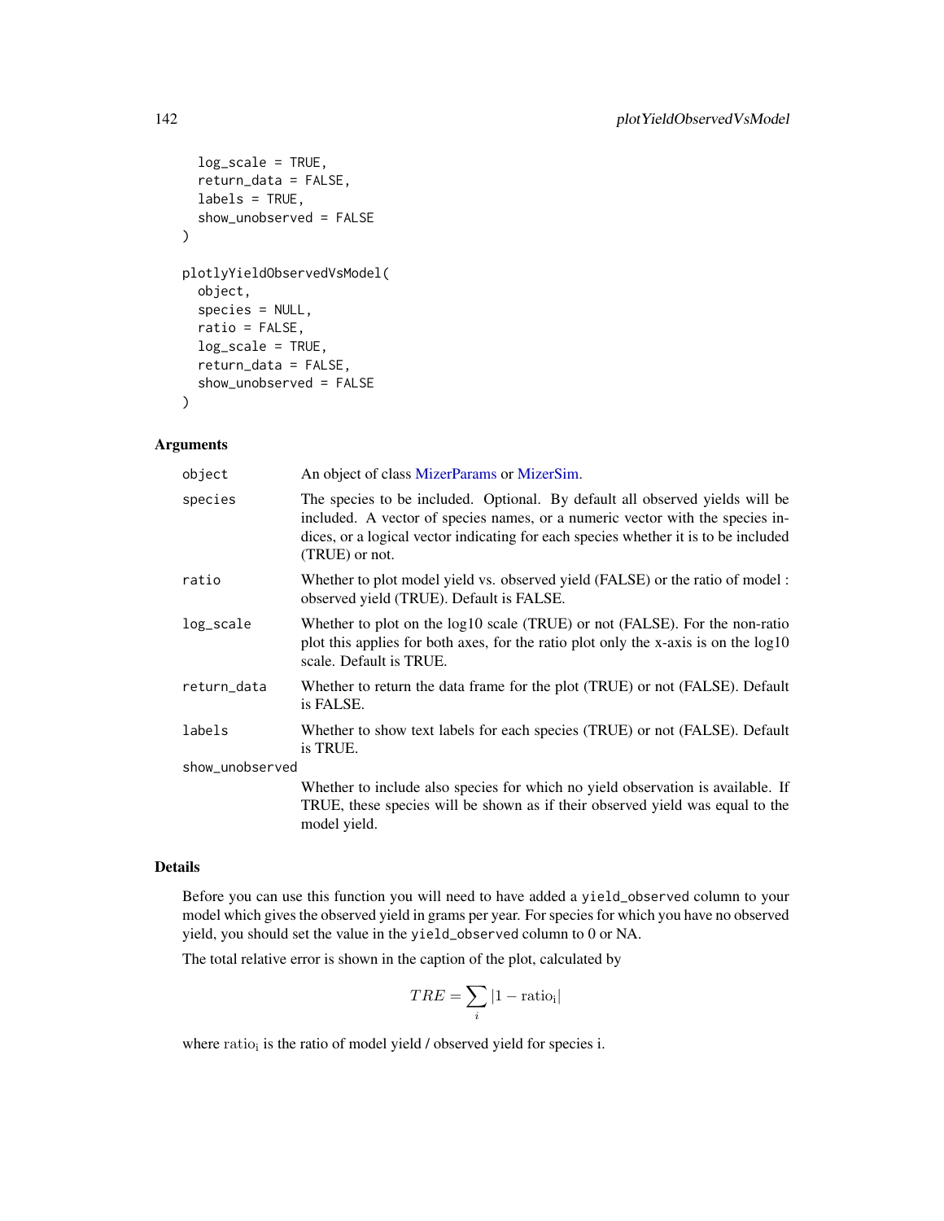```
  log_scale = TRUE,
  return_data = FALSE,
  labels = TRUE,
  show_unobserved = FALSE
)

plotlyYieldObservedVsModel(
  object,
  species = NULL,
  ratio = FALSE,
  log_scale = TRUE,
  return_data = FALSE,
  show_unobserved = FALSE
)
```

## Arguments

| | |
|---|---|
| `object` | An object of class MizerParams or MizerSim. |
| `species` | The species to be included. Optional. By default all observed yields will be included. A vector of species names, or a numeric vector with the species indices, or a logical vector indicating for each species whether it is to be included (TRUE) or not. |
| `ratio` | Whether to plot model yield vs. observed yield (FALSE) or the ratio of model : observed yield (TRUE). Default is FALSE. |
| `log_scale` | Whether to plot on the log10 scale (TRUE) or not (FALSE). For the non-ratio plot this applies for both axes, for the ratio plot only the x-axis is on the log10 scale. Default is TRUE. |
| `return_data` | Whether to return the data frame for the plot (TRUE) or not (FALSE). Default is FALSE. |
| `labels` | Whether to show text labels for each species (TRUE) or not (FALSE). Default is TRUE. |
| `show_unobserved` | Whether to include also species for which no yield observation is available. If TRUE, these species will be shown as if their observed yield was equal to the model yield. |

## Details

Before you can use this function you will need to have added a `yield_observed` column to your model which gives the observed yield in grams per year. For species for which you have no observed yield, you should set the value in the `yield_observed` column to 0 or NA.

The total relative error is shown in the caption of the plot, calculated by

$$TRE = \sum_i |1 - \mathrm{ratio_i}|$$

where $\mathrm{ratio_i}$ is the ratio of model yield / observed yield for species i.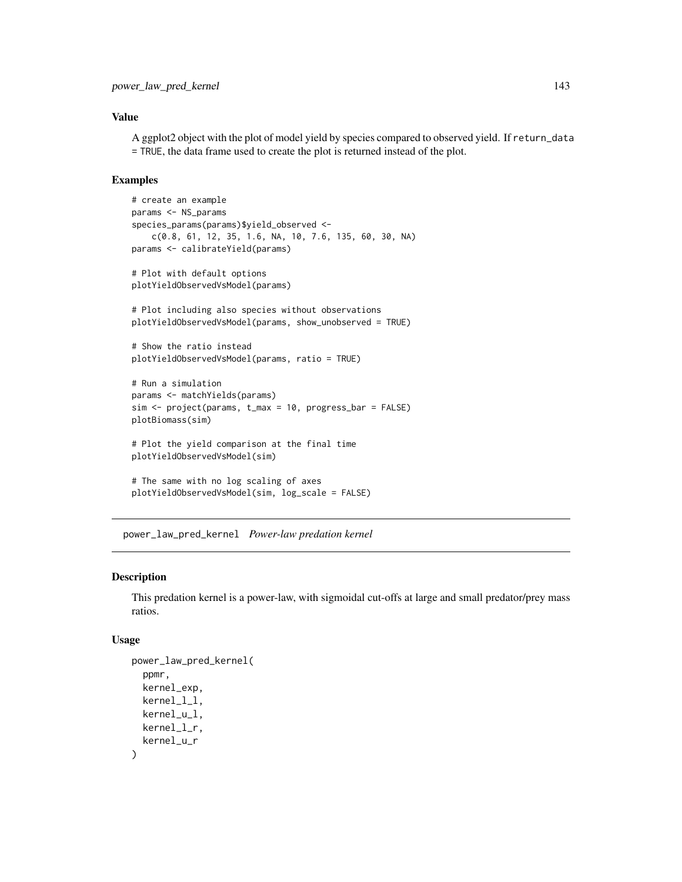### Value

A ggplot2 object with the plot of model yield by species compared to observed yield. If `return_data = TRUE`, the data frame used to create the plot is returned instead of the plot.

### Examples

```
# create an example
params <- NS_params
species_params(params)$yield_observed <-
    c(0.8, 61, 12, 35, 1.6, NA, 10, 7.6, 135, 60, 30, NA)
params <- calibrateYield(params)

# Plot with default options
plotYieldObservedVsModel(params)

# Plot including also species without observations
plotYieldObservedVsModel(params, show_unobserved = TRUE)

# Show the ratio instead
plotYieldObservedVsModel(params, ratio = TRUE)

# Run a simulation
params <- matchYields(params)
sim <- project(params, t_max = 10, progress_bar = FALSE)
plotBiomass(sim)

# Plot the yield comparison at the final time
plotYieldObservedVsModel(sim)

# The same with no log scaling of axes
plotYieldObservedVsModel(sim, log_scale = FALSE)
```

---

## power_law_pred_kernel *Power-law predation kernel*

---

### Description

This predation kernel is a power-law, with sigmoidal cut-offs at large and small predator/prey mass ratios.

### Usage

```
power_law_pred_kernel(
  ppmr,
  kernel_exp,
  kernel_l_l,
  kernel_u_l,
  kernel_l_r,
  kernel_u_r
)
```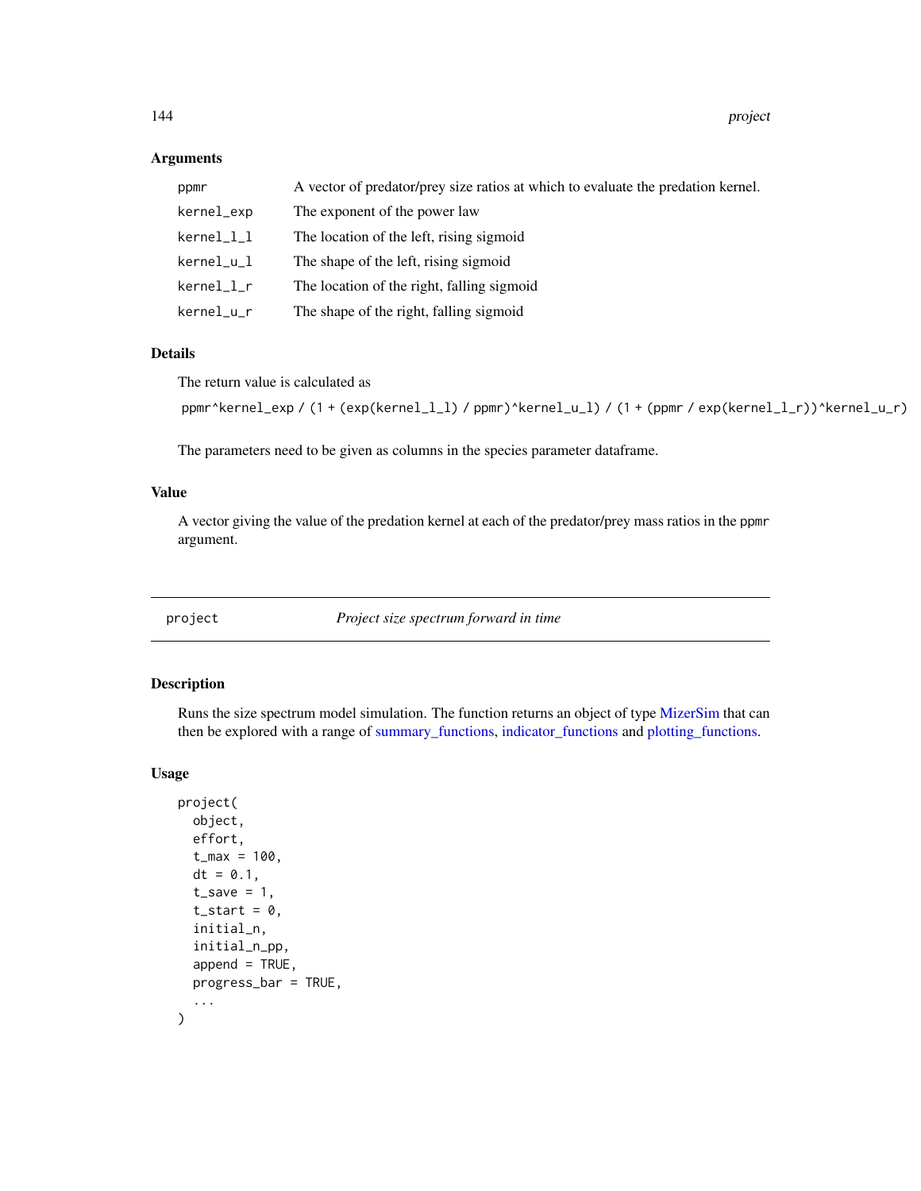### Arguments

| | |
|---|---|
| ppmr | A vector of predator/prey size ratios at which to evaluate the predation kernel. |
| kernel_exp | The exponent of the power law |
| kernel_l_l | The location of the left, rising sigmoid |
| kernel_u_l | The shape of the left, rising sigmoid |
| kernel_l_r | The location of the right, falling sigmoid |
| kernel_u_r | The shape of the right, falling sigmoid |

### Details

The return value is calculated as

```
ppmr^kernel_exp / (1 + (exp(kernel_l_l) / ppmr)^kernel_u_l) / (1 + (ppmr / exp(kernel_l_r))^kernel_u_r)
```

The parameters need to be given as columns in the species parameter dataframe.

### Value

A vector giving the value of the predation kernel at each of the predator/prey mass ratios in the `ppmr` argument.

---

## project — *Project size spectrum forward in time*

---

### Description

Runs the size spectrum model simulation. The function returns an object of type MizerSim that can then be explored with a range of summary_functions, indicator_functions and plotting_functions.

### Usage

```
project(
  object,
  effort,
  t_max = 100,
  dt = 0.1,
  t_save = 1,
  t_start = 0,
  initial_n,
  initial_n_pp,
  append = TRUE,
  progress_bar = TRUE,
  ...
)
```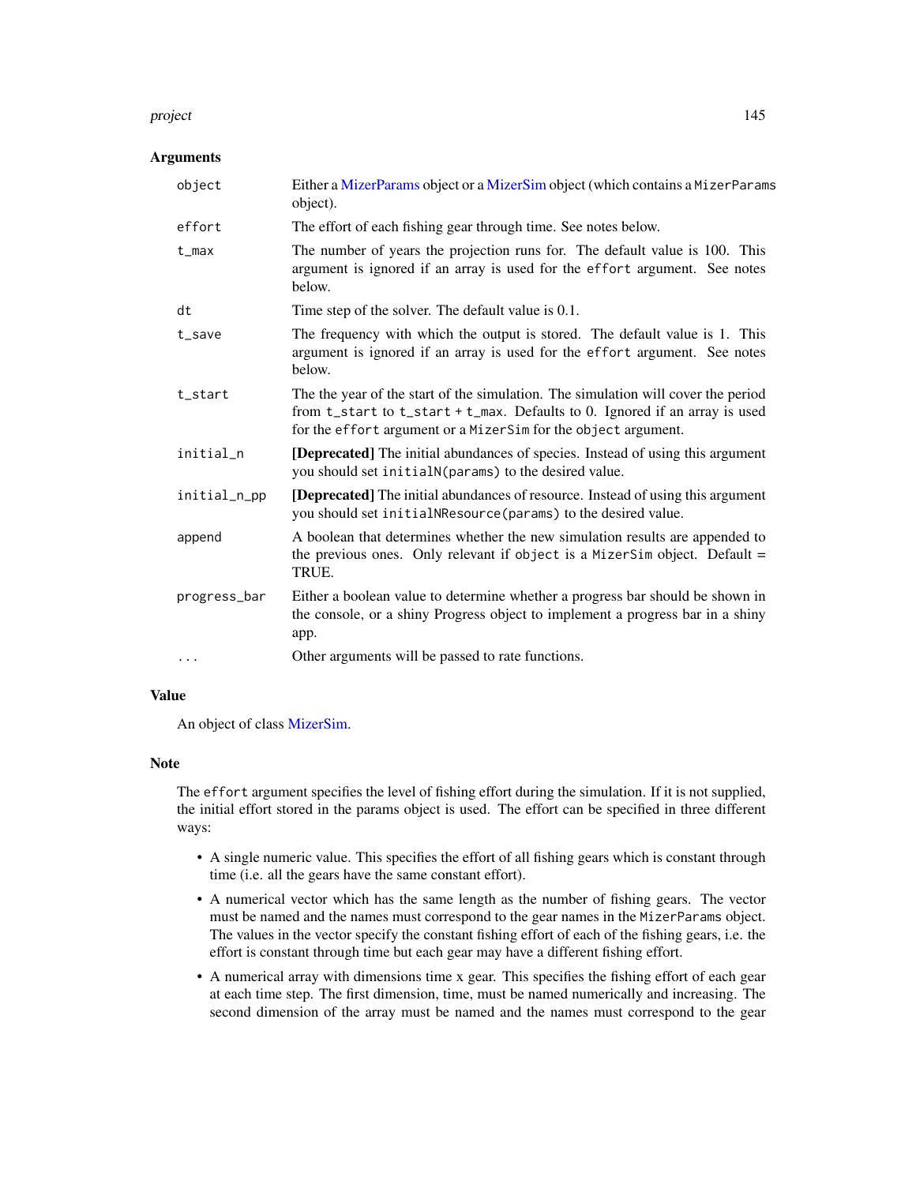### Arguments

| | |
|---|---|
| `object` | Either a MizerParams object or a MizerSim object (which contains a `MizerParams` object). |
| `effort` | The effort of each fishing gear through time. See notes below. |
| `t_max` | The number of years the projection runs for. The default value is 100. This argument is ignored if an array is used for the `effort` argument. See notes below. |
| `dt` | Time step of the solver. The default value is 0.1. |
| `t_save` | The frequency with which the output is stored. The default value is 1. This argument is ignored if an array is used for the `effort` argument. See notes below. |
| `t_start` | The the year of the start of the simulation. The simulation will cover the period from `t_start` to `t_start + t_max`. Defaults to 0. Ignored if an array is used for the `effort` argument or a `MizerSim` for the `object` argument. |
| `initial_n` | **[Deprecated]** The initial abundances of species. Instead of using this argument you should set `initialN(params)` to the desired value. |
| `initial_n_pp` | **[Deprecated]** The initial abundances of resource. Instead of using this argument you should set `initialNResource(params)` to the desired value. |
| `append` | A boolean that determines whether the new simulation results are appended to the previous ones. Only relevant if `object` is a `MizerSim` object. Default = TRUE. |
| `progress_bar` | Either a boolean value to determine whether a progress bar should be shown in the console, or a shiny Progress object to implement a progress bar in a shiny app. |
| `...` | Other arguments will be passed to rate functions. |

### Value

An object of class MizerSim.

### Note

The `effort` argument specifies the level of fishing effort during the simulation. If it is not supplied, the initial effort stored in the params object is used. The effort can be specified in three different ways:

- A single numeric value. This specifies the effort of all fishing gears which is constant through time (i.e. all the gears have the same constant effort).
- A numerical vector which has the same length as the number of fishing gears. The vector must be named and the names must correspond to the gear names in the `MizerParams` object. The values in the vector specify the constant fishing effort of each of the fishing gears, i.e. the effort is constant through time but each gear may have a different fishing effort.
- A numerical array with dimensions time x gear. This specifies the fishing effort of each gear at each time step. The first dimension, time, must be named numerically and increasing. The second dimension of the array must be named and the names must correspond to the gear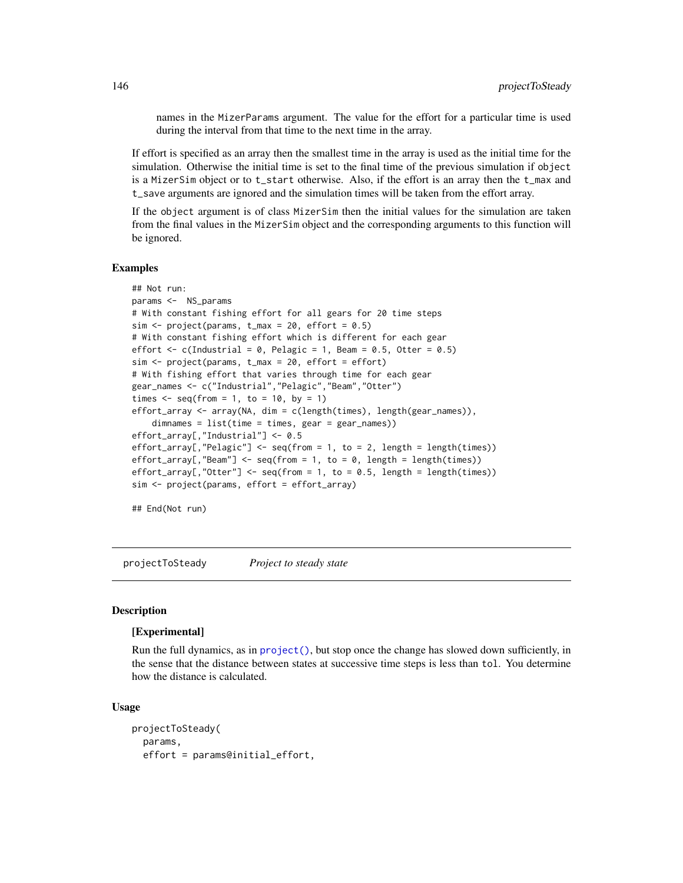names in the MizerParams argument. The value for the effort for a particular time is used during the interval from that time to the next time in the array.

If effort is specified as an array then the smallest time in the array is used as the initial time for the simulation. Otherwise the initial time is set to the final time of the previous simulation if object is a MizerSim object or to t_start otherwise. Also, if the effort is an array then the t_max and t_save arguments are ignored and the simulation times will be taken from the effort array.

If the object argument is of class MizerSim then the initial values for the simulation are taken from the final values in the MizerSim object and the corresponding arguments to this function will be ignored.

### Examples

```
## Not run:
params <-  NS_params
# With constant fishing effort for all gears for 20 time steps
sim <- project(params, t_max = 20, effort = 0.5)
# With constant fishing effort which is different for each gear
effort <- c(Industrial = 0, Pelagic = 1, Beam = 0.5, Otter = 0.5)
sim <- project(params, t_max = 20, effort = effort)
# With fishing effort that varies through time for each gear
gear_names <- c("Industrial","Pelagic","Beam","Otter")
times <- seq(from = 1, to = 10, by = 1)
effort_array <- array(NA, dim = c(length(times), length(gear_names)),
    dimnames = list(time = times, gear = gear_names))
effort_array[,"Industrial"] <- 0.5
effort_array[,"Pelagic"] <- seq(from = 1, to = 2, length = length(times))
effort_array[,"Beam"] <- seq(from = 1, to = 0, length = length(times))
effort_array[,"Otter"] <- seq(from = 1, to = 0.5, length = length(times))
sim <- project(params, effort = effort_array)

## End(Not run)
```

---

## projectToSteady    *Project to steady state*

### Description

**[Experimental]**

Run the full dynamics, as in project(), but stop once the change has slowed down sufficiently, in the sense that the distance between states at successive time steps is less than tol. You determine how the distance is calculated.

### Usage

```
projectToSteady(
  params,
  effort = params@initial_effort,
```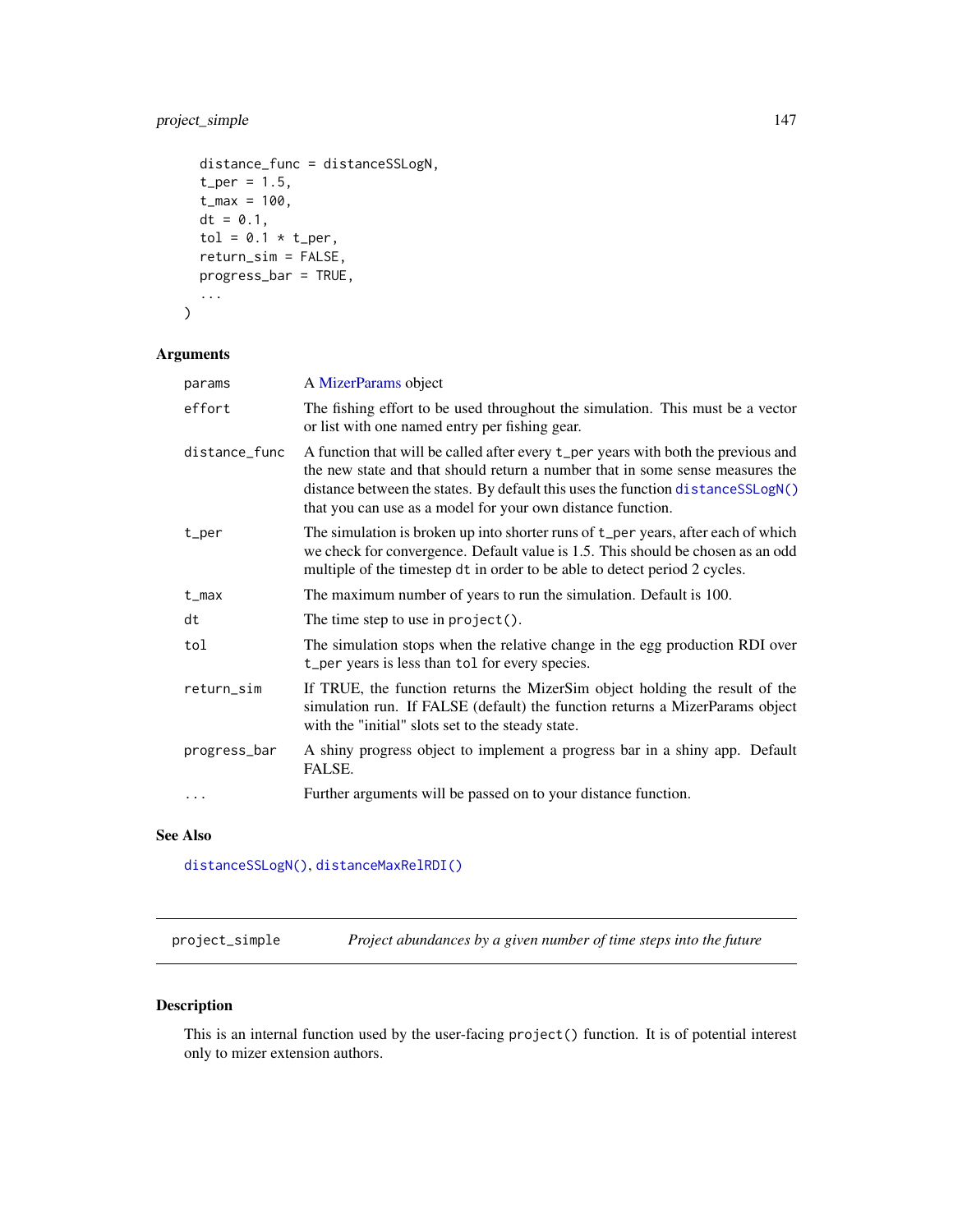```
  distance_func = distanceSSLogN,
  t_per = 1.5,
  t_max = 100,
  dt = 0.1,
  tol = 0.1 * t_per,
  return_sim = FALSE,
  progress_bar = TRUE,
  ...
)
```

## Arguments

| | |
|---|---|
| `params` | A MizerParams object |
| `effort` | The fishing effort to be used throughout the simulation. This must be a vector or list with one named entry per fishing gear. |
| `distance_func` | A function that will be called after every `t_per` years with both the previous and the new state and that should return a number that in some sense measures the distance between the states. By default this uses the function `distanceSSLogN()` that you can use as a model for your own distance function. |
| `t_per` | The simulation is broken up into shorter runs of `t_per` years, after each of which we check for convergence. Default value is 1.5. This should be chosen as an odd multiple of the timestep `dt` in order to be able to detect period 2 cycles. |
| `t_max` | The maximum number of years to run the simulation. Default is 100. |
| `dt` | The time step to use in `project()`. |
| `tol` | The simulation stops when the relative change in the egg production RDI over `t_per` years is less than `tol` for every species. |
| `return_sim` | If TRUE, the function returns the MizerSim object holding the result of the simulation run. If FALSE (default) the function returns a MizerParams object with the "initial" slots set to the steady state. |
| `progress_bar` | A shiny progress object to implement a progress bar in a shiny app. Default FALSE. |
| `...` | Further arguments will be passed on to your distance function. |

## See Also

`distanceSSLogN()`, `distanceMaxRelRDI()`

---

# project_simple — *Project abundances by a given number of time steps into the future*

## Description

This is an internal function used by the user-facing `project()` function. It is of potential interest only to mizer extension authors.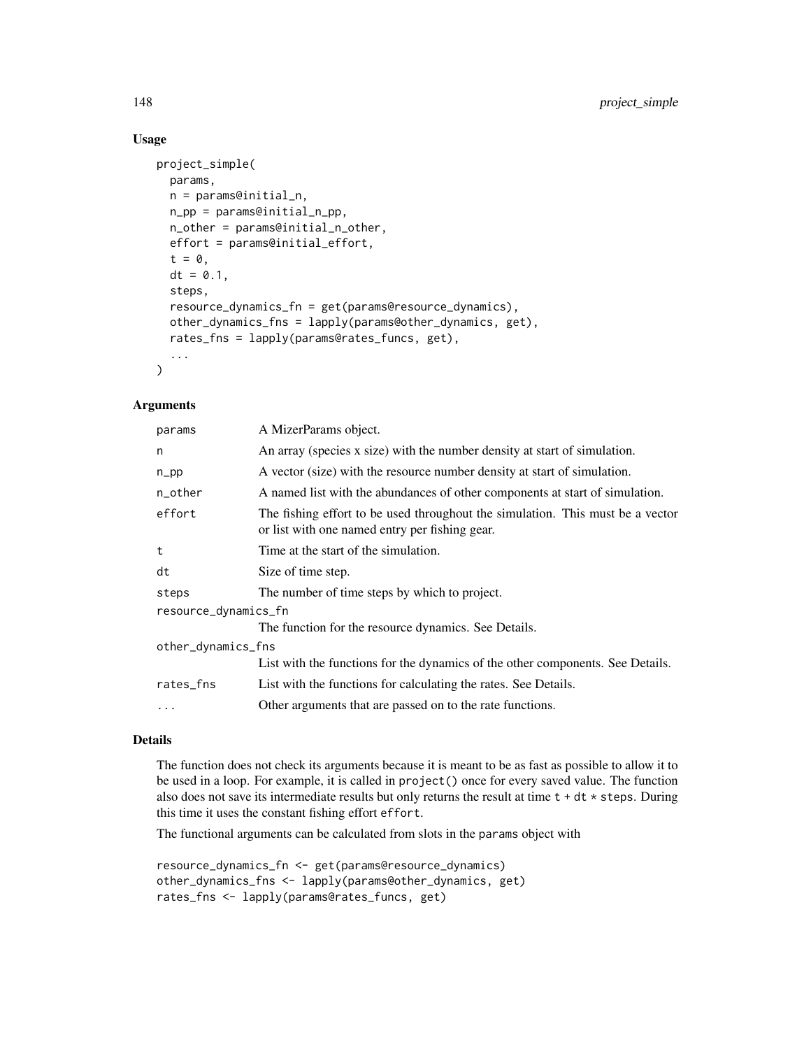## Usage

```
project_simple(
  params,
  n = params@initial_n,
  n_pp = params@initial_n_pp,
  n_other = params@initial_n_other,
  effort = params@initial_effort,
  t = 0,
  dt = 0.1,
  steps,
  resource_dynamics_fn = get(params@resource_dynamics),
  other_dynamics_fns = lapply(params@other_dynamics, get),
  rates_fns = lapply(params@rates_funcs, get),
  ...
)
```

## Arguments

| | |
|---|---|
| params | A MizerParams object. |
| n | An array (species x size) with the number density at start of simulation. |
| n_pp | A vector (size) with the resource number density at start of simulation. |
| n_other | A named list with the abundances of other components at start of simulation. |
| effort | The fishing effort to be used throughout the simulation. This must be a vector or list with one named entry per fishing gear. |
| t | Time at the start of the simulation. |
| dt | Size of time step. |
| steps | The number of time steps by which to project. |
| resource_dynamics_fn | The function for the resource dynamics. See Details. |
| other_dynamics_fns | List with the functions for the dynamics of the other components. See Details. |
| rates_fns | List with the functions for calculating the rates. See Details. |
| ... | Other arguments that are passed on to the rate functions. |

## Details

The function does not check its arguments because it is meant to be as fast as possible to allow it to be used in a loop. For example, it is called in `project()` once for every saved value. The function also does not save its intermediate results but only returns the result at time `t + dt * steps`. During this time it uses the constant fishing effort `effort`.

The functional arguments can be calculated from slots in the `params` object with

```
resource_dynamics_fn <- get(params@resource_dynamics)
other_dynamics_fns <- lapply(params@other_dynamics, get)
rates_fns <- lapply(params@rates_funcs, get)
```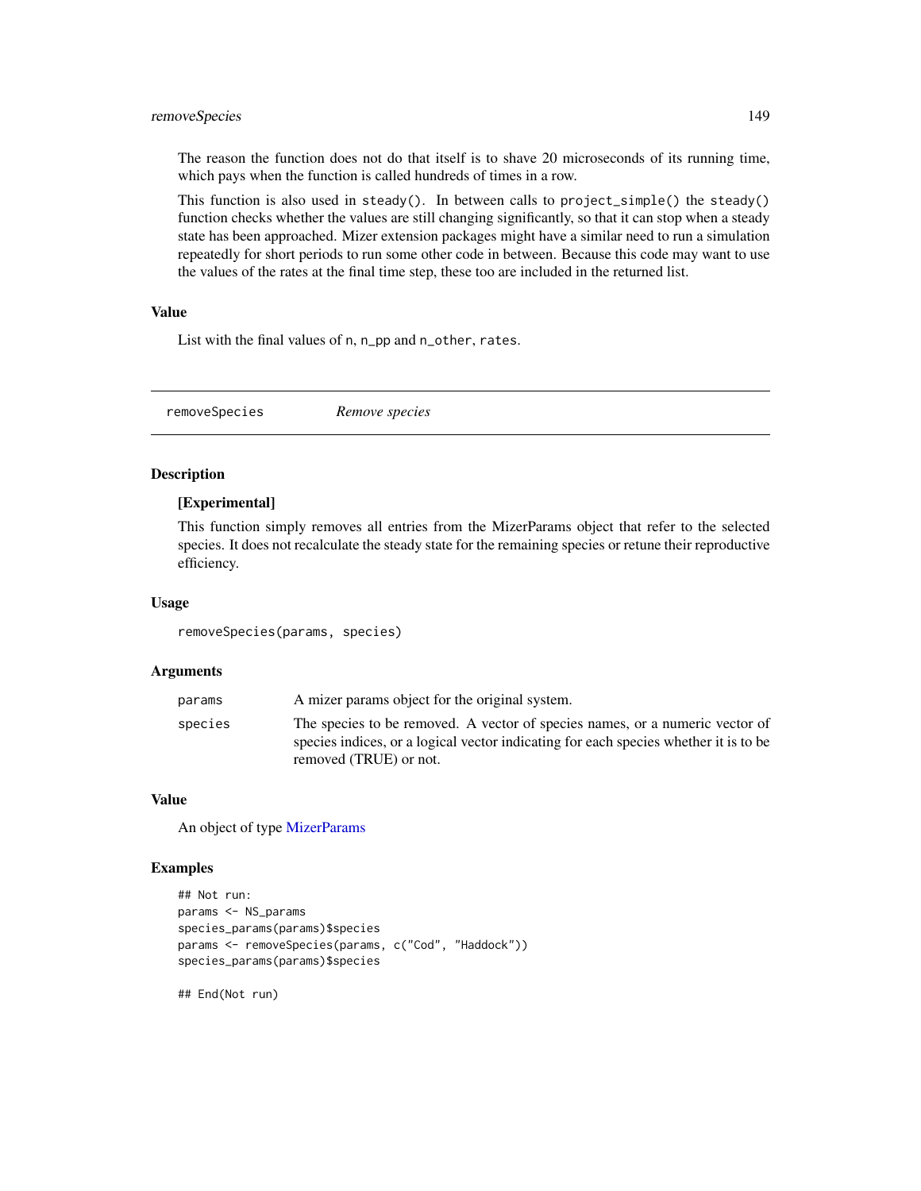The reason the function does not do that itself is to shave 20 microseconds of its running time, which pays when the function is called hundreds of times in a row.

This function is also used in `steady()`. In between calls to `project_simple()` the `steady()` function checks whether the values are still changing significantly, so that it can stop when a steady state has been approached. Mizer extension packages might have a similar need to run a simulation repeatedly for short periods to run some other code in between. Because this code may want to use the values of the rates at the final time step, these too are included in the returned list.

### Value

List with the final values of `n`, `n_pp` and `n_other`, `rates`.

---

## removeSpecies — *Remove species*

---

### Description

**[Experimental]**

This function simply removes all entries from the MizerParams object that refer to the selected species. It does not recalculate the steady state for the remaining species or retune their reproductive efficiency.

### Usage

```
removeSpecies(params, species)
```

### Arguments

| | |
|---|---|
| `params` | A mizer params object for the original system. |
| `species` | The species to be removed. A vector of species names, or a numeric vector of species indices, or a logical vector indicating for each species whether it is to be removed (TRUE) or not. |

### Value

An object of type MizerParams

### Examples

```
## Not run:
params <- NS_params
species_params(params)$species
params <- removeSpecies(params, c("Cod", "Haddock"))
species_params(params)$species

## End(Not run)
```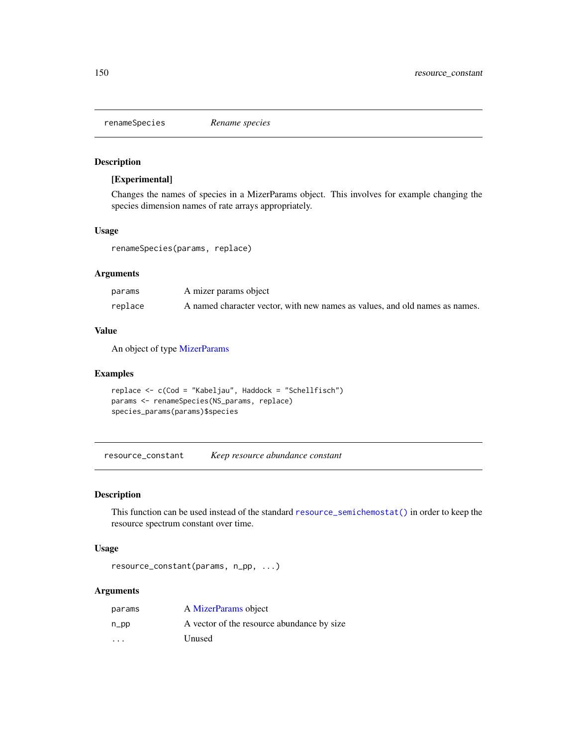## renameSpecies *Rename species*

### Description

**[Experimental]**

Changes the names of species in a MizerParams object. This involves for example changing the species dimension names of rate arrays appropriately.

### Usage

```
renameSpecies(params, replace)
```

### Arguments

| | |
|---|---|
| params | A mizer params object |
| replace | A named character vector, with new names as values, and old names as names. |

### Value

An object of type MizerParams

### Examples

```
replace <- c(Cod = "Kabeljau", Haddock = "Schellfisch")
params <- renameSpecies(NS_params, replace)
species_params(params)$species
```

## resource_constant *Keep resource abundance constant*

### Description

This function can be used instead of the standard `resource_semichemostat()` in order to keep the resource spectrum constant over time.

### Usage

```
resource_constant(params, n_pp, ...)
```

### Arguments

| | |
|---|---|
| params | A MizerParams object |
| n_pp | A vector of the resource abundance by size |
| ... | Unused |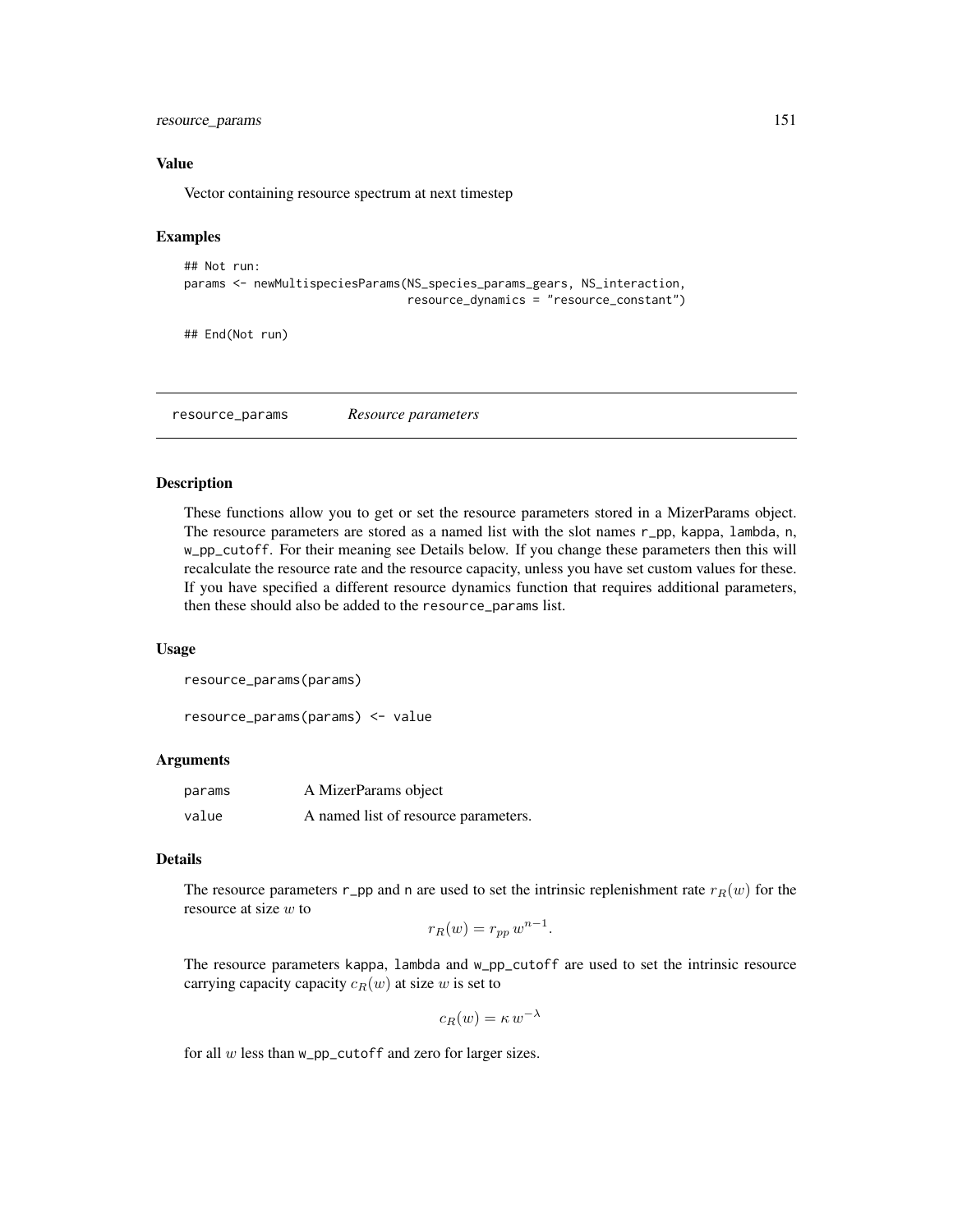### Value

Vector containing resource spectrum at next timestep

### Examples

```
## Not run:
params <- newMultispeciesParams(NS_species_params_gears, NS_interaction,
                                resource_dynamics = "resource_constant")

## End(Not run)
```

---

## resource_params *Resource parameters*

---

### Description

These functions allow you to get or set the resource parameters stored in a MizerParams object. The resource parameters are stored as a named list with the slot names r_pp, kappa, lambda, n, w_pp_cutoff. For their meaning see Details below. If you change these parameters then this will recalculate the resource rate and the resource capacity, unless you have set custom values for these. If you have specified a different resource dynamics function that requires additional parameters, then these should also be added to the resource_params list.

### Usage

```
resource_params(params)

resource_params(params) <- value
```

### Arguments

| | |
|---|---|
| params | A MizerParams object |
| value | A named list of resource parameters. |

### Details

The resource parameters r_pp and n are used to set the intrinsic replenishment rate $r_R(w)$ for the resource at size $w$ to

$$r_R(w) = r_{pp}\, w^{n-1}.$$

The resource parameters kappa, lambda and w_pp_cutoff are used to set the intrinsic resource carrying capacity capacity $c_R(w)$ at size $w$ is set to

$$c_R(w) = \kappa\, w^{-\lambda}$$

for all $w$ less than w_pp_cutoff and zero for larger sizes.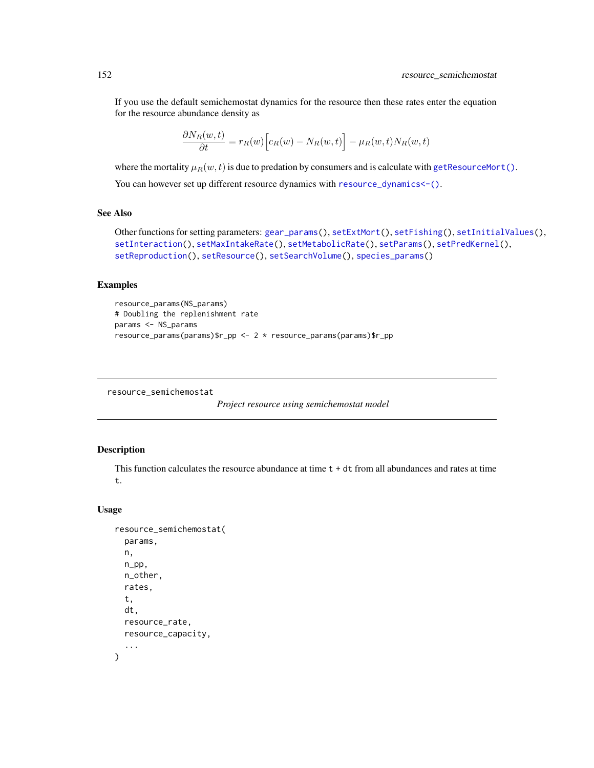If you use the default semichemostat dynamics for the resource then these rates enter the equation for the resource abundance density as

$$\frac{\partial N_R(w,t)}{\partial t} = r_R(w)\Big[c_R(w) - N_R(w,t)\Big] - \mu_R(w,t)N_R(w,t)$$

where the mortality $\mu_R(w,t)$ is due to predation by consumers and is calculate with `getResourceMort()`.

You can however set up different resource dynamics with `resource_dynamics<-()`.

### See Also

Other functions for setting parameters: `gear_params()`, `setExtMort()`, `setFishing()`, `setInitialValues()`, `setInteraction()`, `setMaxIntakeRate()`, `setMetabolicRate()`, `setParams()`, `setPredKernel()`, `setReproduction()`, `setResource()`, `setSearchVolume()`, `species_params()`

### Examples

```
resource_params(NS_params)
# Doubling the replenishment rate
params <- NS_params
resource_params(params)$r_pp <- 2 * resource_params(params)$r_pp
```

---

## resource_semichemostat

*Project resource using semichemostat model*

---

### Description

This function calculates the resource abundance at time `t + dt` from all abundances and rates at time `t`.

### Usage

```
resource_semichemostat(
  params,
  n,
  n_pp,
  n_other,
  rates,
  t,
  dt,
  resource_rate,
  resource_capacity,
  ...
)
```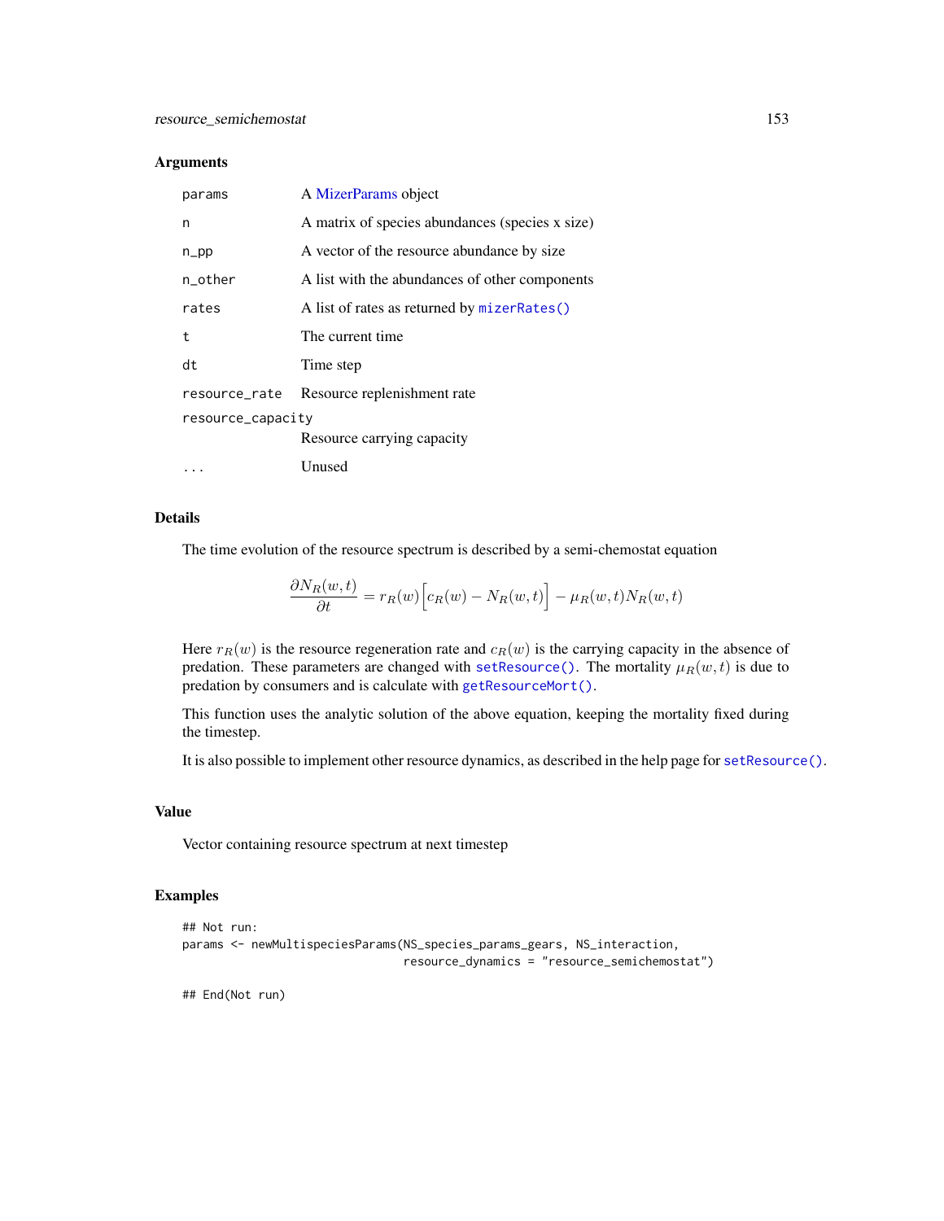## Arguments

| | |
|---|---|
| params | A MizerParams object |
| n | A matrix of species abundances (species x size) |
| n_pp | A vector of the resource abundance by size |
| n_other | A list with the abundances of other components |
| rates | A list of rates as returned by mizerRates() |
| t | The current time |
| dt | Time step |
| resource_rate | Resource replenishment rate |
| resource_capacity | Resource carrying capacity |
| ... | Unused |

## Details

The time evolution of the resource spectrum is described by a semi-chemostat equation

$$\frac{\partial N_R(w,t)}{\partial t} = r_R(w)\Big[c_R(w) - N_R(w,t)\Big] - \mu_R(w,t)N_R(w,t)$$

Here $r_R(w)$ is the resource regeneration rate and $c_R(w)$ is the carrying capacity in the absence of predation. These parameters are changed with setResource(). The mortality $\mu_R(w,t)$ is due to predation by consumers and is calculate with getResourceMort().

This function uses the analytic solution of the above equation, keeping the mortality fixed during the timestep.

It is also possible to implement other resource dynamics, as described in the help page for setResource().

## Value

Vector containing resource spectrum at next timestep

## Examples

```
## Not run:
params <- newMultispeciesParams(NS_species_params_gears, NS_interaction,
                                resource_dynamics = "resource_semichemostat")

## End(Not run)
```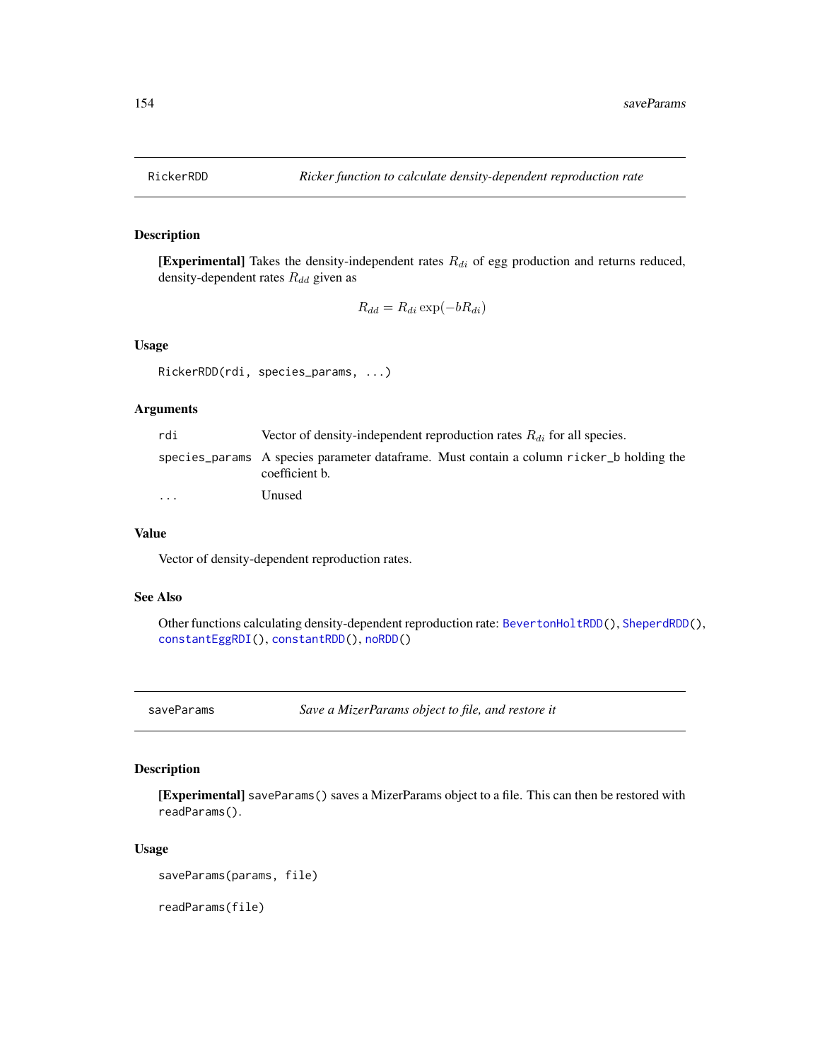## RickerRDD *Ricker function to calculate density-dependent reproduction rate*

### Description

**[Experimental]** Takes the density-independent rates $R_{di}$ of egg production and returns reduced, density-dependent rates $R_{dd}$ given as

$$R_{dd} = R_{di} \exp(-bR_{di})$$

### Usage

```
RickerRDD(rdi, species_params, ...)
```

### Arguments

| | |
|---|---|
| rdi | Vector of density-independent reproduction rates $R_{di}$ for all species. |
| species_params | A species parameter dataframe. Must contain a column ricker_b holding the coefficient b. |
| ... | Unused |

### Value

Vector of density-dependent reproduction rates.

### See Also

Other functions calculating density-dependent reproduction rate: BevertonHoltRDD(), SheperdRDD(), constantEggRDI(), constantRDD(), noRDD()

## saveParams *Save a MizerParams object to file, and restore it*

### Description

**[Experimental]** saveParams() saves a MizerParams object to a file. This can then be restored with readParams().

### Usage

```
saveParams(params, file)

readParams(file)
```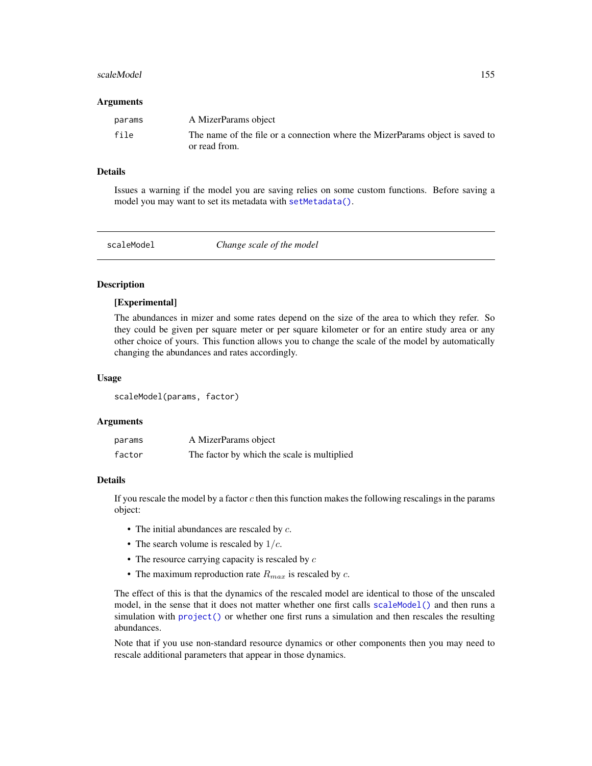### Arguments

| | |
|---|---|
| `params` | A MizerParams object |
| `file` | The name of the file or a connection where the MizerParams object is saved to or read from. |

### Details

Issues a warning if the model you are saving relies on some custom functions. Before saving a model you may want to set its metadata with `setMetadata()`.

---

## scaleModel — *Change scale of the model*

### Description

**[Experimental]**

The abundances in mizer and some rates depend on the size of the area to which they refer. So they could be given per square meter or per square kilometer or for an entire study area or any other choice of yours. This function allows you to change the scale of the model by automatically changing the abundances and rates accordingly.

### Usage

```
scaleModel(params, factor)
```

### Arguments

| | |
|---|---|
| `params` | A MizerParams object |
| `factor` | The factor by which the scale is multiplied |

### Details

If you rescale the model by a factor $c$ then this function makes the following rescalings in the params object:

- The initial abundances are rescaled by $c$.
- The search volume is rescaled by $1/c$.
- The resource carrying capacity is rescaled by $c$
- The maximum reproduction rate $R_{max}$ is rescaled by $c$.

The effect of this is that the dynamics of the rescaled model are identical to those of the unscaled model, in the sense that it does not matter whether one first calls `scaleModel()` and then runs a simulation with `project()` or whether one first runs a simulation and then rescales the resulting abundances.

Note that if you use non-standard resource dynamics or other components then you may need to rescale additional parameters that appear in those dynamics.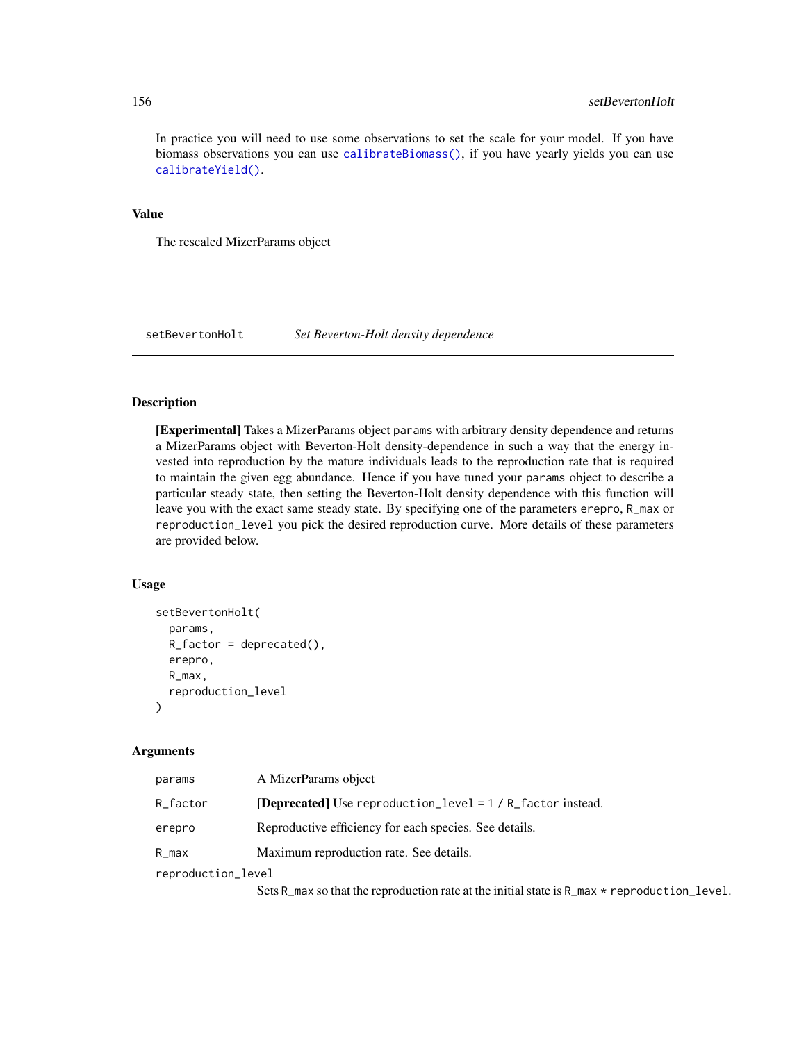In practice you will need to use some observations to set the scale for your model. If you have biomass observations you can use `calibrateBiomass()`, if you have yearly yields you can use `calibrateYield()`.

### Value

The rescaled MizerParams object

---

## setBevertonHolt — *Set Beverton-Holt density dependence*

---

### Description

**[Experimental]** Takes a MizerParams object `params` with arbitrary density dependence and returns a MizerParams object with Beverton-Holt density-dependence in such a way that the energy invested into reproduction by the mature individuals leads to the reproduction rate that is required to maintain the given egg abundance. Hence if you have tuned your `params` object to describe a particular steady state, then setting the Beverton-Holt density dependence with this function will leave you with the exact same steady state. By specifying one of the parameters `erepro`, `R_max` or `reproduction_level` you pick the desired reproduction curve. More details of these parameters are provided below.

### Usage

```
setBevertonHolt(
  params,
  R_factor = deprecated(),
  erepro,
  R_max,
  reproduction_level
)
```

### Arguments

| | |
|---|---|
| `params` | A MizerParams object |
| `R_factor` | **[Deprecated]** Use `reproduction_level = 1 / R_factor` instead. |
| `erepro` | Reproductive efficiency for each species. See details. |
| `R_max` | Maximum reproduction rate. See details. |
| `reproduction_level` | Sets `R_max` so that the reproduction rate at the initial state is `R_max * reproduction_level`. |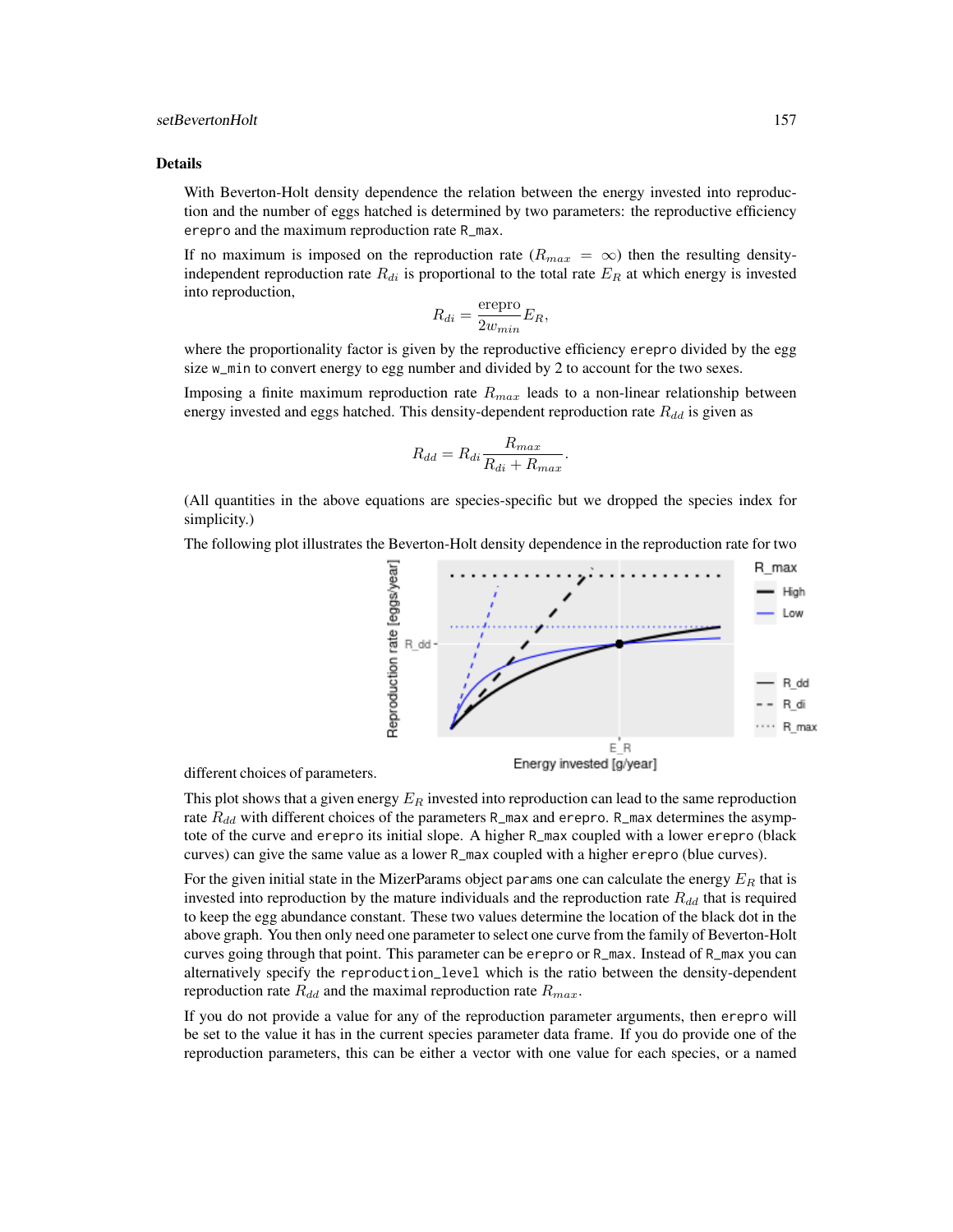### Details

With Beverton-Holt density dependence the relation between the energy invested into reproduction and the number of eggs hatched is determined by two parameters: the reproductive efficiency `erepro` and the maximum reproduction rate `R_max`.

If no maximum is imposed on the reproduction rate ($R_{max} = \infty$) then the resulting density-independent reproduction rate $R_{di}$ is proportional to the total rate $E_R$ at which energy is invested into reproduction,

$$R_{di} = \frac{\text{erepro}}{2 w_{min}} E_R,$$

where the proportionality factor is given by the reproductive efficiency `erepro` divided by the egg size `w_min` to convert energy to egg number and divided by 2 to account for the two sexes.

Imposing a finite maximum reproduction rate $R_{max}$ leads to a non-linear relationship between energy invested and eggs hatched. This density-dependent reproduction rate $R_{dd}$ is given as

$$R_{dd} = R_{di} \frac{R_{max}}{R_{di} + R_{max}}.$$

(All quantities in the above equations are species-specific but we dropped the species index for simplicity.)

The following plot illustrates the Beverton-Holt density dependence in the reproduction rate for two different choices of parameters.

Reproduction rate [eggs/year]
R_dd
E_R
Energy invested [g/year]
R_max
High
Low
R_dd
R_di
R_max

This plot shows that a given energy $E_R$ invested into reproduction can lead to the same reproduction rate $R_{dd}$ with different choices of the parameters `R_max` and `erepro`. `R_max` determines the asymptote of the curve and `erepro` its initial slope. A higher `R_max` coupled with a lower `erepro` (black curves) can give the same value as a lower `R_max` coupled with a higher `erepro` (blue curves).

For the given initial state in the MizerParams object `params` one can calculate the energy $E_R$ that is invested into reproduction by the mature individuals and the reproduction rate $R_{dd}$ that is required to keep the egg abundance constant. These two values determine the location of the black dot in the above graph. You then only need one parameter to select one curve from the family of Beverton-Holt curves going through that point. This parameter can be `erepro` or `R_max`. Instead of `R_max` you can alternatively specify the `reproduction_level` which is the ratio between the density-dependent reproduction rate $R_{dd}$ and the maximal reproduction rate $R_{max}$.

If you do not provide a value for any of the reproduction parameter arguments, then `erepro` will be set to the value it has in the current species parameter data frame. If you do provide one of the reproduction parameters, this can be either a vector with one value for each species, or a named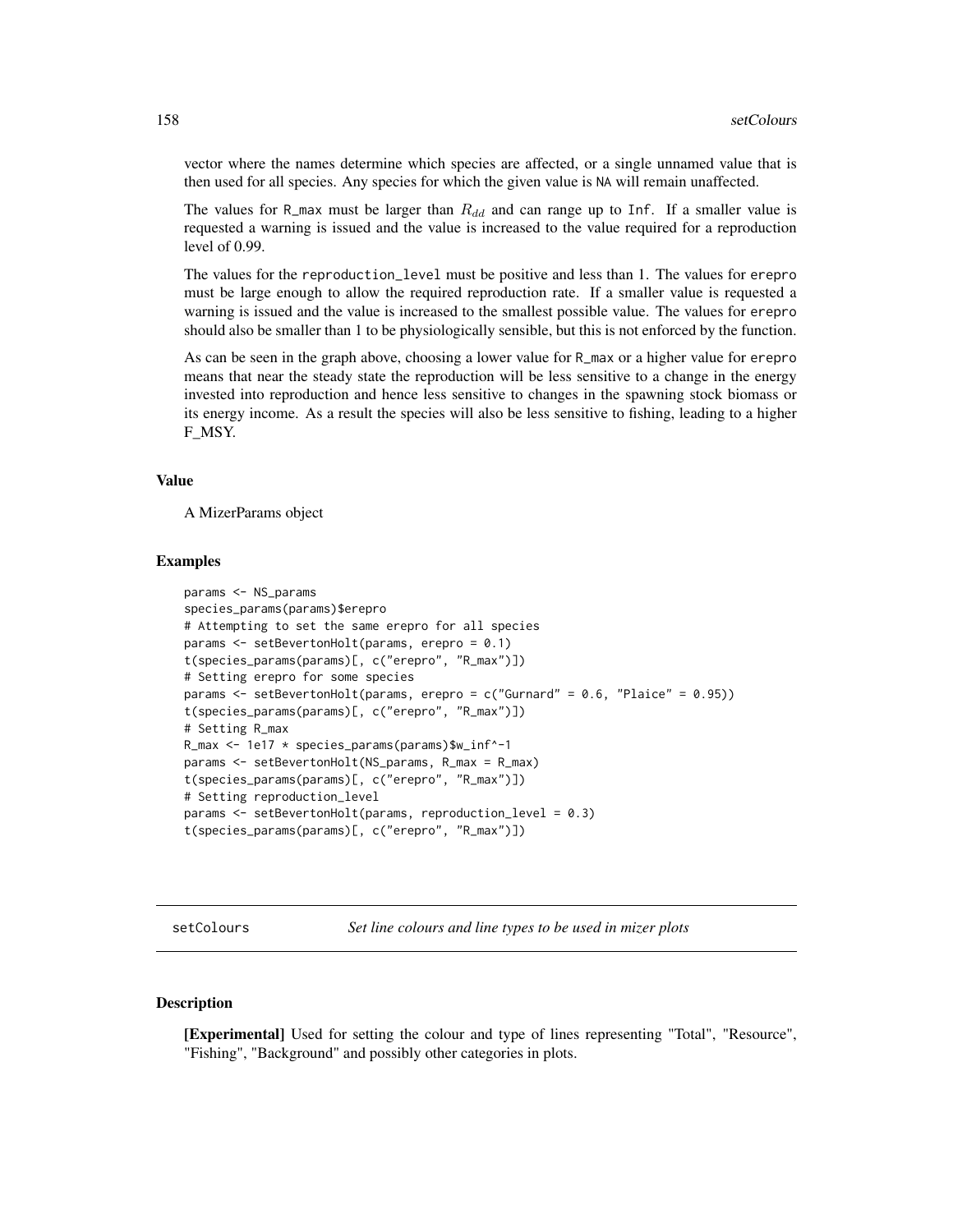vector where the names determine which species are affected, or a single unnamed value that is then used for all species. Any species for which the given value is NA will remain unaffected.

The values for R_max must be larger than $R_{dd}$ and can range up to Inf. If a smaller value is requested a warning is issued and the value is increased to the value required for a reproduction level of 0.99.

The values for the reproduction_level must be positive and less than 1. The values for erepro must be large enough to allow the required reproduction rate. If a smaller value is requested a warning is issued and the value is increased to the smallest possible value. The values for erepro should also be smaller than 1 to be physiologically sensible, but this is not enforced by the function.

As can be seen in the graph above, choosing a lower value for R_max or a higher value for erepro means that near the steady state the reproduction will be less sensitive to a change in the energy invested into reproduction and hence less sensitive to changes in the spawning stock biomass or its energy income. As a result the species will also be less sensitive to fishing, leading to a higher F_MSY.

### Value

A MizerParams object

### Examples

```
params <- NS_params
species_params(params)$erepro
# Attempting to set the same erepro for all species
params <- setBevertonHolt(params, erepro = 0.1)
t(species_params(params)[, c("erepro", "R_max")])
# Setting erepro for some species
params <- setBevertonHolt(params, erepro = c("Gurnard" = 0.6, "Plaice" = 0.95))
t(species_params(params)[, c("erepro", "R_max")])
# Setting R_max
R_max <- 1e17 * species_params(params)$w_inf^-1
params <- setBevertonHolt(NS_params, R_max = R_max)
t(species_params(params)[, c("erepro", "R_max")])
# Setting reproduction_level
params <- setBevertonHolt(params, reproduction_level = 0.3)
t(species_params(params)[, c("erepro", "R_max")])
```

---

## setColours *Set line colours and line types to be used in mizer plots*

### Description

**[Experimental]** Used for setting the colour and type of lines representing "Total", "Resource", "Fishing", "Background" and possibly other categories in plots.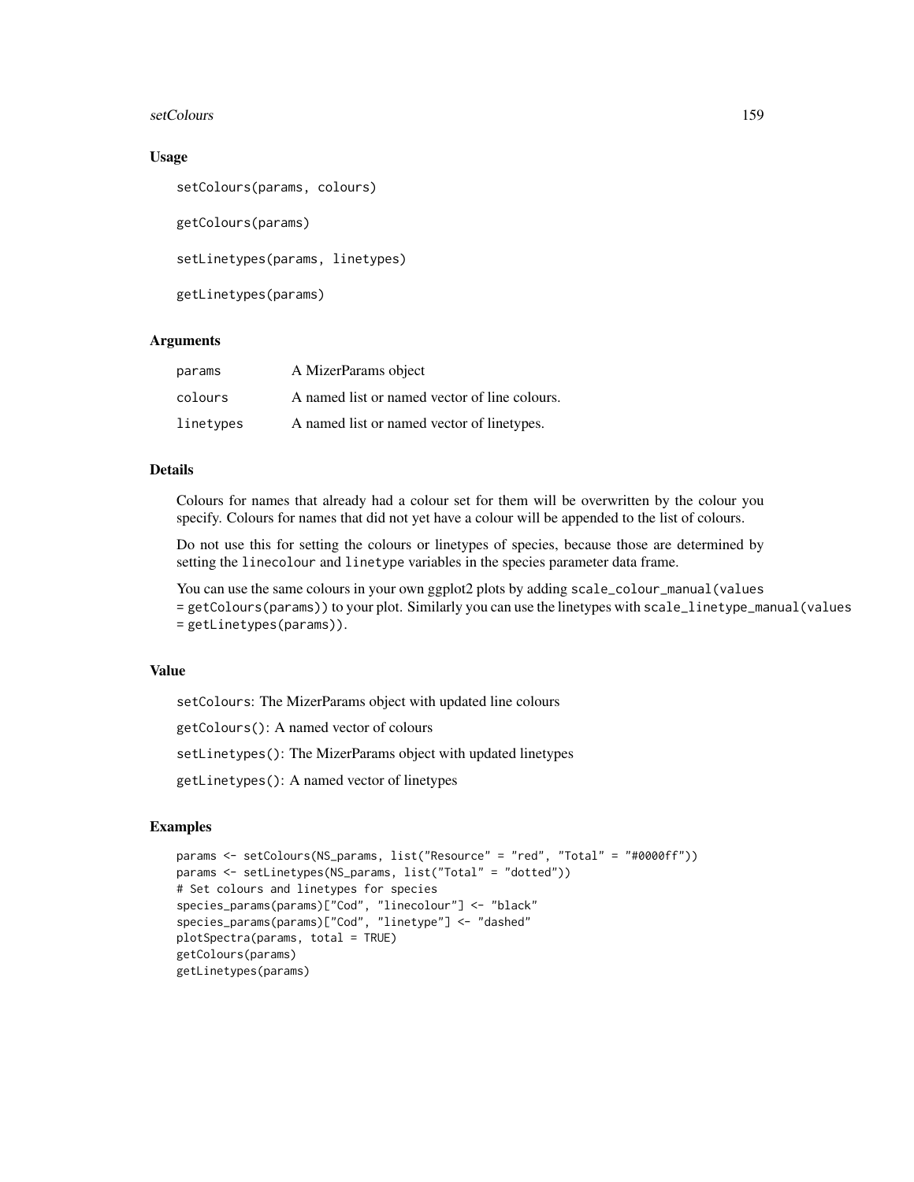### Usage

```
setColours(params, colours)

getColours(params)

setLinetypes(params, linetypes)

getLinetypes(params)
```

### Arguments

| | |
|---|---|
| params | A MizerParams object |
| colours | A named list or named vector of line colours. |
| linetypes | A named list or named vector of linetypes. |

### Details

Colours for names that already had a colour set for them will be overwritten by the colour you specify. Colours for names that did not yet have a colour will be appended to the list of colours.

Do not use this for setting the colours or linetypes of species, because those are determined by setting the `linecolour` and `linetype` variables in the species parameter data frame.

You can use the same colours in your own ggplot2 plots by adding `scale_colour_manual(values = getColours(params))` to your plot. Similarly you can use the linetypes with `scale_linetype_manual(values = getLinetypes(params))`.

### Value

`setColours`: The MizerParams object with updated line colours

`getColours()`: A named vector of colours

`setLinetypes()`: The MizerParams object with updated linetypes

`getLinetypes()`: A named vector of linetypes

### Examples

```
params <- setColours(NS_params, list("Resource" = "red", "Total" = "#0000ff"))
params <- setLinetypes(NS_params, list("Total" = "dotted"))
# Set colours and linetypes for species
species_params(params)["Cod", "linecolour"] <- "black"
species_params(params)["Cod", "linetype"] <- "dashed"
plotSpectra(params, total = TRUE)
getColours(params)
getLinetypes(params)
```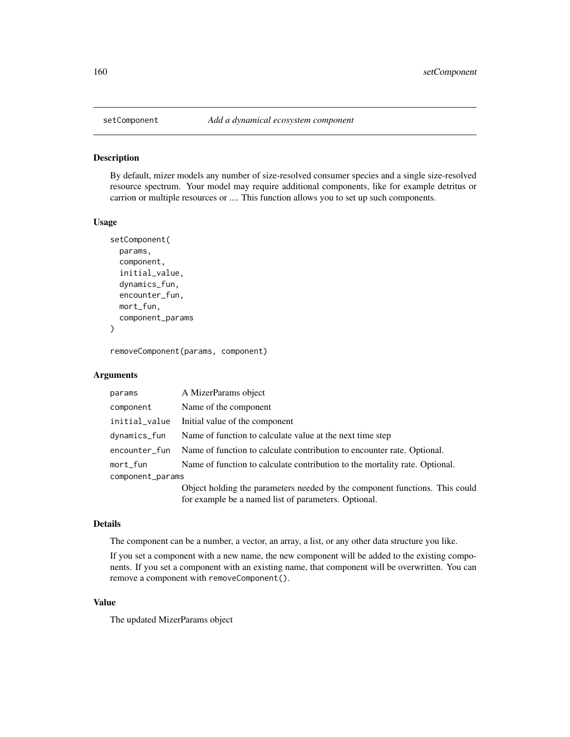# setComponent — *Add a dynamical ecosystem component*

## Description

By default, mizer models any number of size-resolved consumer species and a single size-resolved resource spectrum. Your model may require additional components, like for example detritus or carrion or multiple resources or .... This function allows you to set up such components.

## Usage

```
setComponent(
  params,
  component,
  initial_value,
  dynamics_fun,
  encounter_fun,
  mort_fun,
  component_params
)

removeComponent(params, component)
```

## Arguments

| | |
|---|---|
| `params` | A MizerParams object |
| `component` | Name of the component |
| `initial_value` | Initial value of the component |
| `dynamics_fun` | Name of function to calculate value at the next time step |
| `encounter_fun` | Name of function to calculate contribution to encounter rate. Optional. |
| `mort_fun` | Name of function to calculate contribution to the mortality rate. Optional. |
| `component_params` | Object holding the parameters needed by the component functions. This could for example be a named list of parameters. Optional. |

## Details

The component can be a number, a vector, an array, a list, or any other data structure you like.

If you set a component with a new name, the new component will be added to the existing components. If you set a component with an existing name, that component will be overwritten. You can remove a component with `removeComponent()`.

## Value

The updated MizerParams object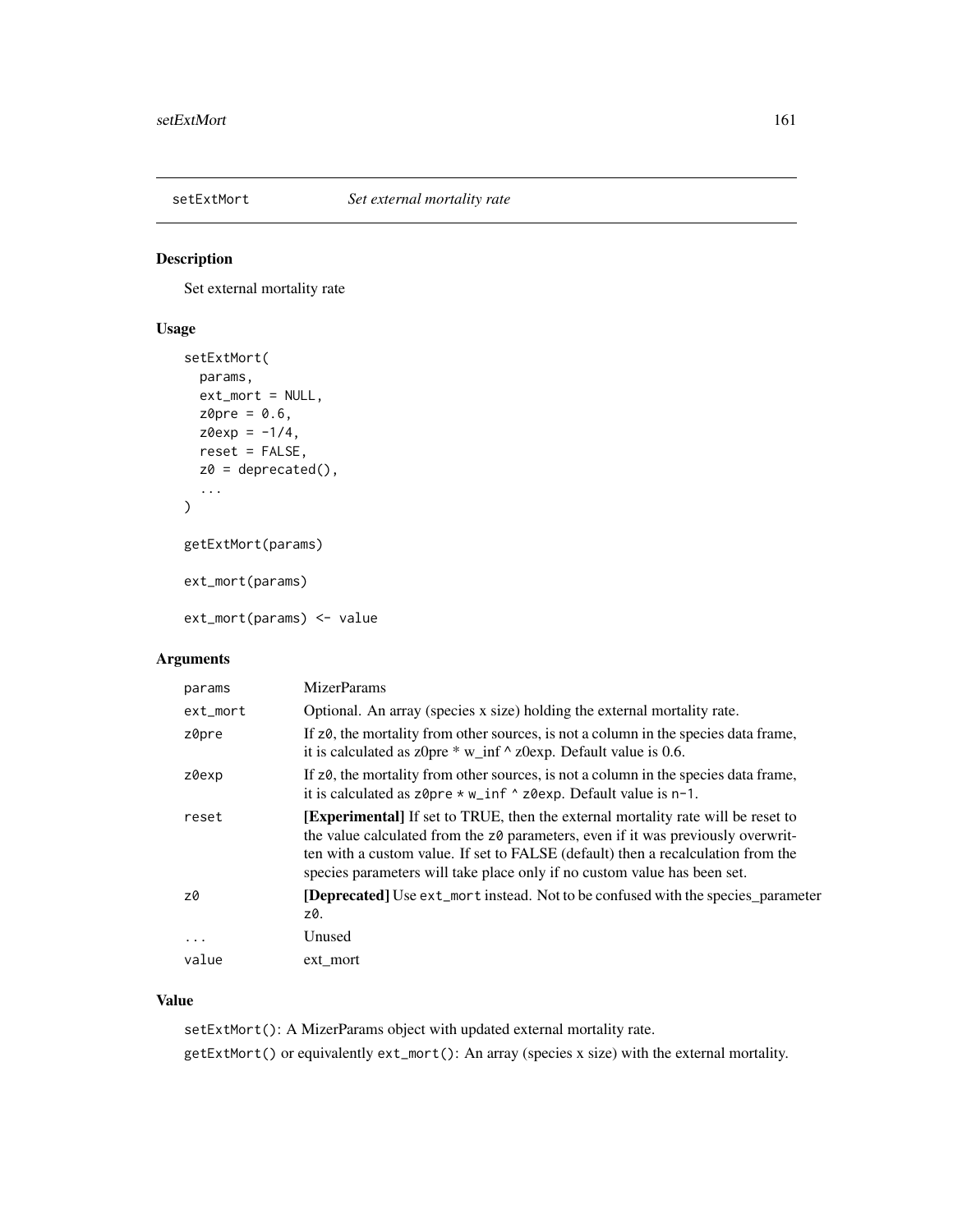## setExtMort *Set external mortality rate*

### Description

Set external mortality rate

### Usage

```
setExtMort(
  params,
  ext_mort = NULL,
  z0pre = 0.6,
  z0exp = -1/4,
  reset = FALSE,
  z0 = deprecated(),
  ...
)

getExtMort(params)

ext_mort(params)

ext_mort(params) <- value
```

### Arguments

| | |
|---|---|
| params | MizerParams |
| ext_mort | Optional. An array (species x size) holding the external mortality rate. |
| z0pre | If `z0`, the mortality from other sources, is not a column in the species data frame, it is calculated as z0pre * w_inf ^ z0exp. Default value is 0.6. |
| z0exp | If `z0`, the mortality from other sources, is not a column in the species data frame, it is calculated as `z0pre * w_inf ^ z0exp`. Default value is `n-1`. |
| reset | **[Experimental]** If set to TRUE, then the external mortality rate will be reset to the value calculated from the `z0` parameters, even if it was previously overwritten with a custom value. If set to FALSE (default) then a recalculation from the species parameters will take place only if no custom value has been set. |
| z0 | **[Deprecated]** Use `ext_mort` instead. Not to be confused with the species_parameter `z0`. |
| ... | Unused |
| value | ext_mort |

### Value

`setExtMort()`: A MizerParams object with updated external mortality rate.

`getExtMort()` or equivalently `ext_mort()`: An array (species x size) with the external mortality.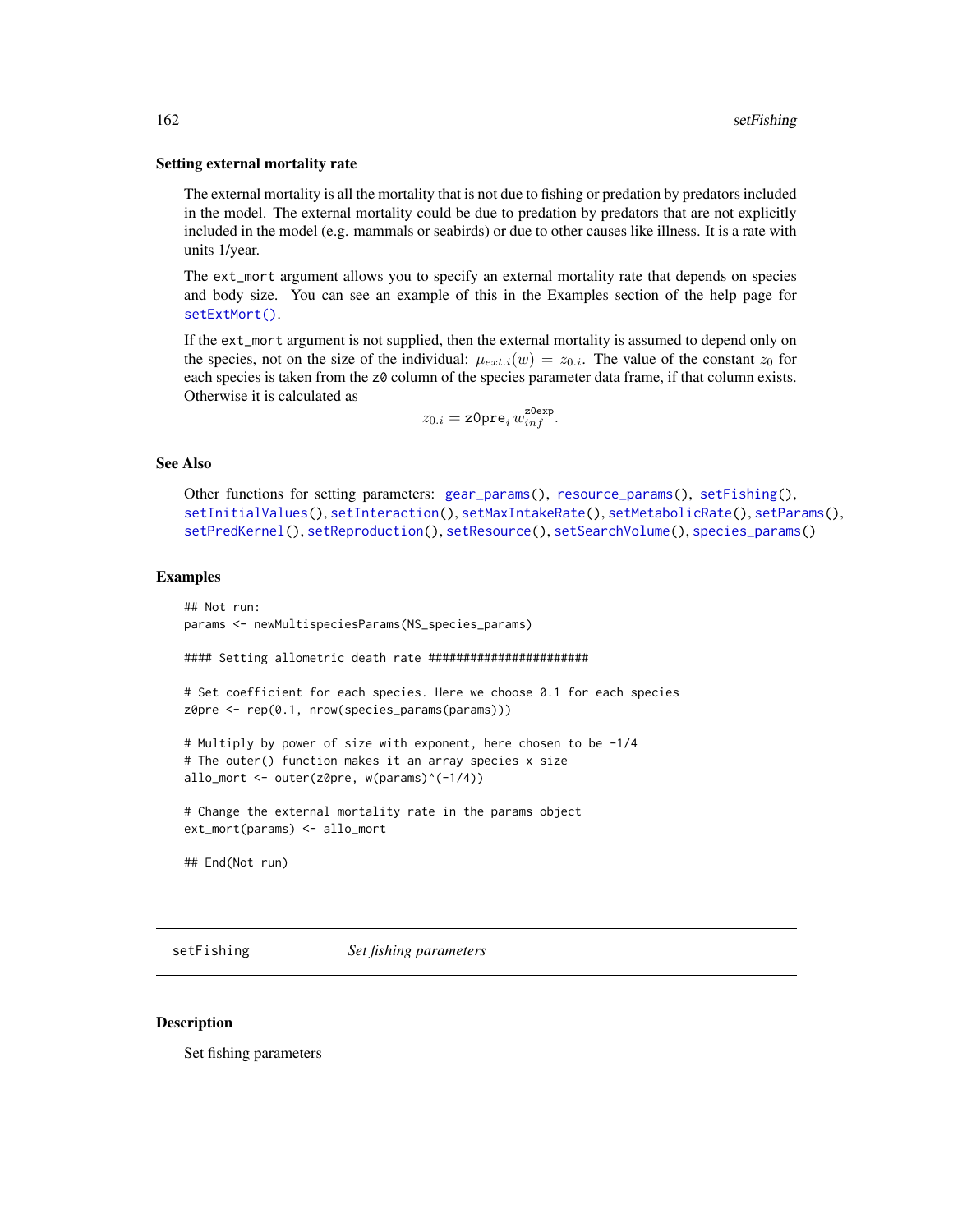### Setting external mortality rate

The external mortality is all the mortality that is not due to fishing or predation by predators included in the model. The external mortality could be due to predation by predators that are not explicitly included in the model (e.g. mammals or seabirds) or due to other causes like illness. It is a rate with units 1/year.

The `ext_mort` argument allows you to specify an external mortality rate that depends on species and body size. You can see an example of this in the Examples section of the help page for `setExtMort()`.

If the `ext_mort` argument is not supplied, then the external mortality is assumed to depend only on the species, not on the size of the individual: $\mu_{ext.i}(w) = z_{0.i}$. The value of the constant $z_0$ for each species is taken from the `z0` column of the species parameter data frame, if that column exists. Otherwise it is calculated as

$$z_{0.i} = \texttt{z0pre}_i \, w_{inf}^{\texttt{z0exp}}.$$

### See Also

Other functions for setting parameters: `gear_params()`, `resource_params()`, `setFishing()`, `setInitialValues()`, `setInteraction()`, `setMaxIntakeRate()`, `setMetabolicRate()`, `setParams()`, `setPredKernel()`, `setReproduction()`, `setResource()`, `setSearchVolume()`, `species_params()`

### Examples

```
## Not run:
params <- newMultispeciesParams(NS_species_params)

#### Setting allometric death rate #######################

# Set coefficient for each species. Here we choose 0.1 for each species
z0pre <- rep(0.1, nrow(species_params(params)))

# Multiply by power of size with exponent, here chosen to be -1/4
# The outer() function makes it an array species x size
allo_mort <- outer(z0pre, w(params)^(-1/4))

# Change the external mortality rate in the params object
ext_mort(params) <- allo_mort

## End(Not run)
```

---

## setFishing — *Set fishing parameters*

---

### Description

Set fishing parameters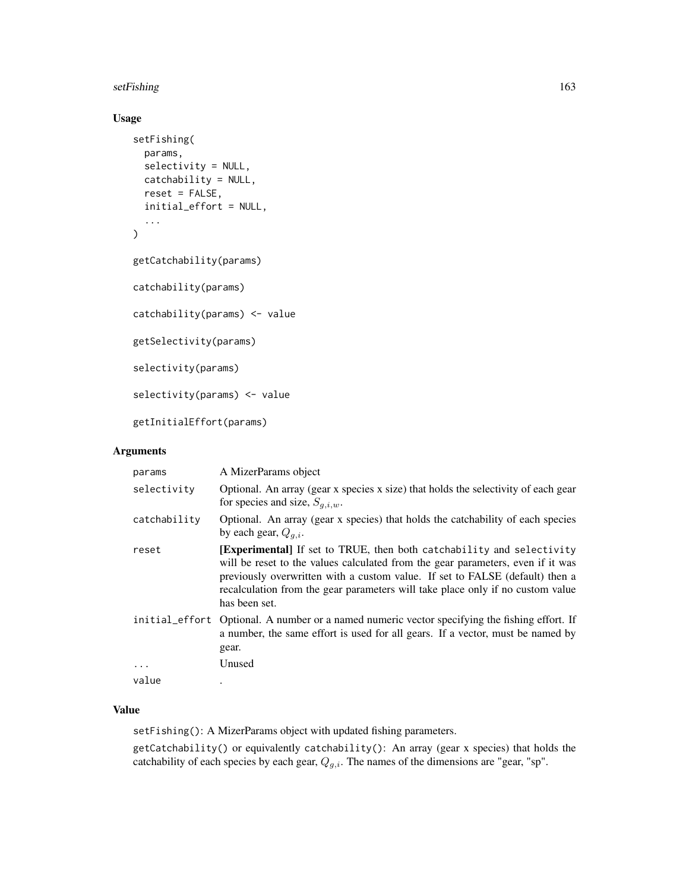### Usage

```
setFishing(
  params,
  selectivity = NULL,
  catchability = NULL,
  reset = FALSE,
  initial_effort = NULL,
  ...
)

getCatchability(params)

catchability(params)

catchability(params) <- value

getSelectivity(params)

selectivity(params)

selectivity(params) <- value

getInitialEffort(params)
```

### Arguments

| | |
|---|---|
| params | A MizerParams object |
| selectivity | Optional. An array (gear x species x size) that holds the selectivity of each gear for species and size, $S_{g,i,w}$. |
| catchability | Optional. An array (gear x species) that holds the catchability of each species by each gear, $Q_{g,i}$. |
| reset | **[Experimental]** If set to TRUE, then both catchability and selectivity will be reset to the values calculated from the gear parameters, even if it was previously overwritten with a custom value. If set to FALSE (default) then a recalculation from the gear parameters will take place only if no custom value has been set. |
| initial_effort | Optional. A number or a named numeric vector specifying the fishing effort. If a number, the same effort is used for all gears. If a vector, must be named by gear. |
| ... | Unused |
| value | . |

### Value

setFishing(): A MizerParams object with updated fishing parameters.

getCatchability() or equivalently catchability(): An array (gear x species) that holds the catchability of each species by each gear, $Q_{g,i}$. The names of the dimensions are "gear, "sp".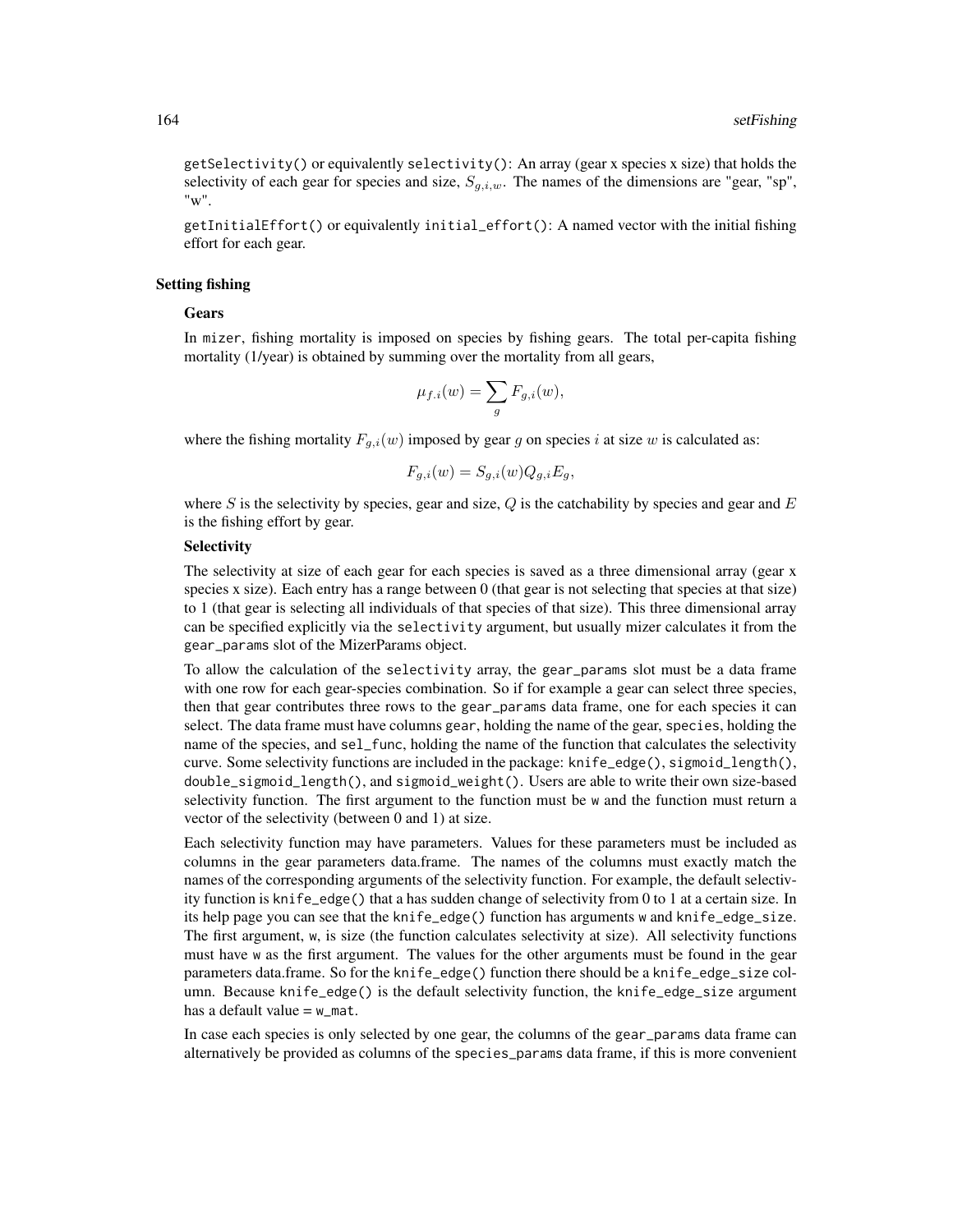getSelectivity() or equivalently selectivity(): An array (gear x species x size) that holds the selectivity of each gear for species and size, $S_{g,i,w}$. The names of the dimensions are "gear, "sp", "w".

getInitialEffort() or equivalently initial_effort(): A named vector with the initial fishing effort for each gear.

## Setting fishing

### Gears

In mizer, fishing mortality is imposed on species by fishing gears. The total per-capita fishing mortality (1/year) is obtained by summing over the mortality from all gears,

$$\mu_{f.i}(w) = \sum_g F_{g,i}(w),$$

where the fishing mortality $F_{g,i}(w)$ imposed by gear $g$ on species $i$ at size $w$ is calculated as:

$$F_{g,i}(w) = S_{g,i}(w) Q_{g,i} E_g,$$

where $S$ is the selectivity by species, gear and size, $Q$ is the catchability by species and gear and $E$ is the fishing effort by gear.

### Selectivity

The selectivity at size of each gear for each species is saved as a three dimensional array (gear x species x size). Each entry has a range between 0 (that gear is not selecting that species at that size) to 1 (that gear is selecting all individuals of that species of that size). This three dimensional array can be specified explicitly via the selectivity argument, but usually mizer calculates it from the gear_params slot of the MizerParams object.

To allow the calculation of the selectivity array, the gear_params slot must be a data frame with one row for each gear-species combination. So if for example a gear can select three species, then that gear contributes three rows to the gear_params data frame, one for each species it can select. The data frame must have columns gear, holding the name of the gear, species, holding the name of the species, and sel_func, holding the name of the function that calculates the selectivity curve. Some selectivity functions are included in the package: knife_edge(), sigmoid_length(), double_sigmoid_length(), and sigmoid_weight(). Users are able to write their own size-based selectivity function. The first argument to the function must be w and the function must return a vector of the selectivity (between 0 and 1) at size.

Each selectivity function may have parameters. Values for these parameters must be included as columns in the gear parameters data.frame. The names of the columns must exactly match the names of the corresponding arguments of the selectivity function. For example, the default selectivity function is knife_edge() that a has sudden change of selectivity from 0 to 1 at a certain size. In its help page you can see that the knife_edge() function has arguments w and knife_edge_size. The first argument, w, is size (the function calculates selectivity at size). All selectivity functions must have w as the first argument. The values for the other arguments must be found in the gear parameters data.frame. So for the knife_edge() function there should be a knife_edge_size column. Because knife_edge() is the default selectivity function, the knife_edge_size argument has a default value = w_mat.

In case each species is only selected by one gear, the columns of the gear_params data frame can alternatively be provided as columns of the species_params data frame, if this is more convenient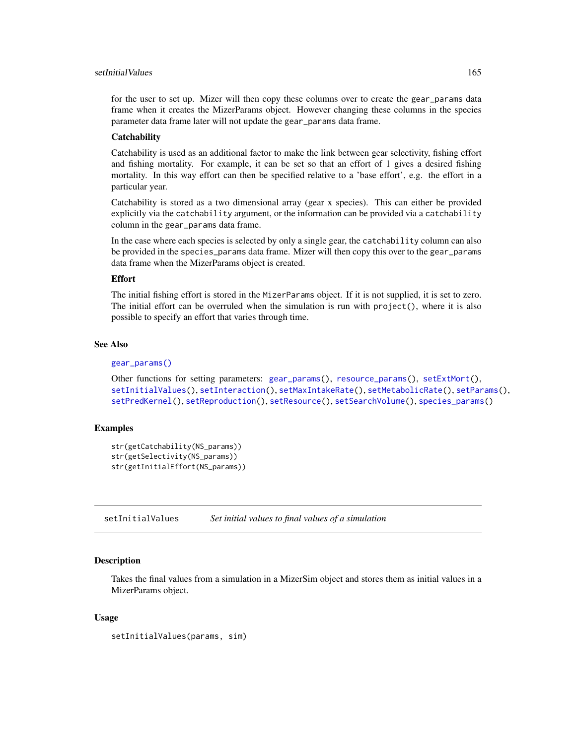for the user to set up. Mizer will then copy these columns over to create the gear_params data frame when it creates the MizerParams object. However changing these columns in the species parameter data frame later will not update the gear_params data frame.

**Catchability**

Catchability is used as an additional factor to make the link between gear selectivity, fishing effort and fishing mortality. For example, it can be set so that an effort of 1 gives a desired fishing mortality. In this way effort can then be specified relative to a 'base effort', e.g. the effort in a particular year.

Catchability is stored as a two dimensional array (gear x species). This can either be provided explicitly via the catchability argument, or the information can be provided via a catchability column in the gear_params data frame.

In the case where each species is selected by only a single gear, the catchability column can also be provided in the species_params data frame. Mizer will then copy this over to the gear_params data frame when the MizerParams object is created.

**Effort**

The initial fishing effort is stored in the MizerParams object. If it is not supplied, it is set to zero. The initial effort can be overruled when the simulation is run with project(), where it is also possible to specify an effort that varies through time.

## See Also

gear_params()

Other functions for setting parameters: gear_params(), resource_params(), setExtMort(), setInitialValues(), setInteraction(), setMaxIntakeRate(), setMetabolicRate(), setParams(), setPredKernel(), setReproduction(), setResource(), setSearchVolume(), species_params()

## Examples

```
str(getCatchability(NS_params))
str(getSelectivity(NS_params))
str(getInitialEffort(NS_params))
```

---

# setInitialValues *Set initial values to final values of a simulation*

## Description

Takes the final values from a simulation in a MizerSim object and stores them as initial values in a MizerParams object.

## Usage

```
setInitialValues(params, sim)
```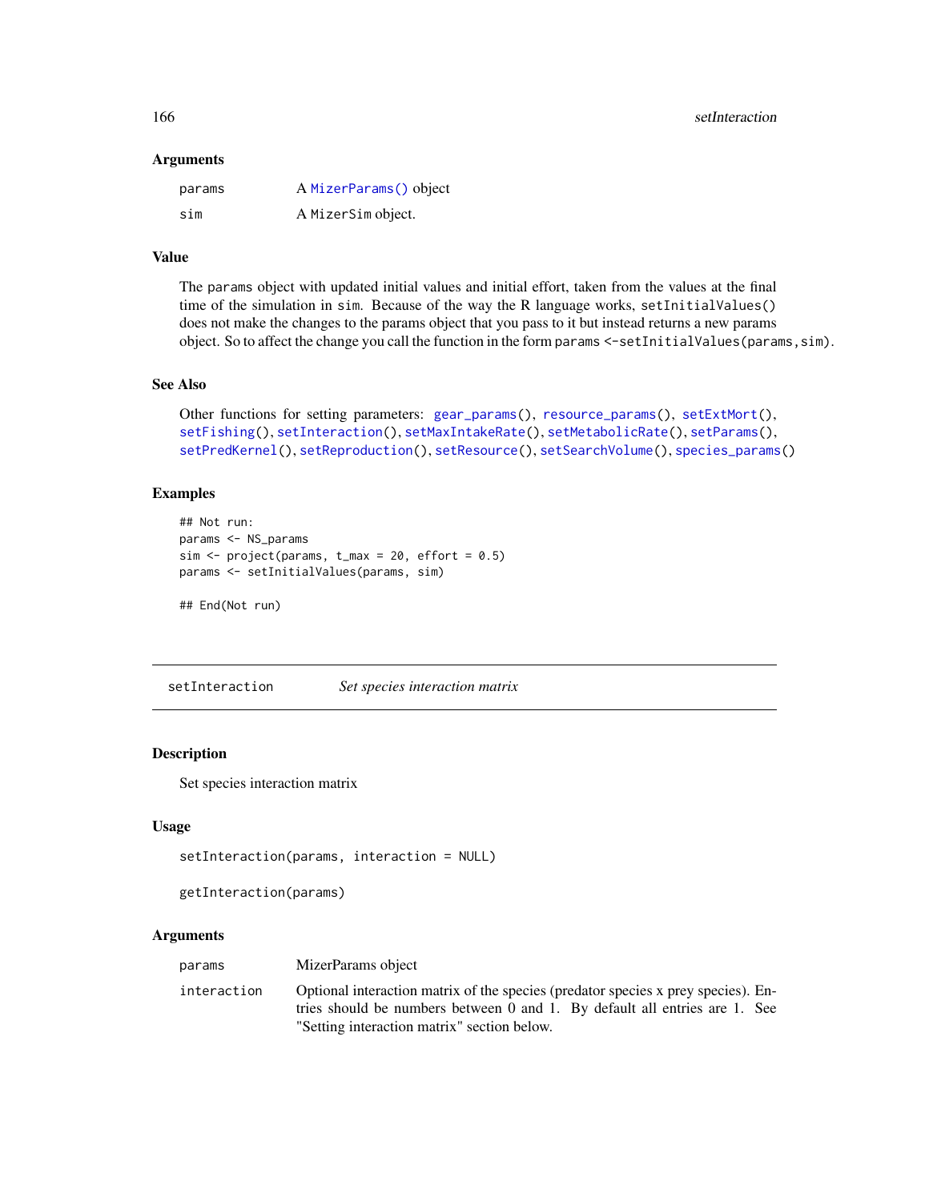### Arguments

| | |
|---|---|
| params | A MizerParams() object |
| sim | A MizerSim object. |

### Value

The params object with updated initial values and initial effort, taken from the values at the final time of the simulation in sim. Because of the way the R language works, setInitialValues() does not make the changes to the params object that you pass to it but instead returns a new params object. So to affect the change you call the function in the form params <-setInitialValues(params,sim).

### See Also

Other functions for setting parameters: gear_params(), resource_params(), setExtMort(), setFishing(), setInteraction(), setMaxIntakeRate(), setMetabolicRate(), setParams(), setPredKernel(), setReproduction(), setResource(), setSearchVolume(), species_params()

### Examples

```
## Not run:
params <- NS_params
sim <- project(params, t_max = 20, effort = 0.5)
params <- setInitialValues(params, sim)

## End(Not run)
```

---

## setInteraction    *Set species interaction matrix*

---

### Description

Set species interaction matrix

### Usage

```
setInteraction(params, interaction = NULL)

getInteraction(params)
```

### Arguments

| | |
|---|---|
| params | MizerParams object |
| interaction | Optional interaction matrix of the species (predator species x prey species). Entries should be numbers between 0 and 1. By default all entries are 1. See "Setting interaction matrix" section below. |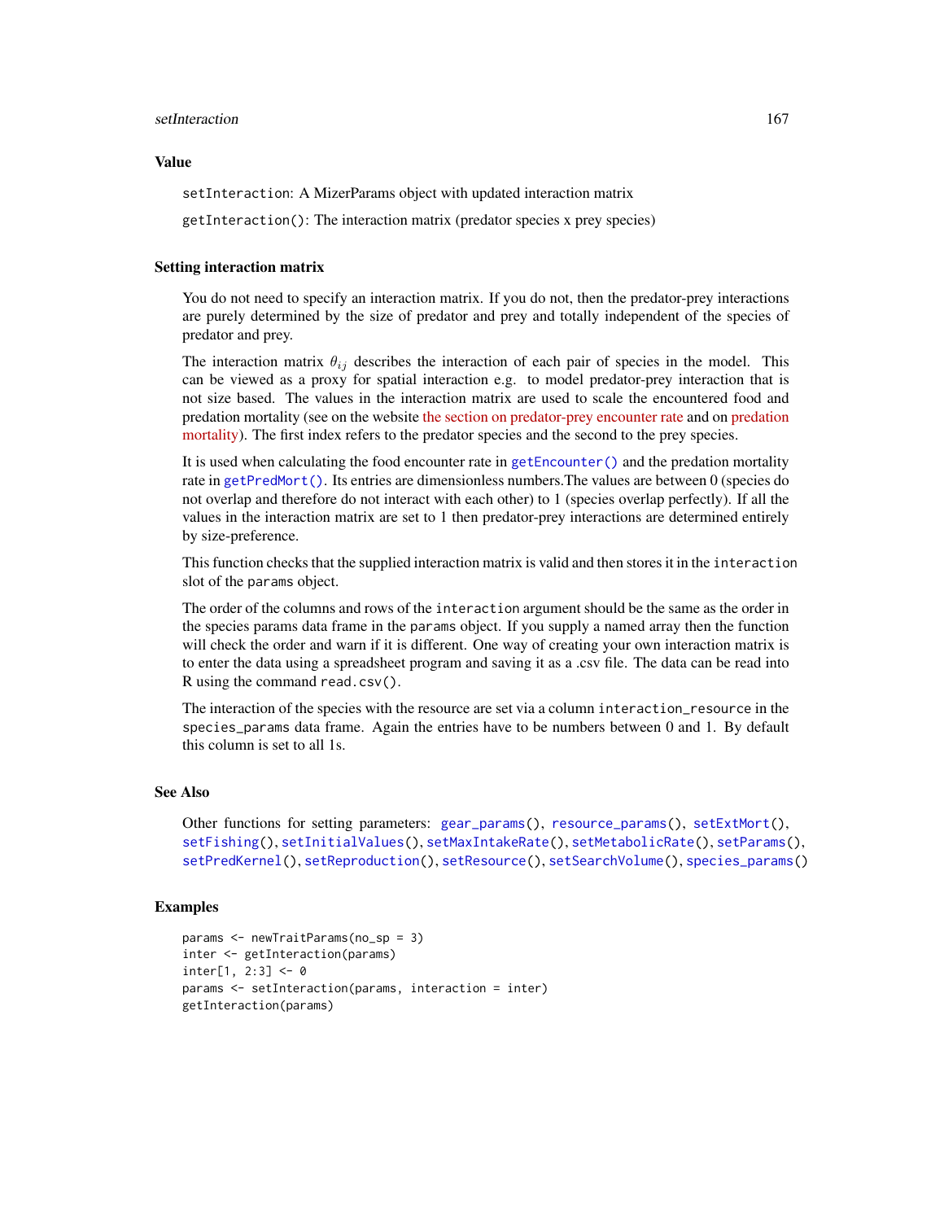### Value

`setInteraction`: A MizerParams object with updated interaction matrix

`getInteraction()`: The interaction matrix (predator species x prey species)

### Setting interaction matrix

You do not need to specify an interaction matrix. If you do not, then the predator-prey interactions are purely determined by the size of predator and prey and totally independent of the species of predator and prey.

The interaction matrix $\theta_{ij}$ describes the interaction of each pair of species in the model. This can be viewed as a proxy for spatial interaction e.g. to model predator-prey interaction that is not size based. The values in the interaction matrix are used to scale the encountered food and predation mortality (see on the website the section on predator-prey encounter rate and on predation mortality). The first index refers to the predator species and the second to the prey species.

It is used when calculating the food encounter rate in `getEncounter()` and the predation mortality rate in `getPredMort()`. Its entries are dimensionless numbers.The values are between 0 (species do not overlap and therefore do not interact with each other) to 1 (species overlap perfectly). If all the values in the interaction matrix are set to 1 then predator-prey interactions are determined entirely by size-preference.

This function checks that the supplied interaction matrix is valid and then stores it in the `interaction` slot of the `params` object.

The order of the columns and rows of the `interaction` argument should be the same as the order in the species params data frame in the `params` object. If you supply a named array then the function will check the order and warn if it is different. One way of creating your own interaction matrix is to enter the data using a spreadsheet program and saving it as a .csv file. The data can be read into R using the command `read.csv()`.

The interaction of the species with the resource are set via a column `interaction_resource` in the `species_params` data frame. Again the entries have to be numbers between 0 and 1. By default this column is set to all 1s.

### See Also

Other functions for setting parameters: `gear_params()`, `resource_params()`, `setExtMort()`, `setFishing()`, `setInitialValues()`, `setMaxIntakeRate()`, `setMetabolicRate()`, `setParams()`, `setPredKernel()`, `setReproduction()`, `setResource()`, `setSearchVolume()`, `species_params()`

### Examples

```
params <- newTraitParams(no_sp = 3)
inter <- getInteraction(params)
inter[1, 2:3] <- 0
params <- setInteraction(params, interaction = inter)
getInteraction(params)
```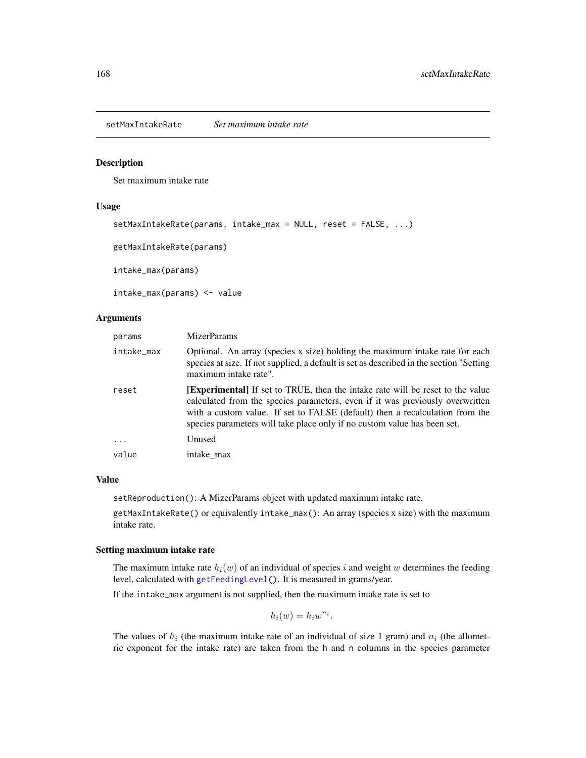## setMaxIntakeRate *Set maximum intake rate*

### Description

Set maximum intake rate

### Usage

```
setMaxIntakeRate(params, intake_max = NULL, reset = FALSE, ...)

getMaxIntakeRate(params)

intake_max(params)

intake_max(params) <- value
```

### Arguments

| | |
|---|---|
| params | MizerParams |
| intake_max | Optional. An array (species x size) holding the maximum intake rate for each species at size. If not supplied, a default is set as described in the section "Setting maximum intake rate". |
| reset | **[Experimental]** If set to TRUE, then the intake rate will be reset to the value calculated from the species parameters, even if it was previously overwritten with a custom value. If set to FALSE (default) then a recalculation from the species parameters will take place only if no custom value has been set. |
| ... | Unused |
| value | intake_max |

### Value

`setReproduction()`: A MizerParams object with updated maximum intake rate.

`getMaxIntakeRate()` or equivalently `intake_max()`: An array (species x size) with the maximum intake rate.

### Setting maximum intake rate

The maximum intake rate $h_i(w)$ of an individual of species $i$ and weight $w$ determines the feeding level, calculated with `getFeedingLevel()`. It is measured in grams/year.

If the `intake_max` argument is not supplied, then the maximum intake rate is set to

$$h_i(w) = h_i w^{n_i}.$$

The values of $h_i$ (the maximum intake rate of an individual of size 1 gram) and $n_i$ (the allometric exponent for the intake rate) are taken from the `h` and `n` columns in the species parameter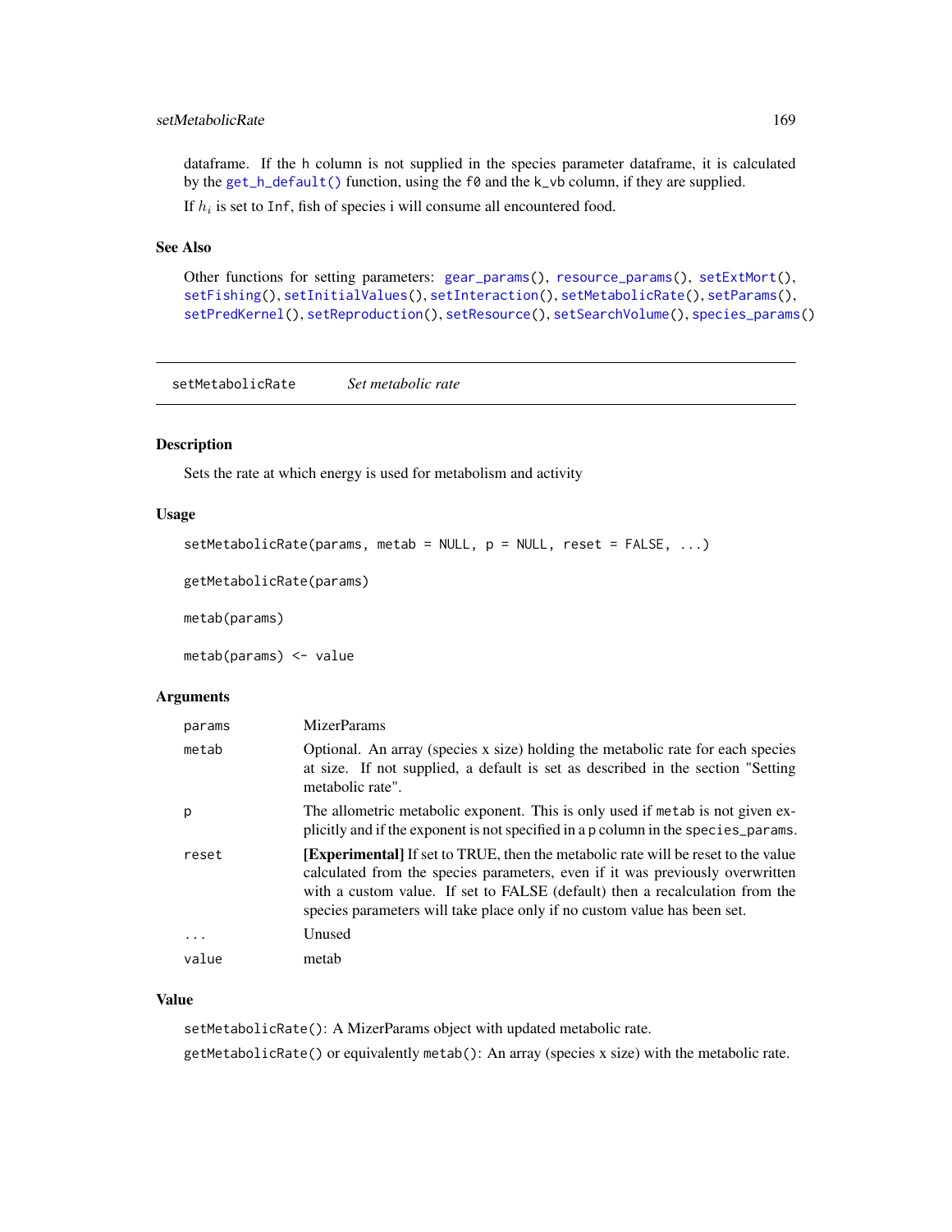dataframe. If the h column is not supplied in the species parameter dataframe, it is calculated by the get_h_default() function, using the f0 and the k_vb column, if they are supplied.

If $h_i$ is set to Inf, fish of species i will consume all encountered food.

## See Also

Other functions for setting parameters: gear_params(), resource_params(), setExtMort(), setFishing(), setInitialValues(), setInteraction(), setMetabolicRate(), setParams(), setPredKernel(), setReproduction(), setResource(), setSearchVolume(), species_params()

---

# setMetabolicRate *Set metabolic rate*

## Description

Sets the rate at which energy is used for metabolism and activity

## Usage

```
setMetabolicRate(params, metab = NULL, p = NULL, reset = FALSE, ...)

getMetabolicRate(params)

metab(params)

metab(params) <- value
```

## Arguments

| | |
|---|---|
| params | MizerParams |
| metab | Optional. An array (species x size) holding the metabolic rate for each species at size. If not supplied, a default is set as described in the section "Setting metabolic rate". |
| p | The allometric metabolic exponent. This is only used if metab is not given explicitly and if the exponent is not specified in a p column in the species_params. |
| reset | **[Experimental]** If set to TRUE, then the metabolic rate will be reset to the value calculated from the species parameters, even if it was previously overwritten with a custom value. If set to FALSE (default) then a recalculation from the species parameters will take place only if no custom value has been set. |
| ... | Unused |
| value | metab |

## Value

setMetabolicRate(): A MizerParams object with updated metabolic rate.

getMetabolicRate() or equivalently metab(): An array (species x size) with the metabolic rate.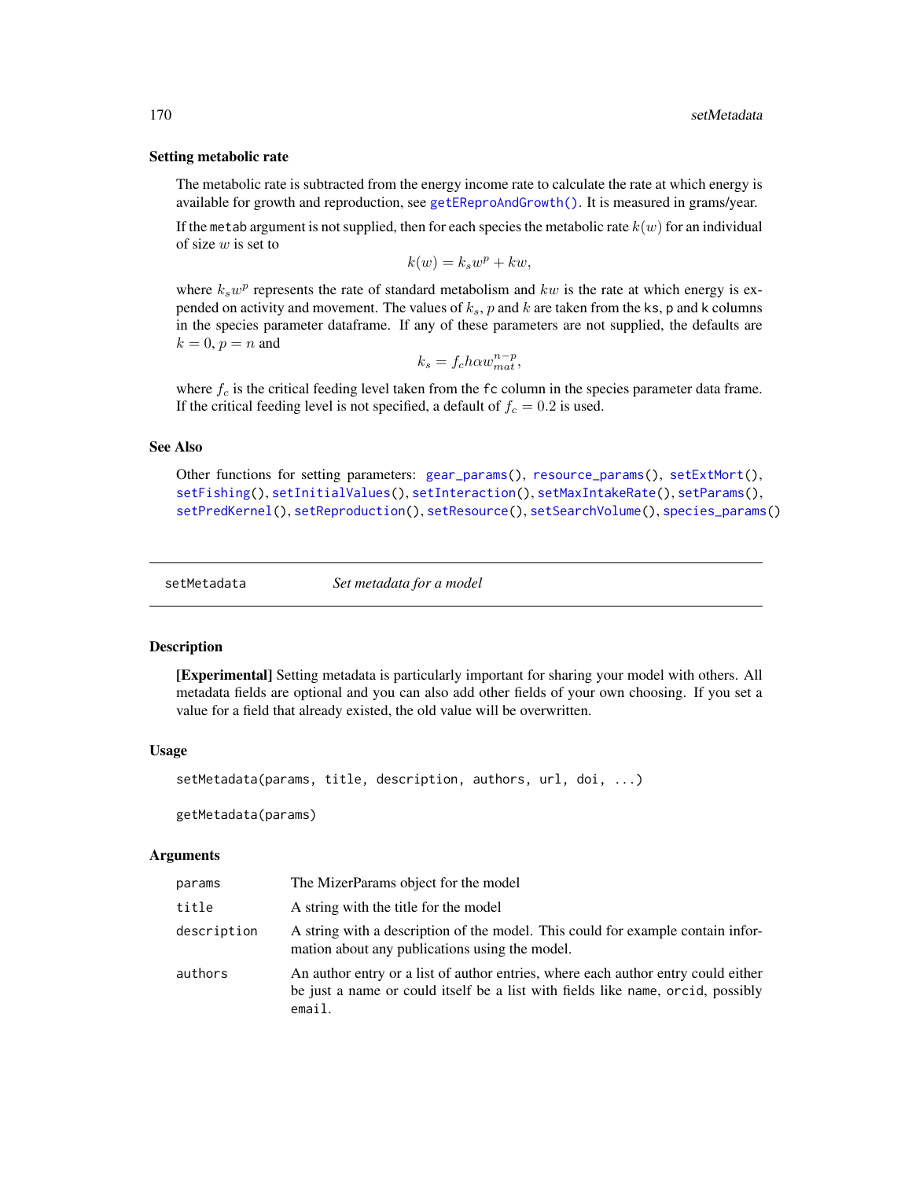### Setting metabolic rate

The metabolic rate is subtracted from the energy income rate to calculate the rate at which energy is available for growth and reproduction, see `getEReproAndGrowth()`. It is measured in grams/year.

If the `metab` argument is not supplied, then for each species the metabolic rate $k(w)$ for an individual of size $w$ is set to

$$k(w) = k_s w^p + kw,$$

where $k_s w^p$ represents the rate of standard metabolism and $kw$ is the rate at which energy is expended on activity and movement. The values of $k_s$, $p$ and $k$ are taken from the `ks`, `p` and `k` columns in the species parameter dataframe. If any of these parameters are not supplied, the defaults are $k = 0$, $p = n$ and

$$k_s = f_c h \alpha w_{mat}^{n-p},$$

where $f_c$ is the critical feeding level taken from the `fc` column in the species parameter data frame. If the critical feeding level is not specified, a default of $f_c = 0.2$ is used.

## See Also

Other functions for setting parameters: `gear_params()`, `resource_params()`, `setExtMort()`, `setFishing()`, `setInitialValues()`, `setInteraction()`, `setMaxIntakeRate()`, `setParams()`, `setPredKernel()`, `setReproduction()`, `setResource()`, `setSearchVolume()`, `species_params()`

---

# setMetadata *Set metadata for a model*

## Description

**[Experimental]** Setting metadata is particularly important for sharing your model with others. All metadata fields are optional and you can also add other fields of your own choosing. If you set a value for a field that already existed, the old value will be overwritten.

## Usage

```
setMetadata(params, title, description, authors, url, doi, ...)

getMetadata(params)
```

## Arguments

| | |
|---|---|
| `params` | The MizerParams object for the model |
| `title` | A string with the title for the model |
| `description` | A string with a description of the model. This could for example contain information about any publications using the model. |
| `authors` | An author entry or a list of author entries, where each author entry could either be just a name or could itself be a list with fields like `name`, `orcid`, possibly `email`. |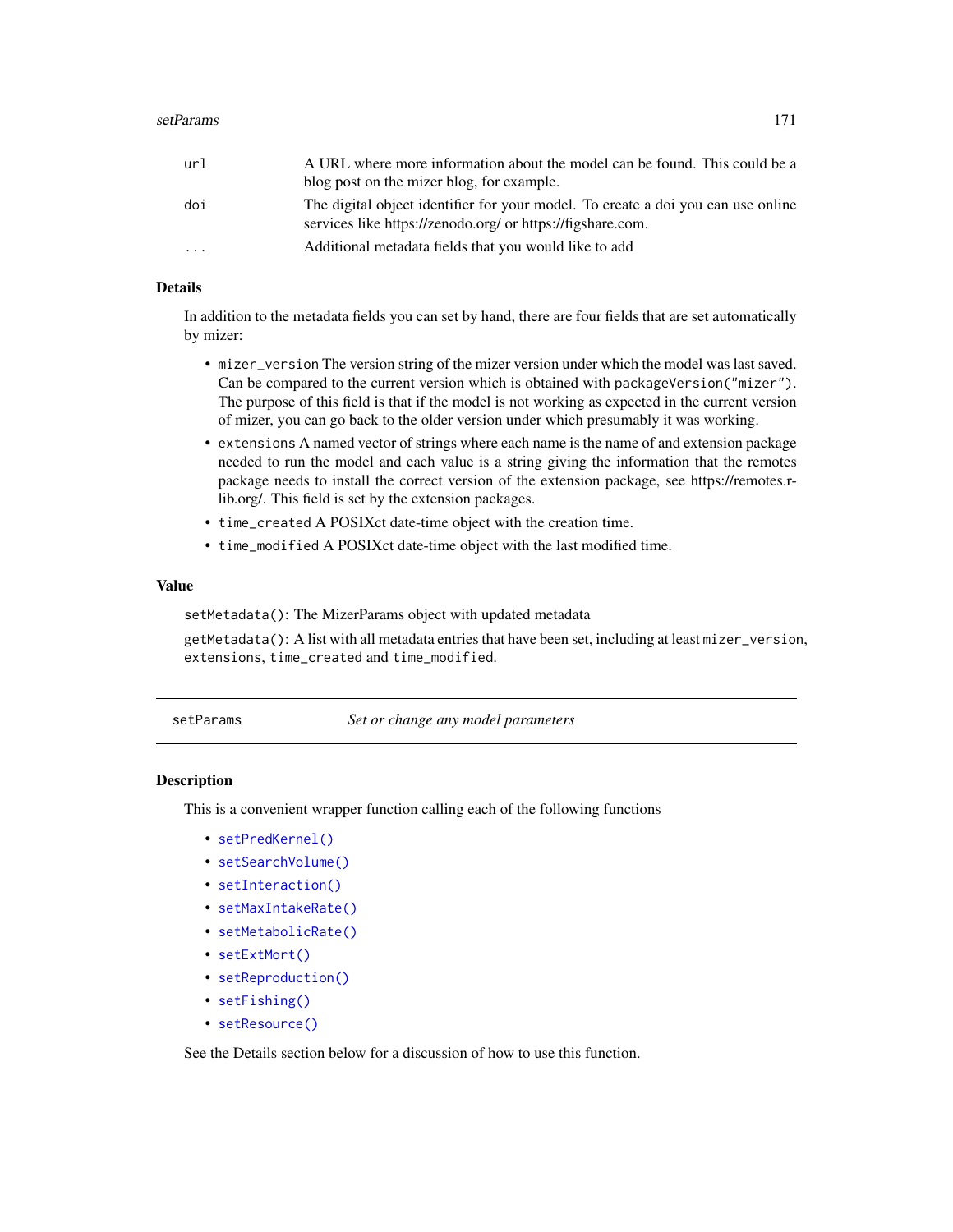| | |
|---|---|
| `url` | A URL where more information about the model can be found. This could be a blog post on the mizer blog, for example. |
| `doi` | The digital object identifier for your model. To create a doi you can use online services like https://zenodo.org/ or https://figshare.com. |
| `...` | Additional metadata fields that you would like to add |

## Details

In addition to the metadata fields you can set by hand, there are four fields that are set automatically by mizer:

- `mizer_version` The version string of the mizer version under which the model was last saved. Can be compared to the current version which is obtained with `packageVersion("mizer")`. The purpose of this field is that if the model is not working as expected in the current version of mizer, you can go back to the older version under which presumably it was working.
- `extensions` A named vector of strings where each name is the name of and extension package needed to run the model and each value is a string giving the information that the remotes package needs to install the correct version of the extension package, see https://remotes.r-lib.org/. This field is set by the extension packages.
- `time_created` A POSIXct date-time object with the creation time.
- `time_modified` A POSIXct date-time object with the last modified time.

## Value

`setMetadata()`: The MizerParams object with updated metadata

`getMetadata()`: A list with all metadata entries that have been set, including at least `mizer_version`, `extensions`, `time_created` and `time_modified`.

---

# setParams *Set or change any model parameters*

---

## Description

This is a convenient wrapper function calling each of the following functions

- `setPredKernel()`
- `setSearchVolume()`
- `setInteraction()`
- `setMaxIntakeRate()`
- `setMetabolicRate()`
- `setExtMort()`
- `setReproduction()`
- `setFishing()`
- `setResource()`

See the Details section below for a discussion of how to use this function.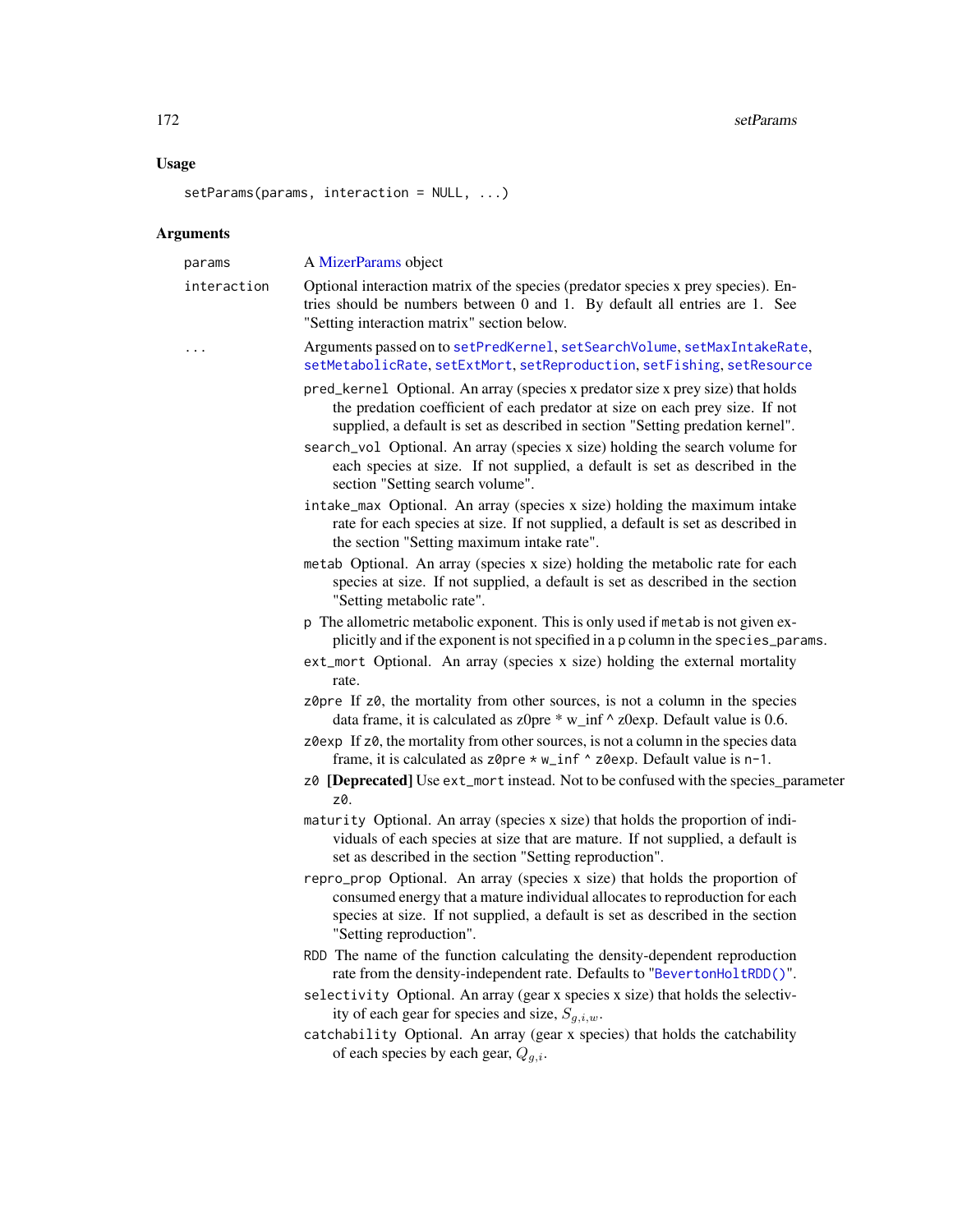## Usage

```
setParams(params, interaction = NULL, ...)
```

## Arguments

**params** A MizerParams object

**interaction** Optional interaction matrix of the species (predator species x prey species). Entries should be numbers between 0 and 1. By default all entries are 1. See "Setting interaction matrix" section below.

**...** Arguments passed on to `setPredKernel`, `setSearchVolume`, `setMaxIntakeRate`, `setMetabolicRate`, `setExtMort`, `setReproduction`, `setFishing`, `setResource`

- `pred_kernel` Optional. An array (species x predator size x prey size) that holds the predation coefficient of each predator at size on each prey size. If not supplied, a default is set as described in section "Setting predation kernel".
- `search_vol` Optional. An array (species x size) holding the search volume for each species at size. If not supplied, a default is set as described in the section "Setting search volume".
- `intake_max` Optional. An array (species x size) holding the maximum intake rate for each species at size. If not supplied, a default is set as described in the section "Setting maximum intake rate".
- `metab` Optional. An array (species x size) holding the metabolic rate for each species at size. If not supplied, a default is set as described in the section "Setting metabolic rate".
- `p` The allometric metabolic exponent. This is only used if `metab` is not given explicitly and if the exponent is not specified in a `p` column in the `species_params`.
- `ext_mort` Optional. An array (species x size) holding the external mortality rate.
- `z0pre` If `z0`, the mortality from other sources, is not a column in the species data frame, it is calculated as z0pre * w_inf ^ z0exp. Default value is 0.6.
- `z0exp` If `z0`, the mortality from other sources, is not a column in the species data frame, it is calculated as `z0pre * w_inf ^ z0exp`. Default value is `n-1`.
- `z0` **[Deprecated]** Use `ext_mort` instead. Not to be confused with the species_parameter `z0`.
- `maturity` Optional. An array (species x size) that holds the proportion of individuals of each species at size that are mature. If not supplied, a default is set as described in the section "Setting reproduction".
- `repro_prop` Optional. An array (species x size) that holds the proportion of consumed energy that a mature individual allocates to reproduction for each species at size. If not supplied, a default is set as described in the section "Setting reproduction".
- `RDD` The name of the function calculating the density-dependent reproduction rate from the density-independent rate. Defaults to "`BevertonHoltRDD()`".
- `selectivity` Optional. An array (gear x species x size) that holds the selectivity of each gear for species and size, $S_{g,i,w}$.
- `catchability` Optional. An array (gear x species) that holds the catchability of each species by each gear, $Q_{g,i}$.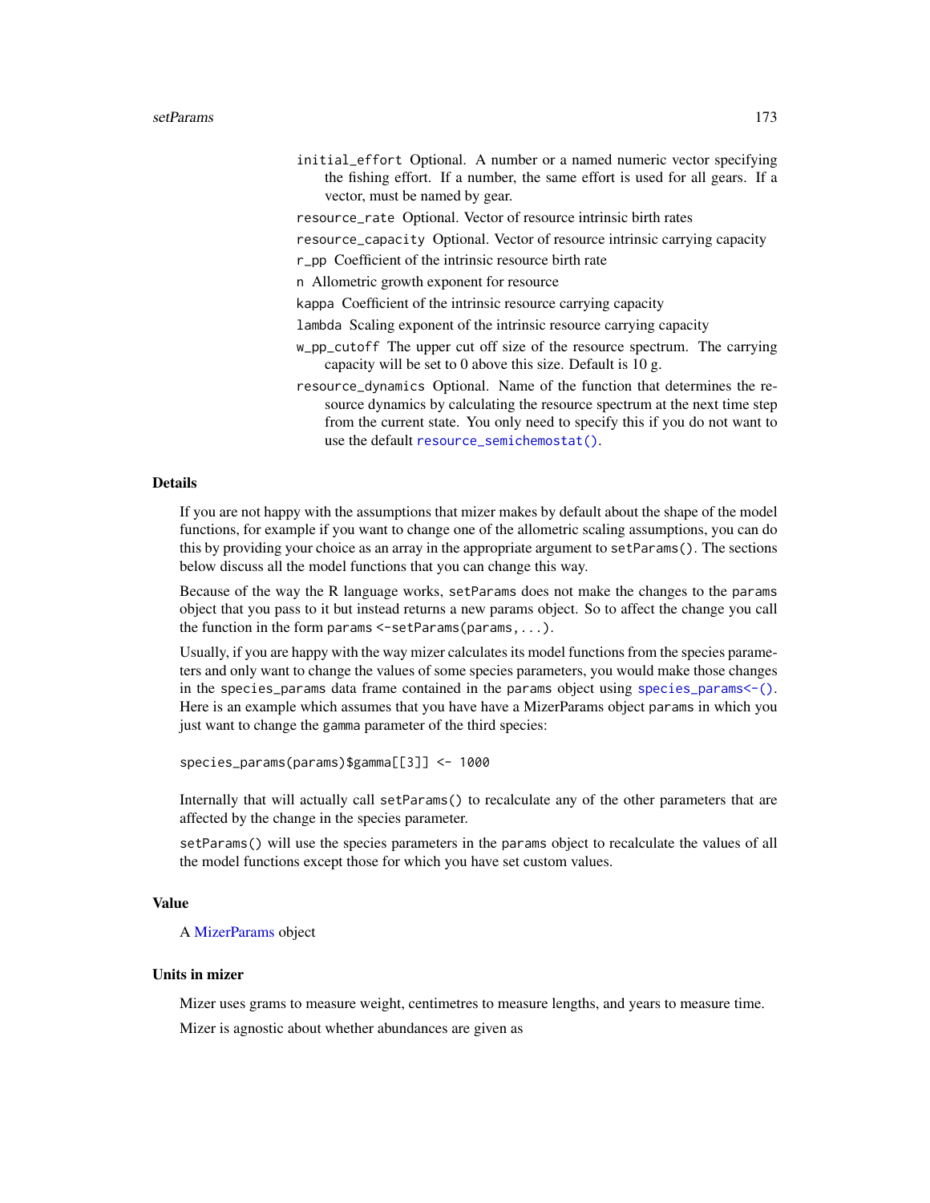initial_effort Optional. A number or a named numeric vector specifying the fishing effort. If a number, the same effort is used for all gears. If a vector, must be named by gear.

resource_rate Optional. Vector of resource intrinsic birth rates

resource_capacity Optional. Vector of resource intrinsic carrying capacity

r_pp Coefficient of the intrinsic resource birth rate

n Allometric growth exponent for resource

kappa Coefficient of the intrinsic resource carrying capacity

lambda Scaling exponent of the intrinsic resource carrying capacity

w_pp_cutoff The upper cut off size of the resource spectrum. The carrying capacity will be set to 0 above this size. Default is 10 g.

resource_dynamics Optional. Name of the function that determines the resource dynamics by calculating the resource spectrum at the next time step from the current state. You only need to specify this if you do not want to use the default resource_semichemostat().

### Details

If you are not happy with the assumptions that mizer makes by default about the shape of the model functions, for example if you want to change one of the allometric scaling assumptions, you can do this by providing your choice as an array in the appropriate argument to setParams(). The sections below discuss all the model functions that you can change this way.

Because of the way the R language works, setParams does not make the changes to the params object that you pass to it but instead returns a new params object. So to affect the change you call the function in the form params <-setParams(params,...).

Usually, if you are happy with the way mizer calculates its model functions from the species parameters and only want to change the values of some species parameters, you would make those changes in the species_params data frame contained in the params object using species_params<-(). Here is an example which assumes that you have have a MizerParams object params in which you just want to change the gamma parameter of the third species:

```
species_params(params)$gamma[[3]] <- 1000
```

Internally that will actually call setParams() to recalculate any of the other parameters that are affected by the change in the species parameter.

setParams() will use the species parameters in the params object to recalculate the values of all the model functions except those for which you have set custom values.

### Value

A MizerParams object

### Units in mizer

Mizer uses grams to measure weight, centimetres to measure lengths, and years to measure time.

Mizer is agnostic about whether abundances are given as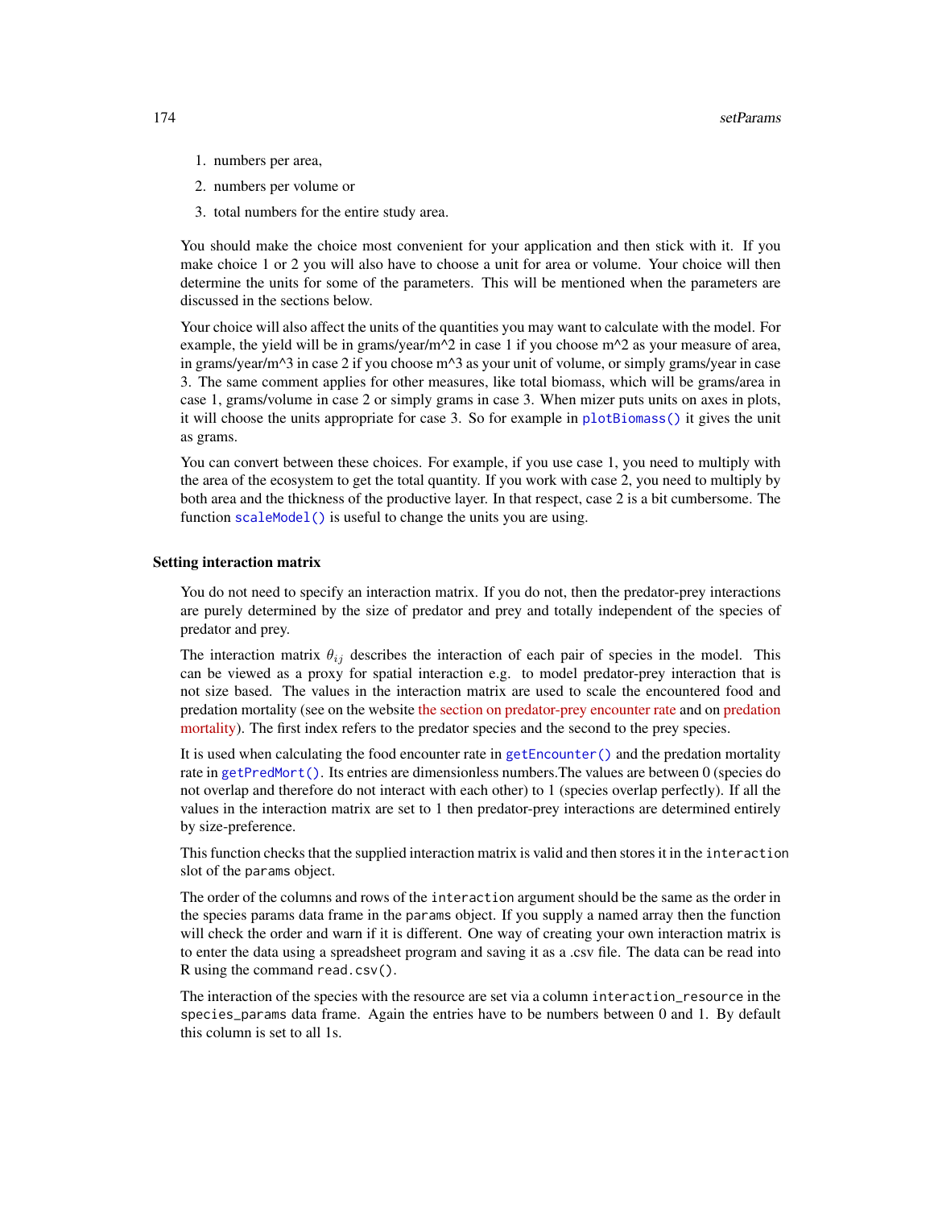1. numbers per area,
2. numbers per volume or
3. total numbers for the entire study area.

You should make the choice most convenient for your application and then stick with it. If you make choice 1 or 2 you will also have to choose a unit for area or volume. Your choice will then determine the units for some of the parameters. This will be mentioned when the parameters are discussed in the sections below.

Your choice will also affect the units of the quantities you may want to calculate with the model. For example, the yield will be in grams/year/m^2 in case 1 if you choose m^2 as your measure of area, in grams/year/m^3 in case 2 if you choose m^3 as your unit of volume, or simply grams/year in case 3. The same comment applies for other measures, like total biomass, which will be grams/area in case 1, grams/volume in case 2 or simply grams in case 3. When mizer puts units on axes in plots, it will choose the units appropriate for case 3. So for example in `plotBiomass()` it gives the unit as grams.

You can convert between these choices. For example, if you use case 1, you need to multiply with the area of the ecosystem to get the total quantity. If you work with case 2, you need to multiply by both area and the thickness of the productive layer. In that respect, case 2 is a bit cumbersome. The function `scaleModel()` is useful to change the units you are using.

### Setting interaction matrix

You do not need to specify an interaction matrix. If you do not, then the predator-prey interactions are purely determined by the size of predator and prey and totally independent of the species of predator and prey.

The interaction matrix $\theta_{ij}$ describes the interaction of each pair of species in the model. This can be viewed as a proxy for spatial interaction e.g. to model predator-prey interaction that is not size based. The values in the interaction matrix are used to scale the encountered food and predation mortality (see on the website the section on predator-prey encounter rate and on predation mortality). The first index refers to the predator species and the second to the prey species.

It is used when calculating the food encounter rate in `getEncounter()` and the predation mortality rate in `getPredMort()`. Its entries are dimensionless numbers.The values are between 0 (species do not overlap and therefore do not interact with each other) to 1 (species overlap perfectly). If all the values in the interaction matrix are set to 1 then predator-prey interactions are determined entirely by size-preference.

This function checks that the supplied interaction matrix is valid and then stores it in the `interaction` slot of the `params` object.

The order of the columns and rows of the `interaction` argument should be the same as the order in the species params data frame in the `params` object. If you supply a named array then the function will check the order and warn if it is different. One way of creating your own interaction matrix is to enter the data using a spreadsheet program and saving it as a .csv file. The data can be read into R using the command `read.csv()`.

The interaction of the species with the resource are set via a column `interaction_resource` in the `species_params` data frame. Again the entries have to be numbers between 0 and 1. By default this column is set to all 1s.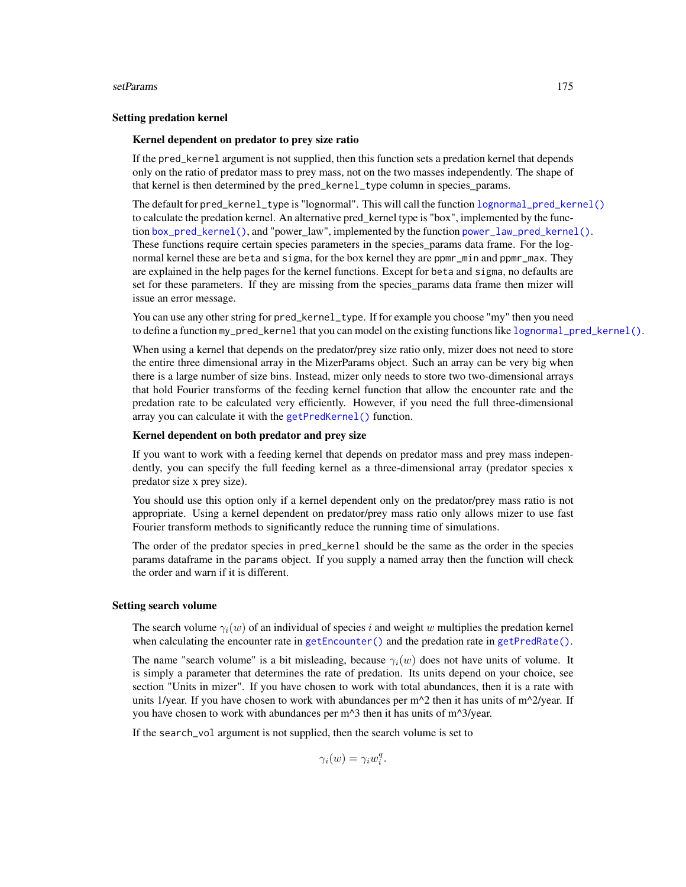### Setting predation kernel

#### Kernel dependent on predator to prey size ratio

If the `pred_kernel` argument is not supplied, then this function sets a predation kernel that depends only on the ratio of predator mass to prey mass, not on the two masses independently. The shape of that kernel is then determined by the `pred_kernel_type` column in species_params.

The default for `pred_kernel_type` is "lognormal". This will call the function `lognormal_pred_kernel()` to calculate the predation kernel. An alternative pred_kernel type is "box", implemented by the function `box_pred_kernel()`, and "power_law", implemented by the function `power_law_pred_kernel()`. These functions require certain species parameters in the species_params data frame. For the lognormal kernel these are `beta` and `sigma`, for the box kernel they are `ppmr_min` and `ppmr_max`. They are explained in the help pages for the kernel functions. Except for `beta` and `sigma`, no defaults are set for these parameters. If they are missing from the species_params data frame then mizer will issue an error message.

You can use any other string for `pred_kernel_type`. If for example you choose "my" then you need to define a function `my_pred_kernel` that you can model on the existing functions like `lognormal_pred_kernel()`.

When using a kernel that depends on the predator/prey size ratio only, mizer does not need to store the entire three dimensional array in the MizerParams object. Such an array can be very big when there is a large number of size bins. Instead, mizer only needs to store two two-dimensional arrays that hold Fourier transforms of the feeding kernel function that allow the encounter rate and the predation rate to be calculated very efficiently. However, if you need the full three-dimensional array you can calculate it with the `getPredKernel()` function.

#### Kernel dependent on both predator and prey size

If you want to work with a feeding kernel that depends on predator mass and prey mass independently, you can specify the full feeding kernel as a three-dimensional array (predator species x predator size x prey size).

You should use this option only if a kernel dependent only on the predator/prey mass ratio is not appropriate. Using a kernel dependent on predator/prey mass ratio only allows mizer to use fast Fourier transform methods to significantly reduce the running time of simulations.

The order of the predator species in `pred_kernel` should be the same as the order in the species params dataframe in the `params` object. If you supply a named array then the function will check the order and warn if it is different.

### Setting search volume

The search volume $\gamma_i(w)$ of an individual of species $i$ and weight $w$ multiplies the predation kernel when calculating the encounter rate in `getEncounter()` and the predation rate in `getPredRate()`.

The name "search volume" is a bit misleading, because $\gamma_i(w)$ does not have units of volume. It is simply a parameter that determines the rate of predation. Its units depend on your choice, see section "Units in mizer". If you have chosen to work with total abundances, then it is a rate with units 1/year. If you have chosen to work with abundances per m^2 then it has units of m^2/year. If you have chosen to work with abundances per m^3 then it has units of m^3/year.

If the `search_vol` argument is not supplied, then the search volume is set to

$$\gamma_i(w) = \gamma_i w_i^q.$$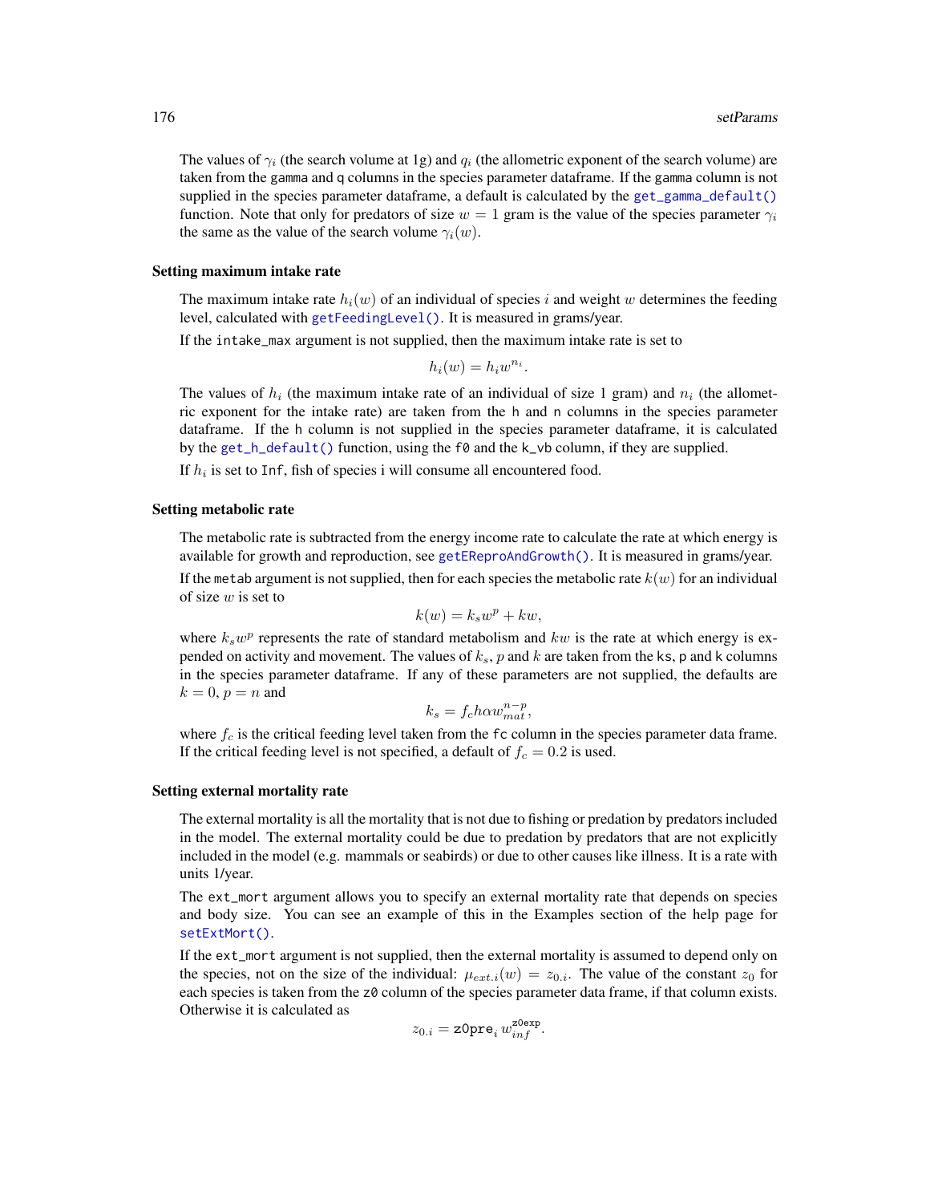The values of $\gamma_i$ (the search volume at 1g) and $q_i$ (the allometric exponent of the search volume) are taken from the `gamma` and `q` columns in the species parameter dataframe. If the `gamma` column is not supplied in the species parameter dataframe, a default is calculated by the `get_gamma_default()` function. Note that only for predators of size $w = 1$ gram is the value of the species parameter $\gamma_i$ the same as the value of the search volume $\gamma_i(w)$.

### Setting maximum intake rate

The maximum intake rate $h_i(w)$ of an individual of species $i$ and weight $w$ determines the feeding level, calculated with `getFeedingLevel()`. It is measured in grams/year.

If the `intake_max` argument is not supplied, then the maximum intake rate is set to

$$h_i(w) = h_i w^{n_i}.$$

The values of $h_i$ (the maximum intake rate of an individual of size 1 gram) and $n_i$ (the allometric exponent for the intake rate) are taken from the `h` and `n` columns in the species parameter dataframe. If the `h` column is not supplied in the species parameter dataframe, it is calculated by the `get_h_default()` function, using the `f0` and the `k_vb` column, if they are supplied.

If $h_i$ is set to `Inf`, fish of species i will consume all encountered food.

### Setting metabolic rate

The metabolic rate is subtracted from the energy income rate to calculate the rate at which energy is available for growth and reproduction, see `getEReproAndGrowth()`. It is measured in grams/year.

If the `metab` argument is not supplied, then for each species the metabolic rate $k(w)$ for an individual of size $w$ is set to

$$k(w) = k_s w^p + kw,$$

where $k_s w^p$ represents the rate of standard metabolism and $kw$ is the rate at which energy is expended on activity and movement. The values of $k_s$, $p$ and $k$ are taken from the `ks`, `p` and `k` columns in the species parameter dataframe. If any of these parameters are not supplied, the defaults are $k = 0$, $p = n$ and

$$k_s = f_c h \alpha w_{mat}^{n-p},$$

where $f_c$ is the critical feeding level taken from the `fc` column in the species parameter data frame. If the critical feeding level is not specified, a default of $f_c = 0.2$ is used.

### Setting external mortality rate

The external mortality is all the mortality that is not due to fishing or predation by predators included in the model. The external mortality could be due to predation by predators that are not explicitly included in the model (e.g. mammals or seabirds) or due to other causes like illness. It is a rate with units 1/year.

The `ext_mort` argument allows you to specify an external mortality rate that depends on species and body size. You can see an example of this in the Examples section of the help page for `setExtMort()`.

If the `ext_mort` argument is not supplied, then the external mortality is assumed to depend only on the species, not on the size of the individual: $\mu_{ext.i}(w) = z_{0.i}$. The value of the constant $z_0$ for each species is taken from the `z0` column of the species parameter data frame, if that column exists. Otherwise it is calculated as

$$z_{0.i} = \texttt{z0pre}_i \, w_{inf}^{\texttt{z0exp}}.$$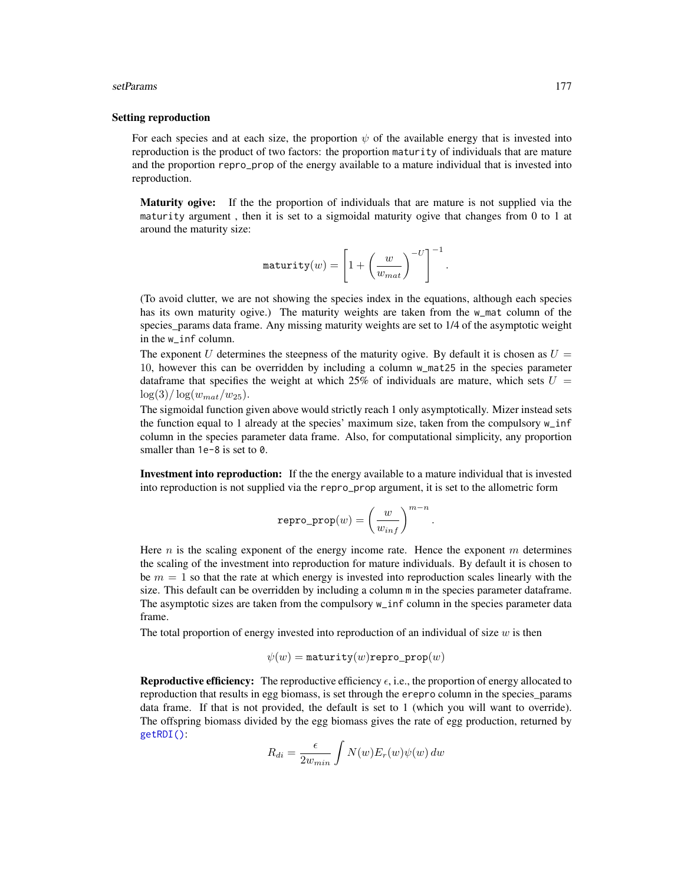### Setting reproduction

For each species and at each size, the proportion $\psi$ of the available energy that is invested into reproduction is the product of two factors: the proportion `maturity` of individuals that are mature and the proportion `repro_prop` of the energy available to a mature individual that is invested into reproduction.

**Maturity ogive:** If the the proportion of individuals that are mature is not supplied via the `maturity` argument , then it is set to a sigmoidal maturity ogive that changes from 0 to 1 at around the maturity size:

$$\texttt{maturity}(w) = \left[1 + \left(\frac{w}{w_{mat}}\right)^{-U}\right]^{-1}.$$

(To avoid clutter, we are not showing the species index in the equations, although each species has its own maturity ogive.) The maturity weights are taken from the `w_mat` column of the species_params data frame. Any missing maturity weights are set to 1/4 of the asymptotic weight in the `w_inf` column.

The exponent $U$ determines the steepness of the maturity ogive. By default it is chosen as $U = 10$, however this can be overridden by including a column `w_mat25` in the species parameter dataframe that specifies the weight at which 25% of individuals are mature, which sets $U = \log(3)/\log(w_{mat}/w_{25})$.

The sigmoidal function given above would strictly reach 1 only asymptotically. Mizer instead sets the function equal to 1 already at the species' maximum size, taken from the compulsory `w_inf` column in the species parameter data frame. Also, for computational simplicity, any proportion smaller than `1e-8` is set to `0`.

**Investment into reproduction:** If the the energy available to a mature individual that is invested into reproduction is not supplied via the `repro_prop` argument, it is set to the allometric form

$$\texttt{repro\_prop}(w) = \left(\frac{w}{w_{inf}}\right)^{m-n}.$$

Here $n$ is the scaling exponent of the energy income rate. Hence the exponent $m$ determines the scaling of the investment into reproduction for mature individuals. By default it is chosen to be $m = 1$ so that the rate at which energy is invested into reproduction scales linearly with the size. This default can be overridden by including a column `m` in the species parameter dataframe. The asymptotic sizes are taken from the compulsory `w_inf` column in the species parameter data frame.

The total proportion of energy invested into reproduction of an individual of size $w$ is then

$$\psi(w) = \texttt{maturity}(w)\texttt{repro\_prop}(w)$$

**Reproductive efficiency:** The reproductive efficiency $\epsilon$, i.e., the proportion of energy allocated to reproduction that results in egg biomass, is set through the `erepro` column in the species_params data frame. If that is not provided, the default is set to 1 (which you will want to override). The offspring biomass divided by the egg biomass gives the rate of egg production, returned by `getRDI()`:

$$R_{di} = \frac{\epsilon}{2w_{min}} \int N(w) E_r(w) \psi(w)\, dw$$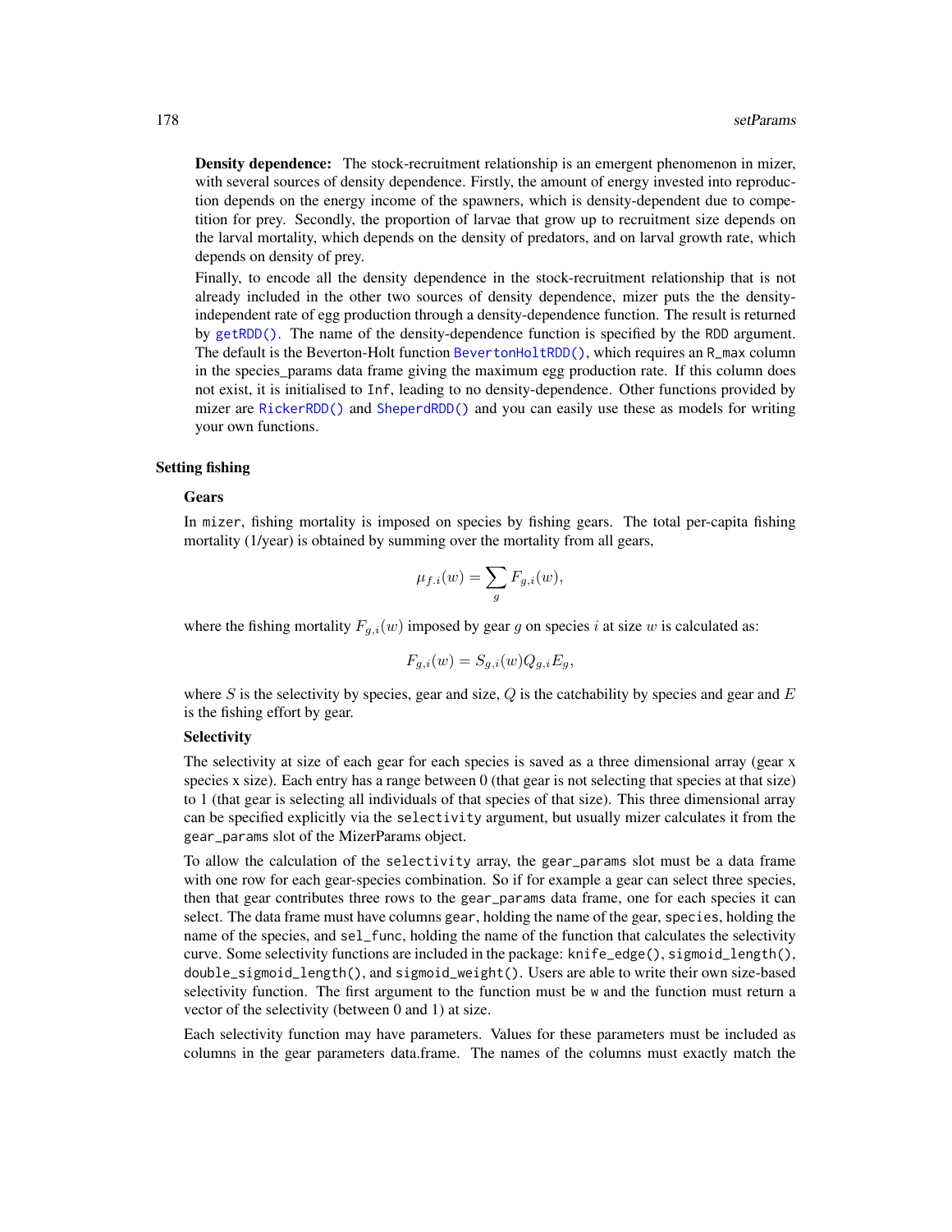**Density dependence:** The stock-recruitment relationship is an emergent phenomenon in mizer, with several sources of density dependence. Firstly, the amount of energy invested into reproduction depends on the energy income of the spawners, which is density-dependent due to competition for prey. Secondly, the proportion of larvae that grow up to recruitment size depends on the larval mortality, which depends on the density of predators, and on larval growth rate, which depends on density of prey.

Finally, to encode all the density dependence in the stock-recruitment relationship that is not already included in the other two sources of density dependence, mizer puts the the density-independent rate of egg production through a density-dependence function. The result is returned by `getRDD()`. The name of the density-dependence function is specified by the `RDD` argument. The default is the Beverton-Holt function `BevertonHoltRDD()`, which requires an `R_max` column in the species_params data frame giving the maximum egg production rate. If this column does not exist, it is initialised to `Inf`, leading to no density-dependence. Other functions provided by mizer are `RickerRDD()` and `ShepherdRDD()` and you can easily use these as models for writing your own functions.

## Setting fishing

### Gears

In `mizer`, fishing mortality is imposed on species by fishing gears. The total per-capita fishing mortality (1/year) is obtained by summing over the mortality from all gears,

$$\mu_{f.i}(w) = \sum_g F_{g,i}(w),$$

where the fishing mortality $F_{g,i}(w)$ imposed by gear $g$ on species $i$ at size $w$ is calculated as:

$$F_{g,i}(w) = S_{g,i}(w) Q_{g,i} E_g,$$

where $S$ is the selectivity by species, gear and size, $Q$ is the catchability by species and gear and $E$ is the fishing effort by gear.

### Selectivity

The selectivity at size of each gear for each species is saved as a three dimensional array (gear x species x size). Each entry has a range between 0 (that gear is not selecting that species at that size) to 1 (that gear is selecting all individuals of that species of that size). This three dimensional array can be specified explicitly via the `selectivity` argument, but usually mizer calculates it from the `gear_params` slot of the MizerParams object.

To allow the calculation of the `selectivity` array, the `gear_params` slot must be a data frame with one row for each gear-species combination. So if for example a gear can select three species, then that gear contributes three rows to the `gear_params` data frame, one for each species it can select. The data frame must have columns `gear`, holding the name of the gear, `species`, holding the name of the species, and `sel_func`, holding the name of the function that calculates the selectivity curve. Some selectivity functions are included in the package: `knife_edge()`, `sigmoid_length()`, `double_sigmoid_length()`, and `sigmoid_weight()`. Users are able to write their own size-based selectivity function. The first argument to the function must be `w` and the function must return a vector of the selectivity (between 0 and 1) at size.

Each selectivity function may have parameters. Values for these parameters must be included as columns in the gear parameters data.frame. The names of the columns must exactly match the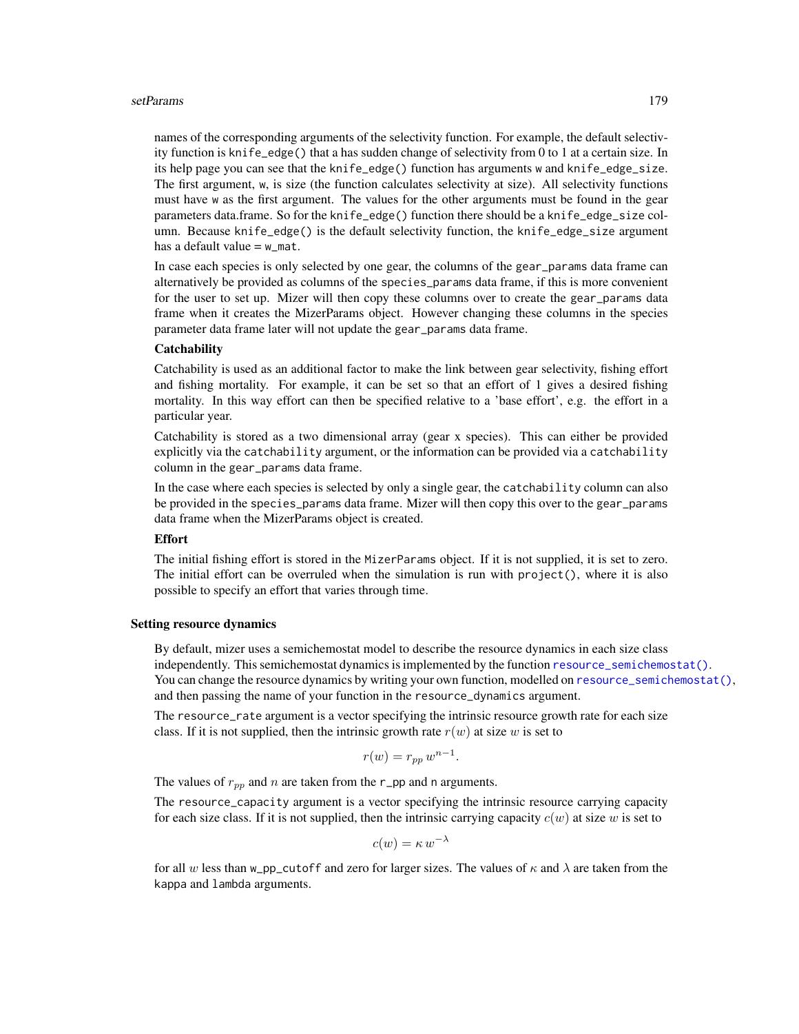names of the corresponding arguments of the selectivity function. For example, the default selectivity function is `knife_edge()` that a has sudden change of selectivity from 0 to 1 at a certain size. In its help page you can see that the `knife_edge()` function has arguments `w` and `knife_edge_size`. The first argument, `w`, is size (the function calculates selectivity at size). All selectivity functions must have `w` as the first argument. The values for the other arguments must be found in the gear parameters data.frame. So for the `knife_edge()` function there should be a `knife_edge_size` column. Because `knife_edge()` is the default selectivity function, the `knife_edge_size` argument has a default value = `w_mat`.

In case each species is only selected by one gear, the columns of the `gear_params` data frame can alternatively be provided as columns of the `species_params` data frame, if this is more convenient for the user to set up. Mizer will then copy these columns over to create the `gear_params` data frame when it creates the MizerParams object. However changing these columns in the species parameter data frame later will not update the `gear_params` data frame.

**Catchability**

Catchability is used as an additional factor to make the link between gear selectivity, fishing effort and fishing mortality. For example, it can be set so that an effort of 1 gives a desired fishing mortality. In this way effort can then be specified relative to a 'base effort', e.g. the effort in a particular year.

Catchability is stored as a two dimensional array (gear x species). This can either be provided explicitly via the `catchability` argument, or the information can be provided via a `catchability` column in the `gear_params` data frame.

In the case where each species is selected by only a single gear, the `catchability` column can also be provided in the `species_params` data frame. Mizer will then copy this over to the `gear_params` data frame when the MizerParams object is created.

**Effort**

The initial fishing effort is stored in the `MizerParams` object. If it is not supplied, it is set to zero. The initial effort can be overruled when the simulation is run with `project()`, where it is also possible to specify an effort that varies through time.

### Setting resource dynamics

By default, mizer uses a semichemostat model to describe the resource dynamics in each size class independently. This semichemostat dynamics is implemented by the function `resource_semichemostat()`. You can change the resource dynamics by writing your own function, modelled on `resource_semichemostat()`, and then passing the name of your function in the `resource_dynamics` argument.

The `resource_rate` argument is a vector specifying the intrinsic resource growth rate for each size class. If it is not supplied, then the intrinsic growth rate $r(w)$ at size $w$ is set to

$$r(w) = r_{pp}\, w^{n-1}.$$

The values of $r_{pp}$ and $n$ are taken from the `r_pp` and `n` arguments.

The `resource_capacity` argument is a vector specifying the intrinsic resource carrying capacity for each size class. If it is not supplied, then the intrinsic carrying capacity $c(w)$ at size $w$ is set to

$$c(w) = \kappa\, w^{-\lambda}$$

for all $w$ less than `w_pp_cutoff` and zero for larger sizes. The values of $\kappa$ and $\lambda$ are taken from the `kappa` and `lambda` arguments.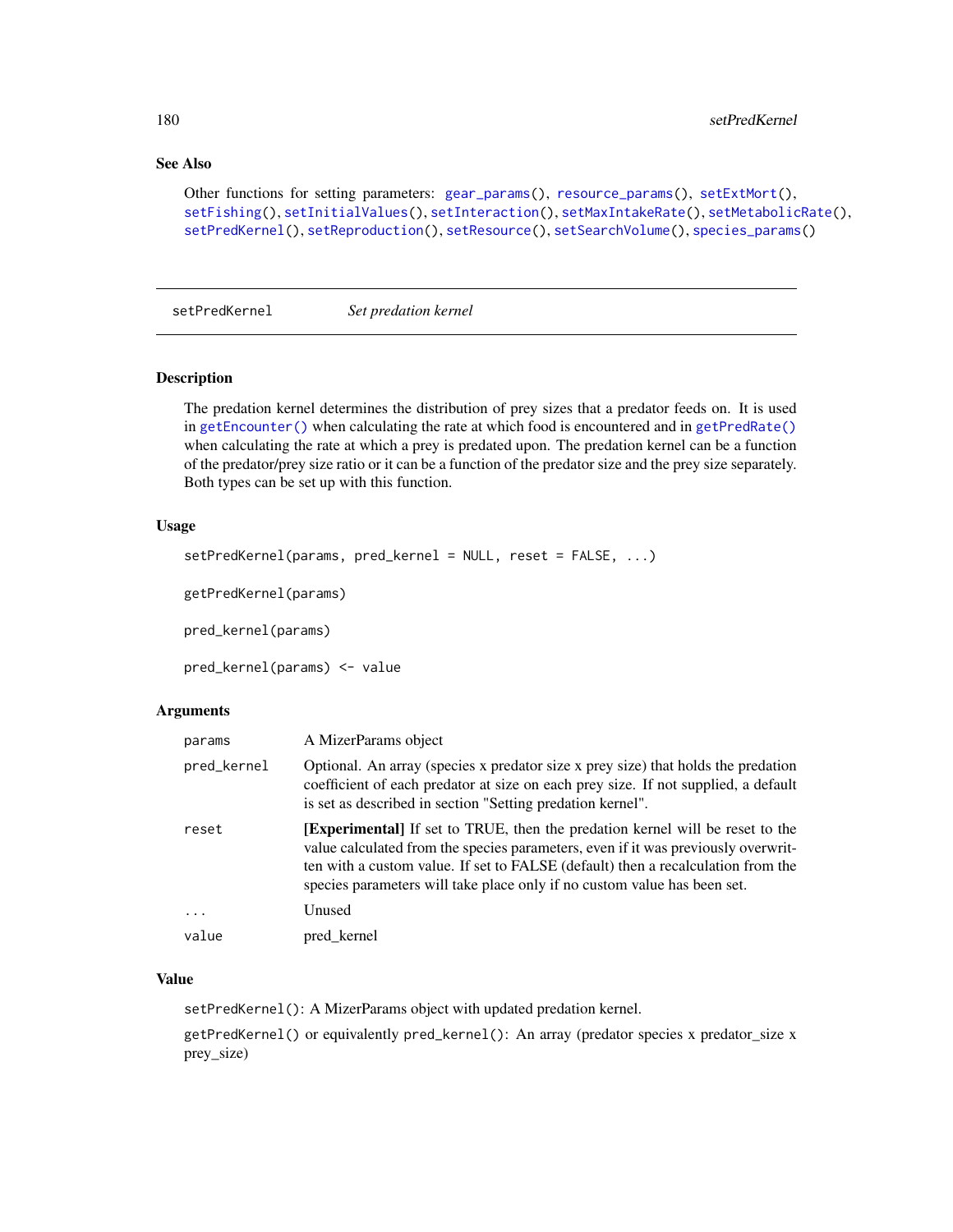## See Also

Other functions for setting parameters: gear_params(), resource_params(), setExtMort(), setFishing(), setInitialValues(), setInteraction(), setMaxIntakeRate(), setMetabolicRate(), setPredKernel(), setReproduction(), setResource(), setSearchVolume(), species_params()

---

# setPredKernel *Set predation kernel*

---

## Description

The predation kernel determines the distribution of prey sizes that a predator feeds on. It is used in getEncounter() when calculating the rate at which food is encountered and in getPredRate() when calculating the rate at which a prey is predated upon. The predation kernel can be a function of the predator/prey size ratio or it can be a function of the predator size and the prey size separately. Both types can be set up with this function.

## Usage

```
setPredKernel(params, pred_kernel = NULL, reset = FALSE, ...)

getPredKernel(params)

pred_kernel(params)

pred_kernel(params) <- value
```

## Arguments

| | |
|---|---|
| params | A MizerParams object |
| pred_kernel | Optional. An array (species x predator size x prey size) that holds the predation coefficient of each predator at size on each prey size. If not supplied, a default is set as described in section "Setting predation kernel". |
| reset | **[Experimental]** If set to TRUE, then the predation kernel will be reset to the value calculated from the species parameters, even if it was previously overwritten with a custom value. If set to FALSE (default) then a recalculation from the species parameters will take place only if no custom value has been set. |
| ... | Unused |
| value | pred_kernel |

## Value

setPredKernel(): A MizerParams object with updated predation kernel.

getPredKernel() or equivalently pred_kernel(): An array (predator species x predator_size x prey_size)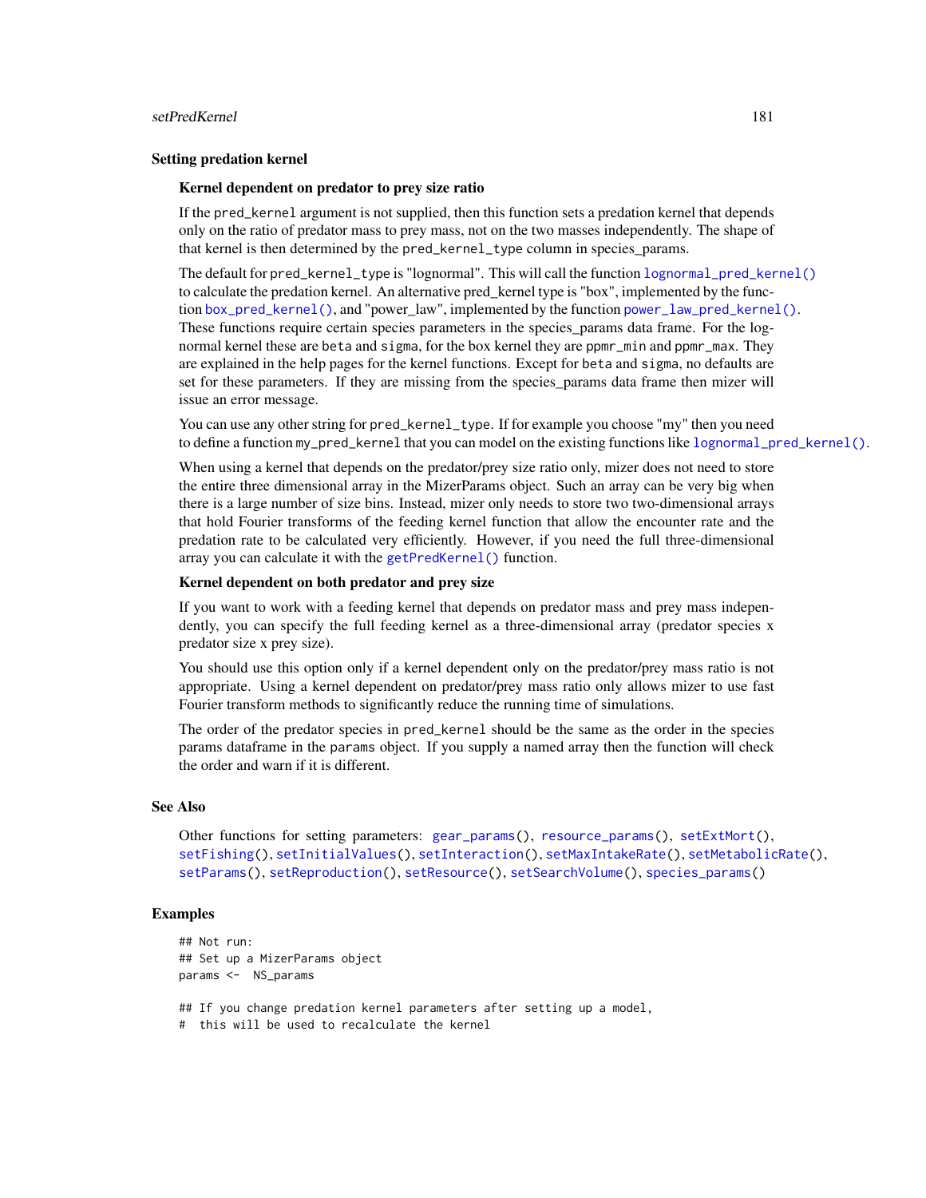## Setting predation kernel

### Kernel dependent on predator to prey size ratio

If the `pred_kernel` argument is not supplied, then this function sets a predation kernel that depends only on the ratio of predator mass to prey mass, not on the two masses independently. The shape of that kernel is then determined by the `pred_kernel_type` column in species_params.

The default for `pred_kernel_type` is "lognormal". This will call the function `lognormal_pred_kernel()` to calculate the predation kernel. An alternative pred_kernel type is "box", implemented by the function `box_pred_kernel()`, and "power_law", implemented by the function `power_law_pred_kernel()`. These functions require certain species parameters in the species_params data frame. For the lognormal kernel these are `beta` and `sigma`, for the box kernel they are `ppmr_min` and `ppmr_max`. They are explained in the help pages for the kernel functions. Except for `beta` and `sigma`, no defaults are set for these parameters. If they are missing from the species_params data frame then mizer will issue an error message.

You can use any other string for `pred_kernel_type`. If for example you choose "my" then you need to define a function `my_pred_kernel` that you can model on the existing functions like `lognormal_pred_kernel()`.

When using a kernel that depends on the predator/prey size ratio only, mizer does not need to store the entire three dimensional array in the MizerParams object. Such an array can be very big when there is a large number of size bins. Instead, mizer only needs to store two two-dimensional arrays that hold Fourier transforms of the feeding kernel function that allow the encounter rate and the predation rate to be calculated very efficiently. However, if you need the full three-dimensional array you can calculate it with the `getPredKernel()` function.

### Kernel dependent on both predator and prey size

If you want to work with a feeding kernel that depends on predator mass and prey mass independently, you can specify the full feeding kernel as a three-dimensional array (predator species x predator size x prey size).

You should use this option only if a kernel dependent only on the predator/prey mass ratio is not appropriate. Using a kernel dependent on predator/prey mass ratio only allows mizer to use fast Fourier transform methods to significantly reduce the running time of simulations.

The order of the predator species in `pred_kernel` should be the same as the order in the species params dataframe in the `params` object. If you supply a named array then the function will check the order and warn if it is different.

## See Also

Other functions for setting parameters: `gear_params()`, `resource_params()`, `setExtMort()`, `setFishing()`, `setInitialValues()`, `setInteraction()`, `setMaxIntakeRate()`, `setMetabolicRate()`, `setParams()`, `setReproduction()`, `setResource()`, `setSearchVolume()`, `species_params()`

## Examples

```
## Not run:
## Set up a MizerParams object
params <-  NS_params

## If you change predation kernel parameters after setting up a model,
#  this will be used to recalculate the kernel
```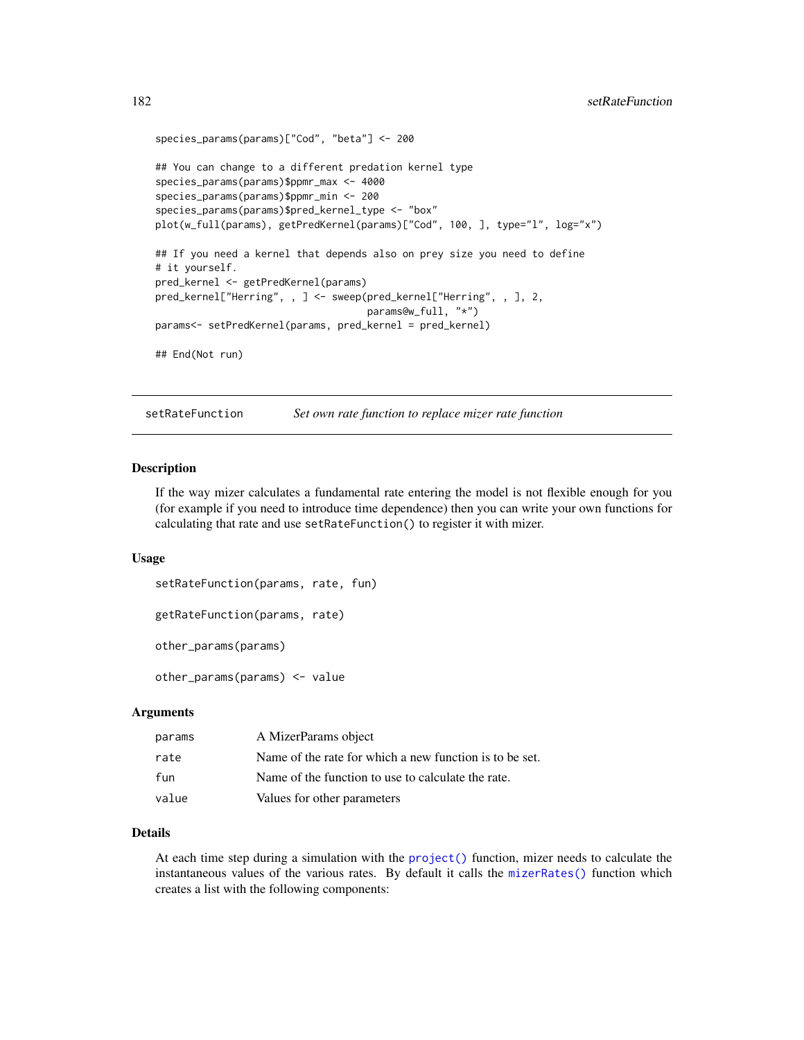```
species_params(params)["Cod", "beta"] <- 200

## You can change to a different predation kernel type
species_params(params)$ppmr_max <- 4000
species_params(params)$ppmr_min <- 200
species_params(params)$pred_kernel_type <- "box"
plot(w_full(params), getPredKernel(params)["Cod", 100, ], type="l", log="x")

## If you need a kernel that depends also on prey size you need to define
# it yourself.
pred_kernel <- getPredKernel(params)
pred_kernel["Herring", , ] <- sweep(pred_kernel["Herring", , ], 2,
                                    params@w_full, "*")
params<- setPredKernel(params, pred_kernel = pred_kernel)

## End(Not run)
```

## setRateFunction *Set own rate function to replace mizer rate function*

### Description

If the way mizer calculates a fundamental rate entering the model is not flexible enough for you (for example if you need to introduce time dependence) then you can write your own functions for calculating that rate and use `setRateFunction()` to register it with mizer.

### Usage

```
setRateFunction(params, rate, fun)

getRateFunction(params, rate)

other_params(params)

other_params(params) <- value
```

### Arguments

| | |
|---|---|
| params | A MizerParams object |
| rate | Name of the rate for which a new function is to be set. |
| fun | Name of the function to use to calculate the rate. |
| value | Values for other parameters |

### Details

At each time step during a simulation with the `project()` function, mizer needs to calculate the instantaneous values of the various rates. By default it calls the `mizerRates()` function which creates a list with the following components: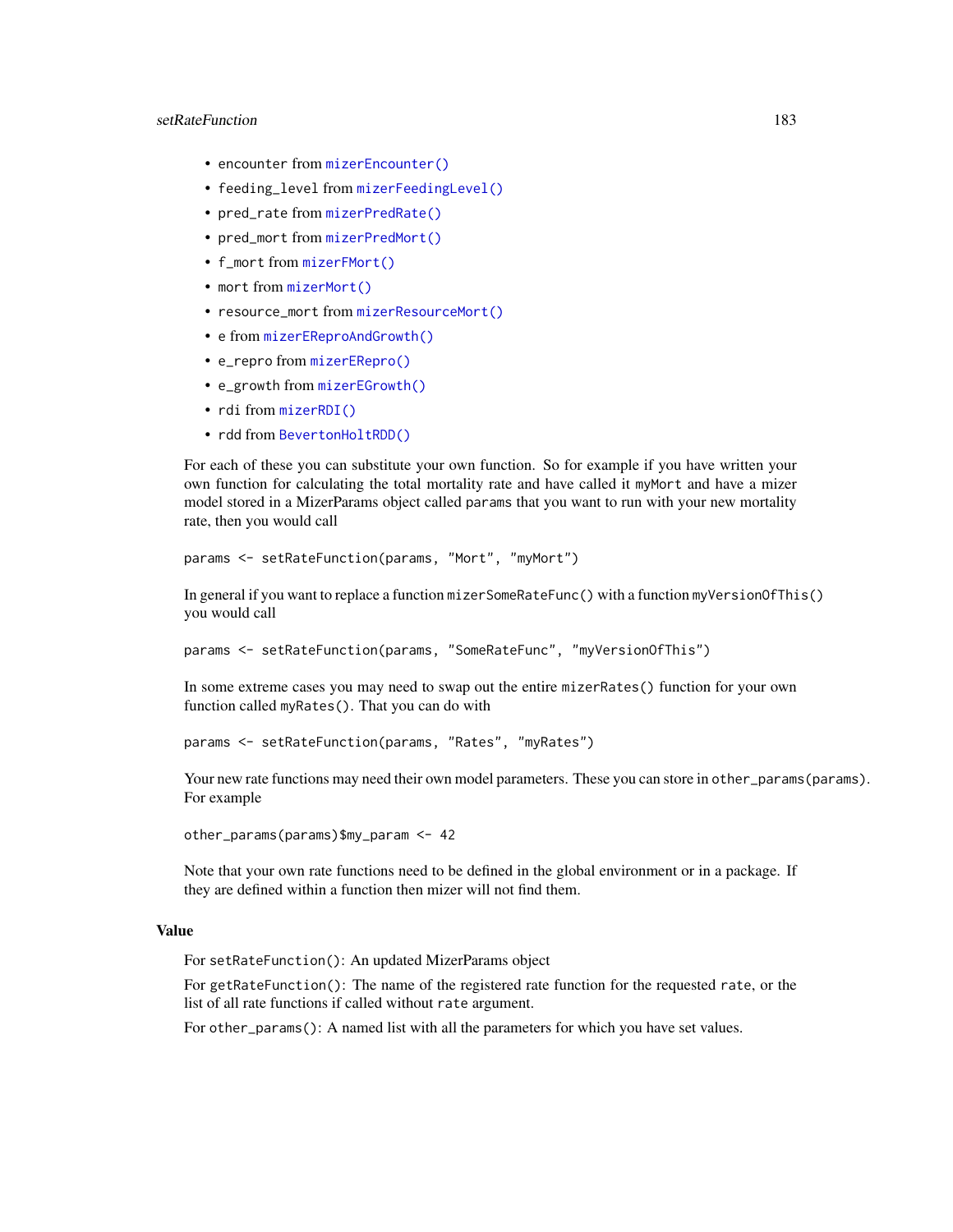- encounter from mizerEncounter()
- feeding_level from mizerFeedingLevel()
- pred_rate from mizerPredRate()
- pred_mort from mizerPredMort()
- f_mort from mizerFMort()
- mort from mizerMort()
- resource_mort from mizerResourceMort()
- e from mizerEReproAndGrowth()
- e_repro from mizerERepro()
- e_growth from mizerEGrowth()
- rdi from mizerRDI()
- rdd from BevertonHoltRDD()

For each of these you can substitute your own function. So for example if you have written your own function for calculating the total mortality rate and have called it `myMort` and have a mizer model stored in a MizerParams object called `params` that you want to run with your new mortality rate, then you would call

```
params <- setRateFunction(params, "Mort", "myMort")
```

In general if you want to replace a function `mizerSomeRateFunc()` with a function `myVersionOfThis()` you would call

```
params <- setRateFunction(params, "SomeRateFunc", "myVersionOfThis")
```

In some extreme cases you may need to swap out the entire `mizerRates()` function for your own function called `myRates()`. That you can do with

```
params <- setRateFunction(params, "Rates", "myRates")
```

Your new rate functions may need their own model parameters. These you can store in `other_params(params)`. For example

```
other_params(params)$my_param <- 42
```

Note that your own rate functions need to be defined in the global environment or in a package. If they are defined within a function then mizer will not find them.

## Value

For `setRateFunction()`: An updated MizerParams object

For `getRateFunction()`: The name of the registered rate function for the requested `rate`, or the list of all rate functions if called without `rate` argument.

For `other_params()`: A named list with all the parameters for which you have set values.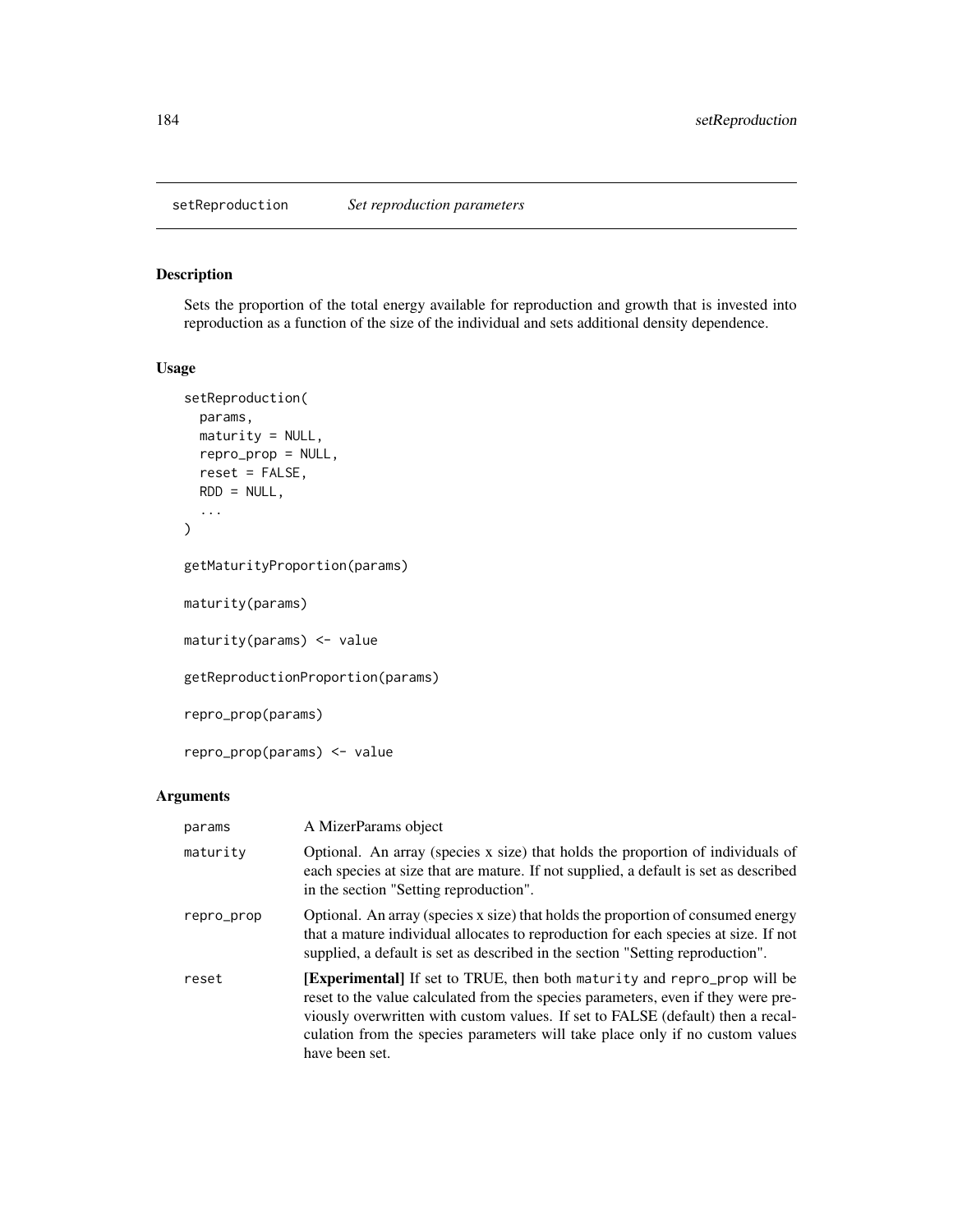## setReproduction *Set reproduction parameters*

### Description

Sets the proportion of the total energy available for reproduction and growth that is invested into reproduction as a function of the size of the individual and sets additional density dependence.

### Usage

```
setReproduction(
  params,
  maturity = NULL,
  repro_prop = NULL,
  reset = FALSE,
  RDD = NULL,
  ...
)

getMaturityProportion(params)

maturity(params)

maturity(params) <- value

getReproductionProportion(params)

repro_prop(params)

repro_prop(params) <- value
```

### Arguments

| | |
|---|---|
| params | A MizerParams object |
| maturity | Optional. An array (species x size) that holds the proportion of individuals of each species at size that are mature. If not supplied, a default is set as described in the section "Setting reproduction". |
| repro_prop | Optional. An array (species x size) that holds the proportion of consumed energy that a mature individual allocates to reproduction for each species at size. If not supplied, a default is set as described in the section "Setting reproduction". |
| reset | **[Experimental]** If set to TRUE, then both maturity and repro_prop will be reset to the value calculated from the species parameters, even if they were previously overwritten with custom values. If set to FALSE (default) then a recalculation from the species parameters will take place only if no custom values have been set. |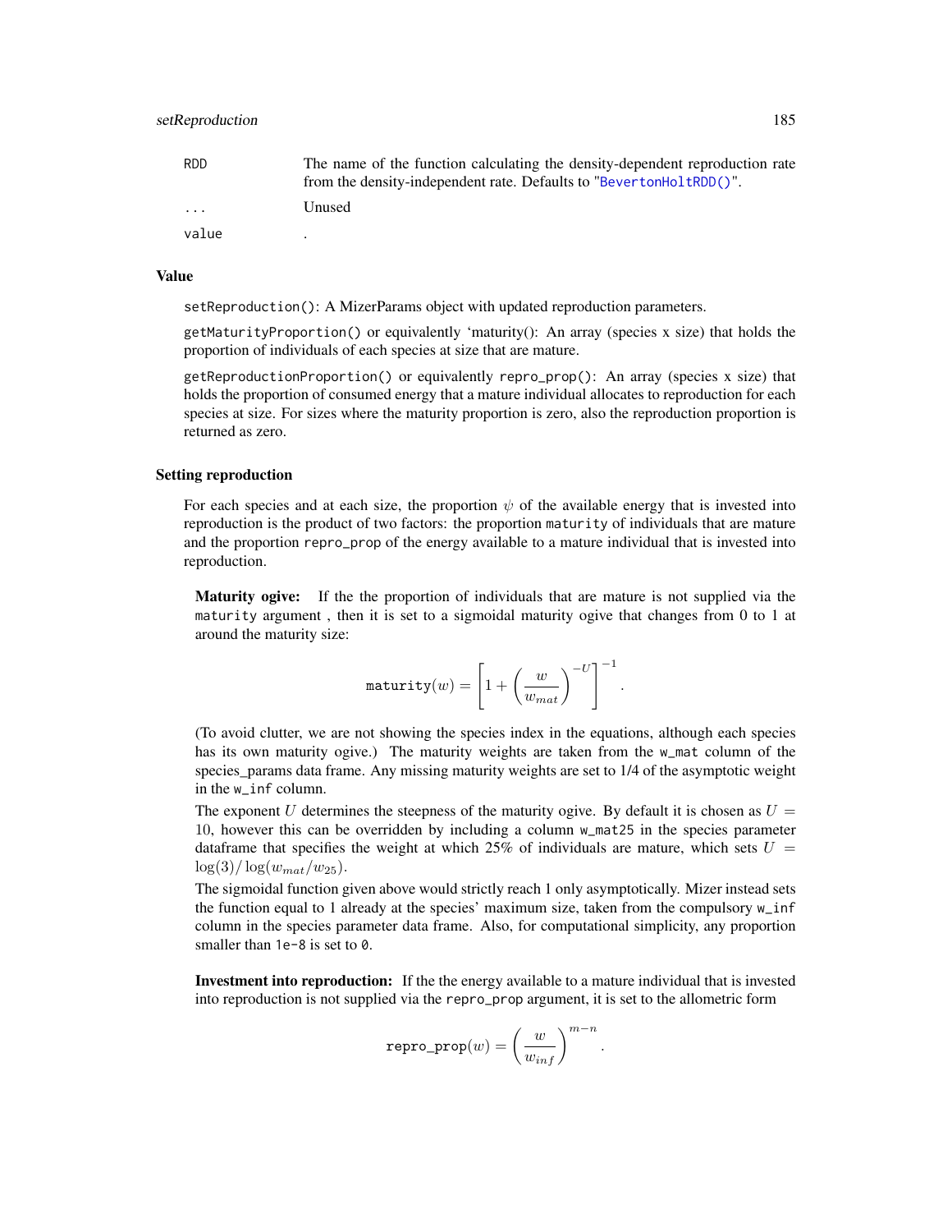| | |
|---|---|
| RDD | The name of the function calculating the density-dependent reproduction rate from the density-independent rate. Defaults to "BevertonHoltRDD()". |
| ... | Unused |
| value | . |

### Value

setReproduction(): A MizerParams object with updated reproduction parameters.

getMaturityProportion() or equivalently ‘maturity(): An array (species x size) that holds the proportion of individuals of each species at size that are mature.

getReproductionProportion() or equivalently repro_prop(): An array (species x size) that holds the proportion of consumed energy that a mature individual allocates to reproduction for each species at size. For sizes where the maturity proportion is zero, also the reproduction proportion is returned as zero.

### Setting reproduction

For each species and at each size, the proportion $\psi$ of the available energy that is invested into reproduction is the product of two factors: the proportion maturity of individuals that are mature and the proportion repro_prop of the energy available to a mature individual that is invested into reproduction.

**Maturity ogive:** If the the proportion of individuals that are mature is not supplied via the maturity argument , then it is set to a sigmoidal maturity ogive that changes from 0 to 1 at around the maturity size:

$$\texttt{maturity}(w) = \left[1 + \left(\frac{w}{w_{mat}}\right)^{-U}\right]^{-1}.$$

(To avoid clutter, we are not showing the species index in the equations, although each species has its own maturity ogive.) The maturity weights are taken from the w_mat column of the species_params data frame. Any missing maturity weights are set to 1/4 of the asymptotic weight in the w_inf column.

The exponent $U$ determines the steepness of the maturity ogive. By default it is chosen as $U = 10$, however this can be overridden by including a column w_mat25 in the species parameter dataframe that specifies the weight at which 25% of individuals are mature, which sets $U = \log(3)/\log(w_{mat}/w_{25})$.

The sigmoidal function given above would strictly reach 1 only asymptotically. Mizer instead sets the function equal to 1 already at the species' maximum size, taken from the compulsory w_inf column in the species parameter data frame. Also, for computational simplicity, any proportion smaller than 1e-8 is set to 0.

**Investment into reproduction:** If the the energy available to a mature individual that is invested into reproduction is not supplied via the repro_prop argument, it is set to the allometric form

$$\texttt{repro\_prop}(w) = \left(\frac{w}{w_{inf}}\right)^{m-n}.$$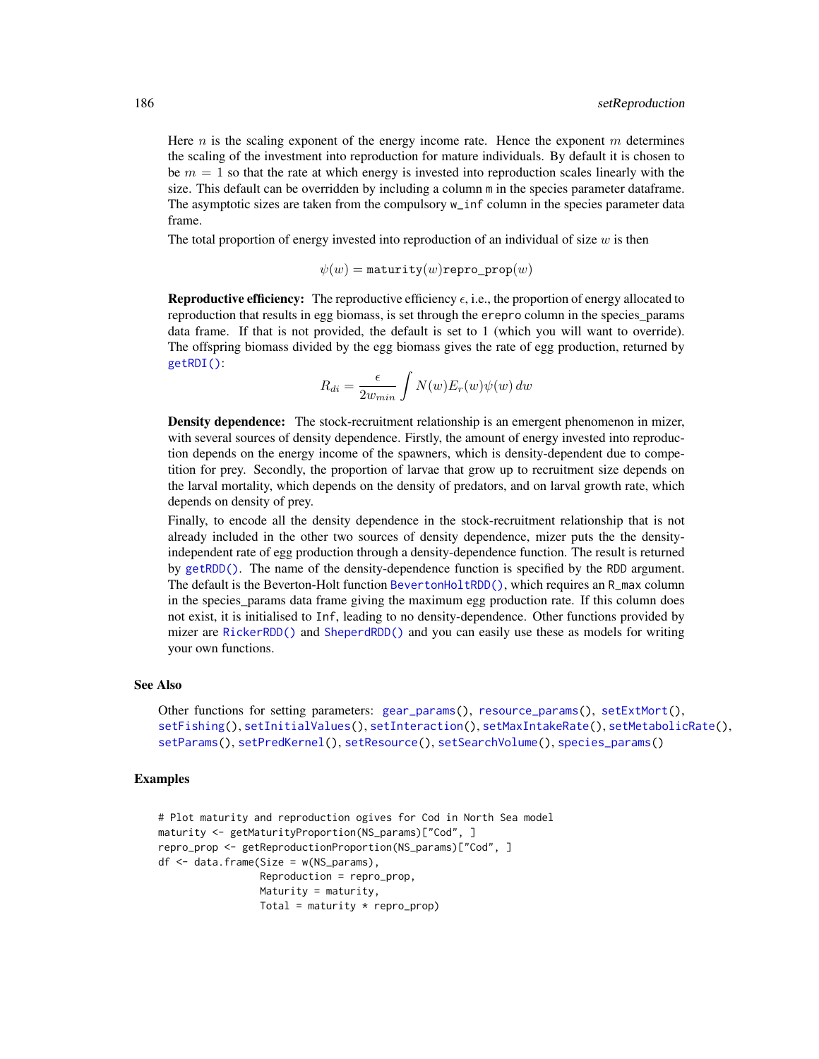Here $n$ is the scaling exponent of the energy income rate. Hence the exponent $m$ determines the scaling of the investment into reproduction for mature individuals. By default it is chosen to be $m = 1$ so that the rate at which energy is invested into reproduction scales linearly with the size. This default can be overridden by including a column `m` in the species parameter dataframe. The asymptotic sizes are taken from the compulsory `w_inf` column in the species parameter data frame.

The total proportion of energy invested into reproduction of an individual of size $w$ is then

$$\psi(w) = \texttt{maturity}(w)\texttt{repro\_prop}(w)$$

**Reproductive efficiency:** The reproductive efficiency $\epsilon$, i.e., the proportion of energy allocated to reproduction that results in egg biomass, is set through the `erepro` column in the species_params data frame. If that is not provided, the default is set to 1 (which you will want to override). The offspring biomass divided by the egg biomass gives the rate of egg production, returned by `getRDI()`:

$$R_{di} = \frac{\epsilon}{2 w_{min}} \int N(w) E_r(w) \psi(w) \, dw$$

**Density dependence:** The stock-recruitment relationship is an emergent phenomenon in mizer, with several sources of density dependence. Firstly, the amount of energy invested into reproduction depends on the energy income of the spawners, which is density-dependent due to competition for prey. Secondly, the proportion of larvae that grow up to recruitment size depends on the larval mortality, which depends on the density of predators, and on larval growth rate, which depends on density of prey.

Finally, to encode all the density dependence in the stock-recruitment relationship that is not already included in the other two sources of density dependence, mizer puts the the density-independent rate of egg production through a density-dependence function. The result is returned by `getRDD()`. The name of the density-dependence function is specified by the `RDD` argument. The default is the Beverton-Holt function `BevertonHoltRDD()`, which requires an `R_max` column in the species_params data frame giving the maximum egg production rate. If this column does not exist, it is initialised to `Inf`, leading to no density-dependence. Other functions provided by mizer are `RickerRDD()` and `ShepherdRDD()` and you can easily use these as models for writing your own functions.

## See Also

Other functions for setting parameters: `gear_params()`, `resource_params()`, `setExtMort()`, `setFishing()`, `setInitialValues()`, `setInteraction()`, `setMaxIntakeRate()`, `setMetabolicRate()`, `setParams()`, `setPredKernel()`, `setResource()`, `setSearchVolume()`, `species_params()`

## Examples

```
# Plot maturity and reproduction ogives for Cod in North Sea model
maturity <- getMaturityProportion(NS_params)["Cod", ]
repro_prop <- getReproductionProportion(NS_params)["Cod", ]
df <- data.frame(Size = w(NS_params),
                 Reproduction = repro_prop,
                 Maturity = maturity,
                 Total = maturity * repro_prop)
```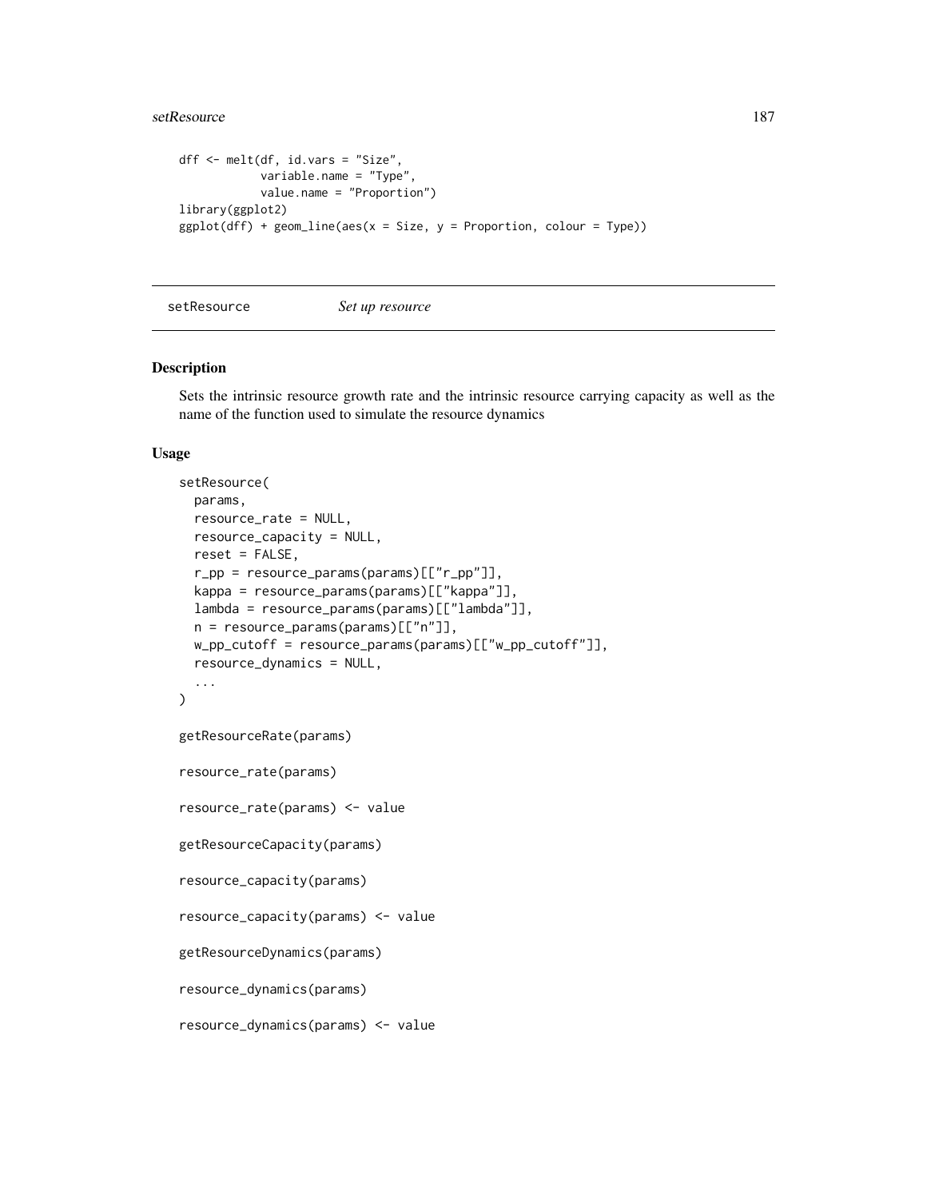```
dff <- melt(df, id.vars = "Size",
            variable.name = "Type",
            value.name = "Proportion")
library(ggplot2)
ggplot(dff) + geom_line(aes(x = Size, y = Proportion, colour = Type))
```

## setResource *Set up resource*

### Description

Sets the intrinsic resource growth rate and the intrinsic resource carrying capacity as well as the name of the function used to simulate the resource dynamics

### Usage

```
setResource(
  params,
  resource_rate = NULL,
  resource_capacity = NULL,
  reset = FALSE,
  r_pp = resource_params(params)[["r_pp"]],
  kappa = resource_params(params)[["kappa"]],
  lambda = resource_params(params)[["lambda"]],
  n = resource_params(params)[["n"]],
  w_pp_cutoff = resource_params(params)[["w_pp_cutoff"]],
  resource_dynamics = NULL,
  ...
)

getResourceRate(params)

resource_rate(params)

resource_rate(params) <- value

getResourceCapacity(params)

resource_capacity(params)

resource_capacity(params) <- value

getResourceDynamics(params)

resource_dynamics(params)

resource_dynamics(params) <- value
```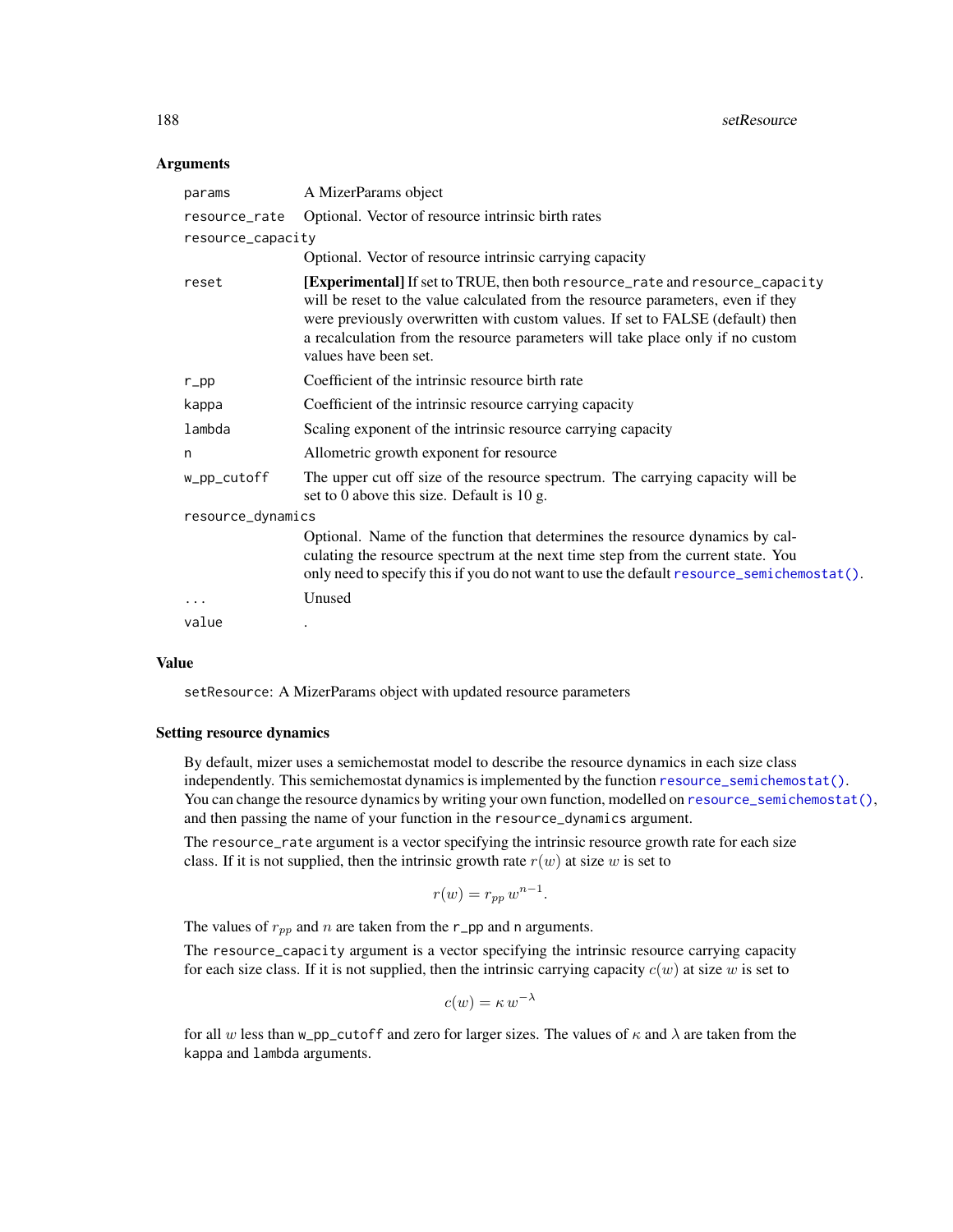### Arguments

| | |
|---|---|
| params | A MizerParams object |
| resource_rate | Optional. Vector of resource intrinsic birth rates |
| resource_capacity | Optional. Vector of resource intrinsic carrying capacity |
| reset | **[Experimental]** If set to TRUE, then both resource_rate and resource_capacity will be reset to the value calculated from the resource parameters, even if they were previously overwritten with custom values. If set to FALSE (default) then a recalculation from the resource parameters will take place only if no custom values have been set. |
| r_pp | Coefficient of the intrinsic resource birth rate |
| kappa | Coefficient of the intrinsic resource carrying capacity |
| lambda | Scaling exponent of the intrinsic resource carrying capacity |
| n | Allometric growth exponent for resource |
| w_pp_cutoff | The upper cut off size of the resource spectrum. The carrying capacity will be set to 0 above this size. Default is 10 g. |
| resource_dynamics | Optional. Name of the function that determines the resource dynamics by calculating the resource spectrum at the next time step from the current state. You only need to specify this if you do not want to use the default resource_semichemostat(). |
| ... | Unused |
| value | . |

### Value

setResource: A MizerParams object with updated resource parameters

### Setting resource dynamics

By default, mizer uses a semichemostat model to describe the resource dynamics in each size class independently. This semichemostat dynamics is implemented by the function resource_semichemostat(). You can change the resource dynamics by writing your own function, modelled on resource_semichemostat(), and then passing the name of your function in the resource_dynamics argument.

The resource_rate argument is a vector specifying the intrinsic resource growth rate for each size class. If it is not supplied, then the intrinsic growth rate $r(w)$ at size $w$ is set to

$$r(w) = r_{pp}\, w^{n-1}.$$

The values of $r_{pp}$ and $n$ are taken from the r_pp and n arguments.

The resource_capacity argument is a vector specifying the intrinsic resource carrying capacity for each size class. If it is not supplied, then the intrinsic carrying capacity $c(w)$ at size $w$ is set to

$$c(w) = \kappa\, w^{-\lambda}$$

for all $w$ less than w_pp_cutoff and zero for larger sizes. The values of $\kappa$ and $\lambda$ are taken from the kappa and lambda arguments.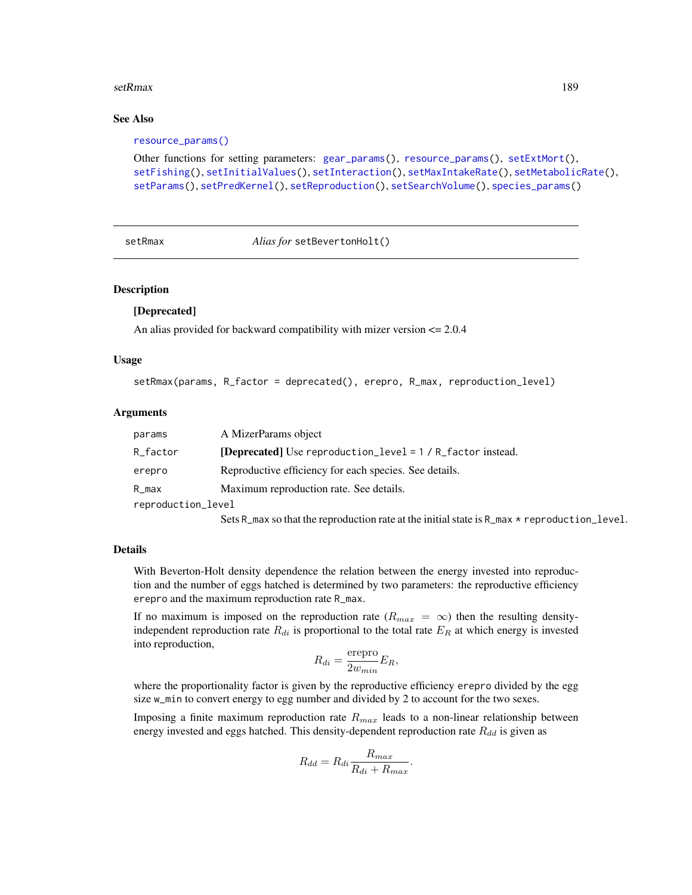### See Also

resource_params()

Other functions for setting parameters: gear_params(), resource_params(), setExtMort(), setFishing(), setInitialValues(), setInteraction(), setMaxIntakeRate(), setMetabolicRate(), setParams(), setPredKernel(), setReproduction(), setSearchVolume(), species_params()

---

## setRmax — *Alias for* setBevertonHolt()

---

### Description

**[Deprecated]**

An alias provided for backward compatibility with mizer version <= 2.0.4

### Usage

```
setRmax(params, R_factor = deprecated(), erepro, R_max, reproduction_level)
```

### Arguments

| | |
|---|---|
| params | A MizerParams object |
| R_factor | **[Deprecated]** Use reproduction_level = 1 / R_factor instead. |
| erepro | Reproductive efficiency for each species. See details. |
| R_max | Maximum reproduction rate. See details. |
| reproduction_level | Sets R_max so that the reproduction rate at the initial state is R_max * reproduction_level. |

### Details

With Beverton-Holt density dependence the relation between the energy invested into reproduction and the number of eggs hatched is determined by two parameters: the reproductive efficiency erepro and the maximum reproduction rate R_max.

If no maximum is imposed on the reproduction rate ($R_{max} = \infty$) then the resulting density-independent reproduction rate $R_{di}$ is proportional to the total rate $E_R$ at which energy is invested into reproduction,

$$R_{di} = \frac{\mathrm{erepro}}{2 w_{min}} E_R,$$

where the proportionality factor is given by the reproductive efficiency erepro divided by the egg size w_min to convert energy to egg number and divided by 2 to account for the two sexes.

Imposing a finite maximum reproduction rate $R_{max}$ leads to a non-linear relationship between energy invested and eggs hatched. This density-dependent reproduction rate $R_{dd}$ is given as

$$R_{dd} = R_{di} \frac{R_{max}}{R_{di} + R_{max}}.$$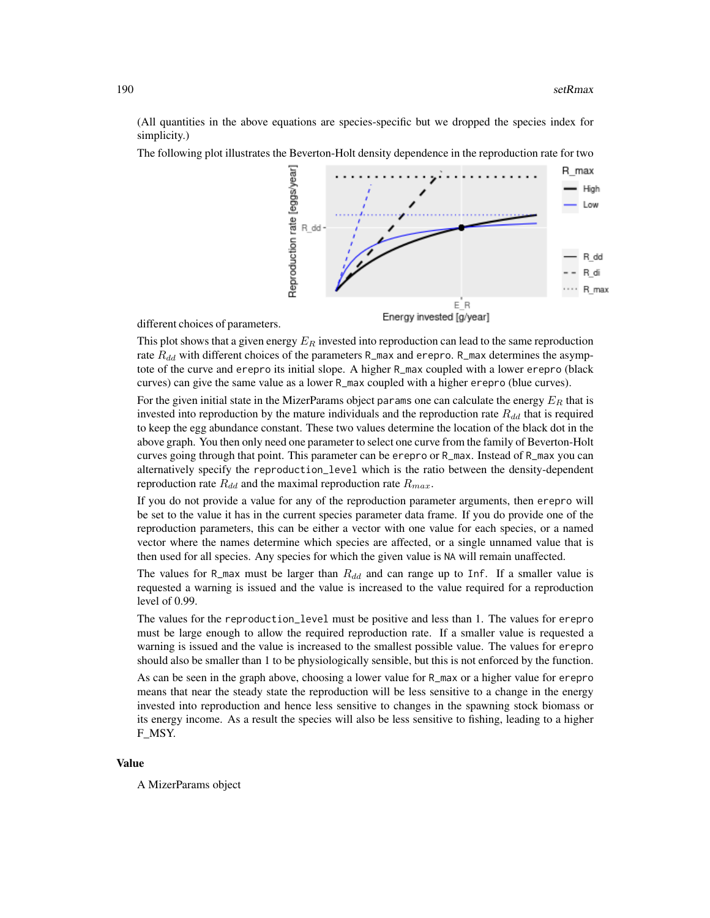(All quantities in the above equations are species-specific but we dropped the species index for simplicity.)

The following plot illustrates the Beverton-Holt density dependence in the reproduction rate for two different choices of parameters.

Reproduction rate [eggs/year]

R_dd

E_R

Energy invested [g/year]

R_max

High

Low

R_dd

R_di

R_max

This plot shows that a given energy $E_R$ invested into reproduction can lead to the same reproduction rate $R_{dd}$ with different choices of the parameters `R_max` and `erepro`. `R_max` determines the asymptote of the curve and `erepro` its initial slope. A higher `R_max` coupled with a lower `erepro` (black curves) can give the same value as a lower `R_max` coupled with a higher `erepro` (blue curves).

For the given initial state in the MizerParams object `params` one can calculate the energy $E_R$ that is invested into reproduction by the mature individuals and the reproduction rate $R_{dd}$ that is required to keep the egg abundance constant. These two values determine the location of the black dot in the above graph. You then only need one parameter to select one curve from the family of Beverton-Holt curves going through that point. This parameter can be `erepro` or `R_max`. Instead of `R_max` you can alternatively specify the `reproduction_level` which is the ratio between the density-dependent reproduction rate $R_{dd}$ and the maximal reproduction rate $R_{max}$.

If you do not provide a value for any of the reproduction parameter arguments, then `erepro` will be set to the value it has in the current species parameter data frame. If you do provide one of the reproduction parameters, this can be either a vector with one value for each species, or a named vector where the names determine which species are affected, or a single unnamed value that is then used for all species. Any species for which the given value is `NA` will remain unaffected.

The values for `R_max` must be larger than $R_{dd}$ and can range up to `Inf`. If a smaller value is requested a warning is issued and the value is increased to the value required for a reproduction level of 0.99.

The values for the `reproduction_level` must be positive and less than 1. The values for `erepro` must be large enough to allow the required reproduction rate. If a smaller value is requested a warning is issued and the value is increased to the smallest possible value. The values for `erepro` should also be smaller than 1 to be physiologically sensible, but this is not enforced by the function.

As can be seen in the graph above, choosing a lower value for `R_max` or a higher value for `erepro` means that near the steady state the reproduction will be less sensitive to a change in the energy invested into reproduction and hence less sensitive to changes in the spawning stock biomass or its energy income. As a result the species will also be less sensitive to fishing, leading to a higher F_MSY.

## Value

A MizerParams object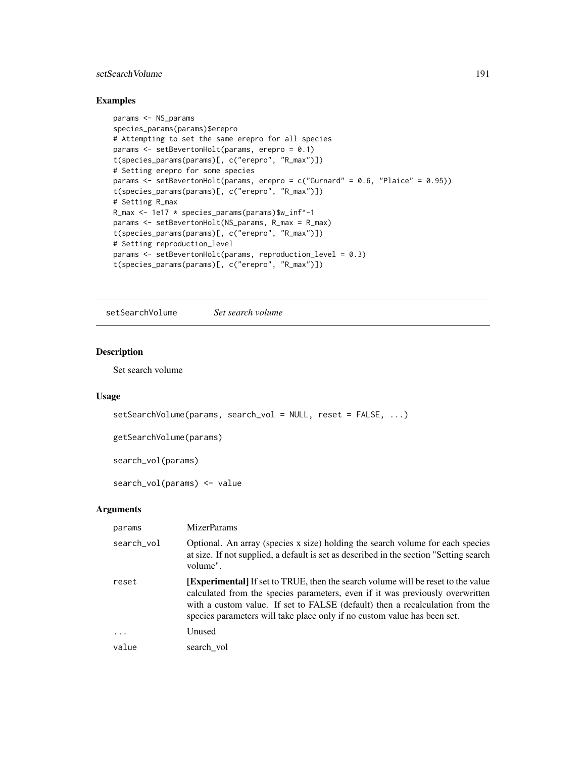## Examples

```
params <- NS_params
species_params(params)$erepro
# Attempting to set the same erepro for all species
params <- setBevertonHolt(params, erepro = 0.1)
t(species_params(params)[, c("erepro", "R_max")])
# Setting erepro for some species
params <- setBevertonHolt(params, erepro = c("Gurnard" = 0.6, "Plaice" = 0.95))
t(species_params(params)[, c("erepro", "R_max")])
# Setting R_max
R_max <- 1e17 * species_params(params)$w_inf^-1
params <- setBevertonHolt(NS_params, R_max = R_max)
t(species_params(params)[, c("erepro", "R_max")])
# Setting reproduction_level
params <- setBevertonHolt(params, reproduction_level = 0.3)
t(species_params(params)[, c("erepro", "R_max")])
```

---

# setSearchVolume *Set search volume*

## Description

Set search volume

## Usage

```
setSearchVolume(params, search_vol = NULL, reset = FALSE, ...)

getSearchVolume(params)

search_vol(params)

search_vol(params) <- value
```

## Arguments

| | |
|---|---|
| params | MizerParams |
| search_vol | Optional. An array (species x size) holding the search volume for each species at size. If not supplied, a default is set as described in the section "Setting search volume". |
| reset | **[Experimental]** If set to TRUE, then the search volume will be reset to the value calculated from the species parameters, even if it was previously overwritten with a custom value. If set to FALSE (default) then a recalculation from the species parameters will take place only if no custom value has been set. |
| ... | Unused |
| value | search_vol |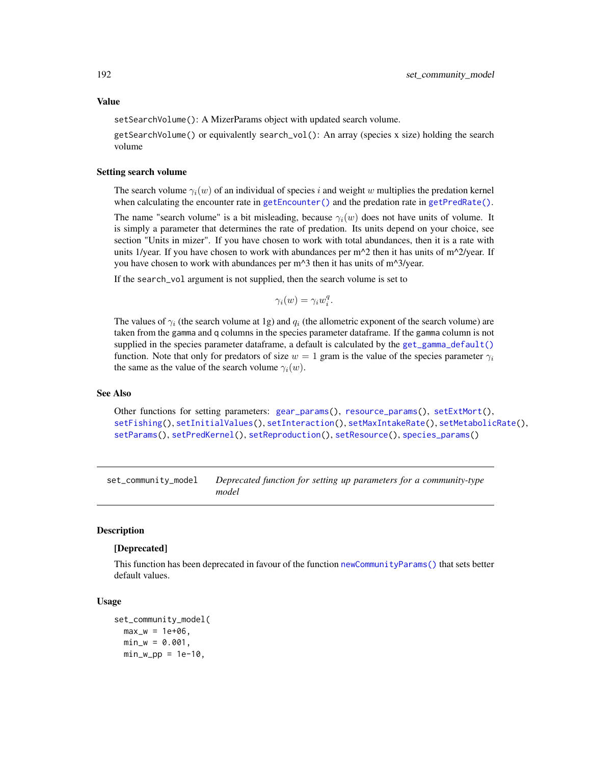### Value

`setSearchVolume()`: A MizerParams object with updated search volume.

`getSearchVolume()` or equivalently `search_vol()`: An array (species x size) holding the search volume

### Setting search volume

The search volume $\gamma_i(w)$ of an individual of species $i$ and weight $w$ multiplies the predation kernel when calculating the encounter rate in `getEncounter()` and the predation rate in `getPredRate()`.

The name "search volume" is a bit misleading, because $\gamma_i(w)$ does not have units of volume. It is simply a parameter that determines the rate of predation. Its units depend on your choice, see section "Units in mizer". If you have chosen to work with total abundances, then it is a rate with units 1/year. If you have chosen to work with abundances per m^2 then it has units of m^2/year. If you have chosen to work with abundances per m^3 then it has units of m^3/year.

If the `search_vol` argument is not supplied, then the search volume is set to

$$\gamma_i(w) = \gamma_i w_i^q.$$

The values of $\gamma_i$ (the search volume at 1g) and $q_i$ (the allometric exponent of the search volume) are taken from the `gamma` and `q` columns in the species parameter dataframe. If the `gamma` column is not supplied in the species parameter dataframe, a default is calculated by the `get_gamma_default()` function. Note that only for predators of size $w = 1$ gram is the value of the species parameter $\gamma_i$ the same as the value of the search volume $\gamma_i(w)$.

### See Also

Other functions for setting parameters: `gear_params()`, `resource_params()`, `setExtMort()`, `setFishing()`, `setInitialValues()`, `setInteraction()`, `setMaxIntakeRate()`, `setMetabolicRate()`, `setParams()`, `setPredKernel()`, `setReproduction()`, `setResource()`, `species_params()`

---

## set_community_model — *Deprecated function for setting up parameters for a community-type model*

---

### Description

**[Deprecated]**

This function has been deprecated in favour of the function `newCommunityParams()` that sets better default values.

### Usage

```
set_community_model(
  max_w = 1e+06,
  min_w = 0.001,
  min_w_pp = 1e-10,
```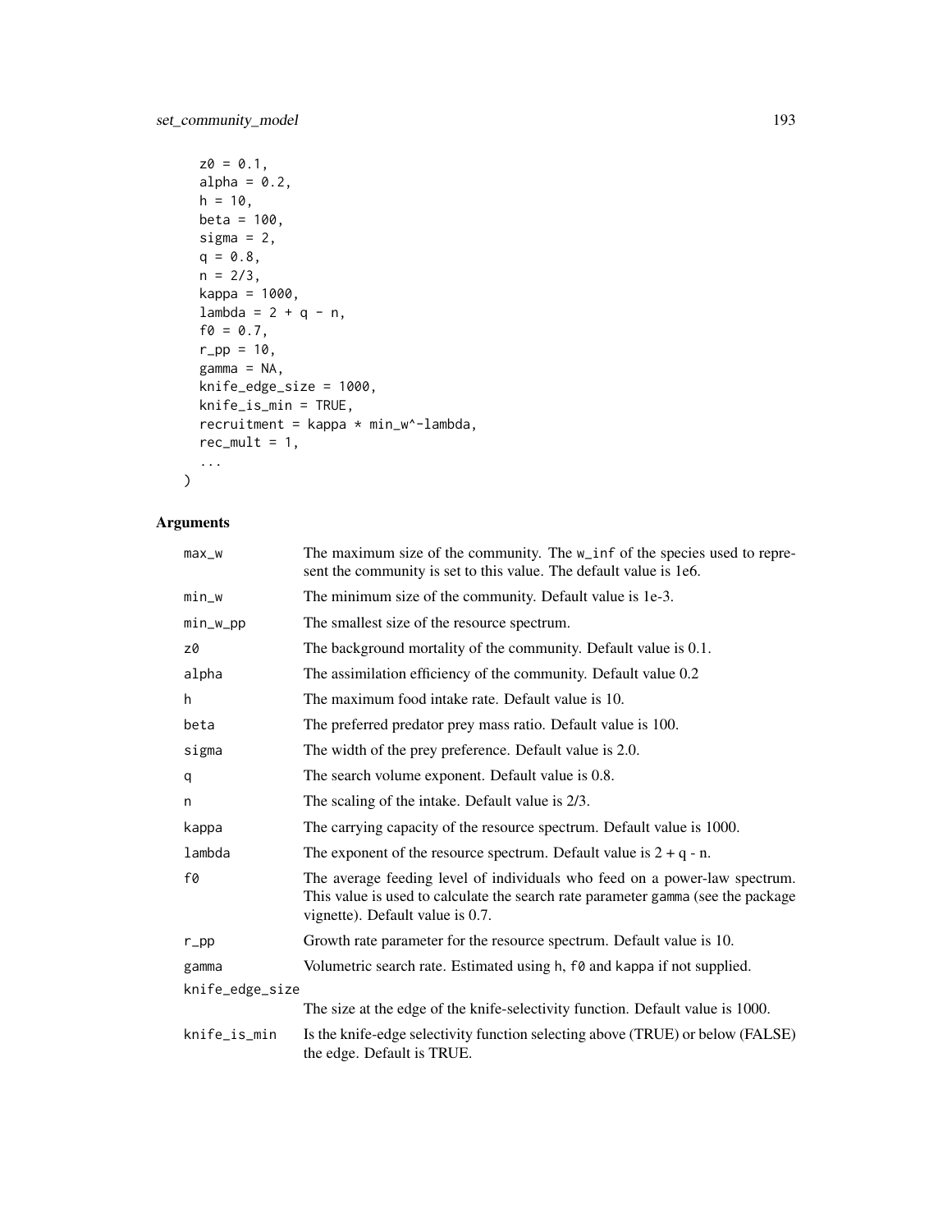```
  z0 = 0.1,
  alpha = 0.2,
  h = 10,
  beta = 100,
  sigma = 2,
  q = 0.8,
  n = 2/3,
  kappa = 1000,
  lambda = 2 + q - n,
  f0 = 0.7,
  r_pp = 10,
  gamma = NA,
  knife_edge_size = 1000,
  knife_is_min = TRUE,
  recruitment = kappa * min_w^-lambda,
  rec_mult = 1,
  ...
)
```

## Arguments

| | |
|---|---|
| `max_w` | The maximum size of the community. The `w_inf` of the species used to represent the community is set to this value. The default value is 1e6. |
| `min_w` | The minimum size of the community. Default value is 1e-3. |
| `min_w_pp` | The smallest size of the resource spectrum. |
| `z0` | The background mortality of the community. Default value is 0.1. |
| `alpha` | The assimilation efficiency of the community. Default value 0.2 |
| `h` | The maximum food intake rate. Default value is 10. |
| `beta` | The preferred predator prey mass ratio. Default value is 100. |
| `sigma` | The width of the prey preference. Default value is 2.0. |
| `q` | The search volume exponent. Default value is 0.8. |
| `n` | The scaling of the intake. Default value is 2/3. |
| `kappa` | The carrying capacity of the resource spectrum. Default value is 1000. |
| `lambda` | The exponent of the resource spectrum. Default value is 2 + q - n. |
| `f0` | The average feeding level of individuals who feed on a power-law spectrum. This value is used to calculate the search rate parameter `gamma` (see the package vignette). Default value is 0.7. |
| `r_pp` | Growth rate parameter for the resource spectrum. Default value is 10. |
| `gamma` | Volumetric search rate. Estimated using `h`, `f0` and `kappa` if not supplied. |
| `knife_edge_size` | The size at the edge of the knife-selectivity function. Default value is 1000. |
| `knife_is_min` | Is the knife-edge selectivity function selecting above (TRUE) or below (FALSE) the edge. Default is TRUE. |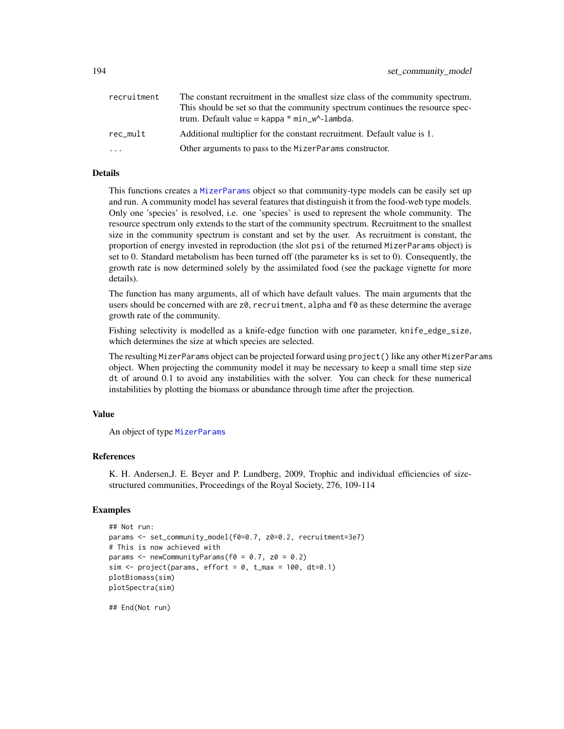| | |
|---|---|
| recruitment | The constant recruitment in the smallest size class of the community spectrum. This should be set so that the community spectrum continues the resource spectrum. Default value = kappa * min_w^-lambda. |
| rec_mult | Additional multiplier for the constant recruitment. Default value is 1. |
| ... | Other arguments to pass to the MizerParams constructor. |

### Details

This functions creates a MizerParams object so that community-type models can be easily set up and run. A community model has several features that distinguish it from the food-web type models. Only one 'species' is resolved, i.e. one 'species' is used to represent the whole community. The resource spectrum only extends to the start of the community spectrum. Recruitment to the smallest size in the community spectrum is constant and set by the user. As recruitment is constant, the proportion of energy invested in reproduction (the slot psi of the returned MizerParams object) is set to 0. Standard metabolism has been turned off (the parameter ks is set to 0). Consequently, the growth rate is now determined solely by the assimilated food (see the package vignette for more details).

The function has many arguments, all of which have default values. The main arguments that the users should be concerned with are z0, recruitment, alpha and f0 as these determine the average growth rate of the community.

Fishing selectivity is modelled as a knife-edge function with one parameter, knife_edge_size, which determines the size at which species are selected.

The resulting MizerParams object can be projected forward using project() like any other MizerParams object. When projecting the community model it may be necessary to keep a small time step size dt of around 0.1 to avoid any instabilities with the solver. You can check for these numerical instabilities by plotting the biomass or abundance through time after the projection.

### Value

An object of type MizerParams

### References

K. H. Andersen,J. E. Beyer and P. Lundberg, 2009, Trophic and individual efficiencies of size-structured communities, Proceedings of the Royal Society, 276, 109-114

### Examples

```
## Not run:
params <- set_community_model(f0=0.7, z0=0.2, recruitment=3e7)
# This is now achieved with
params <- newCommunityParams(f0 = 0.7, z0 = 0.2)
sim <- project(params, effort = 0, t_max = 100, dt=0.1)
plotBiomass(sim)
plotSpectra(sim)

## End(Not run)
```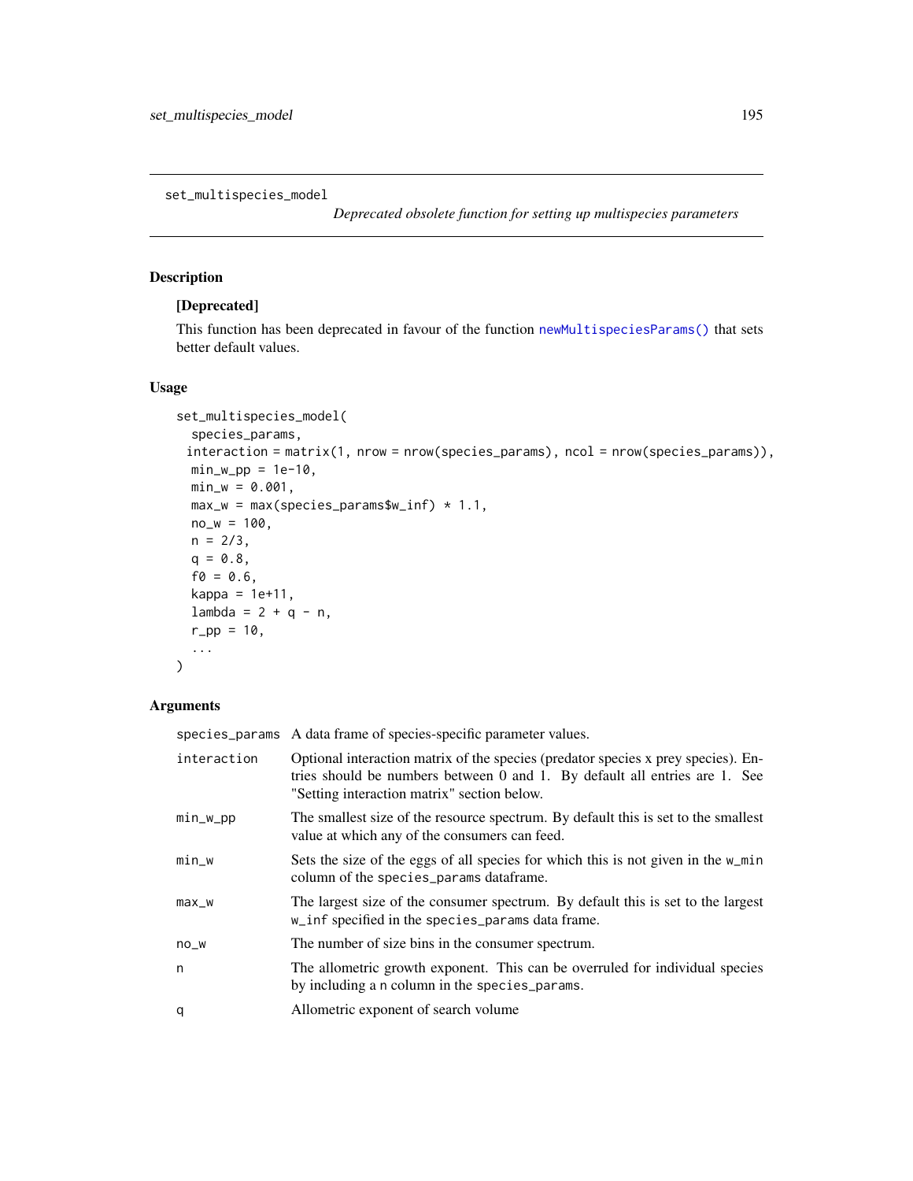# set_multispecies_model

*Deprecated obsolete function for setting up multispecies parameters*

## Description

**[Deprecated]**

This function has been deprecated in favour of the function newMultispeciesParams() that sets better default values.

## Usage

```
set_multispecies_model(
  species_params,
  interaction = matrix(1, nrow = nrow(species_params), ncol = nrow(species_params)),
  min_w_pp = 1e-10,
  min_w = 0.001,
  max_w = max(species_params$w_inf) * 1.1,
  no_w = 100,
  n = 2/3,
  q = 0.8,
  f0 = 0.6,
  kappa = 1e+11,
  lambda = 2 + q - n,
  r_pp = 10,
  ...
)
```

## Arguments

| | |
|---|---|
| species_params | A data frame of species-specific parameter values. |
| interaction | Optional interaction matrix of the species (predator species x prey species). Entries should be numbers between 0 and 1. By default all entries are 1. See "Setting interaction matrix" section below. |
| min_w_pp | The smallest size of the resource spectrum. By default this is set to the smallest value at which any of the consumers can feed. |
| min_w | Sets the size of the eggs of all species for which this is not given in the w_min column of the species_params dataframe. |
| max_w | The largest size of the consumer spectrum. By default this is set to the largest w_inf specified in the species_params data frame. |
| no_w | The number of size bins in the consumer spectrum. |
| n | The allometric growth exponent. This can be overruled for individual species by including a n column in the species_params. |
| q | Allometric exponent of search volume |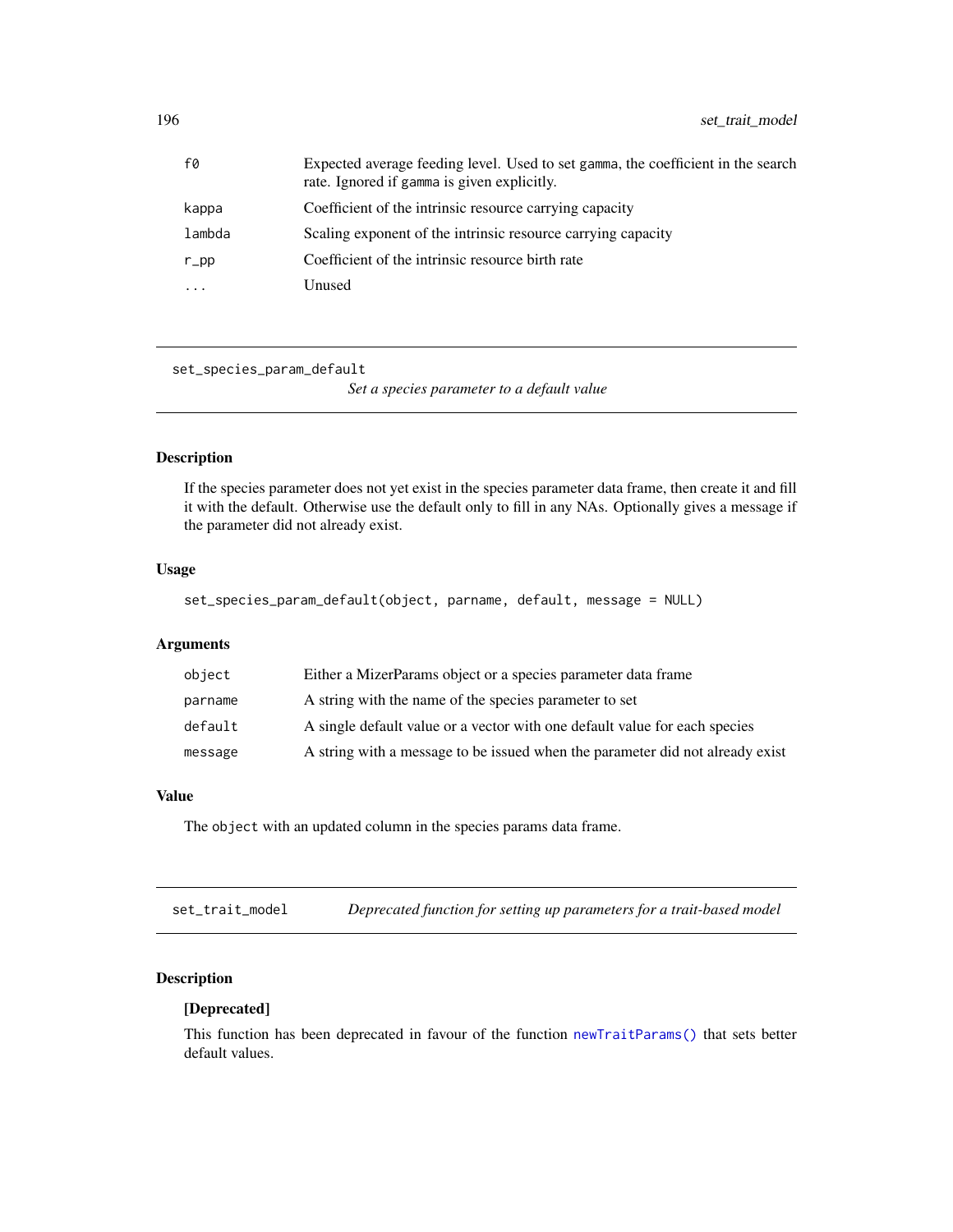| | |
|---|---|
| f0 | Expected average feeding level. Used to set gamma, the coefficient in the search rate. Ignored if gamma is given explicitly. |
| kappa | Coefficient of the intrinsic resource carrying capacity |
| lambda | Scaling exponent of the intrinsic resource carrying capacity |
| r_pp | Coefficient of the intrinsic resource birth rate |
| ... | Unused |

---

## set_species_param_default — *Set a species parameter to a default value*

### Description

If the species parameter does not yet exist in the species parameter data frame, then create it and fill it with the default. Otherwise use the default only to fill in any NAs. Optionally gives a message if the parameter did not already exist.

### Usage

```
set_species_param_default(object, parname, default, message = NULL)
```

### Arguments

| | |
|---|---|
| object | Either a MizerParams object or a species parameter data frame |
| parname | A string with the name of the species parameter to set |
| default | A single default value or a vector with one default value for each species |
| message | A string with a message to be issued when the parameter did not already exist |

### Value

The object with an updated column in the species params data frame.

---

## set_trait_model — *Deprecated function for setting up parameters for a trait-based model*

### Description

**[Deprecated]**

This function has been deprecated in favour of the function newTraitParams() that sets better default values.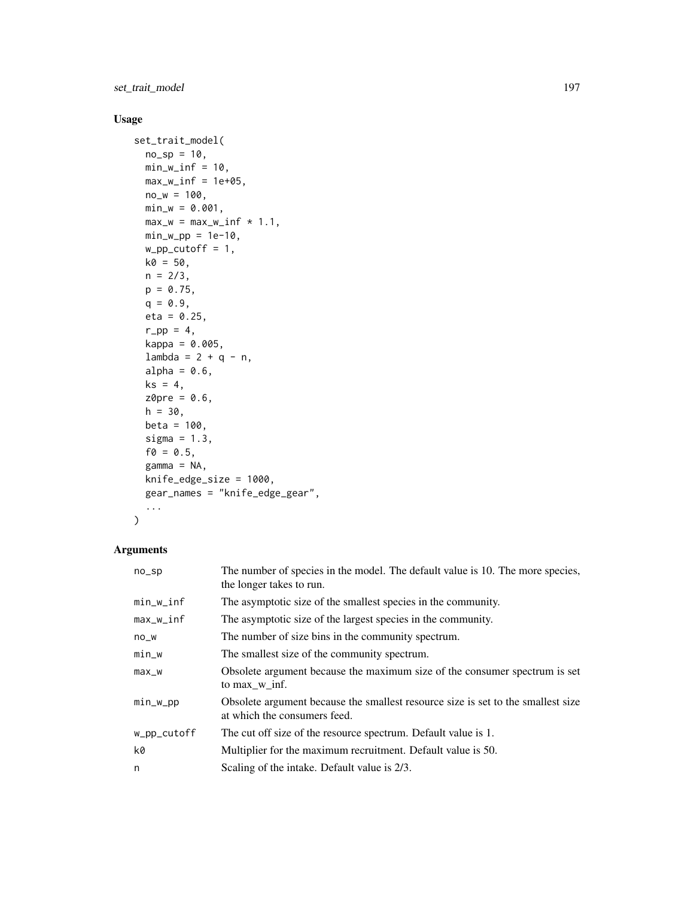## Usage

```
set_trait_model(
  no_sp = 10,
  min_w_inf = 10,
  max_w_inf = 1e+05,
  no_w = 100,
  min_w = 0.001,
  max_w = max_w_inf * 1.1,
  min_w_pp = 1e-10,
  w_pp_cutoff = 1,
  k0 = 50,
  n = 2/3,
  p = 0.75,
  q = 0.9,
  eta = 0.25,
  r_pp = 4,
  kappa = 0.005,
  lambda = 2 + q - n,
  alpha = 0.6,
  ks = 4,
  z0pre = 0.6,
  h = 30,
  beta = 100,
  sigma = 1.3,
  f0 = 0.5,
  gamma = NA,
  knife_edge_size = 1000,
  gear_names = "knife_edge_gear",
  ...
)
```

## Arguments

| | |
|---|---|
| no_sp | The number of species in the model. The default value is 10. The more species, the longer takes to run. |
| min_w_inf | The asymptotic size of the smallest species in the community. |
| max_w_inf | The asymptotic size of the largest species in the community. |
| no_w | The number of size bins in the community spectrum. |
| min_w | The smallest size of the community spectrum. |
| max_w | Obsolete argument because the maximum size of the consumer spectrum is set to max_w_inf. |
| min_w_pp | Obsolete argument because the smallest resource size is set to the smallest size at which the consumers feed. |
| w_pp_cutoff | The cut off size of the resource spectrum. Default value is 1. |
| k0 | Multiplier for the maximum recruitment. Default value is 50. |
| n | Scaling of the intake. Default value is 2/3. |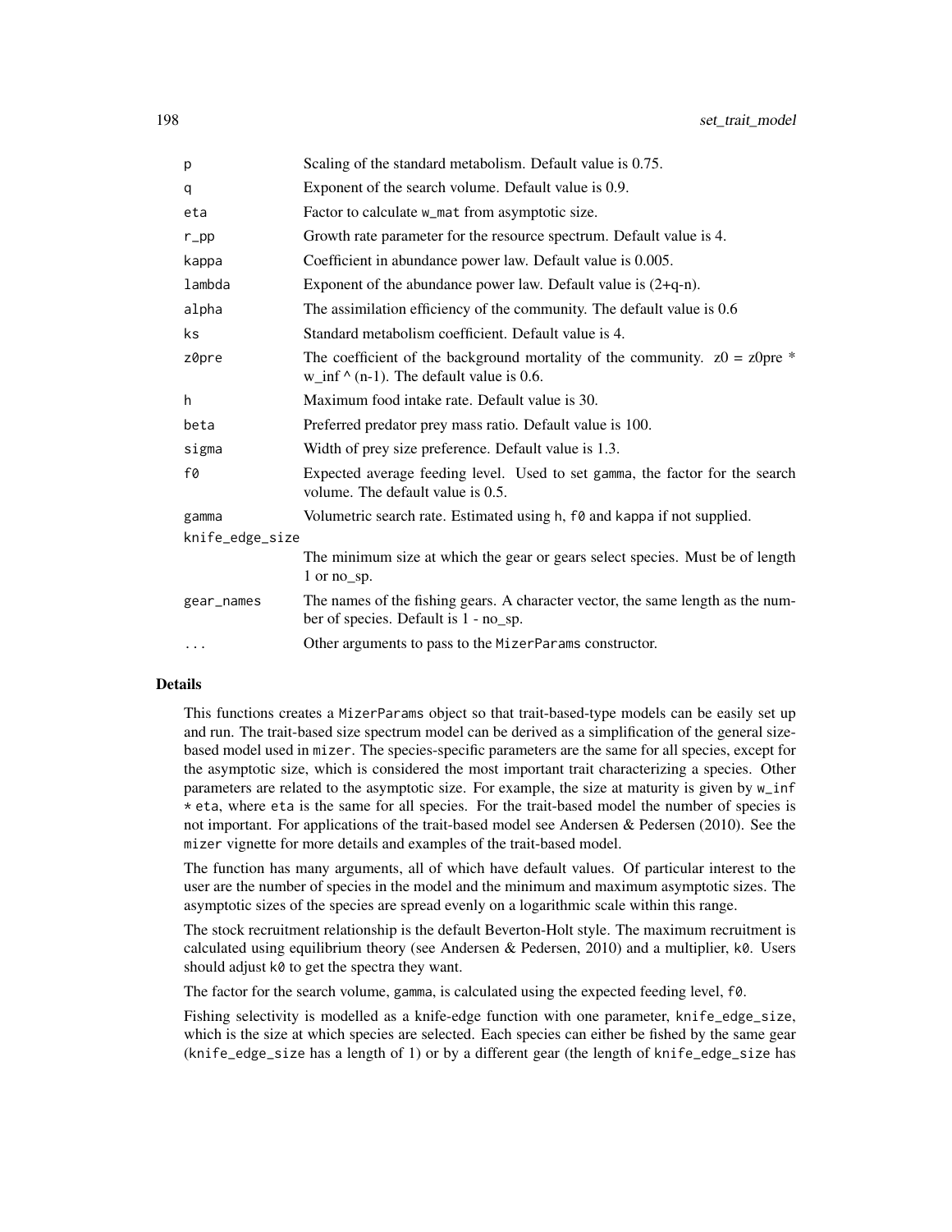| | |
|---|---|
| p | Scaling of the standard metabolism. Default value is 0.75. |
| q | Exponent of the search volume. Default value is 0.9. |
| eta | Factor to calculate w_mat from asymptotic size. |
| r_pp | Growth rate parameter for the resource spectrum. Default value is 4. |
| kappa | Coefficient in abundance power law. Default value is 0.005. |
| lambda | Exponent of the abundance power law. Default value is (2+q-n). |
| alpha | The assimilation efficiency of the community. The default value is 0.6 |
| ks | Standard metabolism coefficient. Default value is 4. |
| z0pre | The coefficient of the background mortality of the community. z0 = z0pre * w_inf ^ (n-1). The default value is 0.6. |
| h | Maximum food intake rate. Default value is 30. |
| beta | Preferred predator prey mass ratio. Default value is 100. |
| sigma | Width of prey size preference. Default value is 1.3. |
| f0 | Expected average feeding level. Used to set gamma, the factor for the search volume. The default value is 0.5. |
| gamma | Volumetric search rate. Estimated using h, f0 and kappa if not supplied. |
| knife_edge_size | The minimum size at which the gear or gears select species. Must be of length 1 or no_sp. |
| gear_names | The names of the fishing gears. A character vector, the same length as the number of species. Default is 1 - no_sp. |
| ... | Other arguments to pass to the MizerParams constructor. |

## Details

This functions creates a MizerParams object so that trait-based-type models can be easily set up and run. The trait-based size spectrum model can be derived as a simplification of the general size-based model used in mizer. The species-specific parameters are the same for all species, except for the asymptotic size, which is considered the most important trait characterizing a species. Other parameters are related to the asymptotic size. For example, the size at maturity is given by w_inf * eta, where eta is the same for all species. For the trait-based model the number of species is not important. For applications of the trait-based model see Andersen & Pedersen (2010). See the mizer vignette for more details and examples of the trait-based model.

The function has many arguments, all of which have default values. Of particular interest to the user are the number of species in the model and the minimum and maximum asymptotic sizes. The asymptotic sizes of the species are spread evenly on a logarithmic scale within this range.

The stock recruitment relationship is the default Beverton-Holt style. The maximum recruitment is calculated using equilibrium theory (see Andersen & Pedersen, 2010) and a multiplier, k0. Users should adjust k0 to get the spectra they want.

The factor for the search volume, gamma, is calculated using the expected feeding level, f0.

Fishing selectivity is modelled as a knife-edge function with one parameter, knife_edge_size, which is the size at which species are selected. Each species can either be fished by the same gear (knife_edge_size has a length of 1) or by a different gear (the length of knife_edge_size has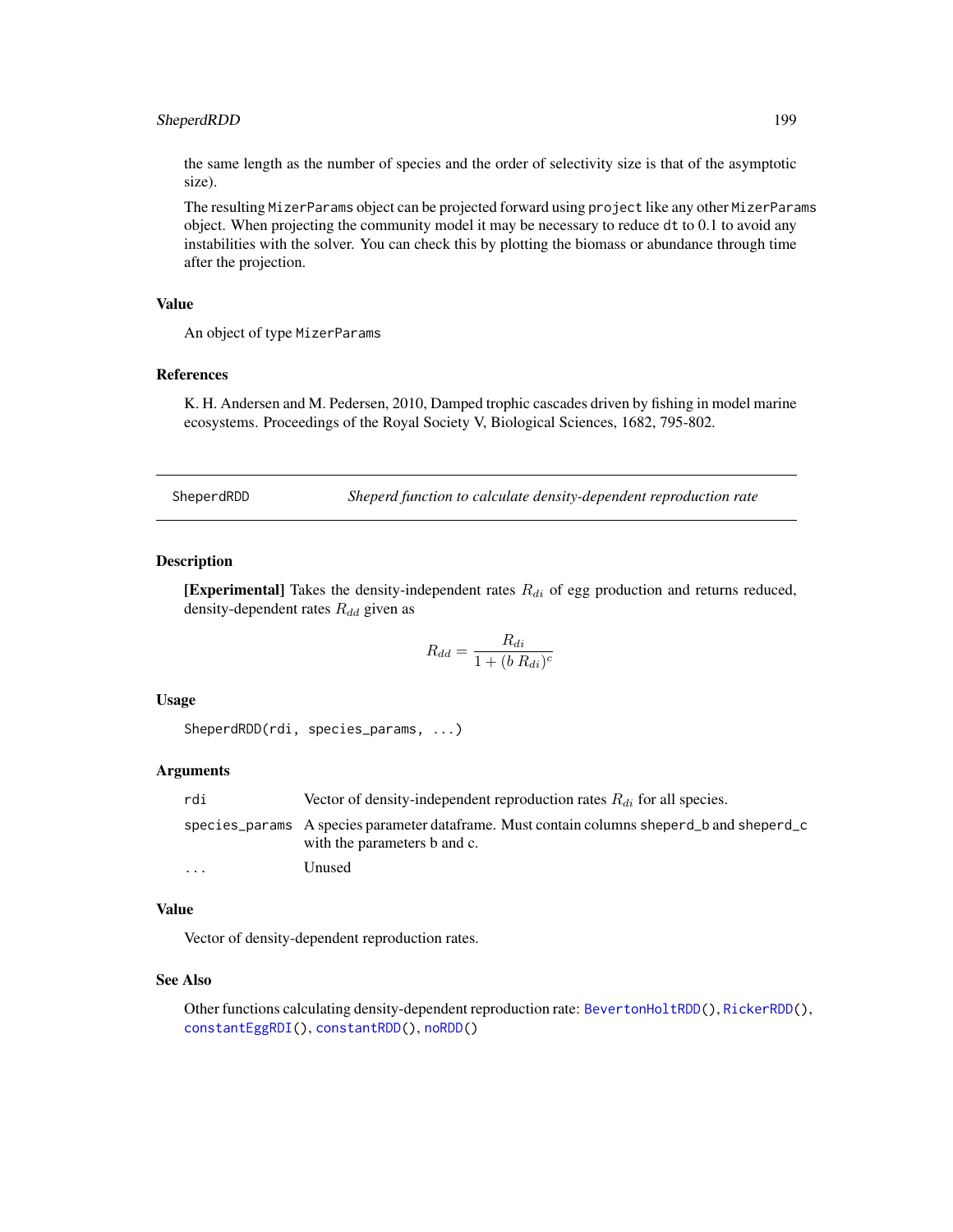the same length as the number of species and the order of selectivity size is that of the asymptotic size).

The resulting `MizerParams` object can be projected forward using `project` like any other `MizerParams` object. When projecting the community model it may be necessary to reduce `dt` to 0.1 to avoid any instabilities with the solver. You can check this by plotting the biomass or abundance through time after the projection.

### Value

An object of type `MizerParams`

### References

K. H. Andersen and M. Pedersen, 2010, Damped trophic cascades driven by fishing in model marine ecosystems. Proceedings of the Royal Society V, Biological Sciences, 1682, 795-802.

---

## SheperdRDD — *Sheperd function to calculate density-dependent reproduction rate*

---

### Description

**[Experimental]** Takes the density-independent rates $R_{di}$ of egg production and returns reduced, density-dependent rates $R_{dd}$ given as

$$R_{dd} = \frac{R_{di}}{1 + (b\ R_{di})^c}$$

### Usage

```
SheperdRDD(rdi, species_params, ...)
```

### Arguments

| | |
|---|---|
| `rdi` | Vector of density-independent reproduction rates $R_{di}$ for all species. |
| `species_params` | A species parameter dataframe. Must contain columns `sheperd_b` and `sheperd_c` with the parameters b and c. |
| `...` | Unused |

### Value

Vector of density-dependent reproduction rates.

### See Also

Other functions calculating density-dependent reproduction rate: `BevertonHoltRDD()`, `RickerRDD()`, `constantEggRDI()`, `constantRDD()`, `noRDD()`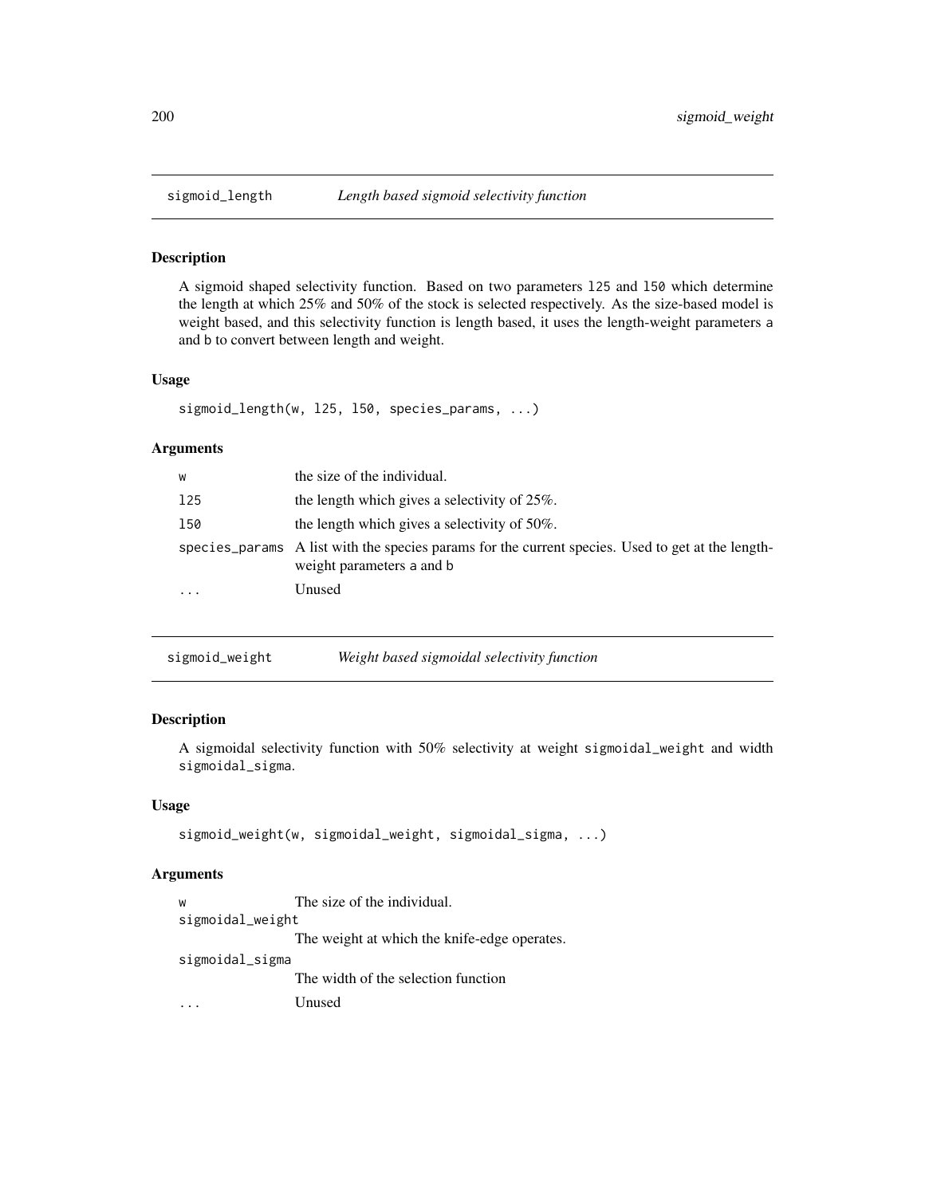## sigmoid_length *Length based sigmoid selectivity function*

### Description

A sigmoid shaped selectivity function. Based on two parameters `l25` and `l50` which determine the length at which 25% and 50% of the stock is selected respectively. As the size-based model is weight based, and this selectivity function is length based, it uses the length-weight parameters `a` and `b` to convert between length and weight.

### Usage

```
sigmoid_length(w, l25, l50, species_params, ...)
```

### Arguments

| | |
|---|---|
| `w` | the size of the individual. |
| `l25` | the length which gives a selectivity of 25%. |
| `l50` | the length which gives a selectivity of 50%. |
| `species_params` | A list with the species params for the current species. Used to get at the length-weight parameters `a` and `b` |
| `...` | Unused |

## sigmoid_weight *Weight based sigmoidal selectivity function*

### Description

A sigmoidal selectivity function with 50% selectivity at weight `sigmoidal_weight` and width `sigmoidal_sigma`.

### Usage

```
sigmoid_weight(w, sigmoidal_weight, sigmoidal_sigma, ...)
```

### Arguments

| | |
|---|---|
| `w` | The size of the individual. |
| `sigmoidal_weight` | The weight at which the knife-edge operates. |
| `sigmoidal_sigma` | The width of the selection function |
| `...` | Unused |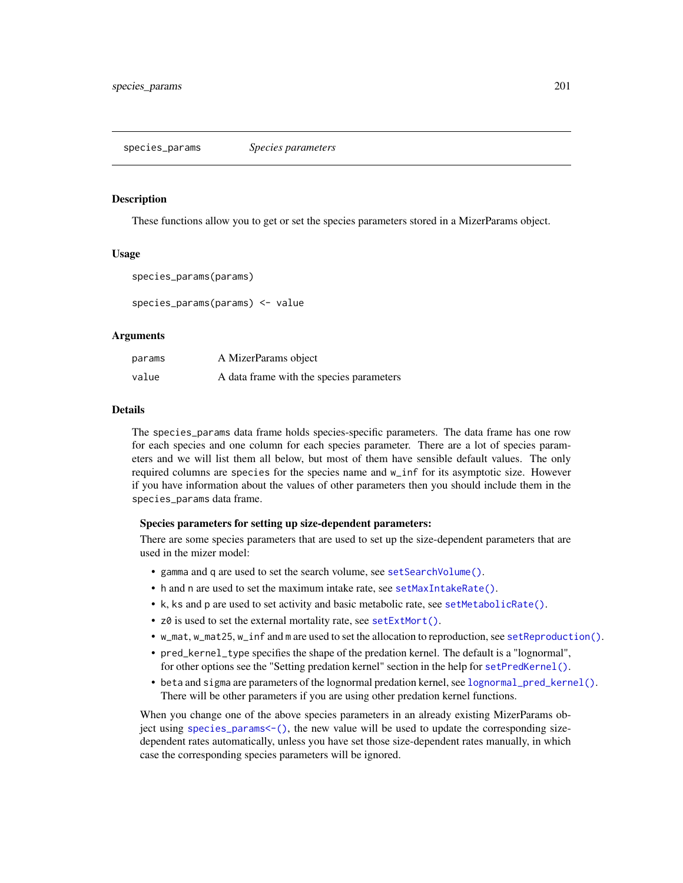species_params *Species parameters*

## Description

These functions allow you to get or set the species parameters stored in a MizerParams object.

## Usage

```
species_params(params)

species_params(params) <- value
```

## Arguments

| | |
|---|---|
| params | A MizerParams object |
| value | A data frame with the species parameters |

## Details

The species_params data frame holds species-specific parameters. The data frame has one row for each species and one column for each species parameter. There are a lot of species parameters and we will list them all below, but most of them have sensible default values. The only required columns are species for the species name and w_inf for its asymptotic size. However if you have information about the values of other parameters then you should include them in the species_params data frame.

### Species parameters for setting up size-dependent parameters:

There are some species parameters that are used to set up the size-dependent parameters that are used in the mizer model:

- gamma and q are used to set the search volume, see setSearchVolume().
- h and n are used to set the maximum intake rate, see setMaxIntakeRate().
- k, ks and p are used to set activity and basic metabolic rate, see setMetabolicRate().
- z0 is used to set the external mortality rate, see setExtMort().
- w_mat, w_mat25, w_inf and m are used to set the allocation to reproduction, see setReproduction().
- pred_kernel_type specifies the shape of the predation kernel. The default is a "lognormal", for other options see the "Setting predation kernel" section in the help for setPredKernel().
- beta and sigma are parameters of the lognormal predation kernel, see lognormal_pred_kernel(). There will be other parameters if you are using other predation kernel functions.

When you change one of the above species parameters in an already existing MizerParams object using species_params<-(), the new value will be used to update the corresponding size-dependent rates automatically, unless you have set those size-dependent rates manually, in which case the corresponding species parameters will be ignored.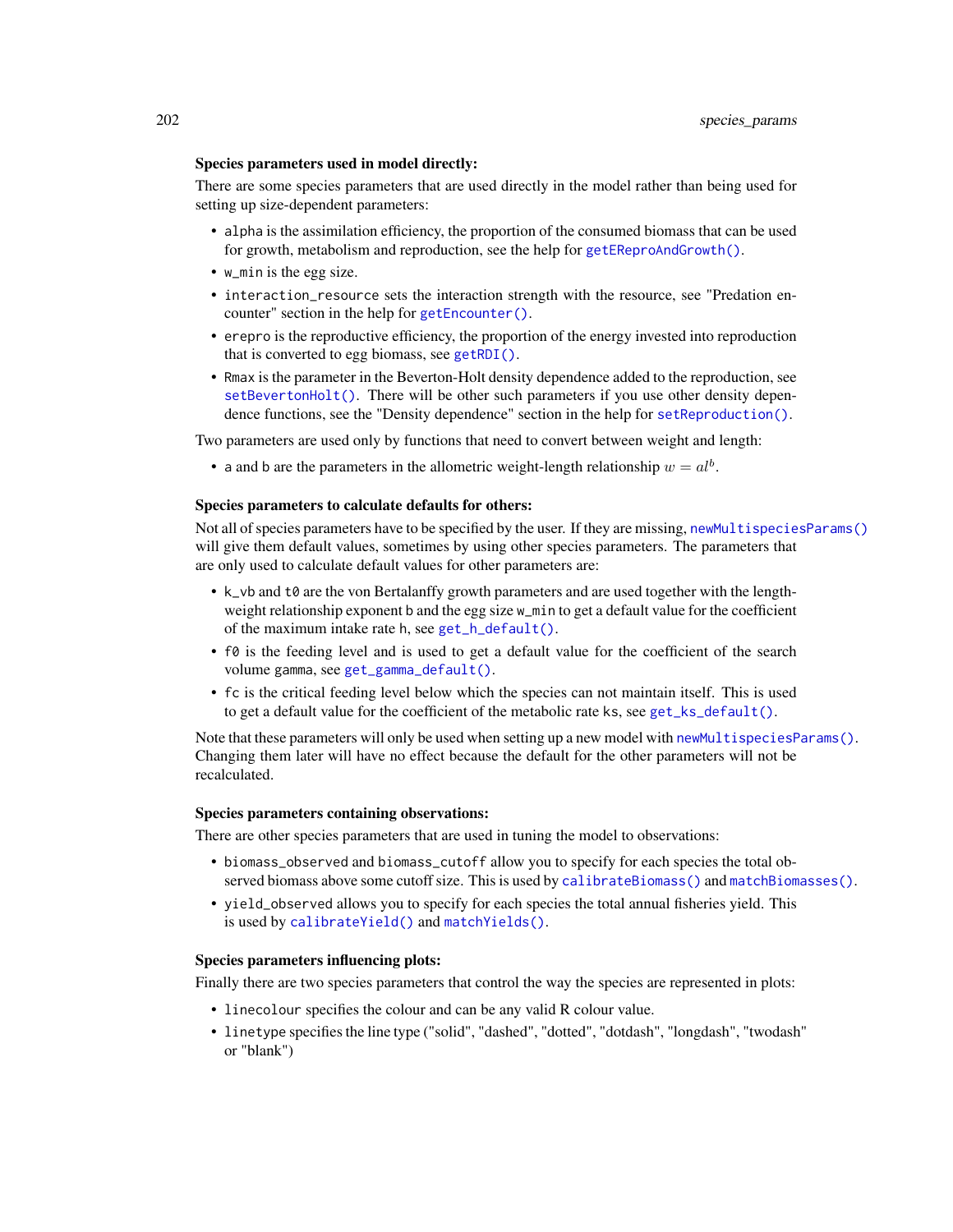**Species parameters used in model directly:**

There are some species parameters that are used directly in the model rather than being used for setting up size-dependent parameters:

- `alpha` is the assimilation efficiency, the proportion of the consumed biomass that can be used for growth, metabolism and reproduction, see the help for `getEReproAndGrowth()`.
- `w_min` is the egg size.
- `interaction_resource` sets the interaction strength with the resource, see "Predation encounter" section in the help for `getEncounter()`.
- `erepro` is the reproductive efficiency, the proportion of the energy invested into reproduction that is converted to egg biomass, see `getRDI()`.
- `Rmax` is the parameter in the Beverton-Holt density dependence added to the reproduction, see `setBevertonHolt()`. There will be other such parameters if you use other density dependence functions, see the "Density dependence" section in the help for `setReproduction()`.

Two parameters are used only by functions that need to convert between weight and length:

- `a` and `b` are the parameters in the allometric weight-length relationship $w = al^b$.

**Species parameters to calculate defaults for others:**

Not all of species parameters have to be specified by the user. If they are missing, `newMultispeciesParams()` will give them default values, sometimes by using other species parameters. The parameters that are only used to calculate default values for other parameters are:

- `k_vb` and `t0` are the von Bertalanffy growth parameters and are used together with the length-weight relationship exponent `b` and the egg size `w_min` to get a default value for the coefficient of the maximum intake rate `h`, see `get_h_default()`.
- `f0` is the feeding level and is used to get a default value for the coefficient of the search volume `gamma`, see `get_gamma_default()`.
- `fc` is the critical feeding level below which the species can not maintain itself. This is used to get a default value for the coefficient of the metabolic rate `ks`, see `get_ks_default()`.

Note that these parameters will only be used when setting up a new model with `newMultispeciesParams()`. Changing them later will have no effect because the default for the other parameters will not be recalculated.

**Species parameters containing observations:**

There are other species parameters that are used in tuning the model to observations:

- `biomass_observed` and `biomass_cutoff` allow you to specify for each species the total observed biomass above some cutoff size. This is used by `calibrateBiomass()` and `matchBiomasses()`.
- `yield_observed` allows you to specify for each species the total annual fisheries yield. This is used by `calibrateYield()` and `matchYields()`.

**Species parameters influencing plots:**

Finally there are two species parameters that control the way the species are represented in plots:

- `linecolour` specifies the colour and can be any valid R colour value.
- `linetype` specifies the line type ("solid", "dashed", "dotted", "dotdash", "longdash", "twodash" or "blank")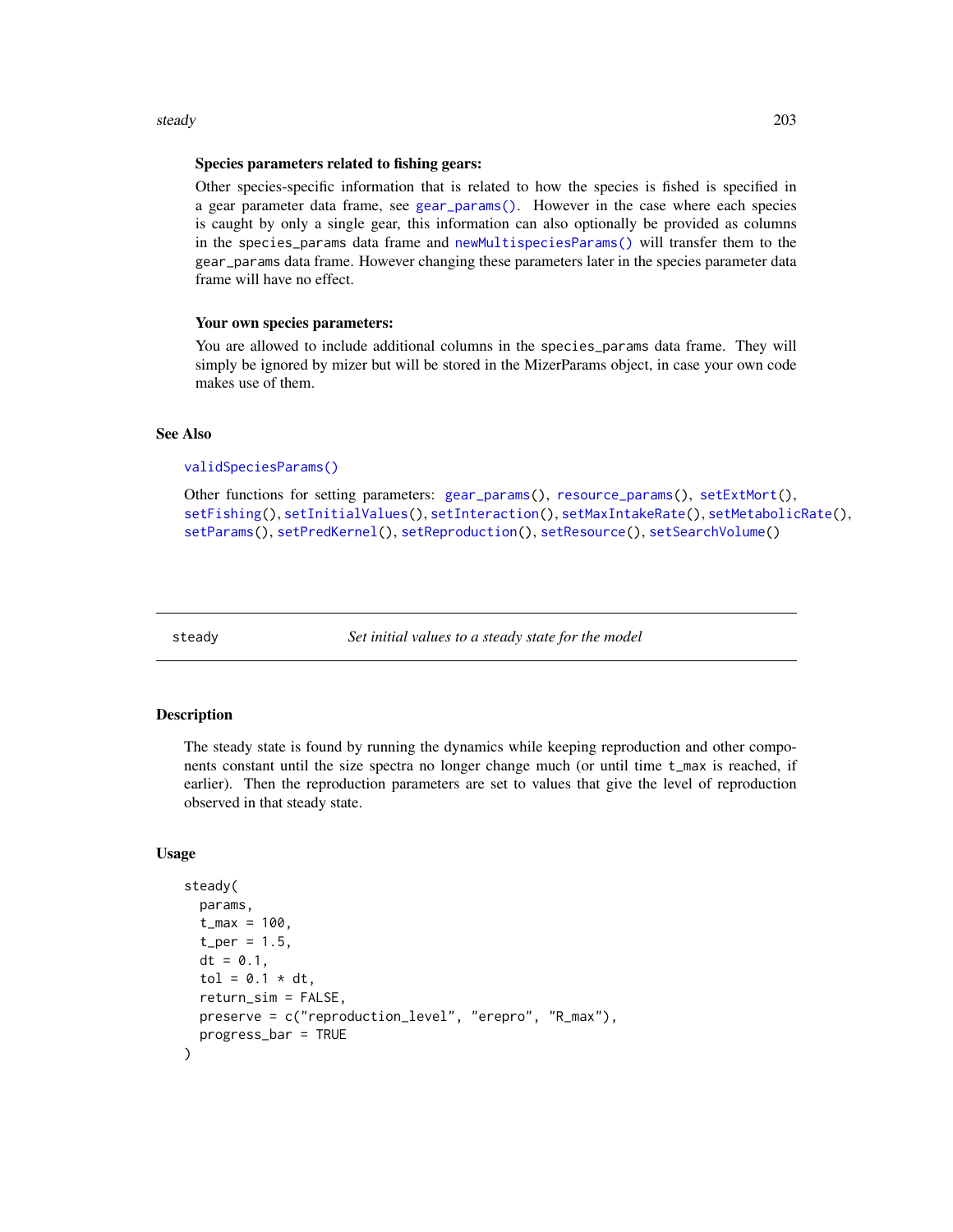**Species parameters related to fishing gears:**

Other species-specific information that is related to how the species is fished is specified in a gear parameter data frame, see gear_params(). However in the case where each species is caught by only a single gear, this information can also optionally be provided as columns in the species_params data frame and newMultispeciesParams() will transfer them to the gear_params data frame. However changing these parameters later in the species parameter data frame will have no effect.

**Your own species parameters:**

You are allowed to include additional columns in the species_params data frame. They will simply be ignored by mizer but will be stored in the MizerParams object, in case your own code makes use of them.

### See Also

validSpeciesParams()

Other functions for setting parameters: gear_params(), resource_params(), setExtMort(), setFishing(), setInitialValues(), setInteraction(), setMaxIntakeRate(), setMetabolicRate(), setParams(), setPredKernel(), setReproduction(), setResource(), setSearchVolume()

---

## steady — *Set initial values to a steady state for the model*

### Description

The steady state is found by running the dynamics while keeping reproduction and other components constant until the size spectra no longer change much (or until time t_max is reached, if earlier). Then the reproduction parameters are set to values that give the level of reproduction observed in that steady state.

### Usage

```
steady(
  params,
  t_max = 100,
  t_per = 1.5,
  dt = 0.1,
  tol = 0.1 * dt,
  return_sim = FALSE,
  preserve = c("reproduction_level", "erepro", "R_max"),
  progress_bar = TRUE
)
```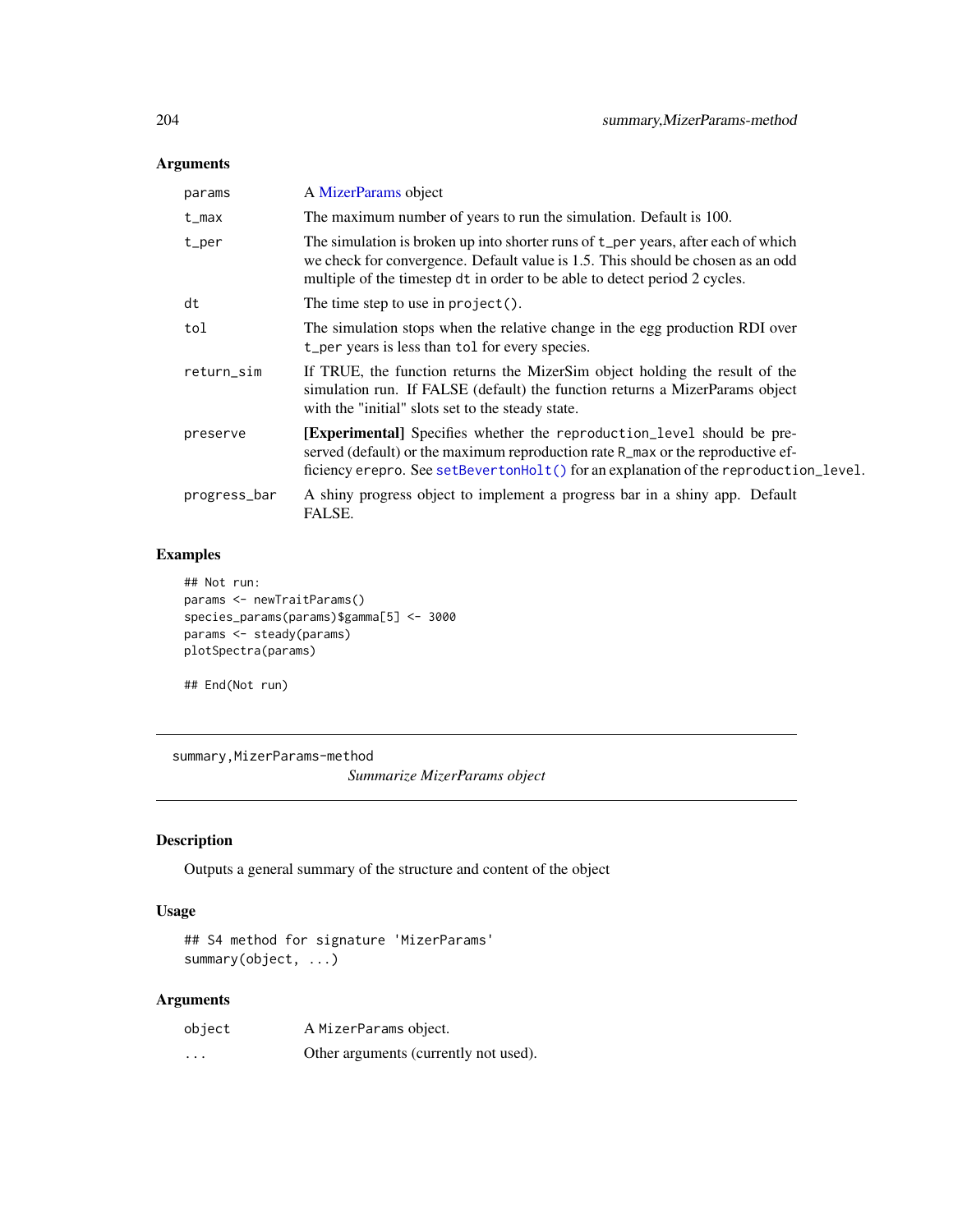### Arguments

| | |
|---|---|
| params | A MizerParams object |
| t_max | The maximum number of years to run the simulation. Default is 100. |
| t_per | The simulation is broken up into shorter runs of t_per years, after each of which we check for convergence. Default value is 1.5. This should be chosen as an odd multiple of the timestep dt in order to be able to detect period 2 cycles. |
| dt | The time step to use in project(). |
| tol | The simulation stops when the relative change in the egg production RDI over t_per years is less than tol for every species. |
| return_sim | If TRUE, the function returns the MizerSim object holding the result of the simulation run. If FALSE (default) the function returns a MizerParams object with the "initial" slots set to the steady state. |
| preserve | **[Experimental]** Specifies whether the reproduction_level should be preserved (default) or the maximum reproduction rate R_max or the reproductive efficiency erepro. See setBevertonHolt() for an explanation of the reproduction_level. |
| progress_bar | A shiny progress object to implement a progress bar in a shiny app. Default FALSE. |

### Examples

```
## Not run:
params <- newTraitParams()
species_params(params)$gamma[5] <- 3000
params <- steady(params)
plotSpectra(params)

## End(Not run)
```

---

## summary,MizerParams-method

*Summarize MizerParams object*

### Description

Outputs a general summary of the structure and content of the object

### Usage

```
## S4 method for signature 'MizerParams'
summary(object, ...)
```

### Arguments

| | |
|---|---|
| object | A MizerParams object. |
| ... | Other arguments (currently not used). |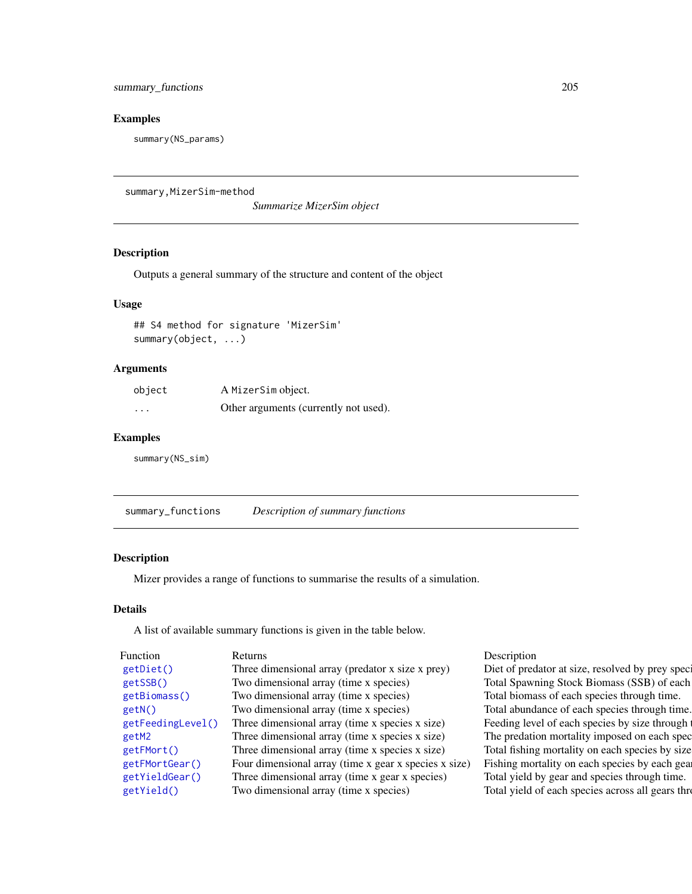## Examples

```
summary(NS_params)
```

---

`summary,MizerSim-method` *Summarize MizerSim object*

---

### Description

Outputs a general summary of the structure and content of the object

### Usage

```
## S4 method for signature 'MizerSim'
summary(object, ...)
```

### Arguments

| | |
|---|---|
| `object` | A `MizerSim` object. |
| `...` | Other arguments (currently not used). |

### Examples

```
summary(NS_sim)
```

---

`summary_functions` *Description of summary functions*

---

### Description

Mizer provides a range of functions to summarise the results of a simulation.

### Details

A list of available summary functions is given in the table below.

| Function | Returns | Description |
|---|---|---|
| `getDiet()` | Three dimensional array (predator x size x prey) | Diet of predator at size, resolved by prey speci |
| `getSSB()` | Two dimensional array (time x species) | Total Spawning Stock Biomass (SSB) of each |
| `getBiomass()` | Two dimensional array (time x species) | Total biomass of each species through time. |
| `getN()` | Two dimensional array (time x species) | Total abundance of each species through time. |
| `getFeedingLevel()` | Three dimensional array (time x species x size) | Feeding level of each species by size through t |
| `getM2` | Three dimensional array (time x species x size) | The predation mortality imposed on each spec |
| `getFMort()` | Three dimensional array (time x species x size) | Total fishing mortality on each species by size |
| `getFMortGear()` | Four dimensional array (time x gear x species x size) | Fishing mortality on each species by each gear |
| `getYieldGear()` | Three dimensional array (time x gear x species) | Total yield by gear and species through time. |
| `getYield()` | Two dimensional array (time x species) | Total yield of each species across all gears thro |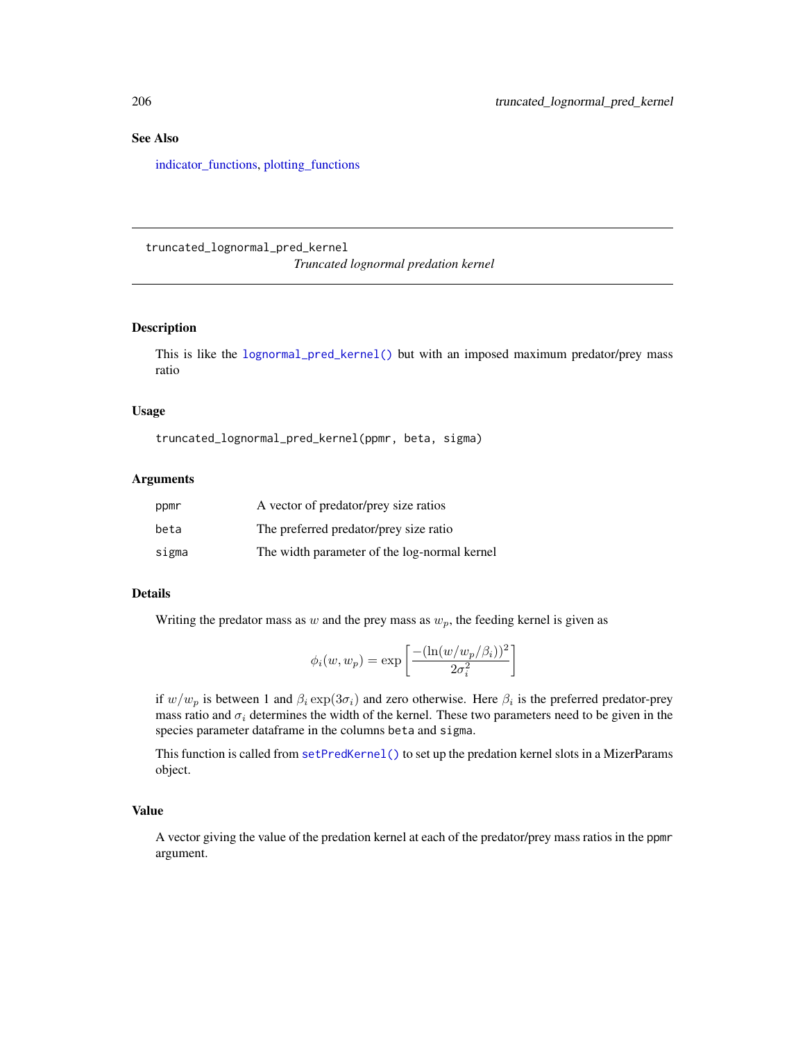## See Also

indicator_functions, plotting_functions

---

truncated_lognormal_pred_kernel

*Truncated lognormal predation kernel*

---

### Description

This is like the `lognormal_pred_kernel()` but with an imposed maximum predator/prey mass ratio

### Usage

```
truncated_lognormal_pred_kernel(ppmr, beta, sigma)
```

### Arguments

| | |
|---|---|
| ppmr | A vector of predator/prey size ratios |
| beta | The preferred predator/prey size ratio |
| sigma | The width parameter of the log-normal kernel |

### Details

Writing the predator mass as $w$ and the prey mass as $w_p$, the feeding kernel is given as

$$\phi_i(w, w_p) = \exp\left[\frac{-(\ln(w/w_p/\beta_i))^2}{2\sigma_i^2}\right]$$

if $w/w_p$ is between 1 and $\beta_i \exp(3\sigma_i)$ and zero otherwise. Here $\beta_i$ is the preferred predator-prey mass ratio and $\sigma_i$ determines the width of the kernel. These two parameters need to be given in the species parameter dataframe in the columns `beta` and `sigma`.

This function is called from `setPredKernel()` to set up the predation kernel slots in a MizerParams object.

### Value

A vector giving the value of the predation kernel at each of the predator/prey mass ratios in the `ppmr` argument.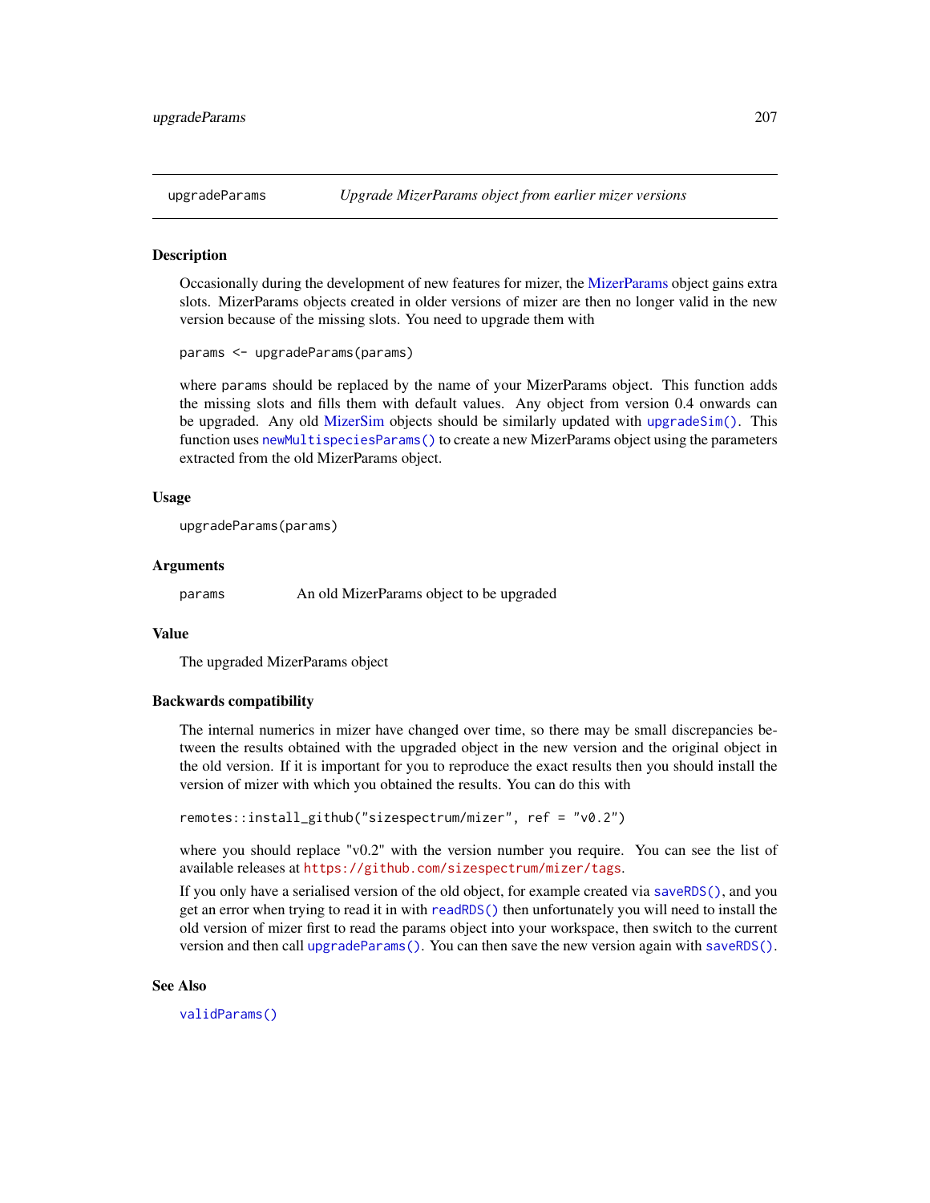upgradeParams    *Upgrade MizerParams object from earlier mizer versions*

## Description

Occasionally during the development of new features for mizer, the MizerParams object gains extra slots. MizerParams objects created in older versions of mizer are then no longer valid in the new version because of the missing slots. You need to upgrade them with

```
params <- upgradeParams(params)
```

where `params` should be replaced by the name of your MizerParams object. This function adds the missing slots and fills them with default values. Any object from version 0.4 onwards can be upgraded. Any old MizerSim objects should be similarly updated with `upgradeSim()`. This function uses `newMultispeciesParams()` to create a new MizerParams object using the parameters extracted from the old MizerParams object.

## Usage

```
upgradeParams(params)
```

## Arguments

| | |
|---|---|
| params | An old MizerParams object to be upgraded |

## Value

The upgraded MizerParams object

## Backwards compatibility

The internal numerics in mizer have changed over time, so there may be small discrepancies between the results obtained with the upgraded object in the new version and the original object in the old version. If it is important for you to reproduce the exact results then you should install the version of mizer with which you obtained the results. You can do this with

```
remotes::install_github("sizespectrum/mizer", ref = "v0.2")
```

where you should replace "v0.2" with the version number you require. You can see the list of available releases at https://github.com/sizespectrum/mizer/tags.

If you only have a serialised version of the old object, for example created via `saveRDS()`, and you get an error when trying to read it in with `readRDS()` then unfortunately you will need to install the old version of mizer first to read the params object into your workspace, then switch to the current version and then call `upgradeParams()`. You can then save the new version again with `saveRDS()`.

## See Also

`validParams()`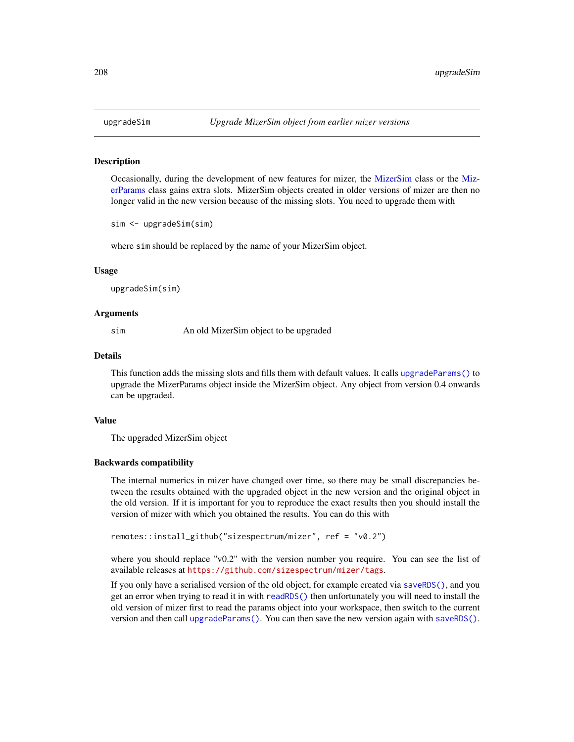## upgradeSim — *Upgrade MizerSim object from earlier mizer versions*

### Description

Occasionally, during the development of new features for mizer, the MizerSim class or the MizerParams class gains extra slots. MizerSim objects created in older versions of mizer are then no longer valid in the new version because of the missing slots. You need to upgrade them with

```
sim <- upgradeSim(sim)
```

where `sim` should be replaced by the name of your MizerSim object.

### Usage

```
upgradeSim(sim)
```

### Arguments

| | |
|---|---|
| `sim` | An old MizerSim object to be upgraded |

### Details

This function adds the missing slots and fills them with default values. It calls `upgradeParams()` to upgrade the MizerParams object inside the MizerSim object. Any object from version 0.4 onwards can be upgraded.

### Value

The upgraded MizerSim object

### Backwards compatibility

The internal numerics in mizer have changed over time, so there may be small discrepancies between the results obtained with the upgraded object in the new version and the original object in the old version. If it is important for you to reproduce the exact results then you should install the version of mizer with which you obtained the results. You can do this with

```
remotes::install_github("sizespectrum/mizer", ref = "v0.2")
```

where you should replace "v0.2" with the version number you require. You can see the list of available releases at https://github.com/sizespectrum/mizer/tags.

If you only have a serialised version of the old object, for example created via `saveRDS()`, and you get an error when trying to read it in with `readRDS()` then unfortunately you will need to install the old version of mizer first to read the params object into your workspace, then switch to the current version and then call `upgradeParams()`. You can then save the new version again with `saveRDS()`.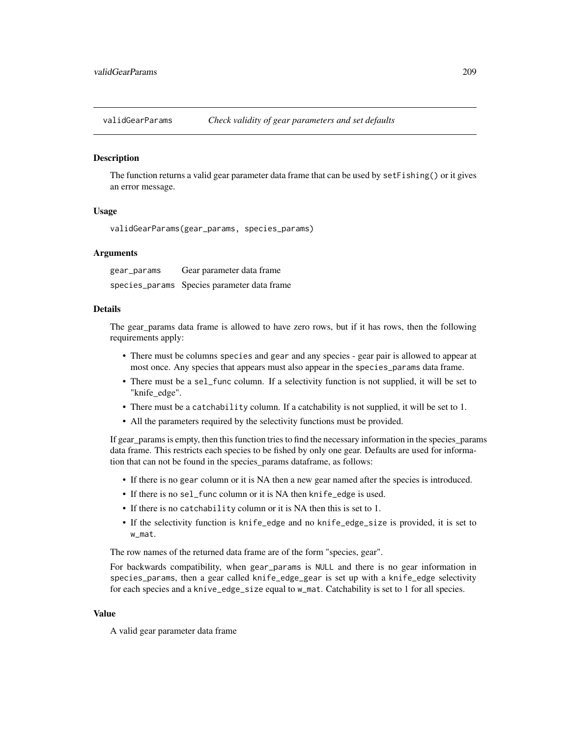## validGearParams *Check validity of gear parameters and set defaults*

### Description

The function returns a valid gear parameter data frame that can be used by `setFishing()` or it gives an error message.

### Usage

```
validGearParams(gear_params, species_params)
```

### Arguments

| | |
|---|---|
| `gear_params` | Gear parameter data frame |
| `species_params` | Species parameter data frame |

### Details

The gear_params data frame is allowed to have zero rows, but if it has rows, then the following requirements apply:

- There must be columns `species` and `gear` and any species - gear pair is allowed to appear at most once. Any species that appears must also appear in the `species_params` data frame.
- There must be a `sel_func` column. If a selectivity function is not supplied, it will be set to "knife_edge".
- There must be a `catchability` column. If a catchability is not supplied, it will be set to 1.
- All the parameters required by the selectivity functions must be provided.

If gear_params is empty, then this function tries to find the necessary information in the species_params data frame. This restricts each species to be fished by only one gear. Defaults are used for information that can not be found in the species_params dataframe, as follows:

- If there is no `gear` column or it is NA then a new gear named after the species is introduced.
- If there is no `sel_func` column or it is NA then `knife_edge` is used.
- If there is no `catchability` column or it is NA then this is set to 1.
- If the selectivity function is `knife_edge` and no `knife_edge_size` is provided, it is set to `w_mat`.

The row names of the returned data frame are of the form "species, gear".

For backwards compatibility, when `gear_params` is `NULL` and there is no gear information in `species_params`, then a gear called `knife_edge_gear` is set up with a `knife_edge` selectivity for each species and a `knive_edge_size` equal to `w_mat`. Catchability is set to 1 for all species.

### Value

A valid gear parameter data frame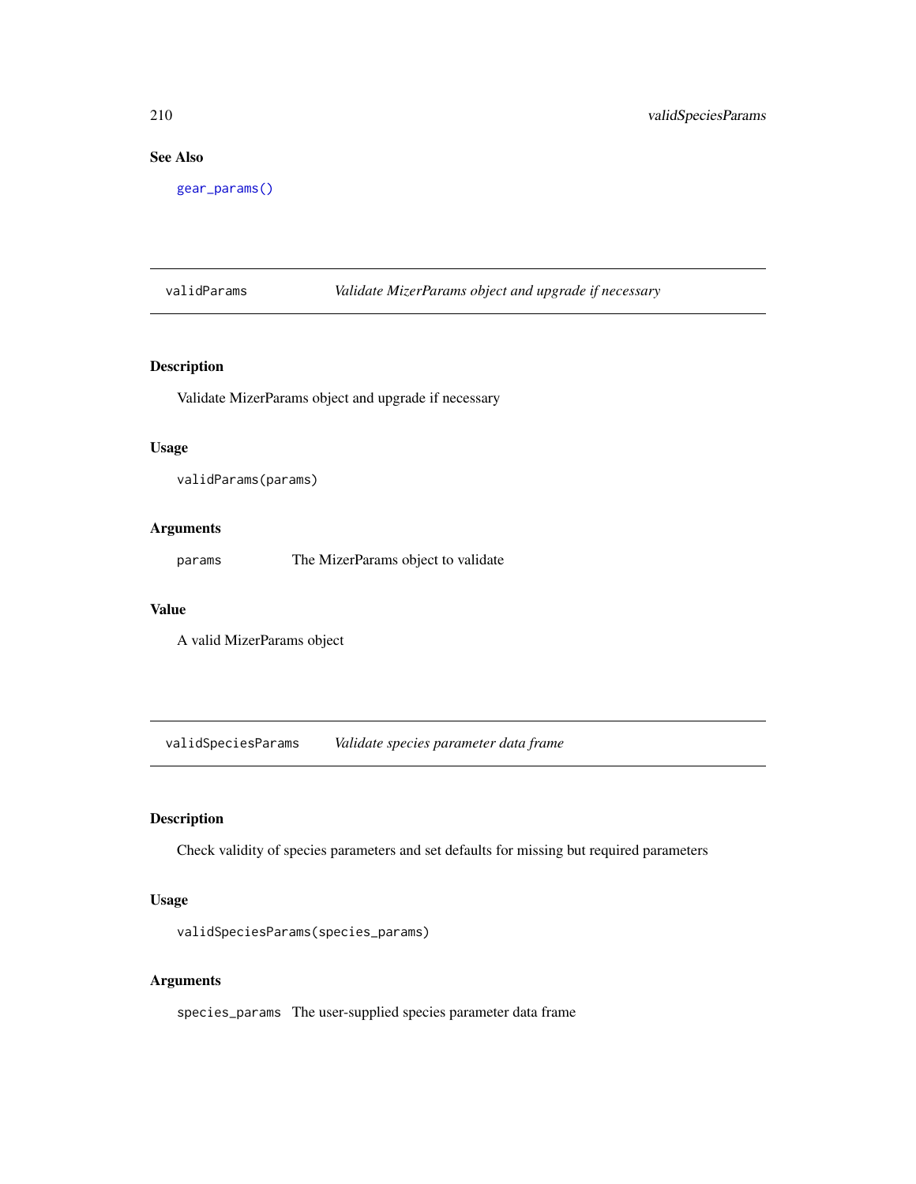## See Also

gear_params()

---

validParams *Validate MizerParams object and upgrade if necessary*

---

### Description

Validate MizerParams object and upgrade if necessary

### Usage

```
validParams(params)
```

### Arguments

params The MizerParams object to validate

### Value

A valid MizerParams object

---

validSpeciesParams *Validate species parameter data frame*

---

### Description

Check validity of species parameters and set defaults for missing but required parameters

### Usage

```
validSpeciesParams(species_params)
```

### Arguments

species_params The user-supplied species parameter data frame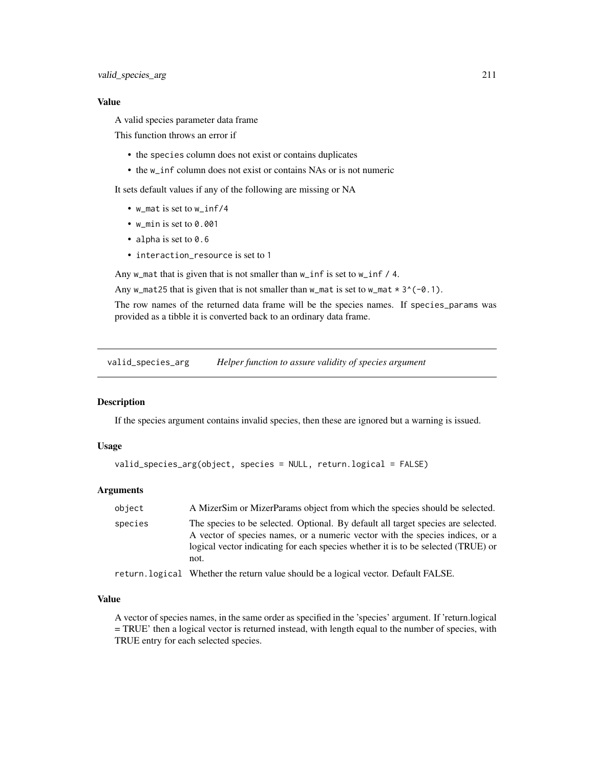### Value

A valid species parameter data frame

This function throws an error if

- the `species` column does not exist or contains duplicates
- the `w_inf` column does not exist or contains NAs or is not numeric

It sets default values if any of the following are missing or NA

- `w_mat` is set to `w_inf/4`
- `w_min` is set to `0.001`
- `alpha` is set to `0.6`
- `interaction_resource` is set to `1`

Any `w_mat` that is given that is not smaller than `w_inf` is set to `w_inf / 4`.

Any `w_mat25` that is given that is not smaller than `w_mat` is set to `w_mat * 3^(-0.1)`.

The row names of the returned data frame will be the species names. If `species_params` was provided as a tibble it is converted back to an ordinary data frame.

---

## valid_species_arg — *Helper function to assure validity of species argument*

### Description

If the species argument contains invalid species, then these are ignored but a warning is issued.

### Usage

```
valid_species_arg(object, species = NULL, return.logical = FALSE)
```

### Arguments

| | |
|---|---|
| `object` | A MizerSim or MizerParams object from which the species should be selected. |
| `species` | The species to be selected. Optional. By default all target species are selected. A vector of species names, or a numeric vector with the species indices, or a logical vector indicating for each species whether it is to be selected (TRUE) or not. |
| `return.logical` | Whether the return value should be a logical vector. Default FALSE. |

### Value

A vector of species names, in the same order as specified in the 'species' argument. If 'return.logical = TRUE' then a logical vector is returned instead, with length equal to the number of species, with TRUE entry for each selected species.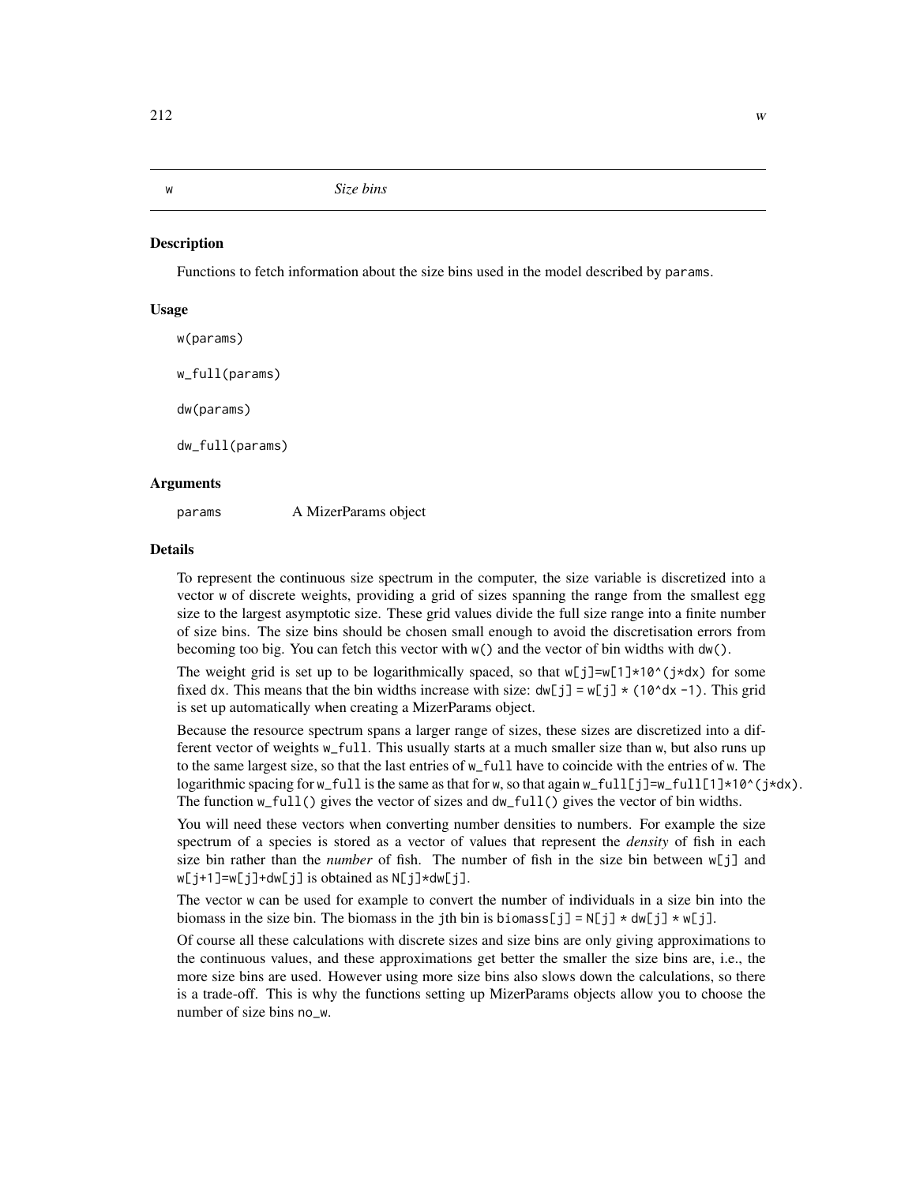# w — *Size bins*

## Description

Functions to fetch information about the size bins used in the model described by params.

## Usage

```
w(params)

w_full(params)

dw(params)

dw_full(params)
```

## Arguments

| | |
|---|---|
| params | A MizerParams object |

## Details

To represent the continuous size spectrum in the computer, the size variable is discretized into a vector w of discrete weights, providing a grid of sizes spanning the range from the smallest egg size to the largest asymptotic size. These grid values divide the full size range into a finite number of size bins. The size bins should be chosen small enough to avoid the discretisation errors from becoming too big. You can fetch this vector with w() and the vector of bin widths with dw().

The weight grid is set up to be logarithmically spaced, so that w[j]=w[1]*10^(j*dx) for some fixed dx. This means that the bin widths increase with size: dw[j] = w[j] * (10^dx -1). This grid is set up automatically when creating a MizerParams object.

Because the resource spectrum spans a larger range of sizes, these sizes are discretized into a different vector of weights w_full. This usually starts at a much smaller size than w, but also runs up to the same largest size, so that the last entries of w_full have to coincide with the entries of w. The logarithmic spacing for w_full is the same as that for w, so that again w_full[j]=w_full[1]*10^(j*dx). The function w_full() gives the vector of sizes and dw_full() gives the vector of bin widths.

You will need these vectors when converting number densities to numbers. For example the size spectrum of a species is stored as a vector of values that represent the *density* of fish in each size bin rather than the *number* of fish. The number of fish in the size bin between w[j] and w[j+1]=w[j]+dw[j] is obtained as N[j]*dw[j].

The vector w can be used for example to convert the number of individuals in a size bin into the biomass in the size bin. The biomass in the jth bin is biomass[j] = N[j] * dw[j] * w[j].

Of course all these calculations with discrete sizes and size bins are only giving approximations to the continuous values, and these approximations get better the smaller the size bins are, i.e., the more size bins are used. However using more size bins also slows down the calculations, so there is a trade-off. This is why the functions setting up MizerParams objects allow you to choose the number of size bins no_w.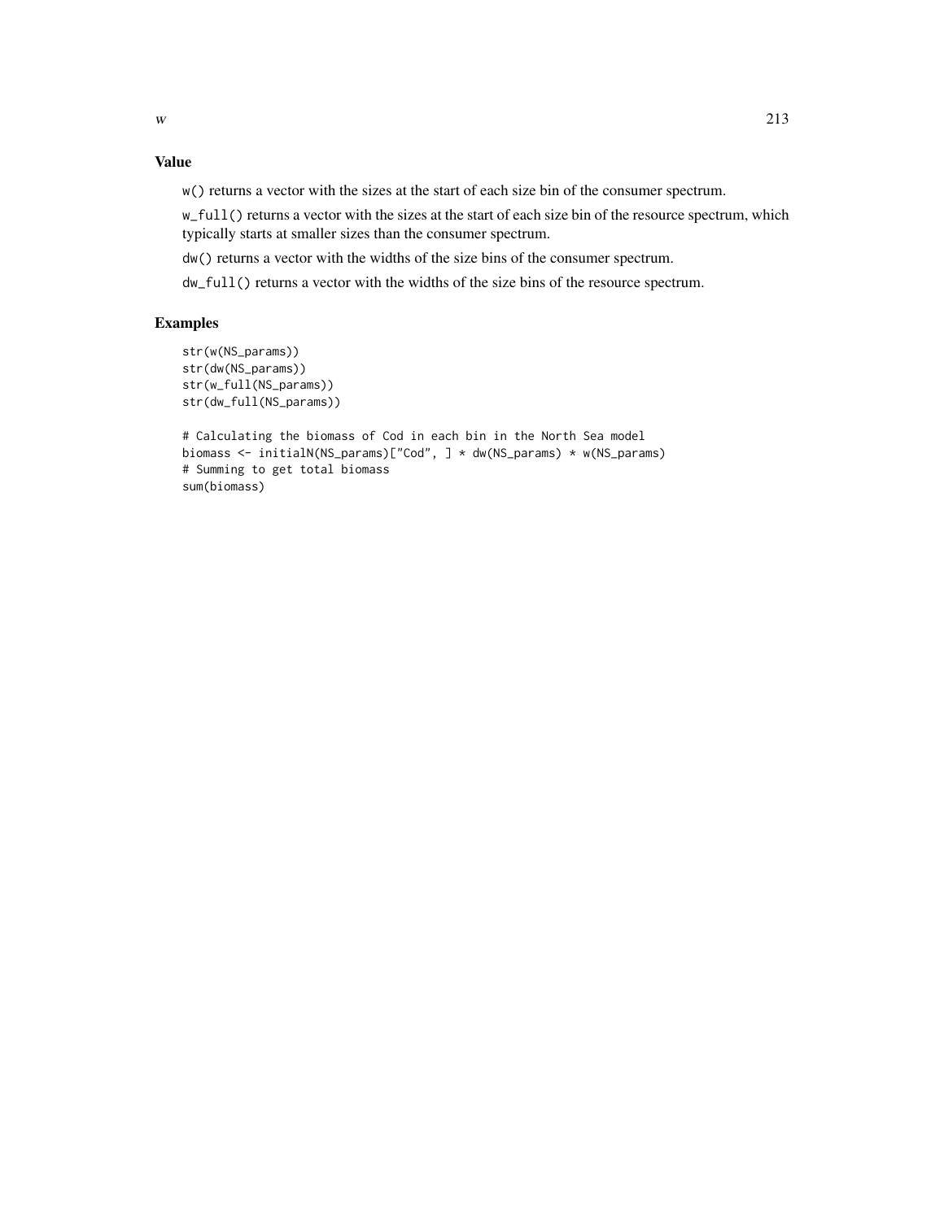### Value

`w()` returns a vector with the sizes at the start of each size bin of the consumer spectrum.

`w_full()` returns a vector with the sizes at the start of each size bin of the resource spectrum, which typically starts at smaller sizes than the consumer spectrum.

`dw()` returns a vector with the widths of the size bins of the consumer spectrum.

`dw_full()` returns a vector with the widths of the size bins of the resource spectrum.

### Examples

```
str(w(NS_params))
str(dw(NS_params))
str(w_full(NS_params))
str(dw_full(NS_params))

# Calculating the biomass of Cod in each bin in the North Sea model
biomass <- initialN(NS_params)["Cod", ] * dw(NS_params) * w(NS_params)
# Summing to get total biomass
sum(biomass)
```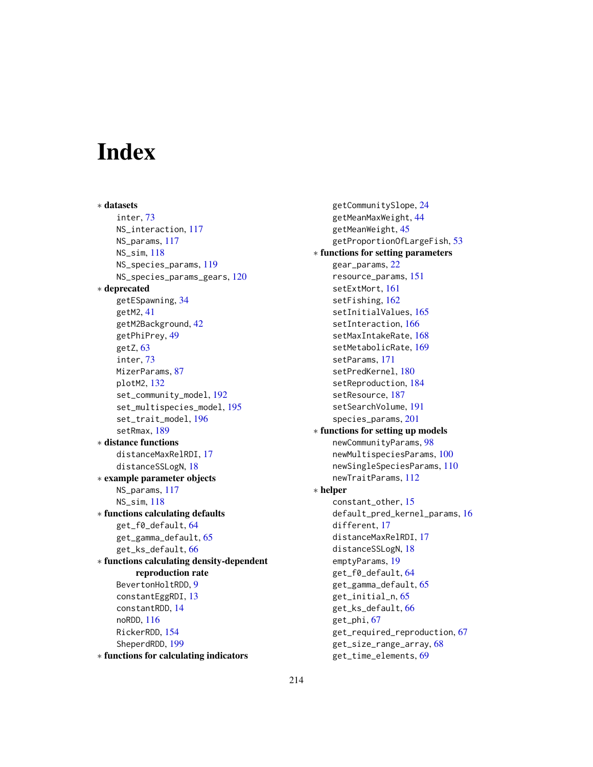# Index

* **datasets**
  inter, 73
  NS_interaction, 117
  NS_params, 117
  NS_sim, 118
  NS_species_params, 119
  NS_species_params_gears, 120
* **deprecated**
  getESpawning, 34
  getM2, 41
  getM2Background, 42
  getPhiPrey, 49
  getZ, 63
  inter, 73
  MizerParams, 87
  plotM2, 132
  set_community_model, 192
  set_multispecies_model, 195
  set_trait_model, 196
  setRmax, 189
* **distance functions**
  distanceMaxRelRDI, 17
  distanceSSLogN, 18
* **example parameter objects**
  NS_params, 117
  NS_sim, 118
* **functions calculating defaults**
  get_f0_default, 64
  get_gamma_default, 65
  get_ks_default, 66
* **functions calculating density-dependent reproduction rate**
  BevertonHoltRDD, 9
  constantEggRDI, 13
  constantRDD, 14
  noRDD, 116
  RickerRDD, 154
  SheperdRDD, 199
* **functions for calculating indicators**
  getCommunitySlope, 24
  getMeanMaxWeight, 44
  getMeanWeight, 45
  getProportionOfLargeFish, 53
* **functions for setting parameters**
  gear_params, 22
  resource_params, 151
  setExtMort, 161
  setFishing, 162
  setInitialValues, 165
  setInteraction, 166
  setMaxIntakeRate, 168
  setMetabolicRate, 169
  setParams, 171
  setPredKernel, 180
  setReproduction, 184
  setResource, 187
  setSearchVolume, 191
  species_params, 201
* **functions for setting up models**
  newCommunityParams, 98
  newMultispeciesParams, 100
  newSingleSpeciesParams, 110
  newTraitParams, 112
* **helper**
  constant_other, 15
  default_pred_kernel_params, 16
  different, 17
  distanceMaxRelRDI, 17
  distanceSSLogN, 18
  emptyParams, 19
  get_f0_default, 64
  get_gamma_default, 65
  get_initial_n, 65
  get_ks_default, 66
  get_phi, 67
  get_required_reproduction, 67
  get_size_range_array, 68
  get_time_elements, 69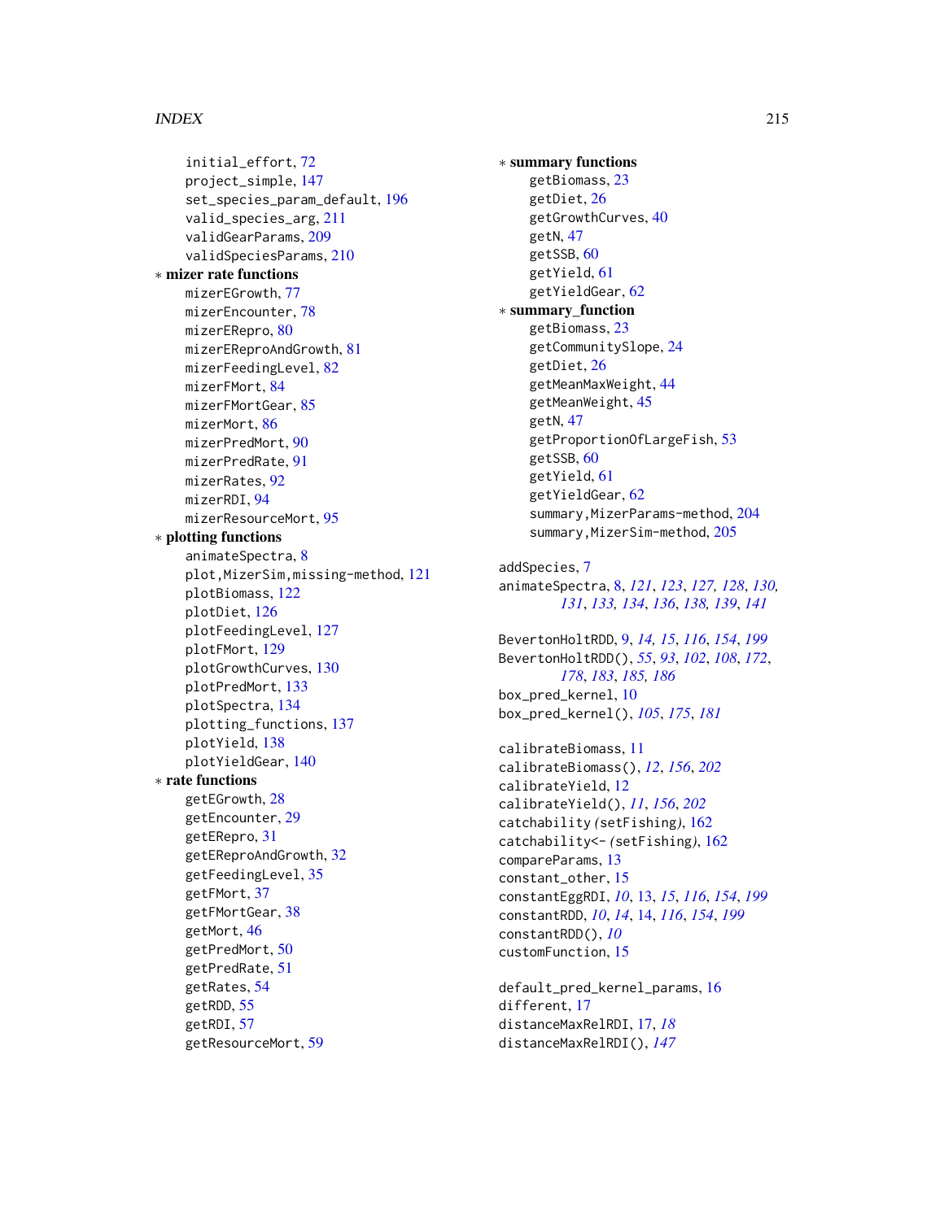initial_effort, 72
project_simple, 147
set_species_param_default, 196
valid_species_arg, 211
validGearParams, 209
validSpeciesParams, 210

∗ **mizer rate functions**

mizerEGrowth, 77
mizerEncounter, 78
mizerERepro, 80
mizerEReproAndGrowth, 81
mizerFeedingLevel, 82
mizerFMort, 84
mizerFMortGear, 85
mizerMort, 86
mizerPredMort, 90
mizerPredRate, 91
mizerRates, 92
mizerRDI, 94
mizerResourceMort, 95

∗ **plotting functions**

animateSpectra, 8
plot,MizerSim,missing-method, 121
plotBiomass, 122
plotDiet, 126
plotFeedingLevel, 127
plotFMort, 129
plotGrowthCurves, 130
plotPredMort, 133
plotSpectra, 134
plotting_functions, 137
plotYield, 138
plotYieldGear, 140

∗ **rate functions**

getEGrowth, 28
getEncounter, 29
getERepro, 31
getEReproAndGrowth, 32
getFeedingLevel, 35
getFMort, 37
getFMortGear, 38
getMort, 46
getPredMort, 50
getPredRate, 51
getRates, 54
getRDD, 55
getRDI, 57
getResourceMort, 59

∗ **summary functions**

getBiomass, 23
getDiet, 26
getGrowthCurves, 40
getN, 47
getSSB, 60
getYield, 61
getYieldGear, 62

∗ **summary_function**

getBiomass, 23
getCommunitySlope, 24
getDiet, 26
getMeanMaxWeight, 44
getMeanWeight, 45
getN, 47
getProportionOfLargeFish, 53
getSSB, 60
getYield, 61
getYieldGear, 62
summary,MizerParams-method, 204
summary,MizerSim-method, 205

addSpecies, 7
animateSpectra, 8, *121*, *123*, *127*, *128*, *130*, *131*, *133*, *134*, *136*, *138*, *139*, *141*

BevertonHoltRDD, 9, *14*, *15*, *116*, *154*, *199*
BevertonHoltRDD(), *55*, *93*, *102*, *108*, *172*, *178*, *183*, *185*, *186*
box_pred_kernel, 10
box_pred_kernel(), *105*, *175*, *181*

calibrateBiomass, 11
calibrateBiomass(), *12*, *156*, *202*
calibrateYield, 12
calibrateYield(), *11*, *156*, *202*
catchability *(*setFishing*)*, 162
catchability<- *(*setFishing*)*, 162
compareParams, 13
constant_other, 15
constantEggRDI, *10*, 13, *15*, *116*, *154*, *199*
constantRDD, *10*, *14*, 14, *116*, *154*, *199*
constantRDD(), *10*
customFunction, 15

default_pred_kernel_params, 16
different, 17
distanceMaxRelRDI, 17, *18*
distanceMaxRelRDI(), *147*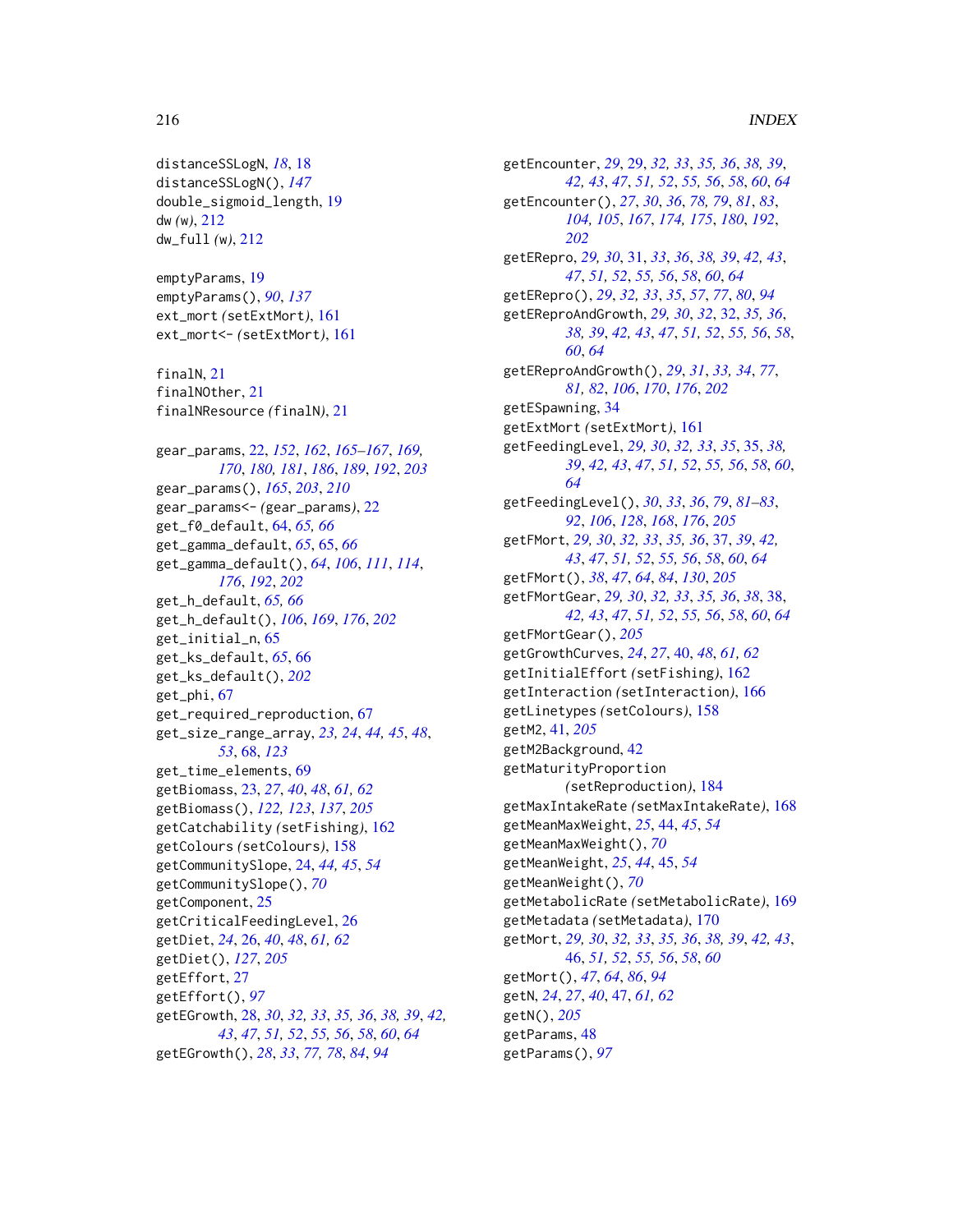distanceSSLogN, *18*, 18
distanceSSLogN(), *147*
double_sigmoid_length, 19
dw *(w)*, 212
dw_full *(w)*, 212

emptyParams, 19
emptyParams(), *90*, *137*
ext_mort *(setExtMort)*, 161
ext_mort<- *(setExtMort)*, 161

finalN, 21
finalNOther, 21
finalNResource *(finalN)*, 21

gear_params, 22, *152*, *162*, *165–167*, *169*, *170*, *180*, *181*, *186*, *189*, *192*, *203*
gear_params(), *165*, *203*, *210*
gear_params<- *(gear_params)*, 22
get_f0_default, 64, *65*, *66*
get_gamma_default, *65*, 65, *66*
get_gamma_default(), *64*, *106*, *111*, *114*, *176*, *192*, *202*
get_h_default, *65*, *66*
get_h_default(), *106*, *169*, *176*, *202*
get_initial_n, 65
get_ks_default, *65*, 66
get_ks_default(), *202*
get_phi, 67
get_required_reproduction, 67
get_size_range_array, *23*, *24*, *44*, *45*, *48*, *53*, 68, *123*
get_time_elements, 69
getBiomass, 23, *27*, *40*, *48*, *61*, *62*
getBiomass(), *122*, *123*, *137*, *205*
getCatchability *(setFishing)*, 162
getColours *(setColours)*, 158
getCommunitySlope, 24, *44*, *45*, *54*
getCommunitySlope(), *70*
getComponent, 25
getCriticalFeedingLevel, 26
getDiet, *24*, 26, *40*, *48*, *61*, *62*
getDiet(), *127*, *205*
getEffort, 27
getEffort(), *97*
getEGrowth, 28, *30*, *32*, *33*, *35*, *36*, *38*, *39*, *42*, *43*, *47*, *51*, *52*, *55*, *56*, *58*, *60*, *64*
getEGrowth(), *28*, *33*, *77*, *78*, *84*, *94*
getEncounter, *29*, 29, *32*, *33*, *35*, *36*, *38*, *39*, *42*, *43*, *47*, *51*, *52*, *55*, *56*, *58*, *60*, *64*
getEncounter(), *27*, *30*, *36*, *78*, *79*, *81*, *83*, *104*, *105*, *167*, *174*, *175*, *180*, *192*, *202*
getERepro, *29*, *30*, 31, *33*, *36*, *38*, *39*, *42*, *43*, *47*, *51*, *52*, *55*, *56*, *58*, *60*, *64*
getERepro(), *29*, *32*, *33*, *35*, *57*, *77*, *80*, *94*
getEReproAndGrowth, *29*, *30*, *32*, 32, *35*, *36*, *38*, *39*, *42*, *43*, *47*, *51*, *52*, *55*, *56*, *58*, *60*, *64*
getEReproAndGrowth(), *29*, *31*, *33*, *34*, *77*, *81*, *82*, *106*, *170*, *176*, *202*
getESpawning, 34
getExtMort *(setExtMort)*, 161
getFeedingLevel, *29*, *30*, *32*, *33*, *35*, 35, *38*, *39*, *42*, *43*, *47*, *51*, *52*, *55*, *56*, *58*, *60*, *64*
getFeedingLevel(), *30*, *33*, *36*, *79*, *81–83*, *92*, *106*, *128*, *168*, *176*, *205*
getFMort, *29*, *30*, *32*, *33*, *35*, *36*, 37, *39*, *42*, *43*, *47*, *51*, *52*, *55*, *56*, *58*, *60*, *64*
getFMort(), *38*, *47*, *64*, *84*, *130*, *205*
getFMortGear, *29*, *30*, *32*, *33*, *35*, *36*, *38*, 38, *42*, *43*, *47*, *51*, *52*, *55*, *56*, *58*, *60*, *64*
getFMortGear(), *205*
getGrowthCurves, *24*, *27*, 40, *48*, *61*, *62*
getInitialEffort *(setFishing)*, 162
getInteraction *(setInteraction)*, 166
getLinetypes *(setColours)*, 158
getM2, 41, *205*
getM2Background, 42
getMaturityProportion *(setReproduction)*, 184
getMaxIntakeRate *(setMaxIntakeRate)*, 168
getMeanMaxWeight, *25*, 44, *45*, *54*
getMeanMaxWeight(), *70*
getMeanWeight, *25*, *44*, 45, *54*
getMeanWeight(), *70*
getMetabolicRate *(setMetabolicRate)*, 169
getMetadata *(setMetadata)*, 170
getMort, *29*, *30*, *32*, *33*, *35*, *36*, *38*, *39*, *42*, *43*, 46, *51*, *52*, *55*, *56*, *58*, *60*
getMort(), *47*, *64*, *86*, *94*
getN, *24*, *27*, *40*, 47, *61*, *62*
getN(), *205*
getParams, 48
getParams(), *97*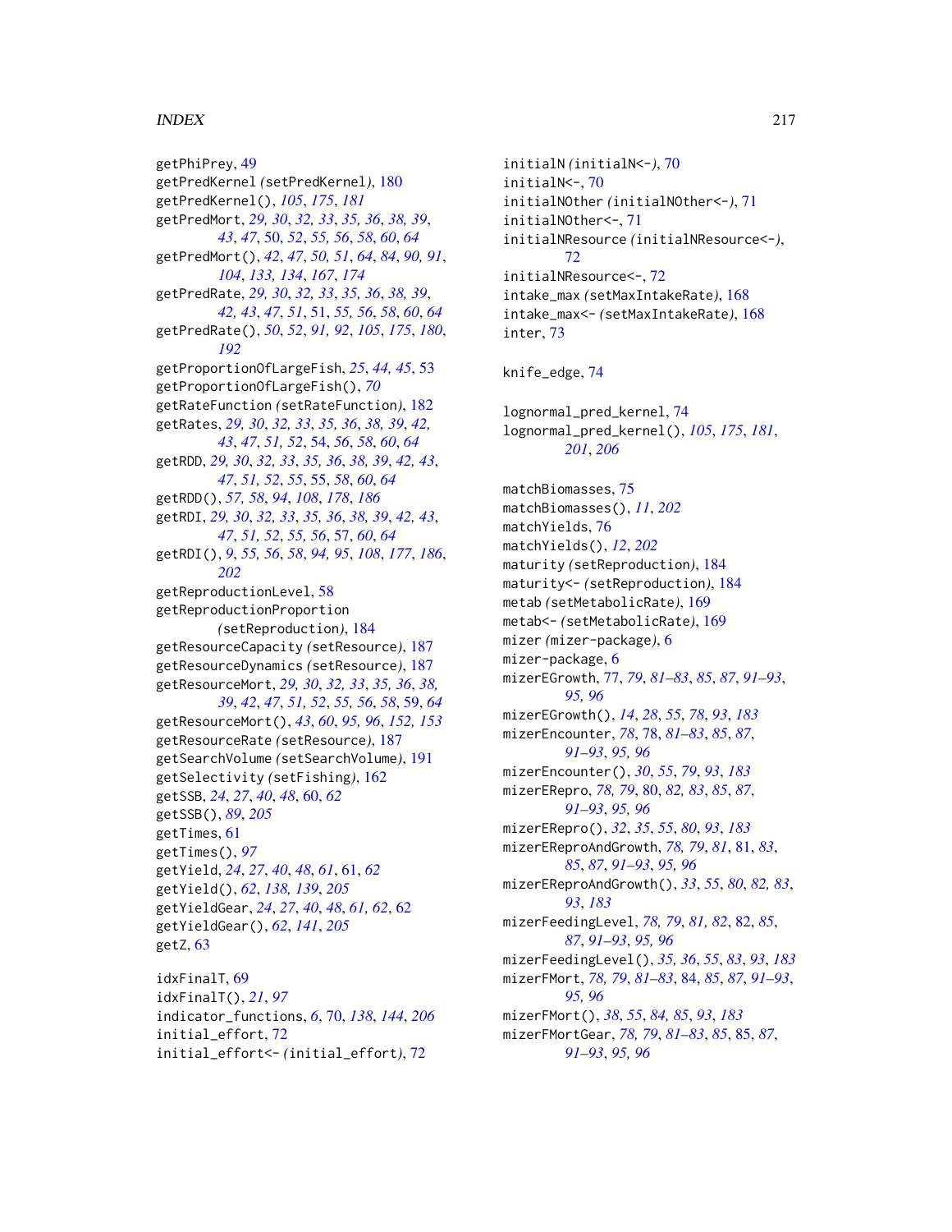getPhiPrey, 49
getPredKernel *(setPredKernel)*, 180
getPredKernel(), *105*, *175*, *181*
getPredMort, *29, 30*, *32, 33*, *35, 36*, *38, 39*, *43*, *47*, 50, *52*, *55, 56*, *58*, *60*, *64*
getPredMort(), *42*, *47*, *50, 51*, *64*, *84*, *90, 91*, *104*, *133, 134*, *167*, *174*
getPredRate, *29, 30*, *32, 33*, *35, 36*, *38, 39*, *42, 43*, *47*, *51*, 51, *55, 56*, *58*, *60*, *64*
getPredRate(), *50*, *52*, *91, 92*, *105*, *175*, *180*, *192*
getProportionOfLargeFish, *25*, *44, 45*, 53
getProportionOfLargeFish(), *70*
getRateFunction *(setRateFunction)*, 182
getRates, *29, 30*, *32, 33*, *35, 36*, *38, 39*, *42, 43*, *47*, *51, 52*, 54, *56*, *58*, *60*, *64*
getRDD, *29, 30*, *32, 33*, *35, 36*, *38, 39*, *42, 43*, *47*, *51, 52*, *55*, 55, *58*, *60*, *64*
getRDD(), *57, 58*, *94*, *108*, *178*, *186*
getRDI, *29, 30*, *32, 33*, *35, 36*, *38, 39*, *42, 43*, *47*, *51, 52*, *55, 56*, 57, *60*, *64*
getRDI(), *9*, *55, 56*, *58*, *94, 95*, *108*, *177*, *186*, *202*
getReproductionLevel, 58
getReproductionProportion *(setReproduction)*, 184
getResourceCapacity *(setResource)*, 187
getResourceDynamics *(setResource)*, 187
getResourceMort, *29, 30*, *32, 33*, *35, 36*, *38, 39*, *42*, *47*, *51, 52*, *55, 56*, *58*, 59, *64*
getResourceMort(), *43*, *60*, *95, 96*, *152, 153*
getResourceRate *(setResource)*, 187
getSearchVolume *(setSearchVolume)*, 191
getSelectivity *(setFishing)*, 162
getSSB, *24*, *27*, *40*, *48*, 60, *62*
getSSB(), *89*, *205*
getTimes, 61
getTimes(), *97*
getYield, *24*, *27*, *40*, *48*, *61*, 61, *62*
getYield(), *62*, *138, 139*, *205*
getYieldGear, *24*, *27*, *40*, *48*, *61, 62*, 62
getYieldGear(), *62*, *141*, *205*
getZ, 63

idxFinalT, 69
idxFinalT(), *21*, *97*
indicator_functions, *6*, 70, *138*, *144*, *206*
initial_effort, 72
initial_effort<- *(initial_effort)*, 72
initialN *(initialN<-)*, 70
initialN<-, 70
initialNOther *(initialNOther<-)*, 71
initialNOther<-, 71
initialNResource *(initialNResource<-)*, 72
initialNResource<-, 72
intake_max *(setMaxIntakeRate)*, 168
intake_max<- *(setMaxIntakeRate)*, 168
inter, 73

knife_edge, 74

lognormal_pred_kernel, 74
lognormal_pred_kernel(), *105*, *175*, *181*, *201*, *206*

matchBiomasses, 75
matchBiomasses(), *11*, *202*
matchYields, 76
matchYields(), *12*, *202*
maturity *(setReproduction)*, 184
maturity<- *(setReproduction)*, 184
metab *(setMetabolicRate)*, 169
metab<- *(setMetabolicRate)*, 169
mizer *(mizer-package)*, 6
mizer-package, 6
mizerEGrowth, 77, *79*, *81–83*, *85*, *87*, *91–93*, *95, 96*
mizerEGrowth(), *14*, *28*, *55*, *78*, *93*, *183*
mizerEncounter, *78*, 78, *81–83*, *85*, *87*, *91–93*, *95, 96*
mizerEncounter(), *30*, *55*, *79*, *93*, *183*
mizerERepro, *78, 79*, 80, *82, 83*, *85*, *87*, *91–93*, *95, 96*
mizerERepro(), *32*, *35*, *55*, *80*, *93*, *183*
mizerEReproAndGrowth, *78, 79*, *81*, 81, *83*, *85*, *87*, *91–93*, *95, 96*
mizerEReproAndGrowth(), *33*, *55*, *80*, *82, 83*, *93*, *183*
mizerFeedingLevel, *78, 79*, *81, 82*, 82, *85*, *87*, *91–93*, *95, 96*
mizerFeedingLevel(), *35, 36*, *55*, *83*, *93*, *183*
mizerFMort, *78, 79*, *81–83*, 84, *85*, *87*, *91–93*, *95, 96*
mizerFMort(), *38*, *55*, *84, 85*, *93*, *183*
mizerFMortGear, *78, 79*, *81–83*, *85*, 85, *87*, *91–93*, *95, 96*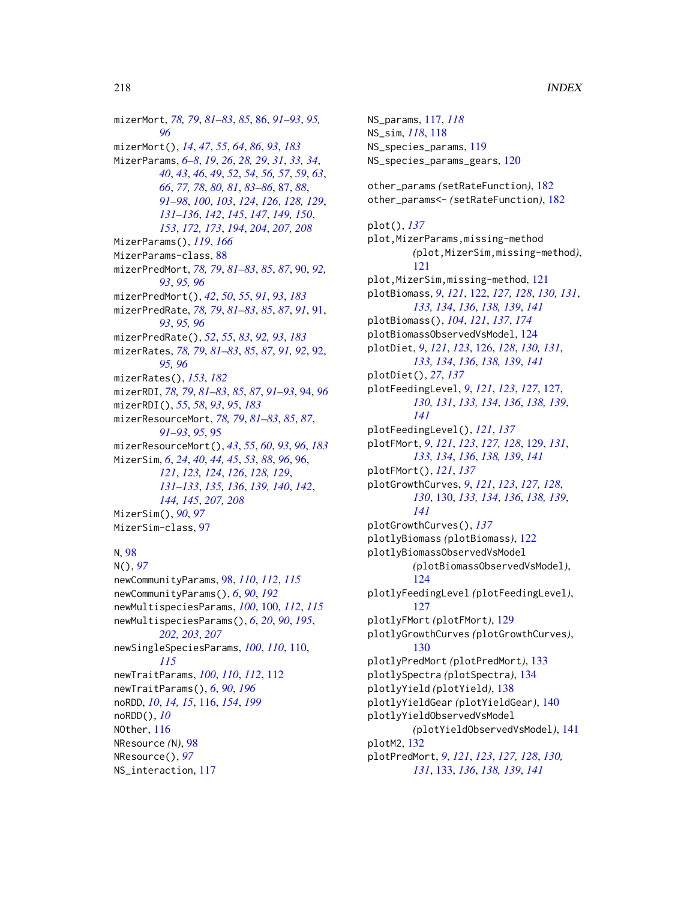mizerMort, *78, 79*, *81–83*, *85*, 86, *91–93*, *95, 96*
mizerMort(), *14*, *47*, *55*, *64*, *86*, *93*, *183*
MizerParams, *6–8*, *19*, *26*, *28, 29*, *31*, *33, 34*, *40*, *43*, *46*, *49*, *52*, *54*, *56, 57*, *59*, *63*, *66*, *77, 78*, *80, 81*, *83–86*, 87, *88*, *91–98*, *100*, *103*, *124*, *126*, *128, 129*, *131–136*, *142*, *145*, *147*, *149, 150*, *153*, *172, 173*, *194*, *204*, *207, 208*
MizerParams(), *119*, *166*
MizerParams-class, 88
mizerPredMort, *78, 79*, *81–83*, *85*, *87*, 90, *92, 93*, *95, 96*
mizerPredMort(), *42*, *50*, *55*, *91*, *93*, *183*
mizerPredRate, *78, 79*, *81–83*, *85*, *87*, *91*, 91, *93*, *95, 96*
mizerPredRate(), *52*, *55*, *83*, *92, 93*, *183*
mizerRates, *78, 79*, *81–83*, *85*, *87*, *91, 92*, 92, *95, 96*
mizerRates(), *153*, *182*
mizerRDI, *78, 79*, *81–83*, *85*, *87*, *91–93*, 94, *96*
mizerRDI(), *55*, *58*, *93*, *95*, *183*
mizerResourceMort, *78, 79*, *81–83*, *85*, *87*, *91–93*, *95*, 95
mizerResourceMort(), *43*, *55*, *60*, *93*, *96*, *183*
MizerSim, *6*, *24*, *40*, *44, 45*, *53*, *88*, *96*, 96, *121*, *123, 124*, *126*, *128, 129*, *131–133*, *135, 136*, *139, 140*, *142*, *144, 145*, *207, 208*
MizerSim(), *90*, *97*
MizerSim-class, 97

N, 98
N(), *97*
newCommunityParams, 98, *110*, *112*, *115*
newCommunityParams(), *6*, *90*, *192*
newMultispeciesParams, *100*, 100, *112*, *115*
newMultispeciesParams(), *6*, *20*, *90*, *195*, *202, 203*, *207*
newSingleSpeciesParams, *100*, *110*, 110, *115*
newTraitParams, *100*, *110*, *112*, 112
newTraitParams(), *6*, *90*, *196*
noRDD, *10*, *14, 15*, 116, *154*, *199*
noRDD(), *10*
NOther, 116
NResource *(*N*)*, 98
NResource(), *97*
NS_interaction, 117
NS_params, 117, *118*
NS_sim, *118*, 118
NS_species_params, 119
NS_species_params_gears, 120

other_params *(*setRateFunction*)*, 182
other_params<- *(*setRateFunction*)*, 182

plot(), *137*
plot,MizerParams,missing-method *(*plot,MizerSim,missing-method*)*, 121
plot,MizerSim,missing-method, 121
plotBiomass, *9*, *121*, 122, *127, 128*, *130, 131*, *133, 134*, *136*, *138, 139*, *141*
plotBiomass(), *104*, *121*, *137*, *174*
plotBiomassObservedVsModel, 124
plotDiet, *9*, *121*, *123*, 126, *128*, *130, 131*, *133, 134*, *136*, *138, 139*, *141*
plotDiet(), *27*, *137*
plotFeedingLevel, *9*, *121*, *123*, *127*, 127, *130, 131*, *133, 134*, *136*, *138, 139*, *141*
plotFeedingLevel(), *121*, *137*
plotFMort, *9*, *121*, *123*, *127, 128*, 129, *131*, *133, 134*, *136*, *138, 139*, *141*
plotFMort(), *121*, *137*
plotGrowthCurves, *9*, *121*, *123*, *127, 128*, *130*, 130, *133, 134*, *136*, *138, 139*, *141*
plotGrowthCurves(), *137*
plotlyBiomass *(*plotBiomass*)*, 122
plotlyBiomassObservedVsModel *(*plotBiomassObservedVsModel*)*, 124
plotlyFeedingLevel *(*plotFeedingLevel*)*, 127
plotlyFMort *(*plotFMort*)*, 129
plotlyGrowthCurves *(*plotGrowthCurves*)*, 130
plotlyPredMort *(*plotPredMort*)*, 133
plotlySpectra *(*plotSpectra*)*, 134
plotlyYield *(*plotYield*)*, 138
plotlyYieldGear *(*plotYieldGear*)*, 140
plotlyYieldObservedVsModel *(*plotYieldObservedVsModel*)*, 141
plotM2, 132
plotPredMort, *9*, *121*, *123*, *127, 128*, *130, 131*, 133, *136*, *138, 139*, *141*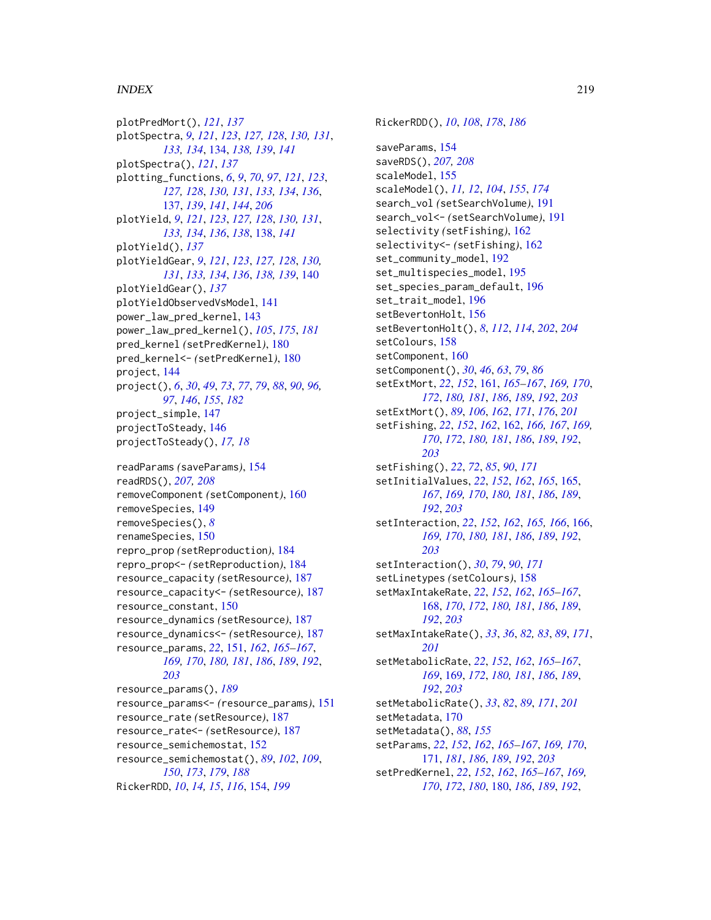plotPredMort(), *121*, *137*
plotSpectra, *9*, *121*, *123*, *127, 128*, *130, 131*, *133, 134*, 134, *138, 139*, *141*
plotSpectra(), *121*, *137*
plotting_functions, *6*, *9*, *70*, *97*, *121*, *123*, *127, 128*, *130, 131*, *133, 134*, *136*, 137, *139*, *141*, *144*, *206*
plotYield, *9*, *121*, *123*, *127, 128*, *130, 131*, *133, 134*, *136*, *138*, 138, *141*
plotYield(), *137*
plotYieldGear, *9*, *121*, *123*, *127, 128*, *130, 131*, *133, 134*, *136*, *138, 139*, 140
plotYieldGear(), *137*
plotYieldObservedVsModel, 141
power_law_pred_kernel, 143
power_law_pred_kernel(), *105*, *175*, *181*
pred_kernel *(setPredKernel)*, 180
pred_kernel<- *(setPredKernel)*, 180
project, 144
project(), *6*, *30*, *49*, *73*, *77*, *79*, *88*, *90*, *96, 97*, *146*, *155*, *182*
project_simple, 147
projectToSteady, 146
projectToSteady(), *17, 18*

readParams *(saveParams)*, 154
readRDS(), *207, 208*
removeComponent *(setComponent)*, 160
removeSpecies, 149
removeSpecies(), *8*
renameSpecies, 150
repro_prop *(setReproduction)*, 184
repro_prop<- *(setReproduction)*, 184
resource_capacity *(setResource)*, 187
resource_capacity<- *(setResource)*, 187
resource_constant, 150
resource_dynamics *(setResource)*, 187
resource_dynamics<- *(setResource)*, 187
resource_params, *22*, 151, *162*, *165–167*, *169, 170*, *180, 181*, *186*, *189*, *192*, *203*
resource_params(), *189*
resource_params<- *(resource_params)*, 151
resource_rate *(setResource)*, 187
resource_rate<- *(setResource)*, 187
resource_semichemostat, 152
resource_semichemostat(), *89*, *102*, *109*, *150*, *173*, *179*, *188*
RickerRDD, *10*, *14, 15*, *116*, 154, *199*
RickerRDD(), *10*, *108*, *178*, *186*

saveParams, 154
saveRDS(), *207, 208*
scaleModel, 155
scaleModel(), *11, 12*, *104*, *155*, *174*
search_vol *(setSearchVolume)*, 191
search_vol<- *(setSearchVolume)*, 191
selectivity *(setFishing)*, 162
selectivity<- *(setFishing)*, 162
set_community_model, 192
set_multispecies_model, 195
set_species_param_default, 196
set_trait_model, 196
setBevertonHolt, 156
setBevertonHolt(), *8*, *112*, *114*, *202*, *204*
setColours, 158
setComponent, 160
setComponent(), *30*, *46*, *63*, *79*, *86*
setExtMort, *22*, *152*, 161, *165–167*, *169, 170*, *172*, *180, 181*, *186*, *189*, *192*, *203*
setExtMort(), *89*, *106*, *162*, *171*, *176*, *201*
setFishing, *22*, *152*, *162*, 162, *166, 167*, *169, 170*, *172*, *180, 181*, *186*, *189*, *192*, *203*
setFishing(), *22*, *72*, *85*, *90*, *171*
setInitialValues, *22*, *152*, *162*, *165*, 165, *167*, *169, 170*, *180, 181*, *186*, *189*, *192*, *203*
setInteraction, *22*, *152*, *162*, *165, 166*, 166, *169, 170*, *180, 181*, *186*, *189*, *192*, *203*
setInteraction(), *30*, *79*, *90*, *171*
setLinetypes *(setColours)*, 158
setMaxIntakeRate, *22*, *152*, *162*, *165–167*, 168, *170*, *172*, *180, 181*, *186*, *189*, *192*, *203*
setMaxIntakeRate(), *33*, *36*, *82, 83*, *89*, *171*, *201*
setMetabolicRate, *22*, *152*, *162*, *165–167*, *169*, 169, *172*, *180, 181*, *186*, *189*, *192*, *203*
setMetabolicRate(), *33*, *82*, *89*, *171*, *201*
setMetadata, 170
setMetadata(), *88*, *155*
setParams, *22*, *152*, *162*, *165–167*, *169, 170*, 171, *181*, *186*, *189*, *192*, *203*
setPredKernel, *22*, *152*, *162*, *165–167*, *169, 170*, *172*, *180*, 180, *186*, *189*, *192*,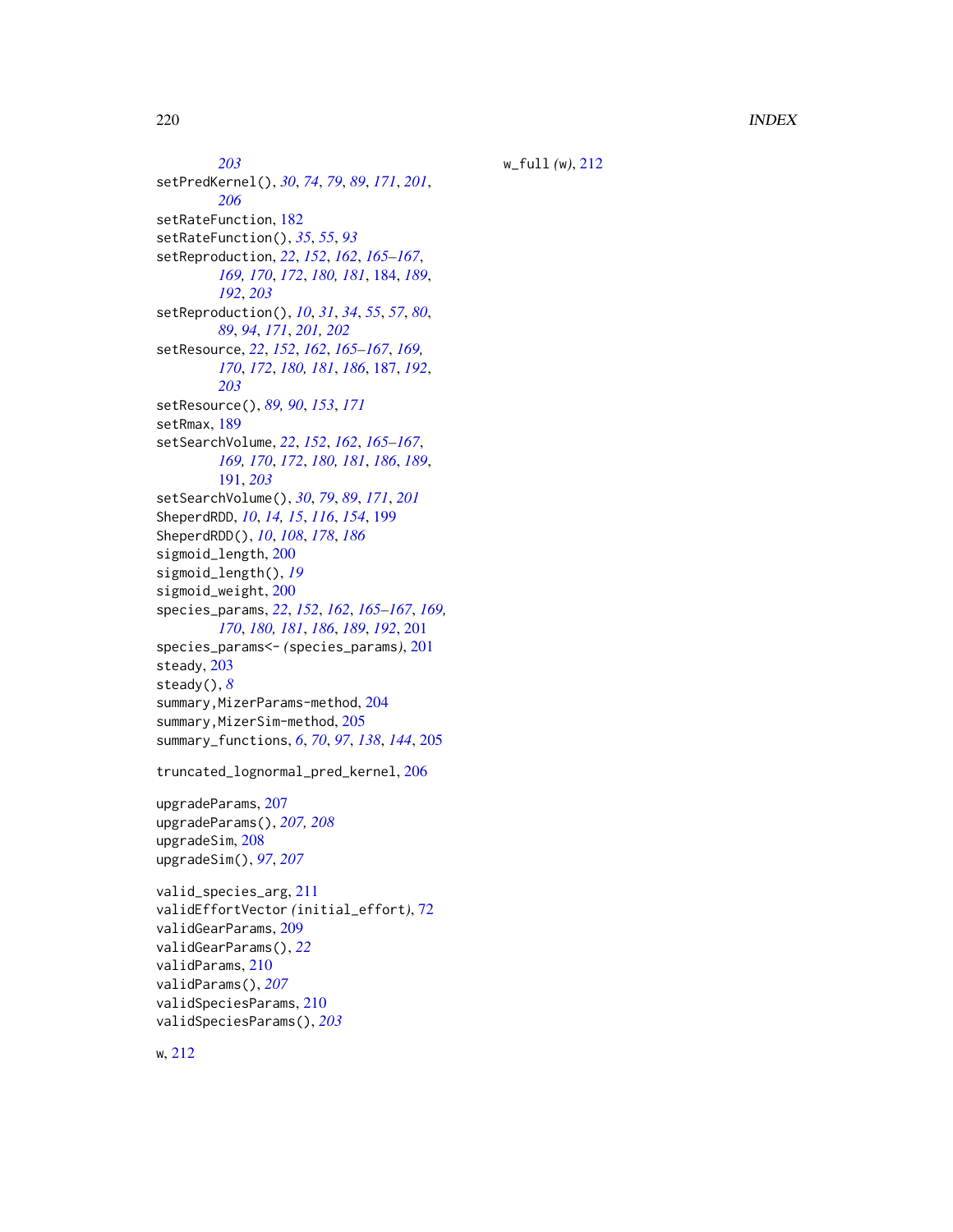203
setPredKernel(), 30, 74, 79, 89, 171, 201, 206
setRateFunction, 182
setRateFunction(), 35, 55, 93
setReproduction, 22, 152, 162, 165–167, 169, 170, 172, 180, 181, 184, 189, 192, 203
setReproduction(), 10, 31, 34, 55, 57, 80, 89, 94, 171, 201, 202
setResource, 22, 152, 162, 165–167, 169, 170, 172, 180, 181, 186, 187, 192, 203
setResource(), 89, 90, 153, 171
setRmax, 189
setSearchVolume, 22, 152, 162, 165–167, 169, 170, 172, 180, 181, 186, 189, 191, 203
setSearchVolume(), 30, 79, 89, 171, 201
SheperdRDD, 10, 14, 15, 116, 154, 199
SheperdRDD(), 10, 108, 178, 186
sigmoid_length, 200
sigmoid_length(), 19
sigmoid_weight, 200
species_params, 22, 152, 162, 165–167, 169, 170, 180, 181, 186, 189, 192, 201
species_params<- (species_params), 201
steady, 203
steady(), 8
summary,MizerParams-method, 204
summary,MizerSim-method, 205
summary_functions, 6, 70, 97, 138, 144, 205

truncated_lognormal_pred_kernel, 206

upgradeParams, 207
upgradeParams(), 207, 208
upgradeSim, 208
upgradeSim(), 97, 207

valid_species_arg, 211
validEffortVector (initial_effort), 72
validGearParams, 209
validGearParams(), 22
validParams, 210
validParams(), 207
validSpeciesParams, 210
validSpeciesParams(), 203

w, 212
w_full (w), 212